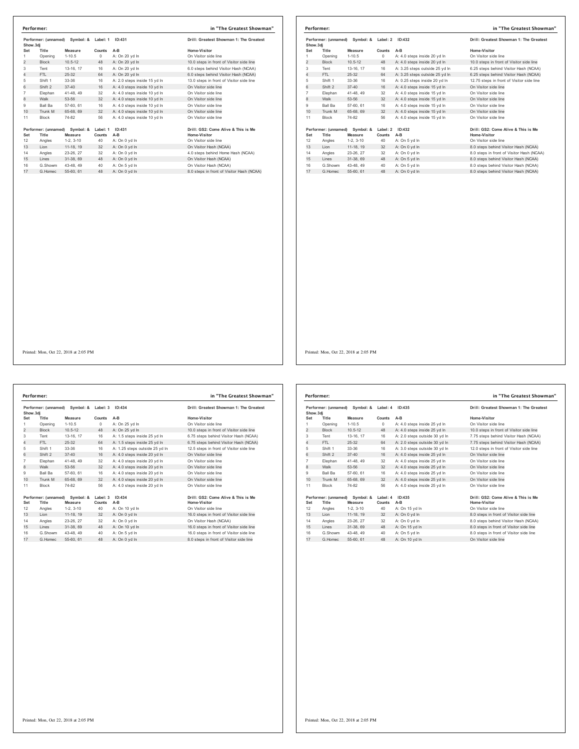**Performer:** in "The Greatest Showman"

Performer: (unnamed) Symbol: & Label: 1 ID:431 — Drill: Greatest Showman 1: The Greatest Show.3dj

| Set | Title | Measure | Counts | A-B | Home-Visitor |
|---|---|---|---|---|---|
| 1 | Opening | 1-10.5 | 0 | A: On 20 yd ln | On Visitor side line |
| 2 | Block | 10.5-12 | 48 | A: On 20 yd ln | 10.0 steps in front of Visitor side line |
| 3 | Tent | 13-16, 17 | 16 | A: On 20 yd ln | 6.0 steps behind Visitor Hash (NCAA) |
| 4 | FTL | 25-32 | 64 | A: On 20 yd ln | 6.0 steps behind Visitor Hash (NCAA) |
| 5 | Shift 1 | 33-36 | 16 | A: 2.0 steps inside 15 yd ln | 13.0 steps in front of Visitor side line |
| 6 | Shift 2 | 37-40 | 16 | A: 4.0 steps inside 10 yd ln | On Visitor side line |
| 7 | Elephan | 41-48, 49 | 32 | A: 4.0 steps inside 10 yd ln | On Visitor side line |
| 8 | Walk | 53-56 | 32 | A: 4.0 steps inside 10 yd ln | On Visitor side line |
| 9 | Ball Ba | 57-60, 61 | 16 | A: 4.0 steps inside 10 yd ln | On Visitor side line |
| 10 | Trunk M | 65-68, 69 | 32 | A: 4.0 steps inside 10 yd ln | On Visitor side line |
| 11 | Block | 74-82 | 56 | A: 4.0 steps inside 10 yd ln | On Visitor side line |

Performer: (unnamed) Symbol: & Label: 1 ID:431 — Drill: GS2: Come Alive & This is Me

| Set | Title | Measure | Counts | A-B | Home-Visitor |
|---|---|---|---|---|---|
| 12 | Angles | 1-2, 3-10 | 40 | A: On 0 yd ln | On Visitor side line |
| 13 | Lion | 11-18, 19 | 32 | A: On 0 yd ln | On Visitor Hash (NCAA) |
| 14 | Angles | 23-26, 27 | 32 | A: On 0 yd ln | 4.0 steps behind Home Hash (NCAA) |
| 15 | Lines | 31-38, 69 | 48 | A: On 0 yd ln | On Visitor Hash (NCAA) |
| 16 | G.Showm | 43-48, 49 | 40 | A: On 5 yd ln | On Visitor Hash (NCAA) |
| 17 | G.Homec | 55-60, 61 | 48 | A: On 0 yd ln | 8.0 steps in front of Visitor Hash (NCAA) |

Printed: Mon, Oct 22, 2018 at 2:05 PM

**Performer:** in "The Greatest Showman"

Performer: (unnamed) Symbol: & Label: 2 ID:432 — Drill: Greatest Showman 1: The Greatest Show.3dj

| Set | Title | Measure | Counts | A-B | Home-Visitor |
|---|---|---|---|---|---|
| 1 | Opening | 1-10.5 | 0 | A: 4.0 steps inside 20 yd ln | On Visitor side line |
| 2 | Block | 10.5-12 | 48 | A: 4.0 steps inside 20 yd ln | 10.0 steps in front of Visitor side line |
| 3 | Tent | 13-16, 17 | 16 | A: 3.25 steps outside 25 yd ln | 6.25 steps behind Visitor Hash (NCAA) |
| 4 | FTL | 25-32 | 64 | A: 3.25 steps outside 25 yd ln | 6.25 steps behind Visitor Hash (NCAA) |
| 5 | Shift 1 | 33-36 | 16 | A: 0.25 steps inside 20 yd ln | 12.75 steps in front of Visitor side line |
| 6 | Shift 2 | 37-40 | 16 | A: 4.0 steps inside 15 yd ln | On Visitor side line |
| 7 | Elephan | 41-48, 49 | 32 | A: 4.0 steps inside 15 yd ln | On Visitor side line |
| 8 | Walk | 53-56 | 32 | A: 4.0 steps inside 15 yd ln | On Visitor side line |
| 9 | Ball Ba | 57-60, 61 | 16 | A: 4.0 steps inside 15 yd ln | On Visitor side line |
| 10 | Trunk M | 65-68, 69 | 32 | A: 4.0 steps inside 15 yd ln | On Visitor side line |
| 11 | Block | 74-82 | 56 | A: 4.0 steps inside 15 yd ln | On Visitor side line |

Performer: (unnamed) Symbol: & Label: 2 ID:432 — Drill: GS2: Come Alive & This is Me

| Set | Title | Measure | Counts | A-B | Home-Visitor |
|---|---|---|---|---|---|
| 12 | Angles | 1-2, 3-10 | 40 | A: On 5 yd ln | On Visitor side line |
| 13 | Lion | 11-18, 19 | 32 | A: On 0 yd ln | 8.0 steps behind Visitor Hash (NCAA) |
| 14 | Angles | 23-26, 27 | 32 | A: On 0 yd ln | 8.0 steps in front of Visitor Hash (NCAA) |
| 15 | Lines | 31-38, 69 | 48 | A: On 5 yd ln | 8.0 steps behind Visitor Hash (NCAA) |
| 16 | G.Showm | 43-48, 49 | 40 | A: On 5 yd ln | 8.0 steps behind Visitor Hash (NCAA) |
| 17 | G.Homec | 55-60, 61 | 48 | A: On 0 yd ln | 8.0 steps behind Visitor Hash (NCAA) |

Printed: Mon, Oct 22, 2018 at 2:05 PM

**Performer:** in "The Greatest Showman"

Performer: (unnamed) Symbol: & Label: 3 ID:434 — Drill: Greatest Showman 1: The Greatest Show.3dj

| Set | Title | Measure | Counts | A-B | Home-Visitor |
|---|---|---|---|---|---|
| 1 | Opening | 1-10.5 | 0 | A: On 25 yd ln | On Visitor side line |
| 2 | Block | 10.5-12 | 48 | A: On 25 yd ln | 10.0 steps in front of Visitor side line |
| 3 | Tent | 13-16, 17 | 16 | A: 1.5 steps inside 25 yd ln | 6.75 steps behind Visitor Hash (NCAA) |
| 4 | FTL | 25-32 | 64 | A: 1.5 steps inside 25 yd ln | 6.75 steps behind Visitor Hash (NCAA) |
| 5 | Shift 1 | 33-36 | 16 | A: 1.25 steps outside 25 yd ln | 12.5 steps in front of Visitor side line |
| 6 | Shift 2 | 37-40 | 16 | A: 4.0 steps inside 20 yd ln | On Visitor side line |
| 7 | Elephan | 41-48, 49 | 32 | A: 4.0 steps inside 20 yd ln | On Visitor side line |
| 8 | Walk | 53-56 | 32 | A: 4.0 steps inside 20 yd ln | On Visitor side line |
| 9 | Ball Ba | 57-60, 61 | 16 | A: 4.0 steps inside 20 yd ln | On Visitor side line |
| 10 | Trunk M | 65-68, 69 | 32 | A: 4.0 steps inside 20 yd ln | On Visitor side line |
| 11 | Block | 74-82 | 56 | A: 4.0 steps inside 20 yd ln | On Visitor side line |

Performer: (unnamed) Symbol: & Label: 3 ID:434 — Drill: GS2: Come Alive & This is Me

| Set | Title | Measure | Counts | A-B | Home-Visitor |
|---|---|---|---|---|---|
| 12 | Angles | 1-2, 3-10 | 40 | A: On 10 yd ln | On Visitor side line |
| 13 | Lion | 11-18, 19 | 32 | A: On 0 yd ln | 16.0 steps in front of Visitor side line |
| 14 | Angles | 23-26, 27 | 32 | A: On 0 yd ln | On Visitor Hash (NCAA) |
| 15 | Lines | 31-38, 69 | 48 | A: On 10 yd ln | 16.0 steps in front of Visitor side line |
| 16 | G.Showm | 43-48, 49 | 40 | A: On 5 yd ln | 16.0 steps in front of Visitor side line |
| 17 | G.Homec | 55-60, 61 | 48 | A: On 0 yd ln | 8.0 steps in front of Visitor side line |

Printed: Mon, Oct 22, 2018 at 2:05 PM

**Performer:** in "The Greatest Showman"

Performer: (unnamed) Symbol: & Label: 4 ID:435 — Drill: Greatest Showman 1: The Greatest Show.3dj

| Set | Title | Measure | Counts | A-B | Home-Visitor |
|---|---|---|---|---|---|
| 1 | Opening | 1-10.5 | 0 | A: 4.0 steps inside 25 yd ln | On Visitor side line |
| 2 | Block | 10.5-12 | 48 | A: 4.0 steps inside 25 yd ln | 10.0 steps in front of Visitor side line |
| 3 | Tent | 13-16, 17 | 16 | A: 2.0 steps outside 30 yd ln | 7.75 steps behind Visitor Hash (NCAA) |
| 4 | FTL | 25-32 | 64 | A: 2.0 steps outside 30 yd ln | 7.75 steps behind Visitor Hash (NCAA) |
| 5 | Shift 1 | 33-36 | 16 | A: 3.0 steps outside 30 yd ln | 12.0 steps in front of Visitor side line |
| 6 | Shift 2 | 37-40 | 16 | A: 4.0 steps inside 25 yd ln | On Visitor side line |
| 7 | Elephan | 41-48, 49 | 32 | A: 4.0 steps inside 25 yd ln | On Visitor side line |
| 8 | Walk | 53-56 | 32 | A: 4.0 steps inside 25 yd ln | On Visitor side line |
| 9 | Ball Ba | 57-60, 61 | 16 | A: 4.0 steps inside 25 yd ln | On Visitor side line |
| 10 | Trunk M | 65-68, 69 | 32 | A: 4.0 steps inside 25 yd ln | On Visitor side line |
| 11 | Block | 74-82 | 56 | A: 4.0 steps inside 25 yd ln | On Visitor side line |

Performer: (unnamed) Symbol: & Label: 4 ID:435 — Drill: GS2: Come Alive & This is Me

| Set | Title | Measure | Counts | A-B | Home-Visitor |
|---|---|---|---|---|---|
| 12 | Angles | 1-2, 3-10 | 40 | A: On 15 yd ln | On Visitor side line |
| 13 | Lion | 11-18, 19 | 32 | A: On 0 yd ln | 8.0 steps in front of Visitor side line |
| 14 | Angles | 23-26, 27 | 32 | A: On 0 yd ln | 8.0 steps behind Visitor Hash (NCAA) |
| 15 | Lines | 31-38, 69 | 48 | A: On 15 yd ln | 8.0 steps in front of Visitor side line |
| 16 | G.Showm | 43-48, 49 | 40 | A: On 5 yd ln | 8.0 steps in front of Visitor side line |
| 17 | G.Homec | 55-60, 61 | 48 | A: On 10 yd ln | On Visitor side line |

Printed: Mon, Oct 22, 2018 at 2:05 PM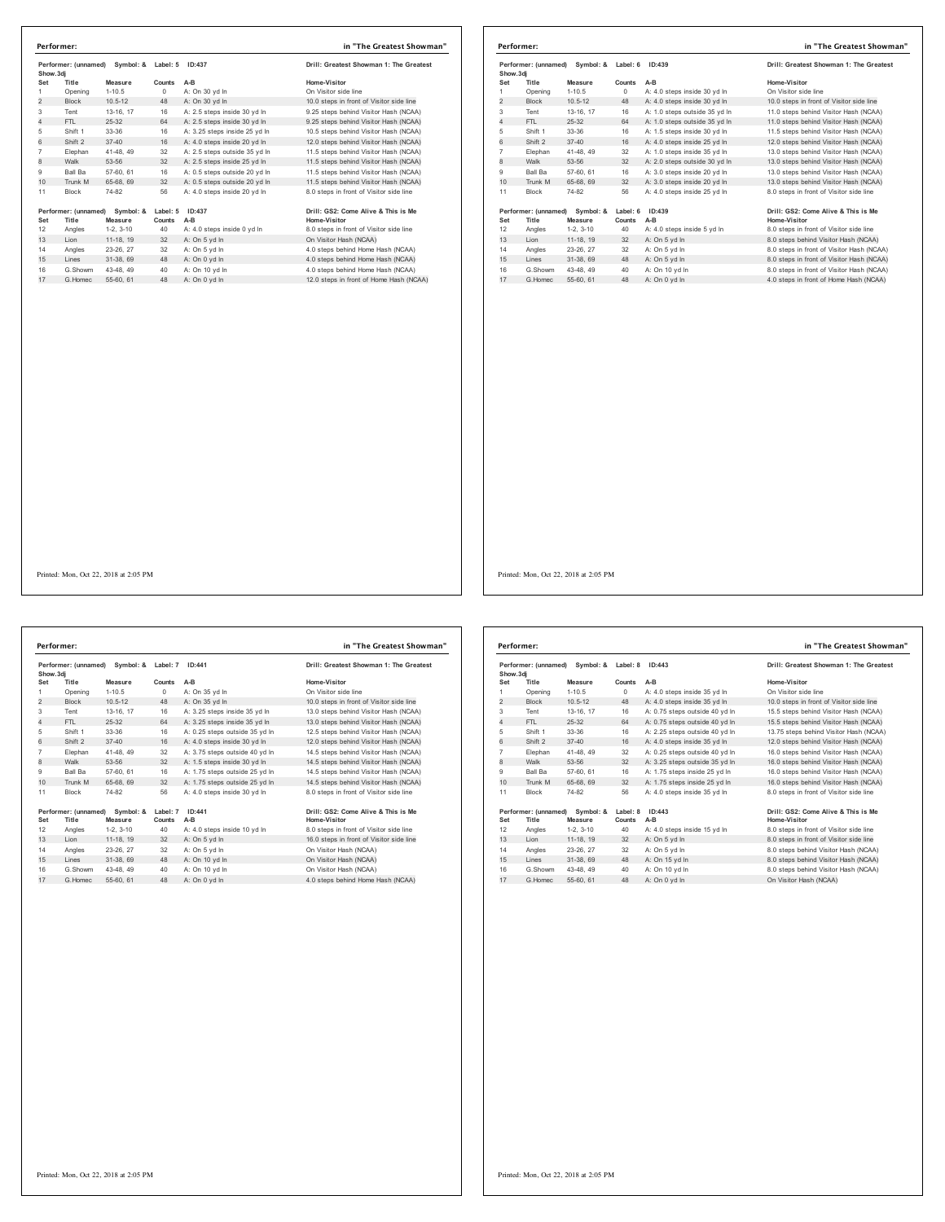**Performer:** in "The Greatest Showman"

Performer: (unnamed) Symbol: & Label: 5 ID:437 — Drill: Greatest Showman 1: The Greatest Show.3dj

| Set | Title | Measure | Counts | A-B | Home-Visitor |
|---|---|---|---|---|---|
| 1 | Opening | 1-10.5 | 0 | A: On 30 yd ln | On Visitor side line |
| 2 | Block | 10.5-12 | 48 | A: On 30 yd ln | 10.0 steps in front of Visitor side line |
| 3 | Tent | 13-16, 17 | 16 | A: 2.5 steps inside 30 yd ln | 9.25 steps behind Visitor Hash (NCAA) |
| 4 | FTL | 25-32 | 64 | A: 2.5 steps inside 30 yd ln | 9.25 steps behind Visitor Hash (NCAA) |
| 5 | Shift 1 | 33-36 | 16 | A: 3.25 steps inside 25 yd ln | 10.5 steps behind Visitor Hash (NCAA) |
| 6 | Shift 2 | 37-40 | 16 | A: 4.0 steps inside 20 yd ln | 12.0 steps behind Visitor Hash (NCAA) |
| 7 | Elephan | 41-48, 49 | 32 | A: 2.5 steps outside 35 yd ln | 11.5 steps behind Visitor Hash (NCAA) |
| 8 | Walk | 53-56 | 32 | A: 2.5 steps inside 25 yd ln | 11.5 steps behind Visitor Hash (NCAA) |
| 9 | Ball Ba | 57-60, 61 | 16 | A: 0.5 steps outside 20 yd ln | 11.5 steps behind Visitor Hash (NCAA) |
| 10 | Trunk M | 65-68, 69 | 32 | A: 0.5 steps outside 20 yd ln | 11.5 steps behind Visitor Hash (NCAA) |
| 11 | Block | 74-82 | 56 | A: 4.0 steps inside 20 yd ln | 8.0 steps in front of Visitor side line |

Performer: (unnamed) Symbol: & Label: 5 ID:437 — Drill: GS2: Come Alive & This is Me

| Set | Title | Measure | Counts | A-B | Home-Visitor |
|---|---|---|---|---|---|
| 12 | Angles | 1-2, 3-10 | 40 | A: 4.0 steps inside 0 yd ln | 8.0 steps in front of Visitor side line |
| 13 | Lion | 11-18, 19 | 32 | A: On 5 yd ln | On Visitor Hash (NCAA) |
| 14 | Angles | 23-26, 27 | 32 | A: On 5 yd ln | 4.0 steps behind Home Hash (NCAA) |
| 15 | Lines | 31-38, 69 | 48 | A: On 0 yd ln | 4.0 steps behind Home Hash (NCAA) |
| 16 | G.Showm | 43-48, 49 | 40 | A: On 10 yd ln | 4.0 steps behind Home Hash (NCAA) |
| 17 | G.Homec | 55-60, 61 | 48 | A: On 0 yd ln | 12.0 steps in front of Home Hash (NCAA) |

Printed: Mon, Oct 22, 2018 at 2:05 PM

**Performer:** in "The Greatest Showman"

Performer: (unnamed) Symbol: & Label: 6 ID:439 — Drill: Greatest Showman 1: The Greatest Show.3dj

| Set | Title | Measure | Counts | A-B | Home-Visitor |
|---|---|---|---|---|---|
| 1 | Opening | 1-10.5 | 0 | A: 4.0 steps inside 30 yd ln | On Visitor side line |
| 2 | Block | 10.5-12 | 48 | A: 4.0 steps inside 30 yd ln | 10.0 steps in front of Visitor side line |
| 3 | Tent | 13-16, 17 | 16 | A: 1.0 steps outside 35 yd ln | 11.0 steps behind Visitor Hash (NCAA) |
| 4 | FTL | 25-32 | 64 | A: 1.0 steps outside 35 yd ln | 11.0 steps behind Visitor Hash (NCAA) |
| 5 | Shift 1 | 33-36 | 16 | A: 1.5 steps inside 30 yd ln | 11.5 steps behind Visitor Hash (NCAA) |
| 6 | Shift 2 | 37-40 | 16 | A: 4.0 steps inside 25 yd ln | 12.0 steps behind Visitor Hash (NCAA) |
| 7 | Elephan | 41-48, 49 | 32 | A: 1.0 steps inside 35 yd ln | 13.0 steps behind Visitor Hash (NCAA) |
| 8 | Walk | 53-56 | 32 | A: 2.0 steps outside 30 yd ln | 13.0 steps behind Visitor Hash (NCAA) |
| 9 | Ball Ba | 57-60, 61 | 16 | A: 3.0 steps inside 20 yd ln | 13.0 steps behind Visitor Hash (NCAA) |
| 10 | Trunk M | 65-68, 69 | 32 | A: 3.0 steps inside 20 yd ln | 13.0 steps behind Visitor Hash (NCAA) |
| 11 | Block | 74-82 | 56 | A: 4.0 steps inside 25 yd ln | 8.0 steps in front of Visitor side line |

Performer: (unnamed) Symbol: & Label: 6 ID:439 — Drill: GS2: Come Alive & This is Me

| Set | Title | Measure | Counts | A-B | Home-Visitor |
|---|---|---|---|---|---|
| 12 | Angles | 1-2, 3-10 | 40 | A: 4.0 steps inside 5 yd ln | 8.0 steps in front of Visitor side line |
| 13 | Lion | 11-18, 19 | 32 | A: On 5 yd ln | 8.0 steps behind Visitor Hash (NCAA) |
| 14 | Angles | 23-26, 27 | 32 | A: On 5 yd ln | 8.0 steps in front of Visitor Hash (NCAA) |
| 15 | Lines | 31-38, 69 | 48 | A: On 5 yd ln | 8.0 steps in front of Visitor Hash (NCAA) |
| 16 | G.Showm | 43-48, 49 | 40 | A: On 10 yd ln | 8.0 steps in front of Visitor Hash (NCAA) |
| 17 | G.Homec | 55-60, 61 | 48 | A: On 0 yd ln | 4.0 steps in front of Home Hash (NCAA) |

Printed: Mon, Oct 22, 2018 at 2:05 PM

**Performer:** in "The Greatest Showman"

Performer: (unnamed) Symbol: & Label: 7 ID:441 — Drill: Greatest Showman 1: The Greatest Show.3dj

| Set | Title | Measure | Counts | A-B | Home-Visitor |
|---|---|---|---|---|---|
| 1 | Opening | 1-10.5 | 0 | A: On 35 yd ln | On Visitor side line |
| 2 | Block | 10.5-12 | 48 | A: On 35 yd ln | 10.0 steps in front of Visitor side line |
| 3 | Tent | 13-16, 17 | 16 | A: 3.25 steps inside 35 yd ln | 13.0 steps behind Visitor Hash (NCAA) |
| 4 | FTL | 25-32 | 64 | A: 3.25 steps inside 35 yd ln | 13.0 steps behind Visitor Hash (NCAA) |
| 5 | Shift 1 | 33-36 | 16 | A: 0.25 steps outside 35 yd ln | 12.5 steps behind Visitor Hash (NCAA) |
| 6 | Shift 2 | 37-40 | 16 | A: 4.0 steps inside 30 yd ln | 12.0 steps behind Visitor Hash (NCAA) |
| 7 | Elephan | 41-48, 49 | 32 | A: 3.75 steps outside 40 yd ln | 14.5 steps behind Visitor Hash (NCAA) |
| 8 | Walk | 53-56 | 32 | A: 1.5 steps inside 30 yd ln | 14.5 steps behind Visitor Hash (NCAA) |
| 9 | Ball Ba | 57-60, 61 | 16 | A: 1.75 steps outside 25 yd ln | 14.5 steps behind Visitor Hash (NCAA) |
| 10 | Trunk M | 65-68, 69 | 32 | A: 1.75 steps outside 25 yd ln | 14.5 steps behind Visitor Hash (NCAA) |
| 11 | Block | 74-82 | 56 | A: 4.0 steps inside 30 yd ln | 8.0 steps in front of Visitor side line |

Performer: (unnamed) Symbol: & Label: 7 ID:441 — Drill: GS2: Come Alive & This is Me

| Set | Title | Measure | Counts | A-B | Home-Visitor |
|---|---|---|---|---|---|
| 12 | Angles | 1-2, 3-10 | 40 | A: 4.0 steps inside 10 yd ln | 8.0 steps in front of Visitor side line |
| 13 | Lion | 11-18, 19 | 32 | A: On 5 yd ln | 16.0 steps in front of Visitor side line |
| 14 | Angles | 23-26, 27 | 32 | A: On 5 yd ln | On Visitor Hash (NCAA) |
| 15 | Lines | 31-38, 69 | 48 | A: On 10 yd ln | On Visitor Hash (NCAA) |
| 16 | G.Showm | 43-48, 49 | 40 | A: On 10 yd ln | On Visitor Hash (NCAA) |
| 17 | G.Homec | 55-60, 61 | 48 | A: On 0 yd ln | 4.0 steps behind Home Hash (NCAA) |

Printed: Mon, Oct 22, 2018 at 2:05 PM

**Performer:** in "The Greatest Showman"

Performer: (unnamed) Symbol: & Label: 8 ID:443 — Drill: Greatest Showman 1: The Greatest Show.3dj

| Set | Title | Measure | Counts | A-B | Home-Visitor |
|---|---|---|---|---|---|
| 1 | Opening | 1-10.5 | 0 | A: 4.0 steps inside 35 yd ln | On Visitor side line |
| 2 | Block | 10.5-12 | 48 | A: 4.0 steps inside 35 yd ln | 10.0 steps in front of Visitor side line |
| 3 | Tent | 13-16, 17 | 16 | A: 0.75 steps outside 40 yd ln | 15.5 steps behind Visitor Hash (NCAA) |
| 4 | FTL | 25-32 | 64 | A: 0.75 steps outside 40 yd ln | 15.5 steps behind Visitor Hash (NCAA) |
| 5 | Shift 1 | 33-36 | 16 | A: 2.25 steps outside 40 yd ln | 13.75 steps behind Visitor Hash (NCAA) |
| 6 | Shift 2 | 37-40 | 16 | A: 4.0 steps inside 35 yd ln | 12.0 steps behind Visitor Hash (NCAA) |
| 7 | Elephan | 41-48, 49 | 32 | A: 0.25 steps outside 40 yd ln | 16.0 steps behind Visitor Hash (NCAA) |
| 8 | Walk | 53-56 | 32 | A: 3.25 steps outside 35 yd ln | 16.0 steps behind Visitor Hash (NCAA) |
| 9 | Ball Ba | 57-60, 61 | 16 | A: 1.75 steps inside 25 yd ln | 16.0 steps behind Visitor Hash (NCAA) |
| 10 | Trunk M | 65-68, 69 | 32 | A: 1.75 steps inside 25 yd ln | 16.0 steps behind Visitor Hash (NCAA) |
| 11 | Block | 74-82 | 56 | A: 4.0 steps inside 35 yd ln | 8.0 steps in front of Visitor side line |

Performer: (unnamed) Symbol: & Label: 8 ID:443 — Drill: GS2: Come Alive & This is Me

| Set | Title | Measure | Counts | A-B | Home-Visitor |
|---|---|---|---|---|---|
| 12 | Angles | 1-2, 3-10 | 40 | A: 4.0 steps inside 15 yd ln | 8.0 steps in front of Visitor side line |
| 13 | Lion | 11-18, 19 | 32 | A: On 5 yd ln | 8.0 steps in front of Visitor side line |
| 14 | Angles | 23-26, 27 | 32 | A: On 5 yd ln | 8.0 steps behind Visitor Hash (NCAA) |
| 15 | Lines | 31-38, 69 | 48 | A: On 15 yd ln | 8.0 steps behind Visitor Hash (NCAA) |
| 16 | G.Showm | 43-48, 49 | 40 | A: On 10 yd ln | 8.0 steps behind Visitor Hash (NCAA) |
| 17 | G.Homec | 55-60, 61 | 48 | A: On 0 yd ln | On Visitor Hash (NCAA) |

Printed: Mon, Oct 22, 2018 at 2:05 PM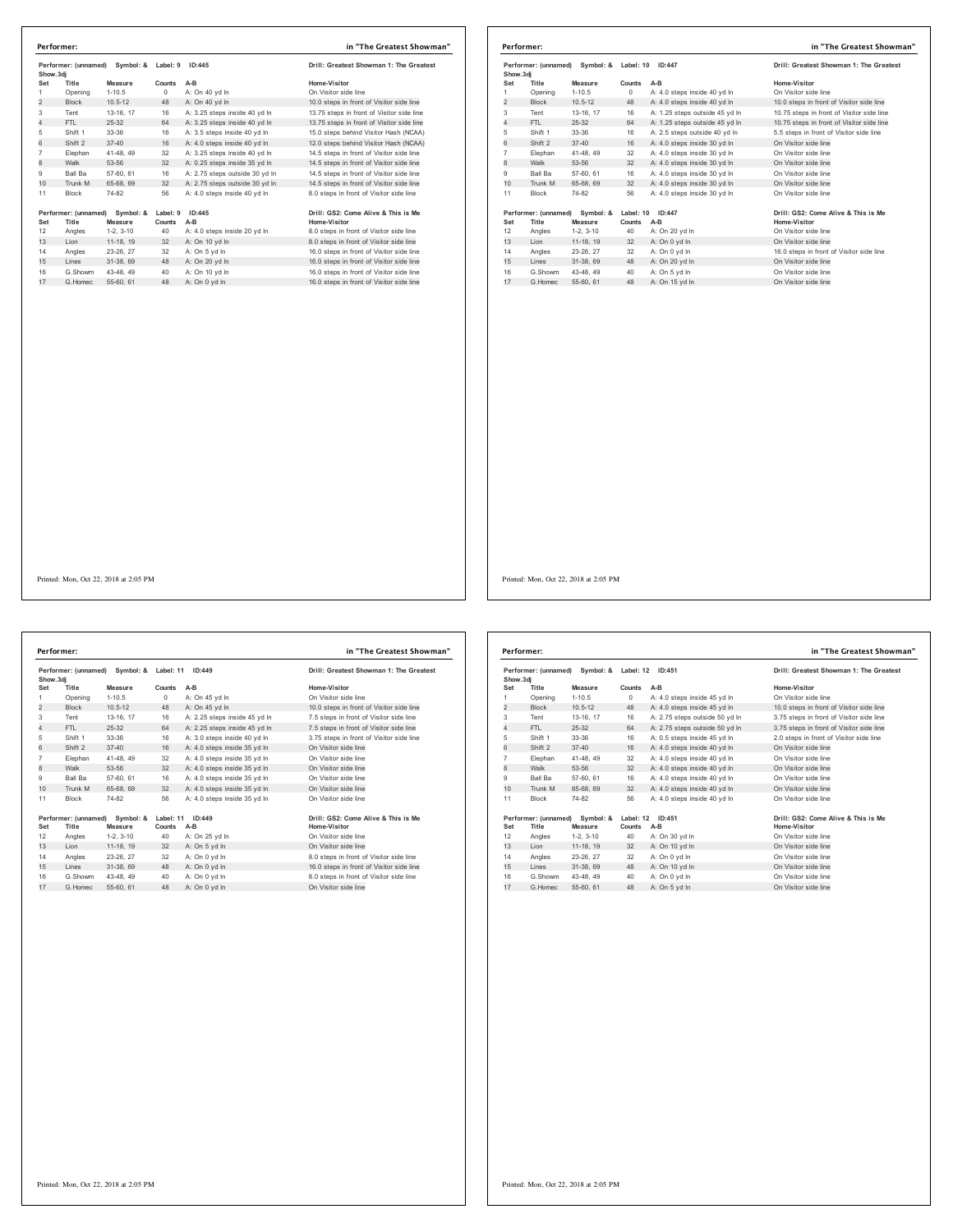## Performer: in "The Greatest Showman"

Performer: (unnamed) Symbol: & Label: 9 ID:445 — Drill: Greatest Showman 1: The Greatest Show.3dj

| Set | Title | Measure | Counts | A-B | Home-Visitor |
|---|---|---|---|---|---|
| 1 | Opening | 1-10.5 | 0 | A: On 40 yd ln | On Visitor side line |
| 2 | Block | 10.5-12 | 48 | A: On 40 yd ln | 10.0 steps in front of Visitor side line |
| 3 | Tent | 13-16, 17 | 16 | A: 3.25 steps inside 40 yd ln | 13.75 steps in front of Visitor side line |
| 4 | FTL | 25-32 | 64 | A: 3.25 steps inside 40 yd ln | 13.75 steps in front of Visitor side line |
| 5 | Shift 1 | 33-36 | 16 | A: 3.5 steps inside 40 yd ln | 15.0 steps behind Visitor Hash (NCAA) |
| 6 | Shift 2 | 37-40 | 16 | A: 4.0 steps inside 40 yd ln | 12.0 steps behind Visitor Hash (NCAA) |
| 7 | Elephan | 41-48, 49 | 32 | A: 3.25 steps inside 40 yd ln | 14.5 steps in front of Visitor side line |
| 8 | Walk | 53-56 | 32 | A: 0.25 steps inside 35 yd ln | 14.5 steps in front of Visitor side line |
| 9 | Ball Ba | 57-60, 61 | 16 | A: 2.75 steps outside 30 yd ln | 14.5 steps in front of Visitor side line |
| 10 | Trunk M | 65-68, 69 | 32 | A: 2.75 steps outside 30 yd ln | 14.5 steps in front of Visitor side line |
| 11 | Block | 74-82 | 56 | A: 4.0 steps inside 40 yd ln | 8.0 steps in front of Visitor side line |

Performer: (unnamed) Symbol: & Label: 9 ID:445 — Drill: GS2: Come Alive & This is Me

| Set | Title | Measure | Counts | A-B | Home-Visitor |
|---|---|---|---|---|---|
| 12 | Angles | 1-2, 3-10 | 40 | A: 4.0 steps inside 20 yd ln | 8.0 steps in front of Visitor side line |
| 13 | Lion | 11-18, 19 | 32 | A: On 10 yd ln | 8.0 steps in front of Visitor side line |
| 14 | Angles | 23-26, 27 | 32 | A: On 5 yd ln | 16.0 steps in front of Visitor side line |
| 15 | Lines | 31-38, 69 | 48 | A: On 20 yd ln | 16.0 steps in front of Visitor side line |
| 16 | G.Showm | 43-48, 49 | 40 | A: On 10 yd ln | 16.0 steps in front of Visitor side line |
| 17 | G.Homec | 55-60, 61 | 48 | A: On 0 yd ln | 16.0 steps in front of Visitor side line |

Printed: Mon, Oct 22, 2018 at 2:05 PM

## Performer: in "The Greatest Showman"

Performer: (unnamed) Symbol: & Label: 10 ID:447 — Drill: Greatest Showman 1: The Greatest Show.3dj

| Set | Title | Measure | Counts | A-B | Home-Visitor |
|---|---|---|---|---|---|
| 1 | Opening | 1-10.5 | 0 | A: 4.0 steps inside 40 yd ln | On Visitor side line |
| 2 | Block | 10.5-12 | 48 | A: 4.0 steps inside 40 yd ln | 10.0 steps in front of Visitor side line |
| 3 | Tent | 13-16, 17 | 16 | A: 1.25 steps outside 45 yd ln | 10.75 steps in front of Visitor side line |
| 4 | FTL | 25-32 | 64 | A: 1.25 steps outside 45 yd ln | 10.75 steps in front of Visitor side line |
| 5 | Shift 1 | 33-36 | 16 | A: 2.5 steps outside 40 yd ln | 5.5 steps in front of Visitor side line |
| 6 | Shift 2 | 37-40 | 16 | A: 4.0 steps inside 30 yd ln | On Visitor side line |
| 7 | Elephan | 41-48, 49 | 32 | A: 4.0 steps inside 30 yd ln | On Visitor side line |
| 8 | Walk | 53-56 | 32 | A: 4.0 steps inside 30 yd ln | On Visitor side line |
| 9 | Ball Ba | 57-60, 61 | 16 | A: 4.0 steps inside 30 yd ln | On Visitor side line |
| 10 | Trunk M | 65-68, 69 | 32 | A: 4.0 steps inside 30 yd ln | On Visitor side line |
| 11 | Block | 74-82 | 56 | A: 4.0 steps inside 30 yd ln | On Visitor side line |

Performer: (unnamed) Symbol: & Label: 10 ID:447 — Drill: GS2: Come Alive & This is Me

| Set | Title | Measure | Counts | A-B | Home-Visitor |
|---|---|---|---|---|---|
| 12 | Angles | 1-2, 3-10 | 40 | A: On 20 yd ln | On Visitor side line |
| 13 | Lion | 11-18, 19 | 32 | A: On 0 yd ln | On Visitor side line |
| 14 | Angles | 23-26, 27 | 32 | A: On 0 yd ln | 16.0 steps in front of Visitor side line |
| 15 | Lines | 31-38, 69 | 48 | A: On 20 yd ln | On Visitor side line |
| 16 | G.Showm | 43-48, 49 | 40 | A: On 5 yd ln | On Visitor side line |
| 17 | G.Homec | 55-60, 61 | 48 | A: On 15 yd ln | On Visitor side line |

Printed: Mon, Oct 22, 2018 at 2:05 PM

## Performer: in "The Greatest Showman"

Performer: (unnamed) Symbol: & Label: 11 ID:449 — Drill: Greatest Showman 1: The Greatest Show.3dj

| Set | Title | Measure | Counts | A-B | Home-Visitor |
|---|---|---|---|---|---|
| 1 | Opening | 1-10.5 | 0 | A: On 45 yd ln | On Visitor side line |
| 2 | Block | 10.5-12 | 48 | A: On 45 yd ln | 10.0 steps in front of Visitor side line |
| 3 | Tent | 13-16, 17 | 16 | A: 2.25 steps inside 45 yd ln | 7.5 steps in front of Visitor side line |
| 4 | FTL | 25-32 | 64 | A: 2.25 steps inside 45 yd ln | 7.5 steps in front of Visitor side line |
| 5 | Shift 1 | 33-36 | 16 | A: 3.0 steps inside 40 yd ln | 3.75 steps in front of Visitor side line |
| 6 | Shift 2 | 37-40 | 16 | A: 4.0 steps inside 35 yd ln | On Visitor side line |
| 7 | Elephan | 41-48, 49 | 32 | A: 4.0 steps inside 35 yd ln | On Visitor side line |
| 8 | Walk | 53-56 | 32 | A: 4.0 steps inside 35 yd ln | On Visitor side line |
| 9 | Ball Ba | 57-60, 61 | 16 | A: 4.0 steps inside 35 yd ln | On Visitor side line |
| 10 | Trunk M | 65-68, 69 | 32 | A: 4.0 steps inside 35 yd ln | On Visitor side line |
| 11 | Block | 74-82 | 56 | A: 4.0 steps inside 35 yd ln | On Visitor side line |

Performer: (unnamed) Symbol: & Label: 11 ID:449 — Drill: GS2: Come Alive & This is Me

| Set | Title | Measure | Counts | A-B | Home-Visitor |
|---|---|---|---|---|---|
| 12 | Angles | 1-2, 3-10 | 40 | A: On 25 yd ln | On Visitor side line |
| 13 | Lion | 11-18, 19 | 32 | A: On 5 yd ln | On Visitor side line |
| 14 | Angles | 23-26, 27 | 32 | A: On 0 yd ln | 8.0 steps in front of Visitor side line |
| 15 | Lines | 31-38, 69 | 48 | A: On 0 yd ln | 16.0 steps in front of Visitor side line |
| 16 | G.Showm | 43-48, 49 | 40 | A: On 0 yd ln | 8.0 steps in front of Visitor side line |
| 17 | G.Homec | 55-60, 61 | 48 | A: On 0 yd ln | On Visitor side line |

Printed: Mon, Oct 22, 2018 at 2:05 PM

## Performer: in "The Greatest Showman"

Performer: (unnamed) Symbol: & Label: 12 ID:451 — Drill: Greatest Showman 1: The Greatest Show.3dj

| Set | Title | Measure | Counts | A-B | Home-Visitor |
|---|---|---|---|---|---|
| 1 | Opening | 1-10.5 | 0 | A: 4.0 steps inside 45 yd ln | On Visitor side line |
| 2 | Block | 10.5-12 | 48 | A: 4.0 steps inside 45 yd ln | 10.0 steps in front of Visitor side line |
| 3 | Tent | 13-16, 17 | 16 | A: 2.75 steps outside 50 yd ln | 3.75 steps in front of Visitor side line |
| 4 | FTL | 25-32 | 64 | A: 2.75 steps outside 50 yd ln | 3.75 steps in front of Visitor side line |
| 5 | Shift 1 | 33-36 | 16 | A: 0.5 steps inside 45 yd ln | 2.0 steps in front of Visitor side line |
| 6 | Shift 2 | 37-40 | 16 | A: 4.0 steps inside 40 yd ln | On Visitor side line |
| 7 | Elephan | 41-48, 49 | 32 | A: 4.0 steps inside 40 yd ln | On Visitor side line |
| 8 | Walk | 53-56 | 32 | A: 4.0 steps inside 40 yd ln | On Visitor side line |
| 9 | Ball Ba | 57-60, 61 | 16 | A: 4.0 steps inside 40 yd ln | On Visitor side line |
| 10 | Trunk M | 65-68, 69 | 32 | A: 4.0 steps inside 40 yd ln | On Visitor side line |
| 11 | Block | 74-82 | 56 | A: 4.0 steps inside 40 yd ln | On Visitor side line |

Performer: (unnamed) Symbol: & Label: 12 ID:451 — Drill: GS2: Come Alive & This is Me

| Set | Title | Measure | Counts | A-B | Home-Visitor |
|---|---|---|---|---|---|
| 12 | Angles | 1-2, 3-10 | 40 | A: On 30 yd ln | On Visitor side line |
| 13 | Lion | 11-18, 19 | 32 | A: On 10 yd ln | On Visitor side line |
| 14 | Angles | 23-26, 27 | 32 | A: On 0 yd ln | On Visitor side line |
| 15 | Lines | 31-38, 69 | 48 | A: On 10 yd ln | On Visitor side line |
| 16 | G.Showm | 43-48, 49 | 40 | A: On 0 yd ln | On Visitor side line |
| 17 | G.Homec | 55-60, 61 | 48 | A: On 5 yd ln | On Visitor side line |

Printed: Mon, Oct 22, 2018 at 2:05 PM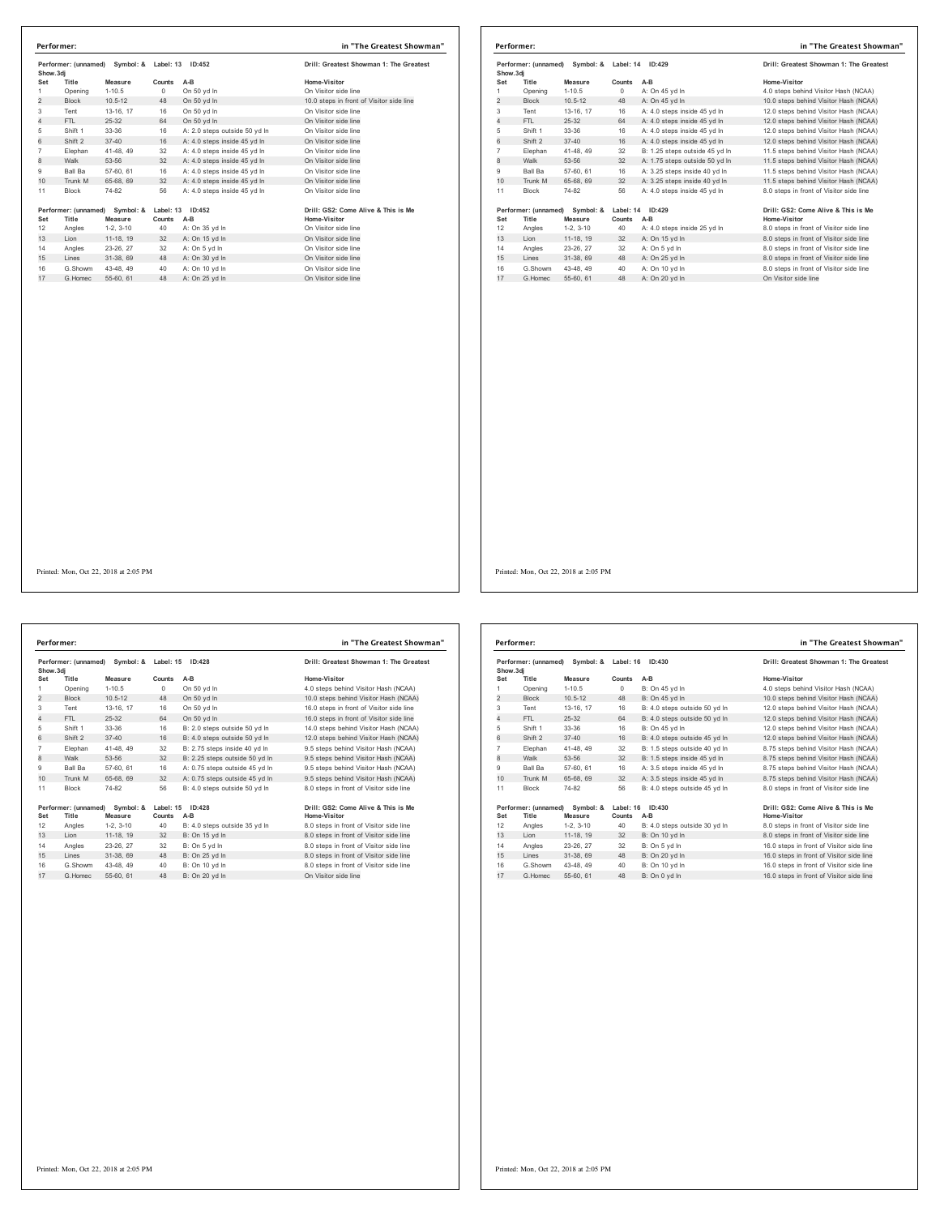**Performer:** in "The Greatest Showman"

Performer: (unnamed) Symbol: & Label: 13 ID:452 — Drill: Greatest Showman 1: The Greatest Show.3dj

| Set | Title | Measure | Counts | A-B | Home-Visitor |
|---|---|---|---|---|---|
| 1 | Opening | 1-10.5 | 0 | On 50 yd ln | On Visitor side line |
| 2 | Block | 10.5-12 | 48 | On 50 yd ln | 10.0 steps in front of Visitor side line |
| 3 | Tent | 13-16, 17 | 16 | On 50 yd ln | On Visitor side line |
| 4 | FTL | 25-32 | 64 | On 50 yd ln | On Visitor side line |
| 5 | Shift 1 | 33-36 | 16 | A: 2.0 steps outside 50 yd ln | On Visitor side line |
| 6 | Shift 2 | 37-40 | 16 | A: 4.0 steps inside 45 yd ln | On Visitor side line |
| 7 | Elephan | 41-48, 49 | 32 | A: 4.0 steps inside 45 yd ln | On Visitor side line |
| 8 | Walk | 53-56 | 32 | A: 4.0 steps inside 45 yd ln | On Visitor side line |
| 9 | Ball Ba | 57-60, 61 | 16 | A: 4.0 steps inside 45 yd ln | On Visitor side line |
| 10 | Trunk M | 65-68, 69 | 32 | A: 4.0 steps inside 45 yd ln | On Visitor side line |
| 11 | Block | 74-82 | 56 | A: 4.0 steps inside 45 yd ln | On Visitor side line |

Performer: (unnamed) Symbol: & Label: 13 ID:452 — Drill: GS2: Come Alive & This is Me

| Set | Title | Measure | Counts | A-B | Home-Visitor |
|---|---|---|---|---|---|
| 12 | Angles | 1-2, 3-10 | 40 | A: On 35 yd ln | On Visitor side line |
| 13 | Lion | 11-18, 19 | 32 | A: On 15 yd ln | On Visitor side line |
| 14 | Angles | 23-26, 27 | 32 | A: On 5 yd ln | On Visitor side line |
| 15 | Lines | 31-38, 69 | 48 | A: On 30 yd ln | On Visitor side line |
| 16 | G.Showm | 43-48, 49 | 40 | A: On 10 yd ln | On Visitor side line |
| 17 | G.Homec | 55-60, 61 | 48 | A: On 25 yd ln | On Visitor side line |

Printed: Mon, Oct 22, 2018 at 2:05 PM

**Performer:** in "The Greatest Showman"

Performer: (unnamed) Symbol: & Label: 14 ID:429 — Drill: Greatest Showman 1: The Greatest Show.3dj

| Set | Title | Measure | Counts | A-B | Home-Visitor |
|---|---|---|---|---|---|
| 1 | Opening | 1-10.5 | 0 | A: On 45 yd ln | 4.0 steps behind Visitor Hash (NCAA) |
| 2 | Block | 10.5-12 | 48 | A: On 45 yd ln | 10.0 steps behind Visitor Hash (NCAA) |
| 3 | Tent | 13-16, 17 | 16 | A: 4.0 steps inside 45 yd ln | 12.0 steps behind Visitor Hash (NCAA) |
| 4 | FTL | 25-32 | 64 | A: 4.0 steps inside 45 yd ln | 12.0 steps behind Visitor Hash (NCAA) |
| 5 | Shift 1 | 33-36 | 16 | A: 4.0 steps inside 45 yd ln | 12.0 steps behind Visitor Hash (NCAA) |
| 6 | Shift 2 | 37-40 | 16 | A: 4.0 steps inside 45 yd ln | 12.0 steps behind Visitor Hash (NCAA) |
| 7 | Elephan | 41-48, 49 | 32 | B: 1.25 steps outside 45 yd ln | 11.5 steps behind Visitor Hash (NCAA) |
| 8 | Walk | 53-56 | 32 | A: 1.75 steps outside 50 yd ln | 11.5 steps behind Visitor Hash (NCAA) |
| 9 | Ball Ba | 57-60, 61 | 16 | A: 3.25 steps inside 40 yd ln | 11.5 steps behind Visitor Hash (NCAA) |
| 10 | Trunk M | 65-68, 69 | 32 | A: 3.25 steps inside 40 yd ln | 11.5 steps behind Visitor Hash (NCAA) |
| 11 | Block | 74-82 | 56 | A: 4.0 steps inside 45 yd ln | 8.0 steps in front of Visitor side line |

Performer: (unnamed) Symbol: & Label: 14 ID:429 — Drill: GS2: Come Alive & This is Me

| Set | Title | Measure | Counts | A-B | Home-Visitor |
|---|---|---|---|---|---|
| 12 | Angles | 1-2, 3-10 | 40 | A: 4.0 steps inside 25 yd ln | 8.0 steps in front of Visitor side line |
| 13 | Lion | 11-18, 19 | 32 | A: On 15 yd ln | 8.0 steps in front of Visitor side line |
| 14 | Angles | 23-26, 27 | 32 | A: On 5 yd ln | 8.0 steps in front of Visitor side line |
| 15 | Lines | 31-38, 69 | 48 | A: On 25 yd ln | 8.0 steps in front of Visitor side line |
| 16 | G.Showm | 43-48, 49 | 40 | A: On 10 yd ln | 8.0 steps in front of Visitor side line |
| 17 | G.Homec | 55-60, 61 | 48 | A: On 20 yd ln | On Visitor side line |

Printed: Mon, Oct 22, 2018 at 2:05 PM

**Performer:** in "The Greatest Showman"

Performer: (unnamed) Symbol: & Label: 15 ID:428 — Drill: Greatest Showman 1: The Greatest Show.3dj

| Set | Title | Measure | Counts | A-B | Home-Visitor |
|---|---|---|---|---|---|
| 1 | Opening | 1-10.5 | 0 | On 50 yd ln | 4.0 steps behind Visitor Hash (NCAA) |
| 2 | Block | 10.5-12 | 48 | On 50 yd ln | 10.0 steps behind Visitor Hash (NCAA) |
| 3 | Tent | 13-16, 17 | 16 | On 50 yd ln | 16.0 steps in front of Visitor side line |
| 4 | FTL | 25-32 | 64 | On 50 yd ln | 16.0 steps in front of Visitor side line |
| 5 | Shift 1 | 33-36 | 16 | B: 2.0 steps outside 50 yd ln | 14.0 steps behind Visitor Hash (NCAA) |
| 6 | Shift 2 | 37-40 | 16 | B: 4.0 steps outside 50 yd ln | 12.0 steps behind Visitor Hash (NCAA) |
| 7 | Elephan | 41-48, 49 | 32 | B: 2.75 steps inside 40 yd ln | 9.5 steps behind Visitor Hash (NCAA) |
| 8 | Walk | 53-56 | 32 | B: 2.25 steps outside 50 yd ln | 9.5 steps behind Visitor Hash (NCAA) |
| 9 | Ball Ba | 57-60, 61 | 16 | A: 0.75 steps outside 45 yd ln | 9.5 steps behind Visitor Hash (NCAA) |
| 10 | Trunk M | 65-68, 69 | 32 | A: 0.75 steps outside 45 yd ln | 9.5 steps behind Visitor Hash (NCAA) |
| 11 | Block | 74-82 | 56 | B: 4.0 steps outside 50 yd ln | 8.0 steps in front of Visitor side line |

Performer: (unnamed) Symbol: & Label: 15 ID:428 — Drill: GS2: Come Alive & This is Me

| Set | Title | Measure | Counts | A-B | Home-Visitor |
|---|---|---|---|---|---|
| 12 | Angles | 1-2, 3-10 | 40 | B: 4.0 steps outside 35 yd ln | 8.0 steps in front of Visitor side line |
| 13 | Lion | 11-18, 19 | 32 | B: On 15 yd ln | 8.0 steps in front of Visitor side line |
| 14 | Angles | 23-26, 27 | 32 | B: On 5 yd ln | 8.0 steps in front of Visitor side line |
| 15 | Lines | 31-38, 69 | 48 | B: On 25 yd ln | 8.0 steps in front of Visitor side line |
| 16 | G.Showm | 43-48, 49 | 40 | B: On 10 yd ln | 8.0 steps in front of Visitor side line |
| 17 | G.Homec | 55-60, 61 | 48 | B: On 20 yd ln | On Visitor side line |

Printed: Mon, Oct 22, 2018 at 2:05 PM

**Performer:** in "The Greatest Showman"

Performer: (unnamed) Symbol: & Label: 16 ID:430 — Drill: Greatest Showman 1: The Greatest Show.3dj

| Set | Title | Measure | Counts | A-B | Home-Visitor |
|---|---|---|---|---|---|
| 1 | Opening | 1-10.5 | 0 | B: On 45 yd ln | 4.0 steps behind Visitor Hash (NCAA) |
| 2 | Block | 10.5-12 | 48 | B: On 45 yd ln | 10.0 steps behind Visitor Hash (NCAA) |
| 3 | Tent | 13-16, 17 | 16 | B: 4.0 steps outside 50 yd ln | 12.0 steps behind Visitor Hash (NCAA) |
| 4 | FTL | 25-32 | 64 | B: 4.0 steps outside 50 yd ln | 12.0 steps behind Visitor Hash (NCAA) |
| 5 | Shift 1 | 33-36 | 16 | B: On 45 yd ln | 12.0 steps behind Visitor Hash (NCAA) |
| 6 | Shift 2 | 37-40 | 16 | B: 4.0 steps outside 45 yd ln | 12.0 steps behind Visitor Hash (NCAA) |
| 7 | Elephan | 41-48, 49 | 32 | B: 1.5 steps outside 40 yd ln | 8.75 steps behind Visitor Hash (NCAA) |
| 8 | Walk | 53-56 | 32 | B: 1.5 steps inside 45 yd ln | 8.75 steps behind Visitor Hash (NCAA) |
| 9 | Ball Ba | 57-60, 61 | 16 | A: 3.5 steps inside 45 yd ln | 8.75 steps behind Visitor Hash (NCAA) |
| 10 | Trunk M | 65-68, 69 | 32 | A: 3.5 steps inside 45 yd ln | 8.75 steps behind Visitor Hash (NCAA) |
| 11 | Block | 74-82 | 56 | B: 4.0 steps outside 45 yd ln | 8.0 steps in front of Visitor side line |

Performer: (unnamed) Symbol: & Label: 16 ID:430 — Drill: GS2: Come Alive & This is Me

| Set | Title | Measure | Counts | A-B | Home-Visitor |
|---|---|---|---|---|---|
| 12 | Angles | 1-2, 3-10 | 40 | B: 4.0 steps outside 30 yd ln | 8.0 steps in front of Visitor side line |
| 13 | Lion | 11-18, 19 | 32 | B: On 10 yd ln | 8.0 steps in front of Visitor side line |
| 14 | Angles | 23-26, 27 | 32 | B: On 5 yd ln | 16.0 steps in front of Visitor side line |
| 15 | Lines | 31-38, 69 | 48 | B: On 20 yd ln | 16.0 steps in front of Visitor side line |
| 16 | G.Showm | 43-48, 49 | 40 | B: On 10 yd ln | 16.0 steps in front of Visitor side line |
| 17 | G.Homec | 55-60, 61 | 48 | B: On 0 yd ln | 16.0 steps in front of Visitor side line |

Printed: Mon, Oct 22, 2018 at 2:05 PM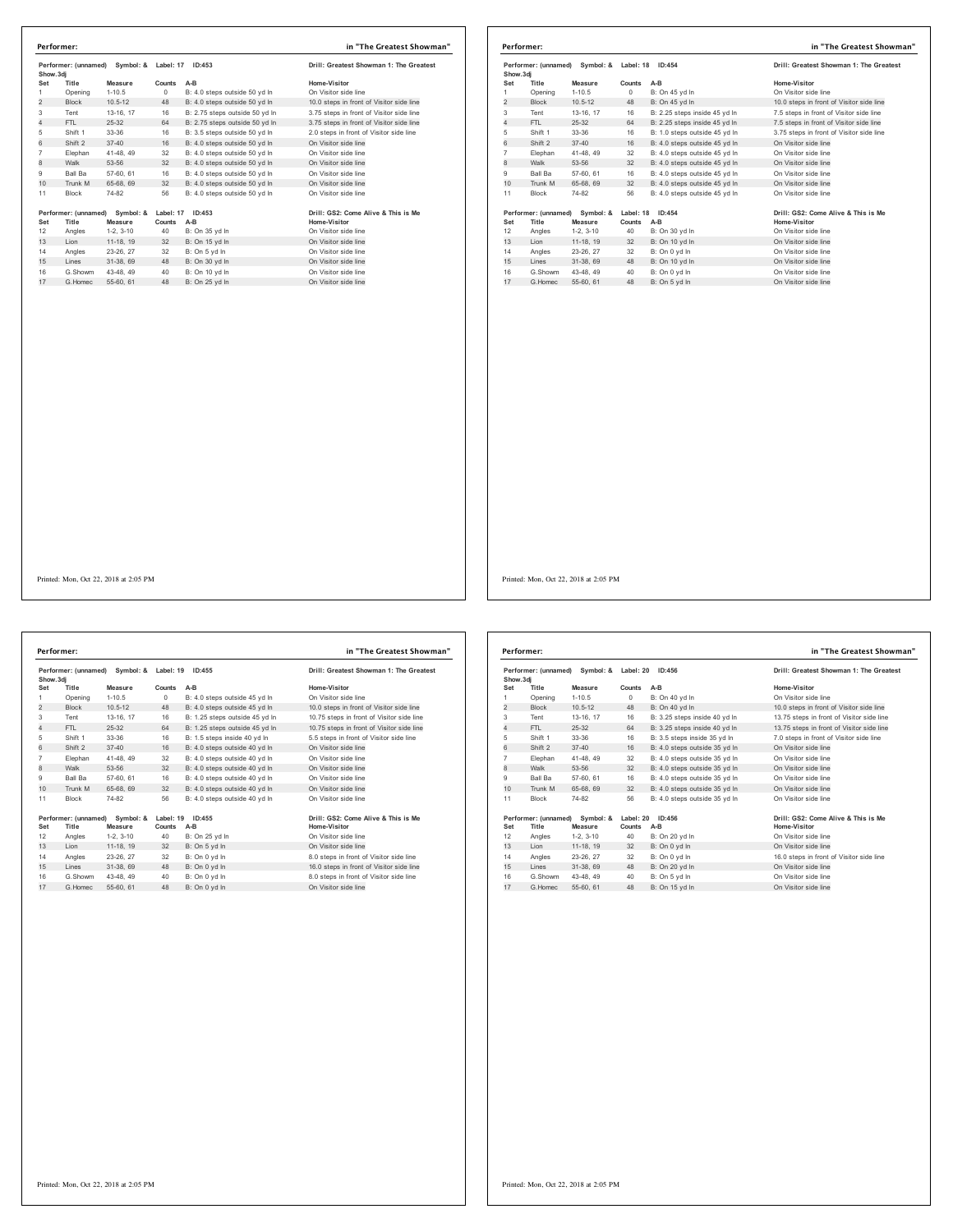## Performer: in "The Greatest Showman"

Performer: (unnamed) Symbol: & Label: 17 ID:453 — Drill: Greatest Showman 1: The Greatest Show.3dj

| Set | Title | Measure | Counts | A-B | Home-Visitor |
|---|---|---|---|---|---|
| 1 | Opening | 1-10.5 | 0 | B: 4.0 steps outside 50 yd ln | On Visitor side line |
| 2 | Block | 10.5-12 | 48 | B: 4.0 steps outside 50 yd ln | 10.0 steps in front of Visitor side line |
| 3 | Tent | 13-16, 17 | 16 | B: 2.75 steps outside 50 yd ln | 3.75 steps in front of Visitor side line |
| 4 | FTL | 25-32 | 64 | B: 2.75 steps outside 50 yd ln | 3.75 steps in front of Visitor side line |
| 5 | Shift 1 | 33-36 | 16 | B: 3.5 steps outside 50 yd ln | 2.0 steps in front of Visitor side line |
| 6 | Shift 2 | 37-40 | 16 | B: 4.0 steps outside 50 yd ln | On Visitor side line |
| 7 | Elephan | 41-48, 49 | 32 | B: 4.0 steps outside 50 yd ln | On Visitor side line |
| 8 | Walk | 53-56 | 32 | B: 4.0 steps outside 50 yd ln | On Visitor side line |
| 9 | Ball Ba | 57-60, 61 | 16 | B: 4.0 steps outside 50 yd ln | On Visitor side line |
| 10 | Trunk M | 65-68, 69 | 32 | B: 4.0 steps outside 50 yd ln | On Visitor side line |
| 11 | Block | 74-82 | 56 | B: 4.0 steps outside 50 yd ln | On Visitor side line |

Performer: (unnamed) Symbol: & Label: 17 ID:453 — Drill: GS2: Come Alive & This is Me

| Set | Title | Measure | Counts | A-B | Home-Visitor |
|---|---|---|---|---|---|
| 12 | Angles | 1-2, 3-10 | 40 | B: On 35 yd ln | On Visitor side line |
| 13 | Lion | 11-18, 19 | 32 | B: On 15 yd ln | On Visitor side line |
| 14 | Angles | 23-26, 27 | 32 | B: On 5 yd ln | On Visitor side line |
| 15 | Lines | 31-38, 69 | 48 | B: On 30 yd ln | On Visitor side line |
| 16 | G.Showm | 43-48, 49 | 40 | B: On 10 yd ln | On Visitor side line |
| 17 | G.Homec | 55-60, 61 | 48 | B: On 25 yd ln | On Visitor side line |

Printed: Mon, Oct 22, 2018 at 2:05 PM

## Performer: in "The Greatest Showman"

Performer: (unnamed) Symbol: & Label: 18 ID:454 — Drill: Greatest Showman 1: The Greatest Show.3dj

| Set | Title | Measure | Counts | A-B | Home-Visitor |
|---|---|---|---|---|---|
| 1 | Opening | 1-10.5 | 0 | B: On 45 yd ln | On Visitor side line |
| 2 | Block | 10.5-12 | 48 | B: On 45 yd ln | 10.0 steps in front of Visitor side line |
| 3 | Tent | 13-16, 17 | 16 | B: 2.25 steps inside 45 yd ln | 7.5 steps in front of Visitor side line |
| 4 | FTL | 25-32 | 64 | B: 2.25 steps inside 45 yd ln | 7.5 steps in front of Visitor side line |
| 5 | Shift 1 | 33-36 | 16 | B: 1.0 steps outside 45 yd ln | 3.75 steps in front of Visitor side line |
| 6 | Shift 2 | 37-40 | 16 | B: 4.0 steps outside 45 yd ln | On Visitor side line |
| 7 | Elephan | 41-48, 49 | 32 | B: 4.0 steps outside 45 yd ln | On Visitor side line |
| 8 | Walk | 53-56 | 32 | B: 4.0 steps outside 45 yd ln | On Visitor side line |
| 9 | Ball Ba | 57-60, 61 | 16 | B: 4.0 steps outside 45 yd ln | On Visitor side line |
| 10 | Trunk M | 65-68, 69 | 32 | B: 4.0 steps outside 45 yd ln | On Visitor side line |
| 11 | Block | 74-82 | 56 | B: 4.0 steps outside 45 yd ln | On Visitor side line |

Performer: (unnamed) Symbol: & Label: 18 ID:454 — Drill: GS2: Come Alive & This is Me

| Set | Title | Measure | Counts | A-B | Home-Visitor |
|---|---|---|---|---|---|
| 12 | Angles | 1-2, 3-10 | 40 | B: On 30 yd ln | On Visitor side line |
| 13 | Lion | 11-18, 19 | 32 | B: On 10 yd ln | On Visitor side line |
| 14 | Angles | 23-26, 27 | 32 | B: On 0 yd ln | On Visitor side line |
| 15 | Lines | 31-38, 69 | 48 | B: On 10 yd ln | On Visitor side line |
| 16 | G.Showm | 43-48, 49 | 40 | B: On 0 yd ln | On Visitor side line |
| 17 | G.Homec | 55-60, 61 | 48 | B: On 5 yd ln | On Visitor side line |

Printed: Mon, Oct 22, 2018 at 2:05 PM

## Performer: in "The Greatest Showman"

Performer: (unnamed) Symbol: & Label: 19 ID:455 — Drill: Greatest Showman 1: The Greatest Show.3dj

| Set | Title | Measure | Counts | A-B | Home-Visitor |
|---|---|---|---|---|---|
| 1 | Opening | 1-10.5 | 0 | B: 4.0 steps outside 45 yd ln | On Visitor side line |
| 2 | Block | 10.5-12 | 48 | B: 4.0 steps outside 45 yd ln | 10.0 steps in front of Visitor side line |
| 3 | Tent | 13-16, 17 | 16 | B: 1.25 steps outside 45 yd ln | 10.75 steps in front of Visitor side line |
| 4 | FTL | 25-32 | 64 | B: 1.25 steps outside 45 yd ln | 10.75 steps in front of Visitor side line |
| 5 | Shift 1 | 33-36 | 16 | B: 1.5 steps inside 40 yd ln | 5.5 steps in front of Visitor side line |
| 6 | Shift 2 | 37-40 | 16 | B: 4.0 steps outside 40 yd ln | On Visitor side line |
| 7 | Elephan | 41-48, 49 | 32 | B: 4.0 steps outside 40 yd ln | On Visitor side line |
| 8 | Walk | 53-56 | 32 | B: 4.0 steps outside 40 yd ln | On Visitor side line |
| 9 | Ball Ba | 57-60, 61 | 16 | B: 4.0 steps outside 40 yd ln | On Visitor side line |
| 10 | Trunk M | 65-68, 69 | 32 | B: 4.0 steps outside 40 yd ln | On Visitor side line |
| 11 | Block | 74-82 | 56 | B: 4.0 steps outside 40 yd ln | On Visitor side line |

Performer: (unnamed) Symbol: & Label: 19 ID:455 — Drill: GS2: Come Alive & This is Me

| Set | Title | Measure | Counts | A-B | Home-Visitor |
|---|---|---|---|---|---|
| 12 | Angles | 1-2, 3-10 | 40 | B: On 25 yd ln | On Visitor side line |
| 13 | Lion | 11-18, 19 | 32 | B: On 5 yd ln | On Visitor side line |
| 14 | Angles | 23-26, 27 | 32 | B: On 0 yd ln | 8.0 steps in front of Visitor side line |
| 15 | Lines | 31-38, 69 | 48 | B: On 0 yd ln | 16.0 steps in front of Visitor side line |
| 16 | G.Showm | 43-48, 49 | 40 | B: On 0 yd ln | 8.0 steps in front of Visitor side line |
| 17 | G.Homec | 55-60, 61 | 48 | B: On 0 yd ln | On Visitor side line |

Printed: Mon, Oct 22, 2018 at 2:05 PM

## Performer: in "The Greatest Showman"

Performer: (unnamed) Symbol: & Label: 20 ID:456 — Drill: Greatest Showman 1: The Greatest Show.3dj

| Set | Title | Measure | Counts | A-B | Home-Visitor |
|---|---|---|---|---|---|
| 1 | Opening | 1-10.5 | 0 | B: On 40 yd ln | On Visitor side line |
| 2 | Block | 10.5-12 | 48 | B: On 40 yd ln | 10.0 steps in front of Visitor side line |
| 3 | Tent | 13-16, 17 | 16 | B: 3.25 steps inside 40 yd ln | 13.75 steps in front of Visitor side line |
| 4 | FTL | 25-32 | 64 | B: 3.25 steps inside 40 yd ln | 13.75 steps in front of Visitor side line |
| 5 | Shift 1 | 33-36 | 16 | B: 3.5 steps inside 35 yd ln | 7.0 steps in front of Visitor side line |
| 6 | Shift 2 | 37-40 | 16 | B: 4.0 steps outside 35 yd ln | On Visitor side line |
| 7 | Elephan | 41-48, 49 | 32 | B: 4.0 steps outside 35 yd ln | On Visitor side line |
| 8 | Walk | 53-56 | 32 | B: 4.0 steps outside 35 yd ln | On Visitor side line |
| 9 | Ball Ba | 57-60, 61 | 16 | B: 4.0 steps outside 35 yd ln | On Visitor side line |
| 10 | Trunk M | 65-68, 69 | 32 | B: 4.0 steps outside 35 yd ln | On Visitor side line |
| 11 | Block | 74-82 | 56 | B: 4.0 steps outside 35 yd ln | On Visitor side line |

Performer: (unnamed) Symbol: & Label: 20 ID:456 — Drill: GS2: Come Alive & This is Me

| Set | Title | Measure | Counts | A-B | Home-Visitor |
|---|---|---|---|---|---|
| 12 | Angles | 1-2, 3-10 | 40 | B: On 20 yd ln | On Visitor side line |
| 13 | Lion | 11-18, 19 | 32 | B: On 0 yd ln | On Visitor side line |
| 14 | Angles | 23-26, 27 | 32 | B: On 0 yd ln | 16.0 steps in front of Visitor side line |
| 15 | Lines | 31-38, 69 | 48 | B: On 20 yd ln | On Visitor side line |
| 16 | G.Showm | 43-48, 49 | 40 | B: On 5 yd ln | On Visitor side line |
| 17 | G.Homec | 55-60, 61 | 48 | B: On 15 yd ln | On Visitor side line |

Printed: Mon, Oct 22, 2018 at 2:05 PM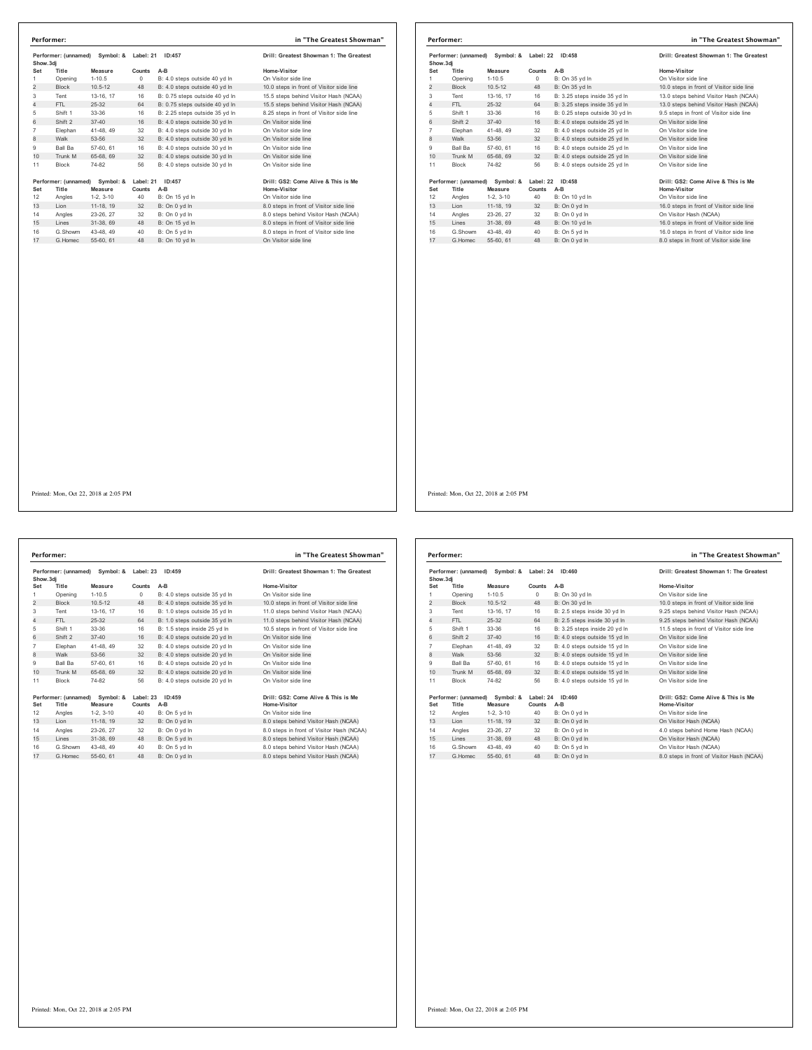**Performer:** in "The Greatest Showman"

Performer: (unnamed) Symbol: & Label: 21 ID:457 — Drill: Greatest Showman 1: The Greatest Show.3dj

| Set | Title | Measure | Counts | A-B | Home-Visitor |
|---|---|---|---|---|---|
| 1 | Opening | 1-10.5 | 0 | B: 4.0 steps outside 40 yd ln | On Visitor side line |
| 2 | Block | 10.5-12 | 48 | B: 4.0 steps outside 40 yd ln | 10.0 steps in front of Visitor side line |
| 3 | Tent | 13-16, 17 | 16 | B: 0.75 steps outside 40 yd ln | 15.5 steps behind Visitor Hash (NCAA) |
| 4 | FTL | 25-32 | 64 | B: 0.75 steps outside 40 yd ln | 15.5 steps behind Visitor Hash (NCAA) |
| 5 | Shift 1 | 33-36 | 16 | B: 2.25 steps outside 35 yd ln | 8.25 steps in front of Visitor side line |
| 6 | Shift 2 | 37-40 | 16 | B: 4.0 steps outside 30 yd ln | On Visitor side line |
| 7 | Elephan | 41-48, 49 | 32 | B: 4.0 steps outside 30 yd ln | On Visitor side line |
| 8 | Walk | 53-56 | 32 | B: 4.0 steps outside 30 yd ln | On Visitor side line |
| 9 | Ball Ba | 57-60, 61 | 16 | B: 4.0 steps outside 30 yd ln | On Visitor side line |
| 10 | Trunk M | 65-68, 69 | 32 | B: 4.0 steps outside 30 yd ln | On Visitor side line |
| 11 | Block | 74-82 | 56 | B: 4.0 steps outside 30 yd ln | On Visitor side line |

Performer: (unnamed) Symbol: & Label: 21 ID:457 — Drill: GS2: Come Alive & This is Me

| Set | Title | Measure | Counts | A-B | Home-Visitor |
|---|---|---|---|---|---|
| 12 | Angles | 1-2, 3-10 | 40 | B: On 15 yd ln | On Visitor side line |
| 13 | Lion | 11-18, 19 | 32 | B: On 0 yd ln | 8.0 steps in front of Visitor side line |
| 14 | Angles | 23-26, 27 | 32 | B: On 0 yd ln | 8.0 steps behind Visitor Hash (NCAA) |
| 15 | Lines | 31-38, 69 | 48 | B: On 15 yd ln | 8.0 steps in front of Visitor side line |
| 16 | G.Showm | 43-48, 49 | 40 | B: On 5 yd ln | 8.0 steps in front of Visitor side line |
| 17 | G.Homec | 55-60, 61 | 48 | B: On 10 yd ln | On Visitor side line |

Printed: Mon, Oct 22, 2018 at 2:05 PM

**Performer:** in "The Greatest Showman"

Performer: (unnamed) Symbol: & Label: 22 ID:458 — Drill: Greatest Showman 1: The Greatest Show.3dj

| Set | Title | Measure | Counts | A-B | Home-Visitor |
|---|---|---|---|---|---|
| 1 | Opening | 1-10.5 | 0 | B: On 35 yd ln | On Visitor side line |
| 2 | Block | 10.5-12 | 48 | B: On 35 yd ln | 10.0 steps in front of Visitor side line |
| 3 | Tent | 13-16, 17 | 16 | B: 3.25 steps inside 35 yd ln | 13.0 steps behind Visitor Hash (NCAA) |
| 4 | FTL | 25-32 | 64 | B: 3.25 steps inside 35 yd ln | 13.0 steps behind Visitor Hash (NCAA) |
| 5 | Shift 1 | 33-36 | 16 | B: 0.25 steps outside 30 yd ln | 9.5 steps in front of Visitor side line |
| 6 | Shift 2 | 37-40 | 16 | B: 4.0 steps outside 25 yd ln | On Visitor side line |
| 7 | Elephan | 41-48, 49 | 32 | B: 4.0 steps outside 25 yd ln | On Visitor side line |
| 8 | Walk | 53-56 | 32 | B: 4.0 steps outside 25 yd ln | On Visitor side line |
| 9 | Ball Ba | 57-60, 61 | 16 | B: 4.0 steps outside 25 yd ln | On Visitor side line |
| 10 | Trunk M | 65-68, 69 | 32 | B: 4.0 steps outside 25 yd ln | On Visitor side line |
| 11 | Block | 74-82 | 56 | B: 4.0 steps outside 25 yd ln | On Visitor side line |

Performer: (unnamed) Symbol: & Label: 22 ID:458 — Drill: GS2: Come Alive & This is Me

| Set | Title | Measure | Counts | A-B | Home-Visitor |
|---|---|---|---|---|---|
| 12 | Angles | 1-2, 3-10 | 40 | B: On 10 yd ln | On Visitor side line |
| 13 | Lion | 11-18, 19 | 32 | B: On 0 yd ln | 16.0 steps in front of Visitor side line |
| 14 | Angles | 23-26, 27 | 32 | B: On 0 yd ln | On Visitor Hash (NCAA) |
| 15 | Lines | 31-38, 69 | 48 | B: On 10 yd ln | 16.0 steps in front of Visitor side line |
| 16 | G.Showm | 43-48, 49 | 40 | B: On 5 yd ln | 16.0 steps in front of Visitor side line |
| 17 | G.Homec | 55-60, 61 | 48 | B: On 0 yd ln | 8.0 steps in front of Visitor side line |

Printed: Mon, Oct 22, 2018 at 2:05 PM

**Performer:** in "The Greatest Showman"

Performer: (unnamed) Symbol: & Label: 23 ID:459 — Drill: Greatest Showman 1: The Greatest Show.3dj

| Set | Title | Measure | Counts | A-B | Home-Visitor |
|---|---|---|---|---|---|
| 1 | Opening | 1-10.5 | 0 | B: 4.0 steps outside 35 yd ln | On Visitor side line |
| 2 | Block | 10.5-12 | 48 | B: 4.0 steps outside 35 yd ln | 10.0 steps in front of Visitor side line |
| 3 | Tent | 13-16, 17 | 16 | B: 1.0 steps outside 35 yd ln | 11.0 steps behind Visitor Hash (NCAA) |
| 4 | FTL | 25-32 | 64 | B: 1.0 steps outside 35 yd ln | 11.0 steps behind Visitor Hash (NCAA) |
| 5 | Shift 1 | 33-36 | 16 | B: 1.5 steps inside 25 yd ln | 10.5 steps in front of Visitor side line |
| 6 | Shift 2 | 37-40 | 16 | B: 4.0 steps outside 20 yd ln | On Visitor side line |
| 7 | Elephan | 41-48, 49 | 32 | B: 4.0 steps outside 20 yd ln | On Visitor side line |
| 8 | Walk | 53-56 | 32 | B: 4.0 steps outside 20 yd ln | On Visitor side line |
| 9 | Ball Ba | 57-60, 61 | 16 | B: 4.0 steps outside 20 yd ln | On Visitor side line |
| 10 | Trunk M | 65-68, 69 | 32 | B: 4.0 steps outside 20 yd ln | On Visitor side line |
| 11 | Block | 74-82 | 56 | B: 4.0 steps outside 20 yd ln | On Visitor side line |

Performer: (unnamed) Symbol: & Label: 23 ID:459 — Drill: GS2: Come Alive & This is Me

| Set | Title | Measure | Counts | A-B | Home-Visitor |
|---|---|---|---|---|---|
| 12 | Angles | 1-2, 3-10 | 40 | B: On 5 yd ln | On Visitor side line |
| 13 | Lion | 11-18, 19 | 32 | B: On 0 yd ln | 8.0 steps behind Visitor Hash (NCAA) |
| 14 | Angles | 23-26, 27 | 32 | B: On 0 yd ln | 8.0 steps in front of Visitor Hash (NCAA) |
| 15 | Lines | 31-38, 69 | 48 | B: On 5 yd ln | 8.0 steps behind Visitor Hash (NCAA) |
| 16 | G.Showm | 43-48, 49 | 40 | B: On 5 yd ln | 8.0 steps behind Visitor Hash (NCAA) |
| 17 | G.Homec | 55-60, 61 | 48 | B: On 0 yd ln | 8.0 steps behind Visitor Hash (NCAA) |

Printed: Mon, Oct 22, 2018 at 2:05 PM

**Performer:** in "The Greatest Showman"

Performer: (unnamed) Symbol: & Label: 24 ID:460 — Drill: Greatest Showman 1: The Greatest Show.3dj

| Set | Title | Measure | Counts | A-B | Home-Visitor |
|---|---|---|---|---|---|
| 1 | Opening | 1-10.5 | 0 | B: On 30 yd ln | On Visitor side line |
| 2 | Block | 10.5-12 | 48 | B: On 30 yd ln | 10.0 steps in front of Visitor side line |
| 3 | Tent | 13-16, 17 | 16 | B: 2.5 steps inside 30 yd ln | 9.25 steps behind Visitor Hash (NCAA) |
| 4 | FTL | 25-32 | 64 | B: 2.5 steps inside 30 yd ln | 9.25 steps behind Visitor Hash (NCAA) |
| 5 | Shift 1 | 33-36 | 16 | B: 3.25 steps inside 20 yd ln | 11.5 steps in front of Visitor side line |
| 6 | Shift 2 | 37-40 | 16 | B: 4.0 steps outside 15 yd ln | On Visitor side line |
| 7 | Elephan | 41-48, 49 | 32 | B: 4.0 steps outside 15 yd ln | On Visitor side line |
| 8 | Walk | 53-56 | 32 | B: 4.0 steps outside 15 yd ln | On Visitor side line |
| 9 | Ball Ba | 57-60, 61 | 16 | B: 4.0 steps outside 15 yd ln | On Visitor side line |
| 10 | Trunk M | 65-68, 69 | 32 | B: 4.0 steps outside 15 yd ln | On Visitor side line |
| 11 | Block | 74-82 | 56 | B: 4.0 steps outside 15 yd ln | On Visitor side line |

Performer: (unnamed) Symbol: & Label: 24 ID:460 — Drill: GS2: Come Alive & This is Me

| Set | Title | Measure | Counts | A-B | Home-Visitor |
|---|---|---|---|---|---|
| 12 | Angles | 1-2, 3-10 | 40 | B: On 0 yd ln | On Visitor side line |
| 13 | Lion | 11-18, 19 | 32 | B: On 0 yd ln | On Visitor Hash (NCAA) |
| 14 | Angles | 23-26, 27 | 32 | B: On 0 yd ln | 4.0 steps behind Home Hash (NCAA) |
| 15 | Lines | 31-38, 69 | 48 | B: On 0 yd ln | On Visitor Hash (NCAA) |
| 16 | G.Showm | 43-48, 49 | 40 | B: On 5 yd ln | On Visitor Hash (NCAA) |
| 17 | G.Homec | 55-60, 61 | 48 | B: On 0 yd ln | 8.0 steps in front of Visitor Hash (NCAA) |

Printed: Mon, Oct 22, 2018 at 2:05 PM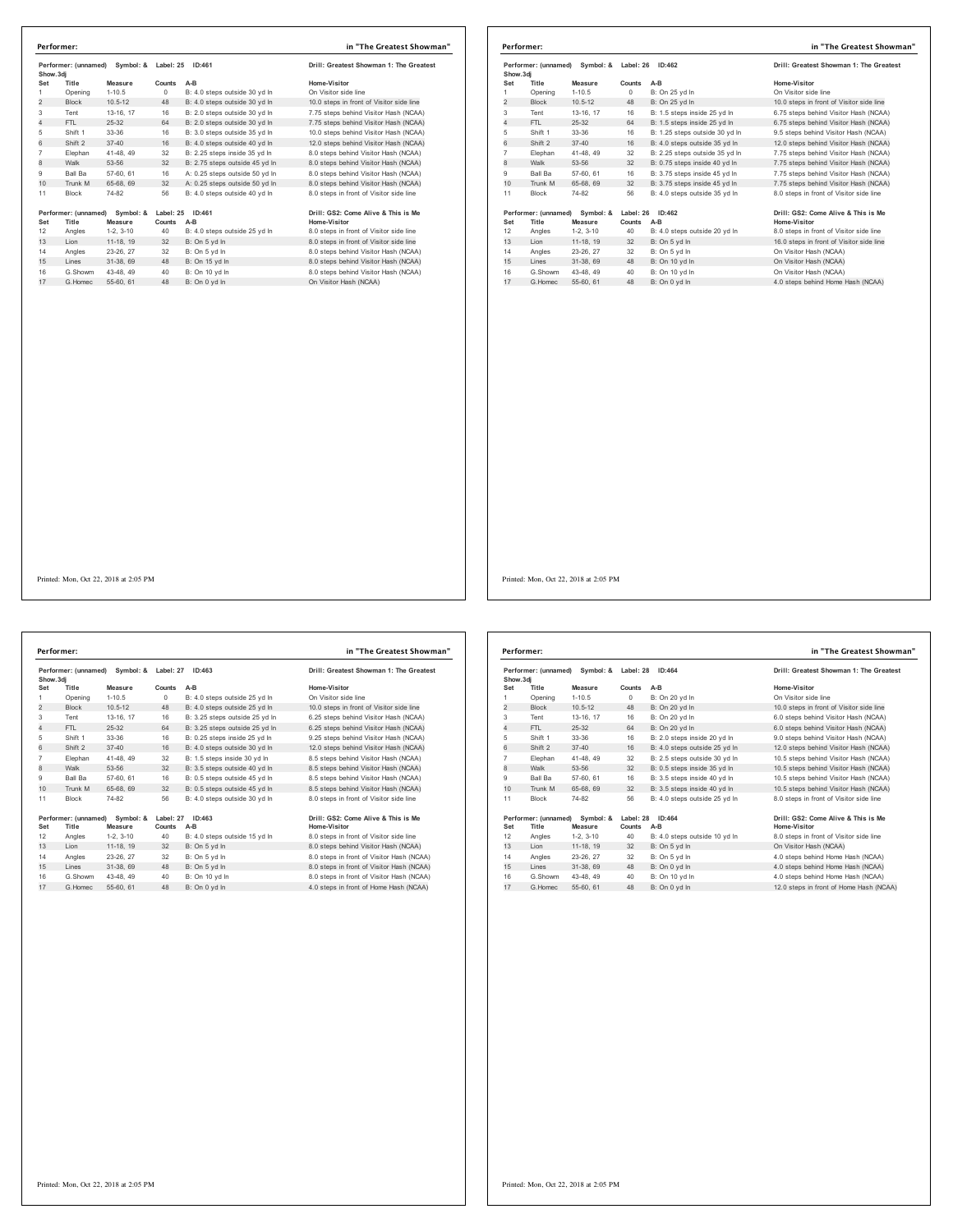**Performer:** in "The Greatest Showman"

Performer: (unnamed) Symbol: & Label: 25 ID:461 — Drill: Greatest Showman 1: The Greatest Show.3dj

| Set | Title | Measure | Counts | A-B | Home-Visitor |
|---|---|---|---|---|---|
| 1 | Opening | 1-10.5 | 0 | B: 4.0 steps outside 30 yd ln | On Visitor side line |
| 2 | Block | 10.5-12 | 48 | B: 4.0 steps outside 30 yd ln | 10.0 steps in front of Visitor side line |
| 3 | Tent | 13-16, 17 | 16 | B: 2.0 steps outside 30 yd ln | 7.75 steps behind Visitor Hash (NCAA) |
| 4 | FTL | 25-32 | 64 | B: 2.0 steps outside 30 yd ln | 7.75 steps behind Visitor Hash (NCAA) |
| 5 | Shift 1 | 33-36 | 16 | B: 3.0 steps outside 35 yd ln | 10.0 steps behind Visitor Hash (NCAA) |
| 6 | Shift 2 | 37-40 | 16 | B: 4.0 steps outside 40 yd ln | 12.0 steps behind Visitor Hash (NCAA) |
| 7 | Elephan | 41-48, 49 | 32 | B: 2.25 steps inside 35 yd ln | 8.0 steps behind Visitor Hash (NCAA) |
| 8 | Walk | 53-56 | 32 | B: 2.75 steps outside 45 yd ln | 8.0 steps behind Visitor Hash (NCAA) |
| 9 | Ball Ba | 57-60, 61 | 16 | A: 0.25 steps outside 50 yd ln | 8.0 steps behind Visitor Hash (NCAA) |
| 10 | Trunk M | 65-68, 69 | 32 | A: 0.25 steps outside 50 yd ln | 8.0 steps behind Visitor Hash (NCAA) |
| 11 | Block | 74-82 | 56 | B: 4.0 steps outside 40 yd ln | 8.0 steps in front of Visitor side line |

Performer: (unnamed) Symbol: & Label: 25 ID:461 — Drill: GS2: Come Alive & This is Me

| Set | Title | Measure | Counts | A-B | Home-Visitor |
|---|---|---|---|---|---|
| 12 | Angles | 1-2, 3-10 | 40 | B: 4.0 steps outside 25 yd ln | 8.0 steps in front of Visitor side line |
| 13 | Lion | 11-18, 19 | 32 | B: On 5 yd ln | 8.0 steps in front of Visitor side line |
| 14 | Angles | 23-26, 27 | 32 | B: On 5 yd ln | 8.0 steps behind Visitor Hash (NCAA) |
| 15 | Lines | 31-38, 69 | 48 | B: On 15 yd ln | 8.0 steps behind Visitor Hash (NCAA) |
| 16 | G.Showm | 43-48, 49 | 40 | B: On 10 yd ln | 8.0 steps behind Visitor Hash (NCAA) |
| 17 | G.Homec | 55-60, 61 | 48 | B: On 0 yd ln | On Visitor Hash (NCAA) |

Printed: Mon, Oct 22, 2018 at 2:05 PM

**Performer:** in "The Greatest Showman"

Performer: (unnamed) Symbol: & Label: 26 ID:462 — Drill: Greatest Showman 1: The Greatest Show.3dj

| Set | Title | Measure | Counts | A-B | Home-Visitor |
|---|---|---|---|---|---|
| 1 | Opening | 1-10.5 | 0 | B: On 25 yd ln | On Visitor side line |
| 2 | Block | 10.5-12 | 48 | B: On 25 yd ln | 10.0 steps in front of Visitor side line |
| 3 | Tent | 13-16, 17 | 16 | B: 1.5 steps inside 25 yd ln | 6.75 steps behind Visitor Hash (NCAA) |
| 4 | FTL | 25-32 | 64 | B: 1.5 steps inside 25 yd ln | 6.75 steps behind Visitor Hash (NCAA) |
| 5 | Shift 1 | 33-36 | 16 | B: 1.25 steps outside 30 yd ln | 9.5 steps behind Visitor Hash (NCAA) |
| 6 | Shift 2 | 37-40 | 16 | B: 4.0 steps outside 35 yd ln | 12.0 steps behind Visitor Hash (NCAA) |
| 7 | Elephan | 41-48, 49 | 32 | B: 2.25 steps outside 35 yd ln | 7.75 steps behind Visitor Hash (NCAA) |
| 8 | Walk | 53-56 | 32 | B: 0.75 steps inside 40 yd ln | 7.75 steps behind Visitor Hash (NCAA) |
| 9 | Ball Ba | 57-60, 61 | 16 | B: 3.75 steps inside 45 yd ln | 7.75 steps behind Visitor Hash (NCAA) |
| 10 | Trunk M | 65-68, 69 | 32 | B: 3.75 steps inside 45 yd ln | 7.75 steps behind Visitor Hash (NCAA) |
| 11 | Block | 74-82 | 56 | B: 4.0 steps outside 35 yd ln | 8.0 steps in front of Visitor side line |

Performer: (unnamed) Symbol: & Label: 26 ID:462 — Drill: GS2: Come Alive & This is Me

| Set | Title | Measure | Counts | A-B | Home-Visitor |
|---|---|---|---|---|---|
| 12 | Angles | 1-2, 3-10 | 40 | B: 4.0 steps outside 20 yd ln | 8.0 steps in front of Visitor side line |
| 13 | Lion | 11-18, 19 | 32 | B: On 5 yd ln | 16.0 steps in front of Visitor side line |
| 14 | Angles | 23-26, 27 | 32 | B: On 5 yd ln | On Visitor Hash (NCAA) |
| 15 | Lines | 31-38, 69 | 48 | B: On 10 yd ln | On Visitor Hash (NCAA) |
| 16 | G.Showm | 43-48, 49 | 40 | B: On 10 yd ln | On Visitor Hash (NCAA) |
| 17 | G.Homec | 55-60, 61 | 48 | B: On 0 yd ln | 4.0 steps behind Home Hash (NCAA) |

Printed: Mon, Oct 22, 2018 at 2:05 PM

**Performer:** in "The Greatest Showman"

Performer: (unnamed) Symbol: & Label: 27 ID:463 — Drill: Greatest Showman 1: The Greatest Show.3dj

| Set | Title | Measure | Counts | A-B | Home-Visitor |
|---|---|---|---|---|---|
| 1 | Opening | 1-10.5 | 0 | B: 4.0 steps outside 25 yd ln | On Visitor side line |
| 2 | Block | 10.5-12 | 48 | B: 4.0 steps outside 25 yd ln | 10.0 steps in front of Visitor side line |
| 3 | Tent | 13-16, 17 | 16 | B: 3.25 steps outside 25 yd ln | 6.25 steps behind Visitor Hash (NCAA) |
| 4 | FTL | 25-32 | 64 | B: 3.25 steps outside 25 yd ln | 6.25 steps behind Visitor Hash (NCAA) |
| 5 | Shift 1 | 33-36 | 16 | B: 0.25 steps inside 25 yd ln | 9.25 steps behind Visitor Hash (NCAA) |
| 6 | Shift 2 | 37-40 | 16 | B: 4.0 steps outside 30 yd ln | 12.0 steps behind Visitor Hash (NCAA) |
| 7 | Elephan | 41-48, 49 | 32 | B: 1.5 steps inside 30 yd ln | 8.5 steps behind Visitor Hash (NCAA) |
| 8 | Walk | 53-56 | 32 | B: 3.5 steps outside 40 yd ln | 8.5 steps behind Visitor Hash (NCAA) |
| 9 | Ball Ba | 57-60, 61 | 16 | B: 0.5 steps outside 45 yd ln | 8.5 steps behind Visitor Hash (NCAA) |
| 10 | Trunk M | 65-68, 69 | 32 | B: 0.5 steps outside 45 yd ln | 8.5 steps behind Visitor Hash (NCAA) |
| 11 | Block | 74-82 | 56 | B: 4.0 steps outside 30 yd ln | 8.0 steps in front of Visitor side line |

Performer: (unnamed) Symbol: & Label: 27 ID:463 — Drill: GS2: Come Alive & This is Me

| Set | Title | Measure | Counts | A-B | Home-Visitor |
|---|---|---|---|---|---|
| 12 | Angles | 1-2, 3-10 | 40 | B: 4.0 steps outside 15 yd ln | 8.0 steps in front of Visitor side line |
| 13 | Lion | 11-18, 19 | 32 | B: On 5 yd ln | 8.0 steps behind Visitor Hash (NCAA) |
| 14 | Angles | 23-26, 27 | 32 | B: On 5 yd ln | 8.0 steps in front of Visitor Hash (NCAA) |
| 15 | Lines | 31-38, 69 | 48 | B: On 5 yd ln | 8.0 steps in front of Visitor Hash (NCAA) |
| 16 | G.Showm | 43-48, 49 | 40 | B: On 10 yd ln | 8.0 steps in front of Visitor Hash (NCAA) |
| 17 | G.Homec | 55-60, 61 | 48 | B: On 0 yd ln | 4.0 steps in front of Home Hash (NCAA) |

Printed: Mon, Oct 22, 2018 at 2:05 PM

**Performer:** in "The Greatest Showman"

Performer: (unnamed) Symbol: & Label: 28 ID:464 — Drill: Greatest Showman 1: The Greatest Show.3dj

| Set | Title | Measure | Counts | A-B | Home-Visitor |
|---|---|---|---|---|---|
| 1 | Opening | 1-10.5 | 0 | B: On 20 yd ln | On Visitor side line |
| 2 | Block | 10.5-12 | 48 | B: On 20 yd ln | 10.0 steps in front of Visitor side line |
| 3 | Tent | 13-16, 17 | 16 | B: On 20 yd ln | 6.0 steps behind Visitor Hash (NCAA) |
| 4 | FTL | 25-32 | 64 | B: On 20 yd ln | 6.0 steps behind Visitor Hash (NCAA) |
| 5 | Shift 1 | 33-36 | 16 | B: 2.0 steps inside 20 yd ln | 9.0 steps behind Visitor Hash (NCAA) |
| 6 | Shift 2 | 37-40 | 16 | B: 4.0 steps outside 25 yd ln | 12.0 steps behind Visitor Hash (NCAA) |
| 7 | Elephan | 41-48, 49 | 32 | B: 2.5 steps outside 30 yd ln | 10.5 steps behind Visitor Hash (NCAA) |
| 8 | Walk | 53-56 | 32 | B: 0.5 steps inside 35 yd ln | 10.5 steps behind Visitor Hash (NCAA) |
| 9 | Ball Ba | 57-60, 61 | 16 | B: 3.5 steps inside 40 yd ln | 10.5 steps behind Visitor Hash (NCAA) |
| 10 | Trunk M | 65-68, 69 | 32 | B: 3.5 steps inside 40 yd ln | 10.5 steps behind Visitor Hash (NCAA) |
| 11 | Block | 74-82 | 56 | B: 4.0 steps outside 25 yd ln | 8.0 steps in front of Visitor side line |

Performer: (unnamed) Symbol: & Label: 28 ID:464 — Drill: GS2: Come Alive & This is Me

| Set | Title | Measure | Counts | A-B | Home-Visitor |
|---|---|---|---|---|---|
| 12 | Angles | 1-2, 3-10 | 40 | B: 4.0 steps outside 10 yd ln | 8.0 steps in front of Visitor side line |
| 13 | Lion | 11-18, 19 | 32 | B: On 5 yd ln | On Visitor Hash (NCAA) |
| 14 | Angles | 23-26, 27 | 32 | B: On 5 yd ln | 4.0 steps behind Home Hash (NCAA) |
| 15 | Lines | 31-38, 69 | 48 | B: On 0 yd ln | 4.0 steps behind Home Hash (NCAA) |
| 16 | G.Showm | 43-48, 49 | 40 | B: On 10 yd ln | 4.0 steps behind Home Hash (NCAA) |
| 17 | G.Homec | 55-60, 61 | 48 | B: On 0 yd ln | 12.0 steps in front of Home Hash (NCAA) |

Printed: Mon, Oct 22, 2018 at 2:05 PM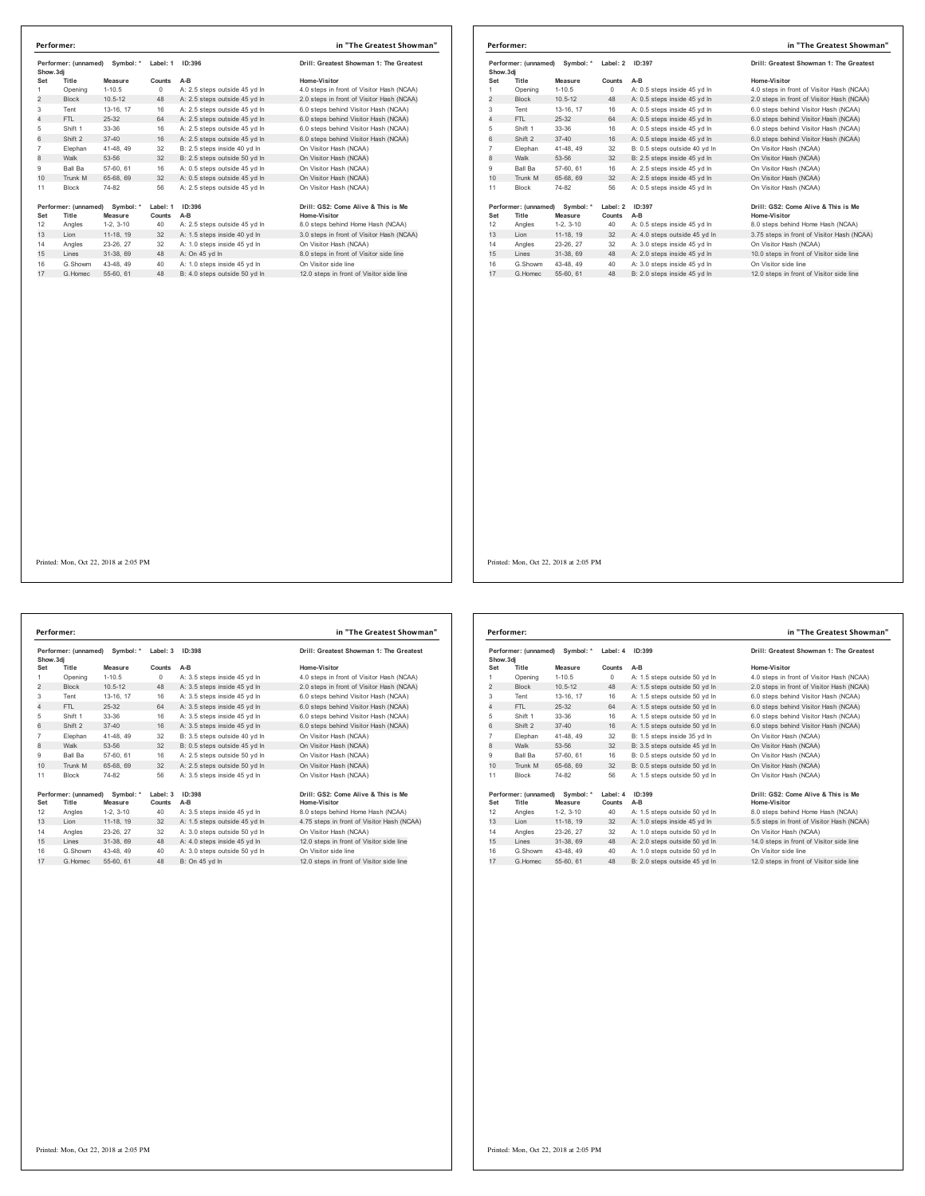**Performer:** in "The Greatest Showman"

Performer: (unnamed) Symbol: * Label: 1 ID:396 — Drill: Greatest Showman 1: The Greatest Show.3dj

| Set | Title | Measure | Counts | A-B | Home-Visitor |
|---|---|---|---|---|---|
| 1 | Opening | 1-10.5 | 0 | A: 2.5 steps outside 45 yd ln | 4.0 steps in front of Visitor Hash (NCAA) |
| 2 | Block | 10.5-12 | 48 | A: 2.5 steps outside 45 yd ln | 2.0 steps in front of Visitor Hash (NCAA) |
| 3 | Tent | 13-16, 17 | 16 | A: 2.5 steps outside 45 yd ln | 6.0 steps behind Visitor Hash (NCAA) |
| 4 | FTL | 25-32 | 64 | A: 2.5 steps outside 45 yd ln | 6.0 steps behind Visitor Hash (NCAA) |
| 5 | Shift 1 | 33-36 | 16 | A: 2.5 steps outside 45 yd ln | 6.0 steps behind Visitor Hash (NCAA) |
| 6 | Shift 2 | 37-40 | 16 | A: 2.5 steps outside 45 yd ln | 6.0 steps behind Visitor Hash (NCAA) |
| 7 | Elephan | 41-48, 49 | 32 | B: 2.5 steps inside 40 yd ln | On Visitor Hash (NCAA) |
| 8 | Walk | 53-56 | 32 | B: 2.5 steps outside 50 yd ln | On Visitor Hash (NCAA) |
| 9 | Ball Ba | 57-60, 61 | 16 | A: 0.5 steps outside 45 yd ln | On Visitor Hash (NCAA) |
| 10 | Trunk M | 65-68, 69 | 32 | A: 0.5 steps outside 45 yd ln | On Visitor Hash (NCAA) |
| 11 | Block | 74-82 | 56 | A: 2.5 steps outside 45 yd ln | On Visitor Hash (NCAA) |

Performer: (unnamed) Symbol: * Label: 1 ID:396 — Drill: GS2: Come Alive & This is Me

| Set | Title | Measure | Counts | A-B | Home-Visitor |
|---|---|---|---|---|---|
| 12 | Angles | 1-2, 3-10 | 40 | A: 2.5 steps outside 45 yd ln | 8.0 steps behind Home Hash (NCAA) |
| 13 | Lion | 11-18, 19 | 32 | A: 1.5 steps inside 40 yd ln | 3.0 steps in front of Visitor Hash (NCAA) |
| 14 | Angles | 23-26, 27 | 32 | A: 1.0 steps inside 45 yd ln | On Visitor Hash (NCAA) |
| 15 | Lines | 31-38, 69 | 48 | A: On 45 yd ln | 8.0 steps in front of Visitor side line |
| 16 | G.Showm | 43-48, 49 | 40 | A: 1.0 steps inside 45 yd ln | On Visitor side line |
| 17 | G.Homec | 55-60, 61 | 48 | B: 4.0 steps outside 50 yd ln | 12.0 steps in front of Visitor side line |

Printed: Mon, Oct 22, 2018 at 2:05 PM

**Performer:** in "The Greatest Showman"

Performer: (unnamed) Symbol: * Label: 2 ID:397 — Drill: Greatest Showman 1: The Greatest Show.3dj

| Set | Title | Measure | Counts | A-B | Home-Visitor |
|---|---|---|---|---|---|
| 1 | Opening | 1-10.5 | 0 | A: 0.5 steps inside 45 yd ln | 4.0 steps in front of Visitor Hash (NCAA) |
| 2 | Block | 10.5-12 | 48 | A: 0.5 steps inside 45 yd ln | 2.0 steps in front of Visitor Hash (NCAA) |
| 3 | Tent | 13-16, 17 | 16 | A: 0.5 steps inside 45 yd ln | 6.0 steps behind Visitor Hash (NCAA) |
| 4 | FTL | 25-32 | 64 | A: 0.5 steps inside 45 yd ln | 6.0 steps behind Visitor Hash (NCAA) |
| 5 | Shift 1 | 33-36 | 16 | A: 0.5 steps inside 45 yd ln | 6.0 steps behind Visitor Hash (NCAA) |
| 6 | Shift 2 | 37-40 | 16 | A: 0.5 steps inside 45 yd ln | 6.0 steps behind Visitor Hash (NCAA) |
| 7 | Elephan | 41-48, 49 | 32 | B: 0.5 steps outside 40 yd ln | On Visitor Hash (NCAA) |
| 8 | Walk | 53-56 | 32 | B: 2.5 steps inside 45 yd ln | On Visitor Hash (NCAA) |
| 9 | Ball Ba | 57-60, 61 | 16 | A: 2.5 steps inside 45 yd ln | On Visitor Hash (NCAA) |
| 10 | Trunk M | 65-68, 69 | 32 | A: 2.5 steps inside 45 yd ln | On Visitor Hash (NCAA) |
| 11 | Block | 74-82 | 56 | A: 0.5 steps inside 45 yd ln | On Visitor Hash (NCAA) |

Performer: (unnamed) Symbol: * Label: 2 ID:397 — Drill: GS2: Come Alive & This is Me

| Set | Title | Measure | Counts | A-B | Home-Visitor |
|---|---|---|---|---|---|
| 12 | Angles | 1-2, 3-10 | 40 | A: 0.5 steps inside 45 yd ln | 8.0 steps behind Home Hash (NCAA) |
| 13 | Lion | 11-18, 19 | 32 | A: 4.0 steps outside 45 yd ln | 3.75 steps in front of Visitor Hash (NCAA) |
| 14 | Angles | 23-26, 27 | 32 | A: 3.0 steps inside 45 yd ln | On Visitor Hash (NCAA) |
| 15 | Lines | 31-38, 69 | 48 | A: 2.0 steps inside 45 yd ln | 10.0 steps in front of Visitor side line |
| 16 | G.Showm | 43-48, 49 | 40 | A: 3.0 steps inside 45 yd ln | On Visitor side line |
| 17 | G.Homec | 55-60, 61 | 48 | B: 2.0 steps inside 45 yd ln | 12.0 steps in front of Visitor side line |

Printed: Mon, Oct 22, 2018 at 2:05 PM

**Performer:** in "The Greatest Showman"

Performer: (unnamed) Symbol: * Label: 3 ID:398 — Drill: Greatest Showman 1: The Greatest Show.3dj

| Set | Title | Measure | Counts | A-B | Home-Visitor |
|---|---|---|---|---|---|
| 1 | Opening | 1-10.5 | 0 | A: 3.5 steps inside 45 yd ln | 4.0 steps in front of Visitor Hash (NCAA) |
| 2 | Block | 10.5-12 | 48 | A: 3.5 steps inside 45 yd ln | 2.0 steps in front of Visitor Hash (NCAA) |
| 3 | Tent | 13-16, 17 | 16 | A: 3.5 steps inside 45 yd ln | 6.0 steps behind Visitor Hash (NCAA) |
| 4 | FTL | 25-32 | 64 | A: 3.5 steps inside 45 yd ln | 6.0 steps behind Visitor Hash (NCAA) |
| 5 | Shift 1 | 33-36 | 16 | A: 3.5 steps inside 45 yd ln | 6.0 steps behind Visitor Hash (NCAA) |
| 6 | Shift 2 | 37-40 | 16 | A: 3.5 steps inside 45 yd ln | 6.0 steps behind Visitor Hash (NCAA) |
| 7 | Elephan | 41-48, 49 | 32 | B: 3.5 steps outside 40 yd ln | On Visitor Hash (NCAA) |
| 8 | Walk | 53-56 | 32 | B: 0.5 steps outside 45 yd ln | On Visitor Hash (NCAA) |
| 9 | Ball Ba | 57-60, 61 | 16 | A: 2.5 steps outside 50 yd ln | On Visitor Hash (NCAA) |
| 10 | Trunk M | 65-68, 69 | 32 | A: 2.5 steps outside 50 yd ln | On Visitor Hash (NCAA) |
| 11 | Block | 74-82 | 56 | A: 3.5 steps inside 45 yd ln | On Visitor Hash (NCAA) |

Performer: (unnamed) Symbol: * Label: 3 ID:398 — Drill: GS2: Come Alive & This is Me

| Set | Title | Measure | Counts | A-B | Home-Visitor |
|---|---|---|---|---|---|
| 12 | Angles | 1-2, 3-10 | 40 | A: 3.5 steps inside 45 yd ln | 8.0 steps behind Home Hash (NCAA) |
| 13 | Lion | 11-18, 19 | 32 | A: 1.5 steps outside 45 yd ln | 4.75 steps in front of Visitor Hash (NCAA) |
| 14 | Angles | 23-26, 27 | 32 | A: 3.0 steps outside 50 yd ln | On Visitor Hash (NCAA) |
| 15 | Lines | 31-38, 69 | 48 | A: 4.0 steps inside 45 yd ln | 12.0 steps in front of Visitor side line |
| 16 | G.Showm | 43-48, 49 | 40 | A: 3.0 steps outside 50 yd ln | On Visitor side line |
| 17 | G.Homec | 55-60, 61 | 48 | B: On 45 yd ln | 12.0 steps in front of Visitor side line |

Printed: Mon, Oct 22, 2018 at 2:05 PM

**Performer:** in "The Greatest Showman"

Performer: (unnamed) Symbol: * Label: 4 ID:399 — Drill: Greatest Showman 1: The Greatest Show.3dj

| Set | Title | Measure | Counts | A-B | Home-Visitor |
|---|---|---|---|---|---|
| 1 | Opening | 1-10.5 | 0 | A: 1.5 steps outside 50 yd ln | 4.0 steps in front of Visitor Hash (NCAA) |
| 2 | Block | 10.5-12 | 48 | A: 1.5 steps outside 50 yd ln | 2.0 steps in front of Visitor Hash (NCAA) |
| 3 | Tent | 13-16, 17 | 16 | A: 1.5 steps outside 50 yd ln | 6.0 steps behind Visitor Hash (NCAA) |
| 4 | FTL | 25-32 | 64 | A: 1.5 steps outside 50 yd ln | 6.0 steps behind Visitor Hash (NCAA) |
| 5 | Shift 1 | 33-36 | 16 | A: 1.5 steps outside 50 yd ln | 6.0 steps behind Visitor Hash (NCAA) |
| 6 | Shift 2 | 37-40 | 16 | A: 1.5 steps outside 50 yd ln | 6.0 steps behind Visitor Hash (NCAA) |
| 7 | Elephan | 41-48, 49 | 32 | B: 1.5 steps inside 35 yd ln | On Visitor Hash (NCAA) |
| 8 | Walk | 53-56 | 32 | B: 3.5 steps outside 45 yd ln | On Visitor Hash (NCAA) |
| 9 | Ball Ba | 57-60, 61 | 16 | B: 0.5 steps outside 50 yd ln | On Visitor Hash (NCAA) |
| 10 | Trunk M | 65-68, 69 | 32 | B: 0.5 steps outside 50 yd ln | On Visitor Hash (NCAA) |
| 11 | Block | 74-82 | 56 | A: 1.5 steps outside 50 yd ln | On Visitor Hash (NCAA) |

Performer: (unnamed) Symbol: * Label: 4 ID:399 — Drill: GS2: Come Alive & This is Me

| Set | Title | Measure | Counts | A-B | Home-Visitor |
|---|---|---|---|---|---|
| 12 | Angles | 1-2, 3-10 | 40 | A: 1.5 steps outside 50 yd ln | 8.0 steps behind Home Hash (NCAA) |
| 13 | Lion | 11-18, 19 | 32 | A: 1.0 steps inside 45 yd ln | 5.5 steps in front of Visitor Hash (NCAA) |
| 14 | Angles | 23-26, 27 | 32 | A: 1.0 steps outside 50 yd ln | On Visitor Hash (NCAA) |
| 15 | Lines | 31-38, 69 | 48 | A: 2.0 steps outside 50 yd ln | 14.0 steps in front of Visitor side line |
| 16 | G.Showm | 43-48, 49 | 40 | A: 1.0 steps outside 50 yd ln | On Visitor side line |
| 17 | G.Homec | 55-60, 61 | 48 | B: 2.0 steps outside 45 yd ln | 12.0 steps in front of Visitor side line |

Printed: Mon, Oct 22, 2018 at 2:05 PM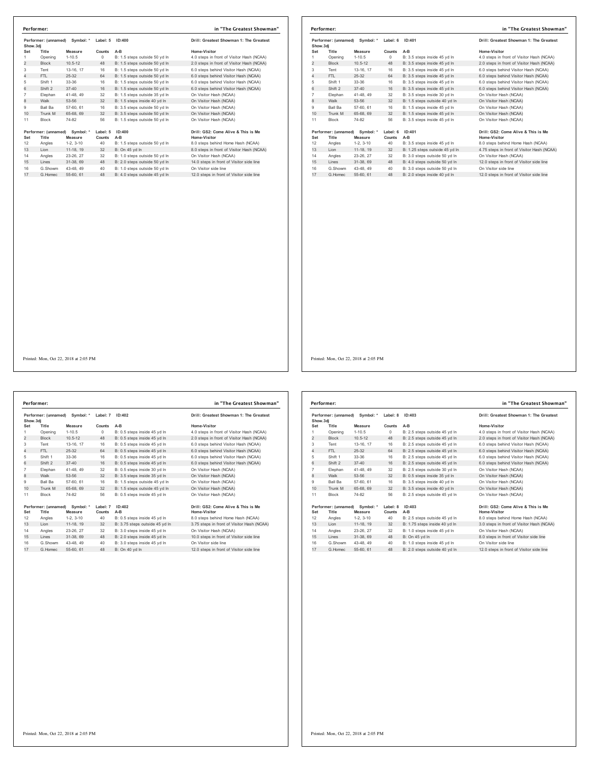**Performer:** in "The Greatest Showman"

Performer: (unnamed) Symbol: * Label: 5 ID:400 — Drill: Greatest Showman 1: The Greatest Show.3dj

| Set | Title | Measure | Counts | A-B | Home-Visitor |
|---|---|---|---|---|---|
| 1 | Opening | 1-10.5 | 0 | B: 1.5 steps outside 50 yd ln | 4.0 steps in front of Visitor Hash (NCAA) |
| 2 | Block | 10.5-12 | 48 | B: 1.5 steps outside 50 yd ln | 2.0 steps in front of Visitor Hash (NCAA) |
| 3 | Tent | 13-16, 17 | 16 | B: 1.5 steps outside 50 yd ln | 6.0 steps behind Visitor Hash (NCAA) |
| 4 | FTL | 25-32 | 64 | B: 1.5 steps outside 50 yd ln | 6.0 steps behind Visitor Hash (NCAA) |
| 5 | Shift 1 | 33-36 | 16 | B: 1.5 steps outside 50 yd ln | 6.0 steps behind Visitor Hash (NCAA) |
| 6 | Shift 2 | 37-40 | 16 | B: 1.5 steps outside 50 yd ln | 6.0 steps behind Visitor Hash (NCAA) |
| 7 | Elephan | 41-48, 49 | 32 | B: 1.5 steps outside 35 yd ln | On Visitor Hash (NCAA) |
| 8 | Walk | 53-56 | 32 | B: 1.5 steps inside 40 yd ln | On Visitor Hash (NCAA) |
| 9 | Ball Ba | 57-60, 61 | 16 | B: 3.5 steps outside 50 yd ln | On Visitor Hash (NCAA) |
| 10 | Trunk M | 65-68, 69 | 32 | B: 3.5 steps outside 50 yd ln | On Visitor Hash (NCAA) |
| 11 | Block | 74-82 | 56 | B: 1.5 steps outside 50 yd ln | On Visitor Hash (NCAA) |

Performer: (unnamed) Symbol: * Label: 5 ID:400 — Drill: GS2: Come Alive & This is Me

| Set | Title | Measure | Counts | A-B | Home-Visitor |
|---|---|---|---|---|---|
| 12 | Angles | 1-2, 3-10 | 40 | B: 1.5 steps outside 50 yd ln | 8.0 steps behind Home Hash (NCAA) |
| 13 | Lion | 11-18, 19 | 32 | B: On 45 yd ln | 8.0 steps in front of Visitor Hash (NCAA) |
| 14 | Angles | 23-26, 27 | 32 | B: 1.0 steps outside 50 yd ln | On Visitor Hash (NCAA) |
| 15 | Lines | 31-38, 69 | 48 | B: 2.0 steps outside 50 yd ln | 14.0 steps in front of Visitor side line |
| 16 | G.Showm | 43-48, 49 | 40 | B: 1.0 steps outside 50 yd ln | On Visitor side line |
| 17 | G.Homec | 55-60, 61 | 48 | B: 4.0 steps outside 45 yd ln | 12.0 steps in front of Visitor side line |

Printed: Mon, Oct 22, 2018 at 2:05 PM

**Performer:** in "The Greatest Showman"

Performer: (unnamed) Symbol: * Label: 6 ID:401 — Drill: Greatest Showman 1: The Greatest Show.3dj

| Set | Title | Measure | Counts | A-B | Home-Visitor |
|---|---|---|---|---|---|
| 1 | Opening | 1-10.5 | 0 | B: 3.5 steps inside 45 yd ln | 4.0 steps in front of Visitor Hash (NCAA) |
| 2 | Block | 10.5-12 | 48 | B: 3.5 steps inside 45 yd ln | 2.0 steps in front of Visitor Hash (NCAA) |
| 3 | Tent | 13-16, 17 | 16 | B: 3.5 steps inside 45 yd ln | 6.0 steps behind Visitor Hash (NCAA) |
| 4 | FTL | 25-32 | 64 | B: 3.5 steps inside 45 yd ln | 6.0 steps behind Visitor Hash (NCAA) |
| 5 | Shift 1 | 33-36 | 16 | B: 3.5 steps inside 45 yd ln | 6.0 steps behind Visitor Hash (NCAA) |
| 6 | Shift 2 | 37-40 | 16 | B: 3.5 steps inside 45 yd ln | 6.0 steps behind Visitor Hash (NCAA) |
| 7 | Elephan | 41-48, 49 | 32 | B: 3.5 steps inside 30 yd ln | On Visitor Hash (NCAA) |
| 8 | Walk | 53-56 | 32 | B: 1.5 steps outside 40 yd ln | On Visitor Hash (NCAA) |
| 9 | Ball Ba | 57-60, 61 | 16 | B: 1.5 steps inside 45 yd ln | On Visitor Hash (NCAA) |
| 10 | Trunk M | 65-68, 69 | 32 | B: 1.5 steps inside 45 yd ln | On Visitor Hash (NCAA) |
| 11 | Block | 74-82 | 56 | B: 3.5 steps inside 45 yd ln | On Visitor Hash (NCAA) |

Performer: (unnamed) Symbol: * Label: 6 ID:401 — Drill: GS2: Come Alive & This is Me

| Set | Title | Measure | Counts | A-B | Home-Visitor |
|---|---|---|---|---|---|
| 12 | Angles | 1-2, 3-10 | 40 | B: 3.5 steps inside 45 yd ln | 8.0 steps behind Home Hash (NCAA) |
| 13 | Lion | 11-18, 19 | 32 | B: 1.25 steps outside 45 yd ln | 4.75 steps in front of Visitor Hash (NCAA) |
| 14 | Angles | 23-26, 27 | 32 | B: 3.0 steps outside 50 yd ln | On Visitor Hash (NCAA) |
| 15 | Lines | 31-38, 69 | 48 | B: 4.0 steps outside 50 yd ln | 12.0 steps in front of Visitor side line |
| 16 | G.Showm | 43-48, 49 | 40 | B: 3.0 steps outside 50 yd ln | On Visitor side line |
| 17 | G.Homec | 55-60, 61 | 48 | B: 2.0 steps inside 40 yd ln | 12.0 steps in front of Visitor side line |

Printed: Mon, Oct 22, 2018 at 2:05 PM

**Performer:** in "The Greatest Showman"

Performer: (unnamed) Symbol: * Label: 7 ID:402 — Drill: Greatest Showman 1: The Greatest Show.3dj

| Set | Title | Measure | Counts | A-B | Home-Visitor |
|---|---|---|---|---|---|
| 1 | Opening | 1-10.5 | 0 | B: 0.5 steps inside 45 yd ln | 4.0 steps in front of Visitor Hash (NCAA) |
| 2 | Block | 10.5-12 | 48 | B: 0.5 steps inside 45 yd ln | 2.0 steps in front of Visitor Hash (NCAA) |
| 3 | Tent | 13-16, 17 | 16 | B: 0.5 steps inside 45 yd ln | 6.0 steps behind Visitor Hash (NCAA) |
| 4 | FTL | 25-32 | 64 | B: 0.5 steps inside 45 yd ln | 6.0 steps behind Visitor Hash (NCAA) |
| 5 | Shift 1 | 33-36 | 16 | B: 0.5 steps inside 45 yd ln | 6.0 steps behind Visitor Hash (NCAA) |
| 6 | Shift 2 | 37-40 | 16 | B: 0.5 steps inside 45 yd ln | 6.0 steps behind Visitor Hash (NCAA) |
| 7 | Elephan | 41-48, 49 | 32 | B: 0.5 steps inside 30 yd ln | On Visitor Hash (NCAA) |
| 8 | Walk | 53-56 | 32 | B: 3.5 steps inside 35 yd ln | On Visitor Hash (NCAA) |
| 9 | Ball Ba | 57-60, 61 | 16 | B: 1.5 steps outside 45 yd ln | On Visitor Hash (NCAA) |
| 10 | Trunk M | 65-68, 69 | 32 | B: 1.5 steps outside 45 yd ln | On Visitor Hash (NCAA) |
| 11 | Block | 74-82 | 56 | B: 0.5 steps inside 45 yd ln | On Visitor Hash (NCAA) |

Performer: (unnamed) Symbol: * Label: 7 ID:402 — Drill: GS2: Come Alive & This is Me

| Set | Title | Measure | Counts | A-B | Home-Visitor |
|---|---|---|---|---|---|
| 12 | Angles | 1-2, 3-10 | 40 | B: 0.5 steps inside 45 yd ln | 8.0 steps behind Home Hash (NCAA) |
| 13 | Lion | 11-18, 19 | 32 | B: 3.75 steps outside 45 yd ln | 3.75 steps in front of Visitor Hash (NCAA) |
| 14 | Angles | 23-26, 27 | 32 | B: 3.0 steps inside 45 yd ln | On Visitor Hash (NCAA) |
| 15 | Lines | 31-38, 69 | 48 | B: 2.0 steps inside 45 yd ln | 10.0 steps in front of Visitor side line |
| 16 | G.Showm | 43-48, 49 | 40 | B: 3.0 steps inside 45 yd ln | On Visitor side line |
| 17 | G.Homec | 55-60, 61 | 48 | B: On 40 yd ln | 12.0 steps in front of Visitor side line |

Printed: Mon, Oct 22, 2018 at 2:05 PM

**Performer:** in "The Greatest Showman"

Performer: (unnamed) Symbol: * Label: 8 ID:403 — Drill: Greatest Showman 1: The Greatest Show.3dj

| Set | Title | Measure | Counts | A-B | Home-Visitor |
|---|---|---|---|---|---|
| 1 | Opening | 1-10.5 | 0 | B: 2.5 steps outside 45 yd ln | 4.0 steps in front of Visitor Hash (NCAA) |
| 2 | Block | 10.5-12 | 48 | B: 2.5 steps outside 45 yd ln | 2.0 steps in front of Visitor Hash (NCAA) |
| 3 | Tent | 13-16, 17 | 16 | B: 2.5 steps outside 45 yd ln | 6.0 steps behind Visitor Hash (NCAA) |
| 4 | FTL | 25-32 | 64 | B: 2.5 steps outside 45 yd ln | 6.0 steps behind Visitor Hash (NCAA) |
| 5 | Shift 1 | 33-36 | 16 | B: 2.5 steps outside 45 yd ln | 6.0 steps behind Visitor Hash (NCAA) |
| 6 | Shift 2 | 37-40 | 16 | B: 2.5 steps outside 45 yd ln | 6.0 steps behind Visitor Hash (NCAA) |
| 7 | Elephan | 41-48, 49 | 32 | B: 2.5 steps outside 30 yd ln | On Visitor Hash (NCAA) |
| 8 | Walk | 53-56 | 32 | B: 0.5 steps inside 35 yd ln | On Visitor Hash (NCAA) |
| 9 | Ball Ba | 57-60, 61 | 16 | B: 3.5 steps inside 40 yd ln | On Visitor Hash (NCAA) |
| 10 | Trunk M | 65-68, 69 | 32 | B: 3.5 steps inside 40 yd ln | On Visitor Hash (NCAA) |
| 11 | Block | 74-82 | 56 | B: 2.5 steps outside 45 yd ln | On Visitor Hash (NCAA) |

Performer: (unnamed) Symbol: * Label: 8 ID:403 — Drill: GS2: Come Alive & This is Me

| Set | Title | Measure | Counts | A-B | Home-Visitor |
|---|---|---|---|---|---|
| 12 | Angles | 1-2, 3-10 | 40 | B: 2.5 steps outside 45 yd ln | 8.0 steps behind Home Hash (NCAA) |
| 13 | Lion | 11-18, 19 | 32 | B: 1.75 steps inside 40 yd ln | 3.0 steps in front of Visitor Hash (NCAA) |
| 14 | Angles | 23-26, 27 | 32 | B: 1.0 steps inside 45 yd ln | On Visitor Hash (NCAA) |
| 15 | Lines | 31-38, 69 | 48 | B: On 45 yd ln | 8.0 steps in front of Visitor side line |
| 16 | G.Showm | 43-48, 49 | 40 | B: 1.0 steps inside 45 yd ln | On Visitor side line |
| 17 | G.Homec | 55-60, 61 | 48 | B: 2.0 steps outside 40 yd ln | 12.0 steps in front of Visitor side line |

Printed: Mon, Oct 22, 2018 at 2:05 PM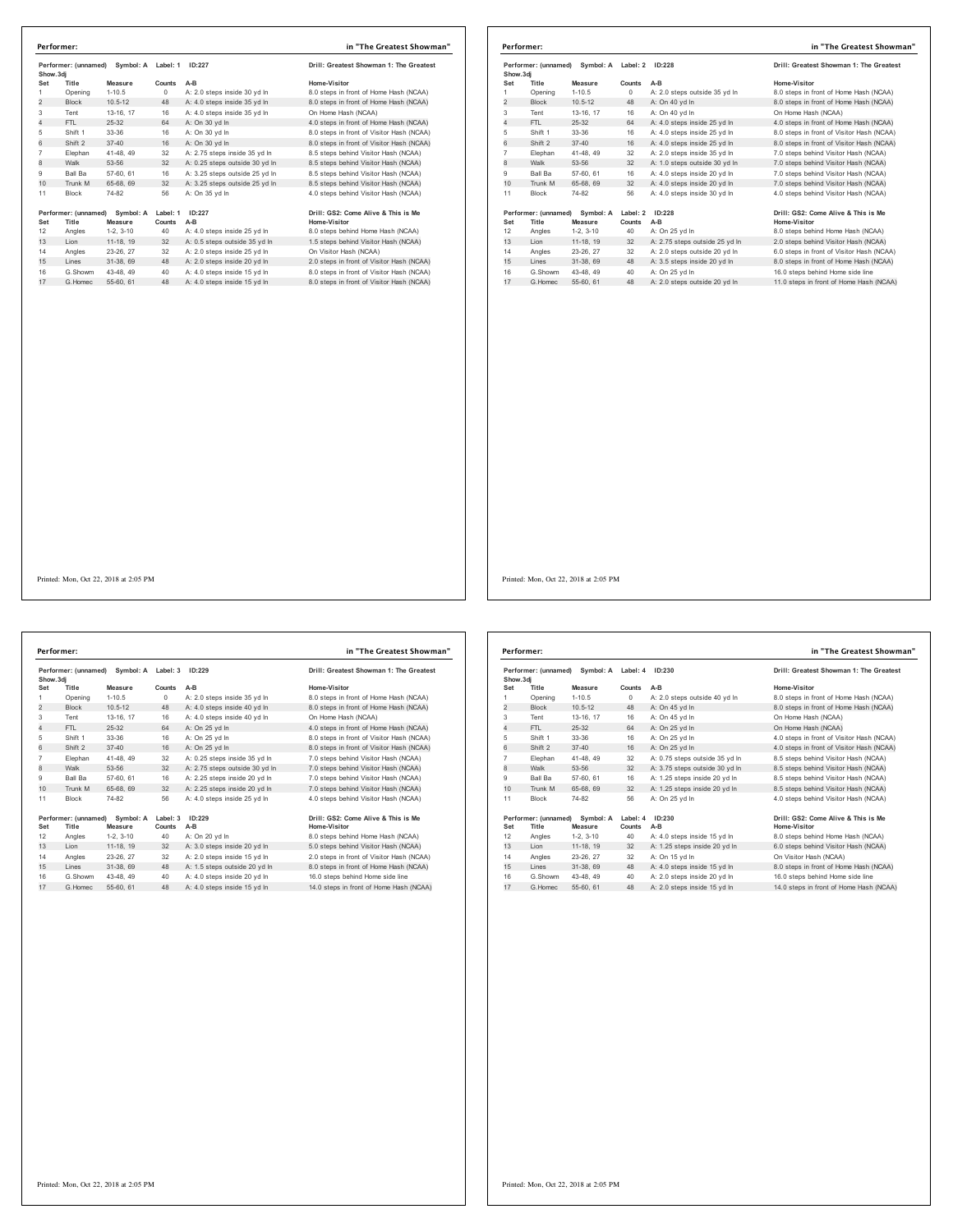## Performer: in "The Greatest Showman"

Performer: (unnamed) Symbol: A Label: 1 ID:227 — Show.3dj — Drill: Greatest Showman 1: The Greatest

| Set | Title | Measure | Counts | A-B | Home-Visitor |
|---|---|---|---|---|---|
| 1 | Opening | 1-10.5 | 0 | A: 2.0 steps inside 30 yd ln | 8.0 steps in front of Home Hash (NCAA) |
| 2 | Block | 10.5-12 | 48 | A: 4.0 steps inside 35 yd ln | 8.0 steps in front of Home Hash (NCAA) |
| 3 | Tent | 13-16, 17 | 16 | A: 4.0 steps inside 35 yd ln | On Home Hash (NCAA) |
| 4 | FTL | 25-32 | 64 | A: On 30 yd ln | 4.0 steps in front of Home Hash (NCAA) |
| 5 | Shift 1 | 33-36 | 16 | A: On 30 yd ln | 8.0 steps in front of Visitor Hash (NCAA) |
| 6 | Shift 2 | 37-40 | 16 | A: On 30 yd ln | 8.0 steps in front of Visitor Hash (NCAA) |
| 7 | Elephan | 41-48, 49 | 32 | A: 2.75 steps inside 35 yd ln | 8.5 steps behind Visitor Hash (NCAA) |
| 8 | Walk | 53-56 | 32 | A: 0.25 steps outside 30 yd ln | 8.5 steps behind Visitor Hash (NCAA) |
| 9 | Ball Ba | 57-60, 61 | 16 | A: 3.25 steps outside 25 yd ln | 8.5 steps behind Visitor Hash (NCAA) |
| 10 | Trunk M | 65-68, 69 | 32 | A: 3.25 steps outside 25 yd ln | 8.5 steps behind Visitor Hash (NCAA) |
| 11 | Block | 74-82 | 56 | A: On 35 yd ln | 4.0 steps behind Visitor Hash (NCAA) |

Performer: (unnamed) Symbol: A Label: 1 ID:227 — Drill: GS2: Come Alive & This is Me

| Set | Title | Measure | Counts | A-B | Home-Visitor |
|---|---|---|---|---|---|
| 12 | Angles | 1-2, 3-10 | 40 | A: 4.0 steps inside 25 yd ln | 8.0 steps behind Home Hash (NCAA) |
| 13 | Lion | 11-18, 19 | 32 | A: 0.5 steps outside 35 yd ln | 1.5 steps behind Visitor Hash (NCAA) |
| 14 | Angles | 23-26, 27 | 32 | A: 2.0 steps inside 25 yd ln | On Visitor Hash (NCAA) |
| 15 | Lines | 31-38, 69 | 48 | A: 2.0 steps inside 20 yd ln | 2.0 steps in front of Visitor Hash (NCAA) |
| 16 | G.Showm | 43-48, 49 | 40 | A: 4.0 steps inside 15 yd ln | 8.0 steps in front of Visitor Hash (NCAA) |
| 17 | G.Homec | 55-60, 61 | 48 | A: 4.0 steps inside 15 yd ln | 8.0 steps in front of Visitor Hash (NCAA) |

Printed: Mon, Oct 22, 2018 at 2:05 PM

## Performer: in "The Greatest Showman"

Performer: (unnamed) Symbol: A Label: 2 ID:228 — Show.3dj — Drill: Greatest Showman 1: The Greatest

| Set | Title | Measure | Counts | A-B | Home-Visitor |
|---|---|---|---|---|---|
| 1 | Opening | 1-10.5 | 0 | A: 2.0 steps outside 35 yd ln | 8.0 steps in front of Home Hash (NCAA) |
| 2 | Block | 10.5-12 | 48 | A: On 40 yd ln | 8.0 steps in front of Home Hash (NCAA) |
| 3 | Tent | 13-16, 17 | 16 | A: On 40 yd ln | On Home Hash (NCAA) |
| 4 | FTL | 25-32 | 64 | A: 4.0 steps inside 25 yd ln | 4.0 steps in front of Home Hash (NCAA) |
| 5 | Shift 1 | 33-36 | 16 | A: 4.0 steps inside 25 yd ln | 8.0 steps in front of Visitor Hash (NCAA) |
| 6 | Shift 2 | 37-40 | 16 | A: 4.0 steps inside 25 yd ln | 8.0 steps in front of Visitor Hash (NCAA) |
| 7 | Elephan | 41-48, 49 | 32 | A: 2.0 steps inside 35 yd ln | 7.0 steps behind Visitor Hash (NCAA) |
| 8 | Walk | 53-56 | 32 | A: 1.0 steps outside 30 yd ln | 7.0 steps behind Visitor Hash (NCAA) |
| 9 | Ball Ba | 57-60, 61 | 16 | A: 4.0 steps inside 20 yd ln | 7.0 steps behind Visitor Hash (NCAA) |
| 10 | Trunk M | 65-68, 69 | 32 | A: 4.0 steps inside 20 yd ln | 7.0 steps behind Visitor Hash (NCAA) |
| 11 | Block | 74-82 | 56 | A: 4.0 steps inside 30 yd ln | 4.0 steps behind Visitor Hash (NCAA) |

Performer: (unnamed) Symbol: A Label: 2 ID:228 — Drill: GS2: Come Alive & This is Me

| Set | Title | Measure | Counts | A-B | Home-Visitor |
|---|---|---|---|---|---|
| 12 | Angles | 1-2, 3-10 | 40 | A: On 25 yd ln | 8.0 steps behind Home Hash (NCAA) |
| 13 | Lion | 11-18, 19 | 32 | A: 2.75 steps outside 25 yd ln | 2.0 steps behind Visitor Hash (NCAA) |
| 14 | Angles | 23-26, 27 | 32 | A: 2.0 steps outside 20 yd ln | 6.0 steps in front of Visitor Hash (NCAA) |
| 15 | Lines | 31-38, 69 | 48 | A: 3.5 steps inside 20 yd ln | 8.0 steps in front of Home Hash (NCAA) |
| 16 | G.Showm | 43-48, 49 | 40 | A: On 25 yd ln | 16.0 steps behind Home side line |
| 17 | G.Homec | 55-60, 61 | 48 | A: 2.0 steps outside 20 yd ln | 11.0 steps in front of Home Hash (NCAA) |

Printed: Mon, Oct 22, 2018 at 2:05 PM

## Performer: in "The Greatest Showman"

Performer: (unnamed) Symbol: A Label: 3 ID:229 — Show.3dj — Drill: Greatest Showman 1: The Greatest

| Set | Title | Measure | Counts | A-B | Home-Visitor |
|---|---|---|---|---|---|
| 1 | Opening | 1-10.5 | 0 | A: 2.0 steps inside 35 yd ln | 8.0 steps in front of Home Hash (NCAA) |
| 2 | Block | 10.5-12 | 48 | A: 4.0 steps inside 40 yd ln | 8.0 steps in front of Home Hash (NCAA) |
| 3 | Tent | 13-16, 17 | 16 | A: 4.0 steps inside 40 yd ln | On Home Hash (NCAA) |
| 4 | FTL | 25-32 | 64 | A: On 25 yd ln | 4.0 steps in front of Home Hash (NCAA) |
| 5 | Shift 1 | 33-36 | 16 | A: On 25 yd ln | 8.0 steps in front of Visitor Hash (NCAA) |
| 6 | Shift 2 | 37-40 | 16 | A: On 25 yd ln | 8.0 steps in front of Visitor Hash (NCAA) |
| 7 | Elephan | 41-48, 49 | 32 | A: 0.25 steps inside 35 yd ln | 7.0 steps behind Visitor Hash (NCAA) |
| 8 | Walk | 53-56 | 32 | A: 2.75 steps outside 30 yd ln | 7.0 steps behind Visitor Hash (NCAA) |
| 9 | Ball Ba | 57-60, 61 | 16 | A: 2.25 steps inside 20 yd ln | 7.0 steps behind Visitor Hash (NCAA) |
| 10 | Trunk M | 65-68, 69 | 32 | A: 2.25 steps inside 20 yd ln | 7.0 steps behind Visitor Hash (NCAA) |
| 11 | Block | 74-82 | 56 | A: 4.0 steps inside 25 yd ln | 4.0 steps behind Visitor Hash (NCAA) |

Performer: (unnamed) Symbol: A Label: 3 ID:229 — Drill: GS2: Come Alive & This is Me

| Set | Title | Measure | Counts | A-B | Home-Visitor |
|---|---|---|---|---|---|
| 12 | Angles | 1-2, 3-10 | 40 | A: On 20 yd ln | 8.0 steps behind Home Hash (NCAA) |
| 13 | Lion | 11-18, 19 | 32 | A: 3.0 steps inside 20 yd ln | 5.0 steps behind Visitor Hash (NCAA) |
| 14 | Angles | 23-26, 27 | 32 | A: 2.0 steps inside 15 yd ln | 2.0 steps in front of Visitor Hash (NCAA) |
| 15 | Lines | 31-38, 69 | 48 | A: 1.5 steps outside 20 yd ln | 8.0 steps in front of Home Hash (NCAA) |
| 16 | G.Showm | 43-48, 49 | 40 | A: 4.0 steps inside 20 yd ln | 16.0 steps behind Home side line |
| 17 | G.Homec | 55-60, 61 | 48 | A: 4.0 steps inside 15 yd ln | 14.0 steps in front of Home Hash (NCAA) |

Printed: Mon, Oct 22, 2018 at 2:05 PM

## Performer: in "The Greatest Showman"

Performer: (unnamed) Symbol: A Label: 4 ID:230 — Show.3dj — Drill: Greatest Showman 1: The Greatest

| Set | Title | Measure | Counts | A-B | Home-Visitor |
|---|---|---|---|---|---|
| 1 | Opening | 1-10.5 | 0 | A: 2.0 steps outside 40 yd ln | 8.0 steps in front of Home Hash (NCAA) |
| 2 | Block | 10.5-12 | 48 | A: On 45 yd ln | 8.0 steps in front of Home Hash (NCAA) |
| 3 | Tent | 13-16, 17 | 16 | A: On 45 yd ln | On Home Hash (NCAA) |
| 4 | FTL | 25-32 | 64 | A: On 25 yd ln | On Home Hash (NCAA) |
| 5 | Shift 1 | 33-36 | 16 | A: On 25 yd ln | 4.0 steps in front of Visitor Hash (NCAA) |
| 6 | Shift 2 | 37-40 | 16 | A: On 25 yd ln | 4.0 steps in front of Visitor Hash (NCAA) |
| 7 | Elephan | 41-48, 49 | 32 | A: 0.75 steps outside 35 yd ln | 8.5 steps behind Visitor Hash (NCAA) |
| 8 | Walk | 53-56 | 32 | A: 3.75 steps outside 30 yd ln | 8.5 steps behind Visitor Hash (NCAA) |
| 9 | Ball Ba | 57-60, 61 | 16 | A: 1.25 steps inside 20 yd ln | 8.5 steps behind Visitor Hash (NCAA) |
| 10 | Trunk M | 65-68, 69 | 32 | A: 1.25 steps inside 20 yd ln | 8.5 steps behind Visitor Hash (NCAA) |
| 11 | Block | 74-82 | 56 | A: On 25 yd ln | 4.0 steps behind Visitor Hash (NCAA) |

Performer: (unnamed) Symbol: A Label: 4 ID:230 — Drill: GS2: Come Alive & This is Me

| Set | Title | Measure | Counts | A-B | Home-Visitor |
|---|---|---|---|---|---|
| 12 | Angles | 1-2, 3-10 | 40 | A: 4.0 steps inside 15 yd ln | 8.0 steps behind Home Hash (NCAA) |
| 13 | Lion | 11-18, 19 | 32 | A: 1.25 steps inside 20 yd ln | 6.0 steps behind Visitor Hash (NCAA) |
| 14 | Angles | 23-26, 27 | 32 | A: On 15 yd ln | On Visitor Hash (NCAA) |
| 15 | Lines | 31-38, 69 | 48 | A: 4.0 steps inside 15 yd ln | 8.0 steps in front of Home Hash (NCAA) |
| 16 | G.Showm | 43-48, 49 | 40 | A: 2.0 steps inside 20 yd ln | 16.0 steps behind Home side line |
| 17 | G.Homec | 55-60, 61 | 48 | A: 2.0 steps inside 15 yd ln | 14.0 steps in front of Home Hash (NCAA) |

Printed: Mon, Oct 22, 2018 at 2:05 PM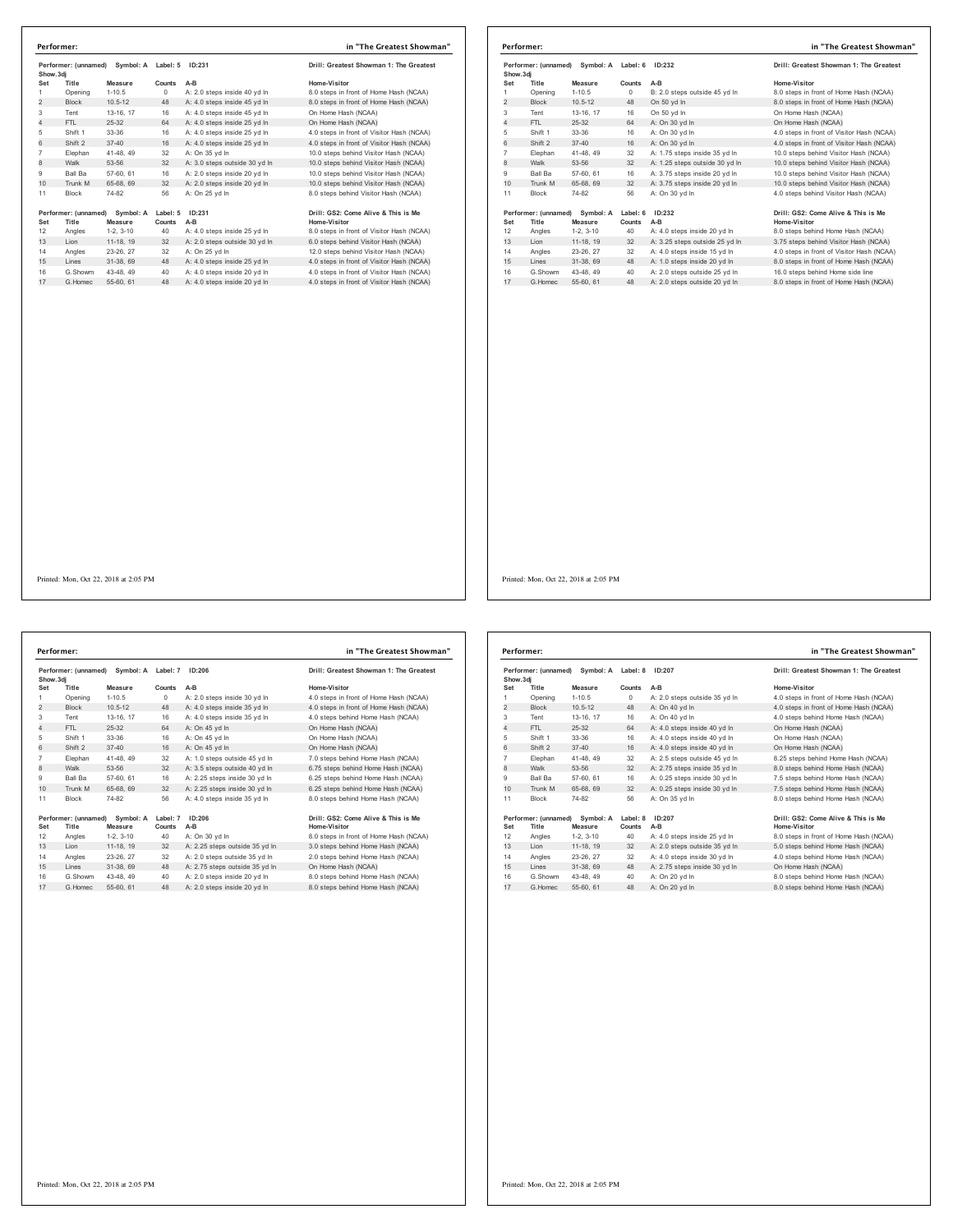## Performer: in "The Greatest Showman"

Performer: (unnamed) Symbol: A Label: 5 ID:231 — Drill: Greatest Showman 1: The Greatest Show.3dj

| Set | Title | Measure | Counts | A-B | Home-Visitor |
|---|---|---|---|---|---|
| 1 | Opening | 1-10.5 | 0 | A: 2.0 steps inside 40 yd ln | 8.0 steps in front of Home Hash (NCAA) |
| 2 | Block | 10.5-12 | 48 | A: 4.0 steps inside 45 yd ln | 8.0 steps in front of Home Hash (NCAA) |
| 3 | Tent | 13-16, 17 | 16 | A: 4.0 steps inside 45 yd ln | On Home Hash (NCAA) |
| 4 | FTL | 25-32 | 64 | A: 4.0 steps inside 25 yd ln | On Home Hash (NCAA) |
| 5 | Shift 1 | 33-36 | 16 | A: 4.0 steps inside 25 yd ln | 4.0 steps in front of Visitor Hash (NCAA) |
| 6 | Shift 2 | 37-40 | 16 | A: 4.0 steps inside 25 yd ln | 4.0 steps in front of Visitor Hash (NCAA) |
| 7 | Elephan | 41-48, 49 | 32 | A: On 35 yd ln | 10.0 steps behind Visitor Hash (NCAA) |
| 8 | Walk | 53-56 | 32 | A: 3.0 steps outside 30 yd ln | 10.0 steps behind Visitor Hash (NCAA) |
| 9 | Ball Ba | 57-60, 61 | 16 | A: 2.0 steps inside 20 yd ln | 10.0 steps behind Visitor Hash (NCAA) |
| 10 | Trunk M | 65-68, 69 | 32 | A: 2.0 steps inside 20 yd ln | 10.0 steps behind Visitor Hash (NCAA) |
| 11 | Block | 74-82 | 56 | A: On 25 yd ln | 8.0 steps behind Visitor Hash (NCAA) |

Performer: (unnamed) Symbol: A Label: 5 ID:231 — Drill: GS2: Come Alive & This is Me

| Set | Title | Measure | Counts | A-B | Home-Visitor |
|---|---|---|---|---|---|
| 12 | Angles | 1-2, 3-10 | 40 | A: 4.0 steps inside 25 yd ln | 8.0 steps in front of Visitor Hash (NCAA) |
| 13 | Lion | 11-18, 19 | 32 | A: 2.0 steps outside 30 yd ln | 6.0 steps behind Visitor Hash (NCAA) |
| 14 | Angles | 23-26, 27 | 32 | A: On 25 yd ln | 12.0 steps behind Visitor Hash (NCAA) |
| 15 | Lines | 31-38, 69 | 48 | A: 4.0 steps inside 25 yd ln | 4.0 steps in front of Visitor Hash (NCAA) |
| 16 | G.Showm | 43-48, 49 | 40 | A: 4.0 steps inside 20 yd ln | 4.0 steps in front of Visitor Hash (NCAA) |
| 17 | G.Homec | 55-60, 61 | 48 | A: 4.0 steps inside 20 yd ln | 4.0 steps in front of Visitor Hash (NCAA) |

Printed: Mon, Oct 22, 2018 at 2:05 PM

## Performer: in "The Greatest Showman"

Performer: (unnamed) Symbol: A Label: 6 ID:232 — Drill: Greatest Showman 1: The Greatest Show.3dj

| Set | Title | Measure | Counts | A-B | Home-Visitor |
|---|---|---|---|---|---|
| 1 | Opening | 1-10.5 | 0 | B: 2.0 steps outside 45 yd ln | 8.0 steps in front of Home Hash (NCAA) |
| 2 | Block | 10.5-12 | 48 | On 50 yd ln | 8.0 steps in front of Home Hash (NCAA) |
| 3 | Tent | 13-16, 17 | 16 | On 50 yd ln | On Home Hash (NCAA) |
| 4 | FTL | 25-32 | 64 | A: On 30 yd ln | On Home Hash (NCAA) |
| 5 | Shift 1 | 33-36 | 16 | A: On 30 yd ln | 4.0 steps in front of Visitor Hash (NCAA) |
| 6 | Shift 2 | 37-40 | 16 | A: On 30 yd ln | 4.0 steps in front of Visitor Hash (NCAA) |
| 7 | Elephan | 41-48, 49 | 32 | A: 1.75 steps inside 35 yd ln | 10.0 steps behind Visitor Hash (NCAA) |
| 8 | Walk | 53-56 | 32 | A: 1.25 steps outside 30 yd ln | 10.0 steps behind Visitor Hash (NCAA) |
| 9 | Ball Ba | 57-60, 61 | 16 | A: 3.75 steps inside 20 yd ln | 10.0 steps behind Visitor Hash (NCAA) |
| 10 | Trunk M | 65-68, 69 | 32 | A: 3.75 steps inside 20 yd ln | 10.0 steps behind Visitor Hash (NCAA) |
| 11 | Block | 74-82 | 56 | A: On 30 yd ln | 4.0 steps behind Visitor Hash (NCAA) |

Performer: (unnamed) Symbol: A Label: 6 ID:232 — Drill: GS2: Come Alive & This is Me

| Set | Title | Measure | Counts | A-B | Home-Visitor |
|---|---|---|---|---|---|
| 12 | Angles | 1-2, 3-10 | 40 | A: 4.0 steps inside 20 yd ln | 8.0 steps behind Home Hash (NCAA) |
| 13 | Lion | 11-18, 19 | 32 | A: 3.25 steps outside 25 yd ln | 3.75 steps behind Visitor Hash (NCAA) |
| 14 | Angles | 23-26, 27 | 32 | A: 4.0 steps inside 15 yd ln | 4.0 steps in front of Visitor Hash (NCAA) |
| 15 | Lines | 31-38, 69 | 48 | A: 1.0 steps inside 20 yd ln | 8.0 steps in front of Home Hash (NCAA) |
| 16 | G.Showm | 43-48, 49 | 40 | A: 2.0 steps outside 25 yd ln | 16.0 steps behind Home side line |
| 17 | G.Homec | 55-60, 61 | 48 | A: 2.0 steps outside 20 yd ln | 8.0 steps in front of Home Hash (NCAA) |

Printed: Mon, Oct 22, 2018 at 2:05 PM

## Performer: in "The Greatest Showman"

Performer: (unnamed) Symbol: A Label: 7 ID:206 — Drill: Greatest Showman 1: The Greatest Show.3dj

| Set | Title | Measure | Counts | A-B | Home-Visitor |
|---|---|---|---|---|---|
| 1 | Opening | 1-10.5 | 0 | A: 2.0 steps inside 30 yd ln | 4.0 steps in front of Home Hash (NCAA) |
| 2 | Block | 10.5-12 | 48 | A: 4.0 steps inside 35 yd ln | 4.0 steps in front of Home Hash (NCAA) |
| 3 | Tent | 13-16, 17 | 16 | A: 4.0 steps inside 35 yd ln | 4.0 steps behind Home Hash (NCAA) |
| 4 | FTL | 25-32 | 64 | A: On 45 yd ln | On Home Hash (NCAA) |
| 5 | Shift 1 | 33-36 | 16 | A: On 45 yd ln | On Home Hash (NCAA) |
| 6 | Shift 2 | 37-40 | 16 | A: On 45 yd ln | On Home Hash (NCAA) |
| 7 | Elephan | 41-48, 49 | 32 | A: 1.0 steps outside 45 yd ln | 7.0 steps behind Home Hash (NCAA) |
| 8 | Walk | 53-56 | 32 | A: 3.5 steps outside 40 yd ln | 6.75 steps behind Home Hash (NCAA) |
| 9 | Ball Ba | 57-60, 61 | 16 | A: 2.25 steps inside 30 yd ln | 6.25 steps behind Home Hash (NCAA) |
| 10 | Trunk M | 65-68, 69 | 32 | A: 2.25 steps inside 30 yd ln | 6.25 steps behind Home Hash (NCAA) |
| 11 | Block | 74-82 | 56 | A: 4.0 steps inside 35 yd ln | 8.0 steps behind Home Hash (NCAA) |

Performer: (unnamed) Symbol: A Label: 7 ID:206 — Drill: GS2: Come Alive & This is Me

| Set | Title | Measure | Counts | A-B | Home-Visitor |
|---|---|---|---|---|---|
| 12 | Angles | 1-2, 3-10 | 40 | A: On 30 yd ln | 8.0 steps in front of Home Hash (NCAA) |
| 13 | Lion | 11-18, 19 | 32 | A: 2.25 steps outside 35 yd ln | 3.0 steps behind Home Hash (NCAA) |
| 14 | Angles | 23-26, 27 | 32 | A: 2.0 steps outside 35 yd ln | 2.0 steps behind Home Hash (NCAA) |
| 15 | Lines | 31-38, 69 | 48 | A: 2.75 steps outside 35 yd ln | On Home Hash (NCAA) |
| 16 | G.Showm | 43-48, 49 | 40 | A: 2.0 steps inside 20 yd ln | 8.0 steps behind Home Hash (NCAA) |
| 17 | G.Homec | 55-60, 61 | 48 | A: 2.0 steps inside 20 yd ln | 8.0 steps behind Home Hash (NCAA) |

Printed: Mon, Oct 22, 2018 at 2:05 PM

## Performer: in "The Greatest Showman"

Performer: (unnamed) Symbol: A Label: 8 ID:207 — Drill: Greatest Showman 1: The Greatest Show.3dj

| Set | Title | Measure | Counts | A-B | Home-Visitor |
|---|---|---|---|---|---|
| 1 | Opening | 1-10.5 | 0 | A: 2.0 steps outside 35 yd ln | 4.0 steps in front of Home Hash (NCAA) |
| 2 | Block | 10.5-12 | 48 | A: On 40 yd ln | 4.0 steps in front of Home Hash (NCAA) |
| 3 | Tent | 13-16, 17 | 16 | A: On 40 yd ln | 4.0 steps behind Home Hash (NCAA) |
| 4 | FTL | 25-32 | 64 | A: 4.0 steps inside 40 yd ln | On Home Hash (NCAA) |
| 5 | Shift 1 | 33-36 | 16 | A: 4.0 steps inside 40 yd ln | On Home Hash (NCAA) |
| 6 | Shift 2 | 37-40 | 16 | A: 4.0 steps inside 40 yd ln | On Home Hash (NCAA) |
| 7 | Elephan | 41-48, 49 | 32 | A: 2.5 steps outside 45 yd ln | 8.25 steps behind Home Hash (NCAA) |
| 8 | Walk | 53-56 | 32 | A: 2.75 steps inside 35 yd ln | 8.0 steps behind Home Hash (NCAA) |
| 9 | Ball Ba | 57-60, 61 | 16 | A: 0.25 steps inside 30 yd ln | 7.5 steps behind Home Hash (NCAA) |
| 10 | Trunk M | 65-68, 69 | 32 | A: 0.25 steps inside 30 yd ln | 7.5 steps behind Home Hash (NCAA) |
| 11 | Block | 74-82 | 56 | A: On 35 yd ln | 8.0 steps behind Home Hash (NCAA) |

Performer: (unnamed) Symbol: A Label: 8 ID:207 — Drill: GS2: Come Alive & This is Me

| Set | Title | Measure | Counts | A-B | Home-Visitor |
|---|---|---|---|---|---|
| 12 | Angles | 1-2, 3-10 | 40 | A: 4.0 steps inside 25 yd ln | 8.0 steps in front of Home Hash (NCAA) |
| 13 | Lion | 11-18, 19 | 32 | A: 2.0 steps outside 35 yd ln | 5.0 steps behind Home Hash (NCAA) |
| 14 | Angles | 23-26, 27 | 32 | A: 4.0 steps inside 30 yd ln | 4.0 steps behind Home Hash (NCAA) |
| 15 | Lines | 31-38, 69 | 48 | A: 2.75 steps inside 30 yd ln | On Home Hash (NCAA) |
| 16 | G.Showm | 43-48, 49 | 40 | A: On 20 yd ln | 8.0 steps behind Home Hash (NCAA) |
| 17 | G.Homec | 55-60, 61 | 48 | A: On 20 yd ln | 8.0 steps behind Home Hash (NCAA) |

Printed: Mon, Oct 22, 2018 at 2:05 PM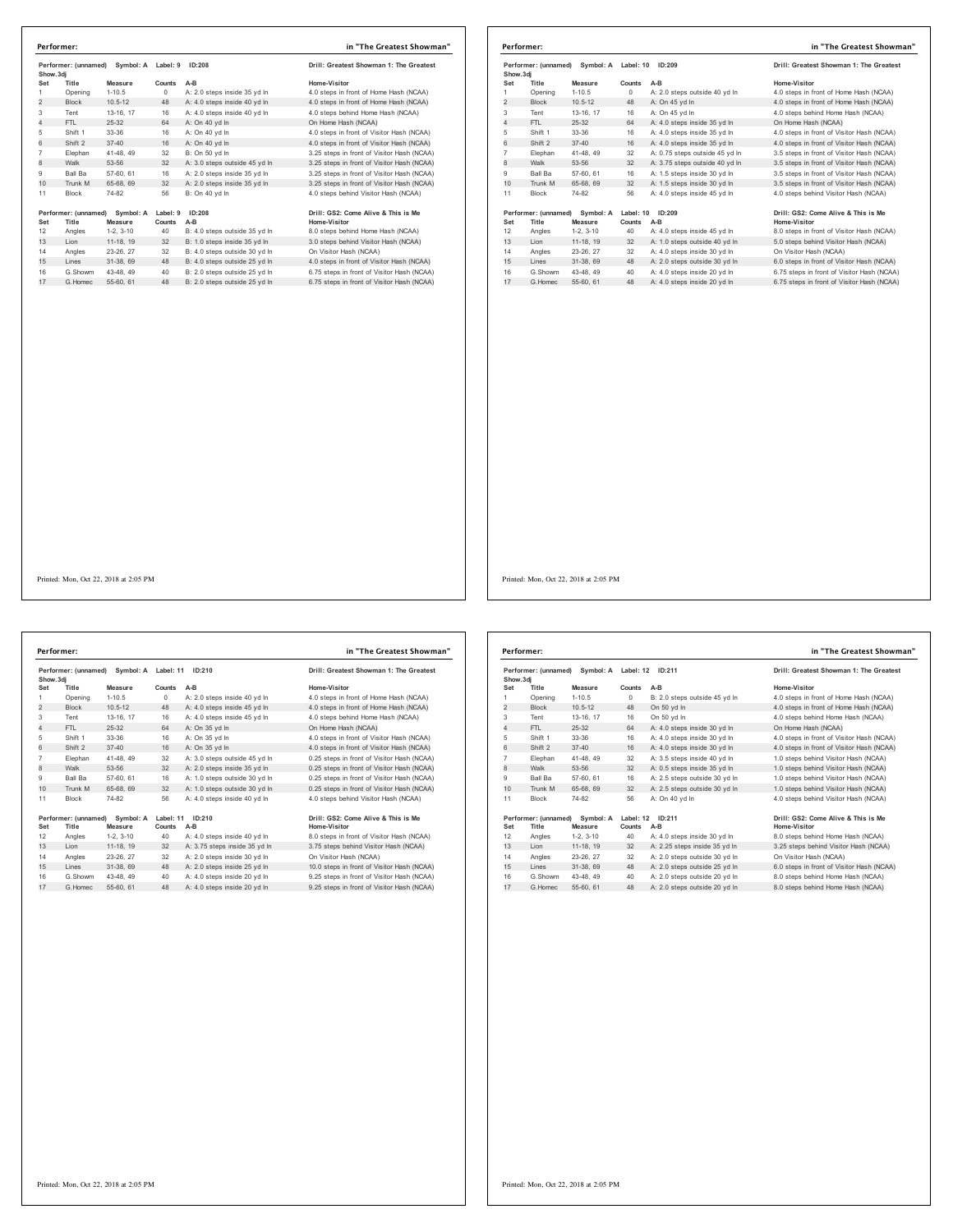## Performer: in "The Greatest Showman"

Performer: (unnamed) Symbol: A Label: 9 ID:208 — Drill: Greatest Showman 1: The Greatest Show.3dj

| Set | Title | Measure | Counts | A-B | Home-Visitor |
|---|---|---|---|---|---|
| 1 | Opening | 1-10.5 | 0 | A: 2.0 steps inside 35 yd ln | 4.0 steps in front of Home Hash (NCAA) |
| 2 | Block | 10.5-12 | 48 | A: 4.0 steps inside 40 yd ln | 4.0 steps in front of Home Hash (NCAA) |
| 3 | Tent | 13-16, 17 | 16 | A: 4.0 steps inside 40 yd ln | 4.0 steps behind Home Hash (NCAA) |
| 4 | FTL | 25-32 | 64 | A: On 40 yd ln | On Home Hash (NCAA) |
| 5 | Shift 1 | 33-36 | 16 | A: On 40 yd ln | 4.0 steps in front of Visitor Hash (NCAA) |
| 6 | Shift 2 | 37-40 | 16 | A: On 40 yd ln | 4.0 steps in front of Visitor Hash (NCAA) |
| 7 | Elephan | 41-48, 49 | 32 | B: On 50 yd ln | 3.25 steps in front of Visitor Hash (NCAA) |
| 8 | Walk | 53-56 | 32 | A: 3.0 steps outside 45 yd ln | 3.25 steps in front of Visitor Hash (NCAA) |
| 9 | Ball Ba | 57-60, 61 | 16 | A: 2.0 steps inside 35 yd ln | 3.25 steps in front of Visitor Hash (NCAA) |
| 10 | Trunk M | 65-68, 69 | 32 | A: 2.0 steps inside 35 yd ln | 3.25 steps in front of Visitor Hash (NCAA) |
| 11 | Block | 74-82 | 56 | B: On 40 yd ln | 4.0 steps behind Visitor Hash (NCAA) |

Performer: (unnamed) Symbol: A Label: 9 ID:208 — Drill: GS2: Come Alive & This is Me

| Set | Title | Measure | Counts | A-B | Home-Visitor |
|---|---|---|---|---|---|
| 12 | Angles | 1-2, 3-10 | 40 | B: 4.0 steps outside 35 yd ln | 8.0 steps behind Home Hash (NCAA) |
| 13 | Lion | 11-18, 19 | 32 | B: 1.0 steps inside 35 yd ln | 3.0 steps behind Visitor Hash (NCAA) |
| 14 | Angles | 23-26, 27 | 32 | B: 4.0 steps outside 30 yd ln | On Visitor Hash (NCAA) |
| 15 | Lines | 31-38, 69 | 48 | B: 4.0 steps outside 25 yd ln | 4.0 steps in front of Visitor Hash (NCAA) |
| 16 | G.Showm | 43-48, 49 | 40 | B: 2.0 steps outside 25 yd ln | 6.75 steps in front of Visitor Hash (NCAA) |
| 17 | G.Homec | 55-60, 61 | 48 | B: 2.0 steps outside 25 yd ln | 6.75 steps in front of Visitor Hash (NCAA) |

Printed: Mon, Oct 22, 2018 at 2:05 PM

## Performer: in "The Greatest Showman"

Performer: (unnamed) Symbol: A Label: 10 ID:209 — Drill: Greatest Showman 1: The Greatest Show.3dj

| Set | Title | Measure | Counts | A-B | Home-Visitor |
|---|---|---|---|---|---|
| 1 | Opening | 1-10.5 | 0 | A: 2.0 steps outside 40 yd ln | 4.0 steps in front of Home Hash (NCAA) |
| 2 | Block | 10.5-12 | 48 | A: On 45 yd ln | 4.0 steps in front of Home Hash (NCAA) |
| 3 | Tent | 13-16, 17 | 16 | A: On 45 yd ln | 4.0 steps behind Home Hash (NCAA) |
| 4 | FTL | 25-32 | 64 | A: 4.0 steps inside 35 yd ln | On Home Hash (NCAA) |
| 5 | Shift 1 | 33-36 | 16 | A: 4.0 steps inside 35 yd ln | 4.0 steps in front of Visitor Hash (NCAA) |
| 6 | Shift 2 | 37-40 | 16 | A: 4.0 steps inside 35 yd ln | 4.0 steps in front of Visitor Hash (NCAA) |
| 7 | Elephan | 41-48, 49 | 32 | A: 0.75 steps outside 45 yd ln | 3.5 steps in front of Visitor Hash (NCAA) |
| 8 | Walk | 53-56 | 32 | A: 3.75 steps outside 40 yd ln | 3.5 steps in front of Visitor Hash (NCAA) |
| 9 | Ball Ba | 57-60, 61 | 16 | A: 1.5 steps inside 30 yd ln | 3.5 steps in front of Visitor Hash (NCAA) |
| 10 | Trunk M | 65-68, 69 | 32 | A: 1.5 steps inside 30 yd ln | 3.5 steps in front of Visitor Hash (NCAA) |
| 11 | Block | 74-82 | 56 | A: 4.0 steps inside 45 yd ln | 4.0 steps behind Visitor Hash (NCAA) |

Performer: (unnamed) Symbol: A Label: 10 ID:209 — Drill: GS2: Come Alive & This is Me

| Set | Title | Measure | Counts | A-B | Home-Visitor |
|---|---|---|---|---|---|
| 12 | Angles | 1-2, 3-10 | 40 | A: 4.0 steps inside 45 yd ln | 8.0 steps in front of Visitor Hash (NCAA) |
| 13 | Lion | 11-18, 19 | 32 | A: 1.0 steps outside 40 yd ln | 5.0 steps behind Visitor Hash (NCAA) |
| 14 | Angles | 23-26, 27 | 32 | A: 4.0 steps inside 30 yd ln | On Visitor Hash (NCAA) |
| 15 | Lines | 31-38, 69 | 48 | A: 2.0 steps outside 30 yd ln | 6.0 steps in front of Visitor Hash (NCAA) |
| 16 | G.Showm | 43-48, 49 | 40 | A: 4.0 steps inside 20 yd ln | 6.75 steps in front of Visitor Hash (NCAA) |
| 17 | G.Homec | 55-60, 61 | 48 | A: 4.0 steps inside 20 yd ln | 6.75 steps in front of Visitor Hash (NCAA) |

Printed: Mon, Oct 22, 2018 at 2:05 PM

## Performer: in "The Greatest Showman"

Performer: (unnamed) Symbol: A Label: 11 ID:210 — Drill: Greatest Showman 1: The Greatest Show.3dj

| Set | Title | Measure | Counts | A-B | Home-Visitor |
|---|---|---|---|---|---|
| 1 | Opening | 1-10.5 | 0 | A: 2.0 steps inside 40 yd ln | 4.0 steps in front of Home Hash (NCAA) |
| 2 | Block | 10.5-12 | 48 | A: 4.0 steps inside 45 yd ln | 4.0 steps in front of Home Hash (NCAA) |
| 3 | Tent | 13-16, 17 | 16 | A: 4.0 steps inside 45 yd ln | 4.0 steps behind Home Hash (NCAA) |
| 4 | FTL | 25-32 | 64 | A: On 35 yd ln | On Home Hash (NCAA) |
| 5 | Shift 1 | 33-36 | 16 | A: On 35 yd ln | 4.0 steps in front of Visitor Hash (NCAA) |
| 6 | Shift 2 | 37-40 | 16 | A: On 35 yd ln | 4.0 steps in front of Visitor Hash (NCAA) |
| 7 | Elephan | 41-48, 49 | 32 | A: 3.0 steps outside 45 yd ln | 0.25 steps in front of Visitor Hash (NCAA) |
| 8 | Walk | 53-56 | 32 | A: 2.0 steps inside 35 yd ln | 0.25 steps in front of Visitor Hash (NCAA) |
| 9 | Ball Ba | 57-60, 61 | 16 | A: 1.0 steps outside 30 yd ln | 0.25 steps in front of Visitor Hash (NCAA) |
| 10 | Trunk M | 65-68, 69 | 32 | A: 1.0 steps outside 30 yd ln | 0.25 steps in front of Visitor Hash (NCAA) |
| 11 | Block | 74-82 | 56 | A: 4.0 steps inside 40 yd ln | 4.0 steps behind Visitor Hash (NCAA) |

Performer: (unnamed) Symbol: A Label: 11 ID:210 — Drill: GS2: Come Alive & This is Me

| Set | Title | Measure | Counts | A-B | Home-Visitor |
|---|---|---|---|---|---|
| 12 | Angles | 1-2, 3-10 | 40 | A: 4.0 steps inside 40 yd ln | 8.0 steps in front of Visitor Hash (NCAA) |
| 13 | Lion | 11-18, 19 | 32 | A: 3.75 steps inside 35 yd ln | 3.75 steps behind Visitor Hash (NCAA) |
| 14 | Angles | 23-26, 27 | 32 | A: 2.0 steps inside 30 yd ln | On Visitor Hash (NCAA) |
| 15 | Lines | 31-38, 69 | 48 | A: 2.0 steps inside 25 yd ln | 10.0 steps in front of Visitor Hash (NCAA) |
| 16 | G.Showm | 43-48, 49 | 40 | A: 4.0 steps inside 20 yd ln | 9.25 steps in front of Visitor Hash (NCAA) |
| 17 | G.Homec | 55-60, 61 | 48 | A: 4.0 steps inside 20 yd ln | 9.25 steps in front of Visitor Hash (NCAA) |

Printed: Mon, Oct 22, 2018 at 2:05 PM

## Performer: in "The Greatest Showman"

Performer: (unnamed) Symbol: A Label: 12 ID:211 — Drill: Greatest Showman 1: The Greatest Show.3dj

| Set | Title | Measure | Counts | A-B | Home-Visitor |
|---|---|---|---|---|---|
| 1 | Opening | 1-10.5 | 0 | B: 2.0 steps outside 45 yd ln | 4.0 steps in front of Home Hash (NCAA) |
| 2 | Block | 10.5-12 | 48 | On 50 yd ln | 4.0 steps in front of Home Hash (NCAA) |
| 3 | Tent | 13-16, 17 | 16 | On 50 yd ln | 4.0 steps behind Home Hash (NCAA) |
| 4 | FTL | 25-32 | 64 | A: 4.0 steps inside 30 yd ln | On Home Hash (NCAA) |
| 5 | Shift 1 | 33-36 | 16 | A: 4.0 steps inside 30 yd ln | 4.0 steps in front of Visitor Hash (NCAA) |
| 6 | Shift 2 | 37-40 | 16 | A: 4.0 steps inside 30 yd ln | 4.0 steps in front of Visitor Hash (NCAA) |
| 7 | Elephan | 41-48, 49 | 32 | A: 3.5 steps inside 40 yd ln | 1.0 steps behind Visitor Hash (NCAA) |
| 8 | Walk | 53-56 | 32 | A: 0.5 steps inside 35 yd ln | 1.0 steps behind Visitor Hash (NCAA) |
| 9 | Ball Ba | 57-60, 61 | 16 | A: 2.5 steps outside 30 yd ln | 1.0 steps behind Visitor Hash (NCAA) |
| 10 | Trunk M | 65-68, 69 | 32 | A: 2.5 steps outside 30 yd ln | 1.0 steps behind Visitor Hash (NCAA) |
| 11 | Block | 74-82 | 56 | A: On 40 yd ln | 4.0 steps behind Visitor Hash (NCAA) |

Performer: (unnamed) Symbol: A Label: 12 ID:211 — Drill: GS2: Come Alive & This is Me

| Set | Title | Measure | Counts | A-B | Home-Visitor |
|---|---|---|---|---|---|
| 12 | Angles | 1-2, 3-10 | 40 | A: 4.0 steps inside 30 yd ln | 8.0 steps behind Home Hash (NCAA) |
| 13 | Lion | 11-18, 19 | 32 | A: 2.25 steps inside 35 yd ln | 3.25 steps behind Visitor Hash (NCAA) |
| 14 | Angles | 23-26, 27 | 32 | A: 2.0 steps outside 30 yd ln | On Visitor Hash (NCAA) |
| 15 | Lines | 31-38, 69 | 48 | A: 2.0 steps outside 25 yd ln | 6.0 steps in front of Visitor Hash (NCAA) |
| 16 | G.Showm | 43-48, 49 | 40 | A: 2.0 steps outside 20 yd ln | 8.0 steps behind Home Hash (NCAA) |
| 17 | G.Homec | 55-60, 61 | 48 | A: 2.0 steps outside 20 yd ln | 8.0 steps behind Home Hash (NCAA) |

Printed: Mon, Oct 22, 2018 at 2:05 PM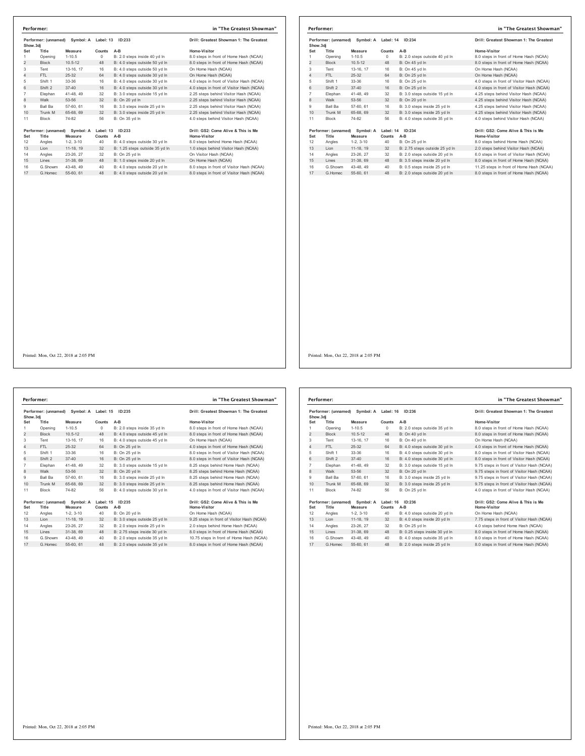## Performer: in "The Greatest Showman"

Performer: (unnamed) Symbol: A Label: 13 ID:233 — Drill: Greatest Show.3dj Showman 1: The Greatest

| Set | Title | Measure | Counts | A-B | Home-Visitor |
|---|---|---|---|---|---|
| 1 | Opening | 1-10.5 | 0 | B: 2.0 steps inside 40 yd ln | 8.0 steps in front of Home Hash (NCAA) |
| 2 | Block | 10.5-12 | 48 | B: 4.0 steps outside 50 yd ln | 8.0 steps in front of Home Hash (NCAA) |
| 3 | Tent | 13-16, 17 | 16 | B: 4.0 steps outside 50 yd ln | On Home Hash (NCAA) |
| 4 | FTL | 25-32 | 64 | B: 4.0 steps outside 30 yd ln | On Home Hash (NCAA) |
| 5 | Shift 1 | 33-36 | 16 | B: 4.0 steps outside 30 yd ln | 4.0 steps in front of Visitor Hash (NCAA) |
| 6 | Shift 2 | 37-40 | 16 | B: 4.0 steps outside 30 yd ln | 4.0 steps in front of Visitor Hash (NCAA) |
| 7 | Elephan | 41-48, 49 | 32 | B: 3.0 steps outside 15 yd ln | 2.25 steps behind Visitor Hash (NCAA) |
| 8 | Walk | 53-56 | 32 | B: On 20 yd ln | 2.25 steps behind Visitor Hash (NCAA) |
| 9 | Ball Ba | 57-60, 61 | 16 | B: 3.0 steps inside 25 yd ln | 2.25 steps behind Visitor Hash (NCAA) |
| 10 | Trunk M | 65-68, 69 | 32 | B: 3.0 steps inside 25 yd ln | 2.25 steps behind Visitor Hash (NCAA) |
| 11 | Block | 74-82 | 56 | B: On 35 yd ln | 4.0 steps behind Visitor Hash (NCAA) |

Performer: (unnamed) Symbol: A Label: 13 ID:233 — Drill: GS2: Come Alive & This is Me

| Set | Title | Measure | Counts | A-B | Home-Visitor |
|---|---|---|---|---|---|
| 12 | Angles | 1-2, 3-10 | 40 | B: 4.0 steps outside 30 yd ln | 8.0 steps behind Home Hash (NCAA) |
| 13 | Lion | 11-18, 19 | 32 | B: 1.25 steps outside 35 yd ln | 1.0 steps behind Visitor Hash (NCAA) |
| 14 | Angles | 23-26, 27 | 32 | B: On 25 yd ln | On Visitor Hash (NCAA) |
| 15 | Lines | 31-38, 69 | 48 | B: 1.0 steps inside 20 yd ln | On Home Hash (NCAA) |
| 16 | G.Showm | 43-48, 49 | 40 | B: 4.0 steps outside 20 yd ln | 8.0 steps in front of Visitor Hash (NCAA) |
| 17 | G.Homec | 55-60, 61 | 48 | B: 4.0 steps outside 20 yd ln | 8.0 steps in front of Visitor Hash (NCAA) |

Printed: Mon, Oct 22, 2018 at 2:05 PM

## Performer: in "The Greatest Showman"

Performer: (unnamed) Symbol: A Label: 14 ID:234 — Drill: Greatest Show.3dj Showman 1: The Greatest

| Set | Title | Measure | Counts | A-B | Home-Visitor |
|---|---|---|---|---|---|
| 1 | Opening | 1-10.5 | 0 | B: 2.0 steps outside 40 yd ln | 8.0 steps in front of Home Hash (NCAA) |
| 2 | Block | 10.5-12 | 48 | B: On 45 yd ln | 8.0 steps in front of Home Hash (NCAA) |
| 3 | Tent | 13-16, 17 | 16 | B: On 45 yd ln | On Home Hash (NCAA) |
| 4 | FTL | 25-32 | 64 | B: On 25 yd ln | On Home Hash (NCAA) |
| 5 | Shift 1 | 33-36 | 16 | B: On 25 yd ln | 4.0 steps in front of Visitor Hash (NCAA) |
| 6 | Shift 2 | 37-40 | 16 | B: On 25 yd ln | 4.0 steps in front of Visitor Hash (NCAA) |
| 7 | Elephan | 41-48, 49 | 32 | B: 3.0 steps outside 15 yd ln | 4.25 steps behind Visitor Hash (NCAA) |
| 8 | Walk | 53-56 | 32 | B: On 20 yd ln | 4.25 steps behind Visitor Hash (NCAA) |
| 9 | Ball Ba | 57-60, 61 | 16 | B: 3.0 steps inside 25 yd ln | 4.25 steps behind Visitor Hash (NCAA) |
| 10 | Trunk M | 65-68, 69 | 32 | B: 3.0 steps inside 25 yd ln | 4.25 steps behind Visitor Hash (NCAA) |
| 11 | Block | 74-82 | 56 | B: 4.0 steps outside 35 yd ln | 4.0 steps behind Visitor Hash (NCAA) |

Performer: (unnamed) Symbol: A Label: 14 ID:234 — Drill: GS2: Come Alive & This is Me

| Set | Title | Measure | Counts | A-B | Home-Visitor |
|---|---|---|---|---|---|
| 12 | Angles | 1-2, 3-10 | 40 | B: On 25 yd ln | 8.0 steps behind Home Hash (NCAA) |
| 13 | Lion | 11-18, 19 | 32 | B: 2.75 steps outside 25 yd ln | 2.0 steps behind Visitor Hash (NCAA) |
| 14 | Angles | 23-26, 27 | 32 | B: 2.0 steps outside 20 yd ln | 6.0 steps in front of Visitor Hash (NCAA) |
| 15 | Lines | 31-38, 69 | 48 | B: 3.5 steps outside 20 yd ln | 8.0 steps in front of Home Hash (NCAA) |
| 16 | G.Showm | 43-48, 49 | 40 | B: 0.5 steps inside 25 yd ln | 11.25 steps in front of Home Hash (NCAA) |
| 17 | G.Homec | 55-60, 61 | 48 | B: 2.0 steps outside 20 yd ln | 8.0 steps in front of Home Hash (NCAA) |

Printed: Mon, Oct 22, 2018 at 2:05 PM

## Performer: in "The Greatest Showman"

Performer: (unnamed) Symbol: A Label: 15 ID:235 — Drill: Greatest Show.3dj Showman 1: The Greatest

| Set | Title | Measure | Counts | A-B | Home-Visitor |
|---|---|---|---|---|---|
| 1 | Opening | 1-10.5 | 0 | B: 2.0 steps inside 35 yd ln | 8.0 steps in front of Home Hash (NCAA) |
| 2 | Block | 10.5-12 | 48 | B: 4.0 steps outside 45 yd ln | 8.0 steps in front of Home Hash (NCAA) |
| 3 | Tent | 13-16, 17 | 16 | B: 4.0 steps outside 45 yd ln | On Home Hash (NCAA) |
| 4 | FTL | 25-32 | 64 | B: On 25 yd ln | 4.0 steps in front of Home Hash (NCAA) |
| 5 | Shift 1 | 33-36 | 16 | B: On 25 yd ln | 8.0 steps in front of Visitor Hash (NCAA) |
| 6 | Shift 2 | 37-40 | 16 | B: On 25 yd ln | 8.0 steps in front of Visitor Hash (NCAA) |
| 7 | Elephan | 41-48, 49 | 32 | B: 3.0 steps outside 15 yd ln | 8.25 steps behind Home Hash (NCAA) |
| 8 | Walk | 53-56 | 32 | B: On 20 yd ln | 8.25 steps behind Home Hash (NCAA) |
| 9 | Ball Ba | 57-60, 61 | 16 | B: 3.0 steps inside 25 yd ln | 8.25 steps behind Home Hash (NCAA) |
| 10 | Trunk M | 65-68, 69 | 32 | B: 3.0 steps inside 25 yd ln | 8.25 steps behind Home Hash (NCAA) |
| 11 | Block | 74-82 | 56 | B: 4.0 steps outside 30 yd ln | 4.0 steps in front of Visitor Hash (NCAA) |

Performer: (unnamed) Symbol: A Label: 15 ID:235 — Drill: GS2: Come Alive & This is Me

| Set | Title | Measure | Counts | A-B | Home-Visitor |
|---|---|---|---|---|---|
| 12 | Angles | 1-2, 3-10 | 40 | B: On 20 yd ln | On Home Hash (NCAA) |
| 13 | Lion | 11-18, 19 | 32 | B: 3.0 steps outside 25 yd ln | 9.25 steps in front of Visitor Hash (NCAA) |
| 14 | Angles | 23-26, 27 | 32 | B: 2.0 steps inside 25 yd ln | 2.0 steps behind Home Hash (NCAA) |
| 15 | Lines | 31-38, 69 | 48 | B: 2.75 steps inside 30 yd ln | 8.0 steps in front of Home Hash (NCAA) |
| 16 | G.Showm | 43-48, 49 | 40 | B: 2.0 steps outside 35 yd ln | 10.75 steps in front of Home Hash (NCAA) |
| 17 | G.Homec | 55-60, 61 | 48 | B: 2.0 steps outside 35 yd ln | 8.0 steps in front of Home Hash (NCAA) |

Printed: Mon, Oct 22, 2018 at 2:05 PM

## Performer: in "The Greatest Showman"

Performer: (unnamed) Symbol: A Label: 16 ID:236 — Drill: Greatest Show.3dj Showman 1: The Greatest

| Set | Title | Measure | Counts | A-B | Home-Visitor |
|---|---|---|---|---|---|
| 1 | Opening | 1-10.5 | 0 | B: 2.0 steps outside 35 yd ln | 8.0 steps in front of Home Hash (NCAA) |
| 2 | Block | 10.5-12 | 48 | B: On 40 yd ln | 8.0 steps in front of Home Hash (NCAA) |
| 3 | Tent | 13-16, 17 | 16 | B: On 40 yd ln | On Home Hash (NCAA) |
| 4 | FTL | 25-32 | 64 | B: 4.0 steps outside 30 yd ln | 4.0 steps in front of Home Hash (NCAA) |
| 5 | Shift 1 | 33-36 | 16 | B: 4.0 steps outside 30 yd ln | 8.0 steps in front of Visitor Hash (NCAA) |
| 6 | Shift 2 | 37-40 | 16 | B: 4.0 steps outside 30 yd ln | 8.0 steps in front of Visitor Hash (NCAA) |
| 7 | Elephan | 41-48, 49 | 32 | B: 3.0 steps outside 15 yd ln | 9.75 steps in front of Visitor Hash (NCAA) |
| 8 | Walk | 53-56 | 32 | B: On 20 yd ln | 9.75 steps in front of Visitor Hash (NCAA) |
| 9 | Ball Ba | 57-60, 61 | 16 | B: 3.0 steps inside 25 yd ln | 9.75 steps in front of Visitor Hash (NCAA) |
| 10 | Trunk M | 65-68, 69 | 32 | B: 3.0 steps inside 25 yd ln | 9.75 steps in front of Visitor Hash (NCAA) |
| 11 | Block | 74-82 | 56 | B: On 25 yd ln | 4.0 steps in front of Visitor Hash (NCAA) |

Performer: (unnamed) Symbol: A Label: 16 ID:236 — Drill: GS2: Come Alive & This is Me

| Set | Title | Measure | Counts | A-B | Home-Visitor |
|---|---|---|---|---|---|
| 12 | Angles | 1-2, 3-10 | 40 | B: 4.0 steps outside 20 yd ln | On Home Hash (NCAA) |
| 13 | Lion | 11-18, 19 | 32 | B: 4.0 steps inside 20 yd ln | 7.75 steps in front of Visitor Hash (NCAA) |
| 14 | Angles | 23-26, 27 | 32 | B: On 25 yd ln | 4.0 steps behind Home Hash (NCAA) |
| 15 | Lines | 31-38, 69 | 48 | B: 0.25 steps inside 30 yd ln | 8.0 steps in front of Home Hash (NCAA) |
| 16 | G.Showm | 43-48, 49 | 40 | B: 4.0 steps outside 35 yd ln | 8.0 steps in front of Home Hash (NCAA) |
| 17 | G.Homec | 55-60, 61 | 48 | B: 2.0 steps inside 25 yd ln | 8.0 steps in front of Home Hash (NCAA) |

Printed: Mon, Oct 22, 2018 at 2:05 PM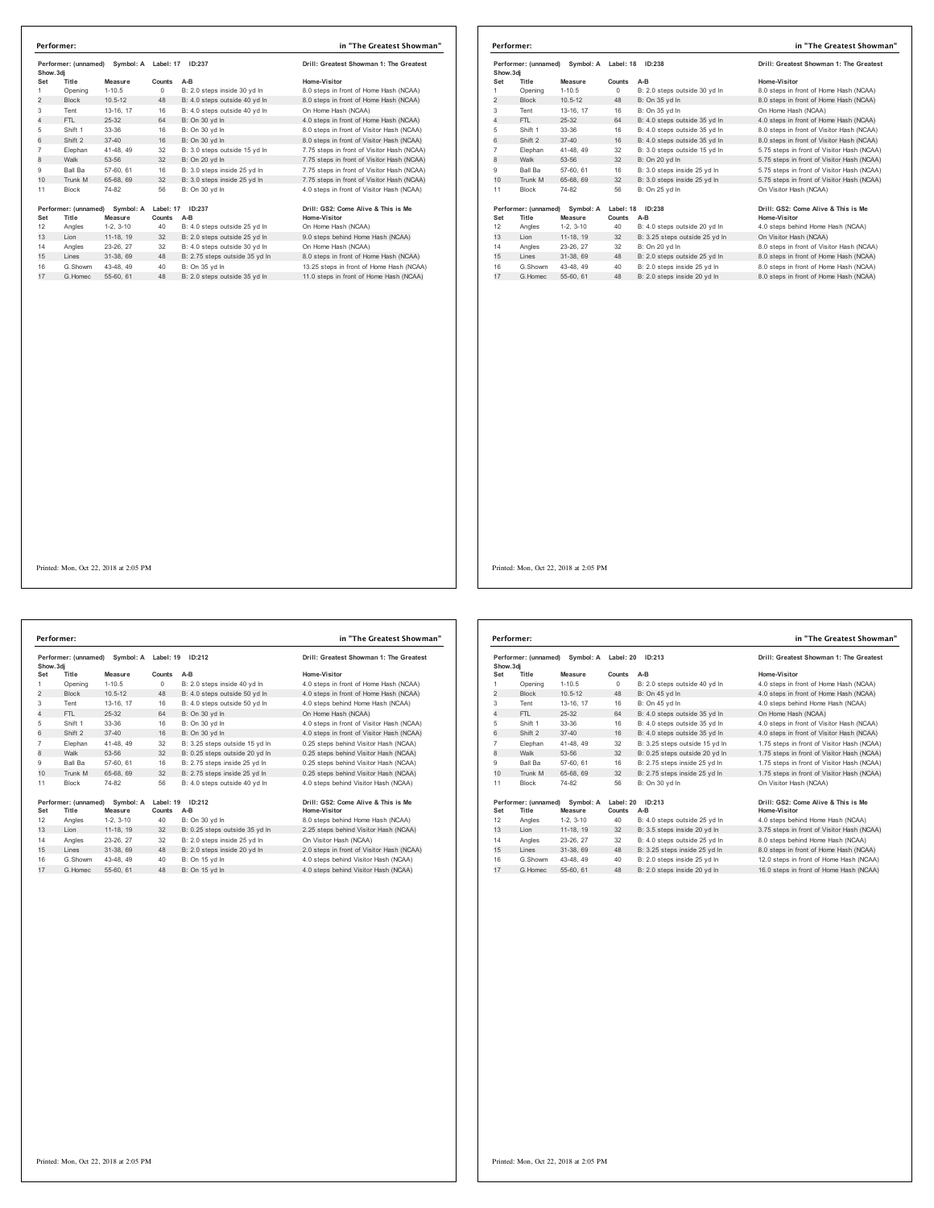## Performer: in "The Greatest Showman"

Performer: (unnamed) Symbol: A Label: 17 ID:237

Drill: Greatest Showman 1: The Greatest Show.3dj

| Set | Title | Measure | Counts | A-B | Home-Visitor |
|---|---|---|---|---|---|
| 1 | Opening | 1-10.5 | 0 | B: 2.0 steps inside 30 yd ln | 8.0 steps in front of Home Hash (NCAA) |
| 2 | Block | 10.5-12 | 48 | B: 4.0 steps outside 40 yd ln | 8.0 steps in front of Home Hash (NCAA) |
| 3 | Tent | 13-16, 17 | 16 | B: 4.0 steps outside 40 yd ln | On Home Hash (NCAA) |
| 4 | FTL | 25-32 | 64 | B: On 30 yd ln | 4.0 steps in front of Home Hash (NCAA) |
| 5 | Shift 1 | 33-36 | 16 | B: On 30 yd ln | 8.0 steps in front of Visitor Hash (NCAA) |
| 6 | Shift 2 | 37-40 | 16 | B: On 30 yd ln | 8.0 steps in front of Visitor Hash (NCAA) |
| 7 | Elephan | 41-48, 49 | 32 | B: 3.0 steps outside 15 yd ln | 7.75 steps in front of Visitor Hash (NCAA) |
| 8 | Walk | 53-56 | 32 | B: On 20 yd ln | 7.75 steps in front of Visitor Hash (NCAA) |
| 9 | Ball Ba | 57-60, 61 | 16 | B: 3.0 steps inside 25 yd ln | 7.75 steps in front of Visitor Hash (NCAA) |
| 10 | Trunk M | 65-68, 69 | 32 | B: 3.0 steps inside 25 yd ln | 7.75 steps in front of Visitor Hash (NCAA) |
| 11 | Block | 74-82 | 56 | B: On 30 yd ln | 4.0 steps in front of Visitor Hash (NCAA) |

Performer: (unnamed) Symbol: A Label: 17 ID:237

Drill: GS2: Come Alive & This is Me

| Set | Title | Measure | Counts | A-B | Home-Visitor |
|---|---|---|---|---|---|
| 12 | Angles | 1-2, 3-10 | 40 | B: 4.0 steps outside 25 yd ln | On Home Hash (NCAA) |
| 13 | Lion | 11-18, 19 | 32 | B: 2.0 steps outside 25 yd ln | 9.0 steps behind Home Hash (NCAA) |
| 14 | Angles | 23-26, 27 | 32 | B: 4.0 steps outside 30 yd ln | On Home Hash (NCAA) |
| 15 | Lines | 31-38, 69 | 48 | B: 2.75 steps outside 35 yd ln | 8.0 steps in front of Home Hash (NCAA) |
| 16 | G.Showm | 43-48, 49 | 40 | B: On 35 yd ln | 13.25 steps in front of Home Hash (NCAA) |
| 17 | G.Homec | 55-60, 61 | 48 | B: 2.0 steps outside 35 yd ln | 11.0 steps in front of Home Hash (NCAA) |

Printed: Mon, Oct 22, 2018 at 2:05 PM

## Performer: in "The Greatest Showman"

Performer: (unnamed) Symbol: A Label: 18 ID:238

Drill: Greatest Showman 1: The Greatest Show.3dj

| Set | Title | Measure | Counts | A-B | Home-Visitor |
|---|---|---|---|---|---|
| 1 | Opening | 1-10.5 | 0 | B: 2.0 steps outside 30 yd ln | 8.0 steps in front of Home Hash (NCAA) |
| 2 | Block | 10.5-12 | 48 | B: On 35 yd ln | 8.0 steps in front of Home Hash (NCAA) |
| 3 | Tent | 13-16, 17 | 16 | B: On 35 yd ln | On Home Hash (NCAA) |
| 4 | FTL | 25-32 | 64 | B: 4.0 steps outside 35 yd ln | 4.0 steps in front of Home Hash (NCAA) |
| 5 | Shift 1 | 33-36 | 16 | B: 4.0 steps outside 35 yd ln | 8.0 steps in front of Visitor Hash (NCAA) |
| 6 | Shift 2 | 37-40 | 16 | B: 4.0 steps outside 35 yd ln | 8.0 steps in front of Visitor Hash (NCAA) |
| 7 | Elephan | 41-48, 49 | 32 | B: 3.0 steps outside 15 yd ln | 5.75 steps in front of Visitor Hash (NCAA) |
| 8 | Walk | 53-56 | 32 | B: On 20 yd ln | 5.75 steps in front of Visitor Hash (NCAA) |
| 9 | Ball Ba | 57-60, 61 | 16 | B: 3.0 steps inside 25 yd ln | 5.75 steps in front of Visitor Hash (NCAA) |
| 10 | Trunk M | 65-68, 69 | 32 | B: 3.0 steps inside 25 yd ln | 5.75 steps in front of Visitor Hash (NCAA) |
| 11 | Block | 74-82 | 56 | B: On 25 yd ln | On Visitor Hash (NCAA) |

Performer: (unnamed) Symbol: A Label: 18 ID:238

Drill: GS2: Come Alive & This is Me

| Set | Title | Measure | Counts | A-B | Home-Visitor |
|---|---|---|---|---|---|
| 12 | Angles | 1-2, 3-10 | 40 | B: 4.0 steps outside 20 yd ln | 4.0 steps behind Home Hash (NCAA) |
| 13 | Lion | 11-18, 19 | 32 | B: 3.25 steps outside 25 yd ln | On Visitor Hash (NCAA) |
| 14 | Angles | 23-26, 27 | 32 | B: On 20 yd ln | 8.0 steps in front of Visitor Hash (NCAA) |
| 15 | Lines | 31-38, 69 | 48 | B: 2.0 steps outside 25 yd ln | 8.0 steps in front of Home Hash (NCAA) |
| 16 | G.Showm | 43-48, 49 | 40 | B: 2.0 steps inside 25 yd ln | 8.0 steps in front of Home Hash (NCAA) |
| 17 | G.Homec | 55-60, 61 | 48 | B: 2.0 steps inside 20 yd ln | 8.0 steps in front of Home Hash (NCAA) |

Printed: Mon, Oct 22, 2018 at 2:05 PM

## Performer: in "The Greatest Showman"

Performer: (unnamed) Symbol: A Label: 19 ID:212

Drill: Greatest Showman 1: The Greatest Show.3dj

| Set | Title | Measure | Counts | A-B | Home-Visitor |
|---|---|---|---|---|---|
| 1 | Opening | 1-10.5 | 0 | B: 2.0 steps inside 40 yd ln | 4.0 steps in front of Home Hash (NCAA) |
| 2 | Block | 10.5-12 | 48 | B: 4.0 steps outside 50 yd ln | 4.0 steps in front of Home Hash (NCAA) |
| 3 | Tent | 13-16, 17 | 16 | B: 4.0 steps outside 50 yd ln | 4.0 steps behind Home Hash (NCAA) |
| 4 | FTL | 25-32 | 64 | B: On 30 yd ln | On Home Hash (NCAA) |
| 5 | Shift 1 | 33-36 | 16 | B: On 30 yd ln | 4.0 steps in front of Visitor Hash (NCAA) |
| 6 | Shift 2 | 37-40 | 16 | B: On 30 yd ln | 4.0 steps in front of Visitor Hash (NCAA) |
| 7 | Elephan | 41-48, 49 | 32 | B: 3.25 steps outside 15 yd ln | 0.25 steps behind Visitor Hash (NCAA) |
| 8 | Walk | 53-56 | 32 | B: 0.25 steps outside 20 yd ln | 0.25 steps behind Visitor Hash (NCAA) |
| 9 | Ball Ba | 57-60, 61 | 16 | B: 2.75 steps inside 25 yd ln | 0.25 steps behind Visitor Hash (NCAA) |
| 10 | Trunk M | 65-68, 69 | 32 | B: 2.75 steps inside 25 yd ln | 0.25 steps behind Visitor Hash (NCAA) |
| 11 | Block | 74-82 | 56 | B: 4.0 steps outside 40 yd ln | 4.0 steps behind Visitor Hash (NCAA) |

Performer: (unnamed) Symbol: A Label: 19 ID:212

Drill: GS2: Come Alive & This is Me

| Set | Title | Measure | Counts | A-B | Home-Visitor |
|---|---|---|---|---|---|
| 12 | Angles | 1-2, 3-10 | 40 | B: On 30 yd ln | 8.0 steps behind Home Hash (NCAA) |
| 13 | Lion | 11-18, 19 | 32 | B: 0.25 steps outside 35 yd ln | 2.25 steps behind Visitor Hash (NCAA) |
| 14 | Angles | 23-26, 27 | 32 | B: 2.0 steps inside 25 yd ln | On Visitor Hash (NCAA) |
| 15 | Lines | 31-38, 69 | 48 | B: 2.0 steps inside 20 yd ln | 2.0 steps in front of Visitor Hash (NCAA) |
| 16 | G.Showm | 43-48, 49 | 40 | B: On 15 yd ln | 4.0 steps behind Visitor Hash (NCAA) |
| 17 | G.Homec | 55-60, 61 | 48 | B: On 15 yd ln | 4.0 steps behind Visitor Hash (NCAA) |

Printed: Mon, Oct 22, 2018 at 2:05 PM

## Performer: in "The Greatest Showman"

Performer: (unnamed) Symbol: A Label: 20 ID:213

Drill: Greatest Showman 1: The Greatest Show.3dj

| Set | Title | Measure | Counts | A-B | Home-Visitor |
|---|---|---|---|---|---|
| 1 | Opening | 1-10.5 | 0 | B: 2.0 steps outside 40 yd ln | 4.0 steps in front of Home Hash (NCAA) |
| 2 | Block | 10.5-12 | 48 | B: On 45 yd ln | 4.0 steps in front of Home Hash (NCAA) |
| 3 | Tent | 13-16, 17 | 16 | B: On 45 yd ln | 4.0 steps behind Home Hash (NCAA) |
| 4 | FTL | 25-32 | 64 | B: 4.0 steps outside 35 yd ln | On Home Hash (NCAA) |
| 5 | Shift 1 | 33-36 | 16 | B: 4.0 steps outside 35 yd ln | 4.0 steps in front of Visitor Hash (NCAA) |
| 6 | Shift 2 | 37-40 | 16 | B: 4.0 steps outside 35 yd ln | 4.0 steps in front of Visitor Hash (NCAA) |
| 7 | Elephan | 41-48, 49 | 32 | B: 3.25 steps outside 15 yd ln | 1.75 steps in front of Visitor Hash (NCAA) |
| 8 | Walk | 53-56 | 32 | B: 0.25 steps outside 20 yd ln | 1.75 steps in front of Visitor Hash (NCAA) |
| 9 | Ball Ba | 57-60, 61 | 16 | B: 2.75 steps inside 25 yd ln | 1.75 steps in front of Visitor Hash (NCAA) |
| 10 | Trunk M | 65-68, 69 | 32 | B: 2.75 steps inside 25 yd ln | 1.75 steps in front of Visitor Hash (NCAA) |
| 11 | Block | 74-82 | 56 | B: On 30 yd ln | On Visitor Hash (NCAA) |

Performer: (unnamed) Symbol: A Label: 20 ID:213

Drill: GS2: Come Alive & This is Me

| Set | Title | Measure | Counts | A-B | Home-Visitor |
|---|---|---|---|---|---|
| 12 | Angles | 1-2, 3-10 | 40 | B: 4.0 steps outside 25 yd ln | 4.0 steps behind Home Hash (NCAA) |
| 13 | Lion | 11-18, 19 | 32 | B: 3.5 steps inside 20 yd ln | 3.75 steps in front of Visitor Hash (NCAA) |
| 14 | Angles | 23-26, 27 | 32 | B: 4.0 steps outside 25 yd ln | 8.0 steps behind Home Hash (NCAA) |
| 15 | Lines | 31-38, 69 | 48 | B: 3.25 steps inside 25 yd ln | 8.0 steps in front of Home Hash (NCAA) |
| 16 | G.Showm | 43-48, 49 | 40 | B: 2.0 steps inside 25 yd ln | 12.0 steps in front of Home Hash (NCAA) |
| 17 | G.Homec | 55-60, 61 | 48 | B: 2.0 steps inside 20 yd ln | 16.0 steps in front of Home Hash (NCAA) |

Printed: Mon, Oct 22, 2018 at 2:05 PM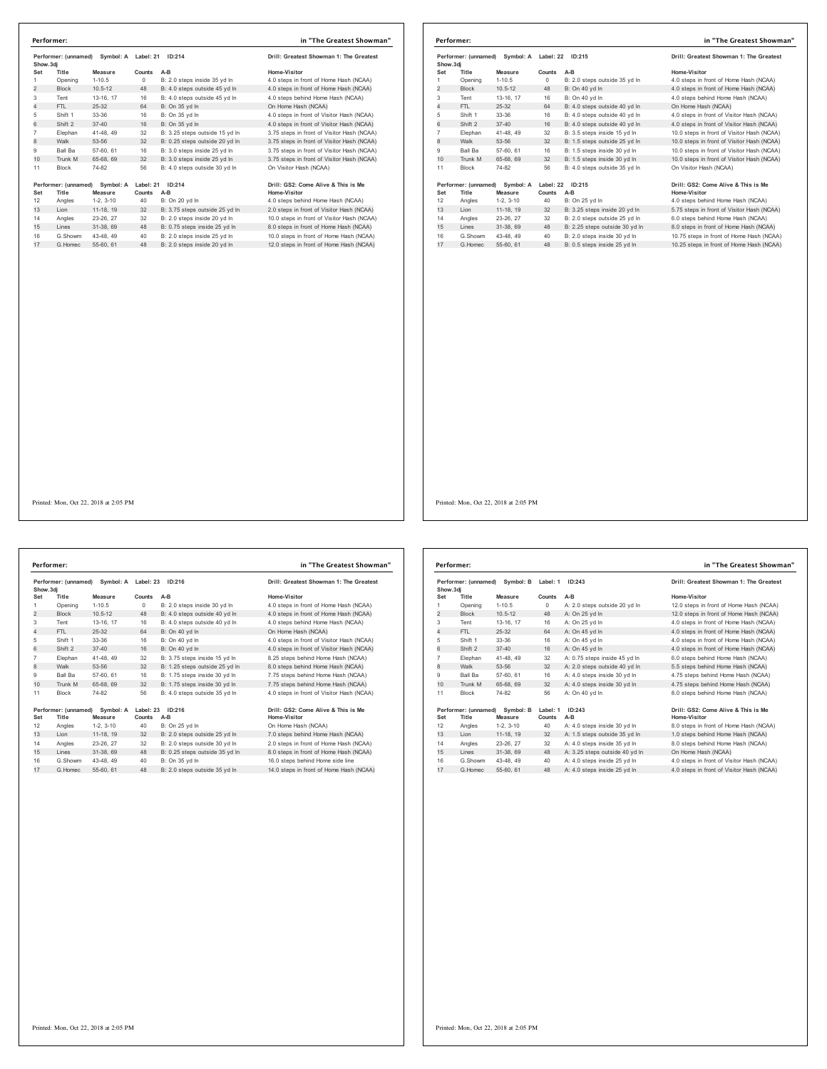## Performer: in "The Greatest Showman"

Performer: (unnamed) Symbol: A Label: 21 ID:214 — Drill: Greatest Showman 1: The Greatest Show.3dj

| Set | Title | Measure | Counts | A-B | Home-Visitor |
|---|---|---|---|---|---|
| 1 | Opening | 1-10.5 | 0 | B: 2.0 steps inside 35 yd ln | 4.0 steps in front of Home Hash (NCAA) |
| 2 | Block | 10.5-12 | 48 | B: 4.0 steps outside 45 yd ln | 4.0 steps in front of Home Hash (NCAA) |
| 3 | Tent | 13-16, 17 | 16 | B: 4.0 steps outside 45 yd ln | 4.0 steps behind Home Hash (NCAA) |
| 4 | FTL | 25-32 | 64 | B: On 35 yd ln | On Home Hash (NCAA) |
| 5 | Shift 1 | 33-36 | 16 | B: On 35 yd ln | 4.0 steps in front of Visitor Hash (NCAA) |
| 6 | Shift 2 | 37-40 | 16 | B: On 35 yd ln | 4.0 steps in front of Visitor Hash (NCAA) |
| 7 | Elephan | 41-48, 49 | 32 | B: 3.25 steps outside 15 yd ln | 3.75 steps in front of Visitor Hash (NCAA) |
| 8 | Walk | 53-56 | 32 | B: 0.25 steps outside 20 yd ln | 3.75 steps in front of Visitor Hash (NCAA) |
| 9 | Ball Ba | 57-60, 61 | 16 | B: 3.0 steps inside 25 yd ln | 3.75 steps in front of Visitor Hash (NCAA) |
| 10 | Trunk M | 65-68, 69 | 32 | B: 3.0 steps inside 25 yd ln | 3.75 steps in front of Visitor Hash (NCAA) |
| 11 | Block | 74-82 | 56 | B: 4.0 steps outside 30 yd ln | On Visitor Hash (NCAA) |

Performer: (unnamed) Symbol: A Label: 21 ID:214 — Drill: GS2: Come Alive & This is Me

| Set | Title | Measure | Counts | A-B | Home-Visitor |
|---|---|---|---|---|---|
| 12 | Angles | 1-2, 3-10 | 40 | B: On 20 yd ln | 4.0 steps behind Home Hash (NCAA) |
| 13 | Lion | 11-18, 19 | 32 | B: 3.75 steps outside 25 yd ln | 2.0 steps in front of Visitor Hash (NCAA) |
| 14 | Angles | 23-26, 27 | 32 | B: 2.0 steps inside 20 yd ln | 10.0 steps in front of Visitor Hash (NCAA) |
| 15 | Lines | 31-38, 69 | 48 | B: 0.75 steps inside 25 yd ln | 8.0 steps in front of Home Hash (NCAA) |
| 16 | G.Showm | 43-48, 49 | 40 | B: 2.0 steps inside 25 yd ln | 10.0 steps in front of Home Hash (NCAA) |
| 17 | G.Homec | 55-60, 61 | 48 | B: 2.0 steps inside 20 yd ln | 12.0 steps in front of Home Hash (NCAA) |

Printed: Mon, Oct 22, 2018 at 2:05 PM

## Performer: in "The Greatest Showman"

Performer: (unnamed) Symbol: A Label: 22 ID:215 — Drill: Greatest Showman 1: The Greatest Show.3dj

| Set | Title | Measure | Counts | A-B | Home-Visitor |
|---|---|---|---|---|---|
| 1 | Opening | 1-10.5 | 0 | B: 2.0 steps outside 35 yd ln | 4.0 steps in front of Home Hash (NCAA) |
| 2 | Block | 10.5-12 | 48 | B: On 40 yd ln | 4.0 steps in front of Home Hash (NCAA) |
| 3 | Tent | 13-16, 17 | 16 | B: On 40 yd ln | 4.0 steps behind Home Hash (NCAA) |
| 4 | FTL | 25-32 | 64 | B: 4.0 steps outside 40 yd ln | On Home Hash (NCAA) |
| 5 | Shift 1 | 33-36 | 16 | B: 4.0 steps outside 40 yd ln | 4.0 steps in front of Visitor Hash (NCAA) |
| 6 | Shift 2 | 37-40 | 16 | B: 4.0 steps outside 40 yd ln | 4.0 steps in front of Visitor Hash (NCAA) |
| 7 | Elephan | 41-48, 49 | 32 | B: 3.5 steps inside 15 yd ln | 10.0 steps in front of Visitor Hash (NCAA) |
| 8 | Walk | 53-56 | 32 | B: 1.5 steps outside 25 yd ln | 10.0 steps in front of Visitor Hash (NCAA) |
| 9 | Ball Ba | 57-60, 61 | 16 | B: 1.5 steps inside 30 yd ln | 10.0 steps in front of Visitor Hash (NCAA) |
| 10 | Trunk M | 65-68, 69 | 32 | B: 1.5 steps inside 30 yd ln | 10.0 steps in front of Visitor Hash (NCAA) |
| 11 | Block | 74-82 | 56 | B: 4.0 steps outside 35 yd ln | On Visitor Hash (NCAA) |

Performer: (unnamed) Symbol: A Label: 22 ID:215 — Drill: GS2: Come Alive & This is Me

| Set | Title | Measure | Counts | A-B | Home-Visitor |
|---|---|---|---|---|---|
| 12 | Angles | 1-2, 3-10 | 40 | B: On 25 yd ln | 4.0 steps behind Home Hash (NCAA) |
| 13 | Lion | 11-18, 19 | 32 | B: 3.25 steps inside 20 yd ln | 5.75 steps in front of Visitor Hash (NCAA) |
| 14 | Angles | 23-26, 27 | 32 | B: 2.0 steps outside 25 yd ln | 6.0 steps behind Home Hash (NCAA) |
| 15 | Lines | 31-38, 69 | 48 | B: 2.25 steps outside 30 yd ln | 8.0 steps in front of Home Hash (NCAA) |
| 16 | G.Showm | 43-48, 49 | 40 | B: 2.0 steps inside 30 yd ln | 10.75 steps in front of Home Hash (NCAA) |
| 17 | G.Homec | 55-60, 61 | 48 | B: 0.5 steps inside 25 yd ln | 10.25 steps in front of Home Hash (NCAA) |

Printed: Mon, Oct 22, 2018 at 2:05 PM

## Performer: in "The Greatest Showman"

Performer: (unnamed) Symbol: A Label: 23 ID:216 — Drill: Greatest Showman 1: The Greatest Show.3dj

| Set | Title | Measure | Counts | A-B | Home-Visitor |
|---|---|---|---|---|---|
| 1 | Opening | 1-10.5 | 0 | B: 2.0 steps inside 30 yd ln | 4.0 steps in front of Home Hash (NCAA) |
| 2 | Block | 10.5-12 | 48 | B: 4.0 steps outside 40 yd ln | 4.0 steps in front of Home Hash (NCAA) |
| 3 | Tent | 13-16, 17 | 16 | B: 4.0 steps outside 40 yd ln | 4.0 steps behind Home Hash (NCAA) |
| 4 | FTL | 25-32 | 64 | B: On 40 yd ln | On Home Hash (NCAA) |
| 5 | Shift 1 | 33-36 | 16 | B: On 40 yd ln | 4.0 steps in front of Visitor Hash (NCAA) |
| 6 | Shift 2 | 37-40 | 16 | B: On 40 yd ln | 4.0 steps in front of Visitor Hash (NCAA) |
| 7 | Elephan | 41-48, 49 | 32 | B: 3.75 steps inside 15 yd ln | 8.25 steps behind Home Hash (NCAA) |
| 8 | Walk | 53-56 | 32 | B: 1.25 steps outside 25 yd ln | 8.0 steps behind Home Hash (NCAA) |
| 9 | Ball Ba | 57-60, 61 | 16 | B: 1.75 steps inside 30 yd ln | 7.75 steps behind Home Hash (NCAA) |
| 10 | Trunk M | 65-68, 69 | 32 | B: 1.75 steps inside 30 yd ln | 7.75 steps behind Home Hash (NCAA) |
| 11 | Block | 74-82 | 56 | B: 4.0 steps outside 35 yd ln | 4.0 steps in front of Visitor Hash (NCAA) |

Performer: (unnamed) Symbol: A Label: 23 ID:216 — Drill: GS2: Come Alive & This is Me

| Set | Title | Measure | Counts | A-B | Home-Visitor |
|---|---|---|---|---|---|
| 12 | Angles | 1-2, 3-10 | 40 | B: On 25 yd ln | On Home Hash (NCAA) |
| 13 | Lion | 11-18, 19 | 32 | B: 2.0 steps outside 25 yd ln | 7.0 steps behind Home Hash (NCAA) |
| 14 | Angles | 23-26, 27 | 32 | B: 2.0 steps outside 30 yd ln | 2.0 steps in front of Home Hash (NCAA) |
| 15 | Lines | 31-38, 69 | 48 | B: 0.25 steps outside 35 yd ln | 8.0 steps in front of Home Hash (NCAA) |
| 16 | G.Showm | 43-48, 49 | 40 | B: On 35 yd ln | 16.0 steps behind Home side line |
| 17 | G.Homec | 55-60, 61 | 48 | B: 2.0 steps outside 35 yd ln | 14.0 steps in front of Home Hash (NCAA) |

Printed: Mon, Oct 22, 2018 at 2:05 PM

## Performer: in "The Greatest Showman"

Performer: (unnamed) Symbol: B Label: 1 ID:243 — Drill: Greatest Showman 1: The Greatest Show.3dj

| Set | Title | Measure | Counts | A-B | Home-Visitor |
|---|---|---|---|---|---|
| 1 | Opening | 1-10.5 | 0 | A: 2.0 steps outside 20 yd ln | 12.0 steps in front of Home Hash (NCAA) |
| 2 | Block | 10.5-12 | 48 | A: On 25 yd ln | 12.0 steps in front of Home Hash (NCAA) |
| 3 | Tent | 13-16, 17 | 16 | A: On 25 yd ln | 4.0 steps in front of Home Hash (NCAA) |
| 4 | FTL | 25-32 | 64 | A: On 45 yd ln | 4.0 steps in front of Home Hash (NCAA) |
| 5 | Shift 1 | 33-36 | 16 | A: On 45 yd ln | 4.0 steps in front of Home Hash (NCAA) |
| 6 | Shift 2 | 37-40 | 16 | A: On 45 yd ln | 4.0 steps in front of Home Hash (NCAA) |
| 7 | Elephan | 41-48, 49 | 32 | A: 0.75 steps inside 45 yd ln | 6.0 steps behind Home Hash (NCAA) |
| 8 | Walk | 53-56 | 32 | A: 2.0 steps outside 40 yd ln | 5.5 steps behind Home Hash (NCAA) |
| 9 | Ball Ba | 57-60, 61 | 16 | A: 4.0 steps inside 30 yd ln | 4.75 steps behind Home Hash (NCAA) |
| 10 | Trunk M | 65-68, 69 | 32 | A: 4.0 steps inside 30 yd ln | 4.75 steps behind Home Hash (NCAA) |
| 11 | Block | 74-82 | 56 | A: On 40 yd ln | 8.0 steps behind Home Hash (NCAA) |

Performer: (unnamed) Symbol: B Label: 1 ID:243 — Drill: GS2: Come Alive & This is Me

| Set | Title | Measure | Counts | A-B | Home-Visitor |
|---|---|---|---|---|---|
| 12 | Angles | 1-2, 3-10 | 40 | A: 4.0 steps inside 30 yd ln | 8.0 steps in front of Home Hash (NCAA) |
| 13 | Lion | 11-18, 19 | 32 | A: 1.5 steps outside 35 yd ln | 1.0 steps behind Home Hash (NCAA) |
| 14 | Angles | 23-26, 27 | 32 | A: 4.0 steps inside 35 yd ln | 8.0 steps behind Home Hash (NCAA) |
| 15 | Lines | 31-38, 69 | 48 | A: 3.25 steps outside 40 yd ln | On Home Hash (NCAA) |
| 16 | G.Showm | 43-48, 49 | 40 | A: 4.0 steps inside 25 yd ln | 4.0 steps in front of Visitor Hash (NCAA) |
| 17 | G.Homec | 55-60, 61 | 48 | A: 4.0 steps inside 25 yd ln | 4.0 steps in front of Visitor Hash (NCAA) |

Printed: Mon, Oct 22, 2018 at 2:05 PM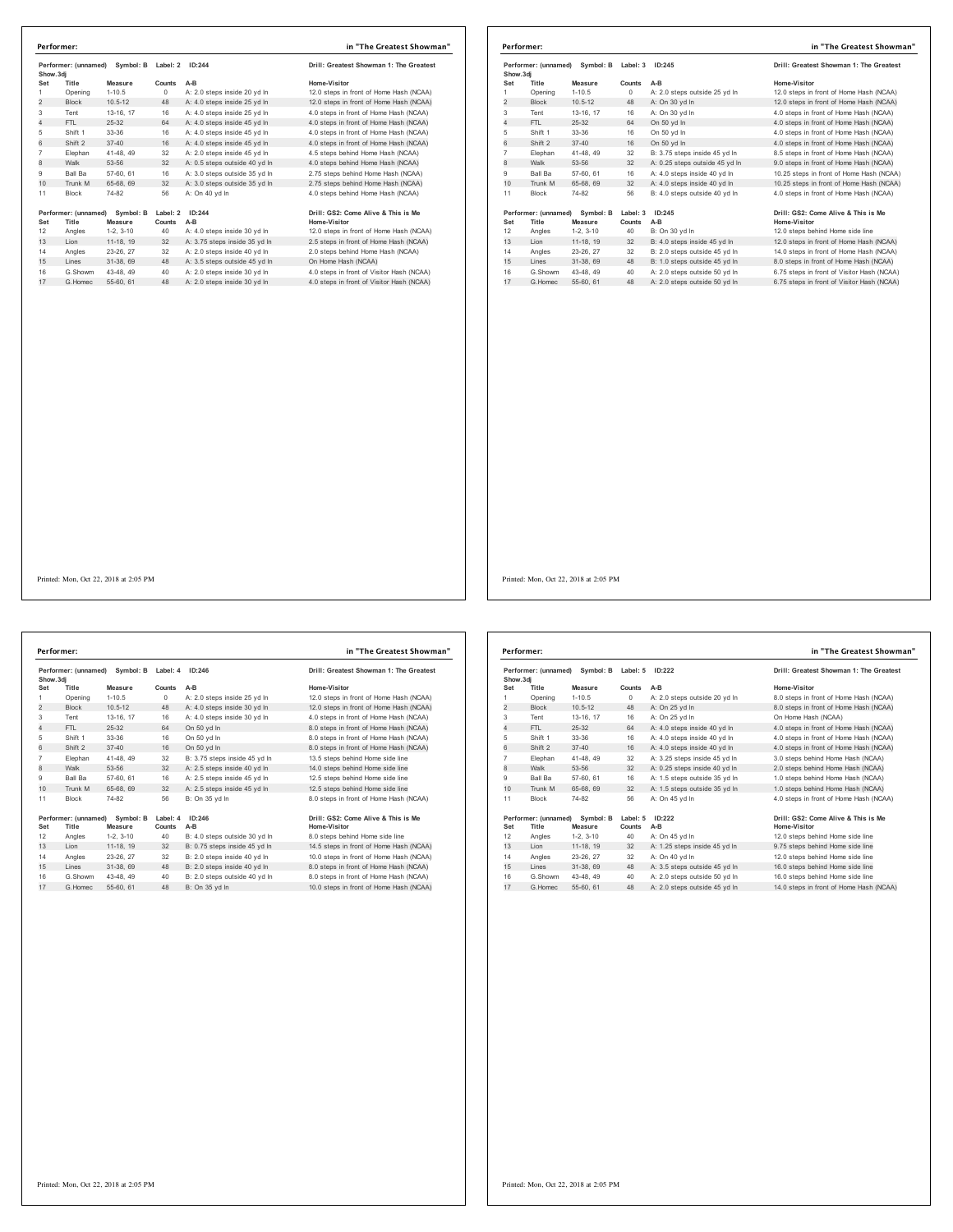## Performer: in "The Greatest Showman"

Performer: (unnamed) Symbol: B Label: 2 ID:244 — Drill: Greatest Showman 1: The Greatest Show.3dj

| Set | Title | Measure | Counts | A-B | Home-Visitor |
|---|---|---|---|---|---|
| 1 | Opening | 1-10.5 | 0 | A: 2.0 steps inside 20 yd ln | 12.0 steps in front of Home Hash (NCAA) |
| 2 | Block | 10.5-12 | 48 | A: 4.0 steps inside 25 yd ln | 12.0 steps in front of Home Hash (NCAA) |
| 3 | Tent | 13-16, 17 | 16 | A: 4.0 steps inside 25 yd ln | 4.0 steps in front of Home Hash (NCAA) |
| 4 | FTL | 25-32 | 64 | A: 4.0 steps inside 45 yd ln | 4.0 steps in front of Home Hash (NCAA) |
| 5 | Shift 1 | 33-36 | 16 | A: 4.0 steps inside 45 yd ln | 4.0 steps in front of Home Hash (NCAA) |
| 6 | Shift 2 | 37-40 | 16 | A: 4.0 steps inside 45 yd ln | 4.0 steps in front of Home Hash (NCAA) |
| 7 | Elephan | 41-48, 49 | 32 | A: 2.0 steps inside 45 yd ln | 4.5 steps behind Home Hash (NCAA) |
| 8 | Walk | 53-56 | 32 | A: 0.5 steps outside 40 yd ln | 4.0 steps behind Home Hash (NCAA) |
| 9 | Ball Ba | 57-60, 61 | 16 | A: 3.0 steps outside 35 yd ln | 2.75 steps behind Home Hash (NCAA) |
| 10 | Trunk M | 65-68, 69 | 32 | A: 3.0 steps outside 35 yd ln | 2.75 steps behind Home Hash (NCAA) |
| 11 | Block | 74-82 | 56 | A: On 40 yd ln | 4.0 steps behind Home Hash (NCAA) |

Performer: (unnamed) Symbol: B Label: 2 ID:244 — Drill: GS2: Come Alive & This is Me

| Set | Title | Measure | Counts | A-B | Home-Visitor |
|---|---|---|---|---|---|
| 12 | Angles | 1-2, 3-10 | 40 | A: 4.0 steps inside 30 yd ln | 12.0 steps in front of Home Hash (NCAA) |
| 13 | Lion | 11-18, 19 | 32 | A: 3.75 steps inside 35 yd ln | 2.5 steps in front of Home Hash (NCAA) |
| 14 | Angles | 23-26, 27 | 32 | A: 2.0 steps inside 40 yd ln | 2.0 steps behind Home Hash (NCAA) |
| 15 | Lines | 31-38, 69 | 48 | A: 3.5 steps outside 45 yd ln | On Home Hash (NCAA) |
| 16 | G.Showm | 43-48, 49 | 40 | A: 2.0 steps inside 30 yd ln | 4.0 steps in front of Visitor Hash (NCAA) |
| 17 | G.Homec | 55-60, 61 | 48 | A: 2.0 steps inside 30 yd ln | 4.0 steps in front of Visitor Hash (NCAA) |

Printed: Mon, Oct 22, 2018 at 2:05 PM

## Performer: in "The Greatest Showman"

Performer: (unnamed) Symbol: B Label: 3 ID:245 — Drill: Greatest Showman 1: The Greatest Show.3dj

| Set | Title | Measure | Counts | A-B | Home-Visitor |
|---|---|---|---|---|---|
| 1 | Opening | 1-10.5 | 0 | A: 2.0 steps outside 25 yd ln | 12.0 steps in front of Home Hash (NCAA) |
| 2 | Block | 10.5-12 | 48 | A: On 30 yd ln | 12.0 steps in front of Home Hash (NCAA) |
| 3 | Tent | 13-16, 17 | 16 | A: On 30 yd ln | 4.0 steps in front of Home Hash (NCAA) |
| 4 | FTL | 25-32 | 64 | On 50 yd ln | 4.0 steps in front of Home Hash (NCAA) |
| 5 | Shift 1 | 33-36 | 16 | On 50 yd ln | 4.0 steps in front of Home Hash (NCAA) |
| 6 | Shift 2 | 37-40 | 16 | On 50 yd ln | 4.0 steps in front of Home Hash (NCAA) |
| 7 | Elephan | 41-48, 49 | 32 | B: 3.75 steps inside 45 yd ln | 8.5 steps in front of Home Hash (NCAA) |
| 8 | Walk | 53-56 | 32 | A: 0.25 steps outside 45 yd ln | 9.0 steps in front of Home Hash (NCAA) |
| 9 | Ball Ba | 57-60, 61 | 16 | A: 4.0 steps inside 40 yd ln | 10.25 steps in front of Home Hash (NCAA) |
| 10 | Trunk M | 65-68, 69 | 32 | A: 4.0 steps inside 40 yd ln | 10.25 steps in front of Home Hash (NCAA) |
| 11 | Block | 74-82 | 56 | B: 4.0 steps outside 40 yd ln | 4.0 steps in front of Home Hash (NCAA) |

Performer: (unnamed) Symbol: B Label: 3 ID:245 — Drill: GS2: Come Alive & This is Me

| Set | Title | Measure | Counts | A-B | Home-Visitor |
|---|---|---|---|---|---|
| 12 | Angles | 1-2, 3-10 | 40 | B: On 30 yd ln | 12.0 steps behind Home side line |
| 13 | Lion | 11-18, 19 | 32 | B: 4.0 steps inside 45 yd ln | 12.0 steps in front of Home Hash (NCAA) |
| 14 | Angles | 23-26, 27 | 32 | B: 2.0 steps outside 45 yd ln | 14.0 steps in front of Home Hash (NCAA) |
| 15 | Lines | 31-38, 69 | 48 | B: 1.0 steps outside 45 yd ln | 8.0 steps in front of Home Hash (NCAA) |
| 16 | G.Showm | 43-48, 49 | 40 | A: 2.0 steps outside 50 yd ln | 6.75 steps in front of Visitor Hash (NCAA) |
| 17 | G.Homec | 55-60, 61 | 48 | A: 2.0 steps outside 50 yd ln | 6.75 steps in front of Visitor Hash (NCAA) |

Printed: Mon, Oct 22, 2018 at 2:05 PM

## Performer: in "The Greatest Showman"

Performer: (unnamed) Symbol: B Label: 4 ID:246 — Drill: Greatest Showman 1: The Greatest Show.3dj

| Set | Title | Measure | Counts | A-B | Home-Visitor |
|---|---|---|---|---|---|
| 1 | Opening | 1-10.5 | 0 | A: 2.0 steps inside 25 yd ln | 12.0 steps in front of Home Hash (NCAA) |
| 2 | Block | 10.5-12 | 48 | A: 4.0 steps inside 30 yd ln | 12.0 steps in front of Home Hash (NCAA) |
| 3 | Tent | 13-16, 17 | 16 | A: 4.0 steps inside 30 yd ln | 4.0 steps in front of Home Hash (NCAA) |
| 4 | FTL | 25-32 | 64 | On 50 yd ln | 8.0 steps in front of Home Hash (NCAA) |
| 5 | Shift 1 | 33-36 | 16 | On 50 yd ln | 8.0 steps in front of Home Hash (NCAA) |
| 6 | Shift 2 | 37-40 | 16 | On 50 yd ln | 8.0 steps in front of Home Hash (NCAA) |
| 7 | Elephan | 41-48, 49 | 32 | B: 3.75 steps inside 45 yd ln | 13.5 steps behind Home side line |
| 8 | Walk | 53-56 | 32 | A: 2.5 steps inside 40 yd ln | 14.0 steps behind Home side line |
| 9 | Ball Ba | 57-60, 61 | 16 | A: 2.5 steps inside 45 yd ln | 12.5 steps behind Home side line |
| 10 | Trunk M | 65-68, 69 | 32 | A: 2.5 steps inside 45 yd ln | 12.5 steps behind Home side line |
| 11 | Block | 74-82 | 56 | B: On 35 yd ln | 8.0 steps in front of Home Hash (NCAA) |

Performer: (unnamed) Symbol: B Label: 4 ID:246 — Drill: GS2: Come Alive & This is Me

| Set | Title | Measure | Counts | A-B | Home-Visitor |
|---|---|---|---|---|---|
| 12 | Angles | 1-2, 3-10 | 40 | B: 4.0 steps outside 30 yd ln | 8.0 steps behind Home side line |
| 13 | Lion | 11-18, 19 | 32 | B: 0.75 steps inside 45 yd ln | 14.5 steps in front of Home Hash (NCAA) |
| 14 | Angles | 23-26, 27 | 32 | B: 2.0 steps inside 40 yd ln | 10.0 steps in front of Home Hash (NCAA) |
| 15 | Lines | 31-38, 69 | 48 | B: 2.0 steps inside 40 yd ln | 8.0 steps in front of Home Hash (NCAA) |
| 16 | G.Showm | 43-48, 49 | 40 | B: 2.0 steps outside 40 yd ln | 8.0 steps in front of Home Hash (NCAA) |
| 17 | G.Homec | 55-60, 61 | 48 | B: On 35 yd ln | 10.0 steps in front of Home Hash (NCAA) |

Printed: Mon, Oct 22, 2018 at 2:05 PM

## Performer: in "The Greatest Showman"

Performer: (unnamed) Symbol: B Label: 5 ID:222 — Drill: Greatest Showman 1: The Greatest Show.3dj

| Set | Title | Measure | Counts | A-B | Home-Visitor |
|---|---|---|---|---|---|
| 1 | Opening | 1-10.5 | 0 | A: 2.0 steps outside 20 yd ln | 8.0 steps in front of Home Hash (NCAA) |
| 2 | Block | 10.5-12 | 48 | A: On 25 yd ln | 8.0 steps in front of Home Hash (NCAA) |
| 3 | Tent | 13-16, 17 | 16 | A: On 25 yd ln | On Home Hash (NCAA) |
| 4 | FTL | 25-32 | 64 | A: 4.0 steps inside 40 yd ln | 4.0 steps in front of Home Hash (NCAA) |
| 5 | Shift 1 | 33-36 | 16 | A: 4.0 steps inside 40 yd ln | 4.0 steps in front of Home Hash (NCAA) |
| 6 | Shift 2 | 37-40 | 16 | A: 4.0 steps inside 40 yd ln | 4.0 steps in front of Home Hash (NCAA) |
| 7 | Elephan | 41-48, 49 | 32 | A: 3.25 steps inside 45 yd ln | 3.0 steps behind Home Hash (NCAA) |
| 8 | Walk | 53-56 | 32 | A: 0.25 steps inside 40 yd ln | 2.0 steps behind Home Hash (NCAA) |
| 9 | Ball Ba | 57-60, 61 | 16 | A: 1.5 steps outside 35 yd ln | 1.0 steps behind Home Hash (NCAA) |
| 10 | Trunk M | 65-68, 69 | 32 | A: 1.5 steps outside 35 yd ln | 1.0 steps behind Home Hash (NCAA) |
| 11 | Block | 74-82 | 56 | A: On 45 yd ln | 4.0 steps in front of Home Hash (NCAA) |

Performer: (unnamed) Symbol: B Label: 5 ID:222 — Drill: GS2: Come Alive & This is Me

| Set | Title | Measure | Counts | A-B | Home-Visitor |
|---|---|---|---|---|---|
| 12 | Angles | 1-2, 3-10 | 40 | A: On 45 yd ln | 12.0 steps behind Home side line |
| 13 | Lion | 11-18, 19 | 32 | A: 1.25 steps inside 45 yd ln | 9.75 steps behind Home side line |
| 14 | Angles | 23-26, 27 | 32 | A: On 40 yd ln | 12.0 steps behind Home side line |
| 15 | Lines | 31-38, 69 | 48 | A: 3.5 steps outside 45 yd ln | 16.0 steps behind Home side line |
| 16 | G.Showm | 43-48, 49 | 40 | A: 2.0 steps outside 50 yd ln | 16.0 steps behind Home side line |
| 17 | G.Homec | 55-60, 61 | 48 | A: 2.0 steps outside 45 yd ln | 14.0 steps in front of Home Hash (NCAA) |

Printed: Mon, Oct 22, 2018 at 2:05 PM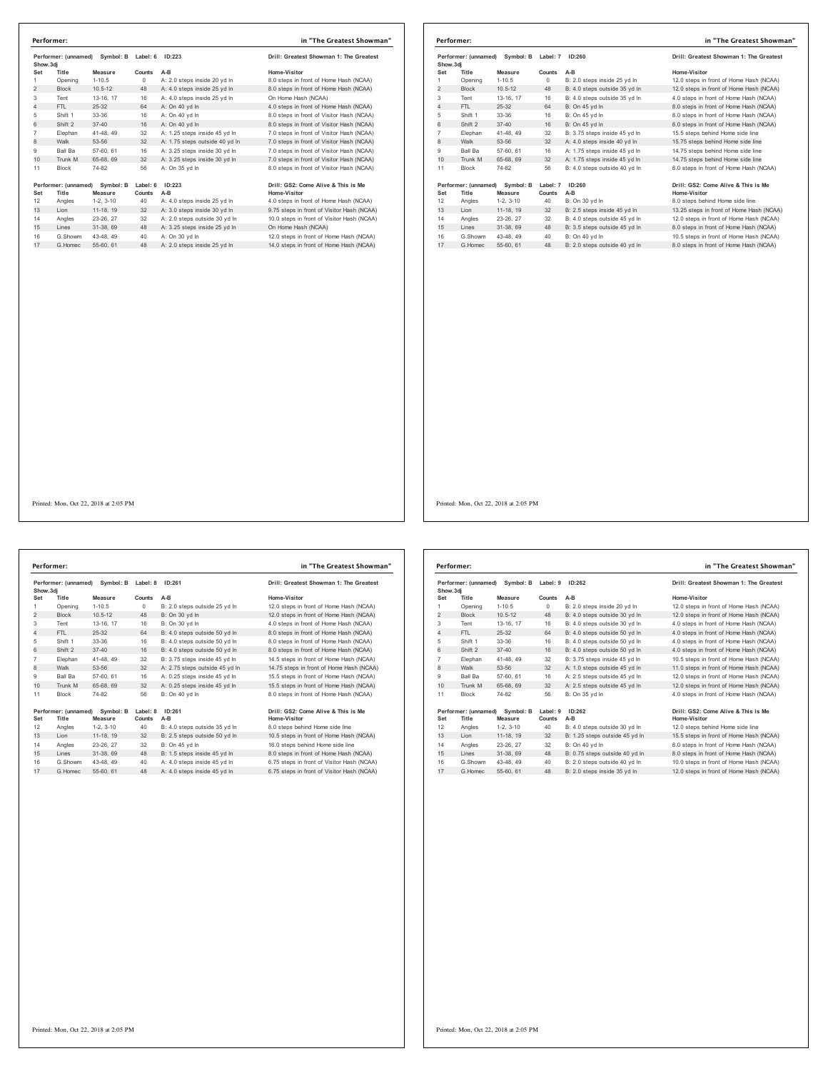**Performer:** in "The Greatest Showman"

Performer: (unnamed) Symbol: B Label: 6 ID:223 — Drill: Greatest Showman 1: The Greatest Show.3dj

| Set | Title | Measure | Counts | A-B | Home-Visitor |
|---|---|---|---|---|---|
| 1 | Opening | 1-10.5 | 0 | A: 2.0 steps inside 20 yd ln | 8.0 steps in front of Home Hash (NCAA) |
| 2 | Block | 10.5-12 | 48 | A: 4.0 steps inside 25 yd ln | 8.0 steps in front of Home Hash (NCAA) |
| 3 | Tent | 13-16, 17 | 16 | A: 4.0 steps inside 25 yd ln | On Home Hash (NCAA) |
| 4 | FTL | 25-32 | 64 | A: On 40 yd ln | 4.0 steps in front of Home Hash (NCAA) |
| 5 | Shift 1 | 33-36 | 16 | A: On 40 yd ln | 8.0 steps in front of Visitor Hash (NCAA) |
| 6 | Shift 2 | 37-40 | 16 | A: On 40 yd ln | 8.0 steps in front of Visitor Hash (NCAA) |
| 7 | Elephan | 41-48, 49 | 32 | A: 1.25 steps inside 45 yd ln | 7.0 steps in front of Visitor Hash (NCAA) |
| 8 | Walk | 53-56 | 32 | A: 1.75 steps outside 40 yd ln | 7.0 steps in front of Visitor Hash (NCAA) |
| 9 | Ball Ba | 57-60, 61 | 16 | A: 3.25 steps inside 30 yd ln | 7.0 steps in front of Visitor Hash (NCAA) |
| 10 | Trunk M | 65-68, 69 | 32 | A: 3.25 steps inside 30 yd ln | 7.0 steps in front of Visitor Hash (NCAA) |
| 11 | Block | 74-82 | 56 | A: On 35 yd ln | 8.0 steps in front of Visitor Hash (NCAA) |

Performer: (unnamed) Symbol: B Label: 6 ID:223 — Drill: GS2: Come Alive & This is Me

| Set | Title | Measure | Counts | A-B | Home-Visitor |
|---|---|---|---|---|---|
| 12 | Angles | 1-2, 3-10 | 40 | A: 4.0 steps inside 25 yd ln | 4.0 steps in front of Home Hash (NCAA) |
| 13 | Lion | 11-18, 19 | 32 | A: 3.0 steps inside 30 yd ln | 9.75 steps in front of Visitor Hash (NCAA) |
| 14 | Angles | 23-26, 27 | 32 | A: 2.0 steps outside 30 yd ln | 10.0 steps in front of Visitor Hash (NCAA) |
| 15 | Lines | 31-38, 69 | 48 | A: 3.25 steps inside 25 yd ln | On Home Hash (NCAA) |
| 16 | G.Showm | 43-48, 49 | 40 | A: On 30 yd ln | 12.0 steps in front of Home Hash (NCAA) |
| 17 | G.Homec | 55-60, 61 | 48 | A: 2.0 steps inside 25 yd ln | 14.0 steps in front of Home Hash (NCAA) |

Printed: Mon, Oct 22, 2018 at 2:05 PM

**Performer:** in "The Greatest Showman"

Performer: (unnamed) Symbol: B Label: 7 ID:260 — Drill: Greatest Showman 1: The Greatest Show.3dj

| Set | Title | Measure | Counts | A-B | Home-Visitor |
|---|---|---|---|---|---|
| 1 | Opening | 1-10.5 | 0 | B: 2.0 steps inside 25 yd ln | 12.0 steps in front of Home Hash (NCAA) |
| 2 | Block | 10.5-12 | 48 | B: 4.0 steps outside 35 yd ln | 12.0 steps in front of Home Hash (NCAA) |
| 3 | Tent | 13-16, 17 | 16 | B: 4.0 steps outside 35 yd ln | 4.0 steps in front of Home Hash (NCAA) |
| 4 | FTL | 25-32 | 64 | B: On 45 yd ln | 8.0 steps in front of Home Hash (NCAA) |
| 5 | Shift 1 | 33-36 | 16 | B: On 45 yd ln | 8.0 steps in front of Home Hash (NCAA) |
| 6 | Shift 2 | 37-40 | 16 | B: On 45 yd ln | 8.0 steps in front of Home Hash (NCAA) |
| 7 | Elephan | 41-48, 49 | 32 | B: 3.75 steps inside 45 yd ln | 15.5 steps behind Home side line |
| 8 | Walk | 53-56 | 32 | A: 4.0 steps inside 40 yd ln | 15.75 steps behind Home side line |
| 9 | Ball Ba | 57-60, 61 | 16 | A: 1.75 steps inside 45 yd ln | 14.75 steps behind Home side line |
| 10 | Trunk M | 65-68, 69 | 32 | A: 1.75 steps inside 45 yd ln | 14.75 steps behind Home side line |
| 11 | Block | 74-82 | 56 | B: 4.0 steps outside 40 yd ln | 8.0 steps in front of Home Hash (NCAA) |

Performer: (unnamed) Symbol: B Label: 7 ID:260 — Drill: GS2: Come Alive & This is Me

| Set | Title | Measure | Counts | A-B | Home-Visitor |
|---|---|---|---|---|---|
| 12 | Angles | 1-2, 3-10 | 40 | B: On 30 yd ln | 8.0 steps behind Home side line |
| 13 | Lion | 11-18, 19 | 32 | B: 2.5 steps inside 45 yd ln | 13.25 steps in front of Home Hash (NCAA) |
| 14 | Angles | 23-26, 27 | 32 | B: 4.0 steps outside 45 yd ln | 12.0 steps in front of Home Hash (NCAA) |
| 15 | Lines | 31-38, 69 | 48 | B: 3.5 steps outside 45 yd ln | 8.0 steps in front of Home Hash (NCAA) |
| 16 | G.Showm | 43-48, 49 | 40 | B: On 40 yd ln | 10.5 steps in front of Home Hash (NCAA) |
| 17 | G.Homec | 55-60, 61 | 48 | B: 2.0 steps outside 40 yd ln | 8.0 steps in front of Home Hash (NCAA) |

Printed: Mon, Oct 22, 2018 at 2:05 PM

**Performer:** in "The Greatest Showman"

Performer: (unnamed) Symbol: B Label: 8 ID:261 — Drill: Greatest Showman 1: The Greatest Show.3dj

| Set | Title | Measure | Counts | A-B | Home-Visitor |
|---|---|---|---|---|---|
| 1 | Opening | 1-10.5 | 0 | B: 2.0 steps outside 25 yd ln | 12.0 steps in front of Home Hash (NCAA) |
| 2 | Block | 10.5-12 | 48 | B: On 30 yd ln | 12.0 steps in front of Home Hash (NCAA) |
| 3 | Tent | 13-16, 17 | 16 | B: On 30 yd ln | 4.0 steps in front of Home Hash (NCAA) |
| 4 | FTL | 25-32 | 64 | B: 4.0 steps outside 50 yd ln | 8.0 steps in front of Home Hash (NCAA) |
| 5 | Shift 1 | 33-36 | 16 | B: 4.0 steps outside 50 yd ln | 8.0 steps in front of Home Hash (NCAA) |
| 6 | Shift 2 | 37-40 | 16 | B: 4.0 steps outside 50 yd ln | 8.0 steps in front of Home Hash (NCAA) |
| 7 | Elephan | 41-48, 49 | 32 | B: 3.75 steps inside 45 yd ln | 14.5 steps in front of Home Hash (NCAA) |
| 8 | Walk | 53-56 | 32 | A: 2.75 steps outside 45 yd ln | 14.75 steps in front of Home Hash (NCAA) |
| 9 | Ball Ba | 57-60, 61 | 16 | A: 0.25 steps inside 45 yd ln | 15.5 steps in front of Home Hash (NCAA) |
| 10 | Trunk M | 65-68, 69 | 32 | A: 0.25 steps inside 45 yd ln | 15.5 steps in front of Home Hash (NCAA) |
| 11 | Block | 74-82 | 56 | B: On 40 yd ln | 8.0 steps in front of Home Hash (NCAA) |

Performer: (unnamed) Symbol: B Label: 8 ID:261 — Drill: GS2: Come Alive & This is Me

| Set | Title | Measure | Counts | A-B | Home-Visitor |
|---|---|---|---|---|---|
| 12 | Angles | 1-2, 3-10 | 40 | B: 4.0 steps outside 35 yd ln | 8.0 steps behind Home side line |
| 13 | Lion | 11-18, 19 | 32 | B: 2.5 steps outside 50 yd ln | 10.5 steps in front of Home Hash (NCAA) |
| 14 | Angles | 23-26, 27 | 32 | B: On 45 yd ln | 16.0 steps behind Home side line |
| 15 | Lines | 31-38, 69 | 48 | B: 1.5 steps inside 45 yd ln | 8.0 steps in front of Home Hash (NCAA) |
| 16 | G.Showm | 43-48, 49 | 40 | A: 4.0 steps inside 45 yd ln | 6.75 steps in front of Visitor Hash (NCAA) |
| 17 | G.Homec | 55-60, 61 | 48 | A: 4.0 steps inside 45 yd ln | 6.75 steps in front of Visitor Hash (NCAA) |

Printed: Mon, Oct 22, 2018 at 2:05 PM

**Performer:** in "The Greatest Showman"

Performer: (unnamed) Symbol: B Label: 9 ID:262 — Drill: Greatest Showman 1: The Greatest Show.3dj

| Set | Title | Measure | Counts | A-B | Home-Visitor |
|---|---|---|---|---|---|
| 1 | Opening | 1-10.5 | 0 | B: 2.0 steps inside 20 yd ln | 12.0 steps in front of Home Hash (NCAA) |
| 2 | Block | 10.5-12 | 48 | B: 4.0 steps outside 30 yd ln | 12.0 steps in front of Home Hash (NCAA) |
| 3 | Tent | 13-16, 17 | 16 | B: 4.0 steps outside 30 yd ln | 4.0 steps in front of Home Hash (NCAA) |
| 4 | FTL | 25-32 | 64 | B: 4.0 steps outside 50 yd ln | 4.0 steps in front of Home Hash (NCAA) |
| 5 | Shift 1 | 33-36 | 16 | B: 4.0 steps outside 50 yd ln | 4.0 steps in front of Home Hash (NCAA) |
| 6 | Shift 2 | 37-40 | 16 | B: 4.0 steps outside 50 yd ln | 4.0 steps in front of Home Hash (NCAA) |
| 7 | Elephan | 41-48, 49 | 32 | B: 3.75 steps inside 45 yd ln | 10.5 steps in front of Home Hash (NCAA) |
| 8 | Walk | 53-56 | 32 | A: 1.0 steps outside 45 yd ln | 11.0 steps in front of Home Hash (NCAA) |
| 9 | Ball Ba | 57-60, 61 | 16 | A: 2.5 steps outside 45 yd ln | 12.0 steps in front of Home Hash (NCAA) |
| 10 | Trunk M | 65-68, 69 | 32 | A: 2.5 steps outside 45 yd ln | 12.0 steps in front of Home Hash (NCAA) |
| 11 | Block | 74-82 | 56 | B: On 35 yd ln | 4.0 steps in front of Home Hash (NCAA) |

Performer: (unnamed) Symbol: B Label: 9 ID:262 — Drill: GS2: Come Alive & This is Me

| Set | Title | Measure | Counts | A-B | Home-Visitor |
|---|---|---|---|---|---|
| 12 | Angles | 1-2, 3-10 | 40 | B: 4.0 steps outside 30 yd ln | 12.0 steps behind Home side line |
| 13 | Lion | 11-18, 19 | 32 | B: 1.25 steps outside 45 yd ln | 15.5 steps in front of Home Hash (NCAA) |
| 14 | Angles | 23-26, 27 | 32 | B: On 40 yd ln | 8.0 steps in front of Home Hash (NCAA) |
| 15 | Lines | 31-38, 69 | 48 | B: 0.75 steps outside 40 yd ln | 8.0 steps in front of Home Hash (NCAA) |
| 16 | G.Showm | 43-48, 49 | 40 | B: 2.0 steps outside 40 yd ln | 10.0 steps in front of Home Hash (NCAA) |
| 17 | G.Homec | 55-60, 61 | 48 | B: 2.0 steps inside 35 yd ln | 12.0 steps in front of Home Hash (NCAA) |

Printed: Mon, Oct 22, 2018 at 2:05 PM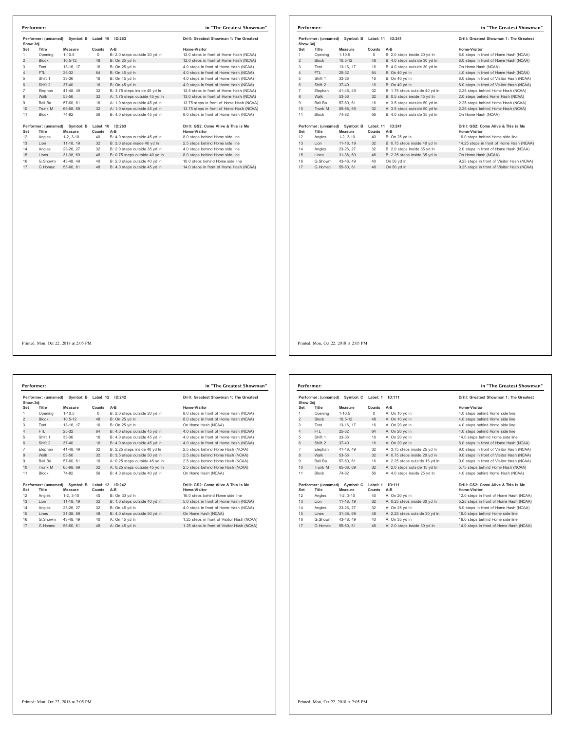## Performer: in "The Greatest Showman"

Performer: (unnamed) Symbol: B Label: 10 ID:263 — Drill: Greatest Showman 1: The Greatest Show.3dj

| Set | Title | Measure | Counts | A-B | Home-Visitor |
|---|---|---|---|---|---|
| 1 | Opening | 1-10.5 | 0 | B: 2.0 steps outside 20 yd ln | 12.0 steps in front of Home Hash (NCAA) |
| 2 | Block | 10.5-12 | 48 | B: On 25 yd ln | 12.0 steps in front of Home Hash (NCAA) |
| 3 | Tent | 13-16, 17 | 16 | B: On 25 yd ln | 4.0 steps in front of Home Hash (NCAA) |
| 4 | FTL | 25-32 | 64 | B: On 45 yd ln | 4.0 steps in front of Home Hash (NCAA) |
| 5 | Shift 1 | 33-36 | 16 | B: On 45 yd ln | 4.0 steps in front of Home Hash (NCAA) |
| 6 | Shift 2 | 37-40 | 16 | B: On 45 yd ln | 4.0 steps in front of Home Hash (NCAA) |
| 7 | Elephan | 41-48, 49 | 32 | B: 3.75 steps inside 45 yd ln | 12.5 steps in front of Home Hash (NCAA) |
| 8 | Walk | 53-56 | 32 | A: 1.75 steps outside 45 yd ln | 13.0 steps in front of Home Hash (NCAA) |
| 9 | Ball Ba | 57-60, 61 | 16 | A: 1.0 steps outside 45 yd ln | 13.75 steps in front of Home Hash (NCAA) |
| 10 | Trunk M | 65-68, 69 | 32 | A: 1.0 steps outside 45 yd ln | 13.75 steps in front of Home Hash (NCAA) |
| 11 | Block | 74-82 | 56 | B: 4.0 steps outside 45 yd ln | 8.0 steps in front of Home Hash (NCAA) |

Performer: (unnamed) Symbol: B Label: 10 ID:263 — Drill: GS2: Come Alive & This is Me

| Set | Title | Measure | Counts | A-B | Home-Visitor |
|---|---|---|---|---|---|
| 12 | Angles | 1-2, 3-10 | 40 | B: 4.0 steps outside 45 yd ln | 8.0 steps behind Home side line |
| 13 | Lion | 11-18, 19 | 32 | B: 3.0 steps inside 40 yd ln | 2.5 steps behind Home side line |
| 14 | Angles | 23-26, 27 | 32 | B: 2.0 steps outside 35 yd ln | 4.0 steps behind Home side line |
| 15 | Lines | 31-38, 69 | 48 | B: 0.75 steps outside 40 yd ln | 8.0 steps behind Home side line |
| 16 | G.Showm | 43-48, 49 | 40 | B: 2.0 steps outside 40 yd ln | 10.0 steps behind Home side line |
| 17 | G.Homec | 55-60, 61 | 48 | B: 4.0 steps outside 45 yd ln | 14.0 steps in front of Home Hash (NCAA) |

Printed: Mon, Oct 22, 2018 at 2:05 PM

## Performer: in "The Greatest Showman"

Performer: (unnamed) Symbol: B Label: 11 ID:241 — Drill: Greatest Showman 1: The Greatest Show.3dj

| Set | Title | Measure | Counts | A-B | Home-Visitor |
|---|---|---|---|---|---|
| 1 | Opening | 1-10.5 | 0 | B: 2.0 steps inside 20 yd ln | 8.0 steps in front of Home Hash (NCAA) |
| 2 | Block | 10.5-12 | 48 | B: 4.0 steps outside 30 yd ln | 8.0 steps in front of Home Hash (NCAA) |
| 3 | Tent | 13-16, 17 | 16 | B: 4.0 steps outside 30 yd ln | On Home Hash (NCAA) |
| 4 | FTL | 25-32 | 64 | B: On 40 yd ln | 4.0 steps in front of Home Hash (NCAA) |
| 5 | Shift 1 | 33-36 | 16 | B: On 40 yd ln | 8.0 steps in front of Visitor Hash (NCAA) |
| 6 | Shift 2 | 37-40 | 16 | B: On 40 yd ln | 8.0 steps in front of Visitor Hash (NCAA) |
| 7 | Elephan | 41-48, 49 | 32 | B: 1.75 steps outside 40 yd ln | 2.25 steps behind Home Hash (NCAA) |
| 8 | Walk | 53-56 | 32 | B: 0.5 steps inside 45 yd ln | 2.0 steps behind Home Hash (NCAA) |
| 9 | Ball Ba | 57-60, 61 | 16 | A: 3.5 steps outside 50 yd ln | 2.25 steps behind Home Hash (NCAA) |
| 10 | Trunk M | 65-68, 69 | 32 | A: 3.5 steps outside 50 yd ln | 2.25 steps behind Home Hash (NCAA) |
| 11 | Block | 74-82 | 56 | B: 4.0 steps outside 35 yd ln | On Home Hash (NCAA) |

Performer: (unnamed) Symbol: B Label: 11 ID:241 — Drill: GS2: Come Alive & This is Me

| Set | Title | Measure | Counts | A-B | Home-Visitor |
|---|---|---|---|---|---|
| 12 | Angles | 1-2, 3-10 | 40 | B: On 25 yd ln | 16.0 steps behind Home side line |
| 13 | Lion | 11-18, 19 | 32 | B: 0.75 steps inside 40 yd ln | 14.25 steps in front of Home Hash (NCAA) |
| 14 | Angles | 23-26, 27 | 32 | B: 2.0 steps inside 35 yd ln | 2.0 steps in front of Home Hash (NCAA) |
| 15 | Lines | 31-38, 69 | 48 | B: 2.25 steps inside 35 yd ln | On Home Hash (NCAA) |
| 16 | G.Showm | 43-48, 49 | 40 | On 50 yd ln | 9.25 steps in front of Visitor Hash (NCAA) |
| 17 | G.Homec | 55-60, 61 | 48 | On 50 yd ln | 9.25 steps in front of Visitor Hash (NCAA) |

Printed: Mon, Oct 22, 2018 at 2:05 PM

## Performer: in "The Greatest Showman"

Performer: (unnamed) Symbol: B Label: 12 ID:242 — Drill: Greatest Showman 1: The Greatest Show.3dj

| Set | Title | Measure | Counts | A-B | Home-Visitor |
|---|---|---|---|---|---|
| 1 | Opening | 1-10.5 | 0 | B: 2.0 steps outside 20 yd ln | 8.0 steps in front of Home Hash (NCAA) |
| 2 | Block | 10.5-12 | 48 | B: On 25 yd ln | 8.0 steps in front of Home Hash (NCAA) |
| 3 | Tent | 13-16, 17 | 16 | B: On 25 yd ln | On Home Hash (NCAA) |
| 4 | FTL | 25-32 | 64 | B: 4.0 steps outside 45 yd ln | 4.0 steps in front of Home Hash (NCAA) |
| 5 | Shift 1 | 33-36 | 16 | B: 4.0 steps outside 45 yd ln | 4.0 steps in front of Home Hash (NCAA) |
| 6 | Shift 2 | 37-40 | 16 | B: 4.0 steps outside 45 yd ln | 4.0 steps in front of Home Hash (NCAA) |
| 7 | Elephan | 41-48, 49 | 32 | B: 2.25 steps inside 40 yd ln | 2.5 steps behind Home Hash (NCAA) |
| 8 | Walk | 53-56 | 32 | B: 3.5 steps outside 50 yd ln | 2.5 steps behind Home Hash (NCAA) |
| 9 | Ball Ba | 57-60, 61 | 16 | A: 0.25 steps outside 45 yd ln | 2.5 steps behind Home Hash (NCAA) |
| 10 | Trunk M | 65-68, 69 | 32 | A: 0.25 steps outside 45 yd ln | 2.5 steps behind Home Hash (NCAA) |
| 11 | Block | 74-82 | 56 | B: 4.0 steps outside 40 yd ln | On Home Hash (NCAA) |

Performer: (unnamed) Symbol: B Label: 12 ID:242 — Drill: GS2: Come Alive & This is Me

| Set | Title | Measure | Counts | A-B | Home-Visitor |
|---|---|---|---|---|---|
| 12 | Angles | 1-2, 3-10 | 40 | B: On 30 yd ln | 16.0 steps behind Home side line |
| 13 | Lion | 11-18, 19 | 32 | B: 1.0 steps outside 40 yd ln | 5.0 steps in front of Home Hash (NCAA) |
| 14 | Angles | 23-26, 27 | 32 | B: On 45 yd ln | 4.0 steps in front of Home Hash (NCAA) |
| 15 | Lines | 31-38, 69 | 48 | B: 4.0 steps outside 50 yd ln | On Home Hash (NCAA) |
| 16 | G.Showm | 43-48, 49 | 40 | A: On 45 yd ln | 1.25 steps in front of Visitor Hash (NCAA) |
| 17 | G.Homec | 55-60, 61 | 48 | A: On 45 yd ln | 1.25 steps in front of Visitor Hash (NCAA) |

Printed: Mon, Oct 22, 2018 at 2:05 PM

## Performer: in "The Greatest Showman"

Performer: (unnamed) Symbol: C Label: 1 ID:111 — Drill: Greatest Showman 1: The Greatest Show.3dj

| Set | Title | Measure | Counts | A-B | Home-Visitor |
|---|---|---|---|---|---|
| 1 | Opening | 1-10.5 | 0 | A: On 10 yd ln | 4.0 steps behind Home side line |
| 2 | Block | 10.5-12 | 48 | A: On 10 yd ln | 4.0 steps behind Home side line |
| 3 | Tent | 13-16, 17 | 16 | A: On 20 yd ln | 4.0 steps behind Home side line |
| 4 | FTL | 25-32 | 64 | A: On 20 yd ln | 4.0 steps behind Home side line |
| 5 | Shift 1 | 33-36 | 16 | A: On 20 yd ln | 14.0 steps behind Home side line |
| 6 | Shift 2 | 37-40 | 16 | A: On 20 yd ln | 8.0 steps in front of Home Hash (NCAA) |
| 7 | Elephan | 41-48, 49 | 32 | A: 3.75 steps inside 25 yd ln | 9.0 steps in front of Visitor Hash (NCAA) |
| 8 | Walk | 53-56 | 32 | A: 0.75 steps inside 20 yd ln | 9.0 steps in front of Visitor Hash (NCAA) |
| 9 | Ball Ba | 57-60, 61 | 16 | A: 2.25 steps outside 15 yd ln | 9.0 steps in front of Visitor Hash (NCAA) |
| 10 | Trunk M | 65-68, 69 | 32 | A: 2.0 steps outside 15 yd ln | 5.75 steps behind Home Hash (NCAA) |
| 11 | Block | 74-82 | 56 | A: 4.0 steps inside 25 yd ln | 4.0 steps behind Home Hash (NCAA) |

Performer: (unnamed) Symbol: C Label: 1 ID:111 — Drill: GS2: Come Alive & This is Me

| Set | Title | Measure | Counts | A-B | Home-Visitor |
|---|---|---|---|---|---|
| 12 | Angles | 1-2, 3-10 | 40 | A: On 20 yd ln | 12.0 steps in front of Home Hash (NCAA) |
| 13 | Lion | 11-18, 19 | 32 | A: 0.25 steps inside 30 yd ln | 5.25 steps in front of Home Hash (NCAA) |
| 14 | Angles | 23-26, 27 | 32 | A: On 25 yd ln | 8.0 steps in front of Home Hash (NCAA) |
| 15 | Lines | 31-38, 69 | 48 | A: 2.25 steps outside 30 yd ln | 16.0 steps behind Home side line |
| 16 | G.Showm | 43-48, 49 | 40 | A: On 35 yd ln | 16.0 steps behind Home side line |
| 17 | G.Homec | 55-60, 61 | 48 | A: 2.0 steps inside 30 yd ln | 14.0 steps in front of Home Hash (NCAA) |

Printed: Mon, Oct 22, 2018 at 2:05 PM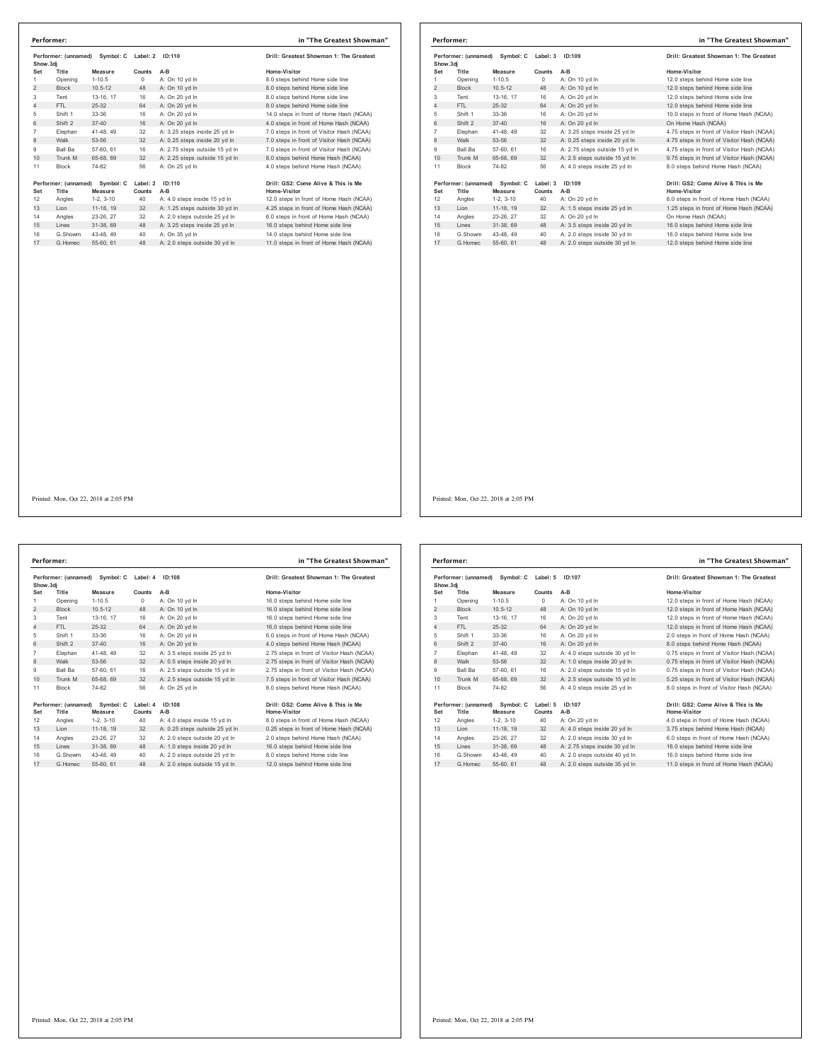## Performer: in "The Greatest Showman"

**Performer: (unnamed) Symbol: C Label: 2 ID:110**
**Drill: Greatest Showman 1: The Greatest Show.3dj**

| Set | Title | Measure | Counts | A-B | Home-Visitor |
|---|---|---|---|---|---|
| 1 | Opening | 1-10.5 | 0 | A: On 10 yd ln | 8.0 steps behind Home side line |
| 2 | Block | 10.5-12 | 48 | A: On 10 yd ln | 8.0 steps behind Home side line |
| 3 | Tent | 13-16, 17 | 16 | A: On 20 yd ln | 8.0 steps behind Home side line |
| 4 | FTL | 25-32 | 64 | A: On 20 yd ln | 8.0 steps behind Home side line |
| 5 | Shift 1 | 33-36 | 16 | A: On 20 yd ln | 14.0 steps in front of Home Hash (NCAA) |
| 6 | Shift 2 | 37-40 | 16 | A: On 20 yd ln | 4.0 steps in front of Home Hash (NCAA) |
| 7 | Elephan | 41-48, 49 | 32 | A: 3.25 steps inside 25 yd ln | 7.0 steps in front of Visitor Hash (NCAA) |
| 8 | Walk | 53-56 | 32 | A: 0.25 steps inside 20 yd ln | 7.0 steps in front of Visitor Hash (NCAA) |
| 9 | Ball Ba | 57-60, 61 | 16 | A: 2.75 steps outside 15 yd ln | 7.0 steps in front of Visitor Hash (NCAA) |
| 10 | Trunk M | 65-68, 69 | 32 | A: 2.25 steps outside 15 yd ln | 8.0 steps behind Home Hash (NCAA) |
| 11 | Block | 74-82 | 56 | A: On 25 yd ln | 4.0 steps behind Home Hash (NCAA) |

**Performer: (unnamed) Symbol: C Label: 2 ID:110**
**Drill: GS2: Come Alive & This is Me**

| Set | Title | Measure | Counts | A-B | Home-Visitor |
|---|---|---|---|---|---|
| 12 | Angles | 1-2, 3-10 | 40 | A: 4.0 steps inside 15 yd ln | 12.0 steps in front of Home Hash (NCAA) |
| 13 | Lion | 11-18, 19 | 32 | A: 1.25 steps outside 30 yd ln | 4.25 steps in front of Home Hash (NCAA) |
| 14 | Angles | 23-26, 27 | 32 | A: 2.0 steps outside 25 yd ln | 6.0 steps in front of Home Hash (NCAA) |
| 15 | Lines | 31-38, 69 | 48 | A: 3.25 steps inside 25 yd ln | 16.0 steps behind Home side line |
| 16 | G.Showm | 43-48, 49 | 40 | A: On 35 yd ln | 14.0 steps behind Home side line |
| 17 | G.Homec | 55-60, 61 | 48 | A: 2.0 steps outside 30 yd ln | 11.0 steps in front of Home Hash (NCAA) |

Printed: Mon, Oct 22, 2018 at 2:05 PM

## Performer: in "The Greatest Showman"

**Performer: (unnamed) Symbol: C Label: 3 ID:109**
**Drill: Greatest Showman 1: The Greatest Show.3dj**

| Set | Title | Measure | Counts | A-B | Home-Visitor |
|---|---|---|---|---|---|
| 1 | Opening | 1-10.5 | 0 | A: On 10 yd ln | 12.0 steps behind Home side line |
| 2 | Block | 10.5-12 | 48 | A: On 10 yd ln | 12.0 steps behind Home side line |
| 3 | Tent | 13-16, 17 | 16 | A: On 20 yd ln | 12.0 steps behind Home side line |
| 4 | FTL | 25-32 | 64 | A: On 20 yd ln | 12.0 steps behind Home side line |
| 5 | Shift 1 | 33-36 | 16 | A: On 20 yd ln | 10.0 steps in front of Home Hash (NCAA) |
| 6 | Shift 2 | 37-40 | 16 | A: On 20 yd ln | On Home Hash (NCAA) |
| 7 | Elephan | 41-48, 49 | 32 | A: 3.25 steps inside 25 yd ln | 4.75 steps in front of Visitor Hash (NCAA) |
| 8 | Walk | 53-56 | 32 | A: 0.25 steps inside 20 yd ln | 4.75 steps in front of Visitor Hash (NCAA) |
| 9 | Ball Ba | 57-60, 61 | 16 | A: 2.75 steps outside 15 yd ln | 4.75 steps in front of Visitor Hash (NCAA) |
| 10 | Trunk M | 65-68, 69 | 32 | A: 2.5 steps outside 15 yd ln | 9.75 steps in front of Visitor Hash (NCAA) |
| 11 | Block | 74-82 | 56 | A: 4.0 steps inside 25 yd ln | 8.0 steps behind Home Hash (NCAA) |

**Performer: (unnamed) Symbol: C Label: 3 ID:109**
**Drill: GS2: Come Alive & This is Me**

| Set | Title | Measure | Counts | A-B | Home-Visitor |
|---|---|---|---|---|---|
| 12 | Angles | 1-2, 3-10 | 40 | A: On 20 yd ln | 8.0 steps in front of Home Hash (NCAA) |
| 13 | Lion | 11-18, 19 | 32 | A: 1.5 steps inside 25 yd ln | 1.25 steps in front of Home Hash (NCAA) |
| 14 | Angles | 23-26, 27 | 32 | A: On 20 yd ln | On Home Hash (NCAA) |
| 15 | Lines | 31-38, 69 | 48 | A: 3.5 steps inside 20 yd ln | 16.0 steps behind Home side line |
| 16 | G.Showm | 43-48, 49 | 40 | A: 2.0 steps inside 30 yd ln | 16.0 steps behind Home side line |
| 17 | G.Homec | 55-60, 61 | 48 | A: 2.0 steps outside 30 yd ln | 12.0 steps behind Home side line |

Printed: Mon, Oct 22, 2018 at 2:05 PM

## Performer: in "The Greatest Showman"

**Performer: (unnamed) Symbol: C Label: 4 ID:108**
**Drill: Greatest Showman 1: The Greatest Show.3dj**

| Set | Title | Measure | Counts | A-B | Home-Visitor |
|---|---|---|---|---|---|
| 1 | Opening | 1-10.5 | 0 | A: On 10 yd ln | 16.0 steps behind Home side line |
| 2 | Block | 10.5-12 | 48 | A: On 10 yd ln | 16.0 steps behind Home side line |
| 3 | Tent | 13-16, 17 | 16 | A: On 20 yd ln | 16.0 steps behind Home side line |
| 4 | FTL | 25-32 | 64 | A: On 20 yd ln | 16.0 steps behind Home side line |
| 5 | Shift 1 | 33-36 | 16 | A: On 20 yd ln | 6.0 steps in front of Home Hash (NCAA) |
| 6 | Shift 2 | 37-40 | 16 | A: On 20 yd ln | 4.0 steps behind Home Hash (NCAA) |
| 7 | Elephan | 41-48, 49 | 32 | A: 3.5 steps inside 25 yd ln | 2.75 steps in front of Visitor Hash (NCAA) |
| 8 | Walk | 53-56 | 32 | A: 0.5 steps inside 20 yd ln | 2.75 steps in front of Visitor Hash (NCAA) |
| 9 | Ball Ba | 57-60, 61 | 16 | A: 2.5 steps outside 15 yd ln | 2.75 steps in front of Visitor Hash (NCAA) |
| 10 | Trunk M | 65-68, 69 | 32 | A: 2.5 steps outside 15 yd ln | 7.5 steps in front of Visitor Hash (NCAA) |
| 11 | Block | 74-82 | 56 | A: On 25 yd ln | 8.0 steps behind Home Hash (NCAA) |

**Performer: (unnamed) Symbol: C Label: 4 ID:108**
**Drill: GS2: Come Alive & This is Me**

| Set | Title | Measure | Counts | A-B | Home-Visitor |
|---|---|---|---|---|---|
| 12 | Angles | 1-2, 3-10 | 40 | A: 4.0 steps inside 15 yd ln | 8.0 steps in front of Home Hash (NCAA) |
| 13 | Lion | 11-18, 19 | 32 | A: 0.25 steps outside 25 yd ln | 0.25 steps in front of Home Hash (NCAA) |
| 14 | Angles | 23-26, 27 | 32 | A: 2.0 steps outside 20 yd ln | 2.0 steps behind Home Hash (NCAA) |
| 15 | Lines | 31-38, 69 | 48 | A: 1.0 steps inside 20 yd ln | 16.0 steps behind Home side line |
| 16 | G.Showm | 43-48, 49 | 40 | A: 2.0 steps outside 25 yd ln | 8.0 steps behind Home side line |
| 17 | G.Homec | 55-60, 61 | 48 | A: 2.0 steps outside 15 yd ln | 12.0 steps behind Home side line |

Printed: Mon, Oct 22, 2018 at 2:05 PM

## Performer: in "The Greatest Showman"

**Performer: (unnamed) Symbol: C Label: 5 ID:107**
**Drill: Greatest Showman 1: The Greatest Show.3dj**

| Set | Title | Measure | Counts | A-B | Home-Visitor |
|---|---|---|---|---|---|
| 1 | Opening | 1-10.5 | 0 | A: On 10 yd ln | 12.0 steps in front of Home Hash (NCAA) |
| 2 | Block | 10.5-12 | 48 | A: On 10 yd ln | 12.0 steps in front of Home Hash (NCAA) |
| 3 | Tent | 13-16, 17 | 16 | A: On 20 yd ln | 12.0 steps in front of Home Hash (NCAA) |
| 4 | FTL | 25-32 | 64 | A: On 20 yd ln | 12.0 steps in front of Home Hash (NCAA) |
| 5 | Shift 1 | 33-36 | 16 | A: On 20 yd ln | 2.0 steps in front of Home Hash (NCAA) |
| 6 | Shift 2 | 37-40 | 16 | A: On 20 yd ln | 8.0 steps behind Home Hash (NCAA) |
| 7 | Elephan | 41-48, 49 | 32 | A: 4.0 steps outside 30 yd ln | 0.75 steps in front of Visitor Hash (NCAA) |
| 8 | Walk | 53-56 | 32 | A: 1.0 steps inside 20 yd ln | 0.75 steps in front of Visitor Hash (NCAA) |
| 9 | Ball Ba | 57-60, 61 | 16 | A: 2.0 steps outside 15 yd ln | 0.75 steps in front of Visitor Hash (NCAA) |
| 10 | Trunk M | 65-68, 69 | 32 | A: 2.5 steps outside 15 yd ln | 5.25 steps in front of Visitor Hash (NCAA) |
| 11 | Block | 74-82 | 56 | A: 4.0 steps inside 25 yd ln | 8.0 steps in front of Visitor Hash (NCAA) |

**Performer: (unnamed) Symbol: C Label: 5 ID:107**
**Drill: GS2: Come Alive & This is Me**

| Set | Title | Measure | Counts | A-B | Home-Visitor |
|---|---|---|---|---|---|
| 12 | Angles | 1-2, 3-10 | 40 | A: On 20 yd ln | 4.0 steps in front of Home Hash (NCAA) |
| 13 | Lion | 11-18, 19 | 32 | A: 4.0 steps inside 20 yd ln | 3.75 steps behind Home Hash (NCAA) |
| 14 | Angles | 23-26, 27 | 32 | A: 2.0 steps inside 30 yd ln | 6.0 steps in front of Home Hash (NCAA) |
| 15 | Lines | 31-38, 69 | 48 | A: 2.75 steps inside 30 yd ln | 16.0 steps behind Home side line |
| 16 | G.Showm | 43-48, 49 | 40 | A: 2.0 steps outside 40 yd ln | 16.0 steps behind Home side line |
| 17 | G.Homec | 55-60, 61 | 48 | A: 2.0 steps outside 35 yd ln | 11.0 steps in front of Home Hash (NCAA) |

Printed: Mon, Oct 22, 2018 at 2:05 PM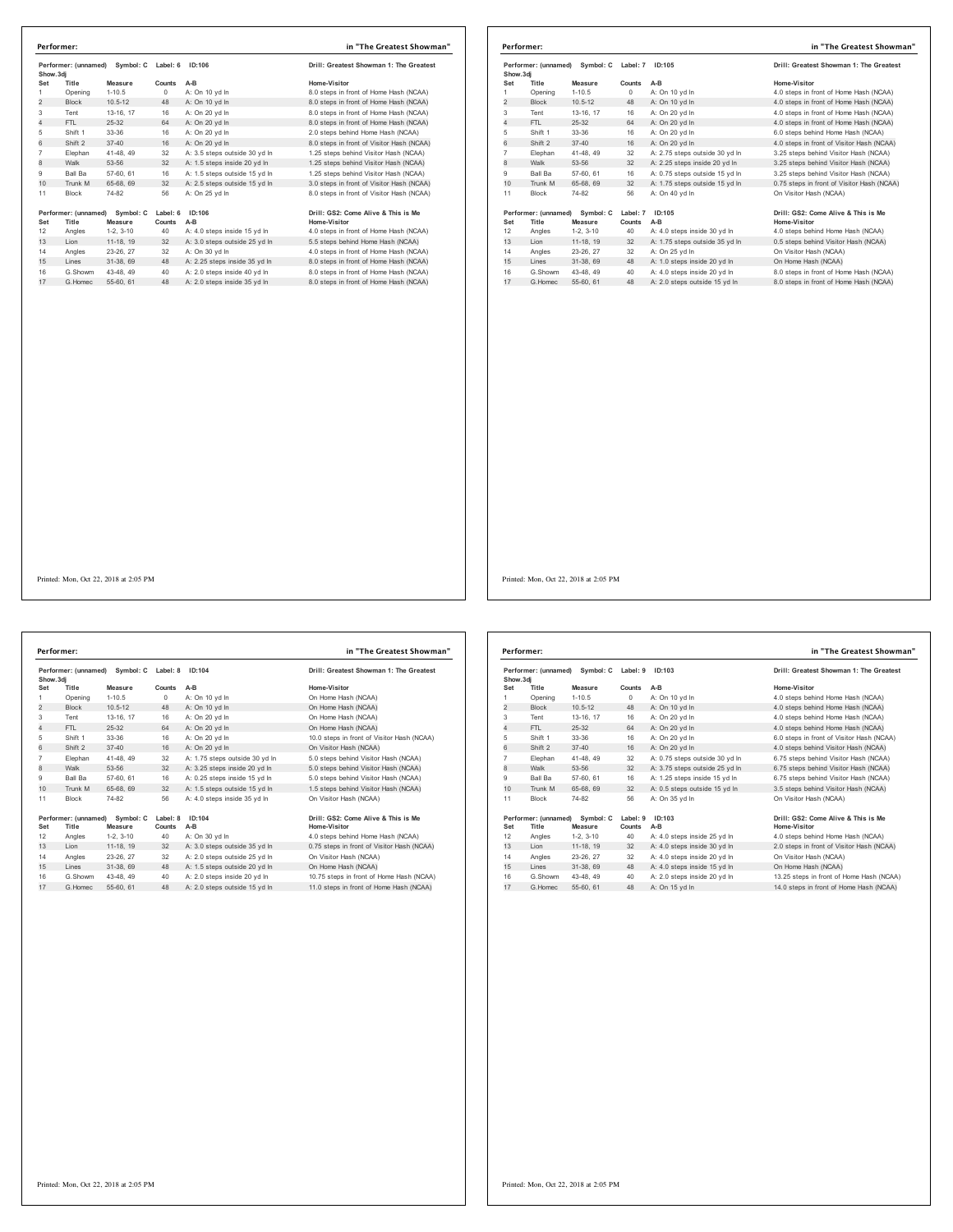## Performer: in "The Greatest Showman"

Performer: (unnamed) Symbol: C Label: 6 ID:106 — Drill: Greatest Showman 1: The Greatest Show.3dj

| Set | Title | Measure | Counts | A-B | Home-Visitor |
|---|---|---|---|---|---|
| 1 | Opening | 1-10.5 | 0 | A: On 10 yd ln | 8.0 steps in front of Home Hash (NCAA) |
| 2 | Block | 10.5-12 | 48 | A: On 10 yd ln | 8.0 steps in front of Home Hash (NCAA) |
| 3 | Tent | 13-16, 17 | 16 | A: On 20 yd ln | 8.0 steps in front of Home Hash (NCAA) |
| 4 | FTL | 25-32 | 64 | A: On 20 yd ln | 8.0 steps in front of Home Hash (NCAA) |
| 5 | Shift 1 | 33-36 | 16 | A: On 20 yd ln | 2.0 steps behind Home Hash (NCAA) |
| 6 | Shift 2 | 37-40 | 16 | A: On 20 yd ln | 8.0 steps in front of Visitor Hash (NCAA) |
| 7 | Elephan | 41-48, 49 | 32 | A: 3.5 steps outside 30 yd ln | 1.25 steps behind Visitor Hash (NCAA) |
| 8 | Walk | 53-56 | 32 | A: 1.5 steps inside 20 yd ln | 1.25 steps behind Visitor Hash (NCAA) |
| 9 | Ball Ba | 57-60, 61 | 16 | A: 1.5 steps outside 15 yd ln | 1.25 steps behind Visitor Hash (NCAA) |
| 10 | Trunk M | 65-68, 69 | 32 | A: 2.5 steps outside 15 yd ln | 3.0 steps in front of Visitor Hash (NCAA) |
| 11 | Block | 74-82 | 56 | A: On 25 yd ln | 8.0 steps in front of Visitor Hash (NCAA) |

Performer: (unnamed) Symbol: C Label: 6 ID:106 — Drill: GS2: Come Alive & This is Me

| Set | Title | Measure | Counts | A-B | Home-Visitor |
|---|---|---|---|---|---|
| 12 | Angles | 1-2, 3-10 | 40 | A: 4.0 steps inside 15 yd ln | 4.0 steps in front of Home Hash (NCAA) |
| 13 | Lion | 11-18, 19 | 32 | A: 3.0 steps outside 25 yd ln | 5.5 steps behind Home Hash (NCAA) |
| 14 | Angles | 23-26, 27 | 32 | A: On 30 yd ln | 4.0 steps in front of Home Hash (NCAA) |
| 15 | Lines | 31-38, 69 | 48 | A: 2.25 steps inside 35 yd ln | 8.0 steps in front of Home Hash (NCAA) |
| 16 | G.Showm | 43-48, 49 | 40 | A: 2.0 steps inside 40 yd ln | 8.0 steps in front of Home Hash (NCAA) |
| 17 | G.Homec | 55-60, 61 | 48 | A: 2.0 steps inside 35 yd ln | 8.0 steps in front of Home Hash (NCAA) |

Printed: Mon, Oct 22, 2018 at 2:05 PM

## Performer: in "The Greatest Showman"

Performer: (unnamed) Symbol: C Label: 7 ID:105 — Drill: Greatest Showman 1: The Greatest Show.3dj

| Set | Title | Measure | Counts | A-B | Home-Visitor |
|---|---|---|---|---|---|
| 1 | Opening | 1-10.5 | 0 | A: On 10 yd ln | 4.0 steps in front of Home Hash (NCAA) |
| 2 | Block | 10.5-12 | 48 | A: On 10 yd ln | 4.0 steps in front of Home Hash (NCAA) |
| 3 | Tent | 13-16, 17 | 16 | A: On 20 yd ln | 4.0 steps in front of Home Hash (NCAA) |
| 4 | FTL | 25-32 | 64 | A: On 20 yd ln | 4.0 steps in front of Home Hash (NCAA) |
| 5 | Shift 1 | 33-36 | 16 | A: On 20 yd ln | 6.0 steps behind Home Hash (NCAA) |
| 6 | Shift 2 | 37-40 | 16 | A: On 20 yd ln | 4.0 steps in front of Visitor Hash (NCAA) |
| 7 | Elephan | 41-48, 49 | 32 | A: 2.75 steps outside 30 yd ln | 3.25 steps behind Visitor Hash (NCAA) |
| 8 | Walk | 53-56 | 32 | A: 2.25 steps inside 20 yd ln | 3.25 steps behind Visitor Hash (NCAA) |
| 9 | Ball Ba | 57-60, 61 | 16 | A: 0.75 steps outside 15 yd ln | 3.25 steps behind Visitor Hash (NCAA) |
| 10 | Trunk M | 65-68, 69 | 32 | A: 1.75 steps outside 15 yd ln | 0.75 steps in front of Visitor Hash (NCAA) |
| 11 | Block | 74-82 | 56 | A: On 40 yd ln | On Visitor Hash (NCAA) |

Performer: (unnamed) Symbol: C Label: 7 ID:105 — Drill: GS2: Come Alive & This is Me

| Set | Title | Measure | Counts | A-B | Home-Visitor |
|---|---|---|---|---|---|
| 12 | Angles | 1-2, 3-10 | 40 | A: 4.0 steps inside 30 yd ln | 4.0 steps behind Home Hash (NCAA) |
| 13 | Lion | 11-18, 19 | 32 | A: 1.75 steps outside 35 yd ln | 0.5 steps behind Visitor Hash (NCAA) |
| 14 | Angles | 23-26, 27 | 32 | A: On 25 yd ln | On Visitor Hash (NCAA) |
| 15 | Lines | 31-38, 69 | 48 | A: 1.0 steps inside 20 yd ln | On Home Hash (NCAA) |
| 16 | G.Showm | 43-48, 49 | 40 | A: 4.0 steps inside 20 yd ln | 8.0 steps in front of Home Hash (NCAA) |
| 17 | G.Homec | 55-60, 61 | 48 | A: 2.0 steps outside 15 yd ln | 8.0 steps in front of Home Hash (NCAA) |

Printed: Mon, Oct 22, 2018 at 2:05 PM

## Performer: in "The Greatest Showman"

Performer: (unnamed) Symbol: C Label: 8 ID:104 — Drill: Greatest Showman 1: The Greatest Show.3dj

| Set | Title | Measure | Counts | A-B | Home-Visitor |
|---|---|---|---|---|---|
| 1 | Opening | 1-10.5 | 0 | A: On 10 yd ln | On Home Hash (NCAA) |
| 2 | Block | 10.5-12 | 48 | A: On 10 yd ln | On Home Hash (NCAA) |
| 3 | Tent | 13-16, 17 | 16 | A: On 20 yd ln | On Home Hash (NCAA) |
| 4 | FTL | 25-32 | 64 | A: On 20 yd ln | On Home Hash (NCAA) |
| 5 | Shift 1 | 33-36 | 16 | A: On 20 yd ln | 10.0 steps in front of Visitor Hash (NCAA) |
| 6 | Shift 2 | 37-40 | 16 | A: On 20 yd ln | On Visitor Hash (NCAA) |
| 7 | Elephan | 41-48, 49 | 32 | A: 1.75 steps outside 30 yd ln | 5.0 steps behind Visitor Hash (NCAA) |
| 8 | Walk | 53-56 | 32 | A: 3.25 steps inside 20 yd ln | 5.0 steps behind Visitor Hash (NCAA) |
| 9 | Ball Ba | 57-60, 61 | 16 | A: 0.25 steps inside 15 yd ln | 5.0 steps behind Visitor Hash (NCAA) |
| 10 | Trunk M | 65-68, 69 | 32 | A: 1.5 steps outside 15 yd ln | 1.5 steps behind Visitor Hash (NCAA) |
| 11 | Block | 74-82 | 56 | A: 4.0 steps inside 35 yd ln | On Visitor Hash (NCAA) |

Performer: (unnamed) Symbol: C Label: 8 ID:104 — Drill: GS2: Come Alive & This is Me

| Set | Title | Measure | Counts | A-B | Home-Visitor |
|---|---|---|---|---|---|
| 12 | Angles | 1-2, 3-10 | 40 | A: On 30 yd ln | 4.0 steps behind Home Hash (NCAA) |
| 13 | Lion | 11-18, 19 | 32 | A: 3.0 steps outside 35 yd ln | 0.75 steps in front of Visitor Hash (NCAA) |
| 14 | Angles | 23-26, 27 | 32 | A: 2.0 steps outside 25 yd ln | On Visitor Hash (NCAA) |
| 15 | Lines | 31-38, 69 | 48 | A: 1.5 steps outside 20 yd ln | On Home Hash (NCAA) |
| 16 | G.Showm | 43-48, 49 | 40 | A: 2.0 steps inside 20 yd ln | 10.75 steps in front of Home Hash (NCAA) |
| 17 | G.Homec | 55-60, 61 | 48 | A: 2.0 steps outside 15 yd ln | 11.0 steps in front of Home Hash (NCAA) |

Printed: Mon, Oct 22, 2018 at 2:05 PM

## Performer: in "The Greatest Showman"

Performer: (unnamed) Symbol: C Label: 9 ID:103 — Drill: Greatest Showman 1: The Greatest Show.3dj

| Set | Title | Measure | Counts | A-B | Home-Visitor |
|---|---|---|---|---|---|
| 1 | Opening | 1-10.5 | 0 | A: On 10 yd ln | 4.0 steps behind Home Hash (NCAA) |
| 2 | Block | 10.5-12 | 48 | A: On 10 yd ln | 4.0 steps behind Home Hash (NCAA) |
| 3 | Tent | 13-16, 17 | 16 | A: On 20 yd ln | 4.0 steps behind Home Hash (NCAA) |
| 4 | FTL | 25-32 | 64 | A: On 20 yd ln | 4.0 steps behind Home Hash (NCAA) |
| 5 | Shift 1 | 33-36 | 16 | A: On 20 yd ln | 6.0 steps in front of Visitor Hash (NCAA) |
| 6 | Shift 2 | 37-40 | 16 | A: On 20 yd ln | 4.0 steps behind Visitor Hash (NCAA) |
| 7 | Elephan | 41-48, 49 | 32 | A: 0.75 steps outside 30 yd ln | 6.75 steps behind Visitor Hash (NCAA) |
| 8 | Walk | 53-56 | 32 | A: 3.75 steps outside 25 yd ln | 6.75 steps behind Visitor Hash (NCAA) |
| 9 | Ball Ba | 57-60, 61 | 16 | A: 1.25 steps inside 15 yd ln | 6.75 steps behind Visitor Hash (NCAA) |
| 10 | Trunk M | 65-68, 69 | 32 | A: 0.5 steps outside 15 yd ln | 3.5 steps behind Visitor Hash (NCAA) |
| 11 | Block | 74-82 | 56 | A: On 35 yd ln | On Visitor Hash (NCAA) |

Performer: (unnamed) Symbol: C Label: 9 ID:103 — Drill: GS2: Come Alive & This is Me

| Set | Title | Measure | Counts | A-B | Home-Visitor |
|---|---|---|---|---|---|
| 12 | Angles | 1-2, 3-10 | 40 | A: 4.0 steps inside 25 yd ln | 4.0 steps behind Home Hash (NCAA) |
| 13 | Lion | 11-18, 19 | 32 | A: 4.0 steps inside 30 yd ln | 2.0 steps in front of Visitor Hash (NCAA) |
| 14 | Angles | 23-26, 27 | 32 | A: 4.0 steps inside 20 yd ln | On Visitor Hash (NCAA) |
| 15 | Lines | 31-38, 69 | 48 | A: 4.0 steps inside 15 yd ln | On Home Hash (NCAA) |
| 16 | G.Showm | 43-48, 49 | 40 | A: 2.0 steps inside 20 yd ln | 13.25 steps in front of Home Hash (NCAA) |
| 17 | G.Homec | 55-60, 61 | 48 | A: On 15 yd ln | 14.0 steps in front of Home Hash (NCAA) |

Printed: Mon, Oct 22, 2018 at 2:05 PM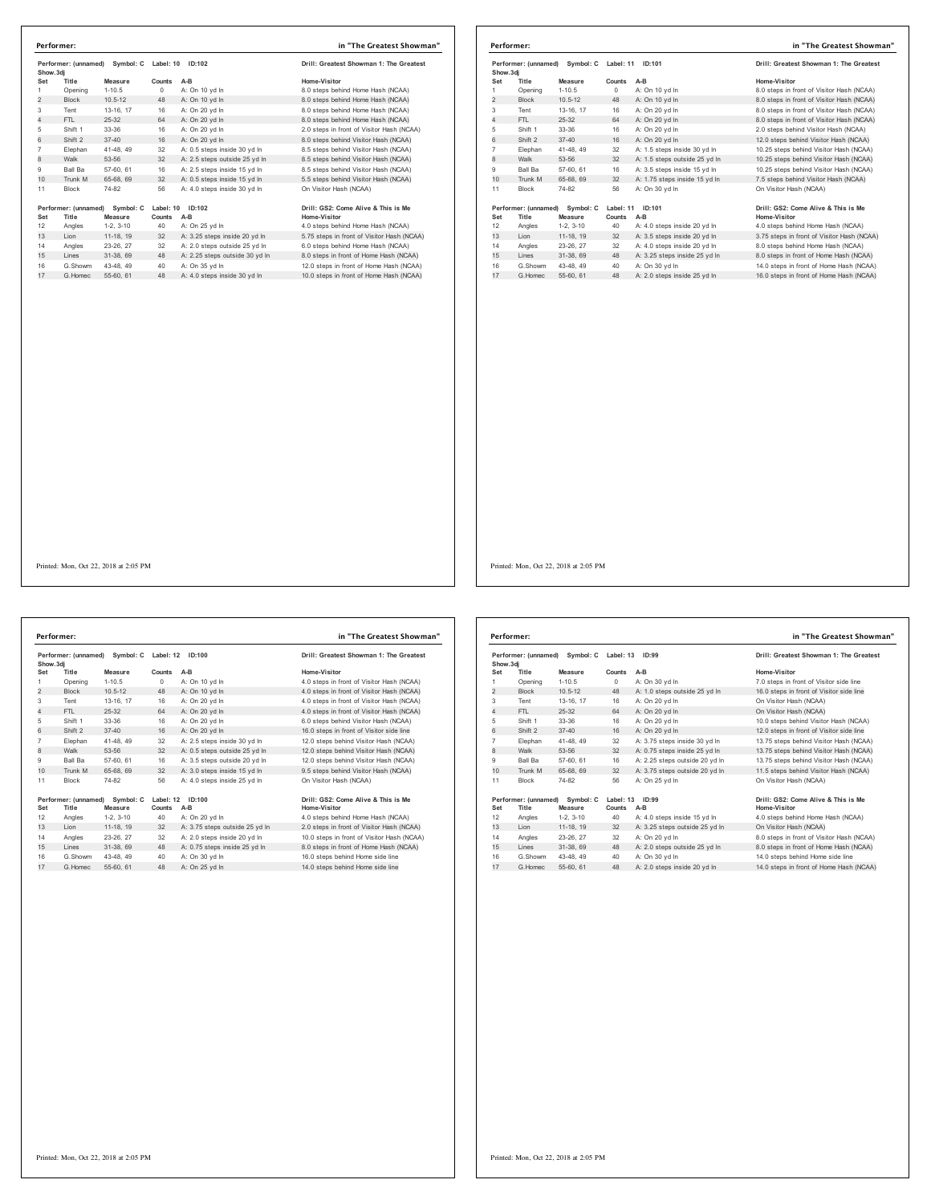## Performer: in "The Greatest Showman"

Performer: (unnamed) Symbol: C Label: 10 ID:102 — Drill: Greatest Showman 1: The Greatest Show.3dj

| Set | Title | Measure | Counts | A-B | Home-Visitor |
|---|---|---|---|---|---|
| 1 | Opening | 1-10.5 | 0 | A: On 10 yd ln | 8.0 steps behind Home Hash (NCAA) |
| 2 | Block | 10.5-12 | 48 | A: On 10 yd ln | 8.0 steps behind Home Hash (NCAA) |
| 3 | Tent | 13-16, 17 | 16 | A: On 20 yd ln | 8.0 steps behind Home Hash (NCAA) |
| 4 | FTL | 25-32 | 64 | A: On 20 yd ln | 8.0 steps behind Home Hash (NCAA) |
| 5 | Shift 1 | 33-36 | 16 | A: On 20 yd ln | 2.0 steps in front of Visitor Hash (NCAA) |
| 6 | Shift 2 | 37-40 | 16 | A: On 20 yd ln | 8.0 steps behind Visitor Hash (NCAA) |
| 7 | Elephan | 41-48, 49 | 32 | A: 0.5 steps inside 30 yd ln | 8.5 steps behind Visitor Hash (NCAA) |
| 8 | Walk | 53-56 | 32 | A: 2.5 steps outside 25 yd ln | 8.5 steps behind Visitor Hash (NCAA) |
| 9 | Ball Ba | 57-60, 61 | 16 | A: 2.5 steps inside 15 yd ln | 8.5 steps behind Visitor Hash (NCAA) |
| 10 | Trunk M | 65-68, 69 | 32 | A: 0.5 steps inside 15 yd ln | 5.5 steps behind Visitor Hash (NCAA) |
| 11 | Block | 74-82 | 56 | A: 4.0 steps inside 30 yd ln | On Visitor Hash (NCAA) |

Performer: (unnamed) Symbol: C Label: 10 ID:102 — Drill: GS2: Come Alive & This is Me

| Set | Title | Measure | Counts | A-B | Home-Visitor |
|---|---|---|---|---|---|
| 12 | Angles | 1-2, 3-10 | 40 | A: On 25 yd ln | 4.0 steps behind Home Hash (NCAA) |
| 13 | Lion | 11-18, 19 | 32 | A: 3.25 steps inside 20 yd ln | 5.75 steps in front of Visitor Hash (NCAA) |
| 14 | Angles | 23-26, 27 | 32 | A: 2.0 steps outside 25 yd ln | 6.0 steps behind Home Hash (NCAA) |
| 15 | Lines | 31-38, 69 | 48 | A: 2.25 steps outside 30 yd ln | 8.0 steps in front of Home Hash (NCAA) |
| 16 | G.Showm | 43-48, 49 | 40 | A: On 35 yd ln | 12.0 steps in front of Home Hash (NCAA) |
| 17 | G.Homec | 55-60, 61 | 48 | A: 4.0 steps inside 30 yd ln | 10.0 steps in front of Home Hash (NCAA) |

Printed: Mon, Oct 22, 2018 at 2:05 PM

## Performer: in "The Greatest Showman"

Performer: (unnamed) Symbol: C Label: 11 ID:101 — Drill: Greatest Showman 1: The Greatest Show.3dj

| Set | Title | Measure | Counts | A-B | Home-Visitor |
|---|---|---|---|---|---|
| 1 | Opening | 1-10.5 | 0 | A: On 10 yd ln | 8.0 steps in front of Visitor Hash (NCAA) |
| 2 | Block | 10.5-12 | 48 | A: On 10 yd ln | 8.0 steps in front of Visitor Hash (NCAA) |
| 3 | Tent | 13-16, 17 | 16 | A: On 20 yd ln | 8.0 steps in front of Visitor Hash (NCAA) |
| 4 | FTL | 25-32 | 64 | A: On 20 yd ln | 8.0 steps in front of Visitor Hash (NCAA) |
| 5 | Shift 1 | 33-36 | 16 | A: On 20 yd ln | 2.0 steps behind Visitor Hash (NCAA) |
| 6 | Shift 2 | 37-40 | 16 | A: On 20 yd ln | 12.0 steps behind Visitor Hash (NCAA) |
| 7 | Elephan | 41-48, 49 | 32 | A: 1.5 steps inside 30 yd ln | 10.25 steps behind Visitor Hash (NCAA) |
| 8 | Walk | 53-56 | 32 | A: 1.5 steps outside 25 yd ln | 10.25 steps behind Visitor Hash (NCAA) |
| 9 | Ball Ba | 57-60, 61 | 16 | A: 3.5 steps inside 15 yd ln | 10.25 steps behind Visitor Hash (NCAA) |
| 10 | Trunk M | 65-68, 69 | 32 | A: 1.75 steps inside 15 yd ln | 7.5 steps behind Visitor Hash (NCAA) |
| 11 | Block | 74-82 | 56 | A: On 30 yd ln | On Visitor Hash (NCAA) |

Performer: (unnamed) Symbol: C Label: 11 ID:101 — Drill: GS2: Come Alive & This is Me

| Set | Title | Measure | Counts | A-B | Home-Visitor |
|---|---|---|---|---|---|
| 12 | Angles | 1-2, 3-10 | 40 | A: 4.0 steps inside 20 yd ln | 4.0 steps behind Home Hash (NCAA) |
| 13 | Lion | 11-18, 19 | 32 | A: 3.5 steps inside 20 yd ln | 3.75 steps in front of Visitor Hash (NCAA) |
| 14 | Angles | 23-26, 27 | 32 | A: 4.0 steps inside 20 yd ln | 8.0 steps behind Home Hash (NCAA) |
| 15 | Lines | 31-38, 69 | 48 | A: 3.25 steps inside 25 yd ln | 8.0 steps in front of Home Hash (NCAA) |
| 16 | G.Showm | 43-48, 49 | 40 | A: On 30 yd ln | 14.0 steps in front of Home Hash (NCAA) |
| 17 | G.Homec | 55-60, 61 | 48 | A: 2.0 steps inside 25 yd ln | 16.0 steps in front of Home Hash (NCAA) |

Printed: Mon, Oct 22, 2018 at 2:05 PM

## Performer: in "The Greatest Showman"

Performer: (unnamed) Symbol: C Label: 12 ID:100 — Drill: Greatest Showman 1: The Greatest Show.3dj

| Set | Title | Measure | Counts | A-B | Home-Visitor |
|---|---|---|---|---|---|
| 1 | Opening | 1-10.5 | 0 | A: On 10 yd ln | 4.0 steps in front of Visitor Hash (NCAA) |
| 2 | Block | 10.5-12 | 48 | A: On 10 yd ln | 4.0 steps in front of Visitor Hash (NCAA) |
| 3 | Tent | 13-16, 17 | 16 | A: On 20 yd ln | 4.0 steps in front of Visitor Hash (NCAA) |
| 4 | FTL | 25-32 | 64 | A: On 20 yd ln | 4.0 steps in front of Visitor Hash (NCAA) |
| 5 | Shift 1 | 33-36 | 16 | A: On 20 yd ln | 6.0 steps behind Visitor Hash (NCAA) |
| 6 | Shift 2 | 37-40 | 16 | A: On 20 yd ln | 16.0 steps in front of Visitor side line |
| 7 | Elephan | 41-48, 49 | 32 | A: 2.5 steps inside 30 yd ln | 12.0 steps behind Visitor Hash (NCAA) |
| 8 | Walk | 53-56 | 32 | A: 0.5 steps outside 25 yd ln | 12.0 steps behind Visitor Hash (NCAA) |
| 9 | Ball Ba | 57-60, 61 | 16 | A: 3.5 steps outside 20 yd ln | 12.0 steps behind Visitor Hash (NCAA) |
| 10 | Trunk M | 65-68, 69 | 32 | A: 3.0 steps inside 15 yd ln | 9.5 steps behind Visitor Hash (NCAA) |
| 11 | Block | 74-82 | 56 | A: 4.0 steps inside 25 yd ln | On Visitor Hash (NCAA) |

Performer: (unnamed) Symbol: C Label: 12 ID:100 — Drill: GS2: Come Alive & This is Me

| Set | Title | Measure | Counts | A-B | Home-Visitor |
|---|---|---|---|---|---|
| 12 | Angles | 1-2, 3-10 | 40 | A: On 20 yd ln | 4.0 steps behind Home Hash (NCAA) |
| 13 | Lion | 11-18, 19 | 32 | A: 3.75 steps outside 25 yd ln | 2.0 steps in front of Visitor Hash (NCAA) |
| 14 | Angles | 23-26, 27 | 32 | A: 2.0 steps inside 20 yd ln | 10.0 steps in front of Visitor Hash (NCAA) |
| 15 | Lines | 31-38, 69 | 48 | A: 0.75 steps inside 25 yd ln | 8.0 steps in front of Home Hash (NCAA) |
| 16 | G.Showm | 43-48, 49 | 40 | A: On 30 yd ln | 16.0 steps behind Home side line |
| 17 | G.Homec | 55-60, 61 | 48 | A: On 25 yd ln | 14.0 steps behind Home side line |

Printed: Mon, Oct 22, 2018 at 2:05 PM

## Performer: in "The Greatest Showman"

Performer: (unnamed) Symbol: C Label: 13 ID:99 — Drill: Greatest Showman 1: The Greatest Show.3dj

| Set | Title | Measure | Counts | A-B | Home-Visitor |
|---|---|---|---|---|---|
| 1 | Opening | 1-10.5 | 0 | A: On 30 yd ln | 7.0 steps in front of Visitor side line |
| 2 | Block | 10.5-12 | 48 | A: 1.0 steps outside 25 yd ln | 16.0 steps in front of Visitor side line |
| 3 | Tent | 13-16, 17 | 16 | A: On 20 yd ln | On Visitor Hash (NCAA) |
| 4 | FTL | 25-32 | 64 | A: On 20 yd ln | On Visitor Hash (NCAA) |
| 5 | Shift 1 | 33-36 | 16 | A: On 20 yd ln | 10.0 steps behind Visitor Hash (NCAA) |
| 6 | Shift 2 | 37-40 | 16 | A: On 20 yd ln | 12.0 steps in front of Visitor side line |
| 7 | Elephan | 41-48, 49 | 32 | A: 3.75 steps inside 30 yd ln | 13.75 steps behind Visitor Hash (NCAA) |
| 8 | Walk | 53-56 | 32 | A: 0.75 steps inside 25 yd ln | 13.75 steps behind Visitor Hash (NCAA) |
| 9 | Ball Ba | 57-60, 61 | 16 | A: 2.25 steps outside 20 yd ln | 13.75 steps behind Visitor Hash (NCAA) |
| 10 | Trunk M | 65-68, 69 | 32 | A: 3.75 steps outside 20 yd ln | 11.5 steps behind Visitor Hash (NCAA) |
| 11 | Block | 74-82 | 56 | A: On 25 yd ln | On Visitor Hash (NCAA) |

Performer: (unnamed) Symbol: C Label: 13 ID:99 — Drill: GS2: Come Alive & This is Me

| Set | Title | Measure | Counts | A-B | Home-Visitor |
|---|---|---|---|---|---|
| 12 | Angles | 1-2, 3-10 | 40 | A: 4.0 steps inside 15 yd ln | 4.0 steps behind Home Hash (NCAA) |
| 13 | Lion | 11-18, 19 | 32 | A: 3.25 steps outside 25 yd ln | On Visitor Hash (NCAA) |
| 14 | Angles | 23-26, 27 | 32 | A: On 20 yd ln | 8.0 steps in front of Visitor Hash (NCAA) |
| 15 | Lines | 31-38, 69 | 48 | A: 2.0 steps outside 25 yd ln | 8.0 steps in front of Home Hash (NCAA) |
| 16 | G.Showm | 43-48, 49 | 40 | A: On 30 yd ln | 14.0 steps behind Home side line |
| 17 | G.Homec | 55-60, 61 | 48 | A: 2.0 steps inside 20 yd ln | 14.0 steps in front of Home Hash (NCAA) |

Printed: Mon, Oct 22, 2018 at 2:05 PM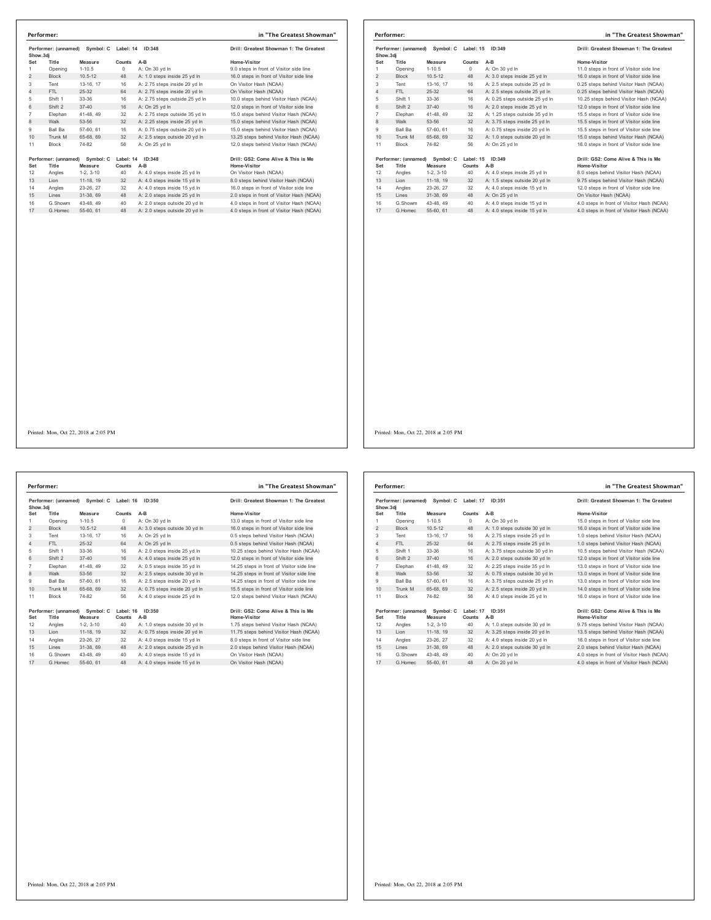## Performer: in "The Greatest Showman"

Performer: (unnamed) Symbol: C Label: 14 ID:348 — Drill: Greatest Showman 1: The Greatest Show.3dj

| Set | Title | Measure | Counts | A-B | Home-Visitor |
|---|---|---|---|---|---|
| 1 | Opening | 1-10.5 | 0 | A: On 30 yd ln | 9.0 steps in front of Visitor side line |
| 2 | Block | 10.5-12 | 48 | A: 1.0 steps inside 25 yd ln | 16.0 steps in front of Visitor side line |
| 3 | Tent | 13-16, 17 | 16 | A: 2.75 steps inside 20 yd ln | On Visitor Hash (NCAA) |
| 4 | FTL | 25-32 | 64 | A: 2.75 steps inside 20 yd ln | On Visitor Hash (NCAA) |
| 5 | Shift 1 | 33-36 | 16 | A: 2.75 steps outside 25 yd ln | 10.0 steps behind Visitor Hash (NCAA) |
| 6 | Shift 2 | 37-40 | 16 | A: On 25 yd ln | 12.0 steps in front of Visitor side line |
| 7 | Elephan | 41-48, 49 | 32 | A: 2.75 steps outside 35 yd ln | 15.0 steps behind Visitor Hash (NCAA) |
| 8 | Walk | 53-56 | 32 | A: 2.25 steps inside 25 yd ln | 15.0 steps behind Visitor Hash (NCAA) |
| 9 | Ball Ba | 57-60, 61 | 16 | A: 0.75 steps outside 20 yd ln | 15.0 steps behind Visitor Hash (NCAA) |
| 10 | Trunk M | 65-68, 69 | 32 | A: 2.5 steps outside 20 yd ln | 13.25 steps behind Visitor Hash (NCAA) |
| 11 | Block | 74-82 | 56 | A: On 25 yd ln | 12.0 steps behind Visitor Hash (NCAA) |

Performer: (unnamed) Symbol: C Label: 14 ID:348 — Drill: GS2: Come Alive & This is Me

| Set | Title | Measure | Counts | A-B | Home-Visitor |
|---|---|---|---|---|---|
| 12 | Angles | 1-2, 3-10 | 40 | A: 4.0 steps inside 25 yd ln | On Visitor Hash (NCAA) |
| 13 | Lion | 11-18, 19 | 32 | A: 4.0 steps inside 15 yd ln | 8.0 steps behind Visitor Hash (NCAA) |
| 14 | Angles | 23-26, 27 | 32 | A: 4.0 steps inside 15 yd ln | 16.0 steps in front of Visitor side line |
| 15 | Lines | 31-38, 69 | 48 | A: 2.0 steps inside 25 yd ln | 2.0 steps in front of Visitor Hash (NCAA) |
| 16 | G.Showm | 43-48, 49 | 40 | A: 2.0 steps outside 20 yd ln | 4.0 steps in front of Visitor Hash (NCAA) |
| 17 | G.Homec | 55-60, 61 | 48 | A: 2.0 steps outside 20 yd ln | 4.0 steps in front of Visitor Hash (NCAA) |

Printed: Mon, Oct 22, 2018 at 2:05 PM

## Performer: in "The Greatest Showman"

Performer: (unnamed) Symbol: C Label: 15 ID:349 — Drill: Greatest Showman 1: The Greatest Show.3dj

| Set | Title | Measure | Counts | A-B | Home-Visitor |
|---|---|---|---|---|---|
| 1 | Opening | 1-10.5 | 0 | A: On 30 yd ln | 11.0 steps in front of Visitor side line |
| 2 | Block | 10.5-12 | 48 | A: 3.0 steps inside 25 yd ln | 16.0 steps in front of Visitor side line |
| 3 | Tent | 13-16, 17 | 16 | A: 2.5 steps outside 25 yd ln | 0.25 steps behind Visitor Hash (NCAA) |
| 4 | FTL | 25-32 | 64 | A: 2.5 steps outside 25 yd ln | 0.25 steps behind Visitor Hash (NCAA) |
| 5 | Shift 1 | 33-36 | 16 | A: 0.25 steps outside 25 yd ln | 10.25 steps behind Visitor Hash (NCAA) |
| 6 | Shift 2 | 37-40 | 16 | A: 2.0 steps inside 25 yd ln | 12.0 steps in front of Visitor side line |
| 7 | Elephan | 41-48, 49 | 32 | A: 1.25 steps outside 35 yd ln | 15.5 steps in front of Visitor side line |
| 8 | Walk | 53-56 | 32 | A: 3.75 steps inside 25 yd ln | 15.5 steps in front of Visitor side line |
| 9 | Ball Ba | 57-60, 61 | 16 | A: 0.75 steps inside 20 yd ln | 15.5 steps in front of Visitor side line |
| 10 | Trunk M | 65-68, 69 | 32 | A: 1.0 steps outside 20 yd ln | 15.0 steps behind Visitor Hash (NCAA) |
| 11 | Block | 74-82 | 56 | A: On 25 yd ln | 16.0 steps in front of Visitor side line |

Performer: (unnamed) Symbol: C Label: 15 ID:349 — Drill: GS2: Come Alive & This is Me

| Set | Title | Measure | Counts | A-B | Home-Visitor |
|---|---|---|---|---|---|
| 12 | Angles | 1-2, 3-10 | 40 | A: 4.0 steps inside 25 yd ln | 8.0 steps behind Visitor Hash (NCAA) |
| 13 | Lion | 11-18, 19 | 32 | A: 1.5 steps outside 20 yd ln | 9.75 steps behind Visitor Hash (NCAA) |
| 14 | Angles | 23-26, 27 | 32 | A: 4.0 steps inside 15 yd ln | 12.0 steps in front of Visitor side line |
| 15 | Lines | 31-38, 69 | 48 | A: On 25 yd ln | On Visitor Hash (NCAA) |
| 16 | G.Showm | 43-48, 49 | 40 | A: 4.0 steps inside 15 yd ln | 4.0 steps in front of Visitor Hash (NCAA) |
| 17 | G.Homec | 55-60, 61 | 48 | A: 4.0 steps inside 15 yd ln | 4.0 steps in front of Visitor Hash (NCAA) |

Printed: Mon, Oct 22, 2018 at 2:05 PM

## Performer: in "The Greatest Showman"

Performer: (unnamed) Symbol: C Label: 16 ID:350 — Drill: Greatest Showman 1: The Greatest Show.3dj

| Set | Title | Measure | Counts | A-B | Home-Visitor |
|---|---|---|---|---|---|
| 1 | Opening | 1-10.5 | 0 | A: On 30 yd ln | 13.0 steps in front of Visitor side line |
| 2 | Block | 10.5-12 | 48 | A: 3.0 steps outside 30 yd ln | 16.0 steps in front of Visitor side line |
| 3 | Tent | 13-16, 17 | 16 | A: On 25 yd ln | 0.5 steps behind Visitor Hash (NCAA) |
| 4 | FTL | 25-32 | 64 | A: On 25 yd ln | 0.5 steps behind Visitor Hash (NCAA) |
| 5 | Shift 1 | 33-36 | 16 | A: 2.0 steps inside 25 yd ln | 10.25 steps behind Visitor Hash (NCAA) |
| 6 | Shift 2 | 37-40 | 16 | A: 4.0 steps inside 25 yd ln | 12.0 steps in front of Visitor side line |
| 7 | Elephan | 41-48, 49 | 32 | A: 0.5 steps inside 35 yd ln | 14.25 steps in front of Visitor side line |
| 8 | Walk | 53-56 | 32 | A: 2.5 steps outside 30 yd ln | 14.25 steps in front of Visitor side line |
| 9 | Ball Ba | 57-60, 61 | 16 | A: 2.5 steps inside 20 yd ln | 14.25 steps in front of Visitor side line |
| 10 | Trunk M | 65-68, 69 | 32 | A: 0.75 steps inside 20 yd ln | 15.5 steps in front of Visitor side line |
| 11 | Block | 74-82 | 56 | A: 4.0 steps inside 25 yd ln | 12.0 steps behind Visitor Hash (NCAA) |

Performer: (unnamed) Symbol: C Label: 16 ID:350 — Drill: GS2: Come Alive & This is Me

| Set | Title | Measure | Counts | A-B | Home-Visitor |
|---|---|---|---|---|---|
| 12 | Angles | 1-2, 3-10 | 40 | A: 1.0 steps outside 30 yd ln | 1.75 steps behind Visitor Hash (NCAA) |
| 13 | Lion | 11-18, 19 | 32 | A: 0.75 steps inside 20 yd ln | 11.75 steps behind Visitor Hash (NCAA) |
| 14 | Angles | 23-26, 27 | 32 | A: 4.0 steps inside 15 yd ln | 8.0 steps in front of Visitor side line |
| 15 | Lines | 31-38, 69 | 48 | A: 2.0 steps outside 25 yd ln | 2.0 steps in front of Visitor Hash (NCAA) |
| 16 | G.Showm | 43-48, 49 | 40 | A: 4.0 steps inside 15 yd ln | On Visitor Hash (NCAA) |
| 17 | G.Homec | 55-60, 61 | 48 | A: 4.0 steps inside 15 yd ln | On Visitor Hash (NCAA) |

Printed: Mon, Oct 22, 2018 at 2:05 PM

## Performer: in "The Greatest Showman"

Performer: (unnamed) Symbol: C Label: 17 ID:351 — Drill: Greatest Showman 1: The Greatest Show.3dj

| Set | Title | Measure | Counts | A-B | Home-Visitor |
|---|---|---|---|---|---|
| 1 | Opening | 1-10.5 | 0 | A: On 30 yd ln | 15.0 steps in front of Visitor side line |
| 2 | Block | 10.5-12 | 48 | A: 1.0 steps outside 30 yd ln | 16.0 steps in front of Visitor side line |
| 3 | Tent | 13-16, 17 | 16 | A: 2.75 steps inside 25 yd ln | 1.0 steps behind Visitor Hash (NCAA) |
| 4 | FTL | 25-32 | 64 | A: 2.75 steps inside 25 yd ln | 1.0 steps behind Visitor Hash (NCAA) |
| 5 | Shift 1 | 33-36 | 16 | A: 3.75 steps outside 30 yd ln | 10.5 steps behind Visitor Hash (NCAA) |
| 6 | Shift 2 | 37-40 | 16 | A: 2.0 steps outside 30 yd ln | 12.0 steps in front of Visitor side line |
| 7 | Elephan | 41-48, 49 | 32 | A: 2.25 steps inside 35 yd ln | 13.0 steps in front of Visitor side line |
| 8 | Walk | 53-56 | 32 | A: 0.75 steps outside 30 yd ln | 13.0 steps in front of Visitor side line |
| 9 | Ball Ba | 57-60, 61 | 16 | A: 3.75 steps outside 25 yd ln | 13.0 steps in front of Visitor side line |
| 10 | Trunk M | 65-68, 69 | 32 | A: 2.5 steps inside 20 yd ln | 14.0 steps in front of Visitor side line |
| 11 | Block | 74-82 | 56 | A: 4.0 steps inside 25 yd ln | 16.0 steps in front of Visitor side line |

Performer: (unnamed) Symbol: C Label: 17 ID:351 — Drill: GS2: Come Alive & This is Me

| Set | Title | Measure | Counts | A-B | Home-Visitor |
|---|---|---|---|---|---|
| 12 | Angles | 1-2, 3-10 | 40 | A: 1.0 steps outside 30 yd ln | 9.75 steps behind Visitor Hash (NCAA) |
| 13 | Lion | 11-18, 19 | 32 | A: 3.25 steps inside 20 yd ln | 13.5 steps behind Visitor Hash (NCAA) |
| 14 | Angles | 23-26, 27 | 32 | A: 4.0 steps inside 20 yd ln | 16.0 steps in front of Visitor side line |
| 15 | Lines | 31-38, 69 | 48 | A: 2.0 steps outside 30 yd ln | 2.0 steps behind Visitor Hash (NCAA) |
| 16 | G.Showm | 43-48, 49 | 40 | A: On 20 yd ln | 4.0 steps in front of Visitor Hash (NCAA) |
| 17 | G.Homec | 55-60, 61 | 48 | A: On 20 yd ln | 4.0 steps in front of Visitor Hash (NCAA) |

Printed: Mon, Oct 22, 2018 at 2:05 PM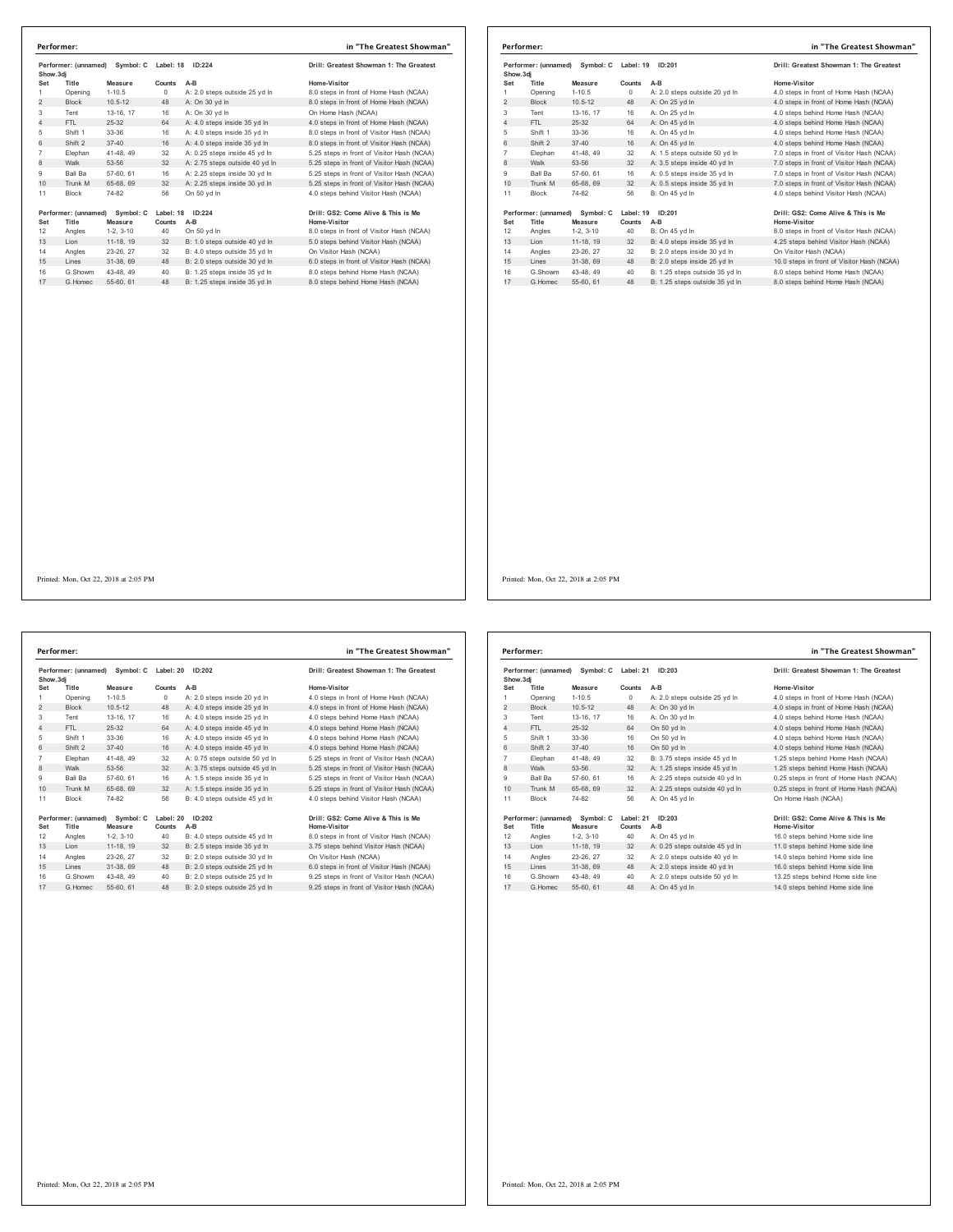**Performer:** in "The Greatest Showman"

Performer: (unnamed) Symbol: C Label: 18 ID:224 — Drill: Greatest Showman 1: The Greatest Show.3dj

| Set | Title | Measure | Counts | A-B | Home-Visitor |
|---|---|---|---|---|---|
| 1 | Opening | 1-10.5 | 0 | A: 2.0 steps outside 25 yd ln | 8.0 steps in front of Home Hash (NCAA) |
| 2 | Block | 10.5-12 | 48 | A: On 30 yd ln | 8.0 steps in front of Home Hash (NCAA) |
| 3 | Tent | 13-16, 17 | 16 | A: On 30 yd ln | On Home Hash (NCAA) |
| 4 | FTL | 25-32 | 64 | A: 4.0 steps inside 35 yd ln | 4.0 steps in front of Home Hash (NCAA) |
| 5 | Shift 1 | 33-36 | 16 | A: 4.0 steps inside 35 yd ln | 8.0 steps in front of Visitor Hash (NCAA) |
| 6 | Shift 2 | 37-40 | 16 | A: 4.0 steps inside 35 yd ln | 8.0 steps in front of Visitor Hash (NCAA) |
| 7 | Elephan | 41-48, 49 | 32 | A: 0.25 steps inside 45 yd ln | 5.25 steps in front of Visitor Hash (NCAA) |
| 8 | Walk | 53-56 | 32 | A: 2.75 steps outside 40 yd ln | 5.25 steps in front of Visitor Hash (NCAA) |
| 9 | Ball Ba | 57-60, 61 | 16 | A: 2.25 steps inside 30 yd ln | 5.25 steps in front of Visitor Hash (NCAA) |
| 10 | Trunk M | 65-68, 69 | 32 | A: 2.25 steps inside 30 yd ln | 5.25 steps in front of Visitor Hash (NCAA) |
| 11 | Block | 74-82 | 56 | On 50 yd ln | 4.0 steps behind Visitor Hash (NCAA) |

Performer: (unnamed) Symbol: C Label: 18 ID:224 — Drill: GS2: Come Alive & This is Me

| Set | Title | Measure | Counts | A-B | Home-Visitor |
|---|---|---|---|---|---|
| 12 | Angles | 1-2, 3-10 | 40 | On 50 yd ln | 8.0 steps in front of Visitor Hash (NCAA) |
| 13 | Lion | 11-18, 19 | 32 | B: 1.0 steps outside 40 yd ln | 5.0 steps behind Visitor Hash (NCAA) |
| 14 | Angles | 23-26, 27 | 32 | B: 4.0 steps outside 35 yd ln | On Visitor Hash (NCAA) |
| 15 | Lines | 31-38, 69 | 48 | B: 2.0 steps outside 30 yd ln | 6.0 steps in front of Visitor Hash (NCAA) |
| 16 | G.Showm | 43-48, 49 | 40 | B: 1.25 steps inside 35 yd ln | 8.0 steps behind Home Hash (NCAA) |
| 17 | G.Homec | 55-60, 61 | 48 | B: 1.25 steps inside 35 yd ln | 8.0 steps behind Home Hash (NCAA) |

Printed: Mon, Oct 22, 2018 at 2:05 PM

**Performer:** in "The Greatest Showman"

Performer: (unnamed) Symbol: C Label: 19 ID:201 — Drill: Greatest Showman 1: The Greatest Show.3dj

| Set | Title | Measure | Counts | A-B | Home-Visitor |
|---|---|---|---|---|---|
| 1 | Opening | 1-10.5 | 0 | A: 2.0 steps outside 20 yd ln | 4.0 steps in front of Home Hash (NCAA) |
| 2 | Block | 10.5-12 | 48 | A: On 25 yd ln | 4.0 steps in front of Home Hash (NCAA) |
| 3 | Tent | 13-16, 17 | 16 | A: On 25 yd ln | 4.0 steps behind Home Hash (NCAA) |
| 4 | FTL | 25-32 | 64 | A: On 45 yd ln | 4.0 steps behind Home Hash (NCAA) |
| 5 | Shift 1 | 33-36 | 16 | A: On 45 yd ln | 4.0 steps behind Home Hash (NCAA) |
| 6 | Shift 2 | 37-40 | 16 | A: On 45 yd ln | 4.0 steps behind Home Hash (NCAA) |
| 7 | Elephan | 41-48, 49 | 32 | A: 1.5 steps outside 50 yd ln | 7.0 steps in front of Visitor Hash (NCAA) |
| 8 | Walk | 53-56 | 32 | A: 3.5 steps inside 40 yd ln | 7.0 steps in front of Visitor Hash (NCAA) |
| 9 | Ball Ba | 57-60, 61 | 16 | A: 0.5 steps inside 35 yd ln | 7.0 steps in front of Visitor Hash (NCAA) |
| 10 | Trunk M | 65-68, 69 | 32 | A: 0.5 steps inside 35 yd ln | 7.0 steps in front of Visitor Hash (NCAA) |
| 11 | Block | 74-82 | 56 | B: On 45 yd ln | 4.0 steps behind Visitor Hash (NCAA) |

Performer: (unnamed) Symbol: C Label: 19 ID:201 — Drill: GS2: Come Alive & This is Me

| Set | Title | Measure | Counts | A-B | Home-Visitor |
|---|---|---|---|---|---|
| 12 | Angles | 1-2, 3-10 | 40 | B: On 45 yd ln | 8.0 steps in front of Visitor Hash (NCAA) |
| 13 | Lion | 11-18, 19 | 32 | B: 4.0 steps inside 35 yd ln | 4.25 steps behind Visitor Hash (NCAA) |
| 14 | Angles | 23-26, 27 | 32 | B: 2.0 steps inside 30 yd ln | On Visitor Hash (NCAA) |
| 15 | Lines | 31-38, 69 | 48 | B: 2.0 steps inside 25 yd ln | 10.0 steps in front of Visitor Hash (NCAA) |
| 16 | G.Showm | 43-48, 49 | 40 | B: 1.25 steps outside 35 yd ln | 8.0 steps behind Home Hash (NCAA) |
| 17 | G.Homec | 55-60, 61 | 48 | B: 1.25 steps outside 35 yd ln | 8.0 steps behind Home Hash (NCAA) |

Printed: Mon, Oct 22, 2018 at 2:05 PM

**Performer:** in "The Greatest Showman"

Performer: (unnamed) Symbol: C Label: 20 ID:202 — Drill: Greatest Showman 1: The Greatest Show.3dj

| Set | Title | Measure | Counts | A-B | Home-Visitor |
|---|---|---|---|---|---|
| 1 | Opening | 1-10.5 | 0 | A: 2.0 steps inside 20 yd ln | 4.0 steps in front of Home Hash (NCAA) |
| 2 | Block | 10.5-12 | 48 | A: 4.0 steps inside 25 yd ln | 4.0 steps in front of Home Hash (NCAA) |
| 3 | Tent | 13-16, 17 | 16 | A: 4.0 steps inside 25 yd ln | 4.0 steps behind Home Hash (NCAA) |
| 4 | FTL | 25-32 | 64 | A: 4.0 steps inside 45 yd ln | 4.0 steps behind Home Hash (NCAA) |
| 5 | Shift 1 | 33-36 | 16 | A: 4.0 steps inside 45 yd ln | 4.0 steps behind Home Hash (NCAA) |
| 6 | Shift 2 | 37-40 | 16 | A: 4.0 steps inside 45 yd ln | 4.0 steps behind Home Hash (NCAA) |
| 7 | Elephan | 41-48, 49 | 32 | A: 0.75 steps outside 50 yd ln | 5.25 steps in front of Visitor Hash (NCAA) |
| 8 | Walk | 53-56 | 32 | A: 3.75 steps outside 45 yd ln | 5.25 steps in front of Visitor Hash (NCAA) |
| 9 | Ball Ba | 57-60, 61 | 16 | A: 1.5 steps inside 35 yd ln | 5.25 steps in front of Visitor Hash (NCAA) |
| 10 | Trunk M | 65-68, 69 | 32 | A: 1.5 steps inside 35 yd ln | 5.25 steps in front of Visitor Hash (NCAA) |
| 11 | Block | 74-82 | 56 | B: 4.0 steps outside 45 yd ln | 4.0 steps behind Visitor Hash (NCAA) |

Performer: (unnamed) Symbol: C Label: 20 ID:202 — Drill: GS2: Come Alive & This is Me

| Set | Title | Measure | Counts | A-B | Home-Visitor |
|---|---|---|---|---|---|
| 12 | Angles | 1-2, 3-10 | 40 | B: 4.0 steps outside 45 yd ln | 8.0 steps in front of Visitor Hash (NCAA) |
| 13 | Lion | 11-18, 19 | 32 | B: 2.5 steps inside 35 yd ln | 3.75 steps behind Visitor Hash (NCAA) |
| 14 | Angles | 23-26, 27 | 32 | B: 2.0 steps outside 30 yd ln | On Visitor Hash (NCAA) |
| 15 | Lines | 31-38, 69 | 48 | B: 2.0 steps outside 25 yd ln | 6.0 steps in front of Visitor Hash (NCAA) |
| 16 | G.Showm | 43-48, 49 | 40 | B: 2.0 steps outside 25 yd ln | 9.25 steps in front of Visitor Hash (NCAA) |
| 17 | G.Homec | 55-60, 61 | 48 | B: 2.0 steps outside 25 yd ln | 9.25 steps in front of Visitor Hash (NCAA) |

Printed: Mon, Oct 22, 2018 at 2:05 PM

**Performer:** in "The Greatest Showman"

Performer: (unnamed) Symbol: C Label: 21 ID:203 — Drill: Greatest Showman 1: The Greatest Show.3dj

| Set | Title | Measure | Counts | A-B | Home-Visitor |
|---|---|---|---|---|---|
| 1 | Opening | 1-10.5 | 0 | A: 2.0 steps outside 25 yd ln | 4.0 steps in front of Home Hash (NCAA) |
| 2 | Block | 10.5-12 | 48 | A: On 30 yd ln | 4.0 steps in front of Home Hash (NCAA) |
| 3 | Tent | 13-16, 17 | 16 | A: On 30 yd ln | 4.0 steps behind Home Hash (NCAA) |
| 4 | FTL | 25-32 | 64 | On 50 yd ln | 4.0 steps behind Home Hash (NCAA) |
| 5 | Shift 1 | 33-36 | 16 | On 50 yd ln | 4.0 steps behind Home Hash (NCAA) |
| 6 | Shift 2 | 37-40 | 16 | On 50 yd ln | 4.0 steps behind Home Hash (NCAA) |
| 7 | Elephan | 41-48, 49 | 32 | B: 3.75 steps inside 45 yd ln | 1.25 steps behind Home Hash (NCAA) |
| 8 | Walk | 53-56 | 32 | A: 1.25 steps inside 45 yd ln | 1.25 steps behind Home Hash (NCAA) |
| 9 | Ball Ba | 57-60, 61 | 16 | A: 2.25 steps outside 40 yd ln | 0.25 steps in front of Home Hash (NCAA) |
| 10 | Trunk M | 65-68, 69 | 32 | A: 2.25 steps outside 40 yd ln | 0.25 steps in front of Home Hash (NCAA) |
| 11 | Block | 74-82 | 56 | A: On 45 yd ln | On Home Hash (NCAA) |

Performer: (unnamed) Symbol: C Label: 21 ID:203 — Drill: GS2: Come Alive & This is Me

| Set | Title | Measure | Counts | A-B | Home-Visitor |
|---|---|---|---|---|---|
| 12 | Angles | 1-2, 3-10 | 40 | A: On 45 yd ln | 16.0 steps behind Home side line |
| 13 | Lion | 11-18, 19 | 32 | A: 0.25 steps outside 45 yd ln | 11.0 steps behind Home side line |
| 14 | Angles | 23-26, 27 | 32 | A: 2.0 steps outside 40 yd ln | 14.0 steps behind Home side line |
| 15 | Lines | 31-38, 69 | 48 | A: 2.0 steps inside 40 yd ln | 16.0 steps behind Home side line |
| 16 | G.Showm | 43-48, 49 | 40 | A: 2.0 steps outside 50 yd ln | 13.25 steps behind Home side line |
| 17 | G.Homec | 55-60, 61 | 48 | A: On 45 yd ln | 14.0 steps behind Home side line |

Printed: Mon, Oct 22, 2018 at 2:05 PM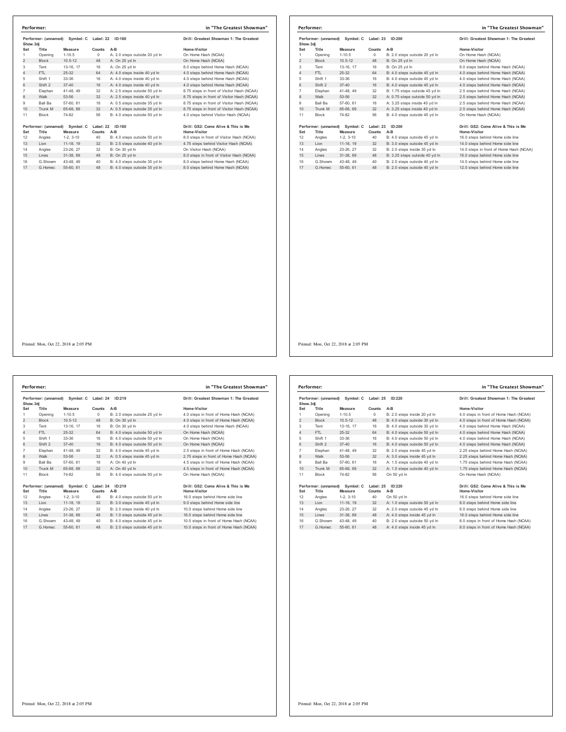**Performer:** in "The Greatest Showman"

Performer: (unnamed) Symbol: C Label: 22 ID:180 — Drill: Greatest Showman 1: The Greatest Show.3dj

| Set | Title | Measure | Counts | A-B | Home-Visitor |
|---|---|---|---|---|---|
| 1 | Opening | 1-10.5 | 0 | A: 2.0 steps outside 20 yd ln | On Home Hash (NCAA) |
| 2 | Block | 10.5-12 | 48 | A: On 25 yd ln | On Home Hash (NCAA) |
| 3 | Tent | 13-16, 17 | 16 | A: On 25 yd ln | 8.0 steps behind Home Hash (NCAA) |
| 4 | FTL | 25-32 | 64 | A: 4.0 steps inside 40 yd ln | 4.0 steps behind Home Hash (NCAA) |
| 5 | Shift 1 | 33-36 | 16 | A: 4.0 steps inside 40 yd ln | 4.0 steps behind Home Hash (NCAA) |
| 6 | Shift 2 | 37-40 | 16 | A: 4.0 steps inside 40 yd ln | 4.0 steps behind Home Hash (NCAA) |
| 7 | Elephan | 41-48, 49 | 32 | A: 2.5 steps outside 50 yd ln | 8.75 steps in front of Visitor Hash (NCAA) |
| 8 | Walk | 53-56 | 32 | A: 2.5 steps inside 40 yd ln | 8.75 steps in front of Visitor Hash (NCAA) |
| 9 | Ball Ba | 57-60, 61 | 16 | A: 0.5 steps outside 35 yd ln | 8.75 steps in front of Visitor Hash (NCAA) |
| 10 | Trunk M | 65-68, 69 | 32 | A: 0.5 steps outside 35 yd ln | 8.75 steps in front of Visitor Hash (NCAA) |
| 11 | Block | 74-82 | 56 | B: 4.0 steps outside 50 yd ln | 4.0 steps behind Visitor Hash (NCAA) |

Performer: (unnamed) Symbol: C Label: 22 ID:180 — Drill: GS2: Come Alive & This is Me

| Set | Title | Measure | Counts | A-B | Home-Visitor |
|---|---|---|---|---|---|
| 12 | Angles | 1-2, 3-10 | 40 | B: 4.0 steps outside 50 yd ln | 8.0 steps in front of Visitor Hash (NCAA) |
| 13 | Lion | 11-18, 19 | 32 | B: 2.5 steps outside 40 yd ln | 4.75 steps behind Visitor Hash (NCAA) |
| 14 | Angles | 23-26, 27 | 32 | B: On 30 yd ln | On Visitor Hash (NCAA) |
| 15 | Lines | 31-38, 69 | 48 | B: On 25 yd ln | 8.0 steps in front of Visitor Hash (NCAA) |
| 16 | G.Showm | 43-48, 49 | 40 | B: 4.0 steps outside 35 yd ln | 8.0 steps behind Home Hash (NCAA) |
| 17 | G.Homec | 55-60, 61 | 48 | B: 4.0 steps outside 35 yd ln | 8.0 steps behind Home Hash (NCAA) |

Printed: Mon, Oct 22, 2018 at 2:05 PM

**Performer:** in "The Greatest Showman"

Performer: (unnamed) Symbol: C Label: 23 ID:200 — Drill: Greatest Showman 1: The Greatest Show.3dj

| Set | Title | Measure | Counts | A-B | Home-Visitor |
|---|---|---|---|---|---|
| 1 | Opening | 1-10.5 | 0 | B: 2.0 steps outside 20 yd ln | On Home Hash (NCAA) |
| 2 | Block | 10.5-12 | 48 | B: On 25 yd ln | On Home Hash (NCAA) |
| 3 | Tent | 13-16, 17 | 16 | B: On 25 yd ln | 8.0 steps behind Home Hash (NCAA) |
| 4 | FTL | 25-32 | 64 | B: 4.0 steps outside 45 yd ln | 4.0 steps behind Home Hash (NCAA) |
| 5 | Shift 1 | 33-36 | 16 | B: 4.0 steps outside 45 yd ln | 4.0 steps behind Home Hash (NCAA) |
| 6 | Shift 2 | 37-40 | 16 | B: 4.0 steps outside 45 yd ln | 4.0 steps behind Home Hash (NCAA) |
| 7 | Elephan | 41-48, 49 | 32 | B: 1.75 steps outside 45 yd ln | 2.5 steps behind Home Hash (NCAA) |
| 8 | Walk | 53-56 | 32 | A: 0.75 steps outside 50 yd ln | 2.5 steps behind Home Hash (NCAA) |
| 9 | Ball Ba | 57-60, 61 | 16 | A: 3.25 steps inside 40 yd ln | 2.5 steps behind Home Hash (NCAA) |
| 10 | Trunk M | 65-68, 69 | 32 | A: 3.25 steps inside 40 yd ln | 2.5 steps behind Home Hash (NCAA) |
| 11 | Block | 74-82 | 56 | B: 4.0 steps outside 45 yd ln | On Home Hash (NCAA) |

Performer: (unnamed) Symbol: C Label: 23 ID:200 — Drill: GS2: Come Alive & This is Me

| Set | Title | Measure | Counts | A-B | Home-Visitor |
|---|---|---|---|---|---|
| 12 | Angles | 1-2, 3-10 | 40 | B: 4.0 steps outside 45 yd ln | 16.0 steps behind Home side line |
| 13 | Lion | 11-18, 19 | 32 | B: 3.0 steps outside 45 yd ln | 14.0 steps behind Home side line |
| 14 | Angles | 23-26, 27 | 32 | B: 2.0 steps inside 35 yd ln | 14.0 steps in front of Home Hash (NCAA) |
| 15 | Lines | 31-38, 69 | 48 | B: 3.25 steps outside 40 yd ln | 16.0 steps behind Home side line |
| 16 | G.Showm | 43-48, 49 | 40 | B: 2.0 steps outside 40 yd ln | 14.0 steps behind Home side line |
| 17 | G.Homec | 55-60, 61 | 48 | B: 2.0 steps outside 40 yd ln | 12.0 steps behind Home side line |

Printed: Mon, Oct 22, 2018 at 2:05 PM

**Performer:** in "The Greatest Showman"

Performer: (unnamed) Symbol: C Label: 24 ID:219 — Drill: Greatest Showman 1: The Greatest Show.3dj

| Set | Title | Measure | Counts | A-B | Home-Visitor |
|---|---|---|---|---|---|
| 1 | Opening | 1-10.5 | 0 | B: 2.0 steps outside 25 yd ln | 4.0 steps in front of Home Hash (NCAA) |
| 2 | Block | 10.5-12 | 48 | B: On 30 yd ln | 4.0 steps in front of Home Hash (NCAA) |
| 3 | Tent | 13-16, 17 | 16 | B: On 30 yd ln | 4.0 steps behind Home Hash (NCAA) |
| 4 | FTL | 25-32 | 64 | B: 4.0 steps outside 50 yd ln | On Home Hash (NCAA) |
| 5 | Shift 1 | 33-36 | 16 | B: 4.0 steps outside 50 yd ln | On Home Hash (NCAA) |
| 6 | Shift 2 | 37-40 | 16 | B: 4.0 steps outside 50 yd ln | On Home Hash (NCAA) |
| 7 | Elephan | 41-48, 49 | 32 | B: 4.0 steps inside 45 yd ln | 2.5 steps in front of Home Hash (NCAA) |
| 8 | Walk | 53-56 | 32 | A: 0.5 steps inside 45 yd ln | 2.75 steps in front of Home Hash (NCAA) |
| 9 | Ball Ba | 57-60, 61 | 16 | A: On 40 yd ln | 4.5 steps in front of Home Hash (NCAA) |
| 10 | Trunk M | 65-68, 69 | 32 | A: On 40 yd ln | 4.5 steps in front of Home Hash (NCAA) |
| 11 | Block | 74-82 | 56 | B: 4.0 steps outside 50 yd ln | On Home Hash (NCAA) |

Performer: (unnamed) Symbol: C Label: 24 ID:219 — Drill: GS2: Come Alive & This is Me

| Set | Title | Measure | Counts | A-B | Home-Visitor |
|---|---|---|---|---|---|
| 12 | Angles | 1-2, 3-10 | 40 | B: 4.0 steps outside 50 yd ln | 16.0 steps behind Home side line |
| 13 | Lion | 11-18, 19 | 32 | B: 3.0 steps inside 45 yd ln | 9.0 steps behind Home side line |
| 14 | Angles | 23-26, 27 | 32 | B: 2.0 steps inside 40 yd ln | 10.0 steps behind Home side line |
| 15 | Lines | 31-38, 69 | 48 | B: 1.0 steps outside 45 yd ln | 16.0 steps behind Home side line |
| 16 | G.Showm | 43-48, 49 | 40 | B: 4.0 steps outside 45 yd ln | 10.5 steps in front of Home Hash (NCAA) |
| 17 | G.Homec | 55-60, 61 | 48 | B: 2.0 steps outside 45 yd ln | 10.0 steps in front of Home Hash (NCAA) |

Printed: Mon, Oct 22, 2018 at 2:05 PM

**Performer:** in "The Greatest Showman"

Performer: (unnamed) Symbol: C Label: 25 ID:220 — Drill: Greatest Showman 1: The Greatest Show.3dj

| Set | Title | Measure | Counts | A-B | Home-Visitor |
|---|---|---|---|---|---|
| 1 | Opening | 1-10.5 | 0 | B: 2.0 steps inside 20 yd ln | 4.0 steps in front of Home Hash (NCAA) |
| 2 | Block | 10.5-12 | 48 | B: 4.0 steps outside 30 yd ln | 4.0 steps in front of Home Hash (NCAA) |
| 3 | Tent | 13-16, 17 | 16 | B: 4.0 steps outside 30 yd ln | 4.0 steps behind Home Hash (NCAA) |
| 4 | FTL | 25-32 | 64 | B: 4.0 steps outside 50 yd ln | 4.0 steps behind Home Hash (NCAA) |
| 5 | Shift 1 | 33-36 | 16 | B: 4.0 steps outside 50 yd ln | 4.0 steps behind Home Hash (NCAA) |
| 6 | Shift 2 | 37-40 | 16 | B: 4.0 steps outside 50 yd ln | 4.0 steps behind Home Hash (NCAA) |
| 7 | Elephan | 41-48, 49 | 32 | B: 2.0 steps inside 45 yd ln | 2.25 steps behind Home Hash (NCAA) |
| 8 | Walk | 53-56 | 32 | A: 3.0 steps inside 45 yd ln | 2.25 steps behind Home Hash (NCAA) |
| 9 | Ball Ba | 57-60, 61 | 16 | A: 1.5 steps outside 40 yd ln | 1.75 steps behind Home Hash (NCAA) |
| 10 | Trunk M | 65-68, 69 | 32 | A: 1.5 steps outside 40 yd ln | 1.75 steps behind Home Hash (NCAA) |
| 11 | Block | 74-82 | 56 | On 50 yd ln | On Home Hash (NCAA) |

Performer: (unnamed) Symbol: C Label: 25 ID:220 — Drill: GS2: Come Alive & This is Me

| Set | Title | Measure | Counts | A-B | Home-Visitor |
|---|---|---|---|---|---|
| 12 | Angles | 1-2, 3-10 | 40 | On 50 yd ln | 16.0 steps behind Home side line |
| 13 | Lion | 11-18, 19 | 32 | A: 1.0 steps outside 50 yd ln | 8.0 steps behind Home side line |
| 14 | Angles | 23-26, 27 | 32 | A: 2.0 steps outside 45 yd ln | 6.0 steps behind Home side line |
| 15 | Lines | 31-38, 69 | 48 | A: 4.0 steps inside 45 yd ln | 16.0 steps behind Home side line |
| 16 | G.Showm | 43-48, 49 | 40 | B: 2.0 steps outside 50 yd ln | 8.0 steps in front of Home Hash (NCAA) |
| 17 | G.Homec | 55-60, 61 | 48 | A: 4.0 steps inside 45 yd ln | 8.0 steps in front of Home Hash (NCAA) |

Printed: Mon, Oct 22, 2018 at 2:05 PM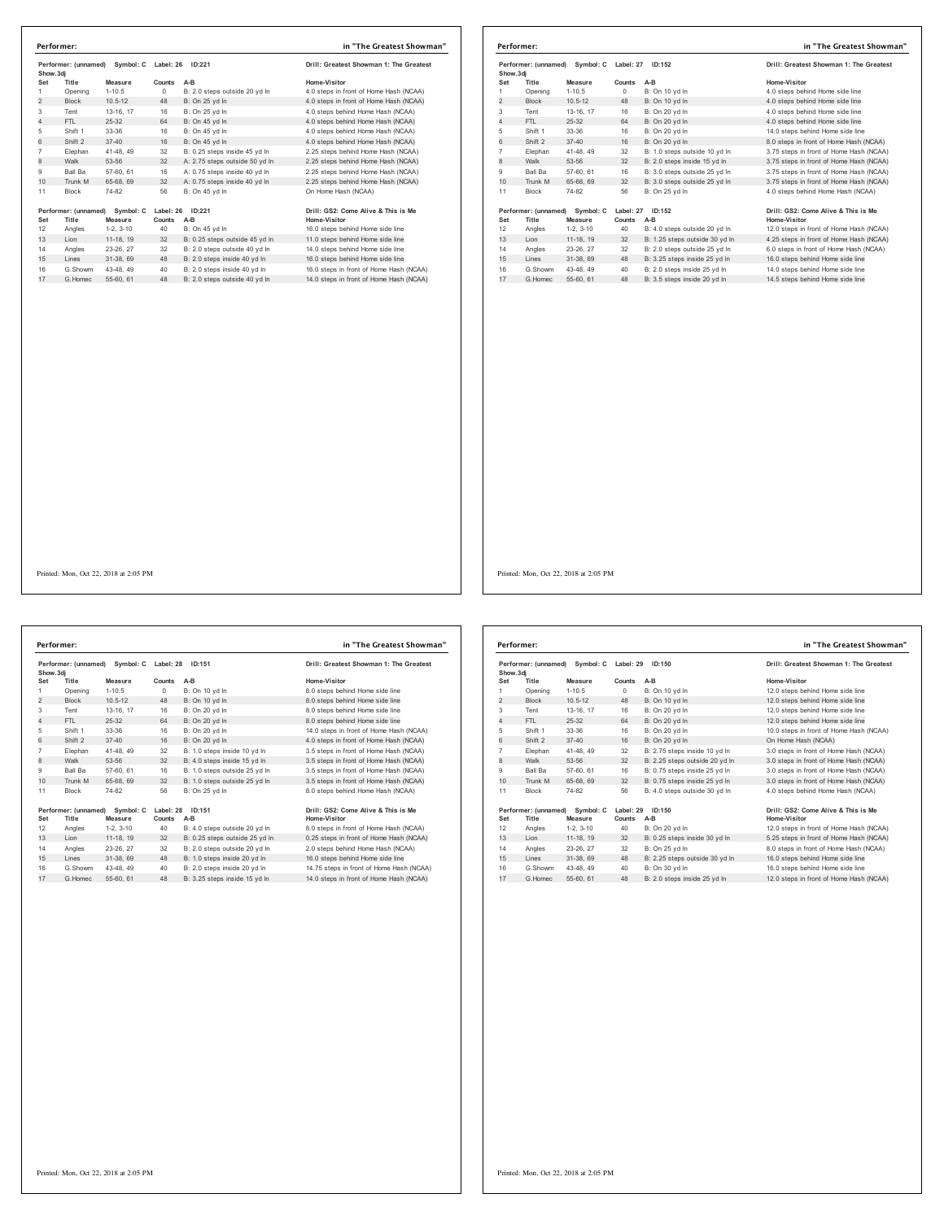## Performer: in "The Greatest Showman"

**Performer: (unnamed) Symbol: C Label: 26 ID:221** — Drill: Greatest Showman 1: The Greatest Show.3dj

| Set | Title | Measure | Counts | A-B | Home-Visitor |
|---|---|---|---|---|---|
| 1 | Opening | 1-10.5 | 0 | B: 2.0 steps outside 20 yd ln | 4.0 steps in front of Home Hash (NCAA) |
| 2 | Block | 10.5-12 | 48 | B: On 25 yd ln | 4.0 steps in front of Home Hash (NCAA) |
| 3 | Tent | 13-16, 17 | 16 | B: On 25 yd ln | 4.0 steps behind Home Hash (NCAA) |
| 4 | FTL | 25-32 | 64 | B: On 45 yd ln | 4.0 steps behind Home Hash (NCAA) |
| 5 | Shift 1 | 33-36 | 16 | B: On 45 yd ln | 4.0 steps behind Home Hash (NCAA) |
| 6 | Shift 2 | 37-40 | 16 | B: On 45 yd ln | 4.0 steps behind Home Hash (NCAA) |
| 7 | Elephan | 41-48, 49 | 32 | B: 0.25 steps inside 45 yd ln | 2.25 steps behind Home Hash (NCAA) |
| 8 | Walk | 53-56 | 32 | A: 2.75 steps outside 50 yd ln | 2.25 steps behind Home Hash (NCAA) |
| 9 | Ball Ba | 57-60, 61 | 16 | A: 0.75 steps inside 40 yd ln | 2.25 steps behind Home Hash (NCAA) |
| 10 | Trunk M | 65-68, 69 | 32 | A: 0.75 steps inside 40 yd ln | 2.25 steps behind Home Hash (NCAA) |
| 11 | Block | 74-82 | 56 | B: On 45 yd ln | On Home Hash (NCAA) |

**Performer: (unnamed) Symbol: C Label: 26 ID:221** — Drill: GS2: Come Alive & This is Me

| Set | Title | Measure | Counts | A-B | Home-Visitor |
|---|---|---|---|---|---|
| 12 | Angles | 1-2, 3-10 | 40 | B: On 45 yd ln | 16.0 steps behind Home side line |
| 13 | Lion | 11-18, 19 | 32 | B: 0.25 steps outside 45 yd ln | 11.0 steps behind Home side line |
| 14 | Angles | 23-26, 27 | 32 | B: 2.0 steps outside 40 yd ln | 14.0 steps behind Home side line |
| 15 | Lines | 31-38, 69 | 48 | B: 2.0 steps inside 40 yd ln | 16.0 steps behind Home side line |
| 16 | G.Showm | 43-48, 49 | 40 | B: 2.0 steps inside 40 yd ln | 16.0 steps in front of Home Hash (NCAA) |
| 17 | G.Homec | 55-60, 61 | 48 | B: 2.0 steps outside 40 yd ln | 14.0 steps in front of Home Hash (NCAA) |

Printed: Mon, Oct 22, 2018 at 2:05 PM

## Performer: in "The Greatest Showman"

**Performer: (unnamed) Symbol: C Label: 27 ID:152** — Drill: Greatest Showman 1: The Greatest Show.3dj

| Set | Title | Measure | Counts | A-B | Home-Visitor |
|---|---|---|---|---|---|
| 1 | Opening | 1-10.5 | 0 | B: On 10 yd ln | 4.0 steps behind Home side line |
| 2 | Block | 10.5-12 | 48 | B: On 10 yd ln | 4.0 steps behind Home side line |
| 3 | Tent | 13-16, 17 | 16 | B: On 20 yd ln | 4.0 steps behind Home side line |
| 4 | FTL | 25-32 | 64 | B: On 20 yd ln | 4.0 steps behind Home side line |
| 5 | Shift 1 | 33-36 | 16 | B: On 20 yd ln | 14.0 steps behind Home side line |
| 6 | Shift 2 | 37-40 | 16 | B: On 20 yd ln | 8.0 steps in front of Home Hash (NCAA) |
| 7 | Elephan | 41-48, 49 | 32 | B: 1.0 steps outside 10 yd ln | 3.75 steps in front of Home Hash (NCAA) |
| 8 | Walk | 53-56 | 32 | B: 2.0 steps inside 15 yd ln | 3.75 steps in front of Home Hash (NCAA) |
| 9 | Ball Ba | 57-60, 61 | 16 | B: 3.0 steps outside 25 yd ln | 3.75 steps in front of Home Hash (NCAA) |
| 10 | Trunk M | 65-68, 69 | 32 | B: 3.0 steps outside 25 yd ln | 3.75 steps in front of Home Hash (NCAA) |
| 11 | Block | 74-82 | 56 | B: On 25 yd ln | 4.0 steps behind Home Hash (NCAA) |

**Performer: (unnamed) Symbol: C Label: 27 ID:152** — Drill: GS2: Come Alive & This is Me

| Set | Title | Measure | Counts | A-B | Home-Visitor |
|---|---|---|---|---|---|
| 12 | Angles | 1-2, 3-10 | 40 | B: 4.0 steps outside 20 yd ln | 12.0 steps in front of Home Hash (NCAA) |
| 13 | Lion | 11-18, 19 | 32 | B: 1.25 steps outside 30 yd ln | 4.25 steps in front of Home Hash (NCAA) |
| 14 | Angles | 23-26, 27 | 32 | B: 2.0 steps outside 25 yd ln | 6.0 steps in front of Home Hash (NCAA) |
| 15 | Lines | 31-38, 69 | 48 | B: 3.25 steps inside 25 yd ln | 16.0 steps behind Home side line |
| 16 | G.Showm | 43-48, 49 | 40 | B: 2.0 steps inside 25 yd ln | 14.0 steps behind Home side line |
| 17 | G.Homec | 55-60, 61 | 48 | B: 3.5 steps inside 20 yd ln | 14.5 steps behind Home side line |

Printed: Mon, Oct 22, 2018 at 2:05 PM

## Performer: in "The Greatest Showman"

**Performer: (unnamed) Symbol: C Label: 28 ID:151** — Drill: Greatest Showman 1: The Greatest Show.3dj

| Set | Title | Measure | Counts | A-B | Home-Visitor |
|---|---|---|---|---|---|
| 1 | Opening | 1-10.5 | 0 | B: On 10 yd ln | 8.0 steps behind Home side line |
| 2 | Block | 10.5-12 | 48 | B: On 10 yd ln | 8.0 steps behind Home side line |
| 3 | Tent | 13-16, 17 | 16 | B: On 20 yd ln | 8.0 steps behind Home side line |
| 4 | FTL | 25-32 | 64 | B: On 20 yd ln | 8.0 steps behind Home side line |
| 5 | Shift 1 | 33-36 | 16 | B: On 20 yd ln | 14.0 steps in front of Home Hash (NCAA) |
| 6 | Shift 2 | 37-40 | 16 | B: On 20 yd ln | 4.0 steps in front of Home Hash (NCAA) |
| 7 | Elephan | 41-48, 49 | 32 | B: 1.0 steps inside 10 yd ln | 3.5 steps in front of Home Hash (NCAA) |
| 8 | Walk | 53-56 | 32 | B: 4.0 steps inside 15 yd ln | 3.5 steps in front of Home Hash (NCAA) |
| 9 | Ball Ba | 57-60, 61 | 16 | B: 1.0 steps outside 25 yd ln | 3.5 steps in front of Home Hash (NCAA) |
| 10 | Trunk M | 65-68, 69 | 32 | B: 1.0 steps outside 25 yd ln | 3.5 steps in front of Home Hash (NCAA) |
| 11 | Block | 74-82 | 56 | B: On 25 yd ln | 8.0 steps behind Home Hash (NCAA) |

**Performer: (unnamed) Symbol: C Label: 28 ID:151** — Drill: GS2: Come Alive & This is Me

| Set | Title | Measure | Counts | A-B | Home-Visitor |
|---|---|---|---|---|---|
| 12 | Angles | 1-2, 3-10 | 40 | B: 4.0 steps outside 20 yd ln | 8.0 steps in front of Home Hash (NCAA) |
| 13 | Lion | 11-18, 19 | 32 | B: 0.25 steps outside 25 yd ln | 0.25 steps in front of Home Hash (NCAA) |
| 14 | Angles | 23-26, 27 | 32 | B: 2.0 steps outside 20 yd ln | 2.0 steps behind Home Hash (NCAA) |
| 15 | Lines | 31-38, 69 | 48 | B: 1.0 steps inside 20 yd ln | 16.0 steps behind Home side line |
| 16 | G.Showm | 43-48, 49 | 40 | B: 2.0 steps inside 20 yd ln | 14.75 steps in front of Home Hash (NCAA) |
| 17 | G.Homec | 55-60, 61 | 48 | B: 3.25 steps inside 15 yd ln | 14.0 steps in front of Home Hash (NCAA) |

Printed: Mon, Oct 22, 2018 at 2:05 PM

## Performer: in "The Greatest Showman"

**Performer: (unnamed) Symbol: C Label: 29 ID:150** — Drill: Greatest Showman 1: The Greatest Show.3dj

| Set | Title | Measure | Counts | A-B | Home-Visitor |
|---|---|---|---|---|---|
| 1 | Opening | 1-10.5 | 0 | B: On 10 yd ln | 12.0 steps behind Home side line |
| 2 | Block | 10.5-12 | 48 | B: On 10 yd ln | 12.0 steps behind Home side line |
| 3 | Tent | 13-16, 17 | 16 | B: On 20 yd ln | 12.0 steps behind Home side line |
| 4 | FTL | 25-32 | 64 | B: On 20 yd ln | 12.0 steps behind Home side line |
| 5 | Shift 1 | 33-36 | 16 | B: On 20 yd ln | 10.0 steps in front of Home Hash (NCAA) |
| 6 | Shift 2 | 37-40 | 16 | B: On 20 yd ln | On Home Hash (NCAA) |
| 7 | Elephan | 41-48, 49 | 32 | B: 2.75 steps inside 10 yd ln | 3.0 steps in front of Home Hash (NCAA) |
| 8 | Walk | 53-56 | 32 | B: 2.25 steps outside 20 yd ln | 3.0 steps in front of Home Hash (NCAA) |
| 9 | Ball Ba | 57-60, 61 | 16 | B: 0.75 steps inside 25 yd ln | 3.0 steps in front of Home Hash (NCAA) |
| 10 | Trunk M | 65-68, 69 | 32 | B: 0.75 steps inside 25 yd ln | 3.0 steps in front of Home Hash (NCAA) |
| 11 | Block | 74-82 | 56 | B: 4.0 steps outside 30 yd ln | 4.0 steps behind Home Hash (NCAA) |

**Performer: (unnamed) Symbol: C Label: 29 ID:150** — Drill: GS2: Come Alive & This is Me

| Set | Title | Measure | Counts | A-B | Home-Visitor |
|---|---|---|---|---|---|
| 12 | Angles | 1-2, 3-10 | 40 | B: On 20 yd ln | 12.0 steps in front of Home Hash (NCAA) |
| 13 | Lion | 11-18, 19 | 32 | B: 0.25 steps inside 30 yd ln | 5.25 steps in front of Home Hash (NCAA) |
| 14 | Angles | 23-26, 27 | 32 | B: On 25 yd ln | 8.0 steps in front of Home Hash (NCAA) |
| 15 | Lines | 31-38, 69 | 48 | B: 2.25 steps outside 30 yd ln | 16.0 steps behind Home side line |
| 16 | G.Showm | 43-48, 49 | 40 | B: On 30 yd ln | 16.0 steps behind Home side line |
| 17 | G.Homec | 55-60, 61 | 48 | B: 2.0 steps inside 25 yd ln | 12.0 steps in front of Home Hash (NCAA) |

Printed: Mon, Oct 22, 2018 at 2:05 PM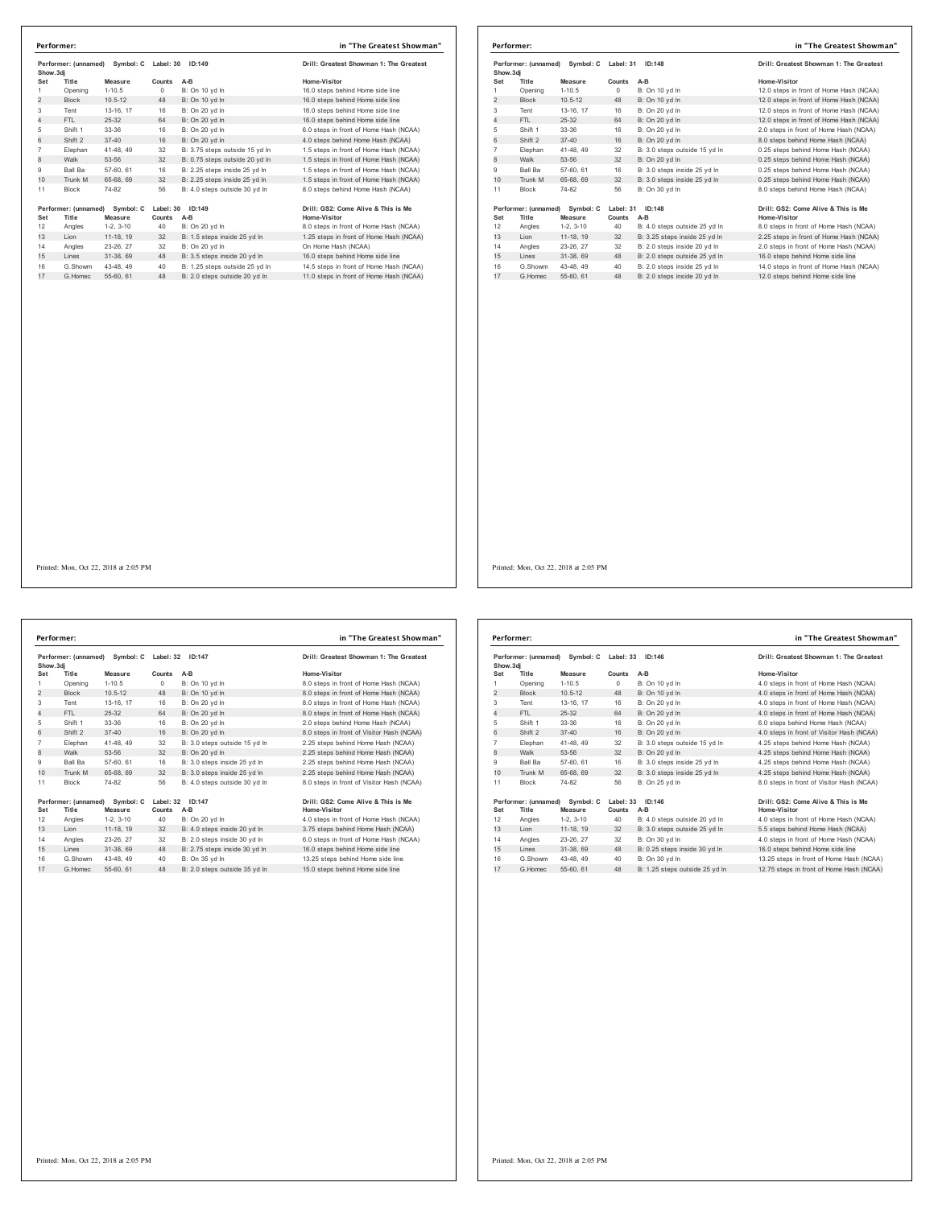## Performer: in "The Greatest Showman"

Performer: (unnamed) Symbol: C Label: 30 ID:149 — Drill: Greatest Showman 1: The Greatest Show.3dj

| Set | Title | Measure | Counts | A-B | Home-Visitor |
|---|---|---|---|---|---|
| 1 | Opening | 1-10.5 | 0 | B: On 10 yd ln | 16.0 steps behind Home side line |
| 2 | Block | 10.5-12 | 48 | B: On 10 yd ln | 16.0 steps behind Home side line |
| 3 | Tent | 13-16, 17 | 16 | B: On 20 yd ln | 16.0 steps behind Home side line |
| 4 | FTL | 25-32 | 64 | B: On 20 yd ln | 16.0 steps behind Home side line |
| 5 | Shift 1 | 33-36 | 16 | B: On 20 yd ln | 6.0 steps in front of Home Hash (NCAA) |
| 6 | Shift 2 | 37-40 | 16 | B: On 20 yd ln | 4.0 steps behind Home Hash (NCAA) |
| 7 | Elephan | 41-48, 49 | 32 | B: 3.75 steps outside 15 yd ln | 1.5 steps in front of Home Hash (NCAA) |
| 8 | Walk | 53-56 | 32 | B: 0.75 steps outside 20 yd ln | 1.5 steps in front of Home Hash (NCAA) |
| 9 | Ball Ba | 57-60, 61 | 16 | B: 2.25 steps inside 25 yd ln | 1.5 steps in front of Home Hash (NCAA) |
| 10 | Trunk M | 65-68, 69 | 32 | B: 2.25 steps inside 25 yd ln | 1.5 steps in front of Home Hash (NCAA) |
| 11 | Block | 74-82 | 56 | B: 4.0 steps outside 30 yd ln | 8.0 steps behind Home Hash (NCAA) |

Performer: (unnamed) Symbol: C Label: 30 ID:149 — Drill: GS2: Come Alive & This is Me

| Set | Title | Measure | Counts | A-B | Home-Visitor |
|---|---|---|---|---|---|
| 12 | Angles | 1-2, 3-10 | 40 | B: On 20 yd ln | 8.0 steps in front of Home Hash (NCAA) |
| 13 | Lion | 11-18, 19 | 32 | B: 1.5 steps inside 25 yd ln | 1.25 steps in front of Home Hash (NCAA) |
| 14 | Angles | 23-26, 27 | 32 | B: On 20 yd ln | On Home Hash (NCAA) |
| 15 | Lines | 31-38, 69 | 48 | B: 3.5 steps inside 20 yd ln | 16.0 steps behind Home side line |
| 16 | G.Showm | 43-48, 49 | 40 | B: 1.25 steps outside 25 yd ln | 14.5 steps in front of Home Hash (NCAA) |
| 17 | G.Homec | 55-60, 61 | 48 | B: 2.0 steps outside 20 yd ln | 11.0 steps in front of Home Hash (NCAA) |

Printed: Mon, Oct 22, 2018 at 2:05 PM

## Performer: in "The Greatest Showman"

Performer: (unnamed) Symbol: C Label: 31 ID:148 — Drill: Greatest Showman 1: The Greatest Show.3dj

| Set | Title | Measure | Counts | A-B | Home-Visitor |
|---|---|---|---|---|---|
| 1 | Opening | 1-10.5 | 0 | B: On 10 yd ln | 12.0 steps in front of Home Hash (NCAA) |
| 2 | Block | 10.5-12 | 48 | B: On 10 yd ln | 12.0 steps in front of Home Hash (NCAA) |
| 3 | Tent | 13-16, 17 | 16 | B: On 20 yd ln | 12.0 steps in front of Home Hash (NCAA) |
| 4 | FTL | 25-32 | 64 | B: On 20 yd ln | 12.0 steps in front of Home Hash (NCAA) |
| 5 | Shift 1 | 33-36 | 16 | B: On 20 yd ln | 2.0 steps in front of Home Hash (NCAA) |
| 6 | Shift 2 | 37-40 | 16 | B: On 20 yd ln | 8.0 steps behind Home Hash (NCAA) |
| 7 | Elephan | 41-48, 49 | 32 | B: 3.0 steps outside 15 yd ln | 0.25 steps behind Home Hash (NCAA) |
| 8 | Walk | 53-56 | 32 | B: On 20 yd ln | 0.25 steps behind Home Hash (NCAA) |
| 9 | Ball Ba | 57-60, 61 | 16 | B: 3.0 steps inside 25 yd ln | 0.25 steps behind Home Hash (NCAA) |
| 10 | Trunk M | 65-68, 69 | 32 | B: 3.0 steps inside 25 yd ln | 0.25 steps behind Home Hash (NCAA) |
| 11 | Block | 74-82 | 56 | B: On 30 yd ln | 8.0 steps behind Home Hash (NCAA) |

Performer: (unnamed) Symbol: C Label: 31 ID:148 — Drill: GS2: Come Alive & This is Me

| Set | Title | Measure | Counts | A-B | Home-Visitor |
|---|---|---|---|---|---|
| 12 | Angles | 1-2, 3-10 | 40 | B: 4.0 steps outside 25 yd ln | 8.0 steps in front of Home Hash (NCAA) |
| 13 | Lion | 11-18, 19 | 32 | B: 3.25 steps inside 25 yd ln | 2.25 steps in front of Home Hash (NCAA) |
| 14 | Angles | 23-26, 27 | 32 | B: 2.0 steps inside 20 yd ln | 2.0 steps in front of Home Hash (NCAA) |
| 15 | Lines | 31-38, 69 | 48 | B: 2.0 steps outside 25 yd ln | 16.0 steps behind Home side line |
| 16 | G.Showm | 43-48, 49 | 40 | B: 2.0 steps inside 25 yd ln | 14.0 steps in front of Home Hash (NCAA) |
| 17 | G.Homec | 55-60, 61 | 48 | B: 2.0 steps inside 20 yd ln | 12.0 steps behind Home side line |

Printed: Mon, Oct 22, 2018 at 2:05 PM

## Performer: in "The Greatest Showman"

Performer: (unnamed) Symbol: C Label: 32 ID:147 — Drill: Greatest Showman 1: The Greatest Show.3dj

| Set | Title | Measure | Counts | A-B | Home-Visitor |
|---|---|---|---|---|---|
| 1 | Opening | 1-10.5 | 0 | B: On 10 yd ln | 8.0 steps in front of Home Hash (NCAA) |
| 2 | Block | 10.5-12 | 48 | B: On 10 yd ln | 8.0 steps in front of Home Hash (NCAA) |
| 3 | Tent | 13-16, 17 | 16 | B: On 20 yd ln | 8.0 steps in front of Home Hash (NCAA) |
| 4 | FTL | 25-32 | 64 | B: On 20 yd ln | 8.0 steps in front of Home Hash (NCAA) |
| 5 | Shift 1 | 33-36 | 16 | B: On 20 yd ln | 2.0 steps behind Home Hash (NCAA) |
| 6 | Shift 2 | 37-40 | 16 | B: On 20 yd ln | 8.0 steps in front of Visitor Hash (NCAA) |
| 7 | Elephan | 41-48, 49 | 32 | B: 3.0 steps outside 15 yd ln | 2.25 steps behind Home Hash (NCAA) |
| 8 | Walk | 53-56 | 32 | B: On 20 yd ln | 2.25 steps behind Home Hash (NCAA) |
| 9 | Ball Ba | 57-60, 61 | 16 | B: 3.0 steps inside 25 yd ln | 2.25 steps behind Home Hash (NCAA) |
| 10 | Trunk M | 65-68, 69 | 32 | B: 3.0 steps inside 25 yd ln | 2.25 steps behind Home Hash (NCAA) |
| 11 | Block | 74-82 | 56 | B: 4.0 steps outside 30 yd ln | 8.0 steps in front of Visitor Hash (NCAA) |

Performer: (unnamed) Symbol: C Label: 32 ID:147 — Drill: GS2: Come Alive & This is Me

| Set | Title | Measure | Counts | A-B | Home-Visitor |
|---|---|---|---|---|---|
| 12 | Angles | 1-2, 3-10 | 40 | B: On 20 yd ln | 4.0 steps in front of Home Hash (NCAA) |
| 13 | Lion | 11-18, 19 | 32 | B: 4.0 steps inside 20 yd ln | 3.75 steps behind Home Hash (NCAA) |
| 14 | Angles | 23-26, 27 | 32 | B: 2.0 steps inside 30 yd ln | 6.0 steps in front of Home Hash (NCAA) |
| 15 | Lines | 31-38, 69 | 48 | B: 2.75 steps inside 30 yd ln | 16.0 steps behind Home side line |
| 16 | G.Showm | 43-48, 49 | 40 | B: On 35 yd ln | 13.25 steps behind Home side line |
| 17 | G.Homec | 55-60, 61 | 48 | B: 2.0 steps outside 35 yd ln | 15.0 steps behind Home side line |

Printed: Mon, Oct 22, 2018 at 2:05 PM

## Performer: in "The Greatest Showman"

Performer: (unnamed) Symbol: C Label: 33 ID:146 — Drill: Greatest Showman 1: The Greatest Show.3dj

| Set | Title | Measure | Counts | A-B | Home-Visitor |
|---|---|---|---|---|---|
| 1 | Opening | 1-10.5 | 0 | B: On 10 yd ln | 4.0 steps in front of Home Hash (NCAA) |
| 2 | Block | 10.5-12 | 48 | B: On 10 yd ln | 4.0 steps in front of Home Hash (NCAA) |
| 3 | Tent | 13-16, 17 | 16 | B: On 20 yd ln | 4.0 steps in front of Home Hash (NCAA) |
| 4 | FTL | 25-32 | 64 | B: On 20 yd ln | 4.0 steps in front of Home Hash (NCAA) |
| 5 | Shift 1 | 33-36 | 16 | B: On 20 yd ln | 6.0 steps behind Home Hash (NCAA) |
| 6 | Shift 2 | 37-40 | 16 | B: On 20 yd ln | 4.0 steps in front of Visitor Hash (NCAA) |
| 7 | Elephan | 41-48, 49 | 32 | B: 3.0 steps outside 15 yd ln | 4.25 steps behind Home Hash (NCAA) |
| 8 | Walk | 53-56 | 32 | B: On 20 yd ln | 4.25 steps behind Home Hash (NCAA) |
| 9 | Ball Ba | 57-60, 61 | 16 | B: 3.0 steps inside 25 yd ln | 4.25 steps behind Home Hash (NCAA) |
| 10 | Trunk M | 65-68, 69 | 32 | B: 3.0 steps inside 25 yd ln | 4.25 steps behind Home Hash (NCAA) |
| 11 | Block | 74-82 | 56 | B: On 25 yd ln | 8.0 steps in front of Visitor Hash (NCAA) |

Performer: (unnamed) Symbol: C Label: 33 ID:146 — Drill: GS2: Come Alive & This is Me

| Set | Title | Measure | Counts | A-B | Home-Visitor |
|---|---|---|---|---|---|
| 12 | Angles | 1-2, 3-10 | 40 | B: 4.0 steps outside 20 yd ln | 4.0 steps in front of Home Hash (NCAA) |
| 13 | Lion | 11-18, 19 | 32 | B: 3.0 steps outside 25 yd ln | 5.5 steps behind Home Hash (NCAA) |
| 14 | Angles | 23-26, 27 | 32 | B: On 30 yd ln | 4.0 steps in front of Home Hash (NCAA) |
| 15 | Lines | 31-38, 69 | 48 | B: 0.25 steps inside 30 yd ln | 16.0 steps behind Home side line |
| 16 | G.Showm | 43-48, 49 | 40 | B: On 30 yd ln | 13.25 steps in front of Home Hash (NCAA) |
| 17 | G.Homec | 55-60, 61 | 48 | B: 1.25 steps outside 25 yd ln | 12.75 steps in front of Home Hash (NCAA) |

Printed: Mon, Oct 22, 2018 at 2:05 PM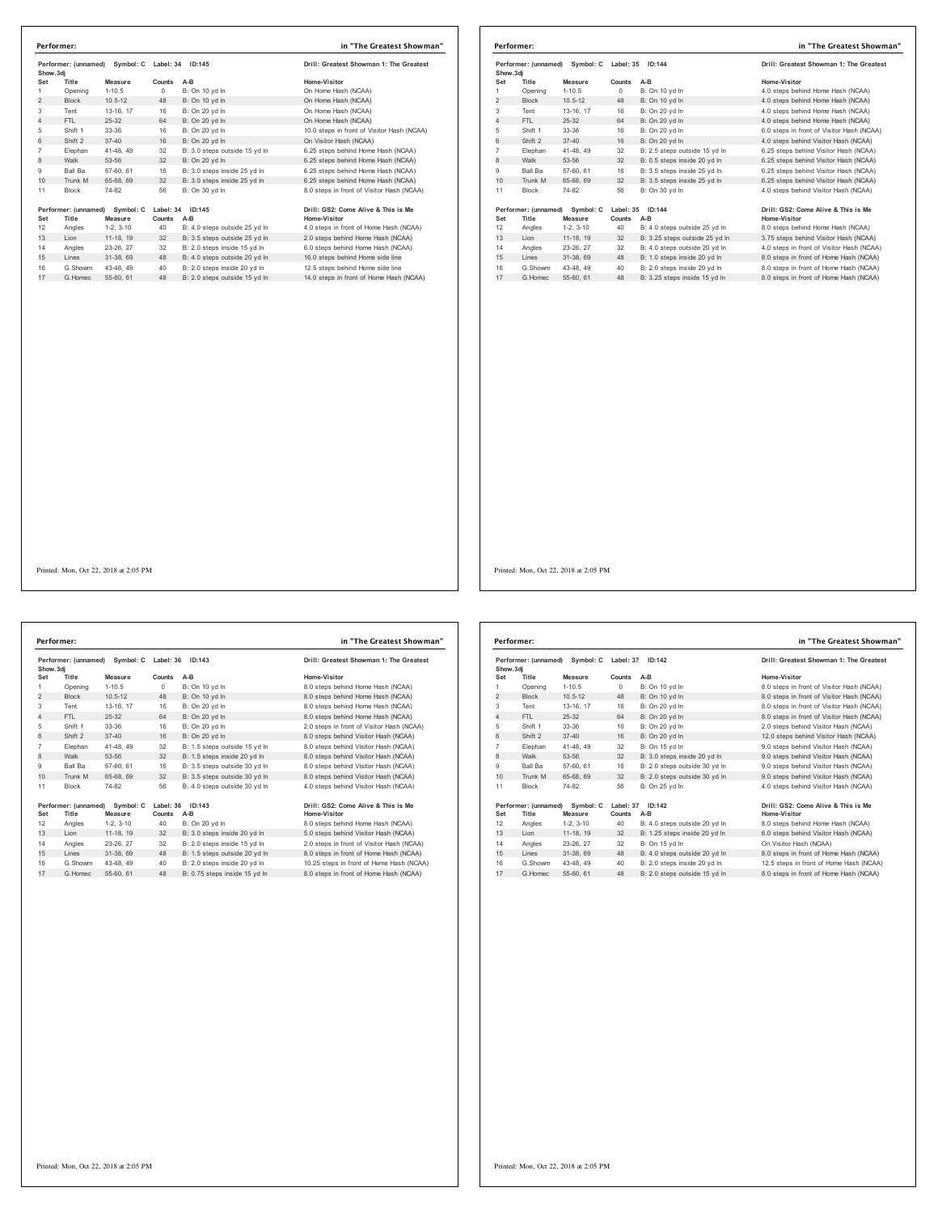## Performer: in "The Greatest Showman"

Performer: (unnamed) Symbol: C Label: 34 ID:145

Drill: Greatest Showman 1: The Greatest Show.3dj

| Set | Title | Measure | Counts | A-B | Home-Visitor |
|---|---|---|---|---|---|
| 1 | Opening | 1-10.5 | 0 | B: On 10 yd ln | On Home Hash (NCAA) |
| 2 | Block | 10.5-12 | 48 | B: On 10 yd ln | On Home Hash (NCAA) |
| 3 | Tent | 13-16, 17 | 16 | B: On 20 yd ln | On Home Hash (NCAA) |
| 4 | FTL | 25-32 | 64 | B: On 20 yd ln | On Home Hash (NCAA) |
| 5 | Shift 1 | 33-36 | 16 | B: On 20 yd ln | 10.0 steps in front of Visitor Hash (NCAA) |
| 6 | Shift 2 | 37-40 | 16 | B: On 20 yd ln | On Visitor Hash (NCAA) |
| 7 | Elephan | 41-48, 49 | 32 | B: 3.0 steps outside 15 yd ln | 6.25 steps behind Home Hash (NCAA) |
| 8 | Walk | 53-56 | 32 | B: On 20 yd ln | 6.25 steps behind Home Hash (NCAA) |
| 9 | Ball Ba | 57-60, 61 | 16 | B: 3.0 steps inside 25 yd ln | 6.25 steps behind Home Hash (NCAA) |
| 10 | Trunk M | 65-68, 69 | 32 | B: 3.0 steps inside 25 yd ln | 6.25 steps behind Home Hash (NCAA) |
| 11 | Block | 74-82 | 56 | B: On 30 yd ln | 8.0 steps in front of Visitor Hash (NCAA) |

Performer: (unnamed) Symbol: C Label: 34 ID:145

Drill: GS2: Come Alive & This is Me

| Set | Title | Measure | Counts | A-B | Home-Visitor |
|---|---|---|---|---|---|
| 12 | Angles | 1-2, 3-10 | 40 | B: 4.0 steps outside 25 yd ln | 4.0 steps in front of Home Hash (NCAA) |
| 13 | Lion | 11-18, 19 | 32 | B: 3.5 steps outside 25 yd ln | 2.0 steps behind Home Hash (NCAA) |
| 14 | Angles | 23-26, 27 | 32 | B: 2.0 steps inside 15 yd ln | 6.0 steps behind Home Hash (NCAA) |
| 15 | Lines | 31-38, 69 | 48 | B: 4.0 steps outside 20 yd ln | 16.0 steps behind Home side line |
| 16 | G.Showm | 43-48, 49 | 40 | B: 2.0 steps inside 20 yd ln | 12.5 steps behind Home side line |
| 17 | G.Homec | 55-60, 61 | 48 | B: 2.0 steps outside 15 yd ln | 14.0 steps in front of Home Hash (NCAA) |

Printed: Mon, Oct 22, 2018 at 2:05 PM

## Performer: in "The Greatest Showman"

Performer: (unnamed) Symbol: C Label: 35 ID:144

Drill: Greatest Showman 1: The Greatest Show.3dj

| Set | Title | Measure | Counts | A-B | Home-Visitor |
|---|---|---|---|---|---|
| 1 | Opening | 1-10.5 | 0 | B: On 10 yd ln | 4.0 steps behind Home Hash (NCAA) |
| 2 | Block | 10.5-12 | 48 | B: On 10 yd ln | 4.0 steps behind Home Hash (NCAA) |
| 3 | Tent | 13-16, 17 | 16 | B: On 20 yd ln | 4.0 steps behind Home Hash (NCAA) |
| 4 | FTL | 25-32 | 64 | B: On 20 yd ln | 4.0 steps behind Home Hash (NCAA) |
| 5 | Shift 1 | 33-36 | 16 | B: On 20 yd ln | 6.0 steps in front of Visitor Hash (NCAA) |
| 6 | Shift 2 | 37-40 | 16 | B: On 20 yd ln | 4.0 steps behind Visitor Hash (NCAA) |
| 7 | Elephan | 41-48, 49 | 32 | B: 2.5 steps outside 15 yd ln | 6.25 steps behind Visitor Hash (NCAA) |
| 8 | Walk | 53-56 | 32 | B: 0.5 steps inside 20 yd ln | 6.25 steps behind Visitor Hash (NCAA) |
| 9 | Ball Ba | 57-60, 61 | 16 | B: 3.5 steps inside 25 yd ln | 6.25 steps behind Visitor Hash (NCAA) |
| 10 | Trunk M | 65-68, 69 | 32 | B: 3.5 steps inside 25 yd ln | 6.25 steps behind Visitor Hash (NCAA) |
| 11 | Block | 74-82 | 56 | B: On 30 yd ln | 4.0 steps behind Visitor Hash (NCAA) |

Performer: (unnamed) Symbol: C Label: 35 ID:144

Drill: GS2: Come Alive & This is Me

| Set | Title | Measure | Counts | A-B | Home-Visitor |
|---|---|---|---|---|---|
| 12 | Angles | 1-2, 3-10 | 40 | B: 4.0 steps outside 25 yd ln | 8.0 steps behind Home Hash (NCAA) |
| 13 | Lion | 11-18, 19 | 32 | B: 3.25 steps outside 25 yd ln | 3.75 steps behind Visitor Hash (NCAA) |
| 14 | Angles | 23-26, 27 | 32 | B: 4.0 steps outside 20 yd ln | 4.0 steps in front of Visitor Hash (NCAA) |
| 15 | Lines | 31-38, 69 | 48 | B: 1.0 steps inside 20 yd ln | 8.0 steps in front of Home Hash (NCAA) |
| 16 | G.Showm | 43-48, 49 | 40 | B: 2.0 steps inside 20 yd ln | 8.0 steps in front of Home Hash (NCAA) |
| 17 | G.Homec | 55-60, 61 | 48 | B: 3.25 steps inside 15 yd ln | 8.0 steps in front of Home Hash (NCAA) |

Printed: Mon, Oct 22, 2018 at 2:05 PM

## Performer: in "The Greatest Showman"

Performer: (unnamed) Symbol: C Label: 36 ID:143

Drill: Greatest Showman 1: The Greatest Show.3dj

| Set | Title | Measure | Counts | A-B | Home-Visitor |
|---|---|---|---|---|---|
| 1 | Opening | 1-10.5 | 0 | B: On 10 yd ln | 8.0 steps behind Home Hash (NCAA) |
| 2 | Block | 10.5-12 | 48 | B: On 10 yd ln | 8.0 steps behind Home Hash (NCAA) |
| 3 | Tent | 13-16, 17 | 16 | B: On 20 yd ln | 8.0 steps behind Home Hash (NCAA) |
| 4 | FTL | 25-32 | 64 | B: On 20 yd ln | 8.0 steps behind Home Hash (NCAA) |
| 5 | Shift 1 | 33-36 | 16 | B: On 20 yd ln | 2.0 steps in front of Visitor Hash (NCAA) |
| 6 | Shift 2 | 37-40 | 16 | B: On 20 yd ln | 8.0 steps behind Visitor Hash (NCAA) |
| 7 | Elephan | 41-48, 49 | 32 | B: 1.5 steps outside 15 yd ln | 8.0 steps behind Visitor Hash (NCAA) |
| 8 | Walk | 53-56 | 32 | B: 1.5 steps inside 20 yd ln | 8.0 steps behind Visitor Hash (NCAA) |
| 9 | Ball Ba | 57-60, 61 | 16 | B: 3.5 steps outside 30 yd ln | 8.0 steps behind Visitor Hash (NCAA) |
| 10 | Trunk M | 65-68, 69 | 32 | B: 3.5 steps outside 30 yd ln | 8.0 steps behind Visitor Hash (NCAA) |
| 11 | Block | 74-82 | 56 | B: 4.0 steps outside 30 yd ln | 4.0 steps behind Visitor Hash (NCAA) |

Performer: (unnamed) Symbol: C Label: 36 ID:143

Drill: GS2: Come Alive & This is Me

| Set | Title | Measure | Counts | A-B | Home-Visitor |
|---|---|---|---|---|---|
| 12 | Angles | 1-2, 3-10 | 40 | B: On 20 yd ln | 8.0 steps behind Home Hash (NCAA) |
| 13 | Lion | 11-18, 19 | 32 | B: 3.0 steps inside 20 yd ln | 5.0 steps behind Visitor Hash (NCAA) |
| 14 | Angles | 23-26, 27 | 32 | B: 2.0 steps inside 15 yd ln | 2.0 steps in front of Visitor Hash (NCAA) |
| 15 | Lines | 31-38, 69 | 48 | B: 1.5 steps inside 20 yd ln | 8.0 steps in front of Home Hash (NCAA) |
| 16 | G.Showm | 43-48, 49 | 40 | B: 2.0 steps inside 20 yd ln | 10.25 steps in front of Home Hash (NCAA) |
| 17 | G.Homec | 55-60, 61 | 48 | B: 0.75 steps inside 15 yd ln | 8.0 steps in front of Home Hash (NCAA) |

Printed: Mon, Oct 22, 2018 at 2:05 PM

## Performer: in "The Greatest Showman"

Performer: (unnamed) Symbol: C Label: 37 ID:142

Drill: Greatest Showman 1: The Greatest Show.3dj

| Set | Title | Measure | Counts | A-B | Home-Visitor |
|---|---|---|---|---|---|
| 1 | Opening | 1-10.5 | 0 | B: On 10 yd ln | 8.0 steps in front of Visitor Hash (NCAA) |
| 2 | Block | 10.5-12 | 48 | B: On 10 yd ln | 8.0 steps in front of Visitor Hash (NCAA) |
| 3 | Tent | 13-16, 17 | 16 | B: On 20 yd ln | 8.0 steps in front of Visitor Hash (NCAA) |
| 4 | FTL | 25-32 | 64 | B: On 20 yd ln | 8.0 steps in front of Visitor Hash (NCAA) |
| 5 | Shift 1 | 33-36 | 16 | B: On 20 yd ln | 2.0 steps behind Visitor Hash (NCAA) |
| 6 | Shift 2 | 37-40 | 16 | B: On 20 yd ln | 12.0 steps behind Visitor Hash (NCAA) |
| 7 | Elephan | 41-48, 49 | 32 | B: On 15 yd ln | 9.0 steps behind Visitor Hash (NCAA) |
| 8 | Walk | 53-56 | 32 | B: 3.0 steps inside 20 yd ln | 9.0 steps behind Visitor Hash (NCAA) |
| 9 | Ball Ba | 57-60, 61 | 16 | B: 2.0 steps outside 30 yd ln | 9.0 steps behind Visitor Hash (NCAA) |
| 10 | Trunk M | 65-68, 69 | 32 | B: 2.0 steps outside 30 yd ln | 9.0 steps behind Visitor Hash (NCAA) |
| 11 | Block | 74-82 | 56 | B: On 25 yd ln | 4.0 steps behind Visitor Hash (NCAA) |

Performer: (unnamed) Symbol: C Label: 37 ID:142

Drill: GS2: Come Alive & This is Me

| Set | Title | Measure | Counts | A-B | Home-Visitor |
|---|---|---|---|---|---|
| 12 | Angles | 1-2, 3-10 | 40 | B: 4.0 steps outside 20 yd ln | 8.0 steps behind Home Hash (NCAA) |
| 13 | Lion | 11-18, 19 | 32 | B: 1.25 steps inside 20 yd ln | 6.0 steps behind Visitor Hash (NCAA) |
| 14 | Angles | 23-26, 27 | 32 | B: On 15 yd ln | On Visitor Hash (NCAA) |
| 15 | Lines | 31-38, 69 | 48 | B: 4.0 steps outside 20 yd ln | 8.0 steps in front of Home Hash (NCAA) |
| 16 | G.Showm | 43-48, 49 | 40 | B: 2.0 steps inside 20 yd ln | 12.5 steps in front of Home Hash (NCAA) |
| 17 | G.Homec | 55-60, 61 | 48 | B: 2.0 steps outside 15 yd ln | 8.0 steps in front of Home Hash (NCAA) |

Printed: Mon, Oct 22, 2018 at 2:05 PM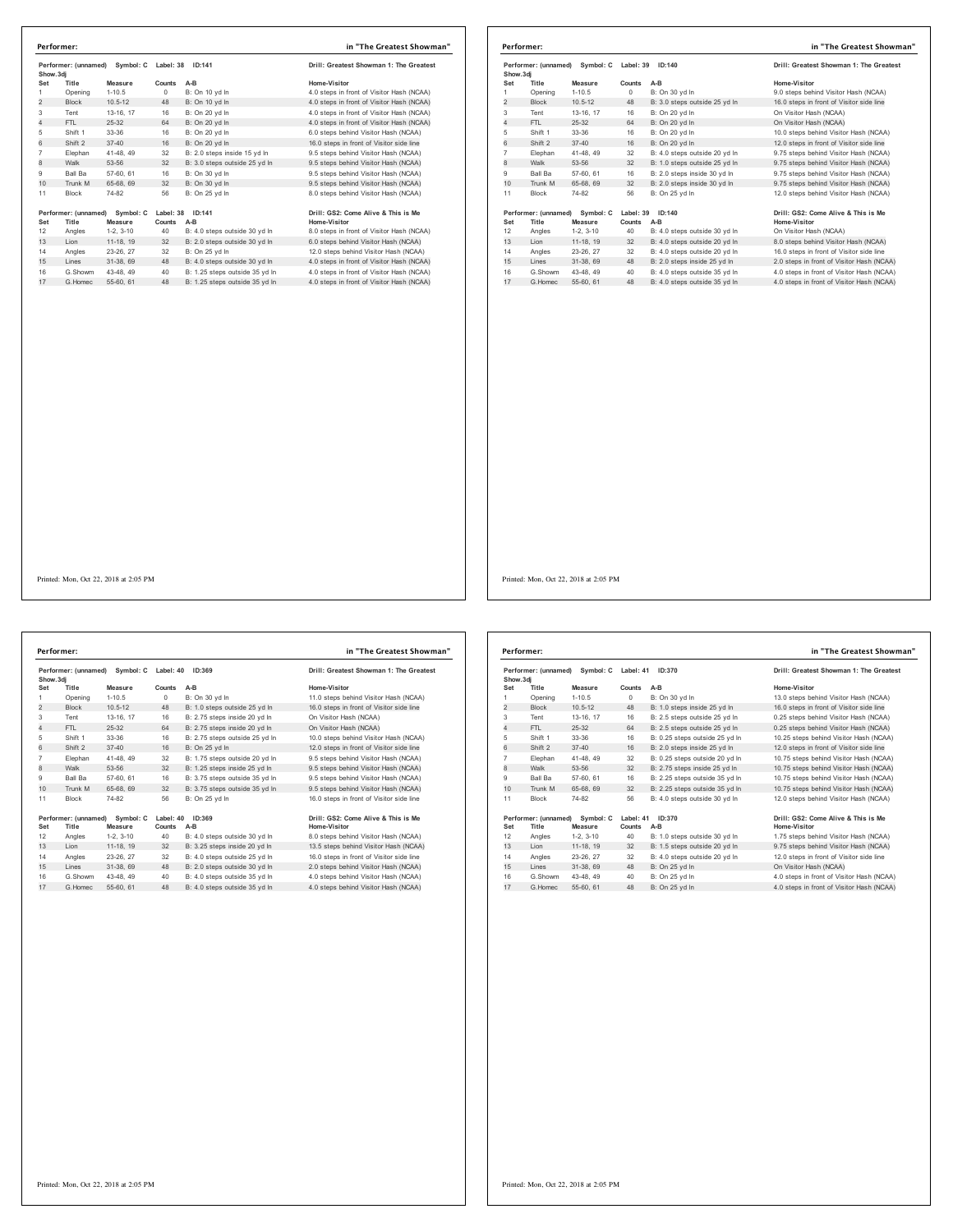**Performer:** in "The Greatest Showman"

Performer: (unnamed) Symbol: C Label: 38 ID:141 — Drill: Greatest Showman 1: The Greatest Show.3dj

| Set | Title | Measure | Counts | A-B | Home-Visitor |
|---|---|---|---|---|---|
| 1 | Opening | 1-10.5 | 0 | B: On 10 yd ln | 4.0 steps in front of Visitor Hash (NCAA) |
| 2 | Block | 10.5-12 | 48 | B: On 10 yd ln | 4.0 steps in front of Visitor Hash (NCAA) |
| 3 | Tent | 13-16, 17 | 16 | B: On 20 yd ln | 4.0 steps in front of Visitor Hash (NCAA) |
| 4 | FTL | 25-32 | 64 | B: On 20 yd ln | 4.0 steps in front of Visitor Hash (NCAA) |
| 5 | Shift 1 | 33-36 | 16 | B: On 20 yd ln | 6.0 steps behind Visitor Hash (NCAA) |
| 6 | Shift 2 | 37-40 | 16 | B: On 20 yd ln | 16.0 steps in front of Visitor side line |
| 7 | Elephan | 41-48, 49 | 32 | B: 2.0 steps inside 15 yd ln | 9.5 steps behind Visitor Hash (NCAA) |
| 8 | Walk | 53-56 | 32 | B: 3.0 steps outside 25 yd ln | 9.5 steps behind Visitor Hash (NCAA) |
| 9 | Ball Ba | 57-60, 61 | 16 | B: On 30 yd ln | 9.5 steps behind Visitor Hash (NCAA) |
| 10 | Trunk M | 65-68, 69 | 32 | B: On 30 yd ln | 9.5 steps behind Visitor Hash (NCAA) |
| 11 | Block | 74-82 | 56 | B: On 25 yd ln | 8.0 steps behind Visitor Hash (NCAA) |

Performer: (unnamed) Symbol: C Label: 38 ID:141 — Drill: GS2: Come Alive & This is Me

| Set | Title | Measure | Counts | A-B | Home-Visitor |
|---|---|---|---|---|---|
| 12 | Angles | 1-2, 3-10 | 40 | B: 4.0 steps outside 30 yd ln | 8.0 steps in front of Visitor Hash (NCAA) |
| 13 | Lion | 11-18, 19 | 32 | B: 2.0 steps outside 30 yd ln | 6.0 steps behind Visitor Hash (NCAA) |
| 14 | Angles | 23-26, 27 | 32 | B: On 25 yd ln | 12.0 steps behind Visitor Hash (NCAA) |
| 15 | Lines | 31-38, 69 | 48 | B: 4.0 steps outside 30 yd ln | 4.0 steps in front of Visitor Hash (NCAA) |
| 16 | G.Showm | 43-48, 49 | 40 | B: 1.25 steps outside 35 yd ln | 4.0 steps in front of Visitor Hash (NCAA) |
| 17 | G.Homec | 55-60, 61 | 48 | B: 1.25 steps outside 35 yd ln | 4.0 steps in front of Visitor Hash (NCAA) |

Printed: Mon, Oct 22, 2018 at 2:05 PM

**Performer:** in "The Greatest Showman"

Performer: (unnamed) Symbol: C Label: 39 ID:140 — Drill: Greatest Showman 1: The Greatest Show.3dj

| Set | Title | Measure | Counts | A-B | Home-Visitor |
|---|---|---|---|---|---|
| 1 | Opening | 1-10.5 | 0 | B: On 30 yd ln | 9.0 steps behind Visitor Hash (NCAA) |
| 2 | Block | 10.5-12 | 48 | B: 3.0 steps outside 25 yd ln | 16.0 steps in front of Visitor side line |
| 3 | Tent | 13-16, 17 | 16 | B: On 20 yd ln | On Visitor Hash (NCAA) |
| 4 | FTL | 25-32 | 64 | B: On 20 yd ln | On Visitor Hash (NCAA) |
| 5 | Shift 1 | 33-36 | 16 | B: On 20 yd ln | 10.0 steps behind Visitor Hash (NCAA) |
| 6 | Shift 2 | 37-40 | 16 | B: On 20 yd ln | 12.0 steps in front of Visitor side line |
| 7 | Elephan | 41-48, 49 | 32 | B: 4.0 steps outside 20 yd ln | 9.75 steps behind Visitor Hash (NCAA) |
| 8 | Walk | 53-56 | 32 | B: 1.0 steps outside 25 yd ln | 9.75 steps behind Visitor Hash (NCAA) |
| 9 | Ball Ba | 57-60, 61 | 16 | B: 2.0 steps inside 30 yd ln | 9.75 steps behind Visitor Hash (NCAA) |
| 10 | Trunk M | 65-68, 69 | 32 | B: 2.0 steps inside 30 yd ln | 9.75 steps behind Visitor Hash (NCAA) |
| 11 | Block | 74-82 | 56 | B: On 25 yd ln | 12.0 steps behind Visitor Hash (NCAA) |

Performer: (unnamed) Symbol: C Label: 39 ID:140 — Drill: GS2: Come Alive & This is Me

| Set | Title | Measure | Counts | A-B | Home-Visitor |
|---|---|---|---|---|---|
| 12 | Angles | 1-2, 3-10 | 40 | B: 4.0 steps outside 30 yd ln | On Visitor Hash (NCAA) |
| 13 | Lion | 11-18, 19 | 32 | B: 4.0 steps outside 20 yd ln | 8.0 steps behind Visitor Hash (NCAA) |
| 14 | Angles | 23-26, 27 | 32 | B: 4.0 steps outside 20 yd ln | 16.0 steps in front of Visitor side line |
| 15 | Lines | 31-38, 69 | 48 | B: 2.0 steps inside 25 yd ln | 2.0 steps in front of Visitor Hash (NCAA) |
| 16 | G.Showm | 43-48, 49 | 40 | B: 4.0 steps outside 35 yd ln | 4.0 steps in front of Visitor Hash (NCAA) |
| 17 | G.Homec | 55-60, 61 | 48 | B: 4.0 steps outside 35 yd ln | 4.0 steps in front of Visitor Hash (NCAA) |

Printed: Mon, Oct 22, 2018 at 2:05 PM

**Performer:** in "The Greatest Showman"

Performer: (unnamed) Symbol: C Label: 40 ID:369 — Drill: Greatest Showman 1: The Greatest Show.3dj

| Set | Title | Measure | Counts | A-B | Home-Visitor |
|---|---|---|---|---|---|
| 1 | Opening | 1-10.5 | 0 | B: On 30 yd ln | 11.0 steps behind Visitor Hash (NCAA) |
| 2 | Block | 10.5-12 | 48 | B: 1.0 steps outside 25 yd ln | 16.0 steps in front of Visitor side line |
| 3 | Tent | 13-16, 17 | 16 | B: 2.75 steps inside 20 yd ln | On Visitor Hash (NCAA) |
| 4 | FTL | 25-32 | 64 | B: 2.75 steps inside 20 yd ln | On Visitor Hash (NCAA) |
| 5 | Shift 1 | 33-36 | 16 | B: 2.75 steps outside 25 yd ln | 10.0 steps behind Visitor Hash (NCAA) |
| 6 | Shift 2 | 37-40 | 16 | B: On 25 yd ln | 12.0 steps in front of Visitor side line |
| 7 | Elephan | 41-48, 49 | 32 | B: 1.75 steps outside 20 yd ln | 9.5 steps behind Visitor Hash (NCAA) |
| 8 | Walk | 53-56 | 32 | B: 1.25 steps inside 25 yd ln | 9.5 steps behind Visitor Hash (NCAA) |
| 9 | Ball Ba | 57-60, 61 | 16 | B: 3.75 steps outside 35 yd ln | 9.5 steps behind Visitor Hash (NCAA) |
| 10 | Trunk M | 65-68, 69 | 32 | B: 3.75 steps outside 35 yd ln | 9.5 steps behind Visitor Hash (NCAA) |
| 11 | Block | 74-82 | 56 | B: On 25 yd ln | 16.0 steps in front of Visitor side line |

Performer: (unnamed) Symbol: C Label: 40 ID:369 — Drill: GS2: Come Alive & This is Me

| Set | Title | Measure | Counts | A-B | Home-Visitor |
|---|---|---|---|---|---|
| 12 | Angles | 1-2, 3-10 | 40 | B: 4.0 steps outside 30 yd ln | 8.0 steps behind Visitor Hash (NCAA) |
| 13 | Lion | 11-18, 19 | 32 | B: 3.25 steps inside 20 yd ln | 13.5 steps behind Visitor Hash (NCAA) |
| 14 | Angles | 23-26, 27 | 32 | B: 4.0 steps outside 25 yd ln | 16.0 steps in front of Visitor side line |
| 15 | Lines | 31-38, 69 | 48 | B: 2.0 steps outside 30 yd ln | 2.0 steps behind Visitor Hash (NCAA) |
| 16 | G.Showm | 43-48, 49 | 40 | B: 4.0 steps outside 35 yd ln | 4.0 steps behind Visitor Hash (NCAA) |
| 17 | G.Homec | 55-60, 61 | 48 | B: 4.0 steps outside 35 yd ln | 4.0 steps behind Visitor Hash (NCAA) |

Printed: Mon, Oct 22, 2018 at 2:05 PM

**Performer:** in "The Greatest Showman"

Performer: (unnamed) Symbol: C Label: 41 ID:370 — Drill: Greatest Showman 1: The Greatest Show.3dj

| Set | Title | Measure | Counts | A-B | Home-Visitor |
|---|---|---|---|---|---|
| 1 | Opening | 1-10.5 | 0 | B: On 30 yd ln | 13.0 steps behind Visitor Hash (NCAA) |
| 2 | Block | 10.5-12 | 48 | B: 1.0 steps inside 25 yd ln | 16.0 steps in front of Visitor side line |
| 3 | Tent | 13-16, 17 | 16 | B: 2.5 steps outside 25 yd ln | 0.25 steps behind Visitor Hash (NCAA) |
| 4 | FTL | 25-32 | 64 | B: 2.5 steps outside 25 yd ln | 0.25 steps behind Visitor Hash (NCAA) |
| 5 | Shift 1 | 33-36 | 16 | B: 0.25 steps outside 25 yd ln | 10.25 steps behind Visitor Hash (NCAA) |
| 6 | Shift 2 | 37-40 | 16 | B: 2.0 steps inside 25 yd ln | 12.0 steps in front of Visitor side line |
| 7 | Elephan | 41-48, 49 | 32 | B: 0.25 steps outside 20 yd ln | 10.75 steps behind Visitor Hash (NCAA) |
| 8 | Walk | 53-56 | 32 | B: 2.75 steps inside 25 yd ln | 10.75 steps behind Visitor Hash (NCAA) |
| 9 | Ball Ba | 57-60, 61 | 16 | B: 2.25 steps outside 35 yd ln | 10.75 steps behind Visitor Hash (NCAA) |
| 10 | Trunk M | 65-68, 69 | 32 | B: 2.25 steps outside 35 yd ln | 10.75 steps behind Visitor Hash (NCAA) |
| 11 | Block | 74-82 | 56 | B: 4.0 steps outside 30 yd ln | 12.0 steps behind Visitor Hash (NCAA) |

Performer: (unnamed) Symbol: C Label: 41 ID:370 — Drill: GS2: Come Alive & This is Me

| Set | Title | Measure | Counts | A-B | Home-Visitor |
|---|---|---|---|---|---|
| 12 | Angles | 1-2, 3-10 | 40 | B: 1.0 steps outside 30 yd ln | 1.75 steps behind Visitor Hash (NCAA) |
| 13 | Lion | 11-18, 19 | 32 | B: 1.5 steps outside 20 yd ln | 9.75 steps behind Visitor Hash (NCAA) |
| 14 | Angles | 23-26, 27 | 32 | B: 4.0 steps outside 20 yd ln | 12.0 steps in front of Visitor side line |
| 15 | Lines | 31-38, 69 | 48 | B: On 25 yd ln | On Visitor Hash (NCAA) |
| 16 | G.Showm | 43-48, 49 | 40 | B: On 25 yd ln | 4.0 steps in front of Visitor Hash (NCAA) |
| 17 | G.Homec | 55-60, 61 | 48 | B: On 25 yd ln | 4.0 steps in front of Visitor Hash (NCAA) |

Printed: Mon, Oct 22, 2018 at 2:05 PM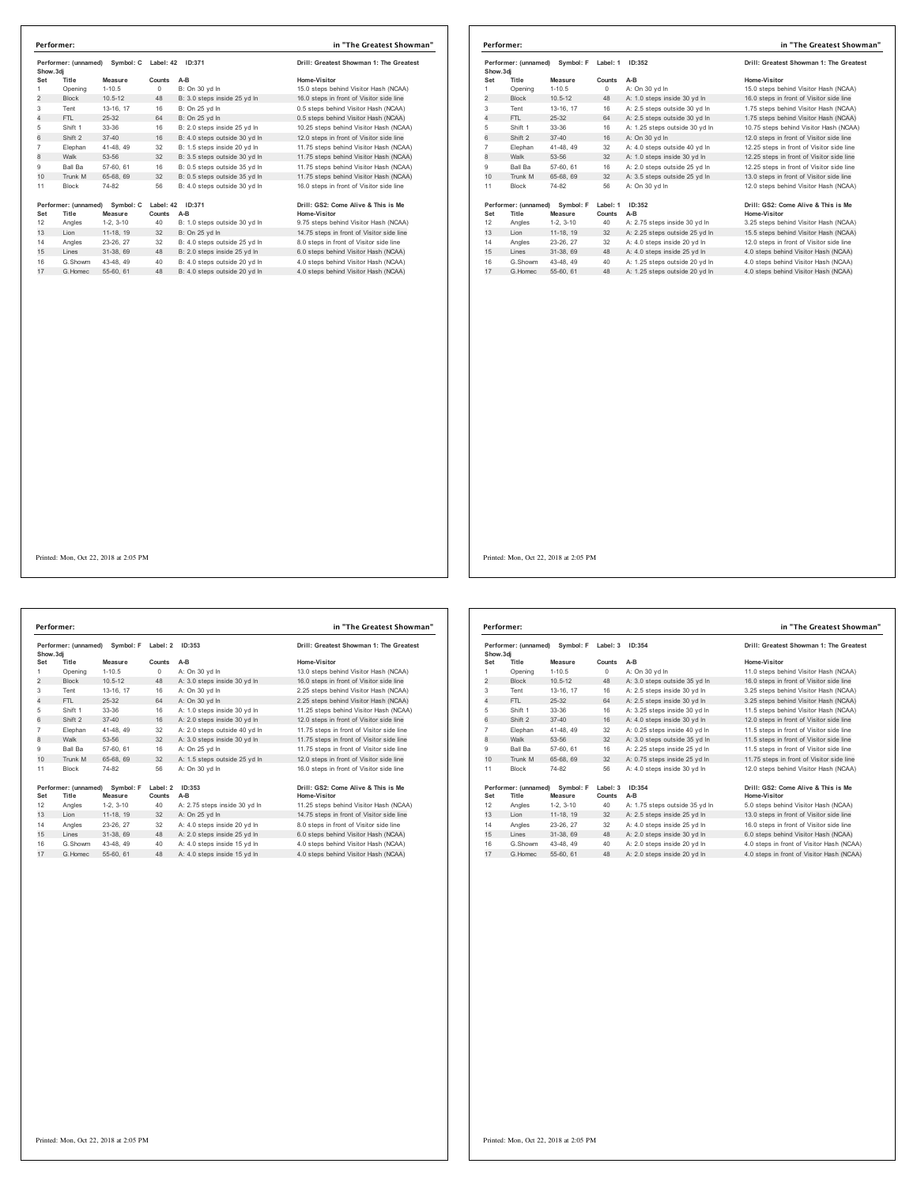**Performer:** in "The Greatest Showman"

Performer: (unnamed) Symbol: C Label: 42 ID:371 — Drill: Greatest Showman 1: The Greatest Show.3dj

| Set | Title | Measure | Counts | A-B | Home-Visitor |
|---|---|---|---|---|---|
| 1 | Opening | 1-10.5 | 0 | B: On 30 yd ln | 15.0 steps behind Visitor Hash (NCAA) |
| 2 | Block | 10.5-12 | 48 | B: 3.0 steps inside 25 yd ln | 16.0 steps in front of Visitor side line |
| 3 | Tent | 13-16, 17 | 16 | B: On 25 yd ln | 0.5 steps behind Visitor Hash (NCAA) |
| 4 | FTL | 25-32 | 64 | B: On 25 yd ln | 0.5 steps behind Visitor Hash (NCAA) |
| 5 | Shift 1 | 33-36 | 16 | B: 2.0 steps inside 25 yd ln | 10.25 steps behind Visitor Hash (NCAA) |
| 6 | Shift 2 | 37-40 | 16 | B: 4.0 steps outside 30 yd ln | 12.0 steps in front of Visitor side line |
| 7 | Elephan | 41-48, 49 | 32 | B: 1.5 steps inside 20 yd ln | 11.75 steps behind Visitor Hash (NCAA) |
| 8 | Walk | 53-56 | 32 | B: 3.5 steps outside 30 yd ln | 11.75 steps behind Visitor Hash (NCAA) |
| 9 | Ball Ba | 57-60, 61 | 16 | B: 0.5 steps outside 35 yd ln | 11.75 steps behind Visitor Hash (NCAA) |
| 10 | Trunk M | 65-68, 69 | 32 | B: 0.5 steps outside 35 yd ln | 11.75 steps behind Visitor Hash (NCAA) |
| 11 | Block | 74-82 | 56 | B: 4.0 steps outside 30 yd ln | 16.0 steps in front of Visitor side line |

Performer: (unnamed) Symbol: C Label: 42 ID:371 — Drill: GS2: Come Alive & This is Me

| Set | Title | Measure | Counts | A-B | Home-Visitor |
|---|---|---|---|---|---|
| 12 | Angles | 1-2, 3-10 | 40 | B: 1.0 steps outside 30 yd ln | 9.75 steps behind Visitor Hash (NCAA) |
| 13 | Lion | 11-18, 19 | 32 | B: On 25 yd ln | 14.75 steps in front of Visitor side line |
| 14 | Angles | 23-26, 27 | 32 | B: 4.0 steps outside 25 yd ln | 8.0 steps in front of Visitor side line |
| 15 | Lines | 31-38, 69 | 48 | B: 2.0 steps inside 25 yd ln | 6.0 steps behind Visitor Hash (NCAA) |
| 16 | G.Showm | 43-48, 49 | 40 | B: 4.0 steps outside 20 yd ln | 4.0 steps behind Visitor Hash (NCAA) |
| 17 | G.Homec | 55-60, 61 | 48 | B: 4.0 steps outside 20 yd ln | 4.0 steps behind Visitor Hash (NCAA) |

Printed: Mon, Oct 22, 2018 at 2:05 PM

**Performer:** in "The Greatest Showman"

Performer: (unnamed) Symbol: F Label: 1 ID:352 — Drill: Greatest Showman 1: The Greatest Show.3dj

| Set | Title | Measure | Counts | A-B | Home-Visitor |
|---|---|---|---|---|---|
| 1 | Opening | 1-10.5 | 0 | A: On 30 yd ln | 15.0 steps behind Visitor Hash (NCAA) |
| 2 | Block | 10.5-12 | 48 | A: 1.0 steps inside 30 yd ln | 16.0 steps in front of Visitor side line |
| 3 | Tent | 13-16, 17 | 16 | A: 2.5 steps outside 30 yd ln | 1.75 steps behind Visitor Hash (NCAA) |
| 4 | FTL | 25-32 | 64 | A: 2.5 steps outside 30 yd ln | 1.75 steps behind Visitor Hash (NCAA) |
| 5 | Shift 1 | 33-36 | 16 | A: 1.25 steps outside 30 yd ln | 10.75 steps behind Visitor Hash (NCAA) |
| 6 | Shift 2 | 37-40 | 16 | A: On 30 yd ln | 12.0 steps in front of Visitor side line |
| 7 | Elephan | 41-48, 49 | 32 | A: 4.0 steps outside 40 yd ln | 12.25 steps in front of Visitor side line |
| 8 | Walk | 53-56 | 32 | A: 1.0 steps inside 30 yd ln | 12.25 steps in front of Visitor side line |
| 9 | Ball Ba | 57-60, 61 | 16 | A: 2.0 steps outside 25 yd ln | 12.25 steps in front of Visitor side line |
| 10 | Trunk M | 65-68, 69 | 32 | A: 3.5 steps outside 25 yd ln | 13.0 steps in front of Visitor side line |
| 11 | Block | 74-82 | 56 | A: On 30 yd ln | 12.0 steps behind Visitor Hash (NCAA) |

Performer: (unnamed) Symbol: F Label: 1 ID:352 — Drill: GS2: Come Alive & This is Me

| Set | Title | Measure | Counts | A-B | Home-Visitor |
|---|---|---|---|---|---|
| 12 | Angles | 1-2, 3-10 | 40 | A: 2.75 steps inside 30 yd ln | 3.25 steps behind Visitor Hash (NCAA) |
| 13 | Lion | 11-18, 19 | 32 | A: 2.25 steps outside 25 yd ln | 15.5 steps behind Visitor Hash (NCAA) |
| 14 | Angles | 23-26, 27 | 32 | A: 4.0 steps inside 20 yd ln | 12.0 steps in front of Visitor side line |
| 15 | Lines | 31-38, 69 | 48 | A: 4.0 steps inside 25 yd ln | 4.0 steps behind Visitor Hash (NCAA) |
| 16 | G.Showm | 43-48, 49 | 40 | A: 1.25 steps outside 20 yd ln | 4.0 steps behind Visitor Hash (NCAA) |
| 17 | G.Homec | 55-60, 61 | 48 | A: 1.25 steps outside 20 yd ln | 4.0 steps behind Visitor Hash (NCAA) |

Printed: Mon, Oct 22, 2018 at 2:05 PM

**Performer:** in "The Greatest Showman"

Performer: (unnamed) Symbol: F Label: 2 ID:353 — Drill: Greatest Showman 1: The Greatest Show.3dj

| Set | Title | Measure | Counts | A-B | Home-Visitor |
|---|---|---|---|---|---|
| 1 | Opening | 1-10.5 | 0 | A: On 30 yd ln | 13.0 steps behind Visitor Hash (NCAA) |
| 2 | Block | 10.5-12 | 48 | A: 3.0 steps inside 30 yd ln | 16.0 steps in front of Visitor side line |
| 3 | Tent | 13-16, 17 | 16 | A: On 30 yd ln | 2.25 steps behind Visitor Hash (NCAA) |
| 4 | FTL | 25-32 | 64 | A: On 30 yd ln | 2.25 steps behind Visitor Hash (NCAA) |
| 5 | Shift 1 | 33-36 | 16 | A: 1.0 steps inside 30 yd ln | 11.25 steps behind Visitor Hash (NCAA) |
| 6 | Shift 2 | 37-40 | 16 | A: 2.0 steps inside 30 yd ln | 12.0 steps in front of Visitor side line |
| 7 | Elephan | 41-48, 49 | 32 | A: 2.0 steps outside 40 yd ln | 11.75 steps in front of Visitor side line |
| 8 | Walk | 53-56 | 32 | A: 3.0 steps inside 30 yd ln | 11.75 steps in front of Visitor side line |
| 9 | Ball Ba | 57-60, 61 | 16 | A: On 25 yd ln | 11.75 steps in front of Visitor side line |
| 10 | Trunk M | 65-68, 69 | 32 | A: 1.5 steps outside 25 yd ln | 12.0 steps in front of Visitor side line |
| 11 | Block | 74-82 | 56 | A: On 30 yd ln | 16.0 steps in front of Visitor side line |

Performer: (unnamed) Symbol: F Label: 2 ID:353 — Drill: GS2: Come Alive & This is Me

| Set | Title | Measure | Counts | A-B | Home-Visitor |
|---|---|---|---|---|---|
| 12 | Angles | 1-2, 3-10 | 40 | A: 2.75 steps inside 30 yd ln | 11.25 steps behind Visitor Hash (NCAA) |
| 13 | Lion | 11-18, 19 | 32 | A: On 25 yd ln | 14.75 steps in front of Visitor side line |
| 14 | Angles | 23-26, 27 | 32 | A: 4.0 steps inside 20 yd ln | 8.0 steps in front of Visitor side line |
| 15 | Lines | 31-38, 69 | 48 | A: 2.0 steps inside 25 yd ln | 6.0 steps behind Visitor Hash (NCAA) |
| 16 | G.Showm | 43-48, 49 | 40 | A: 4.0 steps inside 15 yd ln | 4.0 steps behind Visitor Hash (NCAA) |
| 17 | G.Homec | 55-60, 61 | 48 | A: 4.0 steps inside 15 yd ln | 4.0 steps behind Visitor Hash (NCAA) |

Printed: Mon, Oct 22, 2018 at 2:05 PM

**Performer:** in "The Greatest Showman"

Performer: (unnamed) Symbol: F Label: 3 ID:354 — Drill: Greatest Showman 1: The Greatest Show.3dj

| Set | Title | Measure | Counts | A-B | Home-Visitor |
|---|---|---|---|---|---|
| 1 | Opening | 1-10.5 | 0 | A: On 30 yd ln | 11.0 steps behind Visitor Hash (NCAA) |
| 2 | Block | 10.5-12 | 48 | A: 3.0 steps outside 35 yd ln | 16.0 steps in front of Visitor side line |
| 3 | Tent | 13-16, 17 | 16 | A: 2.5 steps inside 30 yd ln | 3.25 steps behind Visitor Hash (NCAA) |
| 4 | FTL | 25-32 | 64 | A: 2.5 steps inside 30 yd ln | 3.25 steps behind Visitor Hash (NCAA) |
| 5 | Shift 1 | 33-36 | 16 | A: 3.25 steps inside 30 yd ln | 11.5 steps behind Visitor Hash (NCAA) |
| 6 | Shift 2 | 37-40 | 16 | A: 4.0 steps inside 30 yd ln | 12.0 steps in front of Visitor side line |
| 7 | Elephan | 41-48, 49 | 32 | A: 0.25 steps inside 40 yd ln | 11.5 steps in front of Visitor side line |
| 8 | Walk | 53-56 | 32 | A: 3.0 steps outside 35 yd ln | 11.5 steps in front of Visitor side line |
| 9 | Ball Ba | 57-60, 61 | 16 | A: 2.25 steps inside 25 yd ln | 11.5 steps in front of Visitor side line |
| 10 | Trunk M | 65-68, 69 | 32 | A: 0.75 steps inside 25 yd ln | 11.75 steps in front of Visitor side line |
| 11 | Block | 74-82 | 56 | A: 4.0 steps inside 30 yd ln | 12.0 steps behind Visitor Hash (NCAA) |

Performer: (unnamed) Symbol: F Label: 3 ID:354 — Drill: GS2: Come Alive & This is Me

| Set | Title | Measure | Counts | A-B | Home-Visitor |
|---|---|---|---|---|---|
| 12 | Angles | 1-2, 3-10 | 40 | A: 1.75 steps outside 35 yd ln | 5.0 steps behind Visitor Hash (NCAA) |
| 13 | Lion | 11-18, 19 | 32 | A: 2.5 steps inside 25 yd ln | 13.0 steps in front of Visitor side line |
| 14 | Angles | 23-26, 27 | 32 | A: 4.0 steps inside 25 yd ln | 16.0 steps in front of Visitor side line |
| 15 | Lines | 31-38, 69 | 48 | A: 2.0 steps inside 30 yd ln | 6.0 steps behind Visitor Hash (NCAA) |
| 16 | G.Showm | 43-48, 49 | 40 | A: 2.0 steps inside 20 yd ln | 4.0 steps in front of Visitor Hash (NCAA) |
| 17 | G.Homec | 55-60, 61 | 48 | A: 2.0 steps inside 20 yd ln | 4.0 steps in front of Visitor Hash (NCAA) |

Printed: Mon, Oct 22, 2018 at 2:05 PM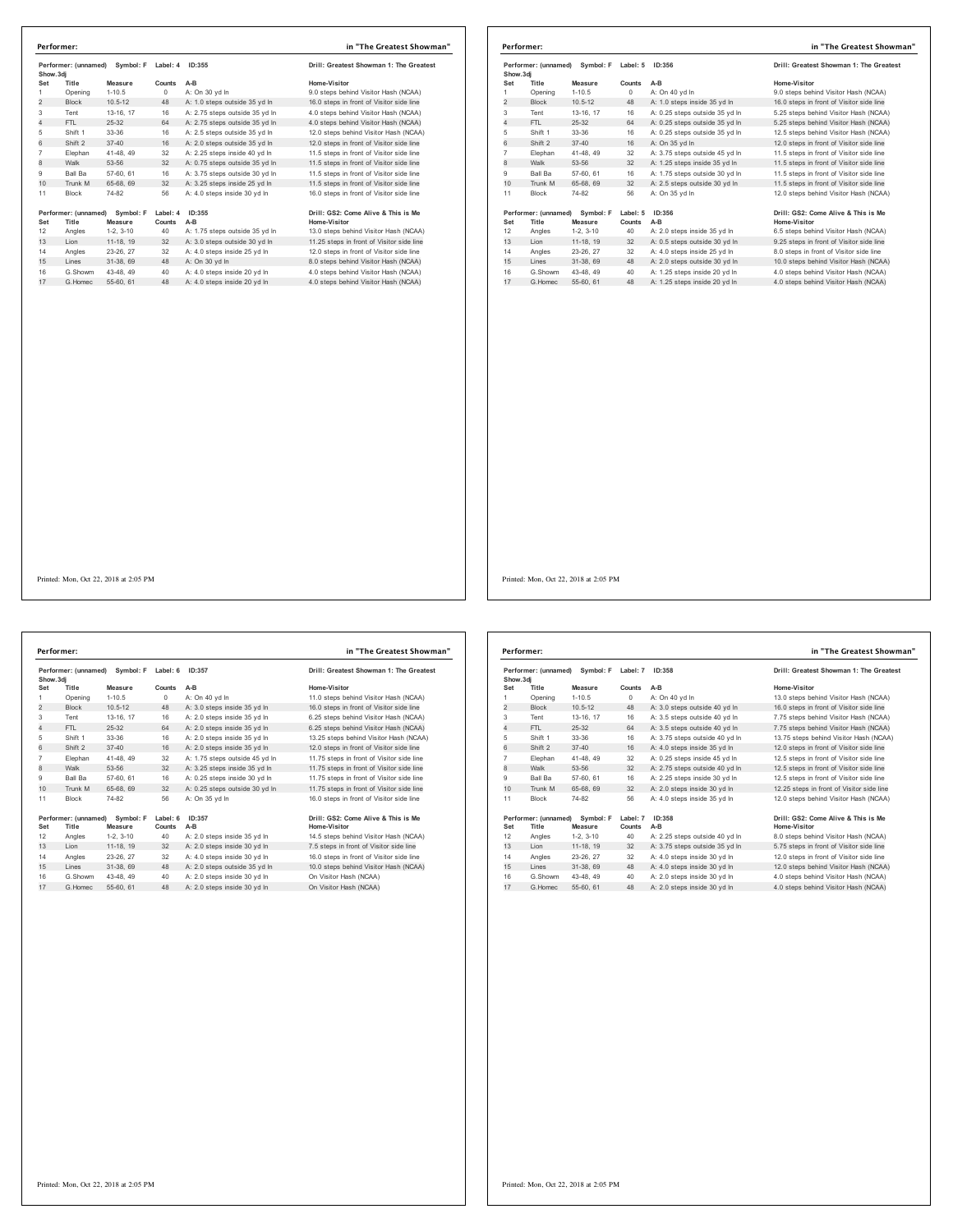## Performer: in "The Greatest Showman"

Performer: (unnamed) Symbol: F Label: 4 ID:355 — Drill: Greatest Showman 1: The Greatest Show.3dj

| Set | Title | Measure | Counts | A-B | Home-Visitor |
|---|---|---|---|---|---|
| 1 | Opening | 1-10.5 | 0 | A: On 30 yd ln | 9.0 steps behind Visitor Hash (NCAA) |
| 2 | Block | 10.5-12 | 48 | A: 1.0 steps outside 35 yd ln | 16.0 steps in front of Visitor side line |
| 3 | Tent | 13-16, 17 | 16 | A: 2.75 steps outside 35 yd ln | 4.0 steps behind Visitor Hash (NCAA) |
| 4 | FTL | 25-32 | 64 | A: 2.75 steps outside 35 yd ln | 4.0 steps behind Visitor Hash (NCAA) |
| 5 | Shift 1 | 33-36 | 16 | A: 2.5 steps outside 35 yd ln | 12.0 steps behind Visitor Hash (NCAA) |
| 6 | Shift 2 | 37-40 | 16 | A: 2.0 steps outside 35 yd ln | 12.0 steps in front of Visitor side line |
| 7 | Elephan | 41-48, 49 | 32 | A: 2.25 steps inside 40 yd ln | 11.5 steps in front of Visitor side line |
| 8 | Walk | 53-56 | 32 | A: 0.75 steps outside 35 yd ln | 11.5 steps in front of Visitor side line |
| 9 | Ball Ba | 57-60, 61 | 16 | A: 3.75 steps outside 30 yd ln | 11.5 steps in front of Visitor side line |
| 10 | Trunk M | 65-68, 69 | 32 | A: 3.25 steps inside 25 yd ln | 11.5 steps in front of Visitor side line |
| 11 | Block | 74-82 | 56 | A: 4.0 steps inside 30 yd ln | 16.0 steps in front of Visitor side line |

Performer: (unnamed) Symbol: F Label: 4 ID:355 — Drill: GS2: Come Alive & This is Me

| Set | Title | Measure | Counts | A-B | Home-Visitor |
|---|---|---|---|---|---|
| 12 | Angles | 1-2, 3-10 | 40 | A: 1.75 steps outside 35 yd ln | 13.0 steps behind Visitor Hash (NCAA) |
| 13 | Lion | 11-18, 19 | 32 | A: 3.0 steps outside 30 yd ln | 11.25 steps in front of Visitor side line |
| 14 | Angles | 23-26, 27 | 32 | A: 4.0 steps inside 25 yd ln | 12.0 steps in front of Visitor side line |
| 15 | Lines | 31-38, 69 | 48 | A: On 30 yd ln | 8.0 steps behind Visitor Hash (NCAA) |
| 16 | G.Showm | 43-48, 49 | 40 | A: 4.0 steps inside 20 yd ln | 4.0 steps behind Visitor Hash (NCAA) |
| 17 | G.Homec | 55-60, 61 | 48 | A: 4.0 steps inside 20 yd ln | 4.0 steps behind Visitor Hash (NCAA) |

Printed: Mon, Oct 22, 2018 at 2:05 PM

## Performer: in "The Greatest Showman"

Performer: (unnamed) Symbol: F Label: 5 ID:356 — Drill: Greatest Showman 1: The Greatest Show.3dj

| Set | Title | Measure | Counts | A-B | Home-Visitor |
|---|---|---|---|---|---|
| 1 | Opening | 1-10.5 | 0 | A: On 40 yd ln | 9.0 steps behind Visitor Hash (NCAA) |
| 2 | Block | 10.5-12 | 48 | A: 1.0 steps inside 35 yd ln | 16.0 steps in front of Visitor side line |
| 3 | Tent | 13-16, 17 | 16 | A: 0.25 steps outside 35 yd ln | 5.25 steps behind Visitor Hash (NCAA) |
| 4 | FTL | 25-32 | 64 | A: 0.25 steps outside 35 yd ln | 5.25 steps behind Visitor Hash (NCAA) |
| 5 | Shift 1 | 33-36 | 16 | A: 0.25 steps outside 35 yd ln | 12.5 steps behind Visitor Hash (NCAA) |
| 6 | Shift 2 | 37-40 | 16 | A: On 35 yd ln | 12.0 steps in front of Visitor side line |
| 7 | Elephan | 41-48, 49 | 32 | A: 3.75 steps outside 45 yd ln | 11.5 steps in front of Visitor side line |
| 8 | Walk | 53-56 | 32 | A: 1.25 steps inside 35 yd ln | 11.5 steps in front of Visitor side line |
| 9 | Ball Ba | 57-60, 61 | 16 | A: 1.75 steps outside 30 yd ln | 11.5 steps in front of Visitor side line |
| 10 | Trunk M | 65-68, 69 | 32 | A: 2.5 steps outside 30 yd ln | 11.5 steps in front of Visitor side line |
| 11 | Block | 74-82 | 56 | A: On 35 yd ln | 12.0 steps behind Visitor Hash (NCAA) |

Performer: (unnamed) Symbol: F Label: 5 ID:356 — Drill: GS2: Come Alive & This is Me

| Set | Title | Measure | Counts | A-B | Home-Visitor |
|---|---|---|---|---|---|
| 12 | Angles | 1-2, 3-10 | 40 | A: 2.0 steps inside 35 yd ln | 6.5 steps behind Visitor Hash (NCAA) |
| 13 | Lion | 11-18, 19 | 32 | A: 0.5 steps outside 30 yd ln | 9.25 steps in front of Visitor side line |
| 14 | Angles | 23-26, 27 | 32 | A: 4.0 steps inside 25 yd ln | 8.0 steps in front of Visitor side line |
| 15 | Lines | 31-38, 69 | 48 | A: 2.0 steps outside 30 yd ln | 10.0 steps behind Visitor Hash (NCAA) |
| 16 | G.Showm | 43-48, 49 | 40 | A: 1.25 steps inside 20 yd ln | 4.0 steps behind Visitor Hash (NCAA) |
| 17 | G.Homec | 55-60, 61 | 48 | A: 1.25 steps inside 20 yd ln | 4.0 steps behind Visitor Hash (NCAA) |

Printed: Mon, Oct 22, 2018 at 2:05 PM

## Performer: in "The Greatest Showman"

Performer: (unnamed) Symbol: F Label: 6 ID:357 — Drill: Greatest Showman 1: The Greatest Show.3dj

| Set | Title | Measure | Counts | A-B | Home-Visitor |
|---|---|---|---|---|---|
| 1 | Opening | 1-10.5 | 0 | A: On 40 yd ln | 11.0 steps behind Visitor Hash (NCAA) |
| 2 | Block | 10.5-12 | 48 | A: 3.0 steps inside 35 yd ln | 16.0 steps in front of Visitor side line |
| 3 | Tent | 13-16, 17 | 16 | A: 2.0 steps inside 35 yd ln | 6.25 steps behind Visitor Hash (NCAA) |
| 4 | FTL | 25-32 | 64 | A: 2.0 steps inside 35 yd ln | 6.25 steps behind Visitor Hash (NCAA) |
| 5 | Shift 1 | 33-36 | 16 | A: 2.0 steps inside 35 yd ln | 13.25 steps behind Visitor Hash (NCAA) |
| 6 | Shift 2 | 37-40 | 16 | A: 2.0 steps inside 35 yd ln | 12.0 steps in front of Visitor side line |
| 7 | Elephan | 41-48, 49 | 32 | A: 1.75 steps outside 45 yd ln | 11.75 steps in front of Visitor side line |
| 8 | Walk | 53-56 | 32 | A: 3.25 steps inside 35 yd ln | 11.75 steps in front of Visitor side line |
| 9 | Ball Ba | 57-60, 61 | 16 | A: 0.25 steps inside 30 yd ln | 11.75 steps in front of Visitor side line |
| 10 | Trunk M | 65-68, 69 | 32 | A: 0.25 steps outside 30 yd ln | 11.75 steps in front of Visitor side line |
| 11 | Block | 74-82 | 56 | A: On 35 yd ln | 16.0 steps in front of Visitor side line |

Performer: (unnamed) Symbol: F Label: 6 ID:357 — Drill: GS2: Come Alive & This is Me

| Set | Title | Measure | Counts | A-B | Home-Visitor |
|---|---|---|---|---|---|
| 12 | Angles | 1-2, 3-10 | 40 | A: 2.0 steps inside 35 yd ln | 14.5 steps behind Visitor Hash (NCAA) |
| 13 | Lion | 11-18, 19 | 32 | A: 2.0 steps inside 30 yd ln | 7.5 steps in front of Visitor side line |
| 14 | Angles | 23-26, 27 | 32 | A: 4.0 steps inside 30 yd ln | 16.0 steps in front of Visitor side line |
| 15 | Lines | 31-38, 69 | 48 | A: 2.0 steps outside 35 yd ln | 10.0 steps behind Visitor Hash (NCAA) |
| 16 | G.Showm | 43-48, 49 | 40 | A: 2.0 steps inside 30 yd ln | On Visitor Hash (NCAA) |
| 17 | G.Homec | 55-60, 61 | 48 | A: 2.0 steps inside 30 yd ln | On Visitor Hash (NCAA) |

Printed: Mon, Oct 22, 2018 at 2:05 PM

## Performer: in "The Greatest Showman"

Performer: (unnamed) Symbol: F Label: 7 ID:358 — Drill: Greatest Showman 1: The Greatest Show.3dj

| Set | Title | Measure | Counts | A-B | Home-Visitor |
|---|---|---|---|---|---|
| 1 | Opening | 1-10.5 | 0 | A: On 40 yd ln | 13.0 steps behind Visitor Hash (NCAA) |
| 2 | Block | 10.5-12 | 48 | A: 3.0 steps outside 40 yd ln | 16.0 steps in front of Visitor side line |
| 3 | Tent | 13-16, 17 | 16 | A: 3.5 steps outside 40 yd ln | 7.75 steps behind Visitor Hash (NCAA) |
| 4 | FTL | 25-32 | 64 | A: 3.5 steps outside 40 yd ln | 7.75 steps behind Visitor Hash (NCAA) |
| 5 | Shift 1 | 33-36 | 16 | A: 3.75 steps outside 40 yd ln | 13.75 steps behind Visitor Hash (NCAA) |
| 6 | Shift 2 | 37-40 | 16 | A: 4.0 steps inside 35 yd ln | 12.0 steps in front of Visitor side line |
| 7 | Elephan | 41-48, 49 | 32 | A: 0.25 steps outside 45 yd ln | 12.5 steps in front of Visitor side line |
| 8 | Walk | 53-56 | 32 | A: 2.75 steps outside 40 yd ln | 12.5 steps in front of Visitor side line |
| 9 | Ball Ba | 57-60, 61 | 16 | A: 2.25 steps inside 30 yd ln | 12.5 steps in front of Visitor side line |
| 10 | Trunk M | 65-68, 69 | 32 | A: 2.0 steps inside 30 yd ln | 12.25 steps in front of Visitor side line |
| 11 | Block | 74-82 | 56 | A: 4.0 steps inside 35 yd ln | 12.0 steps behind Visitor Hash (NCAA) |

Performer: (unnamed) Symbol: F Label: 7 ID:358 — Drill: GS2: Come Alive & This is Me

| Set | Title | Measure | Counts | A-B | Home-Visitor |
|---|---|---|---|---|---|
| 12 | Angles | 1-2, 3-10 | 40 | A: 2.25 steps outside 40 yd ln | 8.0 steps behind Visitor Hash (NCAA) |
| 13 | Lion | 11-18, 19 | 32 | A: 3.75 steps outside 35 yd ln | 5.75 steps in front of Visitor side line |
| 14 | Angles | 23-26, 27 | 32 | A: 4.0 steps inside 30 yd ln | 12.0 steps in front of Visitor side line |
| 15 | Lines | 31-38, 69 | 48 | A: 4.0 steps inside 30 yd ln | 12.0 steps behind Visitor Hash (NCAA) |
| 16 | G.Showm | 43-48, 49 | 40 | A: 2.0 steps inside 30 yd ln | 4.0 steps behind Visitor Hash (NCAA) |
| 17 | G.Homec | 55-60, 61 | 48 | A: 2.0 steps inside 30 yd ln | 4.0 steps behind Visitor Hash (NCAA) |

Printed: Mon, Oct 22, 2018 at 2:05 PM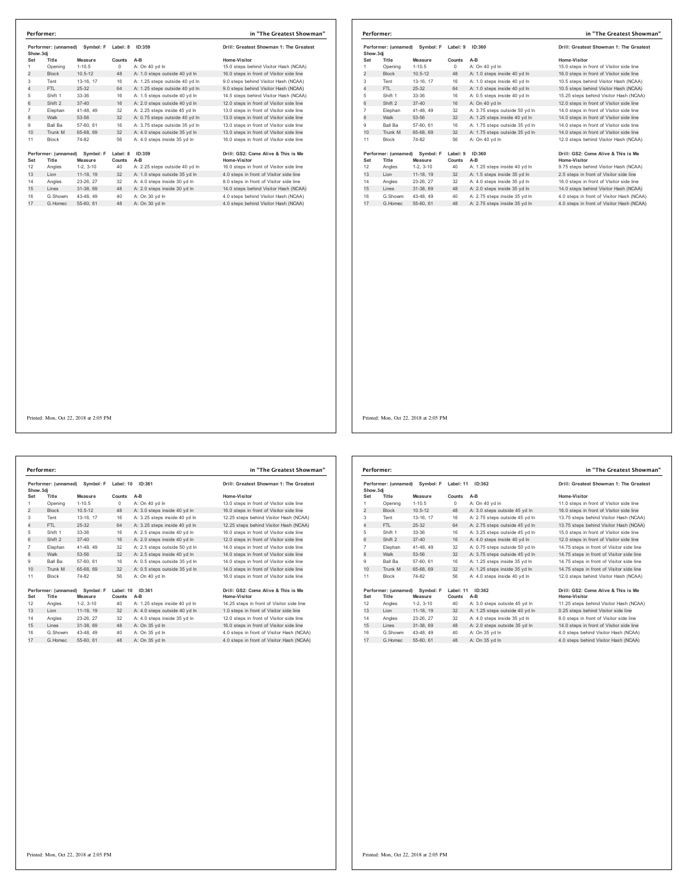## Performer: in "The Greatest Showman"

Performer: (unnamed) Symbol: F Label: 8 ID:359 Show.3dj — Drill: Greatest Showman 1: The Greatest

| Set | Title | Measure | Counts | A-B | Home-Visitor |
|---|---|---|---|---|---|
| 1 | Opening | 1-10.5 | 0 | A: On 40 yd ln | 15.0 steps behind Visitor Hash (NCAA) |
| 2 | Block | 10.5-12 | 48 | A: 1.0 steps outside 40 yd ln | 16.0 steps in front of Visitor side line |
| 3 | Tent | 13-16, 17 | 16 | A: 1.25 steps outside 40 yd ln | 9.0 steps behind Visitor Hash (NCAA) |
| 4 | FTL | 25-32 | 64 | A: 1.25 steps outside 40 yd ln | 9.0 steps behind Visitor Hash (NCAA) |
| 5 | Shift 1 | 33-36 | 16 | A: 1.5 steps outside 40 yd ln | 14.5 steps behind Visitor Hash (NCAA) |
| 6 | Shift 2 | 37-40 | 16 | A: 2.0 steps outside 40 yd ln | 12.0 steps in front of Visitor side line |
| 7 | Elephan | 41-48, 49 | 32 | A: 2.25 steps inside 45 yd ln | 13.0 steps in front of Visitor side line |
| 8 | Walk | 53-56 | 32 | A: 0.75 steps outside 40 yd ln | 13.0 steps in front of Visitor side line |
| 9 | Ball Ba | 57-60, 61 | 16 | A: 3.75 steps outside 35 yd ln | 13.0 steps in front of Visitor side line |
| 10 | Trunk M | 65-68, 69 | 32 | A: 4.0 steps outside 35 yd ln | 13.0 steps in front of Visitor side line |
| 11 | Block | 74-82 | 56 | A: 4.0 steps inside 35 yd ln | 16.0 steps in front of Visitor side line |

Performer: (unnamed) Symbol: F Label: 8 ID:359 — Drill: GS2: Come Alive & This is Me

| Set | Title | Measure | Counts | A-B | Home-Visitor |
|---|---|---|---|---|---|
| 12 | Angles | 1-2, 3-10 | 40 | A: 2.25 steps outside 40 yd ln | 16.0 steps in front of Visitor side line |
| 13 | Lion | 11-18, 19 | 32 | A: 1.0 steps outside 35 yd ln | 4.0 steps in front of Visitor side line |
| 14 | Angles | 23-26, 27 | 32 | A: 4.0 steps inside 30 yd ln | 8.0 steps in front of Visitor side line |
| 15 | Lines | 31-38, 69 | 48 | A: 2.0 steps inside 30 yd ln | 14.0 steps behind Visitor Hash (NCAA) |
| 16 | G.Showm | 43-48, 49 | 40 | A: On 30 yd ln | 4.0 steps behind Visitor Hash (NCAA) |
| 17 | G.Homec | 55-60, 61 | 48 | A: On 30 yd ln | 4.0 steps behind Visitor Hash (NCAA) |

Printed: Mon, Oct 22, 2018 at 2:05 PM

## Performer: in "The Greatest Showman"

Performer: (unnamed) Symbol: F Label: 9 ID:360 Show.3dj — Drill: Greatest Showman 1: The Greatest

| Set | Title | Measure | Counts | A-B | Home-Visitor |
|---|---|---|---|---|---|
| 1 | Opening | 1-10.5 | 0 | A: On 40 yd ln | 15.0 steps in front of Visitor side line |
| 2 | Block | 10.5-12 | 48 | A: 1.0 steps inside 40 yd ln | 16.0 steps in front of Visitor side line |
| 3 | Tent | 13-16, 17 | 16 | A: 1.0 steps inside 40 yd ln | 10.5 steps behind Visitor Hash (NCAA) |
| 4 | FTL | 25-32 | 64 | A: 1.0 steps inside 40 yd ln | 10.5 steps behind Visitor Hash (NCAA) |
| 5 | Shift 1 | 33-36 | 16 | A: 0.5 steps inside 40 yd ln | 15.25 steps behind Visitor Hash (NCAA) |
| 6 | Shift 2 | 37-40 | 16 | A: On 40 yd ln | 12.0 steps in front of Visitor side line |
| 7 | Elephan | 41-48, 49 | 32 | A: 3.75 steps outside 50 yd ln | 14.0 steps in front of Visitor side line |
| 8 | Walk | 53-56 | 32 | A: 1.25 steps inside 40 yd ln | 14.0 steps in front of Visitor side line |
| 9 | Ball Ba | 57-60, 61 | 16 | A: 1.75 steps outside 35 yd ln | 14.0 steps in front of Visitor side line |
| 10 | Trunk M | 65-68, 69 | 32 | A: 1.75 steps outside 35 yd ln | 14.0 steps in front of Visitor side line |
| 11 | Block | 74-82 | 56 | A: On 40 yd ln | 12.0 steps behind Visitor Hash (NCAA) |

Performer: (unnamed) Symbol: F Label: 9 ID:360 — Drill: GS2: Come Alive & This is Me

| Set | Title | Measure | Counts | A-B | Home-Visitor |
|---|---|---|---|---|---|
| 12 | Angles | 1-2, 3-10 | 40 | A: 1.25 steps inside 40 yd ln | 9.75 steps behind Visitor Hash (NCAA) |
| 13 | Lion | 11-18, 19 | 32 | A: 1.5 steps inside 35 yd ln | 2.5 steps in front of Visitor side line |
| 14 | Angles | 23-26, 27 | 32 | A: 4.0 steps inside 35 yd ln | 16.0 steps in front of Visitor side line |
| 15 | Lines | 31-38, 69 | 48 | A: 2.0 steps inside 35 yd ln | 14.0 steps behind Visitor Hash (NCAA) |
| 16 | G.Showm | 43-48, 49 | 40 | A: 2.75 steps inside 35 yd ln | 4.0 steps in front of Visitor Hash (NCAA) |
| 17 | G.Homec | 55-60, 61 | 48 | A: 2.75 steps inside 35 yd ln | 4.0 steps in front of Visitor Hash (NCAA) |

Printed: Mon, Oct 22, 2018 at 2:05 PM

## Performer: in "The Greatest Showman"

Performer: (unnamed) Symbol: F Label: 10 ID:361 Show.3dj — Drill: Greatest Showman 1: The Greatest

| Set | Title | Measure | Counts | A-B | Home-Visitor |
|---|---|---|---|---|---|
| 1 | Opening | 1-10.5 | 0 | A: On 40 yd ln | 13.0 steps in front of Visitor side line |
| 2 | Block | 10.5-12 | 48 | A: 3.0 steps inside 40 yd ln | 16.0 steps in front of Visitor side line |
| 3 | Tent | 13-16, 17 | 16 | A: 3.25 steps inside 40 yd ln | 12.25 steps behind Visitor Hash (NCAA) |
| 4 | FTL | 25-32 | 64 | A: 3.25 steps inside 40 yd ln | 12.25 steps behind Visitor Hash (NCAA) |
| 5 | Shift 1 | 33-36 | 16 | A: 2.5 steps inside 40 yd ln | 16.0 steps in front of Visitor side line |
| 6 | Shift 2 | 37-40 | 16 | A: 2.0 steps inside 40 yd ln | 12.0 steps in front of Visitor side line |
| 7 | Elephan | 41-48, 49 | 32 | A: 2.5 steps outside 50 yd ln | 14.0 steps in front of Visitor side line |
| 8 | Walk | 53-56 | 32 | A: 2.5 steps inside 40 yd ln | 14.0 steps in front of Visitor side line |
| 9 | Ball Ba | 57-60, 61 | 16 | A: 0.5 steps outside 35 yd ln | 14.0 steps in front of Visitor side line |
| 10 | Trunk M | 65-68, 69 | 32 | A: 0.5 steps outside 35 yd ln | 14.0 steps in front of Visitor side line |
| 11 | Block | 74-82 | 56 | A: On 40 yd ln | 16.0 steps in front of Visitor side line |

Performer: (unnamed) Symbol: F Label: 10 ID:361 — Drill: GS2: Come Alive & This is Me

| Set | Title | Measure | Counts | A-B | Home-Visitor |
|---|---|---|---|---|---|
| 12 | Angles | 1-2, 3-10 | 40 | A: 1.25 steps inside 40 yd ln | 14.25 steps in front of Visitor side line |
| 13 | Lion | 11-18, 19 | 32 | A: 4.0 steps outside 40 yd ln | 1.0 steps in front of Visitor side line |
| 14 | Angles | 23-26, 27 | 32 | A: 4.0 steps inside 35 yd ln | 12.0 steps in front of Visitor side line |
| 15 | Lines | 31-38, 69 | 48 | A: On 35 yd ln | 16.0 steps in front of Visitor side line |
| 16 | G.Showm | 43-48, 49 | 40 | A: On 35 yd ln | 4.0 steps in front of Visitor Hash (NCAA) |
| 17 | G.Homec | 55-60, 61 | 48 | A: On 35 yd ln | 4.0 steps in front of Visitor Hash (NCAA) |

Printed: Mon, Oct 22, 2018 at 2:05 PM

## Performer: in "The Greatest Showman"

Performer: (unnamed) Symbol: F Label: 11 ID:362 Show.3dj — Drill: Greatest Showman 1: The Greatest

| Set | Title | Measure | Counts | A-B | Home-Visitor |
|---|---|---|---|---|---|
| 1 | Opening | 1-10.5 | 0 | A: On 40 yd ln | 11.0 steps in front of Visitor side line |
| 2 | Block | 10.5-12 | 48 | A: 3.0 steps outside 45 yd ln | 16.0 steps in front of Visitor side line |
| 3 | Tent | 13-16, 17 | 16 | A: 2.75 steps outside 45 yd ln | 13.75 steps behind Visitor Hash (NCAA) |
| 4 | FTL | 25-32 | 64 | A: 2.75 steps outside 45 yd ln | 13.75 steps behind Visitor Hash (NCAA) |
| 5 | Shift 1 | 33-36 | 16 | A: 3.25 steps outside 45 yd ln | 15.0 steps in front of Visitor side line |
| 6 | Shift 2 | 37-40 | 16 | A: 4.0 steps inside 40 yd ln | 12.0 steps in front of Visitor side line |
| 7 | Elephan | 41-48, 49 | 32 | A: 0.75 steps outside 50 yd ln | 14.75 steps in front of Visitor side line |
| 8 | Walk | 53-56 | 32 | A: 3.75 steps outside 45 yd ln | 14.75 steps in front of Visitor side line |
| 9 | Ball Ba | 57-60, 61 | 16 | A: 1.25 steps inside 35 yd ln | 14.75 steps in front of Visitor side line |
| 10 | Trunk M | 65-68, 69 | 32 | A: 1.25 steps inside 35 yd ln | 14.75 steps in front of Visitor side line |
| 11 | Block | 74-82 | 56 | A: 4.0 steps inside 40 yd ln | 12.0 steps behind Visitor Hash (NCAA) |

Performer: (unnamed) Symbol: F Label: 11 ID:362 — Drill: GS2: Come Alive & This is Me

| Set | Title | Measure | Counts | A-B | Home-Visitor |
|---|---|---|---|---|---|
| 12 | Angles | 1-2, 3-10 | 40 | A: 3.0 steps outside 45 yd ln | 11.25 steps behind Visitor Hash (NCAA) |
| 13 | Lion | 11-18, 19 | 32 | A: 1.25 steps outside 40 yd ln | 0.25 steps behind Visitor side line |
| 14 | Angles | 23-26, 27 | 32 | A: 4.0 steps inside 35 yd ln | 8.0 steps in front of Visitor side line |
| 15 | Lines | 31-38, 69 | 48 | A: 2.0 steps outside 35 yd ln | 14.0 steps in front of Visitor side line |
| 16 | G.Showm | 43-48, 49 | 40 | A: On 35 yd ln | 4.0 steps behind Visitor Hash (NCAA) |
| 17 | G.Homec | 55-60, 61 | 48 | A: On 35 yd ln | 4.0 steps behind Visitor Hash (NCAA) |

Printed: Mon, Oct 22, 2018 at 2:05 PM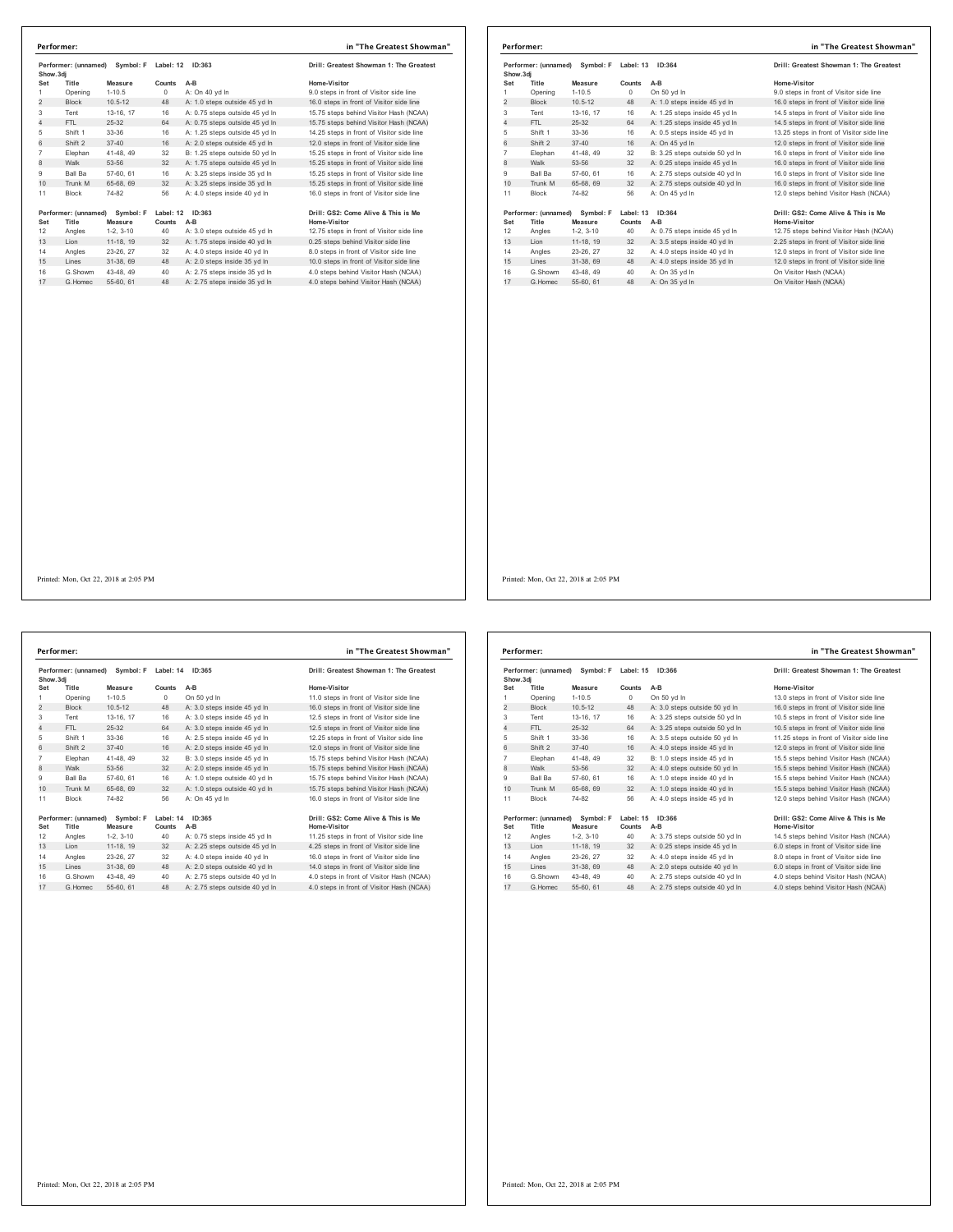## Performer: in "The Greatest Showman"

Performer: (unnamed) Symbol: F Label: 12 ID:363 — Drill: Greatest Showman 1: The Greatest Show.3dj

| Set | Title | Measure | Counts | A-B | Home-Visitor |
|---|---|---|---|---|---|
| 1 | Opening | 1-10.5 | 0 | A: On 40 yd ln | 9.0 steps in front of Visitor side line |
| 2 | Block | 10.5-12 | 48 | A: 1.0 steps outside 45 yd ln | 16.0 steps in front of Visitor side line |
| 3 | Tent | 13-16, 17 | 16 | A: 0.75 steps outside 45 yd ln | 15.75 steps behind Visitor Hash (NCAA) |
| 4 | FTL | 25-32 | 64 | A: 0.75 steps outside 45 yd ln | 15.75 steps behind Visitor Hash (NCAA) |
| 5 | Shift 1 | 33-36 | 16 | A: 1.25 steps outside 45 yd ln | 14.25 steps in front of Visitor side line |
| 6 | Shift 2 | 37-40 | 16 | A: 2.0 steps outside 45 yd ln | 12.0 steps in front of Visitor side line |
| 7 | Elephan | 41-48, 49 | 32 | B: 1.25 steps outside 50 yd ln | 15.25 steps in front of Visitor side line |
| 8 | Walk | 53-56 | 32 | A: 1.75 steps outside 45 yd ln | 15.25 steps in front of Visitor side line |
| 9 | Ball Ba | 57-60, 61 | 16 | A: 3.25 steps inside 35 yd ln | 15.25 steps in front of Visitor side line |
| 10 | Trunk M | 65-68, 69 | 32 | A: 3.25 steps inside 35 yd ln | 15.25 steps in front of Visitor side line |
| 11 | Block | 74-82 | 56 | A: 4.0 steps inside 40 yd ln | 16.0 steps in front of Visitor side line |

Performer: (unnamed) Symbol: F Label: 12 ID:363 — Drill: GS2: Come Alive & This is Me

| Set | Title | Measure | Counts | A-B | Home-Visitor |
|---|---|---|---|---|---|
| 12 | Angles | 1-2, 3-10 | 40 | A: 3.0 steps outside 45 yd ln | 12.75 steps in front of Visitor side line |
| 13 | Lion | 11-18, 19 | 32 | A: 1.75 steps inside 40 yd ln | 0.25 steps behind Visitor side line |
| 14 | Angles | 23-26, 27 | 32 | A: 4.0 steps inside 40 yd ln | 8.0 steps in front of Visitor side line |
| 15 | Lines | 31-38, 69 | 48 | A: 2.0 steps inside 35 yd ln | 10.0 steps in front of Visitor side line |
| 16 | G.Showm | 43-48, 49 | 40 | A: 2.75 steps inside 35 yd ln | 4.0 steps behind Visitor Hash (NCAA) |
| 17 | G.Homec | 55-60, 61 | 48 | A: 2.75 steps inside 35 yd ln | 4.0 steps behind Visitor Hash (NCAA) |

Printed: Mon, Oct 22, 2018 at 2:05 PM

## Performer: in "The Greatest Showman"

Performer: (unnamed) Symbol: F Label: 13 ID:364 — Drill: Greatest Showman 1: The Greatest Show.3dj

| Set | Title | Measure | Counts | A-B | Home-Visitor |
|---|---|---|---|---|---|
| 1 | Opening | 1-10.5 | 0 | On 50 yd ln | 9.0 steps in front of Visitor side line |
| 2 | Block | 10.5-12 | 48 | A: 1.0 steps inside 45 yd ln | 16.0 steps in front of Visitor side line |
| 3 | Tent | 13-16, 17 | 16 | A: 1.25 steps inside 45 yd ln | 14.5 steps in front of Visitor side line |
| 4 | FTL | 25-32 | 64 | A: 1.25 steps inside 45 yd ln | 14.5 steps in front of Visitor side line |
| 5 | Shift 1 | 33-36 | 16 | A: 0.5 steps inside 45 yd ln | 13.25 steps in front of Visitor side line |
| 6 | Shift 2 | 37-40 | 16 | A: On 45 yd ln | 12.0 steps in front of Visitor side line |
| 7 | Elephan | 41-48, 49 | 32 | B: 3.25 steps outside 50 yd ln | 16.0 steps in front of Visitor side line |
| 8 | Walk | 53-56 | 32 | A: 0.25 steps inside 45 yd ln | 16.0 steps in front of Visitor side line |
| 9 | Ball Ba | 57-60, 61 | 16 | A: 2.75 steps outside 40 yd ln | 16.0 steps in front of Visitor side line |
| 10 | Trunk M | 65-68, 69 | 32 | A: 2.75 steps outside 40 yd ln | 16.0 steps in front of Visitor side line |
| 11 | Block | 74-82 | 56 | A: On 45 yd ln | 12.0 steps behind Visitor Hash (NCAA) |

Performer: (unnamed) Symbol: F Label: 13 ID:364 — Drill: GS2: Come Alive & This is Me

| Set | Title | Measure | Counts | A-B | Home-Visitor |
|---|---|---|---|---|---|
| 12 | Angles | 1-2, 3-10 | 40 | A: 0.75 steps inside 45 yd ln | 12.75 steps behind Visitor Hash (NCAA) |
| 13 | Lion | 11-18, 19 | 32 | A: 3.5 steps inside 40 yd ln | 2.25 steps in front of Visitor side line |
| 14 | Angles | 23-26, 27 | 32 | A: 4.0 steps inside 40 yd ln | 12.0 steps in front of Visitor side line |
| 15 | Lines | 31-38, 69 | 48 | A: 4.0 steps inside 35 yd ln | 12.0 steps in front of Visitor side line |
| 16 | G.Showm | 43-48, 49 | 40 | A: On 35 yd ln | On Visitor Hash (NCAA) |
| 17 | G.Homec | 55-60, 61 | 48 | A: On 35 yd ln | On Visitor Hash (NCAA) |

Printed: Mon, Oct 22, 2018 at 2:05 PM

## Performer: in "The Greatest Showman"

Performer: (unnamed) Symbol: F Label: 14 ID:365 — Drill: Greatest Showman 1: The Greatest Show.3dj

| Set | Title | Measure | Counts | A-B | Home-Visitor |
|---|---|---|---|---|---|
| 1 | Opening | 1-10.5 | 0 | On 50 yd ln | 11.0 steps in front of Visitor side line |
| 2 | Block | 10.5-12 | 48 | A: 3.0 steps inside 45 yd ln | 16.0 steps in front of Visitor side line |
| 3 | Tent | 13-16, 17 | 16 | A: 3.0 steps inside 45 yd ln | 12.5 steps in front of Visitor side line |
| 4 | FTL | 25-32 | 64 | A: 3.0 steps inside 45 yd ln | 12.5 steps in front of Visitor side line |
| 5 | Shift 1 | 33-36 | 16 | A: 2.5 steps inside 45 yd ln | 12.25 steps in front of Visitor side line |
| 6 | Shift 2 | 37-40 | 16 | A: 2.0 steps inside 45 yd ln | 12.0 steps in front of Visitor side line |
| 7 | Elephan | 41-48, 49 | 32 | B: 3.0 steps inside 45 yd ln | 15.75 steps behind Visitor Hash (NCAA) |
| 8 | Walk | 53-56 | 32 | A: 2.0 steps inside 45 yd ln | 15.75 steps behind Visitor Hash (NCAA) |
| 9 | Ball Ba | 57-60, 61 | 16 | A: 1.0 steps outside 40 yd ln | 15.75 steps behind Visitor Hash (NCAA) |
| 10 | Trunk M | 65-68, 69 | 32 | A: 1.0 steps outside 40 yd ln | 15.75 steps behind Visitor Hash (NCAA) |
| 11 | Block | 74-82 | 56 | A: On 45 yd ln | 16.0 steps in front of Visitor side line |

Performer: (unnamed) Symbol: F Label: 14 ID:365 — Drill: GS2: Come Alive & This is Me

| Set | Title | Measure | Counts | A-B | Home-Visitor |
|---|---|---|---|---|---|
| 12 | Angles | 1-2, 3-10 | 40 | A: 0.75 steps inside 45 yd ln | 11.25 steps in front of Visitor side line |
| 13 | Lion | 11-18, 19 | 32 | A: 2.25 steps outside 45 yd ln | 4.25 steps in front of Visitor side line |
| 14 | Angles | 23-26, 27 | 32 | A: 4.0 steps inside 40 yd ln | 16.0 steps in front of Visitor side line |
| 15 | Lines | 31-38, 69 | 48 | A: 2.0 steps outside 40 yd ln | 14.0 steps in front of Visitor side line |
| 16 | G.Showm | 43-48, 49 | 40 | A: 2.75 steps outside 40 yd ln | 4.0 steps in front of Visitor Hash (NCAA) |
| 17 | G.Homec | 55-60, 61 | 48 | A: 2.75 steps outside 40 yd ln | 4.0 steps in front of Visitor Hash (NCAA) |

Printed: Mon, Oct 22, 2018 at 2:05 PM

## Performer: in "The Greatest Showman"

Performer: (unnamed) Symbol: F Label: 15 ID:366 — Drill: Greatest Showman 1: The Greatest Show.3dj

| Set | Title | Measure | Counts | A-B | Home-Visitor |
|---|---|---|---|---|---|
| 1 | Opening | 1-10.5 | 0 | On 50 yd ln | 13.0 steps in front of Visitor side line |
| 2 | Block | 10.5-12 | 48 | A: 3.0 steps outside 50 yd ln | 16.0 steps in front of Visitor side line |
| 3 | Tent | 13-16, 17 | 16 | A: 3.25 steps outside 50 yd ln | 10.5 steps in front of Visitor side line |
| 4 | FTL | 25-32 | 64 | A: 3.25 steps outside 50 yd ln | 10.5 steps in front of Visitor side line |
| 5 | Shift 1 | 33-36 | 16 | A: 3.5 steps outside 50 yd ln | 11.25 steps in front of Visitor side line |
| 6 | Shift 2 | 37-40 | 16 | A: 4.0 steps inside 45 yd ln | 12.0 steps in front of Visitor side line |
| 7 | Elephan | 41-48, 49 | 32 | B: 1.0 steps inside 45 yd ln | 15.5 steps behind Visitor Hash (NCAA) |
| 8 | Walk | 53-56 | 32 | A: 4.0 steps outside 50 yd ln | 15.5 steps behind Visitor Hash (NCAA) |
| 9 | Ball Ba | 57-60, 61 | 16 | A: 1.0 steps inside 40 yd ln | 15.5 steps behind Visitor Hash (NCAA) |
| 10 | Trunk M | 65-68, 69 | 32 | A: 1.0 steps inside 40 yd ln | 15.5 steps behind Visitor Hash (NCAA) |
| 11 | Block | 74-82 | 56 | A: 4.0 steps inside 45 yd ln | 12.0 steps behind Visitor Hash (NCAA) |

Performer: (unnamed) Symbol: F Label: 15 ID:366 — Drill: GS2: Come Alive & This is Me

| Set | Title | Measure | Counts | A-B | Home-Visitor |
|---|---|---|---|---|---|
| 12 | Angles | 1-2, 3-10 | 40 | A: 3.75 steps outside 50 yd ln | 14.5 steps behind Visitor Hash (NCAA) |
| 13 | Lion | 11-18, 19 | 32 | A: 0.25 steps inside 45 yd ln | 6.0 steps in front of Visitor side line |
| 14 | Angles | 23-26, 27 | 32 | A: 4.0 steps inside 45 yd ln | 8.0 steps in front of Visitor side line |
| 15 | Lines | 31-38, 69 | 48 | A: 2.0 steps outside 40 yd ln | 6.0 steps in front of Visitor side line |
| 16 | G.Showm | 43-48, 49 | 40 | A: 2.75 steps outside 40 yd ln | 4.0 steps behind Visitor Hash (NCAA) |
| 17 | G.Homec | 55-60, 61 | 48 | A: 2.75 steps outside 40 yd ln | 4.0 steps behind Visitor Hash (NCAA) |

Printed: Mon, Oct 22, 2018 at 2:05 PM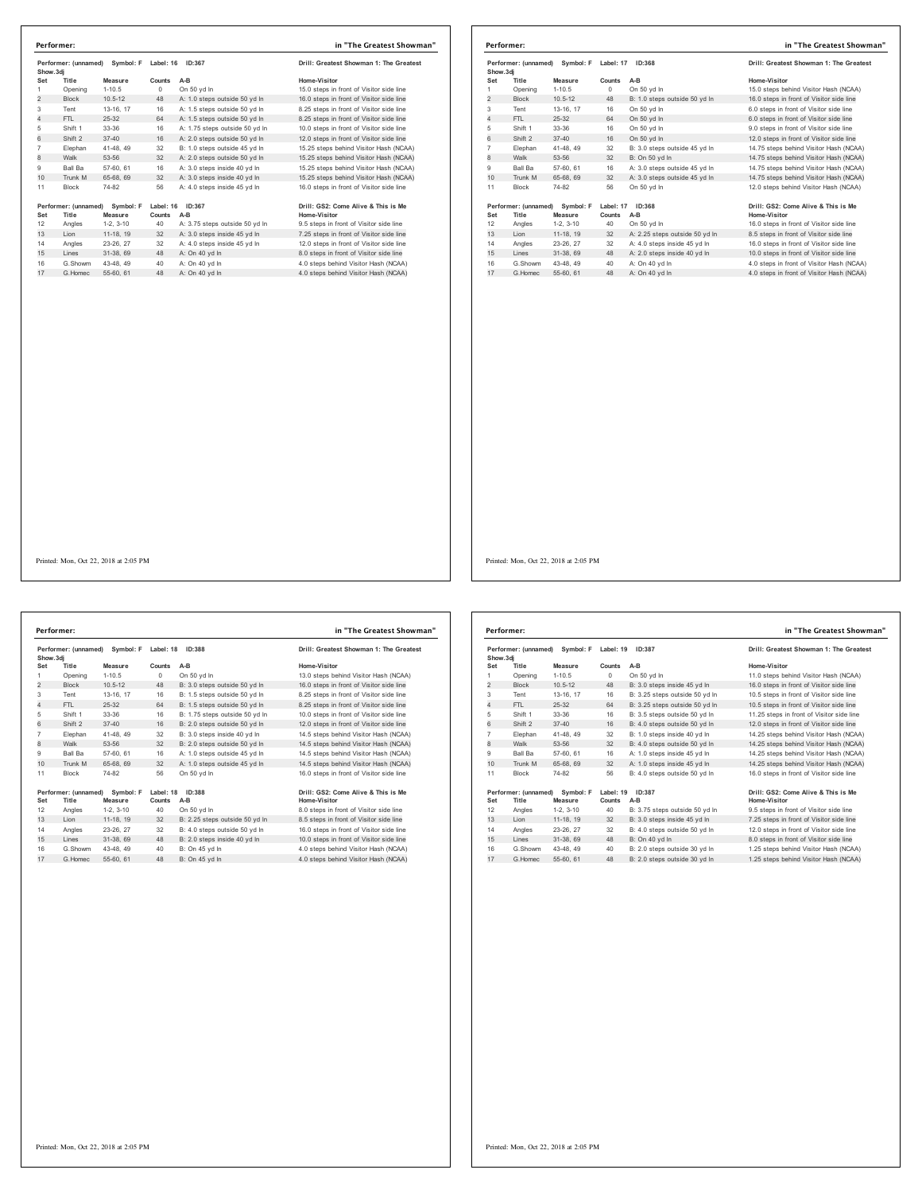**Performer:** in "The Greatest Showman"

Performer: (unnamed) Symbol: F Label: 16 ID:367 — Drill: Greatest Showman 1: The Greatest Show.3dj

| Set | Title | Measure | Counts | A-B | Home-Visitor |
|---|---|---|---|---|---|
| 1 | Opening | 1-10.5 | 0 | On 50 yd ln | 15.0 steps in front of Visitor side line |
| 2 | Block | 10.5-12 | 48 | A: 1.0 steps outside 50 yd ln | 16.0 steps in front of Visitor side line |
| 3 | Tent | 13-16, 17 | 16 | A: 1.5 steps outside 50 yd ln | 8.25 steps in front of Visitor side line |
| 4 | FTL | 25-32 | 64 | A: 1.5 steps outside 50 yd ln | 8.25 steps in front of Visitor side line |
| 5 | Shift 1 | 33-36 | 16 | A: 1.75 steps outside 50 yd ln | 10.0 steps in front of Visitor side line |
| 6 | Shift 2 | 37-40 | 16 | A: 2.0 steps outside 50 yd ln | 12.0 steps in front of Visitor side line |
| 7 | Elephan | 41-48, 49 | 32 | B: 1.0 steps outside 45 yd ln | 15.25 steps behind Visitor Hash (NCAA) |
| 8 | Walk | 53-56 | 32 | A: 2.0 steps outside 50 yd ln | 15.25 steps behind Visitor Hash (NCAA) |
| 9 | Ball Ba | 57-60, 61 | 16 | A: 3.0 steps inside 40 yd ln | 15.25 steps behind Visitor Hash (NCAA) |
| 10 | Trunk M | 65-68, 69 | 32 | A: 3.0 steps inside 40 yd ln | 15.25 steps behind Visitor Hash (NCAA) |
| 11 | Block | 74-82 | 56 | A: 4.0 steps inside 45 yd ln | 16.0 steps in front of Visitor side line |

Performer: (unnamed) Symbol: F Label: 16 ID:367 — Drill: GS2: Come Alive & This is Me

| Set | Title | Measure | Counts | A-B | Home-Visitor |
|---|---|---|---|---|---|
| 12 | Angles | 1-2, 3-10 | 40 | A: 3.75 steps outside 50 yd ln | 9.5 steps in front of Visitor side line |
| 13 | Lion | 11-18, 19 | 32 | A: 3.0 steps inside 45 yd ln | 7.25 steps in front of Visitor side line |
| 14 | Angles | 23-26, 27 | 32 | A: 4.0 steps inside 45 yd ln | 12.0 steps in front of Visitor side line |
| 15 | Lines | 31-38, 69 | 48 | A: On 40 yd ln | 8.0 steps in front of Visitor side line |
| 16 | G.Showm | 43-48, 49 | 40 | A: On 40 yd ln | 4.0 steps behind Visitor Hash (NCAA) |
| 17 | G.Homec | 55-60, 61 | 48 | A: On 40 yd ln | 4.0 steps behind Visitor Hash (NCAA) |

Printed: Mon, Oct 22, 2018 at 2:05 PM

**Performer:** in "The Greatest Showman"

Performer: (unnamed) Symbol: F Label: 17 ID:368 — Drill: Greatest Showman 1: The Greatest Show.3dj

| Set | Title | Measure | Counts | A-B | Home-Visitor |
|---|---|---|---|---|---|
| 1 | Opening | 1-10.5 | 0 | On 50 yd ln | 15.0 steps behind Visitor Hash (NCAA) |
| 2 | Block | 10.5-12 | 48 | B: 1.0 steps outside 50 yd ln | 16.0 steps in front of Visitor side line |
| 3 | Tent | 13-16, 17 | 16 | On 50 yd ln | 6.0 steps in front of Visitor side line |
| 4 | FTL | 25-32 | 64 | On 50 yd ln | 6.0 steps in front of Visitor side line |
| 5 | Shift 1 | 33-36 | 16 | On 50 yd ln | 9.0 steps in front of Visitor side line |
| 6 | Shift 2 | 37-40 | 16 | On 50 yd ln | 12.0 steps in front of Visitor side line |
| 7 | Elephan | 41-48, 49 | 32 | B: 3.0 steps outside 45 yd ln | 14.75 steps behind Visitor Hash (NCAA) |
| 8 | Walk | 53-56 | 32 | B: On 50 yd ln | 14.75 steps behind Visitor Hash (NCAA) |
| 9 | Ball Ba | 57-60, 61 | 16 | A: 3.0 steps outside 45 yd ln | 14.75 steps behind Visitor Hash (NCAA) |
| 10 | Trunk M | 65-68, 69 | 32 | A: 3.0 steps outside 45 yd ln | 14.75 steps behind Visitor Hash (NCAA) |
| 11 | Block | 74-82 | 56 | On 50 yd ln | 12.0 steps behind Visitor Hash (NCAA) |

Performer: (unnamed) Symbol: F Label: 17 ID:368 — Drill: GS2: Come Alive & This is Me

| Set | Title | Measure | Counts | A-B | Home-Visitor |
|---|---|---|---|---|---|
| 12 | Angles | 1-2, 3-10 | 40 | On 50 yd ln | 16.0 steps in front of Visitor side line |
| 13 | Lion | 11-18, 19 | 32 | A: 2.25 steps outside 50 yd ln | 8.5 steps in front of Visitor side line |
| 14 | Angles | 23-26, 27 | 32 | A: 4.0 steps inside 45 yd ln | 16.0 steps in front of Visitor side line |
| 15 | Lines | 31-38, 69 | 48 | A: 2.0 steps inside 40 yd ln | 10.0 steps in front of Visitor side line |
| 16 | G.Showm | 43-48, 49 | 40 | A: On 40 yd ln | 4.0 steps in front of Visitor Hash (NCAA) |
| 17 | G.Homec | 55-60, 61 | 48 | A: On 40 yd ln | 4.0 steps in front of Visitor Hash (NCAA) |

Printed: Mon, Oct 22, 2018 at 2:05 PM

**Performer:** in "The Greatest Showman"

Performer: (unnamed) Symbol: F Label: 18 ID:388 — Drill: Greatest Showman 1: The Greatest Show.3dj

| Set | Title | Measure | Counts | A-B | Home-Visitor |
|---|---|---|---|---|---|
| 1 | Opening | 1-10.5 | 0 | On 50 yd ln | 13.0 steps behind Visitor Hash (NCAA) |
| 2 | Block | 10.5-12 | 48 | B: 3.0 steps outside 50 yd ln | 16.0 steps in front of Visitor side line |
| 3 | Tent | 13-16, 17 | 16 | B: 1.5 steps outside 50 yd ln | 8.25 steps in front of Visitor side line |
| 4 | FTL | 25-32 | 64 | B: 1.5 steps outside 50 yd ln | 8.25 steps in front of Visitor side line |
| 5 | Shift 1 | 33-36 | 16 | B: 1.75 steps outside 50 yd ln | 10.0 steps in front of Visitor side line |
| 6 | Shift 2 | 37-40 | 16 | B: 2.0 steps outside 50 yd ln | 12.0 steps in front of Visitor side line |
| 7 | Elephan | 41-48, 49 | 32 | B: 3.0 steps inside 40 yd ln | 14.5 steps behind Visitor Hash (NCAA) |
| 8 | Walk | 53-56 | 32 | B: 2.0 steps outside 50 yd ln | 14.5 steps behind Visitor Hash (NCAA) |
| 9 | Ball Ba | 57-60, 61 | 16 | A: 1.0 steps outside 45 yd ln | 14.5 steps behind Visitor Hash (NCAA) |
| 10 | Trunk M | 65-68, 69 | 32 | A: 1.0 steps outside 45 yd ln | 14.5 steps behind Visitor Hash (NCAA) |
| 11 | Block | 74-82 | 56 | On 50 yd ln | 16.0 steps in front of Visitor side line |

Performer: (unnamed) Symbol: F Label: 18 ID:388 — Drill: GS2: Come Alive & This is Me

| Set | Title | Measure | Counts | A-B | Home-Visitor |
|---|---|---|---|---|---|
| 12 | Angles | 1-2, 3-10 | 40 | On 50 yd ln | 8.0 steps in front of Visitor side line |
| 13 | Lion | 11-18, 19 | 32 | B: 2.25 steps outside 50 yd ln | 8.5 steps in front of Visitor side line |
| 14 | Angles | 23-26, 27 | 32 | B: 4.0 steps outside 50 yd ln | 16.0 steps in front of Visitor side line |
| 15 | Lines | 31-38, 69 | 48 | B: 2.0 steps inside 40 yd ln | 10.0 steps in front of Visitor side line |
| 16 | G.Showm | 43-48, 49 | 40 | B: On 45 yd ln | 4.0 steps behind Visitor Hash (NCAA) |
| 17 | G.Homec | 55-60, 61 | 48 | B: On 45 yd ln | 4.0 steps behind Visitor Hash (NCAA) |

Printed: Mon, Oct 22, 2018 at 2:05 PM

**Performer:** in "The Greatest Showman"

Performer: (unnamed) Symbol: F Label: 19 ID:387 — Drill: Greatest Showman 1: The Greatest Show.3dj

| Set | Title | Measure | Counts | A-B | Home-Visitor |
|---|---|---|---|---|---|
| 1 | Opening | 1-10.5 | 0 | On 50 yd ln | 11.0 steps behind Visitor Hash (NCAA) |
| 2 | Block | 10.5-12 | 48 | B: 3.0 steps inside 45 yd ln | 16.0 steps in front of Visitor side line |
| 3 | Tent | 13-16, 17 | 16 | B: 3.25 steps outside 50 yd ln | 10.5 steps in front of Visitor side line |
| 4 | FTL | 25-32 | 64 | B: 3.25 steps outside 50 yd ln | 10.5 steps in front of Visitor side line |
| 5 | Shift 1 | 33-36 | 16 | B: 3.5 steps outside 50 yd ln | 11.25 steps in front of Visitor side line |
| 6 | Shift 2 | 37-40 | 16 | B: 4.0 steps outside 50 yd ln | 12.0 steps in front of Visitor side line |
| 7 | Elephan | 41-48, 49 | 32 | B: 1.0 steps inside 40 yd ln | 14.25 steps behind Visitor Hash (NCAA) |
| 8 | Walk | 53-56 | 32 | B: 4.0 steps outside 50 yd ln | 14.25 steps behind Visitor Hash (NCAA) |
| 9 | Ball Ba | 57-60, 61 | 16 | A: 1.0 steps inside 45 yd ln | 14.25 steps behind Visitor Hash (NCAA) |
| 10 | Trunk M | 65-68, 69 | 32 | A: 1.0 steps inside 45 yd ln | 14.25 steps behind Visitor Hash (NCAA) |
| 11 | Block | 74-82 | 56 | B: 4.0 steps outside 50 yd ln | 16.0 steps in front of Visitor side line |

Performer: (unnamed) Symbol: F Label: 19 ID:387 — Drill: GS2: Come Alive & This is Me

| Set | Title | Measure | Counts | A-B | Home-Visitor |
|---|---|---|---|---|---|
| 12 | Angles | 1-2, 3-10 | 40 | B: 3.75 steps outside 50 yd ln | 9.5 steps in front of Visitor side line |
| 13 | Lion | 11-18, 19 | 32 | B: 3.0 steps inside 45 yd ln | 7.25 steps in front of Visitor side line |
| 14 | Angles | 23-26, 27 | 32 | B: 4.0 steps outside 50 yd ln | 12.0 steps in front of Visitor side line |
| 15 | Lines | 31-38, 69 | 48 | B: On 40 yd ln | 8.0 steps in front of Visitor side line |
| 16 | G.Showm | 43-48, 49 | 40 | B: 2.0 steps outside 30 yd ln | 1.25 steps behind Visitor Hash (NCAA) |
| 17 | G.Homec | 55-60, 61 | 48 | B: 2.0 steps outside 30 yd ln | 1.25 steps behind Visitor Hash (NCAA) |

Printed: Mon, Oct 22, 2018 at 2:05 PM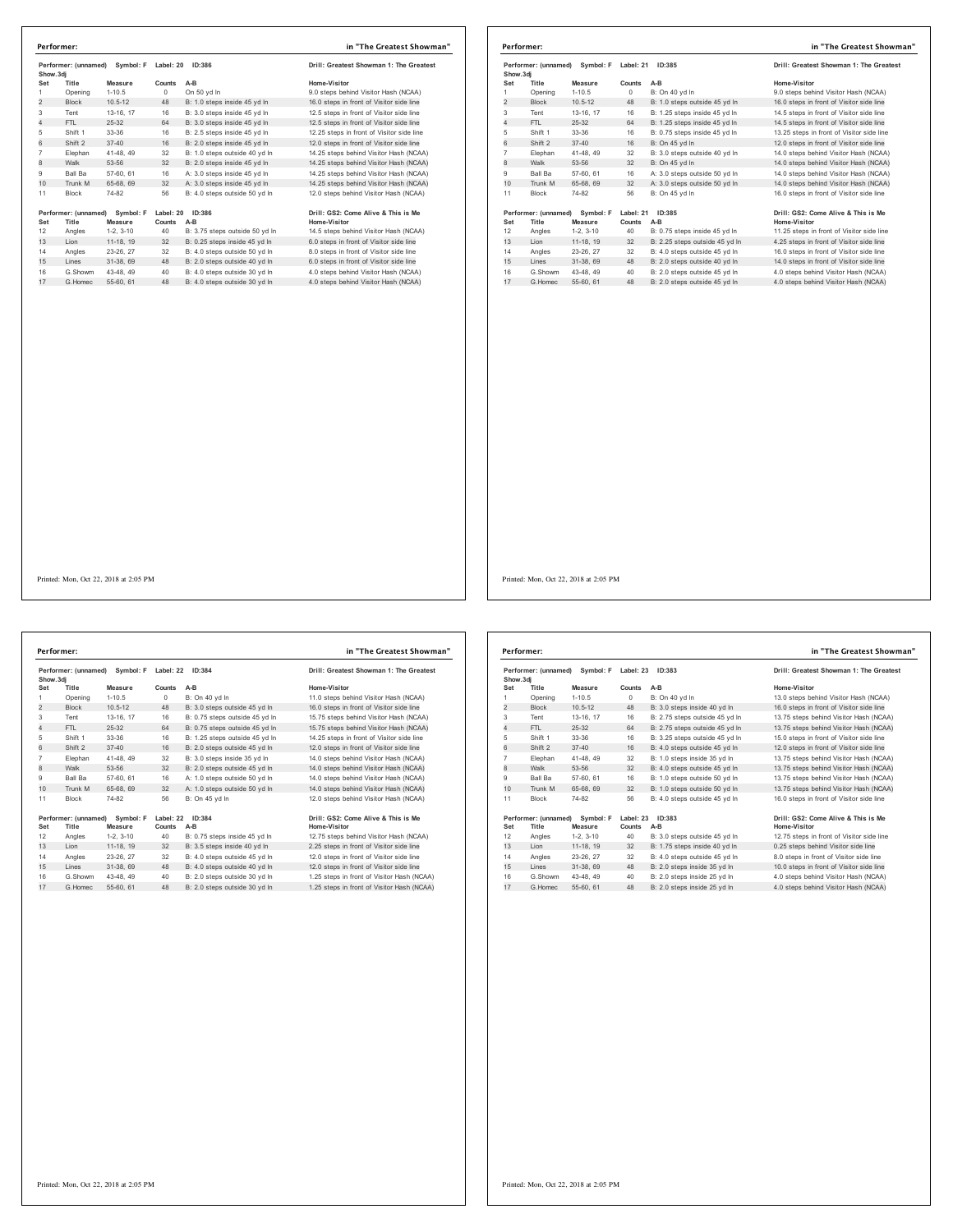**Performer:** in "The Greatest Showman"

Performer: (unnamed) Symbol: F Label: 20 ID:386 — Drill: Greatest Showman 1: The Greatest Show.3dj

| Set | Title | Measure | Counts | A-B | Home-Visitor |
|---|---|---|---|---|---|
| 1 | Opening | 1-10.5 | 0 | On 50 yd ln | 9.0 steps behind Visitor Hash (NCAA) |
| 2 | Block | 10.5-12 | 48 | B: 1.0 steps inside 45 yd ln | 16.0 steps in front of Visitor side line |
| 3 | Tent | 13-16, 17 | 16 | B: 3.0 steps inside 45 yd ln | 12.5 steps in front of Visitor side line |
| 4 | FTL | 25-32 | 64 | B: 3.0 steps inside 45 yd ln | 12.5 steps in front of Visitor side line |
| 5 | Shift 1 | 33-36 | 16 | B: 2.5 steps inside 45 yd ln | 12.25 steps in front of Visitor side line |
| 6 | Shift 2 | 37-40 | 16 | B: 2.0 steps inside 45 yd ln | 12.0 steps in front of Visitor side line |
| 7 | Elephan | 41-48, 49 | 32 | B: 1.0 steps outside 40 yd ln | 14.25 steps behind Visitor Hash (NCAA) |
| 8 | Walk | 53-56 | 32 | B: 2.0 steps inside 45 yd ln | 14.25 steps behind Visitor Hash (NCAA) |
| 9 | Ball Ba | 57-60, 61 | 16 | A: 3.0 steps inside 45 yd ln | 14.25 steps behind Visitor Hash (NCAA) |
| 10 | Trunk M | 65-68, 69 | 32 | A: 3.0 steps inside 45 yd ln | 14.25 steps behind Visitor Hash (NCAA) |
| 11 | Block | 74-82 | 56 | B: 4.0 steps outside 50 yd ln | 12.0 steps behind Visitor Hash (NCAA) |

Performer: (unnamed) Symbol: F Label: 20 ID:386 — Drill: GS2: Come Alive & This is Me

| Set | Title | Measure | Counts | A-B | Home-Visitor |
|---|---|---|---|---|---|
| 12 | Angles | 1-2, 3-10 | 40 | B: 3.75 steps outside 50 yd ln | 14.5 steps behind Visitor Hash (NCAA) |
| 13 | Lion | 11-18, 19 | 32 | B: 0.25 steps inside 45 yd ln | 6.0 steps in front of Visitor side line |
| 14 | Angles | 23-26, 27 | 32 | B: 4.0 steps outside 50 yd ln | 8.0 steps in front of Visitor side line |
| 15 | Lines | 31-38, 69 | 48 | B: 2.0 steps outside 40 yd ln | 6.0 steps in front of Visitor side line |
| 16 | G.Showm | 43-48, 49 | 40 | B: 4.0 steps outside 30 yd ln | 4.0 steps behind Visitor Hash (NCAA) |
| 17 | G.Homec | 55-60, 61 | 48 | B: 4.0 steps outside 30 yd ln | 4.0 steps behind Visitor Hash (NCAA) |

Printed: Mon, Oct 22, 2018 at 2:05 PM

**Performer:** in "The Greatest Showman"

Performer: (unnamed) Symbol: F Label: 21 ID:385 — Drill: Greatest Showman 1: The Greatest Show.3dj

| Set | Title | Measure | Counts | A-B | Home-Visitor |
|---|---|---|---|---|---|
| 1 | Opening | 1-10.5 | 0 | B: On 40 yd ln | 9.0 steps behind Visitor Hash (NCAA) |
| 2 | Block | 10.5-12 | 48 | B: 1.0 steps outside 45 yd ln | 16.0 steps in front of Visitor side line |
| 3 | Tent | 13-16, 17 | 16 | B: 1.25 steps inside 45 yd ln | 14.5 steps in front of Visitor side line |
| 4 | FTL | 25-32 | 64 | B: 1.25 steps inside 45 yd ln | 14.5 steps in front of Visitor side line |
| 5 | Shift 1 | 33-36 | 16 | B: 0.75 steps inside 45 yd ln | 13.25 steps in front of Visitor side line |
| 6 | Shift 2 | 37-40 | 16 | B: On 45 yd ln | 12.0 steps in front of Visitor side line |
| 7 | Elephan | 41-48, 49 | 32 | B: 3.0 steps outside 40 yd ln | 14.0 steps behind Visitor Hash (NCAA) |
| 8 | Walk | 53-56 | 32 | B: On 45 yd ln | 14.0 steps behind Visitor Hash (NCAA) |
| 9 | Ball Ba | 57-60, 61 | 16 | A: 3.0 steps outside 50 yd ln | 14.0 steps behind Visitor Hash (NCAA) |
| 10 | Trunk M | 65-68, 69 | 32 | A: 3.0 steps outside 50 yd ln | 14.0 steps behind Visitor Hash (NCAA) |
| 11 | Block | 74-82 | 56 | B: On 45 yd ln | 16.0 steps in front of Visitor side line |

Performer: (unnamed) Symbol: F Label: 21 ID:385 — Drill: GS2: Come Alive & This is Me

| Set | Title | Measure | Counts | A-B | Home-Visitor |
|---|---|---|---|---|---|
| 12 | Angles | 1-2, 3-10 | 40 | B: 0.75 steps inside 45 yd ln | 11.25 steps in front of Visitor side line |
| 13 | Lion | 11-18, 19 | 32 | B: 2.25 steps outside 45 yd ln | 4.25 steps in front of Visitor side line |
| 14 | Angles | 23-26, 27 | 32 | B: 4.0 steps outside 45 yd ln | 16.0 steps in front of Visitor side line |
| 15 | Lines | 31-38, 69 | 48 | B: 2.0 steps outside 40 yd ln | 14.0 steps in front of Visitor side line |
| 16 | G.Showm | 43-48, 49 | 40 | B: 2.0 steps outside 45 yd ln | 4.0 steps behind Visitor Hash (NCAA) |
| 17 | G.Homec | 55-60, 61 | 48 | B: 2.0 steps outside 45 yd ln | 4.0 steps behind Visitor Hash (NCAA) |

Printed: Mon, Oct 22, 2018 at 2:05 PM

**Performer:** in "The Greatest Showman"

Performer: (unnamed) Symbol: F Label: 22 ID:384 — Drill: Greatest Showman 1: The Greatest Show.3dj

| Set | Title | Measure | Counts | A-B | Home-Visitor |
|---|---|---|---|---|---|
| 1 | Opening | 1-10.5 | 0 | B: On 40 yd ln | 11.0 steps behind Visitor Hash (NCAA) |
| 2 | Block | 10.5-12 | 48 | B: 3.0 steps outside 45 yd ln | 16.0 steps in front of Visitor side line |
| 3 | Tent | 13-16, 17 | 16 | B: 0.75 steps outside 45 yd ln | 15.75 steps behind Visitor Hash (NCAA) |
| 4 | FTL | 25-32 | 64 | B: 0.75 steps outside 45 yd ln | 15.75 steps behind Visitor Hash (NCAA) |
| 5 | Shift 1 | 33-36 | 16 | B: 1.25 steps outside 45 yd ln | 14.25 steps in front of Visitor side line |
| 6 | Shift 2 | 37-40 | 16 | B: 2.0 steps outside 45 yd ln | 12.0 steps in front of Visitor side line |
| 7 | Elephan | 41-48, 49 | 32 | B: 3.0 steps inside 35 yd ln | 14.0 steps behind Visitor Hash (NCAA) |
| 8 | Walk | 53-56 | 32 | B: 2.0 steps outside 45 yd ln | 14.0 steps behind Visitor Hash (NCAA) |
| 9 | Ball Ba | 57-60, 61 | 16 | A: 1.0 steps outside 50 yd ln | 14.0 steps behind Visitor Hash (NCAA) |
| 10 | Trunk M | 65-68, 69 | 32 | A: 1.0 steps outside 50 yd ln | 14.0 steps behind Visitor Hash (NCAA) |
| 11 | Block | 74-82 | 56 | B: On 45 yd ln | 12.0 steps behind Visitor Hash (NCAA) |

Performer: (unnamed) Symbol: F Label: 22 ID:384 — Drill: GS2: Come Alive & This is Me

| Set | Title | Measure | Counts | A-B | Home-Visitor |
|---|---|---|---|---|---|
| 12 | Angles | 1-2, 3-10 | 40 | B: 0.75 steps inside 45 yd ln | 12.75 steps behind Visitor Hash (NCAA) |
| 13 | Lion | 11-18, 19 | 32 | B: 3.5 steps inside 40 yd ln | 2.25 steps in front of Visitor side line |
| 14 | Angles | 23-26, 27 | 32 | B: 4.0 steps outside 45 yd ln | 12.0 steps in front of Visitor side line |
| 15 | Lines | 31-38, 69 | 48 | B: 4.0 steps outside 40 yd ln | 12.0 steps in front of Visitor side line |
| 16 | G.Showm | 43-48, 49 | 40 | B: 2.0 steps outside 30 yd ln | 1.25 steps in front of Visitor Hash (NCAA) |
| 17 | G.Homec | 55-60, 61 | 48 | B: 2.0 steps outside 30 yd ln | 1.25 steps in front of Visitor Hash (NCAA) |

Printed: Mon, Oct 22, 2018 at 2:05 PM

**Performer:** in "The Greatest Showman"

Performer: (unnamed) Symbol: F Label: 23 ID:383 — Drill: Greatest Showman 1: The Greatest Show.3dj

| Set | Title | Measure | Counts | A-B | Home-Visitor |
|---|---|---|---|---|---|
| 1 | Opening | 1-10.5 | 0 | B: On 40 yd ln | 13.0 steps behind Visitor Hash (NCAA) |
| 2 | Block | 10.5-12 | 48 | B: 3.0 steps inside 40 yd ln | 16.0 steps in front of Visitor side line |
| 3 | Tent | 13-16, 17 | 16 | B: 2.75 steps outside 45 yd ln | 13.75 steps behind Visitor Hash (NCAA) |
| 4 | FTL | 25-32 | 64 | B: 2.75 steps outside 45 yd ln | 13.75 steps behind Visitor Hash (NCAA) |
| 5 | Shift 1 | 33-36 | 16 | B: 3.25 steps outside 45 yd ln | 15.0 steps in front of Visitor side line |
| 6 | Shift 2 | 37-40 | 16 | B: 4.0 steps outside 45 yd ln | 12.0 steps in front of Visitor side line |
| 7 | Elephan | 41-48, 49 | 32 | B: 1.0 steps inside 35 yd ln | 13.75 steps behind Visitor Hash (NCAA) |
| 8 | Walk | 53-56 | 32 | B: 4.0 steps outside 45 yd ln | 13.75 steps behind Visitor Hash (NCAA) |
| 9 | Ball Ba | 57-60, 61 | 16 | B: 1.0 steps outside 50 yd ln | 13.75 steps behind Visitor Hash (NCAA) |
| 10 | Trunk M | 65-68, 69 | 32 | B: 1.0 steps outside 50 yd ln | 13.75 steps behind Visitor Hash (NCAA) |
| 11 | Block | 74-82 | 56 | B: 4.0 steps outside 45 yd ln | 16.0 steps in front of Visitor side line |

Performer: (unnamed) Symbol: F Label: 23 ID:383 — Drill: GS2: Come Alive & This is Me

| Set | Title | Measure | Counts | A-B | Home-Visitor |
|---|---|---|---|---|---|
| 12 | Angles | 1-2, 3-10 | 40 | B: 3.0 steps outside 45 yd ln | 12.75 steps in front of Visitor side line |
| 13 | Lion | 11-18, 19 | 32 | B: 1.75 steps inside 40 yd ln | 0.25 steps behind Visitor side line |
| 14 | Angles | 23-26, 27 | 32 | B: 4.0 steps outside 45 yd ln | 8.0 steps in front of Visitor side line |
| 15 | Lines | 31-38, 69 | 48 | B: 2.0 steps inside 35 yd ln | 10.0 steps in front of Visitor side line |
| 16 | G.Showm | 43-48, 49 | 40 | B: 2.0 steps inside 25 yd ln | 4.0 steps behind Visitor Hash (NCAA) |
| 17 | G.Homec | 55-60, 61 | 48 | B: 2.0 steps inside 25 yd ln | 4.0 steps behind Visitor Hash (NCAA) |

Printed: Mon, Oct 22, 2018 at 2:05 PM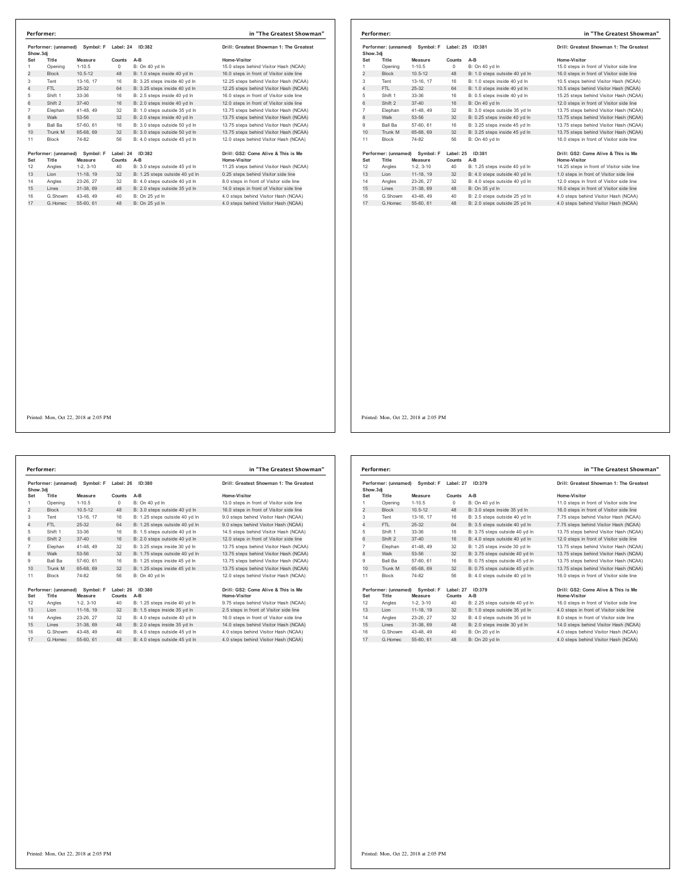**Performer:** in "The Greatest Showman"

Performer: (unnamed) Symbol: F Label: 24 ID:382 — Drill: Greatest Showman 1: The Greatest Show.3dj

| Set | Title | Measure | Counts | A-B | Home-Visitor |
|---|---|---|---|---|---|
| 1 | Opening | 1-10.5 | 0 | B: On 40 yd ln | 15.0 steps behind Visitor Hash (NCAA) |
| 2 | Block | 10.5-12 | 48 | B: 1.0 steps inside 40 yd ln | 16.0 steps in front of Visitor side line |
| 3 | Tent | 13-16, 17 | 16 | B: 3.25 steps inside 40 yd ln | 12.25 steps behind Visitor Hash (NCAA) |
| 4 | FTL | 25-32 | 64 | B: 3.25 steps inside 40 yd ln | 12.25 steps behind Visitor Hash (NCAA) |
| 5 | Shift 1 | 33-36 | 16 | B: 2.5 steps inside 40 yd ln | 16.0 steps in front of Visitor side line |
| 6 | Shift 2 | 37-40 | 16 | B: 2.0 steps inside 40 yd ln | 12.0 steps in front of Visitor side line |
| 7 | Elephan | 41-48, 49 | 32 | B: 1.0 steps outside 35 yd ln | 13.75 steps behind Visitor Hash (NCAA) |
| 8 | Walk | 53-56 | 32 | B: 2.0 steps inside 40 yd ln | 13.75 steps behind Visitor Hash (NCAA) |
| 9 | Ball Ba | 57-60, 61 | 16 | B: 3.0 steps outside 50 yd ln | 13.75 steps behind Visitor Hash (NCAA) |
| 10 | Trunk M | 65-68, 69 | 32 | B: 3.0 steps outside 50 yd ln | 13.75 steps behind Visitor Hash (NCAA) |
| 11 | Block | 74-82 | 56 | B: 4.0 steps outside 45 yd ln | 12.0 steps behind Visitor Hash (NCAA) |

Performer: (unnamed) Symbol: F Label: 24 ID:382 — Drill: GS2: Come Alive & This is Me

| Set | Title | Measure | Counts | A-B | Home-Visitor |
|---|---|---|---|---|---|
| 12 | Angles | 1-2, 3-10 | 40 | B: 3.0 steps outside 45 yd ln | 11.25 steps behind Visitor Hash (NCAA) |
| 13 | Lion | 11-18, 19 | 32 | B: 1.25 steps outside 40 yd ln | 0.25 steps behind Visitor side line |
| 14 | Angles | 23-26, 27 | 32 | B: 4.0 steps outside 40 yd ln | 8.0 steps in front of Visitor side line |
| 15 | Lines | 31-38, 69 | 48 | B: 2.0 steps outside 35 yd ln | 14.0 steps in front of Visitor side line |
| 16 | G.Showm | 43-48, 49 | 40 | B: On 25 yd ln | 4.0 steps behind Visitor Hash (NCAA) |
| 17 | G.Homec | 55-60, 61 | 48 | B: On 25 yd ln | 4.0 steps behind Visitor Hash (NCAA) |

Printed: Mon, Oct 22, 2018 at 2:05 PM

**Performer:** in "The Greatest Showman"

Performer: (unnamed) Symbol: F Label: 25 ID:381 — Drill: Greatest Showman 1: The Greatest Show.3dj

| Set | Title | Measure | Counts | A-B | Home-Visitor |
|---|---|---|---|---|---|
| 1 | Opening | 1-10.5 | 0 | B: On 40 yd ln | 15.0 steps in front of Visitor side line |
| 2 | Block | 10.5-12 | 48 | B: 1.0 steps outside 40 yd ln | 16.0 steps in front of Visitor side line |
| 3 | Tent | 13-16, 17 | 16 | B: 1.0 steps inside 40 yd ln | 10.5 steps behind Visitor Hash (NCAA) |
| 4 | FTL | 25-32 | 64 | B: 1.0 steps inside 40 yd ln | 10.5 steps behind Visitor Hash (NCAA) |
| 5 | Shift 1 | 33-36 | 16 | B: 0.5 steps inside 40 yd ln | 15.25 steps behind Visitor Hash (NCAA) |
| 6 | Shift 2 | 37-40 | 16 | B: On 40 yd ln | 12.0 steps in front of Visitor side line |
| 7 | Elephan | 41-48, 49 | 32 | B: 3.0 steps outside 35 yd ln | 13.75 steps behind Visitor Hash (NCAA) |
| 8 | Walk | 53-56 | 32 | B: 0.25 steps inside 40 yd ln | 13.75 steps behind Visitor Hash (NCAA) |
| 9 | Ball Ba | 57-60, 61 | 16 | B: 3.25 steps inside 45 yd ln | 13.75 steps behind Visitor Hash (NCAA) |
| 10 | Trunk M | 65-68, 69 | 32 | B: 3.25 steps inside 45 yd ln | 13.75 steps behind Visitor Hash (NCAA) |
| 11 | Block | 74-82 | 56 | B: On 40 yd ln | 16.0 steps in front of Visitor side line |

Performer: (unnamed) Symbol: F Label: 25 ID:381 — Drill: GS2: Come Alive & This is Me

| Set | Title | Measure | Counts | A-B | Home-Visitor |
|---|---|---|---|---|---|
| 12 | Angles | 1-2, 3-10 | 40 | B: 1.25 steps inside 40 yd ln | 14.25 steps in front of Visitor side line |
| 13 | Lion | 11-18, 19 | 32 | B: 4.0 steps outside 40 yd ln | 1.0 steps in front of Visitor side line |
| 14 | Angles | 23-26, 27 | 32 | B: 4.0 steps outside 40 yd ln | 12.0 steps in front of Visitor side line |
| 15 | Lines | 31-38, 69 | 48 | B: On 35 yd ln | 16.0 steps in front of Visitor side line |
| 16 | G.Showm | 43-48, 49 | 40 | B: 2.0 steps outside 25 yd ln | 4.0 steps behind Visitor Hash (NCAA) |
| 17 | G.Homec | 55-60, 61 | 48 | B: 2.0 steps outside 25 yd ln | 4.0 steps behind Visitor Hash (NCAA) |

Printed: Mon, Oct 22, 2018 at 2:05 PM

**Performer:** in "The Greatest Showman"

Performer: (unnamed) Symbol: F Label: 26 ID:380 — Drill: Greatest Showman 1: The Greatest Show.3dj

| Set | Title | Measure | Counts | A-B | Home-Visitor |
|---|---|---|---|---|---|
| 1 | Opening | 1-10.5 | 0 | B: On 40 yd ln | 13.0 steps in front of Visitor side line |
| 2 | Block | 10.5-12 | 48 | B: 3.0 steps outside 40 yd ln | 16.0 steps in front of Visitor side line |
| 3 | Tent | 13-16, 17 | 16 | B: 1.25 steps outside 40 yd ln | 9.0 steps behind Visitor Hash (NCAA) |
| 4 | FTL | 25-32 | 64 | B: 1.25 steps outside 40 yd ln | 9.0 steps behind Visitor Hash (NCAA) |
| 5 | Shift 1 | 33-36 | 16 | B: 1.5 steps outside 40 yd ln | 14.5 steps behind Visitor Hash (NCAA) |
| 6 | Shift 2 | 37-40 | 16 | B: 2.0 steps outside 40 yd ln | 12.0 steps in front of Visitor side line |
| 7 | Elephan | 41-48, 49 | 32 | B: 3.25 steps inside 30 yd ln | 13.75 steps behind Visitor Hash (NCAA) |
| 8 | Walk | 53-56 | 32 | B: 1.75 steps outside 40 yd ln | 13.75 steps behind Visitor Hash (NCAA) |
| 9 | Ball Ba | 57-60, 61 | 16 | B: 1.25 steps inside 45 yd ln | 13.75 steps behind Visitor Hash (NCAA) |
| 10 | Trunk M | 65-68, 69 | 32 | B: 1.25 steps inside 45 yd ln | 13.75 steps behind Visitor Hash (NCAA) |
| 11 | Block | 74-82 | 56 | B: On 40 yd ln | 12.0 steps behind Visitor Hash (NCAA) |

Performer: (unnamed) Symbol: F Label: 26 ID:380 — Drill: GS2: Come Alive & This is Me

| Set | Title | Measure | Counts | A-B | Home-Visitor |
|---|---|---|---|---|---|
| 12 | Angles | 1-2, 3-10 | 40 | B: 1.25 steps inside 40 yd ln | 9.75 steps behind Visitor Hash (NCAA) |
| 13 | Lion | 11-18, 19 | 32 | B: 1.5 steps inside 35 yd ln | 2.5 steps in front of Visitor side line |
| 14 | Angles | 23-26, 27 | 32 | B: 4.0 steps outside 40 yd ln | 16.0 steps in front of Visitor side line |
| 15 | Lines | 31-38, 69 | 48 | B: 2.0 steps inside 35 yd ln | 14.0 steps behind Visitor Hash (NCAA) |
| 16 | G.Showm | 43-48, 49 | 40 | B: 4.0 steps outside 45 yd ln | 4.0 steps behind Visitor Hash (NCAA) |
| 17 | G.Homec | 55-60, 61 | 48 | B: 4.0 steps outside 45 yd ln | 4.0 steps behind Visitor Hash (NCAA) |

Printed: Mon, Oct 22, 2018 at 2:05 PM

**Performer:** in "The Greatest Showman"

Performer: (unnamed) Symbol: F Label: 27 ID:379 — Drill: Greatest Showman 1: The Greatest Show.3dj

| Set | Title | Measure | Counts | A-B | Home-Visitor |
|---|---|---|---|---|---|
| 1 | Opening | 1-10.5 | 0 | B: On 40 yd ln | 11.0 steps in front of Visitor side line |
| 2 | Block | 10.5-12 | 48 | B: 3.0 steps inside 35 yd ln | 16.0 steps in front of Visitor side line |
| 3 | Tent | 13-16, 17 | 16 | B: 3.5 steps outside 40 yd ln | 7.75 steps behind Visitor Hash (NCAA) |
| 4 | FTL | 25-32 | 64 | B: 3.5 steps outside 40 yd ln | 7.75 steps behind Visitor Hash (NCAA) |
| 5 | Shift 1 | 33-36 | 16 | B: 3.75 steps outside 40 yd ln | 13.75 steps behind Visitor Hash (NCAA) |
| 6 | Shift 2 | 37-40 | 16 | B: 4.0 steps outside 40 yd ln | 12.0 steps in front of Visitor side line |
| 7 | Elephan | 41-48, 49 | 32 | B: 1.25 steps inside 30 yd ln | 13.75 steps behind Visitor Hash (NCAA) |
| 8 | Walk | 53-56 | 32 | B: 3.75 steps outside 40 yd ln | 13.75 steps behind Visitor Hash (NCAA) |
| 9 | Ball Ba | 57-60, 61 | 16 | B: 0.75 steps outside 45 yd ln | 13.75 steps behind Visitor Hash (NCAA) |
| 10 | Trunk M | 65-68, 69 | 32 | B: 0.75 steps outside 45 yd ln | 13.75 steps behind Visitor Hash (NCAA) |
| 11 | Block | 74-82 | 56 | B: 4.0 steps outside 40 yd ln | 16.0 steps in front of Visitor side line |

Performer: (unnamed) Symbol: F Label: 27 ID:379 — Drill: GS2: Come Alive & This is Me

| Set | Title | Measure | Counts | A-B | Home-Visitor |
|---|---|---|---|---|---|
| 12 | Angles | 1-2, 3-10 | 40 | B: 2.25 steps outside 40 yd ln | 16.0 steps in front of Visitor side line |
| 13 | Lion | 11-18, 19 | 32 | B: 1.0 steps outside 35 yd ln | 4.0 steps in front of Visitor side line |
| 14 | Angles | 23-26, 27 | 32 | B: 4.0 steps outside 35 yd ln | 8.0 steps in front of Visitor side line |
| 15 | Lines | 31-38, 69 | 48 | B: 2.0 steps inside 30 yd ln | 14.0 steps behind Visitor Hash (NCAA) |
| 16 | G.Showm | 43-48, 49 | 40 | B: On 20 yd ln | 4.0 steps behind Visitor Hash (NCAA) |
| 17 | G.Homec | 55-60, 61 | 48 | B: On 20 yd ln | 4.0 steps behind Visitor Hash (NCAA) |

Printed: Mon, Oct 22, 2018 at 2:05 PM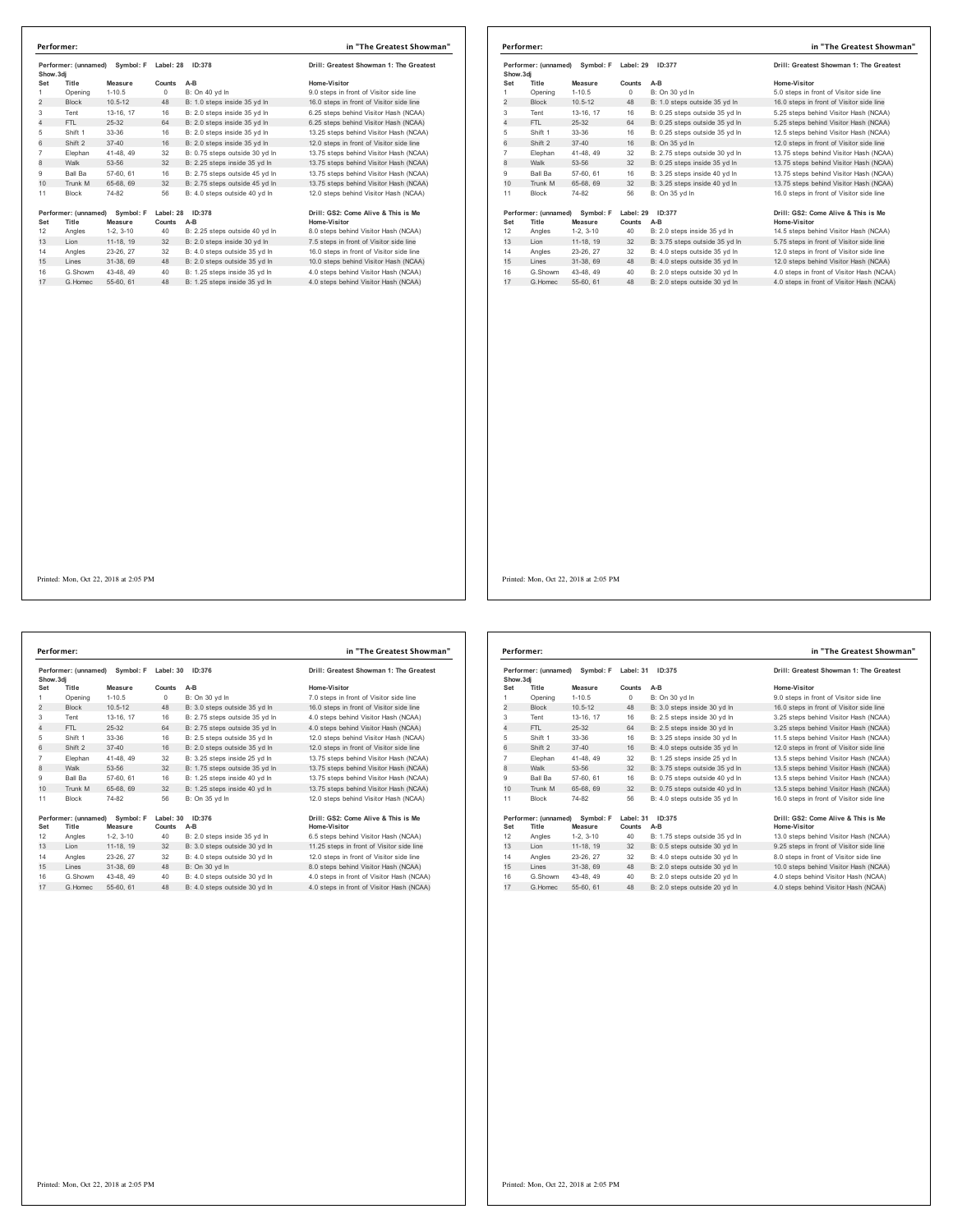## Performer: in "The Greatest Showman"

Performer: (unnamed) Symbol: F Label: 28 ID:378 — Drill: Greatest Showman 1: The Greatest Show.3dj

| Set | Title | Measure | Counts | A-B | Home-Visitor |
|---|---|---|---|---|---|
| 1 | Opening | 1-10.5 | 0 | B: On 40 yd ln | 9.0 steps in front of Visitor side line |
| 2 | Block | 10.5-12 | 48 | B: 1.0 steps inside 35 yd ln | 16.0 steps in front of Visitor side line |
| 3 | Tent | 13-16, 17 | 16 | B: 2.0 steps inside 35 yd ln | 6.25 steps behind Visitor Hash (NCAA) |
| 4 | FTL | 25-32 | 64 | B: 2.0 steps inside 35 yd ln | 6.25 steps behind Visitor Hash (NCAA) |
| 5 | Shift 1 | 33-36 | 16 | B: 2.0 steps inside 35 yd ln | 13.25 steps behind Visitor Hash (NCAA) |
| 6 | Shift 2 | 37-40 | 16 | B: 2.0 steps inside 35 yd ln | 12.0 steps in front of Visitor side line |
| 7 | Elephan | 41-48, 49 | 32 | B: 0.75 steps outside 30 yd ln | 13.75 steps behind Visitor Hash (NCAA) |
| 8 | Walk | 53-56 | 32 | B: 2.25 steps inside 35 yd ln | 13.75 steps behind Visitor Hash (NCAA) |
| 9 | Ball Ba | 57-60, 61 | 16 | B: 2.75 steps outside 45 yd ln | 13.75 steps behind Visitor Hash (NCAA) |
| 10 | Trunk M | 65-68, 69 | 32 | B: 2.75 steps outside 45 yd ln | 13.75 steps behind Visitor Hash (NCAA) |
| 11 | Block | 74-82 | 56 | B: 4.0 steps outside 40 yd ln | 12.0 steps behind Visitor Hash (NCAA) |

Performer: (unnamed) Symbol: F Label: 28 ID:378 — Drill: GS2: Come Alive & This is Me

| Set | Title | Measure | Counts | A-B | Home-Visitor |
|---|---|---|---|---|---|
| 12 | Angles | 1-2, 3-10 | 40 | B: 2.25 steps outside 40 yd ln | 8.0 steps behind Visitor Hash (NCAA) |
| 13 | Lion | 11-18, 19 | 32 | B: 2.0 steps inside 30 yd ln | 7.5 steps in front of Visitor side line |
| 14 | Angles | 23-26, 27 | 32 | B: 4.0 steps outside 35 yd ln | 16.0 steps in front of Visitor side line |
| 15 | Lines | 31-38, 69 | 48 | B: 2.0 steps outside 35 yd ln | 10.0 steps behind Visitor Hash (NCAA) |
| 16 | G.Showm | 43-48, 49 | 40 | B: 1.25 steps inside 35 yd ln | 4.0 steps behind Visitor Hash (NCAA) |
| 17 | G.Homec | 55-60, 61 | 48 | B: 1.25 steps inside 35 yd ln | 4.0 steps behind Visitor Hash (NCAA) |

Printed: Mon, Oct 22, 2018 at 2:05 PM

## Performer: in "The Greatest Showman"

Performer: (unnamed) Symbol: F Label: 29 ID:377 — Drill: Greatest Showman 1: The Greatest Show.3dj

| Set | Title | Measure | Counts | A-B | Home-Visitor |
|---|---|---|---|---|---|
| 1 | Opening | 1-10.5 | 0 | B: On 30 yd ln | 5.0 steps in front of Visitor side line |
| 2 | Block | 10.5-12 | 48 | B: 1.0 steps outside 35 yd ln | 16.0 steps in front of Visitor side line |
| 3 | Tent | 13-16, 17 | 16 | B: 0.25 steps outside 35 yd ln | 5.25 steps behind Visitor Hash (NCAA) |
| 4 | FTL | 25-32 | 64 | B: 0.25 steps outside 35 yd ln | 5.25 steps behind Visitor Hash (NCAA) |
| 5 | Shift 1 | 33-36 | 16 | B: 0.25 steps outside 35 yd ln | 12.5 steps behind Visitor Hash (NCAA) |
| 6 | Shift 2 | 37-40 | 16 | B: On 35 yd ln | 12.0 steps in front of Visitor side line |
| 7 | Elephan | 41-48, 49 | 32 | B: 2.75 steps outside 30 yd ln | 13.75 steps behind Visitor Hash (NCAA) |
| 8 | Walk | 53-56 | 32 | B: 0.25 steps inside 35 yd ln | 13.75 steps behind Visitor Hash (NCAA) |
| 9 | Ball Ba | 57-60, 61 | 16 | B: 3.25 steps inside 40 yd ln | 13.75 steps behind Visitor Hash (NCAA) |
| 10 | Trunk M | 65-68, 69 | 32 | B: 3.25 steps inside 40 yd ln | 13.75 steps behind Visitor Hash (NCAA) |
| 11 | Block | 74-82 | 56 | B: On 35 yd ln | 16.0 steps in front of Visitor side line |

Performer: (unnamed) Symbol: F Label: 29 ID:377 — Drill: GS2: Come Alive & This is Me

| Set | Title | Measure | Counts | A-B | Home-Visitor |
|---|---|---|---|---|---|
| 12 | Angles | 1-2, 3-10 | 40 | B: 2.0 steps inside 35 yd ln | 14.5 steps behind Visitor Hash (NCAA) |
| 13 | Lion | 11-18, 19 | 32 | B: 3.75 steps outside 35 yd ln | 5.75 steps in front of Visitor side line |
| 14 | Angles | 23-26, 27 | 32 | B: 4.0 steps outside 35 yd ln | 12.0 steps in front of Visitor side line |
| 15 | Lines | 31-38, 69 | 48 | B: 4.0 steps outside 35 yd ln | 12.0 steps behind Visitor Hash (NCAA) |
| 16 | G.Showm | 43-48, 49 | 40 | B: 2.0 steps outside 30 yd ln | 4.0 steps in front of Visitor Hash (NCAA) |
| 17 | G.Homec | 55-60, 61 | 48 | B: 2.0 steps outside 30 yd ln | 4.0 steps in front of Visitor Hash (NCAA) |

Printed: Mon, Oct 22, 2018 at 2:05 PM

## Performer: in "The Greatest Showman"

Performer: (unnamed) Symbol: F Label: 30 ID:376 — Drill: Greatest Showman 1: The Greatest Show.3dj

| Set | Title | Measure | Counts | A-B | Home-Visitor |
|---|---|---|---|---|---|
| 1 | Opening | 1-10.5 | 0 | B: On 30 yd ln | 7.0 steps in front of Visitor side line |
| 2 | Block | 10.5-12 | 48 | B: 3.0 steps outside 35 yd ln | 16.0 steps in front of Visitor side line |
| 3 | Tent | 13-16, 17 | 16 | B: 2.75 steps outside 35 yd ln | 4.0 steps behind Visitor Hash (NCAA) |
| 4 | FTL | 25-32 | 64 | B: 2.75 steps outside 35 yd ln | 4.0 steps behind Visitor Hash (NCAA) |
| 5 | Shift 1 | 33-36 | 16 | B: 2.5 steps outside 35 yd ln | 12.0 steps behind Visitor Hash (NCAA) |
| 6 | Shift 2 | 37-40 | 16 | B: 2.0 steps outside 35 yd ln | 12.0 steps in front of Visitor side line |
| 7 | Elephan | 41-48, 49 | 32 | B: 3.25 steps inside 25 yd ln | 13.75 steps behind Visitor Hash (NCAA) |
| 8 | Walk | 53-56 | 32 | B: 1.75 steps outside 35 yd ln | 13.75 steps behind Visitor Hash (NCAA) |
| 9 | Ball Ba | 57-60, 61 | 16 | B: 1.25 steps inside 40 yd ln | 13.75 steps behind Visitor Hash (NCAA) |
| 10 | Trunk M | 65-68, 69 | 32 | B: 1.25 steps inside 40 yd ln | 13.75 steps behind Visitor Hash (NCAA) |
| 11 | Block | 74-82 | 56 | B: On 35 yd ln | 12.0 steps behind Visitor Hash (NCAA) |

Performer: (unnamed) Symbol: F Label: 30 ID:376 — Drill: GS2: Come Alive & This is Me

| Set | Title | Measure | Counts | A-B | Home-Visitor |
|---|---|---|---|---|---|
| 12 | Angles | 1-2, 3-10 | 40 | B: 2.0 steps inside 35 yd ln | 6.5 steps behind Visitor Hash (NCAA) |
| 13 | Lion | 11-18, 19 | 32 | B: 3.0 steps outside 30 yd ln | 11.25 steps in front of Visitor side line |
| 14 | Angles | 23-26, 27 | 32 | B: 4.0 steps outside 30 yd ln | 12.0 steps in front of Visitor side line |
| 15 | Lines | 31-38, 69 | 48 | B: On 30 yd ln | 8.0 steps behind Visitor Hash (NCAA) |
| 16 | G.Showm | 43-48, 49 | 40 | B: 4.0 steps outside 30 yd ln | 4.0 steps in front of Visitor Hash (NCAA) |
| 17 | G.Homec | 55-60, 61 | 48 | B: 4.0 steps outside 30 yd ln | 4.0 steps in front of Visitor Hash (NCAA) |

Printed: Mon, Oct 22, 2018 at 2:05 PM

## Performer: in "The Greatest Showman"

Performer: (unnamed) Symbol: F Label: 31 ID:375 — Drill: Greatest Showman 1: The Greatest Show.3dj

| Set | Title | Measure | Counts | A-B | Home-Visitor |
|---|---|---|---|---|---|
| 1 | Opening | 1-10.5 | 0 | B: On 30 yd ln | 9.0 steps in front of Visitor side line |
| 2 | Block | 10.5-12 | 48 | B: 3.0 steps inside 30 yd ln | 16.0 steps in front of Visitor side line |
| 3 | Tent | 13-16, 17 | 16 | B: 2.5 steps inside 30 yd ln | 3.25 steps behind Visitor Hash (NCAA) |
| 4 | FTL | 25-32 | 64 | B: 2.5 steps inside 30 yd ln | 3.25 steps behind Visitor Hash (NCAA) |
| 5 | Shift 1 | 33-36 | 16 | B: 3.25 steps inside 30 yd ln | 11.5 steps behind Visitor Hash (NCAA) |
| 6 | Shift 2 | 37-40 | 16 | B: 4.0 steps outside 35 yd ln | 12.0 steps in front of Visitor side line |
| 7 | Elephan | 41-48, 49 | 32 | B: 1.25 steps inside 25 yd ln | 13.5 steps behind Visitor Hash (NCAA) |
| 8 | Walk | 53-56 | 32 | B: 3.75 steps outside 35 yd ln | 13.5 steps behind Visitor Hash (NCAA) |
| 9 | Ball Ba | 57-60, 61 | 16 | B: 0.75 steps outside 40 yd ln | 13.5 steps behind Visitor Hash (NCAA) |
| 10 | Trunk M | 65-68, 69 | 32 | B: 0.75 steps outside 40 yd ln | 13.5 steps behind Visitor Hash (NCAA) |
| 11 | Block | 74-82 | 56 | B: 4.0 steps outside 35 yd ln | 16.0 steps in front of Visitor side line |

Performer: (unnamed) Symbol: F Label: 31 ID:375 — Drill: GS2: Come Alive & This is Me

| Set | Title | Measure | Counts | A-B | Home-Visitor |
|---|---|---|---|---|---|
| 12 | Angles | 1-2, 3-10 | 40 | B: 1.75 steps outside 35 yd ln | 13.0 steps behind Visitor Hash (NCAA) |
| 13 | Lion | 11-18, 19 | 32 | B: 0.5 steps outside 30 yd ln | 9.25 steps in front of Visitor side line |
| 14 | Angles | 23-26, 27 | 32 | B: 4.0 steps outside 30 yd ln | 8.0 steps in front of Visitor side line |
| 15 | Lines | 31-38, 69 | 48 | B: 2.0 steps outside 30 yd ln | 10.0 steps behind Visitor Hash (NCAA) |
| 16 | G.Showm | 43-48, 49 | 40 | B: 2.0 steps outside 20 yd ln | 4.0 steps behind Visitor Hash (NCAA) |
| 17 | G.Homec | 55-60, 61 | 48 | B: 2.0 steps outside 20 yd ln | 4.0 steps behind Visitor Hash (NCAA) |

Printed: Mon, Oct 22, 2018 at 2:05 PM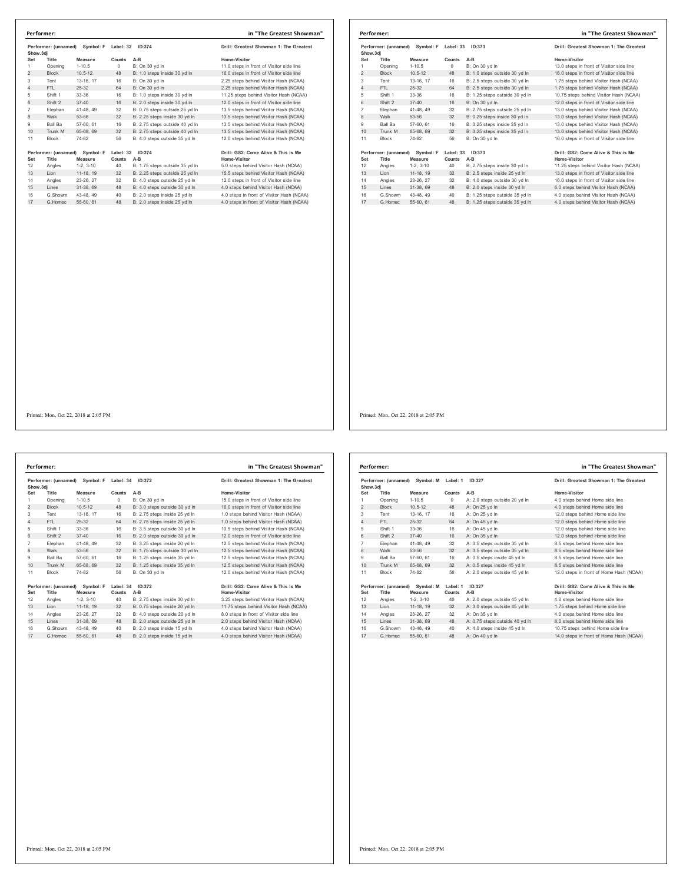## Performer: in "The Greatest Showman"

**Performer: (unnamed) Symbol: F Label: 32 ID:374** — Drill: Greatest Showman 1: The Greatest Show.3dj

| Set | Title | Measure | Counts | A-B | Home-Visitor |
|---|---|---|---|---|---|
| 1 | Opening | 1-10.5 | 0 | B: On 30 yd ln | 11.0 steps in front of Visitor side line |
| 2 | Block | 10.5-12 | 48 | B: 1.0 steps inside 30 yd ln | 16.0 steps in front of Visitor side line |
| 3 | Tent | 13-16, 17 | 16 | B: On 30 yd ln | 2.25 steps behind Visitor Hash (NCAA) |
| 4 | FTL | 25-32 | 64 | B: On 30 yd ln | 2.25 steps behind Visitor Hash (NCAA) |
| 5 | Shift 1 | 33-36 | 16 | B: 1.0 steps inside 30 yd ln | 11.25 steps behind Visitor Hash (NCAA) |
| 6 | Shift 2 | 37-40 | 16 | B: 2.0 steps inside 30 yd ln | 12.0 steps in front of Visitor side line |
| 7 | Elephan | 41-48, 49 | 32 | B: 0.75 steps outside 25 yd ln | 13.5 steps behind Visitor Hash (NCAA) |
| 8 | Walk | 53-56 | 32 | B: 2.25 steps inside 30 yd ln | 13.5 steps behind Visitor Hash (NCAA) |
| 9 | Ball Ba | 57-60, 61 | 16 | B: 2.75 steps outside 40 yd ln | 13.5 steps behind Visitor Hash (NCAA) |
| 10 | Trunk M | 65-68, 69 | 32 | B: 2.75 steps outside 40 yd ln | 13.5 steps behind Visitor Hash (NCAA) |
| 11 | Block | 74-82 | 56 | B: 4.0 steps outside 35 yd ln | 12.0 steps behind Visitor Hash (NCAA) |

**Performer: (unnamed) Symbol: F Label: 32 ID:374** — Drill: GS2: Come Alive & This is Me

| Set | Title | Measure | Counts | A-B | Home-Visitor |
|---|---|---|---|---|---|
| 12 | Angles | 1-2, 3-10 | 40 | B: 1.75 steps outside 35 yd ln | 5.0 steps behind Visitor Hash (NCAA) |
| 13 | Lion | 11-18, 19 | 32 | B: 2.25 steps outside 25 yd ln | 15.5 steps behind Visitor Hash (NCAA) |
| 14 | Angles | 23-26, 27 | 32 | B: 4.0 steps outside 25 yd ln | 12.0 steps in front of Visitor side line |
| 15 | Lines | 31-38, 69 | 48 | B: 4.0 steps outside 30 yd ln | 4.0 steps behind Visitor Hash (NCAA) |
| 16 | G.Showm | 43-48, 49 | 40 | B: 2.0 steps inside 25 yd ln | 4.0 steps in front of Visitor Hash (NCAA) |
| 17 | G.Homec | 55-60, 61 | 48 | B: 2.0 steps inside 25 yd ln | 4.0 steps in front of Visitor Hash (NCAA) |

Printed: Mon, Oct 22, 2018 at 2:05 PM

## Performer: in "The Greatest Showman"

**Performer: (unnamed) Symbol: F Label: 33 ID:373** — Drill: Greatest Showman 1: The Greatest Show.3dj

| Set | Title | Measure | Counts | A-B | Home-Visitor |
|---|---|---|---|---|---|
| 1 | Opening | 1-10.5 | 0 | B: On 30 yd ln | 13.0 steps in front of Visitor side line |
| 2 | Block | 10.5-12 | 48 | B: 1.0 steps outside 30 yd ln | 16.0 steps in front of Visitor side line |
| 3 | Tent | 13-16, 17 | 16 | B: 2.5 steps outside 30 yd ln | 1.75 steps behind Visitor Hash (NCAA) |
| 4 | FTL | 25-32 | 64 | B: 2.5 steps outside 30 yd ln | 1.75 steps behind Visitor Hash (NCAA) |
| 5 | Shift 1 | 33-36 | 16 | B: 1.25 steps outside 30 yd ln | 10.75 steps behind Visitor Hash (NCAA) |
| 6 | Shift 2 | 37-40 | 16 | B: On 30 yd ln | 12.0 steps in front of Visitor side line |
| 7 | Elephan | 41-48, 49 | 32 | B: 2.75 steps outside 25 yd ln | 13.0 steps behind Visitor Hash (NCAA) |
| 8 | Walk | 53-56 | 32 | B: 0.25 steps inside 30 yd ln | 13.0 steps behind Visitor Hash (NCAA) |
| 9 | Ball Ba | 57-60, 61 | 16 | B: 3.25 steps inside 35 yd ln | 13.0 steps behind Visitor Hash (NCAA) |
| 10 | Trunk M | 65-68, 69 | 32 | B: 3.25 steps inside 35 yd ln | 13.0 steps behind Visitor Hash (NCAA) |
| 11 | Block | 74-82 | 56 | B: On 30 yd ln | 16.0 steps in front of Visitor side line |

**Performer: (unnamed) Symbol: F Label: 33 ID:373** — Drill: GS2: Come Alive & This is Me

| Set | Title | Measure | Counts | A-B | Home-Visitor |
|---|---|---|---|---|---|
| 12 | Angles | 1-2, 3-10 | 40 | B: 2.75 steps inside 30 yd ln | 11.25 steps behind Visitor Hash (NCAA) |
| 13 | Lion | 11-18, 19 | 32 | B: 2.5 steps inside 25 yd ln | 13.0 steps in front of Visitor side line |
| 14 | Angles | 23-26, 27 | 32 | B: 4.0 steps outside 30 yd ln | 16.0 steps in front of Visitor side line |
| 15 | Lines | 31-38, 69 | 48 | B: 2.0 steps inside 30 yd ln | 6.0 steps behind Visitor Hash (NCAA) |
| 16 | G.Showm | 43-48, 49 | 40 | B: 1.25 steps outside 35 yd ln | 4.0 steps behind Visitor Hash (NCAA) |
| 17 | G.Homec | 55-60, 61 | 48 | B: 1.25 steps outside 35 yd ln | 4.0 steps behind Visitor Hash (NCAA) |

Printed: Mon, Oct 22, 2018 at 2:05 PM

## Performer: in "The Greatest Showman"

**Performer: (unnamed) Symbol: F Label: 34 ID:372** — Drill: Greatest Showman 1: The Greatest Show.3dj

| Set | Title | Measure | Counts | A-B | Home-Visitor |
|---|---|---|---|---|---|
| 1 | Opening | 1-10.5 | 0 | B: On 30 yd ln | 15.0 steps in front of Visitor side line |
| 2 | Block | 10.5-12 | 48 | B: 3.0 steps outside 30 yd ln | 16.0 steps in front of Visitor side line |
| 3 | Tent | 13-16, 17 | 16 | B: 2.75 steps inside 25 yd ln | 1.0 steps behind Visitor Hash (NCAA) |
| 4 | FTL | 25-32 | 64 | B: 2.75 steps inside 25 yd ln | 1.0 steps behind Visitor Hash (NCAA) |
| 5 | Shift 1 | 33-36 | 16 | B: 3.5 steps outside 30 yd ln | 10.5 steps behind Visitor Hash (NCAA) |
| 6 | Shift 2 | 37-40 | 16 | B: 2.0 steps outside 30 yd ln | 12.0 steps in front of Visitor side line |
| 7 | Elephan | 41-48, 49 | 32 | B: 3.25 steps inside 20 yd ln | 12.5 steps behind Visitor Hash (NCAA) |
| 8 | Walk | 53-56 | 32 | B: 1.75 steps outside 30 yd ln | 12.5 steps behind Visitor Hash (NCAA) |
| 9 | Ball Ba | 57-60, 61 | 16 | B: 1.25 steps inside 35 yd ln | 12.5 steps behind Visitor Hash (NCAA) |
| 10 | Trunk M | 65-68, 69 | 32 | B: 1.25 steps inside 35 yd ln | 12.5 steps behind Visitor Hash (NCAA) |
| 11 | Block | 74-82 | 56 | B: On 30 yd ln | 12.0 steps behind Visitor Hash (NCAA) |

**Performer: (unnamed) Symbol: F Label: 34 ID:372** — Drill: GS2: Come Alive & This is Me

| Set | Title | Measure | Counts | A-B | Home-Visitor |
|---|---|---|---|---|---|
| 12 | Angles | 1-2, 3-10 | 40 | B: 2.75 steps inside 30 yd ln | 3.25 steps behind Visitor Hash (NCAA) |
| 13 | Lion | 11-18, 19 | 32 | B: 0.75 steps inside 20 yd ln | 11.75 steps behind Visitor Hash (NCAA) |
| 14 | Angles | 23-26, 27 | 32 | B: 4.0 steps outside 20 yd ln | 8.0 steps in front of Visitor side line |
| 15 | Lines | 31-38, 69 | 48 | B: 2.0 steps outside 25 yd ln | 2.0 steps behind Visitor Hash (NCAA) |
| 16 | G.Showm | 43-48, 49 | 40 | B: 2.0 steps inside 15 yd ln | 4.0 steps behind Visitor Hash (NCAA) |
| 17 | G.Homec | 55-60, 61 | 48 | B: 2.0 steps inside 15 yd ln | 4.0 steps behind Visitor Hash (NCAA) |

Printed: Mon, Oct 22, 2018 at 2:05 PM

## Performer: in "The Greatest Showman"

**Performer: (unnamed) Symbol: M Label: 1 ID:327** — Drill: Greatest Showman 1: The Greatest Show.3dj

| Set | Title | Measure | Counts | A-B | Home-Visitor |
|---|---|---|---|---|---|
| 1 | Opening | 1-10.5 | 0 | A: 2.0 steps outside 20 yd ln | 4.0 steps behind Home side line |
| 2 | Block | 10.5-12 | 48 | A: On 25 yd ln | 4.0 steps behind Home side line |
| 3 | Tent | 13-16, 17 | 16 | A: On 25 yd ln | 12.0 steps behind Home side line |
| 4 | FTL | 25-32 | 64 | A: On 45 yd ln | 12.0 steps behind Home side line |
| 5 | Shift 1 | 33-36 | 16 | A: On 45 yd ln | 12.0 steps behind Home side line |
| 6 | Shift 2 | 37-40 | 16 | A: On 35 yd ln | 12.0 steps behind Home side line |
| 7 | Elephan | 41-48, 49 | 32 | A: 3.5 steps outside 35 yd ln | 8.5 steps behind Home side line |
| 8 | Walk | 53-56 | 32 | A: 3.5 steps outside 35 yd ln | 8.5 steps behind Home side line |
| 9 | Ball Ba | 57-60, 61 | 16 | A: 0.5 steps inside 45 yd ln | 8.5 steps behind Home side line |
| 10 | Trunk M | 65-68, 69 | 32 | A: 0.5 steps inside 45 yd ln | 8.5 steps behind Home side line |
| 11 | Block | 74-82 | 56 | A: 2.0 steps outside 45 yd ln | 12.0 steps in front of Home Hash (NCAA) |

**Performer: (unnamed) Symbol: M Label: 1 ID:327** — Drill: GS2: Come Alive & This is Me

| Set | Title | Measure | Counts | A-B | Home-Visitor |
|---|---|---|---|---|---|
| 12 | Angles | 1-2, 3-10 | 40 | A: 2.0 steps outside 45 yd ln | 4.0 steps behind Home side line |
| 13 | Lion | 11-18, 19 | 32 | A: 3.0 steps outside 45 yd ln | 1.75 steps behind Home side line |
| 14 | Angles | 23-26, 27 | 32 | A: On 35 yd ln | 4.0 steps behind Home side line |
| 15 | Lines | 31-38, 69 | 48 | A: 0.75 steps outside 40 yd ln | 8.0 steps behind Home side line |
| 16 | G.Showm | 43-48, 49 | 40 | A: 4.0 steps inside 45 yd ln | 10.75 steps behind Home side line |
| 17 | G.Homec | 55-60, 61 | 48 | A: On 40 yd ln | 14.0 steps in front of Home Hash (NCAA) |

Printed: Mon, Oct 22, 2018 at 2:05 PM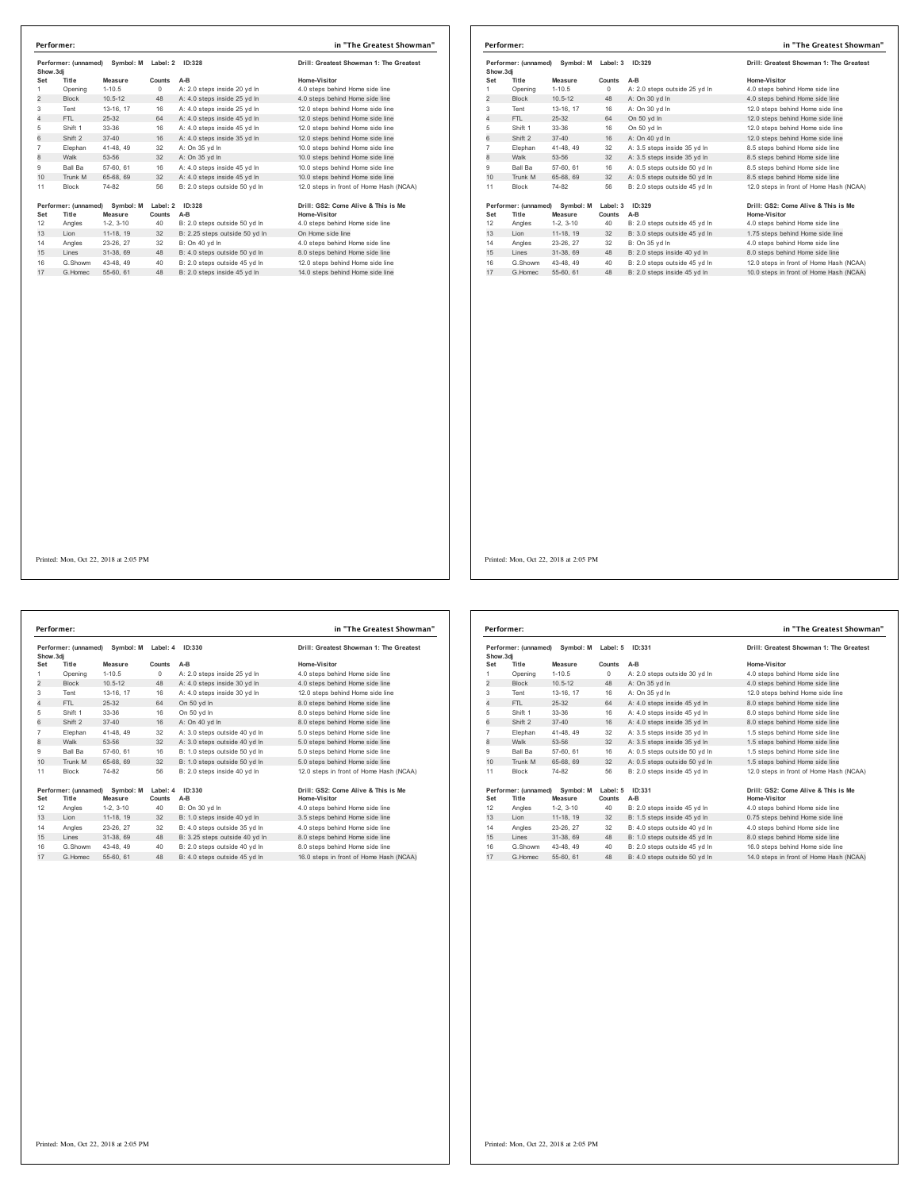## Performer: in "The Greatest Showman"

Performer: (unnamed) Symbol: M Label: 2 ID:328 — Drill: Greatest Showman 1: The Greatest Show.3dj

| Set | Title | Measure | Counts | A-B | Home-Visitor |
|---|---|---|---|---|---|
| 1 | Opening | 1-10.5 | 0 | A: 2.0 steps inside 20 yd ln | 4.0 steps behind Home side line |
| 2 | Block | 10.5-12 | 48 | A: 4.0 steps inside 25 yd ln | 4.0 steps behind Home side line |
| 3 | Tent | 13-16, 17 | 16 | A: 4.0 steps inside 25 yd ln | 12.0 steps behind Home side line |
| 4 | FTL | 25-32 | 64 | A: 4.0 steps inside 45 yd ln | 12.0 steps behind Home side line |
| 5 | Shift 1 | 33-36 | 16 | A: 4.0 steps inside 45 yd ln | 12.0 steps behind Home side line |
| 6 | Shift 2 | 37-40 | 16 | A: 4.0 steps inside 35 yd ln | 12.0 steps behind Home side line |
| 7 | Elephan | 41-48, 49 | 32 | A: On 35 yd ln | 10.0 steps behind Home side line |
| 8 | Walk | 53-56 | 32 | A: On 35 yd ln | 10.0 steps behind Home side line |
| 9 | Ball Ba | 57-60, 61 | 16 | A: 4.0 steps inside 45 yd ln | 10.0 steps behind Home side line |
| 10 | Trunk M | 65-68, 69 | 32 | A: 4.0 steps inside 45 yd ln | 10.0 steps behind Home side line |
| 11 | Block | 74-82 | 56 | B: 2.0 steps outside 50 yd ln | 12.0 steps in front of Home Hash (NCAA) |

Performer: (unnamed) Symbol: M Label: 2 ID:328 — Drill: GS2: Come Alive & This is Me

| Set | Title | Measure | Counts | A-B | Home-Visitor |
|---|---|---|---|---|---|
| 12 | Angles | 1-2, 3-10 | 40 | B: 2.0 steps outside 50 yd ln | 4.0 steps behind Home side line |
| 13 | Lion | 11-18, 19 | 32 | B: 2.25 steps outside 50 yd ln | On Home side line |
| 14 | Angles | 23-26, 27 | 32 | B: On 40 yd ln | 4.0 steps behind Home side line |
| 15 | Lines | 31-38, 69 | 48 | B: 4.0 steps outside 50 yd ln | 8.0 steps behind Home side line |
| 16 | G.Showm | 43-48, 49 | 40 | B: 2.0 steps outside 45 yd ln | 12.0 steps behind Home side line |
| 17 | G.Homec | 55-60, 61 | 48 | B: 2.0 steps inside 45 yd ln | 14.0 steps behind Home side line |

Printed: Mon, Oct 22, 2018 at 2:05 PM

## Performer: in "The Greatest Showman"

Performer: (unnamed) Symbol: M Label: 3 ID:329 — Drill: Greatest Showman 1: The Greatest Show.3dj

| Set | Title | Measure | Counts | A-B | Home-Visitor |
|---|---|---|---|---|---|
| 1 | Opening | 1-10.5 | 0 | A: 2.0 steps outside 25 yd ln | 4.0 steps behind Home side line |
| 2 | Block | 10.5-12 | 48 | A: On 30 yd ln | 4.0 steps behind Home side line |
| 3 | Tent | 13-16, 17 | 16 | A: On 30 yd ln | 12.0 steps behind Home side line |
| 4 | FTL | 25-32 | 64 | On 50 yd ln | 12.0 steps behind Home side line |
| 5 | Shift 1 | 33-36 | 16 | On 50 yd ln | 12.0 steps behind Home side line |
| 6 | Shift 2 | 37-40 | 16 | A: On 40 yd ln | 12.0 steps behind Home side line |
| 7 | Elephan | 41-48, 49 | 32 | A: 3.5 steps inside 35 yd ln | 8.5 steps behind Home side line |
| 8 | Walk | 53-56 | 32 | A: 3.5 steps inside 35 yd ln | 8.5 steps behind Home side line |
| 9 | Ball Ba | 57-60, 61 | 16 | A: 0.5 steps outside 50 yd ln | 8.5 steps behind Home side line |
| 10 | Trunk M | 65-68, 69 | 32 | A: 0.5 steps outside 50 yd ln | 8.5 steps behind Home side line |
| 11 | Block | 74-82 | 56 | B: 2.0 steps outside 45 yd ln | 12.0 steps in front of Home Hash (NCAA) |

Performer: (unnamed) Symbol: M Label: 3 ID:329 — Drill: GS2: Come Alive & This is Me

| Set | Title | Measure | Counts | A-B | Home-Visitor |
|---|---|---|---|---|---|
| 12 | Angles | 1-2, 3-10 | 40 | B: 2.0 steps outside 45 yd ln | 4.0 steps behind Home side line |
| 13 | Lion | 11-18, 19 | 32 | B: 3.0 steps outside 45 yd ln | 1.75 steps behind Home side line |
| 14 | Angles | 23-26, 27 | 32 | B: On 35 yd ln | 4.0 steps behind Home side line |
| 15 | Lines | 31-38, 69 | 48 | B: 2.0 steps inside 40 yd ln | 8.0 steps behind Home side line |
| 16 | G.Showm | 43-48, 49 | 40 | B: 2.0 steps outside 45 yd ln | 12.0 steps in front of Home Hash (NCAA) |
| 17 | G.Homec | 55-60, 61 | 48 | B: 2.0 steps inside 45 yd ln | 10.0 steps in front of Home Hash (NCAA) |

Printed: Mon, Oct 22, 2018 at 2:05 PM

## Performer: in "The Greatest Showman"

Performer: (unnamed) Symbol: M Label: 4 ID:330 — Drill: Greatest Showman 1: The Greatest Show.3dj

| Set | Title | Measure | Counts | A-B | Home-Visitor |
|---|---|---|---|---|---|
| 1 | Opening | 1-10.5 | 0 | A: 2.0 steps inside 25 yd ln | 4.0 steps behind Home side line |
| 2 | Block | 10.5-12 | 48 | A: 4.0 steps inside 30 yd ln | 4.0 steps behind Home side line |
| 3 | Tent | 13-16, 17 | 16 | A: 4.0 steps inside 30 yd ln | 12.0 steps behind Home side line |
| 4 | FTL | 25-32 | 64 | On 50 yd ln | 8.0 steps behind Home side line |
| 5 | Shift 1 | 33-36 | 16 | On 50 yd ln | 8.0 steps behind Home side line |
| 6 | Shift 2 | 37-40 | 16 | A: On 40 yd ln | 8.0 steps behind Home side line |
| 7 | Elephan | 41-48, 49 | 32 | A: 3.0 steps outside 40 yd ln | 5.0 steps behind Home side line |
| 8 | Walk | 53-56 | 32 | A: 3.0 steps outside 40 yd ln | 5.0 steps behind Home side line |
| 9 | Ball Ba | 57-60, 61 | 16 | B: 1.0 steps outside 50 yd ln | 5.0 steps behind Home side line |
| 10 | Trunk M | 65-68, 69 | 32 | B: 1.0 steps outside 50 yd ln | 5.0 steps behind Home side line |
| 11 | Block | 74-82 | 56 | B: 2.0 steps inside 40 yd ln | 12.0 steps in front of Home Hash (NCAA) |

Performer: (unnamed) Symbol: M Label: 4 ID:330 — Drill: GS2: Come Alive & This is Me

| Set | Title | Measure | Counts | A-B | Home-Visitor |
|---|---|---|---|---|---|
| 12 | Angles | 1-2, 3-10 | 40 | B: On 30 yd ln | 4.0 steps behind Home side line |
| 13 | Lion | 11-18, 19 | 32 | B: 1.0 steps inside 40 yd ln | 3.5 steps behind Home side line |
| 14 | Angles | 23-26, 27 | 32 | B: 4.0 steps outside 35 yd ln | 4.0 steps behind Home side line |
| 15 | Lines | 31-38, 69 | 48 | B: 3.25 steps outside 40 yd ln | 8.0 steps behind Home side line |
| 16 | G.Showm | 43-48, 49 | 40 | B: 2.0 steps outside 40 yd ln | 8.0 steps behind Home side line |
| 17 | G.Homec | 55-60, 61 | 48 | B: 4.0 steps outside 45 yd ln | 16.0 steps in front of Home Hash (NCAA) |

Printed: Mon, Oct 22, 2018 at 2:05 PM

## Performer: in "The Greatest Showman"

Performer: (unnamed) Symbol: M Label: 5 ID:331 — Drill: Greatest Showman 1: The Greatest Show.3dj

| Set | Title | Measure | Counts | A-B | Home-Visitor |
|---|---|---|---|---|---|
| 1 | Opening | 1-10.5 | 0 | A: 2.0 steps outside 30 yd ln | 4.0 steps behind Home side line |
| 2 | Block | 10.5-12 | 48 | A: On 35 yd ln | 4.0 steps behind Home side line |
| 3 | Tent | 13-16, 17 | 16 | A: On 35 yd ln | 12.0 steps behind Home side line |
| 4 | FTL | 25-32 | 64 | A: 4.0 steps inside 45 yd ln | 8.0 steps behind Home side line |
| 5 | Shift 1 | 33-36 | 16 | A: 4.0 steps inside 45 yd ln | 8.0 steps behind Home side line |
| 6 | Shift 2 | 37-40 | 16 | A: 4.0 steps inside 35 yd ln | 8.0 steps behind Home side line |
| 7 | Elephan | 41-48, 49 | 32 | A: 3.5 steps inside 35 yd ln | 1.5 steps behind Home side line |
| 8 | Walk | 53-56 | 32 | A: 3.5 steps inside 35 yd ln | 1.5 steps behind Home side line |
| 9 | Ball Ba | 57-60, 61 | 16 | A: 0.5 steps outside 50 yd ln | 1.5 steps behind Home side line |
| 10 | Trunk M | 65-68, 69 | 32 | A: 0.5 steps outside 50 yd ln | 1.5 steps behind Home side line |
| 11 | Block | 74-82 | 56 | B: 2.0 steps inside 45 yd ln | 12.0 steps in front of Home Hash (NCAA) |

Performer: (unnamed) Symbol: M Label: 5 ID:331 — Drill: GS2: Come Alive & This is Me

| Set | Title | Measure | Counts | A-B | Home-Visitor |
|---|---|---|---|---|---|
| 12 | Angles | 1-2, 3-10 | 40 | B: 2.0 steps inside 45 yd ln | 4.0 steps behind Home side line |
| 13 | Lion | 11-18, 19 | 32 | B: 1.5 steps inside 45 yd ln | 0.75 steps behind Home side line |
| 14 | Angles | 23-26, 27 | 32 | B: 4.0 steps outside 40 yd ln | 4.0 steps behind Home side line |
| 15 | Lines | 31-38, 69 | 48 | B: 1.0 steps outside 45 yd ln | 8.0 steps behind Home side line |
| 16 | G.Showm | 43-48, 49 | 40 | B: 2.0 steps outside 45 yd ln | 16.0 steps behind Home side line |
| 17 | G.Homec | 55-60, 61 | 48 | B: 4.0 steps outside 50 yd ln | 14.0 steps in front of Home Hash (NCAA) |

Printed: Mon, Oct 22, 2018 at 2:05 PM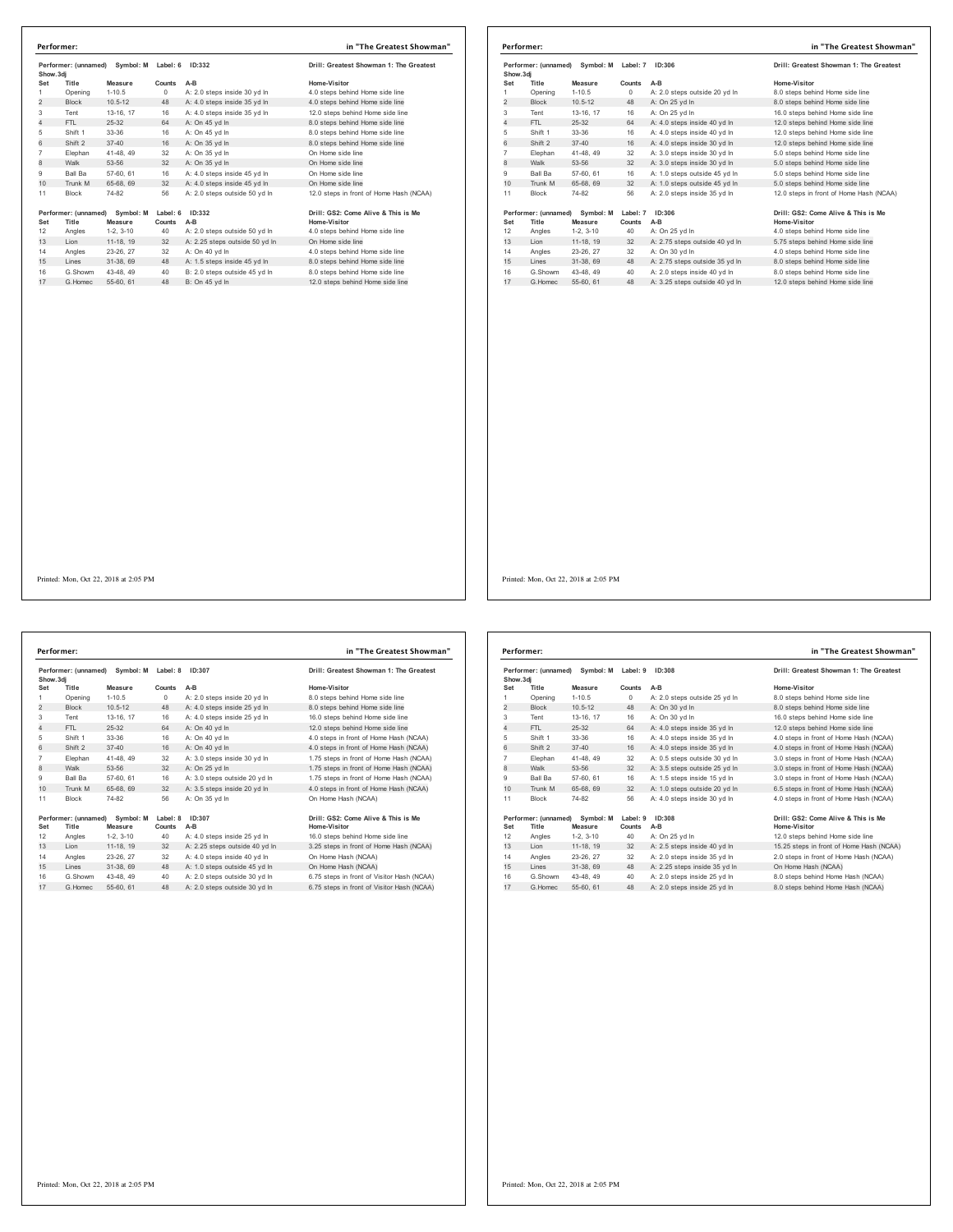**Performer:** in "The Greatest Showman"

Performer: (unnamed) Symbol: M Label: 6 ID:332 Drill: Greatest Showman 1: The Greatest Show.3dj

| Set | Title | Measure | Counts | A-B | Home-Visitor |
|---|---|---|---|---|---|
| 1 | Opening | 1-10.5 | 0 | A: 2.0 steps inside 30 yd ln | 4.0 steps behind Home side line |
| 2 | Block | 10.5-12 | 48 | A: 4.0 steps inside 35 yd ln | 4.0 steps behind Home side line |
| 3 | Tent | 13-16, 17 | 16 | A: 4.0 steps inside 35 yd ln | 12.0 steps behind Home side line |
| 4 | FTL | 25-32 | 64 | A: On 45 yd ln | 8.0 steps behind Home side line |
| 5 | Shift 1 | 33-36 | 16 | A: On 45 yd ln | 8.0 steps behind Home side line |
| 6 | Shift 2 | 37-40 | 16 | A: On 35 yd ln | 8.0 steps behind Home side line |
| 7 | Elephan | 41-48, 49 | 32 | A: On 35 yd ln | On Home side line |
| 8 | Walk | 53-56 | 32 | A: On 35 yd ln | On Home side line |
| 9 | Ball Ba | 57-60, 61 | 16 | A: 4.0 steps inside 45 yd ln | On Home side line |
| 10 | Trunk M | 65-68, 69 | 32 | A: 4.0 steps inside 45 yd ln | On Home side line |
| 11 | Block | 74-82 | 56 | A: 2.0 steps outside 50 yd ln | 12.0 steps in front of Home Hash (NCAA) |

Performer: (unnamed) Symbol: M Label: 6 ID:332 Drill: GS2: Come Alive & This is Me

| Set | Title | Measure | Counts | A-B | Home-Visitor |
|---|---|---|---|---|---|
| 12 | Angles | 1-2, 3-10 | 40 | A: 2.0 steps outside 50 yd ln | 4.0 steps behind Home side line |
| 13 | Lion | 11-18, 19 | 32 | A: 2.25 steps outside 50 yd ln | On Home side line |
| 14 | Angles | 23-26, 27 | 32 | A: On 40 yd ln | 4.0 steps behind Home side line |
| 15 | Lines | 31-38, 69 | 48 | A: 1.5 steps inside 45 yd ln | 8.0 steps behind Home side line |
| 16 | G.Showm | 43-48, 49 | 40 | B: 2.0 steps outside 45 yd ln | 8.0 steps behind Home side line |
| 17 | G.Homec | 55-60, 61 | 48 | B: On 45 yd ln | 12.0 steps behind Home side line |

Printed: Mon, Oct 22, 2018 at 2:05 PM

**Performer:** in "The Greatest Showman"

Performer: (unnamed) Symbol: M Label: 7 ID:306 Drill: Greatest Showman 1: The Greatest Show.3dj

| Set | Title | Measure | Counts | A-B | Home-Visitor |
|---|---|---|---|---|---|
| 1 | Opening | 1-10.5 | 0 | A: 2.0 steps outside 20 yd ln | 8.0 steps behind Home side line |
| 2 | Block | 10.5-12 | 48 | A: On 25 yd ln | 8.0 steps behind Home side line |
| 3 | Tent | 13-16, 17 | 16 | A: On 25 yd ln | 16.0 steps behind Home side line |
| 4 | FTL | 25-32 | 64 | A: 4.0 steps inside 40 yd ln | 12.0 steps behind Home side line |
| 5 | Shift 1 | 33-36 | 16 | A: 4.0 steps inside 40 yd ln | 12.0 steps behind Home side line |
| 6 | Shift 2 | 37-40 | 16 | A: 4.0 steps inside 30 yd ln | 12.0 steps behind Home side line |
| 7 | Elephan | 41-48, 49 | 32 | A: 3.0 steps inside 30 yd ln | 5.0 steps behind Home side line |
| 8 | Walk | 53-56 | 32 | A: 3.0 steps inside 30 yd ln | 5.0 steps behind Home side line |
| 9 | Ball Ba | 57-60, 61 | 16 | A: 1.0 steps outside 45 yd ln | 5.0 steps behind Home side line |
| 10 | Trunk M | 65-68, 69 | 32 | A: 1.0 steps outside 45 yd ln | 5.0 steps behind Home side line |
| 11 | Block | 74-82 | 56 | A: 2.0 steps inside 35 yd ln | 12.0 steps in front of Home Hash (NCAA) |

Performer: (unnamed) Symbol: M Label: 7 ID:306 Drill: GS2: Come Alive & This is Me

| Set | Title | Measure | Counts | A-B | Home-Visitor |
|---|---|---|---|---|---|
| 12 | Angles | 1-2, 3-10 | 40 | A: On 25 yd ln | 4.0 steps behind Home side line |
| 13 | Lion | 11-18, 19 | 32 | A: 2.75 steps outside 40 yd ln | 5.75 steps behind Home side line |
| 14 | Angles | 23-26, 27 | 32 | A: On 30 yd ln | 4.0 steps behind Home side line |
| 15 | Lines | 31-38, 69 | 48 | A: 2.75 steps outside 35 yd ln | 8.0 steps behind Home side line |
| 16 | G.Showm | 43-48, 49 | 40 | A: 2.0 steps outside 40 yd ln | 8.0 steps behind Home side line |
| 17 | G.Homec | 55-60, 61 | 48 | A: 3.25 steps outside 40 yd ln | 12.0 steps behind Home side line |

Printed: Mon, Oct 22, 2018 at 2:05 PM

**Performer:** in "The Greatest Showman"

Performer: (unnamed) Symbol: M Label: 8 ID:307 Drill: Greatest Showman 1: The Greatest Show.3dj

| Set | Title | Measure | Counts | A-B | Home-Visitor |
|---|---|---|---|---|---|
| 1 | Opening | 1-10.5 | 0 | A: 2.0 steps inside 20 yd ln | 8.0 steps behind Home side line |
| 2 | Block | 10.5-12 | 48 | A: 4.0 steps inside 25 yd ln | 8.0 steps behind Home side line |
| 3 | Tent | 13-16, 17 | 16 | A: 4.0 steps inside 25 yd ln | 16.0 steps behind Home side line |
| 4 | FTL | 25-32 | 64 | A: On 40 yd ln | 12.0 steps behind Home side line |
| 5 | Shift 1 | 33-36 | 16 | A: On 40 yd ln | 4.0 steps in front of Home Hash (NCAA) |
| 6 | Shift 2 | 37-40 | 16 | A: On 40 yd ln | 4.0 steps in front of Home Hash (NCAA) |
| 7 | Elephan | 41-48, 49 | 32 | A: 3.0 steps inside 30 yd ln | 1.75 steps in front of Home Hash (NCAA) |
| 8 | Walk | 53-56 | 32 | A: On 25 yd ln | 1.75 steps in front of Home Hash (NCAA) |
| 9 | Ball Ba | 57-60, 61 | 16 | A: 3.0 steps outside 20 yd ln | 1.75 steps in front of Home Hash (NCAA) |
| 10 | Trunk M | 65-68, 69 | 32 | A: 3.5 steps inside 20 yd ln | 4.0 steps in front of Home Hash (NCAA) |
| 11 | Block | 74-82 | 56 | A: On 35 yd ln | On Home Hash (NCAA) |

Performer: (unnamed) Symbol: M Label: 8 ID:307 Drill: GS2: Come Alive & This is Me

| Set | Title | Measure | Counts | A-B | Home-Visitor |
|---|---|---|---|---|---|
| 12 | Angles | 1-2, 3-10 | 40 | A: 4.0 steps inside 25 yd ln | 16.0 steps behind Home side line |
| 13 | Lion | 11-18, 19 | 32 | A: 2.25 steps outside 40 yd ln | 3.25 steps in front of Home Hash (NCAA) |
| 14 | Angles | 23-26, 27 | 32 | A: 4.0 steps inside 40 yd ln | On Home Hash (NCAA) |
| 15 | Lines | 31-38, 69 | 48 | A: 1.0 steps outside 45 yd ln | On Home Hash (NCAA) |
| 16 | G.Showm | 43-48, 49 | 40 | A: 2.0 steps outside 30 yd ln | 6.75 steps in front of Visitor Hash (NCAA) |
| 17 | G.Homec | 55-60, 61 | 48 | A: 2.0 steps outside 30 yd ln | 6.75 steps in front of Visitor Hash (NCAA) |

Printed: Mon, Oct 22, 2018 at 2:05 PM

**Performer:** in "The Greatest Showman"

Performer: (unnamed) Symbol: M Label: 9 ID:308 Drill: Greatest Showman 1: The Greatest Show.3dj

| Set | Title | Measure | Counts | A-B | Home-Visitor |
|---|---|---|---|---|---|
| 1 | Opening | 1-10.5 | 0 | A: 2.0 steps outside 25 yd ln | 8.0 steps behind Home side line |
| 2 | Block | 10.5-12 | 48 | A: On 30 yd ln | 8.0 steps behind Home side line |
| 3 | Tent | 13-16, 17 | 16 | A: On 30 yd ln | 16.0 steps behind Home side line |
| 4 | FTL | 25-32 | 64 | A: 4.0 steps inside 35 yd ln | 12.0 steps behind Home side line |
| 5 | Shift 1 | 33-36 | 16 | A: 4.0 steps inside 35 yd ln | 4.0 steps in front of Home Hash (NCAA) |
| 6 | Shift 2 | 37-40 | 16 | A: 4.0 steps inside 35 yd ln | 4.0 steps in front of Home Hash (NCAA) |
| 7 | Elephan | 41-48, 49 | 32 | A: 0.5 steps outside 30 yd ln | 3.0 steps in front of Home Hash (NCAA) |
| 8 | Walk | 53-56 | 32 | A: 3.5 steps outside 25 yd ln | 3.0 steps in front of Home Hash (NCAA) |
| 9 | Ball Ba | 57-60, 61 | 16 | A: 1.5 steps inside 15 yd ln | 3.0 steps in front of Home Hash (NCAA) |
| 10 | Trunk M | 65-68, 69 | 32 | A: 1.0 steps outside 20 yd ln | 6.5 steps in front of Home Hash (NCAA) |
| 11 | Block | 74-82 | 56 | A: 4.0 steps inside 30 yd ln | 4.0 steps in front of Home Hash (NCAA) |

Performer: (unnamed) Symbol: M Label: 9 ID:308 Drill: GS2: Come Alive & This is Me

| Set | Title | Measure | Counts | A-B | Home-Visitor |
|---|---|---|---|---|---|
| 12 | Angles | 1-2, 3-10 | 40 | A: On 25 yd ln | 12.0 steps behind Home side line |
| 13 | Lion | 11-18, 19 | 32 | A: 2.5 steps inside 40 yd ln | 15.25 steps in front of Home Hash (NCAA) |
| 14 | Angles | 23-26, 27 | 32 | A: 2.0 steps inside 35 yd ln | 2.0 steps in front of Home Hash (NCAA) |
| 15 | Lines | 31-38, 69 | 48 | A: 2.25 steps inside 35 yd ln | On Home Hash (NCAA) |
| 16 | G.Showm | 43-48, 49 | 40 | A: 2.0 steps inside 25 yd ln | 8.0 steps behind Home Hash (NCAA) |
| 17 | G.Homec | 55-60, 61 | 48 | A: 2.0 steps inside 25 yd ln | 8.0 steps behind Home Hash (NCAA) |

Printed: Mon, Oct 22, 2018 at 2:05 PM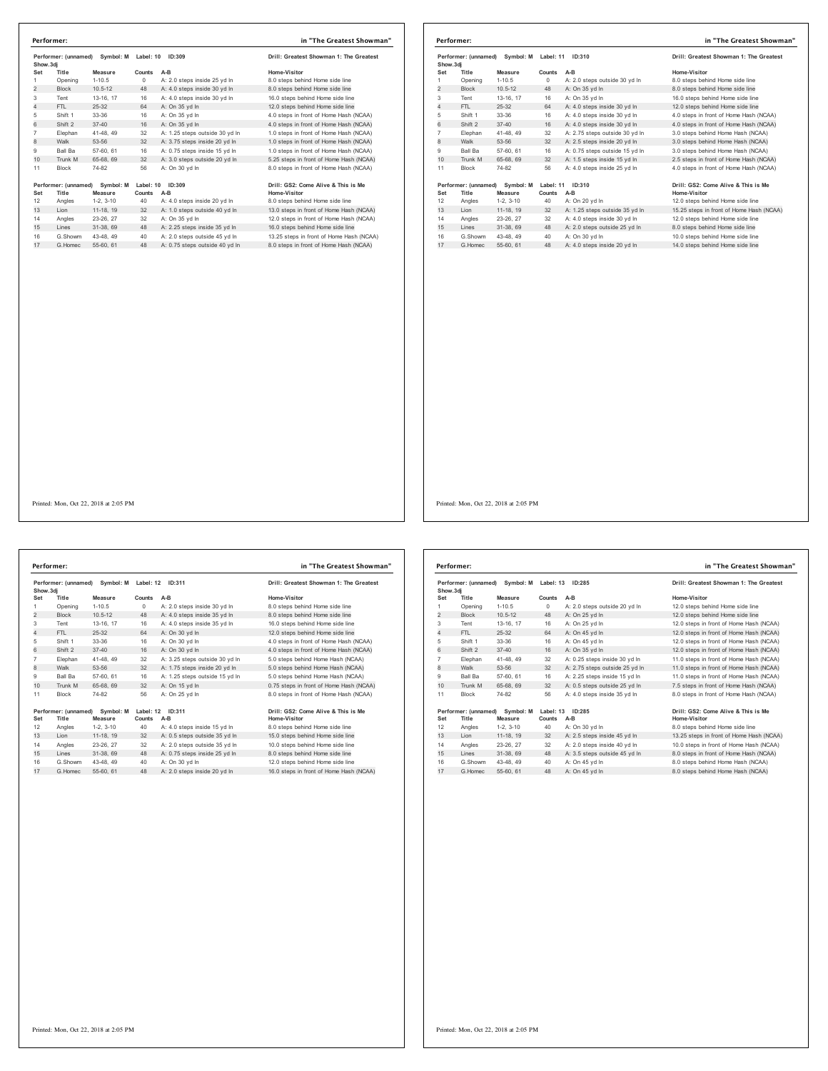## Performer: in "The Greatest Showman"

Performer: (unnamed) Symbol: M Label: 10 ID:309 — Drill: Greatest Showman 1: The Greatest Show.3dj

| Set | Title | Measure | Counts | A-B | Home-Visitor |
|---|---|---|---|---|---|
| 1 | Opening | 1-10.5 | 0 | A: 2.0 steps inside 25 yd ln | 8.0 steps behind Home side line |
| 2 | Block | 10.5-12 | 48 | A: 4.0 steps inside 30 yd ln | 8.0 steps behind Home side line |
| 3 | Tent | 13-16, 17 | 16 | A: 4.0 steps inside 30 yd ln | 16.0 steps behind Home side line |
| 4 | FTL | 25-32 | 64 | A: On 35 yd ln | 12.0 steps behind Home side line |
| 5 | Shift 1 | 33-36 | 16 | A: On 35 yd ln | 4.0 steps in front of Home Hash (NCAA) |
| 6 | Shift 2 | 37-40 | 16 | A: On 35 yd ln | 4.0 steps in front of Home Hash (NCAA) |
| 7 | Elephan | 41-48, 49 | 32 | A: 1.25 steps outside 30 yd ln | 1.0 steps in front of Home Hash (NCAA) |
| 8 | Walk | 53-56 | 32 | A: 3.75 steps inside 20 yd ln | 1.0 steps in front of Home Hash (NCAA) |
| 9 | Ball Ba | 57-60, 61 | 16 | A: 0.75 steps inside 15 yd ln | 1.0 steps in front of Home Hash (NCAA) |
| 10 | Trunk M | 65-68, 69 | 32 | A: 3.0 steps outside 20 yd ln | 5.25 steps in front of Home Hash (NCAA) |
| 11 | Block | 74-82 | 56 | A: On 30 yd ln | 8.0 steps in front of Home Hash (NCAA) |

Performer: (unnamed) Symbol: M Label: 10 ID:309 — Drill: GS2: Come Alive & This is Me

| Set | Title | Measure | Counts | A-B | Home-Visitor |
|---|---|---|---|---|---|
| 12 | Angles | 1-2, 3-10 | 40 | A: 4.0 steps inside 20 yd ln | 8.0 steps behind Home side line |
| 13 | Lion | 11-18, 19 | 32 | A: 1.0 steps outside 40 yd ln | 13.0 steps in front of Home Hash (NCAA) |
| 14 | Angles | 23-26, 27 | 32 | A: On 35 yd ln | 12.0 steps in front of Home Hash (NCAA) |
| 15 | Lines | 31-38, 69 | 48 | A: 2.25 steps inside 35 yd ln | 16.0 steps behind Home side line |
| 16 | G.Showm | 43-48, 49 | 40 | A: 2.0 steps outside 45 yd ln | 13.25 steps in front of Home Hash (NCAA) |
| 17 | G.Homec | 55-60, 61 | 48 | A: 0.75 steps outside 40 yd ln | 8.0 steps in front of Home Hash (NCAA) |

Printed: Mon, Oct 22, 2018 at 2:05 PM

## Performer: in "The Greatest Showman"

Performer: (unnamed) Symbol: M Label: 11 ID:310 — Drill: Greatest Showman 1: The Greatest Show.3dj

| Set | Title | Measure | Counts | A-B | Home-Visitor |
|---|---|---|---|---|---|
| 1 | Opening | 1-10.5 | 0 | A: 2.0 steps outside 30 yd ln | 8.0 steps behind Home side line |
| 2 | Block | 10.5-12 | 48 | A: On 35 yd ln | 8.0 steps behind Home side line |
| 3 | Tent | 13-16, 17 | 16 | A: On 35 yd ln | 16.0 steps behind Home side line |
| 4 | FTL | 25-32 | 64 | A: 4.0 steps inside 30 yd ln | 12.0 steps behind Home side line |
| 5 | Shift 1 | 33-36 | 16 | A: 4.0 steps inside 30 yd ln | 4.0 steps in front of Home Hash (NCAA) |
| 6 | Shift 2 | 37-40 | 16 | A: 4.0 steps inside 30 yd ln | 4.0 steps in front of Home Hash (NCAA) |
| 7 | Elephan | 41-48, 49 | 32 | A: 2.75 steps outside 30 yd ln | 3.0 steps behind Home Hash (NCAA) |
| 8 | Walk | 53-56 | 32 | A: 2.5 steps inside 20 yd ln | 3.0 steps behind Home Hash (NCAA) |
| 9 | Ball Ba | 57-60, 61 | 16 | A: 0.75 steps outside 15 yd ln | 3.0 steps behind Home Hash (NCAA) |
| 10 | Trunk M | 65-68, 69 | 32 | A: 1.5 steps inside 15 yd ln | 2.5 steps in front of Home Hash (NCAA) |
| 11 | Block | 74-82 | 56 | A: 4.0 steps inside 25 yd ln | 4.0 steps in front of Home Hash (NCAA) |

Performer: (unnamed) Symbol: M Label: 11 ID:310 — Drill: GS2: Come Alive & This is Me

| Set | Title | Measure | Counts | A-B | Home-Visitor |
|---|---|---|---|---|---|
| 12 | Angles | 1-2, 3-10 | 40 | A: On 20 yd ln | 12.0 steps behind Home side line |
| 13 | Lion | 11-18, 19 | 32 | A: 1.25 steps outside 35 yd ln | 15.25 steps in front of Home Hash (NCAA) |
| 14 | Angles | 23-26, 27 | 32 | A: 4.0 steps inside 30 yd ln | 12.0 steps behind Home side line |
| 15 | Lines | 31-38, 69 | 48 | A: 2.0 steps outside 25 yd ln | 8.0 steps behind Home side line |
| 16 | G.Showm | 43-48, 49 | 40 | A: On 30 yd ln | 10.0 steps behind Home side line |
| 17 | G.Homec | 55-60, 61 | 48 | A: 4.0 steps inside 20 yd ln | 14.0 steps behind Home side line |

Printed: Mon, Oct 22, 2018 at 2:05 PM

## Performer: in "The Greatest Showman"

Performer: (unnamed) Symbol: M Label: 12 ID:311 — Drill: Greatest Showman 1: The Greatest Show.3dj

| Set | Title | Measure | Counts | A-B | Home-Visitor |
|---|---|---|---|---|---|
| 1 | Opening | 1-10.5 | 0 | A: 2.0 steps inside 30 yd ln | 8.0 steps behind Home side line |
| 2 | Block | 10.5-12 | 48 | A: 4.0 steps inside 35 yd ln | 8.0 steps behind Home side line |
| 3 | Tent | 13-16, 17 | 16 | A: 4.0 steps inside 35 yd ln | 16.0 steps behind Home side line |
| 4 | FTL | 25-32 | 64 | A: On 30 yd ln | 12.0 steps behind Home side line |
| 5 | Shift 1 | 33-36 | 16 | A: On 30 yd ln | 4.0 steps in front of Home Hash (NCAA) |
| 6 | Shift 2 | 37-40 | 16 | A: On 30 yd ln | 4.0 steps in front of Home Hash (NCAA) |
| 7 | Elephan | 41-48, 49 | 32 | A: 3.25 steps outside 30 yd ln | 5.0 steps behind Home Hash (NCAA) |
| 8 | Walk | 53-56 | 32 | A: 1.75 steps inside 20 yd ln | 5.0 steps behind Home Hash (NCAA) |
| 9 | Ball Ba | 57-60, 61 | 16 | A: 1.25 steps outside 15 yd ln | 5.0 steps behind Home Hash (NCAA) |
| 10 | Trunk M | 65-68, 69 | 32 | A: On 15 yd ln | 0.75 steps in front of Home Hash (NCAA) |
| 11 | Block | 74-82 | 56 | A: On 25 yd ln | 8.0 steps in front of Home Hash (NCAA) |

Performer: (unnamed) Symbol: M Label: 12 ID:311 — Drill: GS2: Come Alive & This is Me

| Set | Title | Measure | Counts | A-B | Home-Visitor |
|---|---|---|---|---|---|
| 12 | Angles | 1-2, 3-10 | 40 | A: 4.0 steps inside 15 yd ln | 8.0 steps behind Home side line |
| 13 | Lion | 11-18, 19 | 32 | A: 0.5 steps outside 35 yd ln | 15.0 steps behind Home side line |
| 14 | Angles | 23-26, 27 | 32 | A: 2.0 steps outside 35 yd ln | 10.0 steps behind Home side line |
| 15 | Lines | 31-38, 69 | 48 | A: 0.75 steps inside 25 yd ln | 8.0 steps behind Home side line |
| 16 | G.Showm | 43-48, 49 | 40 | A: On 30 yd ln | 12.0 steps behind Home side line |
| 17 | G.Homec | 55-60, 61 | 48 | A: 2.0 steps inside 20 yd ln | 16.0 steps in front of Home Hash (NCAA) |

Printed: Mon, Oct 22, 2018 at 2:05 PM

## Performer: in "The Greatest Showman"

Performer: (unnamed) Symbol: M Label: 13 ID:285 — Drill: Greatest Showman 1: The Greatest Show.3dj

| Set | Title | Measure | Counts | A-B | Home-Visitor |
|---|---|---|---|---|---|
| 1 | Opening | 1-10.5 | 0 | A: 2.0 steps outside 20 yd ln | 12.0 steps behind Home side line |
| 2 | Block | 10.5-12 | 48 | A: On 25 yd ln | 12.0 steps behind Home side line |
| 3 | Tent | 13-16, 17 | 16 | A: On 25 yd ln | 12.0 steps in front of Home Hash (NCAA) |
| 4 | FTL | 25-32 | 64 | A: On 45 yd ln | 12.0 steps in front of Home Hash (NCAA) |
| 5 | Shift 1 | 33-36 | 16 | A: On 45 yd ln | 12.0 steps in front of Home Hash (NCAA) |
| 6 | Shift 2 | 37-40 | 16 | A: On 35 yd ln | 12.0 steps in front of Home Hash (NCAA) |
| 7 | Elephan | 41-48, 49 | 32 | A: 0.25 steps inside 30 yd ln | 11.0 steps in front of Home Hash (NCAA) |
| 8 | Walk | 53-56 | 32 | A: 2.75 steps outside 25 yd ln | 11.0 steps in front of Home Hash (NCAA) |
| 9 | Ball Ba | 57-60, 61 | 16 | A: 2.25 steps inside 15 yd ln | 11.0 steps in front of Home Hash (NCAA) |
| 10 | Trunk M | 65-68, 69 | 32 | A: 0.5 steps outside 25 yd ln | 7.5 steps in front of Home Hash (NCAA) |
| 11 | Block | 74-82 | 56 | A: 4.0 steps inside 35 yd ln | 8.0 steps in front of Home Hash (NCAA) |

Performer: (unnamed) Symbol: M Label: 13 ID:285 — Drill: GS2: Come Alive & This is Me

| Set | Title | Measure | Counts | A-B | Home-Visitor |
|---|---|---|---|---|---|
| 12 | Angles | 1-2, 3-10 | 40 | A: On 30 yd ln | 8.0 steps behind Home side line |
| 13 | Lion | 11-18, 19 | 32 | A: 2.5 steps inside 45 yd ln | 13.25 steps in front of Home Hash (NCAA) |
| 14 | Angles | 23-26, 27 | 32 | A: 2.0 steps inside 40 yd ln | 10.0 steps in front of Home Hash (NCAA) |
| 15 | Lines | 31-38, 69 | 48 | A: 3.5 steps outside 45 yd ln | 8.0 steps in front of Home Hash (NCAA) |
| 16 | G.Showm | 43-48, 49 | 40 | A: On 45 yd ln | 8.0 steps behind Home Hash (NCAA) |
| 17 | G.Homec | 55-60, 61 | 48 | A: On 45 yd ln | 8.0 steps behind Home Hash (NCAA) |

Printed: Mon, Oct 22, 2018 at 2:05 PM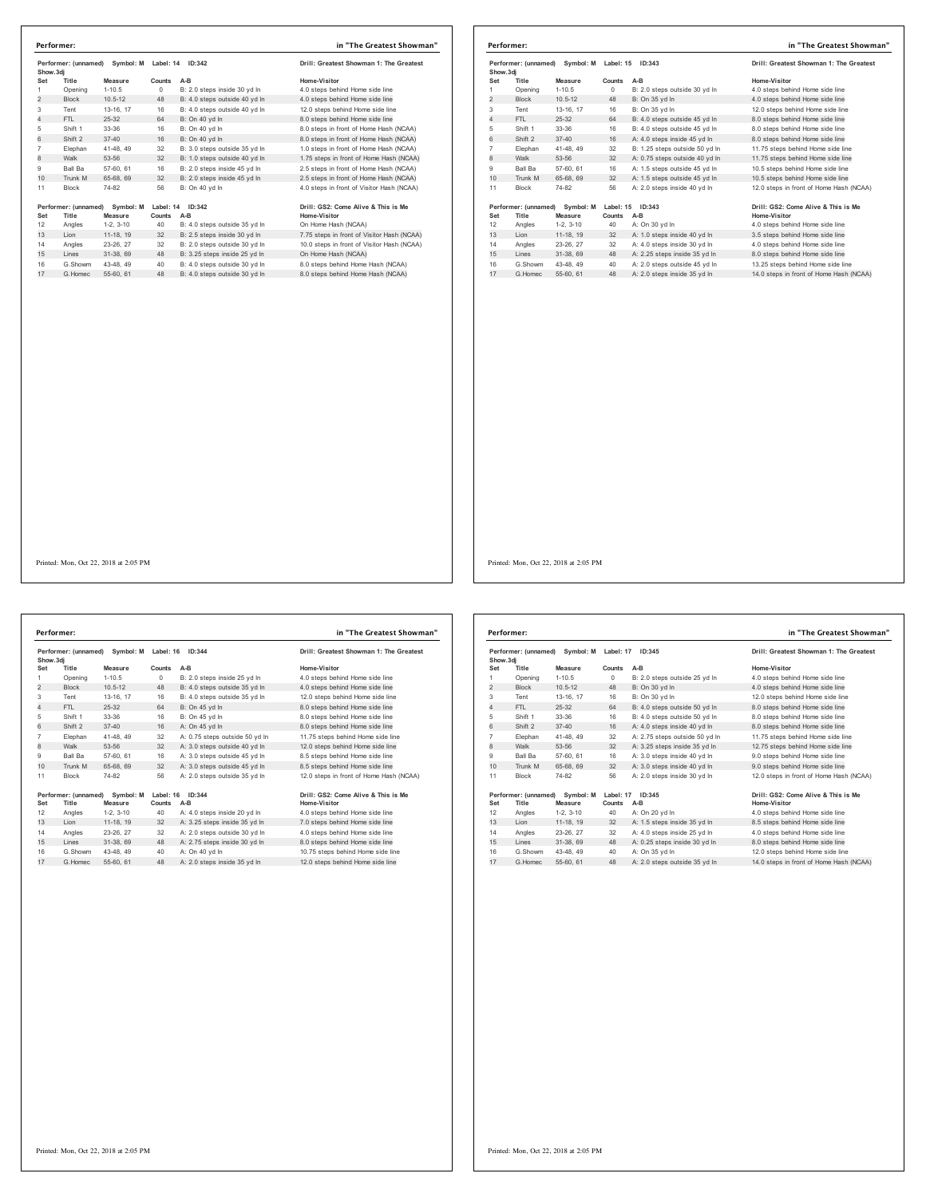## Performer: in "The Greatest Showman"

Performer: (unnamed) Symbol: M Label: 14 ID:342 — Drill: Greatest Showman 1: The Greatest Show.3dj

| Set | Title | Measure | Counts | A-B | Home-Visitor |
|---|---|---|---|---|---|
| 1 | Opening | 1-10.5 | 0 | B: 2.0 steps inside 30 yd ln | 4.0 steps behind Home side line |
| 2 | Block | 10.5-12 | 48 | B: 4.0 steps outside 40 yd ln | 4.0 steps behind Home side line |
| 3 | Tent | 13-16, 17 | 16 | B: 4.0 steps outside 40 yd ln | 12.0 steps behind Home side line |
| 4 | FTL | 25-32 | 64 | B: On 40 yd ln | 8.0 steps behind Home side line |
| 5 | Shift 1 | 33-36 | 16 | B: On 40 yd ln | 8.0 steps in front of Home Hash (NCAA) |
| 6 | Shift 2 | 37-40 | 16 | B: On 40 yd ln | 8.0 steps in front of Home Hash (NCAA) |
| 7 | Elephan | 41-48, 49 | 32 | B: 3.0 steps outside 35 yd ln | 1.0 steps in front of Home Hash (NCAA) |
| 8 | Walk | 53-56 | 32 | B: 1.0 steps outside 40 yd ln | 1.75 steps in front of Home Hash (NCAA) |
| 9 | Ball Ba | 57-60, 61 | 16 | B: 2.0 steps inside 45 yd ln | 2.5 steps in front of Home Hash (NCAA) |
| 10 | Trunk M | 65-68, 69 | 32 | B: 2.0 steps inside 45 yd ln | 2.5 steps in front of Home Hash (NCAA) |
| 11 | Block | 74-82 | 56 | B: On 40 yd ln | 4.0 steps in front of Visitor Hash (NCAA) |

Performer: (unnamed) Symbol: M Label: 14 ID:342 — Drill: GS2: Come Alive & This is Me

| Set | Title | Measure | Counts | A-B | Home-Visitor |
|---|---|---|---|---|---|
| 12 | Angles | 1-2, 3-10 | 40 | B: 4.0 steps outside 35 yd ln | On Home Hash (NCAA) |
| 13 | Lion | 11-18, 19 | 32 | B: 2.5 steps inside 30 yd ln | 7.75 steps in front of Visitor Hash (NCAA) |
| 14 | Angles | 23-26, 27 | 32 | B: 2.0 steps outside 30 yd ln | 10.0 steps in front of Visitor Hash (NCAA) |
| 15 | Lines | 31-38, 69 | 48 | B: 3.25 steps inside 25 yd ln | On Home Hash (NCAA) |
| 16 | G.Showm | 43-48, 49 | 40 | B: 4.0 steps outside 30 yd ln | 8.0 steps behind Home Hash (NCAA) |
| 17 | G.Homec | 55-60, 61 | 48 | B: 4.0 steps outside 30 yd ln | 8.0 steps behind Home Hash (NCAA) |

Printed: Mon, Oct 22, 2018 at 2:05 PM

## Performer: in "The Greatest Showman"

Performer: (unnamed) Symbol: M Label: 15 ID:343 — Drill: Greatest Showman 1: The Greatest Show.3dj

| Set | Title | Measure | Counts | A-B | Home-Visitor |
|---|---|---|---|---|---|
| 1 | Opening | 1-10.5 | 0 | B: 2.0 steps outside 30 yd ln | 4.0 steps behind Home side line |
| 2 | Block | 10.5-12 | 48 | B: On 35 yd ln | 4.0 steps behind Home side line |
| 3 | Tent | 13-16, 17 | 16 | B: On 35 yd ln | 12.0 steps behind Home side line |
| 4 | FTL | 25-32 | 64 | B: 4.0 steps outside 45 yd ln | 8.0 steps behind Home side line |
| 5 | Shift 1 | 33-36 | 16 | B: 4.0 steps outside 45 yd ln | 8.0 steps behind Home side line |
| 6 | Shift 2 | 37-40 | 16 | A: 4.0 steps inside 45 yd ln | 8.0 steps behind Home side line |
| 7 | Elephan | 41-48, 49 | 32 | B: 1.25 steps outside 50 yd ln | 11.75 steps behind Home side line |
| 8 | Walk | 53-56 | 32 | A: 0.75 steps outside 40 yd ln | 11.75 steps behind Home side line |
| 9 | Ball Ba | 57-60, 61 | 16 | A: 1.5 steps outside 45 yd ln | 10.5 steps behind Home side line |
| 10 | Trunk M | 65-68, 69 | 32 | A: 1.5 steps outside 45 yd ln | 10.5 steps behind Home side line |
| 11 | Block | 74-82 | 56 | A: 2.0 steps inside 40 yd ln | 12.0 steps in front of Home Hash (NCAA) |

Performer: (unnamed) Symbol: M Label: 15 ID:343 — Drill: GS2: Come Alive & This is Me

| Set | Title | Measure | Counts | A-B | Home-Visitor |
|---|---|---|---|---|---|
| 12 | Angles | 1-2, 3-10 | 40 | A: On 30 yd ln | 4.0 steps behind Home side line |
| 13 | Lion | 11-18, 19 | 32 | A: 1.0 steps inside 40 yd ln | 3.5 steps behind Home side line |
| 14 | Angles | 23-26, 27 | 32 | A: 4.0 steps inside 30 yd ln | 4.0 steps behind Home side line |
| 15 | Lines | 31-38, 69 | 48 | A: 2.25 steps inside 35 yd ln | 8.0 steps behind Home side line |
| 16 | G.Showm | 43-48, 49 | 40 | A: 2.0 steps outside 45 yd ln | 13.25 steps behind Home side line |
| 17 | G.Homec | 55-60, 61 | 48 | A: 2.0 steps inside 35 yd ln | 14.0 steps in front of Home Hash (NCAA) |

Printed: Mon, Oct 22, 2018 at 2:05 PM

## Performer: in "The Greatest Showman"

Performer: (unnamed) Symbol: M Label: 16 ID:344 — Drill: Greatest Showman 1: The Greatest Show.3dj

| Set | Title | Measure | Counts | A-B | Home-Visitor |
|---|---|---|---|---|---|
| 1 | Opening | 1-10.5 | 0 | B: 2.0 steps inside 25 yd ln | 4.0 steps behind Home side line |
| 2 | Block | 10.5-12 | 48 | B: 4.0 steps outside 35 yd ln | 4.0 steps behind Home side line |
| 3 | Tent | 13-16, 17 | 16 | B: 4.0 steps outside 35 yd ln | 12.0 steps behind Home side line |
| 4 | FTL | 25-32 | 64 | B: On 45 yd ln | 8.0 steps behind Home side line |
| 5 | Shift 1 | 33-36 | 16 | B: On 45 yd ln | 8.0 steps behind Home side line |
| 6 | Shift 2 | 37-40 | 16 | A: On 45 yd ln | 8.0 steps behind Home side line |
| 7 | Elephan | 41-48, 49 | 32 | A: 0.75 steps outside 50 yd ln | 11.75 steps behind Home side line |
| 8 | Walk | 53-56 | 32 | A: 3.0 steps outside 40 yd ln | 12.0 steps behind Home side line |
| 9 | Ball Ba | 57-60, 61 | 16 | A: 3.0 steps outside 45 yd ln | 8.5 steps behind Home side line |
| 10 | Trunk M | 65-68, 69 | 32 | A: 3.0 steps outside 45 yd ln | 8.5 steps behind Home side line |
| 11 | Block | 74-82 | 56 | A: 2.0 steps outside 35 yd ln | 12.0 steps in front of Home Hash (NCAA) |

Performer: (unnamed) Symbol: M Label: 16 ID:344 — Drill: GS2: Come Alive & This is Me

| Set | Title | Measure | Counts | A-B | Home-Visitor |
|---|---|---|---|---|---|
| 12 | Angles | 1-2, 3-10 | 40 | A: 4.0 steps inside 20 yd ln | 4.0 steps behind Home side line |
| 13 | Lion | 11-18, 19 | 32 | A: 3.25 steps inside 35 yd ln | 7.0 steps behind Home side line |
| 14 | Angles | 23-26, 27 | 32 | A: 2.0 steps outside 30 yd ln | 4.0 steps behind Home side line |
| 15 | Lines | 31-38, 69 | 48 | A: 2.75 steps inside 30 yd ln | 8.0 steps behind Home side line |
| 16 | G.Showm | 43-48, 49 | 40 | A: On 40 yd ln | 10.75 steps behind Home side line |
| 17 | G.Homec | 55-60, 61 | 48 | A: 2.0 steps inside 35 yd ln | 12.0 steps behind Home side line |

Printed: Mon, Oct 22, 2018 at 2:05 PM

## Performer: in "The Greatest Showman"

Performer: (unnamed) Symbol: M Label: 17 ID:345 — Drill: Greatest Showman 1: The Greatest Show.3dj

| Set | Title | Measure | Counts | A-B | Home-Visitor |
|---|---|---|---|---|---|
| 1 | Opening | 1-10.5 | 0 | B: 2.0 steps outside 25 yd ln | 4.0 steps behind Home side line |
| 2 | Block | 10.5-12 | 48 | B: On 30 yd ln | 4.0 steps behind Home side line |
| 3 | Tent | 13-16, 17 | 16 | B: On 30 yd ln | 12.0 steps behind Home side line |
| 4 | FTL | 25-32 | 64 | B: 4.0 steps outside 50 yd ln | 8.0 steps behind Home side line |
| 5 | Shift 1 | 33-36 | 16 | B: 4.0 steps outside 50 yd ln | 8.0 steps behind Home side line |
| 6 | Shift 2 | 37-40 | 16 | A: 4.0 steps inside 40 yd ln | 8.0 steps behind Home side line |
| 7 | Elephan | 41-48, 49 | 32 | A: 2.75 steps outside 50 yd ln | 11.75 steps behind Home side line |
| 8 | Walk | 53-56 | 32 | A: 3.25 steps inside 35 yd ln | 12.75 steps behind Home side line |
| 9 | Ball Ba | 57-60, 61 | 16 | A: 3.0 steps inside 40 yd ln | 9.0 steps behind Home side line |
| 10 | Trunk M | 65-68, 69 | 32 | A: 3.0 steps inside 40 yd ln | 9.0 steps behind Home side line |
| 11 | Block | 74-82 | 56 | A: 2.0 steps inside 30 yd ln | 12.0 steps in front of Home Hash (NCAA) |

Performer: (unnamed) Symbol: M Label: 17 ID:345 — Drill: GS2: Come Alive & This is Me

| Set | Title | Measure | Counts | A-B | Home-Visitor |
|---|---|---|---|---|---|
| 12 | Angles | 1-2, 3-10 | 40 | A: On 20 yd ln | 4.0 steps behind Home side line |
| 13 | Lion | 11-18, 19 | 32 | A: 1.5 steps inside 35 yd ln | 8.5 steps behind Home side line |
| 14 | Angles | 23-26, 27 | 32 | A: 4.0 steps inside 25 yd ln | 4.0 steps behind Home side line |
| 15 | Lines | 31-38, 69 | 48 | A: 0.25 steps inside 30 yd ln | 8.0 steps behind Home side line |
| 16 | G.Showm | 43-48, 49 | 40 | A: On 35 yd ln | 12.0 steps behind Home side line |
| 17 | G.Homec | 55-60, 61 | 48 | A: 2.0 steps outside 35 yd ln | 14.0 steps in front of Home Hash (NCAA) |

Printed: Mon, Oct 22, 2018 at 2:05 PM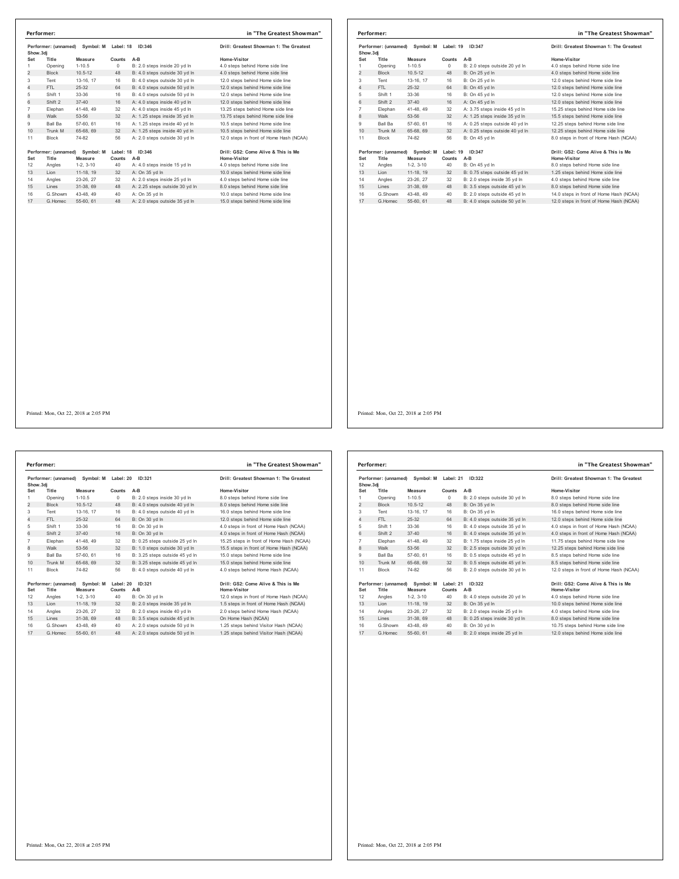**Performer:** in "The Greatest Showman"

Performer: (unnamed) Symbol: M Label: 18 ID:346 — Drill: Greatest Showman 1: The Greatest Show.3dj

| Set | Title | Measure | Counts | A-B | Home-Visitor |
|---|---|---|---|---|---|
| 1 | Opening | 1-10.5 | 0 | B: 2.0 steps inside 20 yd ln | 4.0 steps behind Home side line |
| 2 | Block | 10.5-12 | 48 | B: 4.0 steps outside 30 yd ln | 4.0 steps behind Home side line |
| 3 | Tent | 13-16, 17 | 16 | B: 4.0 steps outside 30 yd ln | 12.0 steps behind Home side line |
| 4 | FTL | 25-32 | 64 | B: 4.0 steps outside 50 yd ln | 12.0 steps behind Home side line |
| 5 | Shift 1 | 33-36 | 16 | B: 4.0 steps outside 50 yd ln | 12.0 steps behind Home side line |
| 6 | Shift 2 | 37-40 | 16 | A: 4.0 steps inside 40 yd ln | 12.0 steps behind Home side line |
| 7 | Elephan | 41-48, 49 | 32 | A: 4.0 steps inside 45 yd ln | 13.25 steps behind Home side line |
| 8 | Walk | 53-56 | 32 | A: 1.25 steps inside 35 yd ln | 13.75 steps behind Home side line |
| 9 | Ball Ba | 57-60, 61 | 16 | A: 1.25 steps inside 40 yd ln | 10.5 steps behind Home side line |
| 10 | Trunk M | 65-68, 69 | 32 | A: 1.25 steps inside 40 yd ln | 10.5 steps behind Home side line |
| 11 | Block | 74-82 | 56 | A: 2.0 steps outside 30 yd ln | 12.0 steps in front of Home Hash (NCAA) |

Performer: (unnamed) Symbol: M Label: 18 ID:346 — Drill: GS2: Come Alive & This is Me

| Set | Title | Measure | Counts | A-B | Home-Visitor |
|---|---|---|---|---|---|
| 12 | Angles | 1-2, 3-10 | 40 | A: 4.0 steps inside 15 yd ln | 4.0 steps behind Home side line |
| 13 | Lion | 11-18, 19 | 32 | A: On 35 yd ln | 10.0 steps behind Home side line |
| 14 | Angles | 23-26, 27 | 32 | A: 2.0 steps inside 25 yd ln | 4.0 steps behind Home side line |
| 15 | Lines | 31-38, 69 | 48 | A: 2.25 steps outside 30 yd ln | 8.0 steps behind Home side line |
| 16 | G.Showm | 43-48, 49 | 40 | A: On 35 yd ln | 10.0 steps behind Home side line |
| 17 | G.Homec | 55-60, 61 | 48 | A: 2.0 steps outside 35 yd ln | 15.0 steps behind Home side line |

Printed: Mon, Oct 22, 2018 at 2:05 PM

**Performer:** in "The Greatest Showman"

Performer: (unnamed) Symbol: M Label: 19 ID:347 — Drill: Greatest Showman 1: The Greatest Show.3dj

| Set | Title | Measure | Counts | A-B | Home-Visitor |
|---|---|---|---|---|---|
| 1 | Opening | 1-10.5 | 0 | B: 2.0 steps outside 20 yd ln | 4.0 steps behind Home side line |
| 2 | Block | 10.5-12 | 48 | B: On 25 yd ln | 4.0 steps behind Home side line |
| 3 | Tent | 13-16, 17 | 16 | B: On 25 yd ln | 12.0 steps behind Home side line |
| 4 | FTL | 25-32 | 64 | B: On 45 yd ln | 12.0 steps behind Home side line |
| 5 | Shift 1 | 33-36 | 16 | B: On 45 yd ln | 12.0 steps behind Home side line |
| 6 | Shift 2 | 37-40 | 16 | A: On 45 yd ln | 12.0 steps behind Home side line |
| 7 | Elephan | 41-48, 49 | 32 | A: 3.75 steps inside 45 yd ln | 15.25 steps behind Home side line |
| 8 | Walk | 53-56 | 32 | A: 1.25 steps inside 35 yd ln | 15.5 steps behind Home side line |
| 9 | Ball Ba | 57-60, 61 | 16 | A: 0.25 steps outside 40 yd ln | 12.25 steps behind Home side line |
| 10 | Trunk M | 65-68, 69 | 32 | A: 0.25 steps outside 40 yd ln | 12.25 steps behind Home side line |
| 11 | Block | 74-82 | 56 | B: On 45 yd ln | 8.0 steps in front of Home Hash (NCAA) |

Performer: (unnamed) Symbol: M Label: 19 ID:347 — Drill: GS2: Come Alive & This is Me

| Set | Title | Measure | Counts | A-B | Home-Visitor |
|---|---|---|---|---|---|
| 12 | Angles | 1-2, 3-10 | 40 | B: On 45 yd ln | 8.0 steps behind Home side line |
| 13 | Lion | 11-18, 19 | 32 | B: 0.75 steps outside 45 yd ln | 1.25 steps behind Home side line |
| 14 | Angles | 23-26, 27 | 32 | B: 2.0 steps inside 35 yd ln | 4.0 steps behind Home side line |
| 15 | Lines | 31-38, 69 | 48 | B: 3.5 steps outside 45 yd ln | 8.0 steps behind Home side line |
| 16 | G.Showm | 43-48, 49 | 40 | B: 2.0 steps outside 45 yd ln | 14.0 steps in front of Home Hash (NCAA) |
| 17 | G.Homec | 55-60, 61 | 48 | B: 4.0 steps outside 50 yd ln | 12.0 steps in front of Home Hash (NCAA) |

Printed: Mon, Oct 22, 2018 at 2:05 PM

**Performer:** in "The Greatest Showman"

Performer: (unnamed) Symbol: M Label: 20 ID:321 — Drill: Greatest Showman 1: The Greatest Show.3dj

| Set | Title | Measure | Counts | A-B | Home-Visitor |
|---|---|---|---|---|---|
| 1 | Opening | 1-10.5 | 0 | B: 2.0 steps inside 30 yd ln | 8.0 steps behind Home side line |
| 2 | Block | 10.5-12 | 48 | B: 4.0 steps outside 40 yd ln | 8.0 steps behind Home side line |
| 3 | Tent | 13-16, 17 | 16 | B: 4.0 steps outside 40 yd ln | 16.0 steps behind Home side line |
| 4 | FTL | 25-32 | 64 | B: On 30 yd ln | 12.0 steps behind Home side line |
| 5 | Shift 1 | 33-36 | 16 | B: On 30 yd ln | 4.0 steps in front of Home Hash (NCAA) |
| 6 | Shift 2 | 37-40 | 16 | B: On 30 yd ln | 4.0 steps in front of Home Hash (NCAA) |
| 7 | Elephan | 41-48, 49 | 32 | B: 0.25 steps outside 25 yd ln | 15.25 steps in front of Home Hash (NCAA) |
| 8 | Walk | 53-56 | 32 | B: 1.0 steps outside 30 yd ln | 15.5 steps in front of Home Hash (NCAA) |
| 9 | Ball Ba | 57-60, 61 | 16 | B: 3.25 steps outside 45 yd ln | 15.0 steps behind Home side line |
| 10 | Trunk M | 65-68, 69 | 32 | B: 3.25 steps outside 45 yd ln | 15.0 steps behind Home side line |
| 11 | Block | 74-82 | 56 | B: 4.0 steps outside 40 yd ln | 4.0 steps behind Home Hash (NCAA) |

Performer: (unnamed) Symbol: M Label: 20 ID:321 — Drill: GS2: Come Alive & This is Me

| Set | Title | Measure | Counts | A-B | Home-Visitor |
|---|---|---|---|---|---|
| 12 | Angles | 1-2, 3-10 | 40 | B: On 30 yd ln | 12.0 steps in front of Home Hash (NCAA) |
| 13 | Lion | 11-18, 19 | 32 | B: 2.0 steps inside 35 yd ln | 1.5 steps in front of Home Hash (NCAA) |
| 14 | Angles | 23-26, 27 | 32 | B: 2.0 steps inside 40 yd ln | 2.0 steps behind Home Hash (NCAA) |
| 15 | Lines | 31-38, 69 | 48 | B: 3.5 steps outside 45 yd ln | On Home Hash (NCAA) |
| 16 | G.Showm | 43-48, 49 | 40 | A: 2.0 steps outside 50 yd ln | 1.25 steps behind Visitor Hash (NCAA) |
| 17 | G.Homec | 55-60, 61 | 48 | A: 2.0 steps outside 50 yd ln | 1.25 steps behind Visitor Hash (NCAA) |

Printed: Mon, Oct 22, 2018 at 2:05 PM

**Performer:** in "The Greatest Showman"

Performer: (unnamed) Symbol: M Label: 21 ID:322 — Drill: Greatest Showman 1: The Greatest Show.3dj

| Set | Title | Measure | Counts | A-B | Home-Visitor |
|---|---|---|---|---|---|
| 1 | Opening | 1-10.5 | 0 | B: 2.0 steps outside 30 yd ln | 8.0 steps behind Home side line |
| 2 | Block | 10.5-12 | 48 | B: On 35 yd ln | 8.0 steps behind Home side line |
| 3 | Tent | 13-16, 17 | 16 | B: On 35 yd ln | 16.0 steps behind Home side line |
| 4 | FTL | 25-32 | 64 | B: 4.0 steps outside 35 yd ln | 12.0 steps behind Home side line |
| 5 | Shift 1 | 33-36 | 16 | B: 4.0 steps outside 35 yd ln | 4.0 steps in front of Home Hash (NCAA) |
| 6 | Shift 2 | 37-40 | 16 | B: 4.0 steps outside 35 yd ln | 4.0 steps in front of Home Hash (NCAA) |
| 7 | Elephan | 41-48, 49 | 32 | B: 1.75 steps inside 25 yd ln | 11.75 steps behind Home side line |
| 8 | Walk | 53-56 | 32 | B: 2.5 steps outside 30 yd ln | 12.25 steps behind Home side line |
| 9 | Ball Ba | 57-60, 61 | 16 | B: 0.5 steps outside 45 yd ln | 8.5 steps behind Home side line |
| 10 | Trunk M | 65-68, 69 | 32 | B: 0.5 steps outside 45 yd ln | 8.5 steps behind Home side line |
| 11 | Block | 74-82 | 56 | B: 2.0 steps outside 30 yd ln | 12.0 steps in front of Home Hash (NCAA) |

Performer: (unnamed) Symbol: M Label: 21 ID:322 — Drill: GS2: Come Alive & This is Me

| Set | Title | Measure | Counts | A-B | Home-Visitor |
|---|---|---|---|---|---|
| 12 | Angles | 1-2, 3-10 | 40 | B: 4.0 steps outside 20 yd ln | 4.0 steps behind Home side line |
| 13 | Lion | 11-18, 19 | 32 | B: On 35 yd ln | 10.0 steps behind Home side line |
| 14 | Angles | 23-26, 27 | 32 | B: 2.0 steps inside 25 yd ln | 4.0 steps behind Home side line |
| 15 | Lines | 31-38, 69 | 48 | B: 0.25 steps inside 30 yd ln | 8.0 steps behind Home side line |
| 16 | G.Showm | 43-48, 49 | 40 | B: On 30 yd ln | 10.75 steps behind Home side line |
| 17 | G.Homec | 55-60, 61 | 48 | B: 2.0 steps inside 25 yd ln | 12.0 steps behind Home side line |

Printed: Mon, Oct 22, 2018 at 2:05 PM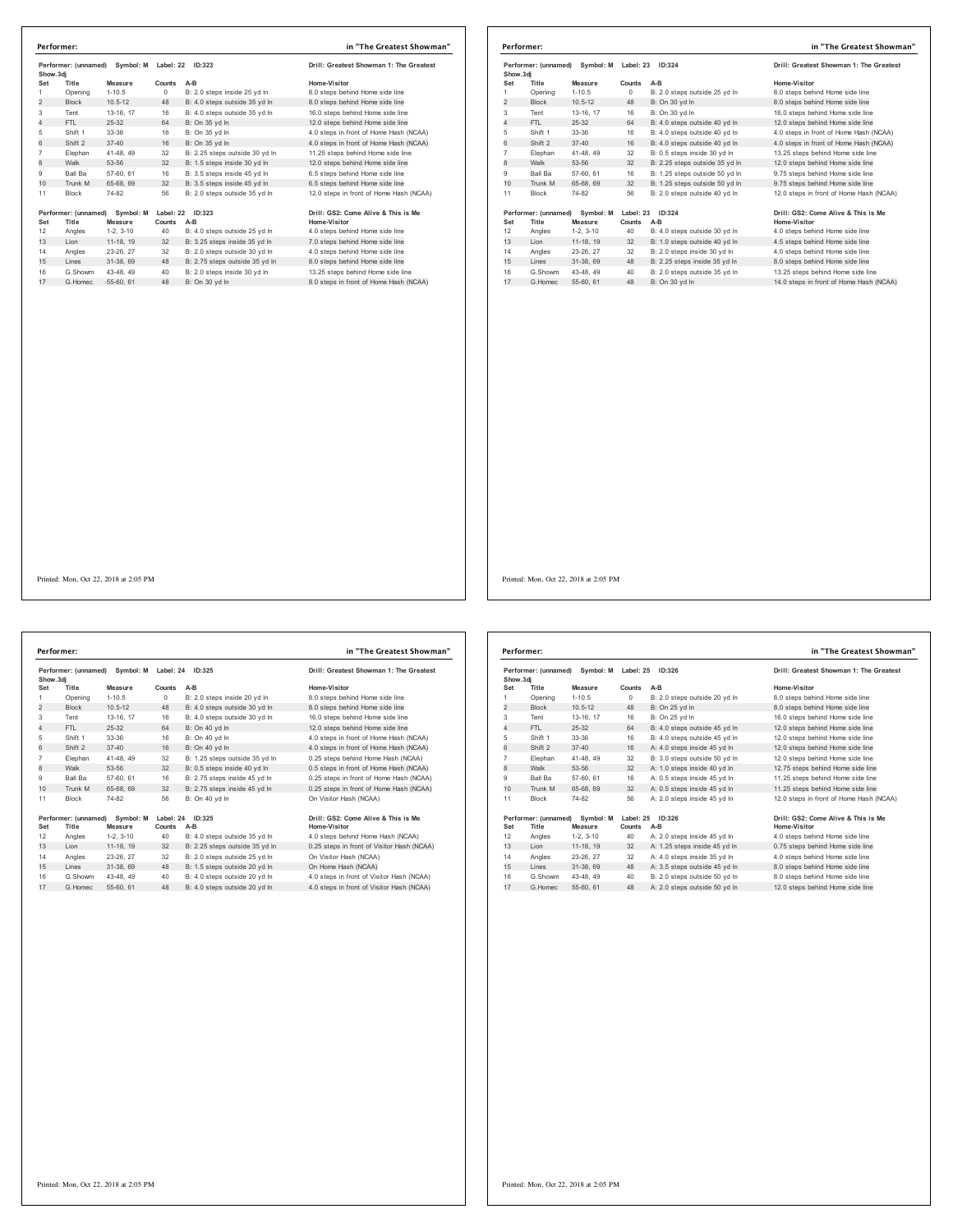## Performer: in "The Greatest Showman"

Performer: (unnamed) Symbol: M Label: 22 ID:323 — Drill: Greatest Showman 1: The Greatest Show.3dj

| Set | Title | Measure | Counts | A-B | Home-Visitor |
|---|---|---|---|---|---|
| 1 | Opening | 1-10.5 | 0 | B: 2.0 steps inside 25 yd ln | 8.0 steps behind Home side line |
| 2 | Block | 10.5-12 | 48 | B: 4.0 steps outside 35 yd ln | 8.0 steps behind Home side line |
| 3 | Tent | 13-16, 17 | 16 | B: 4.0 steps outside 35 yd ln | 16.0 steps behind Home side line |
| 4 | FTL | 25-32 | 64 | B: On 35 yd ln | 12.0 steps behind Home side line |
| 5 | Shift 1 | 33-36 | 16 | B: On 35 yd ln | 4.0 steps in front of Home Hash (NCAA) |
| 6 | Shift 2 | 37-40 | 16 | B: On 35 yd ln | 4.0 steps in front of Home Hash (NCAA) |
| 7 | Elephan | 41-48, 49 | 32 | B: 2.25 steps outside 30 yd ln | 11.25 steps behind Home side line |
| 8 | Walk | 53-56 | 32 | B: 1.5 steps inside 30 yd ln | 12.0 steps behind Home side line |
| 9 | Ball Ba | 57-60, 61 | 16 | B: 3.5 steps inside 45 yd ln | 6.5 steps behind Home side line |
| 10 | Trunk M | 65-68, 69 | 32 | B: 3.5 steps inside 45 yd ln | 6.5 steps behind Home side line |
| 11 | Block | 74-82 | 56 | B: 2.0 steps outside 35 yd ln | 12.0 steps in front of Home Hash (NCAA) |

Performer: (unnamed) Symbol: M Label: 22 ID:323 — Drill: GS2: Come Alive & This is Me

| Set | Title | Measure | Counts | A-B | Home-Visitor |
|---|---|---|---|---|---|
| 12 | Angles | 1-2, 3-10 | 40 | B: 4.0 steps outside 25 yd ln | 4.0 steps behind Home side line |
| 13 | Lion | 11-18, 19 | 32 | B: 3.25 steps inside 35 yd ln | 7.0 steps behind Home side line |
| 14 | Angles | 23-26, 27 | 32 | B: 2.0 steps outside 30 yd ln | 4.0 steps behind Home side line |
| 15 | Lines | 31-38, 69 | 48 | B: 2.75 steps outside 35 yd ln | 8.0 steps behind Home side line |
| 16 | G.Showm | 43-48, 49 | 40 | B: 2.0 steps inside 30 yd ln | 13.25 steps behind Home side line |
| 17 | G.Homec | 55-60, 61 | 48 | B: On 30 yd ln | 8.0 steps in front of Home Hash (NCAA) |

Printed: Mon, Oct 22, 2018 at 2:05 PM

## Performer: in "The Greatest Showman"

Performer: (unnamed) Symbol: M Label: 23 ID:324 — Drill: Greatest Showman 1: The Greatest Show.3dj

| Set | Title | Measure | Counts | A-B | Home-Visitor |
|---|---|---|---|---|---|
| 1 | Opening | 1-10.5 | 0 | B: 2.0 steps outside 25 yd ln | 8.0 steps behind Home side line |
| 2 | Block | 10.5-12 | 48 | B: On 30 yd ln | 8.0 steps behind Home side line |
| 3 | Tent | 13-16, 17 | 16 | B: On 30 yd ln | 16.0 steps behind Home side line |
| 4 | FTL | 25-32 | 64 | B: 4.0 steps outside 40 yd ln | 12.0 steps behind Home side line |
| 5 | Shift 1 | 33-36 | 16 | B: 4.0 steps outside 40 yd ln | 4.0 steps in front of Home Hash (NCAA) |
| 6 | Shift 2 | 37-40 | 16 | B: 4.0 steps outside 40 yd ln | 4.0 steps in front of Home Hash (NCAA) |
| 7 | Elephan | 41-48, 49 | 32 | B: 0.5 steps inside 30 yd ln | 13.25 steps behind Home side line |
| 8 | Walk | 53-56 | 32 | B: 2.25 steps outside 35 yd ln | 12.0 steps behind Home side line |
| 9 | Ball Ba | 57-60, 61 | 16 | B: 1.25 steps outside 50 yd ln | 9.75 steps behind Home side line |
| 10 | Trunk M | 65-68, 69 | 32 | B: 1.25 steps outside 50 yd ln | 9.75 steps behind Home side line |
| 11 | Block | 74-82 | 56 | B: 2.0 steps outside 40 yd ln | 12.0 steps in front of Home Hash (NCAA) |

Performer: (unnamed) Symbol: M Label: 23 ID:324 — Drill: GS2: Come Alive & This is Me

| Set | Title | Measure | Counts | A-B | Home-Visitor |
|---|---|---|---|---|---|
| 12 | Angles | 1-2, 3-10 | 40 | B: 4.0 steps outside 30 yd ln | 4.0 steps behind Home side line |
| 13 | Lion | 11-18, 19 | 32 | B: 1.0 steps outside 40 yd ln | 4.5 steps behind Home side line |
| 14 | Angles | 23-26, 27 | 32 | B: 2.0 steps inside 30 yd ln | 4.0 steps behind Home side line |
| 15 | Lines | 31-38, 69 | 48 | B: 2.25 steps inside 35 yd ln | 8.0 steps behind Home side line |
| 16 | G.Showm | 43-48, 49 | 40 | B: 2.0 steps outside 35 yd ln | 13.25 steps behind Home side line |
| 17 | G.Homec | 55-60, 61 | 48 | B: On 30 yd ln | 14.0 steps in front of Home Hash (NCAA) |

Printed: Mon, Oct 22, 2018 at 2:05 PM

## Performer: in "The Greatest Showman"

Performer: (unnamed) Symbol: M Label: 24 ID:325 — Drill: Greatest Showman 1: The Greatest Show.3dj

| Set | Title | Measure | Counts | A-B | Home-Visitor |
|---|---|---|---|---|---|
| 1 | Opening | 1-10.5 | 0 | B: 2.0 steps inside 20 yd ln | 8.0 steps behind Home side line |
| 2 | Block | 10.5-12 | 48 | B: 4.0 steps outside 30 yd ln | 8.0 steps behind Home side line |
| 3 | Tent | 13-16, 17 | 16 | B: 4.0 steps outside 30 yd ln | 16.0 steps behind Home side line |
| 4 | FTL | 25-32 | 64 | B: On 40 yd ln | 12.0 steps behind Home side line |
| 5 | Shift 1 | 33-36 | 16 | B: On 40 yd ln | 4.0 steps in front of Home Hash (NCAA) |
| 6 | Shift 2 | 37-40 | 16 | B: On 40 yd ln | 4.0 steps in front of Home Hash (NCAA) |
| 7 | Elephan | 41-48, 49 | 32 | B: 1.25 steps outside 35 yd ln | 0.25 steps behind Home Hash (NCAA) |
| 8 | Walk | 53-56 | 32 | B: 0.5 steps inside 40 yd ln | 0.5 steps in front of Home Hash (NCAA) |
| 9 | Ball Ba | 57-60, 61 | 16 | B: 2.75 steps inside 45 yd ln | 0.25 steps in front of Home Hash (NCAA) |
| 10 | Trunk M | 65-68, 69 | 32 | B: 2.75 steps inside 45 yd ln | 0.25 steps in front of Home Hash (NCAA) |
| 11 | Block | 74-82 | 56 | B: On 40 yd ln | On Visitor Hash (NCAA) |

Performer: (unnamed) Symbol: M Label: 24 ID:325 — Drill: GS2: Come Alive & This is Me

| Set | Title | Measure | Counts | A-B | Home-Visitor |
|---|---|---|---|---|---|
| 12 | Angles | 1-2, 3-10 | 40 | B: 4.0 steps outside 35 yd ln | 4.0 steps behind Home Hash (NCAA) |
| 13 | Lion | 11-18, 19 | 32 | B: 2.25 steps outside 35 yd ln | 0.25 steps in front of Visitor Hash (NCAA) |
| 14 | Angles | 23-26, 27 | 32 | B: 2.0 steps outside 25 yd ln | On Visitor Hash (NCAA) |
| 15 | Lines | 31-38, 69 | 48 | B: 1.5 steps outside 20 yd ln | On Home Hash (NCAA) |
| 16 | G.Showm | 43-48, 49 | 40 | B: 4.0 steps outside 20 yd ln | 4.0 steps in front of Visitor Hash (NCAA) |
| 17 | G.Homec | 55-60, 61 | 48 | B: 4.0 steps outside 20 yd ln | 4.0 steps in front of Visitor Hash (NCAA) |

Printed: Mon, Oct 22, 2018 at 2:05 PM

## Performer: in "The Greatest Showman"

Performer: (unnamed) Symbol: M Label: 25 ID:326 — Drill: Greatest Showman 1: The Greatest Show.3dj

| Set | Title | Measure | Counts | A-B | Home-Visitor |
|---|---|---|---|---|---|
| 1 | Opening | 1-10.5 | 0 | B: 2.0 steps outside 20 yd ln | 8.0 steps behind Home side line |
| 2 | Block | 10.5-12 | 48 | B: On 25 yd ln | 8.0 steps behind Home side line |
| 3 | Tent | 13-16, 17 | 16 | B: On 25 yd ln | 16.0 steps behind Home side line |
| 4 | FTL | 25-32 | 64 | B: 4.0 steps outside 45 yd ln | 12.0 steps behind Home side line |
| 5 | Shift 1 | 33-36 | 16 | B: 4.0 steps outside 45 yd ln | 12.0 steps behind Home side line |
| 6 | Shift 2 | 37-40 | 16 | A: 4.0 steps inside 45 yd ln | 12.0 steps behind Home side line |
| 7 | Elephan | 41-48, 49 | 32 | B: 3.0 steps outside 50 yd ln | 12.0 steps behind Home side line |
| 8 | Walk | 53-56 | 32 | A: 1.0 steps inside 40 yd ln | 12.75 steps behind Home side line |
| 9 | Ball Ba | 57-60, 61 | 16 | A: 0.5 steps inside 45 yd ln | 11.25 steps behind Home side line |
| 10 | Trunk M | 65-68, 69 | 32 | A: 0.5 steps inside 45 yd ln | 11.25 steps behind Home side line |
| 11 | Block | 74-82 | 56 | A: 2.0 steps inside 45 yd ln | 12.0 steps in front of Home Hash (NCAA) |

Performer: (unnamed) Symbol: M Label: 25 ID:326 — Drill: GS2: Come Alive & This is Me

| Set | Title | Measure | Counts | A-B | Home-Visitor |
|---|---|---|---|---|---|
| 12 | Angles | 1-2, 3-10 | 40 | A: 2.0 steps inside 45 yd ln | 4.0 steps behind Home side line |
| 13 | Lion | 11-18, 19 | 32 | A: 1.25 steps inside 45 yd ln | 0.75 steps behind Home side line |
| 14 | Angles | 23-26, 27 | 32 | A: 4.0 steps inside 35 yd ln | 4.0 steps behind Home side line |
| 15 | Lines | 31-38, 69 | 48 | A: 3.5 steps outside 45 yd ln | 8.0 steps behind Home side line |
| 16 | G.Showm | 43-48, 49 | 40 | B: 2.0 steps outside 50 yd ln | 8.0 steps behind Home side line |
| 17 | G.Homec | 55-60, 61 | 48 | A: 2.0 steps outside 50 yd ln | 12.0 steps behind Home side line |

Printed: Mon, Oct 22, 2018 at 2:05 PM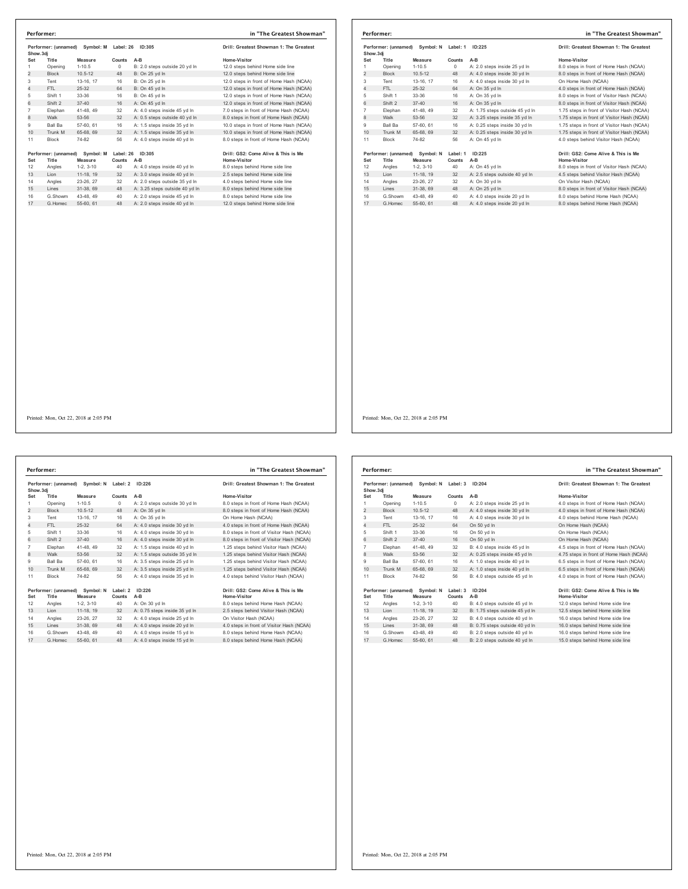**Performer:** in "The Greatest Showman"

Performer: (unnamed) Symbol: M Label: 26 ID:305 Show.3dj — Drill: Greatest Showman 1: The Greatest

| Set | Title | Measure | Counts | A-B | Home-Visitor |
|---|---|---|---|---|---|
| 1 | Opening | 1-10.5 | 0 | B: 2.0 steps outside 20 yd ln | 12.0 steps behind Home side line |
| 2 | Block | 10.5-12 | 48 | B: On 25 yd ln | 12.0 steps behind Home side line |
| 3 | Tent | 13-16, 17 | 16 | B: On 25 yd ln | 12.0 steps in front of Home Hash (NCAA) |
| 4 | FTL | 25-32 | 64 | B: On 45 yd ln | 12.0 steps in front of Home Hash (NCAA) |
| 5 | Shift 1 | 33-36 | 16 | B: On 45 yd ln | 12.0 steps in front of Home Hash (NCAA) |
| 6 | Shift 2 | 37-40 | 16 | A: On 45 yd ln | 12.0 steps in front of Home Hash (NCAA) |
| 7 | Elephan | 41-48, 49 | 32 | A: 4.0 steps inside 45 yd ln | 7.0 steps in front of Home Hash (NCAA) |
| 8 | Walk | 53-56 | 32 | A: 0.5 steps outside 40 yd ln | 8.0 steps in front of Home Hash (NCAA) |
| 9 | Ball Ba | 57-60, 61 | 16 | A: 1.5 steps inside 35 yd ln | 10.0 steps in front of Home Hash (NCAA) |
| 10 | Trunk M | 65-68, 69 | 32 | A: 1.5 steps inside 35 yd ln | 10.0 steps in front of Home Hash (NCAA) |
| 11 | Block | 74-82 | 56 | A: 4.0 steps inside 40 yd ln | 8.0 steps in front of Home Hash (NCAA) |

Performer: (unnamed) Symbol: M Label: 26 ID:305 — Drill: GS2: Come Alive & This is Me

| Set | Title | Measure | Counts | A-B | Home-Visitor |
|---|---|---|---|---|---|
| 12 | Angles | 1-2, 3-10 | 40 | A: 4.0 steps inside 40 yd ln | 8.0 steps behind Home side line |
| 13 | Lion | 11-18, 19 | 32 | A: 3.0 steps inside 40 yd ln | 2.5 steps behind Home side line |
| 14 | Angles | 23-26, 27 | 32 | A: 2.0 steps outside 35 yd ln | 4.0 steps behind Home side line |
| 15 | Lines | 31-38, 69 | 48 | A: 3.25 steps outside 40 yd ln | 8.0 steps behind Home side line |
| 16 | G.Showm | 43-48, 49 | 40 | A: 2.0 steps inside 45 yd ln | 8.0 steps behind Home side line |
| 17 | G.Homec | 55-60, 61 | 48 | A: 2.0 steps inside 40 yd ln | 12.0 steps behind Home side line |

Printed: Mon, Oct 22, 2018 at 2:05 PM

**Performer:** in "The Greatest Showman"

Performer: (unnamed) Symbol: N Label: 1 ID:225 Show.3dj — Drill: Greatest Showman 1: The Greatest

| Set | Title | Measure | Counts | A-B | Home-Visitor |
|---|---|---|---|---|---|
| 1 | Opening | 1-10.5 | 0 | A: 2.0 steps inside 25 yd ln | 8.0 steps in front of Home Hash (NCAA) |
| 2 | Block | 10.5-12 | 48 | A: 4.0 steps inside 30 yd ln | 8.0 steps in front of Home Hash (NCAA) |
| 3 | Tent | 13-16, 17 | 16 | A: 4.0 steps inside 30 yd ln | On Home Hash (NCAA) |
| 4 | FTL | 25-32 | 64 | A: On 35 yd ln | 4.0 steps in front of Home Hash (NCAA) |
| 5 | Shift 1 | 33-36 | 16 | A: On 35 yd ln | 8.0 steps in front of Visitor Hash (NCAA) |
| 6 | Shift 2 | 37-40 | 16 | A: On 35 yd ln | 8.0 steps in front of Visitor Hash (NCAA) |
| 7 | Elephan | 41-48, 49 | 32 | A: 1.75 steps outside 45 yd ln | 1.75 steps in front of Visitor Hash (NCAA) |
| 8 | Walk | 53-56 | 32 | A: 3.25 steps inside 35 yd ln | 1.75 steps in front of Visitor Hash (NCAA) |
| 9 | Ball Ba | 57-60, 61 | 16 | A: 0.25 steps inside 30 yd ln | 1.75 steps in front of Visitor Hash (NCAA) |
| 10 | Trunk M | 65-68, 69 | 32 | A: 0.25 steps inside 30 yd ln | 1.75 steps in front of Visitor Hash (NCAA) |
| 11 | Block | 74-82 | 56 | A: On 45 yd ln | 4.0 steps behind Visitor Hash (NCAA) |

Performer: (unnamed) Symbol: N Label: 1 ID:225 — Drill: GS2: Come Alive & This is Me

| Set | Title | Measure | Counts | A-B | Home-Visitor |
|---|---|---|---|---|---|
| 12 | Angles | 1-2, 3-10 | 40 | A: On 45 yd ln | 8.0 steps in front of Visitor Hash (NCAA) |
| 13 | Lion | 11-18, 19 | 32 | A: 2.5 steps outside 40 yd ln | 4.5 steps behind Visitor Hash (NCAA) |
| 14 | Angles | 23-26, 27 | 32 | A: On 30 yd ln | On Visitor Hash (NCAA) |
| 15 | Lines | 31-38, 69 | 48 | A: On 25 yd ln | 8.0 steps in front of Visitor Hash (NCAA) |
| 16 | G.Showm | 43-48, 49 | 40 | A: 4.0 steps inside 20 yd ln | 8.0 steps behind Home Hash (NCAA) |
| 17 | G.Homec | 55-60, 61 | 48 | A: 4.0 steps inside 20 yd ln | 8.0 steps behind Home Hash (NCAA) |

Printed: Mon, Oct 22, 2018 at 2:05 PM

**Performer:** in "The Greatest Showman"

Performer: (unnamed) Symbol: N Label: 2 ID:226 Show.3dj — Drill: Greatest Showman 1: The Greatest

| Set | Title | Measure | Counts | A-B | Home-Visitor |
|---|---|---|---|---|---|
| 1 | Opening | 1-10.5 | 0 | A: 2.0 steps outside 30 yd ln | 8.0 steps in front of Home Hash (NCAA) |
| 2 | Block | 10.5-12 | 48 | A: On 35 yd ln | 8.0 steps in front of Home Hash (NCAA) |
| 3 | Tent | 13-16, 17 | 16 | A: On 35 yd ln | On Home Hash (NCAA) |
| 4 | FTL | 25-32 | 64 | A: 4.0 steps inside 30 yd ln | 4.0 steps in front of Home Hash (NCAA) |
| 5 | Shift 1 | 33-36 | 16 | A: 4.0 steps inside 30 yd ln | 8.0 steps in front of Visitor Hash (NCAA) |
| 6 | Shift 2 | 37-40 | 16 | A: 4.0 steps inside 30 yd ln | 8.0 steps in front of Visitor Hash (NCAA) |
| 7 | Elephan | 41-48, 49 | 32 | A: 1.5 steps inside 40 yd ln | 1.25 steps behind Visitor Hash (NCAA) |
| 8 | Walk | 53-56 | 32 | A: 1.5 steps outside 35 yd ln | 1.25 steps behind Visitor Hash (NCAA) |
| 9 | Ball Ba | 57-60, 61 | 16 | A: 3.5 steps inside 25 yd ln | 1.25 steps behind Visitor Hash (NCAA) |
| 10 | Trunk M | 65-68, 69 | 32 | A: 3.5 steps inside 25 yd ln | 1.25 steps behind Visitor Hash (NCAA) |
| 11 | Block | 74-82 | 56 | A: 4.0 steps inside 35 yd ln | 4.0 steps behind Visitor Hash (NCAA) |

Performer: (unnamed) Symbol: N Label: 2 ID:226 — Drill: GS2: Come Alive & This is Me

| Set | Title | Measure | Counts | A-B | Home-Visitor |
|---|---|---|---|---|---|
| 12 | Angles | 1-2, 3-10 | 40 | A: On 30 yd ln | 8.0 steps behind Home Hash (NCAA) |
| 13 | Lion | 11-18, 19 | 32 | A: 0.75 steps inside 35 yd ln | 2.5 steps behind Visitor Hash (NCAA) |
| 14 | Angles | 23-26, 27 | 32 | A: 4.0 steps inside 25 yd ln | On Visitor Hash (NCAA) |
| 15 | Lines | 31-38, 69 | 48 | A: 4.0 steps inside 20 yd ln | 4.0 steps in front of Visitor Hash (NCAA) |
| 16 | G.Showm | 43-48, 49 | 40 | A: 4.0 steps inside 15 yd ln | 8.0 steps behind Home Hash (NCAA) |
| 17 | G.Homec | 55-60, 61 | 48 | A: 4.0 steps inside 15 yd ln | 8.0 steps behind Home Hash (NCAA) |

Printed: Mon, Oct 22, 2018 at 2:05 PM

**Performer:** in "The Greatest Showman"

Performer: (unnamed) Symbol: N Label: 3 ID:204 Show.3dj — Drill: Greatest Showman 1: The Greatest

| Set | Title | Measure | Counts | A-B | Home-Visitor |
|---|---|---|---|---|---|
| 1 | Opening | 1-10.5 | 0 | A: 2.0 steps inside 25 yd ln | 4.0 steps in front of Home Hash (NCAA) |
| 2 | Block | 10.5-12 | 48 | A: 4.0 steps inside 30 yd ln | 4.0 steps in front of Home Hash (NCAA) |
| 3 | Tent | 13-16, 17 | 16 | A: 4.0 steps inside 30 yd ln | 4.0 steps behind Home Hash (NCAA) |
| 4 | FTL | 25-32 | 64 | On 50 yd ln | On Home Hash (NCAA) |
| 5 | Shift 1 | 33-36 | 16 | On 50 yd ln | On Home Hash (NCAA) |
| 6 | Shift 2 | 37-40 | 16 | On 50 yd ln | On Home Hash (NCAA) |
| 7 | Elephan | 41-48, 49 | 32 | B: 4.0 steps inside 45 yd ln | 4.5 steps in front of Home Hash (NCAA) |
| 8 | Walk | 53-56 | 32 | A: 0.25 steps inside 45 yd ln | 4.75 steps in front of Home Hash (NCAA) |
| 9 | Ball Ba | 57-60, 61 | 16 | A: 1.0 steps inside 40 yd ln | 6.5 steps in front of Home Hash (NCAA) |
| 10 | Trunk M | 65-68, 69 | 32 | A: 1.0 steps inside 40 yd ln | 6.5 steps in front of Home Hash (NCAA) |
| 11 | Block | 74-82 | 56 | B: 4.0 steps outside 45 yd ln | 4.0 steps in front of Home Hash (NCAA) |

Performer: (unnamed) Symbol: N Label: 3 ID:204 — Drill: GS2: Come Alive & This is Me

| Set | Title | Measure | Counts | A-B | Home-Visitor |
|---|---|---|---|---|---|
| 12 | Angles | 1-2, 3-10 | 40 | B: 4.0 steps outside 45 yd ln | 12.0 steps behind Home side line |
| 13 | Lion | 11-18, 19 | 32 | B: 1.75 steps outside 45 yd ln | 12.5 steps behind Home side line |
| 14 | Angles | 23-26, 27 | 32 | B: 4.0 steps outside 40 yd ln | 16.0 steps behind Home side line |
| 15 | Lines | 31-38, 69 | 48 | B: 0.75 steps outside 40 yd ln | 16.0 steps behind Home side line |
| 16 | G.Showm | 43-48, 49 | 40 | B: 2.0 steps outside 40 yd ln | 16.0 steps behind Home side line |
| 17 | G.Homec | 55-60, 61 | 48 | B: 2.0 steps outside 40 yd ln | 15.0 steps behind Home side line |

Printed: Mon, Oct 22, 2018 at 2:05 PM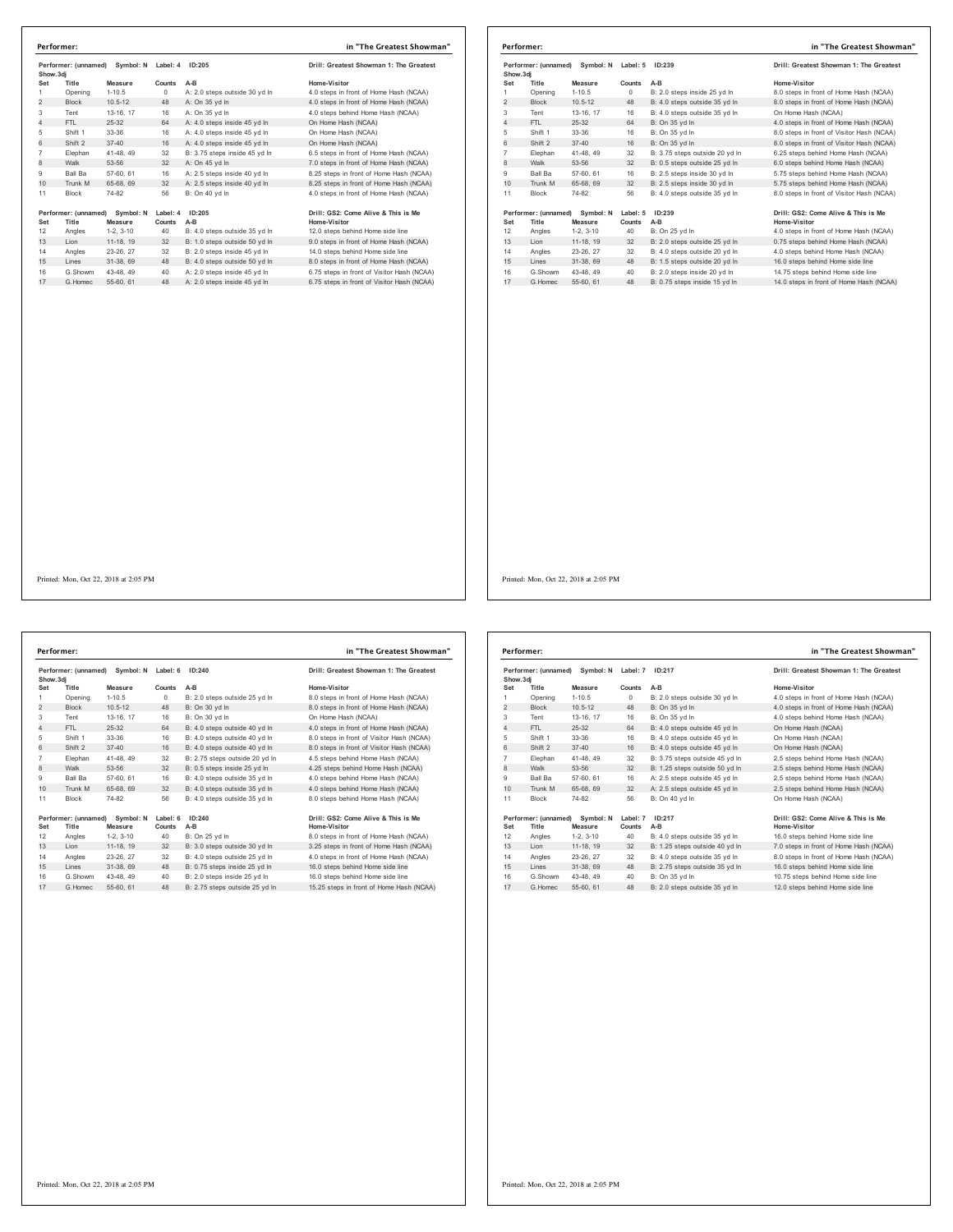## Performer: in "The Greatest Showman"

Performer: (unnamed) Symbol: N Label: 4 ID:205 — Drill: Greatest Showman 1: The Greatest Show.3dj

| Set | Title | Measure | Counts | A-B | Home-Visitor |
|---|---|---|---|---|---|
| 1 | Opening | 1-10.5 | 0 | A: 2.0 steps outside 30 yd ln | 4.0 steps in front of Home Hash (NCAA) |
| 2 | Block | 10.5-12 | 48 | A: On 35 yd ln | 4.0 steps in front of Home Hash (NCAA) |
| 3 | Tent | 13-16, 17 | 16 | A: On 35 yd ln | 4.0 steps behind Home Hash (NCAA) |
| 4 | FTL | 25-32 | 64 | A: 4.0 steps inside 45 yd ln | On Home Hash (NCAA) |
| 5 | Shift 1 | 33-36 | 16 | A: 4.0 steps inside 45 yd ln | On Home Hash (NCAA) |
| 6 | Shift 2 | 37-40 | 16 | A: 4.0 steps inside 45 yd ln | On Home Hash (NCAA) |
| 7 | Elephan | 41-48, 49 | 32 | B: 3.75 steps inside 45 yd ln | 6.5 steps in front of Home Hash (NCAA) |
| 8 | Walk | 53-56 | 32 | A: On 45 yd ln | 7.0 steps in front of Home Hash (NCAA) |
| 9 | Ball Ba | 57-60, 61 | 16 | A: 2.5 steps inside 40 yd ln | 8.25 steps in front of Home Hash (NCAA) |
| 10 | Trunk M | 65-68, 69 | 32 | A: 2.5 steps inside 40 yd ln | 8.25 steps in front of Home Hash (NCAA) |
| 11 | Block | 74-82 | 56 | B: On 40 yd ln | 4.0 steps in front of Home Hash (NCAA) |

Performer: (unnamed) Symbol: N Label: 4 ID:205 — Drill: GS2: Come Alive & This is Me

| Set | Title | Measure | Counts | A-B | Home-Visitor |
|---|---|---|---|---|---|
| 12 | Angles | 1-2, 3-10 | 40 | B: 4.0 steps outside 35 yd ln | 12.0 steps behind Home side line |
| 13 | Lion | 11-18, 19 | 32 | B: 1.0 steps outside 50 yd ln | 9.0 steps in front of Home Hash (NCAA) |
| 14 | Angles | 23-26, 27 | 32 | B: 2.0 steps inside 45 yd ln | 14.0 steps behind Home side line |
| 15 | Lines | 31-38, 69 | 48 | B: 4.0 steps outside 50 yd ln | 8.0 steps in front of Home Hash (NCAA) |
| 16 | G.Showm | 43-48, 49 | 40 | A: 2.0 steps inside 45 yd ln | 6.75 steps in front of Visitor Hash (NCAA) |
| 17 | G.Homec | 55-60, 61 | 48 | A: 2.0 steps inside 45 yd ln | 6.75 steps in front of Visitor Hash (NCAA) |

Printed: Mon, Oct 22, 2018 at 2:05 PM

## Performer: in "The Greatest Showman"

Performer: (unnamed) Symbol: N Label: 5 ID:239 — Drill: Greatest Showman 1: The Greatest Show.3dj

| Set | Title | Measure | Counts | A-B | Home-Visitor |
|---|---|---|---|---|---|
| 1 | Opening | 1-10.5 | 0 | B: 2.0 steps inside 25 yd ln | 8.0 steps in front of Home Hash (NCAA) |
| 2 | Block | 10.5-12 | 48 | B: 4.0 steps outside 35 yd ln | 8.0 steps in front of Home Hash (NCAA) |
| 3 | Tent | 13-16, 17 | 16 | B: 4.0 steps outside 35 yd ln | On Home Hash (NCAA) |
| 4 | FTL | 25-32 | 64 | B: On 35 yd ln | 4.0 steps in front of Home Hash (NCAA) |
| 5 | Shift 1 | 33-36 | 16 | B: On 35 yd ln | 8.0 steps in front of Visitor Hash (NCAA) |
| 6 | Shift 2 | 37-40 | 16 | B: On 35 yd ln | 8.0 steps in front of Visitor Hash (NCAA) |
| 7 | Elephan | 41-48, 49 | 32 | B: 3.75 steps outside 20 yd ln | 6.25 steps behind Home Hash (NCAA) |
| 8 | Walk | 53-56 | 32 | B: 0.5 steps outside 25 yd ln | 6.0 steps behind Home Hash (NCAA) |
| 9 | Ball Ba | 57-60, 61 | 16 | B: 2.5 steps inside 30 yd ln | 5.75 steps behind Home Hash (NCAA) |
| 10 | Trunk M | 65-68, 69 | 32 | B: 2.5 steps inside 30 yd ln | 5.75 steps behind Home Hash (NCAA) |
| 11 | Block | 74-82 | 56 | B: 4.0 steps outside 35 yd ln | 8.0 steps in front of Visitor Hash (NCAA) |

Performer: (unnamed) Symbol: N Label: 5 ID:239 — Drill: GS2: Come Alive & This is Me

| Set | Title | Measure | Counts | A-B | Home-Visitor |
|---|---|---|---|---|---|
| 12 | Angles | 1-2, 3-10 | 40 | B: On 25 yd ln | 4.0 steps in front of Home Hash (NCAA) |
| 13 | Lion | 11-18, 19 | 32 | B: 2.0 steps outside 25 yd ln | 0.75 steps behind Home Hash (NCAA) |
| 14 | Angles | 23-26, 27 | 32 | B: 4.0 steps outside 20 yd ln | 4.0 steps behind Home Hash (NCAA) |
| 15 | Lines | 31-38, 69 | 48 | B: 1.5 steps outside 20 yd ln | 16.0 steps behind Home side line |
| 16 | G.Showm | 43-48, 49 | 40 | B: 2.0 steps inside 20 yd ln | 14.75 steps behind Home side line |
| 17 | G.Homec | 55-60, 61 | 48 | B: 0.75 steps inside 15 yd ln | 14.0 steps in front of Home Hash (NCAA) |

Printed: Mon, Oct 22, 2018 at 2:05 PM

## Performer: in "The Greatest Showman"

Performer: (unnamed) Symbol: N Label: 6 ID:240 — Drill: Greatest Showman 1: The Greatest Show.3dj

| Set | Title | Measure | Counts | A-B | Home-Visitor |
|---|---|---|---|---|---|
| 1 | Opening | 1-10.5 | 0 | B: 2.0 steps outside 25 yd ln | 8.0 steps in front of Home Hash (NCAA) |
| 2 | Block | 10.5-12 | 48 | B: On 30 yd ln | 8.0 steps in front of Home Hash (NCAA) |
| 3 | Tent | 13-16, 17 | 16 | B: On 30 yd ln | On Home Hash (NCAA) |
| 4 | FTL | 25-32 | 64 | B: 4.0 steps outside 40 yd ln | 4.0 steps in front of Home Hash (NCAA) |
| 5 | Shift 1 | 33-36 | 16 | B: 4.0 steps outside 40 yd ln | 8.0 steps in front of Visitor Hash (NCAA) |
| 6 | Shift 2 | 37-40 | 16 | B: 4.0 steps outside 40 yd ln | 8.0 steps in front of Visitor Hash (NCAA) |
| 7 | Elephan | 41-48, 49 | 32 | B: 2.75 steps outside 20 yd ln | 4.5 steps behind Home Hash (NCAA) |
| 8 | Walk | 53-56 | 32 | B: 0.5 steps inside 25 yd ln | 4.25 steps behind Home Hash (NCAA) |
| 9 | Ball Ba | 57-60, 61 | 16 | B: 4.0 steps outside 35 yd ln | 4.0 steps behind Home Hash (NCAA) |
| 10 | Trunk M | 65-68, 69 | 32 | B: 4.0 steps outside 35 yd ln | 4.0 steps behind Home Hash (NCAA) |
| 11 | Block | 74-82 | 56 | B: 4.0 steps outside 35 yd ln | 8.0 steps behind Home Hash (NCAA) |

Performer: (unnamed) Symbol: N Label: 6 ID:240 — Drill: GS2: Come Alive & This is Me

| Set | Title | Measure | Counts | A-B | Home-Visitor |
|---|---|---|---|---|---|
| 12 | Angles | 1-2, 3-10 | 40 | B: On 25 yd ln | 8.0 steps in front of Home Hash (NCAA) |
| 13 | Lion | 11-18, 19 | 32 | B: 3.0 steps outside 30 yd ln | 3.25 steps in front of Home Hash (NCAA) |
| 14 | Angles | 23-26, 27 | 32 | B: 4.0 steps outside 25 yd ln | 4.0 steps in front of Home Hash (NCAA) |
| 15 | Lines | 31-38, 69 | 48 | B: 0.75 steps inside 25 yd ln | 16.0 steps behind Home side line |
| 16 | G.Showm | 43-48, 49 | 40 | B: 2.0 steps inside 25 yd ln | 16.0 steps behind Home side line |
| 17 | G.Homec | 55-60, 61 | 48 | B: 2.75 steps outside 25 yd ln | 15.25 steps in front of Home Hash (NCAA) |

Printed: Mon, Oct 22, 2018 at 2:05 PM

## Performer: in "The Greatest Showman"

Performer: (unnamed) Symbol: N Label: 7 ID:217 — Drill: Greatest Showman 1: The Greatest Show.3dj

| Set | Title | Measure | Counts | A-B | Home-Visitor |
|---|---|---|---|---|---|
| 1 | Opening | 1-10.5 | 0 | B: 2.0 steps outside 30 yd ln | 4.0 steps in front of Home Hash (NCAA) |
| 2 | Block | 10.5-12 | 48 | B: On 35 yd ln | 4.0 steps in front of Home Hash (NCAA) |
| 3 | Tent | 13-16, 17 | 16 | B: On 35 yd ln | 4.0 steps behind Home Hash (NCAA) |
| 4 | FTL | 25-32 | 64 | B: 4.0 steps outside 45 yd ln | On Home Hash (NCAA) |
| 5 | Shift 1 | 33-36 | 16 | B: 4.0 steps outside 45 yd ln | On Home Hash (NCAA) |
| 6 | Shift 2 | 37-40 | 16 | B: 4.0 steps outside 45 yd ln | On Home Hash (NCAA) |
| 7 | Elephan | 41-48, 49 | 32 | B: 3.75 steps outside 45 yd ln | 2.5 steps behind Home Hash (NCAA) |
| 8 | Walk | 53-56 | 32 | B: 1.25 steps outside 50 yd ln | 2.5 steps behind Home Hash (NCAA) |
| 9 | Ball Ba | 57-60, 61 | 16 | A: 2.5 steps outside 45 yd ln | 2.5 steps behind Home Hash (NCAA) |
| 10 | Trunk M | 65-68, 69 | 32 | A: 2.5 steps outside 45 yd ln | 2.5 steps behind Home Hash (NCAA) |
| 11 | Block | 74-82 | 56 | B: On 40 yd ln | On Home Hash (NCAA) |

Performer: (unnamed) Symbol: N Label: 7 ID:217 — Drill: GS2: Come Alive & This is Me

| Set | Title | Measure | Counts | A-B | Home-Visitor |
|---|---|---|---|---|---|
| 12 | Angles | 1-2, 3-10 | 40 | B: 4.0 steps outside 35 yd ln | 16.0 steps behind Home side line |
| 13 | Lion | 11-18, 19 | 32 | B: 1.25 steps outside 40 yd ln | 7.0 steps in front of Home Hash (NCAA) |
| 14 | Angles | 23-26, 27 | 32 | B: 4.0 steps outside 35 yd ln | 8.0 steps in front of Home Hash (NCAA) |
| 15 | Lines | 31-38, 69 | 48 | B: 2.75 steps outside 35 yd ln | 16.0 steps behind Home side line |
| 16 | G.Showm | 43-48, 49 | 40 | B: On 35 yd ln | 10.75 steps behind Home side line |
| 17 | G.Homec | 55-60, 61 | 48 | B: 2.0 steps outside 35 yd ln | 12.0 steps behind Home side line |

Printed: Mon, Oct 22, 2018 at 2:05 PM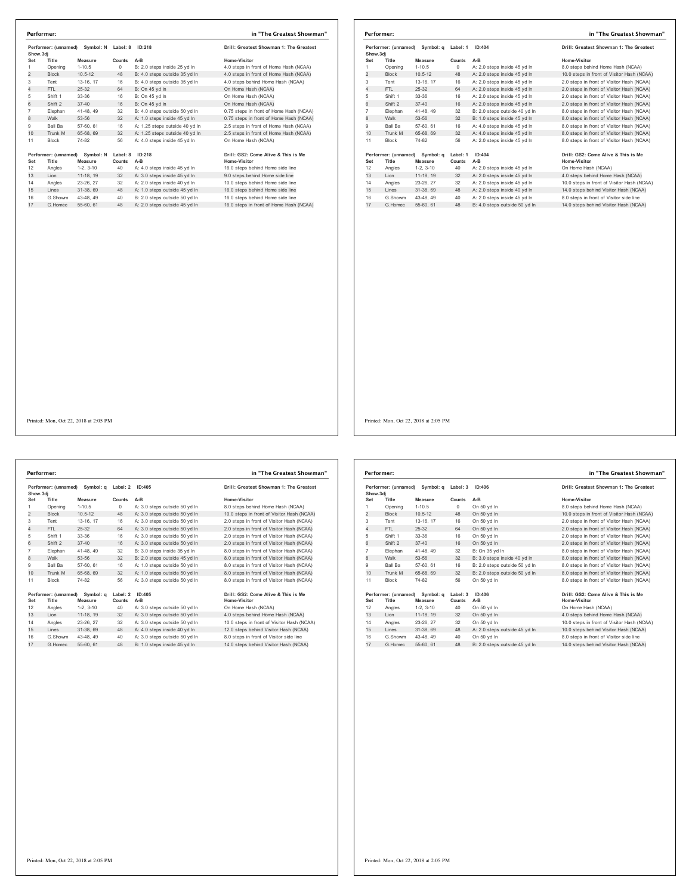## Performer: in "The Greatest Showman"

Performer: (unnamed) Symbol: N Label: 8 ID:218 — Drill: Greatest Showman 1: The Greatest Show.3dj

| Set | Title | Measure | Counts | A-B | Home-Visitor |
|---|---|---|---|---|---|
| 1 | Opening | 1-10.5 | 0 | B: 2.0 steps inside 25 yd ln | 4.0 steps in front of Home Hash (NCAA) |
| 2 | Block | 10.5-12 | 48 | B: 4.0 steps outside 35 yd ln | 4.0 steps in front of Home Hash (NCAA) |
| 3 | Tent | 13-16, 17 | 16 | B: 4.0 steps outside 35 yd ln | 4.0 steps behind Home Hash (NCAA) |
| 4 | FTL | 25-32 | 64 | B: On 45 yd ln | On Home Hash (NCAA) |
| 5 | Shift 1 | 33-36 | 16 | B: On 45 yd ln | On Home Hash (NCAA) |
| 6 | Shift 2 | 37-40 | 16 | B: On 45 yd ln | On Home Hash (NCAA) |
| 7 | Elephan | 41-48, 49 | 32 | B: 4.0 steps outside 50 yd ln | 0.75 steps in front of Home Hash (NCAA) |
| 8 | Walk | 53-56 | 32 | A: 1.0 steps inside 45 yd ln | 0.75 steps in front of Home Hash (NCAA) |
| 9 | Ball Ba | 57-60, 61 | 16 | A: 1.25 steps outside 40 yd ln | 2.5 steps in front of Home Hash (NCAA) |
| 10 | Trunk M | 65-68, 69 | 32 | A: 1.25 steps outside 40 yd ln | 2.5 steps in front of Home Hash (NCAA) |
| 11 | Block | 74-82 | 56 | A: 4.0 steps inside 45 yd ln | On Home Hash (NCAA) |

Performer: (unnamed) Symbol: N Label: 8 ID:218 — Drill: GS2: Come Alive & This is Me

| Set | Title | Measure | Counts | A-B | Home-Visitor |
|---|---|---|---|---|---|
| 12 | Angles | 1-2, 3-10 | 40 | A: 4.0 steps inside 45 yd ln | 16.0 steps behind Home side line |
| 13 | Lion | 11-18, 19 | 32 | A: 3.0 steps inside 45 yd ln | 9.0 steps behind Home side line |
| 14 | Angles | 23-26, 27 | 32 | A: 2.0 steps inside 40 yd ln | 10.0 steps behind Home side line |
| 15 | Lines | 31-38, 69 | 48 | A: 1.0 steps outside 45 yd ln | 16.0 steps behind Home side line |
| 16 | G.Showm | 43-48, 49 | 40 | B: 2.0 steps outside 50 yd ln | 16.0 steps behind Home side line |
| 17 | G.Homec | 55-60, 61 | 48 | A: 2.0 steps outside 45 yd ln | 16.0 steps in front of Home Hash (NCAA) |

Printed: Mon, Oct 22, 2018 at 2:05 PM

## Performer: in "The Greatest Showman"

Performer: (unnamed) Symbol: q Label: 1 ID:404 — Drill: Greatest Showman 1: The Greatest Show.3dj

| Set | Title | Measure | Counts | A-B | Home-Visitor |
|---|---|---|---|---|---|
| 1 | Opening | 1-10.5 | 0 | A: 2.0 steps inside 45 yd ln | 8.0 steps behind Home Hash (NCAA) |
| 2 | Block | 10.5-12 | 48 | A: 2.0 steps inside 45 yd ln | 10.0 steps in front of Visitor Hash (NCAA) |
| 3 | Tent | 13-16, 17 | 16 | A: 2.0 steps inside 45 yd ln | 2.0 steps in front of Visitor Hash (NCAA) |
| 4 | FTL | 25-32 | 64 | A: 2.0 steps inside 45 yd ln | 2.0 steps in front of Visitor Hash (NCAA) |
| 5 | Shift 1 | 33-36 | 16 | A: 2.0 steps inside 45 yd ln | 2.0 steps in front of Visitor Hash (NCAA) |
| 6 | Shift 2 | 37-40 | 16 | A: 2.0 steps inside 45 yd ln | 2.0 steps in front of Visitor Hash (NCAA) |
| 7 | Elephan | 41-48, 49 | 32 | B: 2.0 steps outside 40 yd ln | 8.0 steps in front of Visitor Hash (NCAA) |
| 8 | Walk | 53-56 | 32 | B: 1.0 steps inside 45 yd ln | 8.0 steps in front of Visitor Hash (NCAA) |
| 9 | Ball Ba | 57-60, 61 | 16 | A: 4.0 steps inside 45 yd ln | 8.0 steps in front of Visitor Hash (NCAA) |
| 10 | Trunk M | 65-68, 69 | 32 | A: 4.0 steps inside 45 yd ln | 8.0 steps in front of Visitor Hash (NCAA) |
| 11 | Block | 74-82 | 56 | A: 2.0 steps inside 45 yd ln | 8.0 steps in front of Visitor Hash (NCAA) |

Performer: (unnamed) Symbol: q Label: 1 ID:404 — Drill: GS2: Come Alive & This is Me

| Set | Title | Measure | Counts | A-B | Home-Visitor |
|---|---|---|---|---|---|
| 12 | Angles | 1-2, 3-10 | 40 | A: 2.0 steps inside 45 yd ln | On Home Hash (NCAA) |
| 13 | Lion | 11-18, 19 | 32 | A: 2.0 steps inside 45 yd ln | 4.0 steps behind Home Hash (NCAA) |
| 14 | Angles | 23-26, 27 | 32 | A: 2.0 steps inside 45 yd ln | 10.0 steps in front of Visitor Hash (NCAA) |
| 15 | Lines | 31-38, 69 | 48 | A: 2.0 steps inside 40 yd ln | 14.0 steps behind Visitor Hash (NCAA) |
| 16 | G.Showm | 43-48, 49 | 40 | A: 2.0 steps inside 45 yd ln | 8.0 steps in front of Visitor side line |
| 17 | G.Homec | 55-60, 61 | 48 | B: 4.0 steps outside 50 yd ln | 14.0 steps behind Visitor Hash (NCAA) |

Printed: Mon, Oct 22, 2018 at 2:05 PM

## Performer: in "The Greatest Showman"

Performer: (unnamed) Symbol: q Label: 2 ID:405 — Drill: Greatest Showman 1: The Greatest Show.3dj

| Set | Title | Measure | Counts | A-B | Home-Visitor |
|---|---|---|---|---|---|
| 1 | Opening | 1-10.5 | 0 | A: 3.0 steps outside 50 yd ln | 8.0 steps behind Home Hash (NCAA) |
| 2 | Block | 10.5-12 | 48 | A: 3.0 steps outside 50 yd ln | 10.0 steps in front of Visitor Hash (NCAA) |
| 3 | Tent | 13-16, 17 | 16 | A: 3.0 steps outside 50 yd ln | 2.0 steps in front of Visitor Hash (NCAA) |
| 4 | FTL | 25-32 | 64 | A: 3.0 steps outside 50 yd ln | 2.0 steps in front of Visitor Hash (NCAA) |
| 5 | Shift 1 | 33-36 | 16 | A: 3.0 steps outside 50 yd ln | 2.0 steps in front of Visitor Hash (NCAA) |
| 6 | Shift 2 | 37-40 | 16 | A: 3.0 steps outside 50 yd ln | 2.0 steps in front of Visitor Hash (NCAA) |
| 7 | Elephan | 41-48, 49 | 32 | B: 3.0 steps inside 35 yd ln | 8.0 steps in front of Visitor Hash (NCAA) |
| 8 | Walk | 53-56 | 32 | B: 2.0 steps outside 45 yd ln | 8.0 steps in front of Visitor Hash (NCAA) |
| 9 | Ball Ba | 57-60, 61 | 16 | A: 1.0 steps outside 50 yd ln | 8.0 steps in front of Visitor Hash (NCAA) |
| 10 | Trunk M | 65-68, 69 | 32 | A: 1.0 steps outside 50 yd ln | 8.0 steps in front of Visitor Hash (NCAA) |
| 11 | Block | 74-82 | 56 | A: 3.0 steps outside 50 yd ln | 8.0 steps in front of Visitor Hash (NCAA) |

Performer: (unnamed) Symbol: q Label: 2 ID:405 — Drill: GS2: Come Alive & This is Me

| Set | Title | Measure | Counts | A-B | Home-Visitor |
|---|---|---|---|---|---|
| 12 | Angles | 1-2, 3-10 | 40 | A: 3.0 steps outside 50 yd ln | On Home Hash (NCAA) |
| 13 | Lion | 11-18, 19 | 32 | A: 3.0 steps outside 50 yd ln | 4.0 steps behind Home Hash (NCAA) |
| 14 | Angles | 23-26, 27 | 32 | A: 3.0 steps outside 50 yd ln | 10.0 steps in front of Visitor Hash (NCAA) |
| 15 | Lines | 31-38, 69 | 48 | A: 4.0 steps inside 40 yd ln | 12.0 steps behind Visitor Hash (NCAA) |
| 16 | G.Showm | 43-48, 49 | 40 | A: 3.0 steps outside 50 yd ln | 8.0 steps in front of Visitor side line |
| 17 | G.Homec | 55-60, 61 | 48 | B: 1.0 steps inside 45 yd ln | 14.0 steps behind Visitor Hash (NCAA) |

Printed: Mon, Oct 22, 2018 at 2:05 PM

## Performer: in "The Greatest Showman"

Performer: (unnamed) Symbol: q Label: 3 ID:406 — Drill: Greatest Showman 1: The Greatest Show.3dj

| Set | Title | Measure | Counts | A-B | Home-Visitor |
|---|---|---|---|---|---|
| 1 | Opening | 1-10.5 | 0 | On 50 yd ln | 8.0 steps behind Home Hash (NCAA) |
| 2 | Block | 10.5-12 | 48 | On 50 yd ln | 10.0 steps in front of Visitor Hash (NCAA) |
| 3 | Tent | 13-16, 17 | 16 | On 50 yd ln | 2.0 steps in front of Visitor Hash (NCAA) |
| 4 | FTL | 25-32 | 64 | On 50 yd ln | 2.0 steps in front of Visitor Hash (NCAA) |
| 5 | Shift 1 | 33-36 | 16 | On 50 yd ln | 2.0 steps in front of Visitor Hash (NCAA) |
| 6 | Shift 2 | 37-40 | 16 | On 50 yd ln | 2.0 steps in front of Visitor Hash (NCAA) |
| 7 | Elephan | 41-48, 49 | 32 | B: On 35 yd ln | 8.0 steps in front of Visitor Hash (NCAA) |
| 8 | Walk | 53-56 | 32 | B: 3.0 steps inside 40 yd ln | 8.0 steps in front of Visitor Hash (NCAA) |
| 9 | Ball Ba | 57-60, 61 | 16 | B: 2.0 steps outside 50 yd ln | 8.0 steps in front of Visitor Hash (NCAA) |
| 10 | Trunk M | 65-68, 69 | 32 | B: 2.0 steps outside 50 yd ln | 8.0 steps in front of Visitor Hash (NCAA) |
| 11 | Block | 74-82 | 56 | On 50 yd ln | 8.0 steps in front of Visitor Hash (NCAA) |

Performer: (unnamed) Symbol: q Label: 3 ID:406 — Drill: GS2: Come Alive & This is Me

| Set | Title | Measure | Counts | A-B | Home-Visitor |
|---|---|---|---|---|---|
| 12 | Angles | 1-2, 3-10 | 40 | On 50 yd ln | On Home Hash (NCAA) |
| 13 | Lion | 11-18, 19 | 32 | On 50 yd ln | 4.0 steps behind Home Hash (NCAA) |
| 14 | Angles | 23-26, 27 | 32 | On 50 yd ln | 10.0 steps in front of Visitor Hash (NCAA) |
| 15 | Lines | 31-38, 69 | 48 | A: 2.0 steps outside 45 yd ln | 10.0 steps behind Visitor Hash (NCAA) |
| 16 | G.Showm | 43-48, 49 | 40 | On 50 yd ln | 8.0 steps in front of Visitor side line |
| 17 | G.Homec | 55-60, 61 | 48 | B: 2.0 steps outside 45 yd ln | 14.0 steps behind Visitor Hash (NCAA) |

Printed: Mon, Oct 22, 2018 at 2:05 PM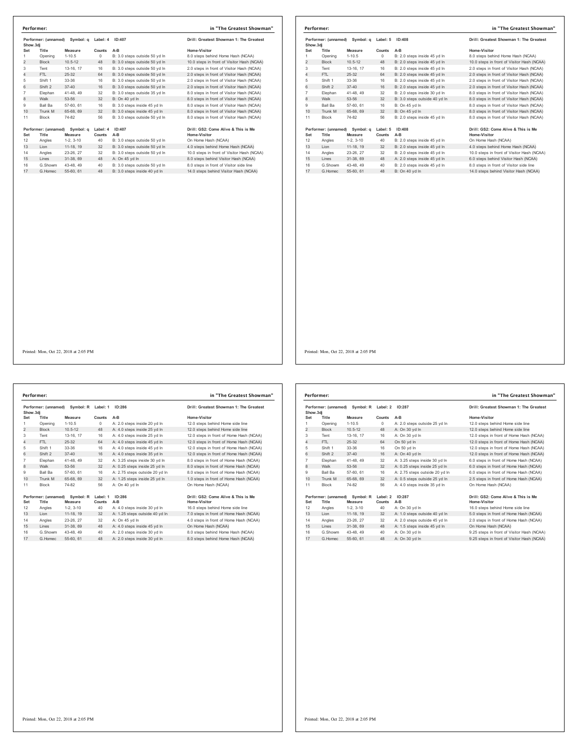## Performer: in "The Greatest Showman"

Performer: (unnamed) Symbol: q Label: 4 ID:407 — Drill: Greatest Showman 1: The Greatest Show.3dj

| Set | Title | Measure | Counts | A-B | Home-Visitor |
|---|---|---|---|---|---|
| 1 | Opening | 1-10.5 | 0 | B: 3.0 steps outside 50 yd ln | 8.0 steps behind Home Hash (NCAA) |
| 2 | Block | 10.5-12 | 48 | B: 3.0 steps outside 50 yd ln | 10.0 steps in front of Visitor Hash (NCAA) |
| 3 | Tent | 13-16, 17 | 16 | B: 3.0 steps outside 50 yd ln | 2.0 steps in front of Visitor Hash (NCAA) |
| 4 | FTL | 25-32 | 64 | B: 3.0 steps outside 50 yd ln | 2.0 steps in front of Visitor Hash (NCAA) |
| 5 | Shift 1 | 33-36 | 16 | B: 3.0 steps outside 50 yd ln | 2.0 steps in front of Visitor Hash (NCAA) |
| 6 | Shift 2 | 37-40 | 16 | B: 3.0 steps outside 50 yd ln | 2.0 steps in front of Visitor Hash (NCAA) |
| 7 | Elephan | 41-48, 49 | 32 | B: 3.0 steps outside 35 yd ln | 8.0 steps in front of Visitor Hash (NCAA) |
| 8 | Walk | 53-56 | 32 | B: On 40 yd ln | 8.0 steps in front of Visitor Hash (NCAA) |
| 9 | Ball Ba | 57-60, 61 | 16 | B: 3.0 steps inside 45 yd ln | 8.0 steps in front of Visitor Hash (NCAA) |
| 10 | Trunk M | 65-68, 69 | 32 | B: 3.0 steps inside 45 yd ln | 8.0 steps in front of Visitor Hash (NCAA) |
| 11 | Block | 74-82 | 56 | B: 3.0 steps outside 50 yd ln | 8.0 steps in front of Visitor Hash (NCAA) |

Performer: (unnamed) Symbol: q Label: 4 ID:407 — Drill: GS2: Come Alive & This is Me

| Set | Title | Measure | Counts | A-B | Home-Visitor |
|---|---|---|---|---|---|
| 12 | Angles | 1-2, 3-10 | 40 | B: 3.0 steps outside 50 yd ln | On Home Hash (NCAA) |
| 13 | Lion | 11-18, 19 | 32 | B: 3.0 steps outside 50 yd ln | 4.0 steps behind Home Hash (NCAA) |
| 14 | Angles | 23-26, 27 | 32 | B: 3.0 steps outside 50 yd ln | 10.0 steps in front of Visitor Hash (NCAA) |
| 15 | Lines | 31-38, 69 | 48 | A: On 45 yd ln | 8.0 steps behind Visitor Hash (NCAA) |
| 16 | G.Showm | 43-48, 49 | 40 | B: 3.0 steps outside 50 yd ln | 8.0 steps in front of Visitor side line |
| 17 | G.Homec | 55-60, 61 | 48 | B: 3.0 steps inside 40 yd ln | 14.0 steps behind Visitor Hash (NCAA) |

Printed: Mon, Oct 22, 2018 at 2:05 PM

## Performer: in "The Greatest Showman"

Performer: (unnamed) Symbol: q Label: 5 ID:408 — Drill: Greatest Showman 1: The Greatest Show.3dj

| Set | Title | Measure | Counts | A-B | Home-Visitor |
|---|---|---|---|---|---|
| 1 | Opening | 1-10.5 | 0 | B: 2.0 steps inside 45 yd ln | 8.0 steps behind Home Hash (NCAA) |
| 2 | Block | 10.5-12 | 48 | B: 2.0 steps inside 45 yd ln | 10.0 steps in front of Visitor Hash (NCAA) |
| 3 | Tent | 13-16, 17 | 16 | B: 2.0 steps inside 45 yd ln | 2.0 steps in front of Visitor Hash (NCAA) |
| 4 | FTL | 25-32 | 64 | B: 2.0 steps inside 45 yd ln | 2.0 steps in front of Visitor Hash (NCAA) |
| 5 | Shift 1 | 33-36 | 16 | B: 2.0 steps inside 45 yd ln | 2.0 steps in front of Visitor Hash (NCAA) |
| 6 | Shift 2 | 37-40 | 16 | B: 2.0 steps inside 45 yd ln | 2.0 steps in front of Visitor Hash (NCAA) |
| 7 | Elephan | 41-48, 49 | 32 | B: 2.0 steps inside 30 yd ln | 8.0 steps in front of Visitor Hash (NCAA) |
| 8 | Walk | 53-56 | 32 | B: 3.0 steps outside 40 yd ln | 8.0 steps in front of Visitor Hash (NCAA) |
| 9 | Ball Ba | 57-60, 61 | 16 | B: On 45 yd ln | 8.0 steps in front of Visitor Hash (NCAA) |
| 10 | Trunk M | 65-68, 69 | 32 | B: On 45 yd ln | 8.0 steps in front of Visitor Hash (NCAA) |
| 11 | Block | 74-82 | 56 | B: 2.0 steps inside 45 yd ln | 8.0 steps in front of Visitor Hash (NCAA) |

Performer: (unnamed) Symbol: q Label: 5 ID:408 — Drill: GS2: Come Alive & This is Me

| Set | Title | Measure | Counts | A-B | Home-Visitor |
|---|---|---|---|---|---|
| 12 | Angles | 1-2, 3-10 | 40 | B: 2.0 steps inside 45 yd ln | On Home Hash (NCAA) |
| 13 | Lion | 11-18, 19 | 32 | B: 2.0 steps inside 45 yd ln | 4.0 steps behind Home Hash (NCAA) |
| 14 | Angles | 23-26, 27 | 32 | B: 2.0 steps inside 45 yd ln | 10.0 steps in front of Visitor Hash (NCAA) |
| 15 | Lines | 31-38, 69 | 48 | A: 2.0 steps inside 45 yd ln | 6.0 steps behind Visitor Hash (NCAA) |
| 16 | G.Showm | 43-48, 49 | 40 | B: 2.0 steps inside 45 yd ln | 8.0 steps in front of Visitor side line |
| 17 | G.Homec | 55-60, 61 | 48 | B: On 40 yd ln | 14.0 steps behind Visitor Hash (NCAA) |

Printed: Mon, Oct 22, 2018 at 2:05 PM

## Performer: in "The Greatest Showman"

Performer: (unnamed) Symbol: R Label: 1 ID:286 — Drill: Greatest Showman 1: The Greatest Show.3dj

| Set | Title | Measure | Counts | A-B | Home-Visitor |
|---|---|---|---|---|---|
| 1 | Opening | 1-10.5 | 0 | A: 2.0 steps inside 20 yd ln | 12.0 steps behind Home side line |
| 2 | Block | 10.5-12 | 48 | A: 4.0 steps inside 25 yd ln | 12.0 steps behind Home side line |
| 3 | Tent | 13-16, 17 | 16 | A: 4.0 steps inside 25 yd ln | 12.0 steps in front of Home Hash (NCAA) |
| 4 | FTL | 25-32 | 64 | A: 4.0 steps inside 45 yd ln | 12.0 steps in front of Home Hash (NCAA) |
| 5 | Shift 1 | 33-36 | 16 | A: 4.0 steps inside 45 yd ln | 12.0 steps in front of Home Hash (NCAA) |
| 6 | Shift 2 | 37-40 | 16 | A: 4.0 steps inside 35 yd ln | 12.0 steps in front of Home Hash (NCAA) |
| 7 | Elephan | 41-48, 49 | 32 | A: 3.25 steps inside 30 yd ln | 8.0 steps in front of Home Hash (NCAA) |
| 8 | Walk | 53-56 | 32 | A: 0.25 steps inside 25 yd ln | 8.0 steps in front of Home Hash (NCAA) |
| 9 | Ball Ba | 57-60, 61 | 16 | A: 2.75 steps outside 20 yd ln | 8.0 steps in front of Home Hash (NCAA) |
| 10 | Trunk M | 65-68, 69 | 32 | A: 1.25 steps inside 25 yd ln | 1.0 steps in front of Home Hash (NCAA) |
| 11 | Block | 74-82 | 56 | A: On 40 yd ln | On Home Hash (NCAA) |

Performer: (unnamed) Symbol: R Label: 1 ID:286 — Drill: GS2: Come Alive & This is Me

| Set | Title | Measure | Counts | A-B | Home-Visitor |
|---|---|---|---|---|---|
| 12 | Angles | 1-2, 3-10 | 40 | A: 4.0 steps inside 30 yd ln | 16.0 steps behind Home side line |
| 13 | Lion | 11-18, 19 | 32 | A: 1.25 steps outside 40 yd ln | 7.0 steps in front of Home Hash (NCAA) |
| 14 | Angles | 23-26, 27 | 32 | A: On 45 yd ln | 4.0 steps in front of Home Hash (NCAA) |
| 15 | Lines | 31-38, 69 | 48 | A: 4.0 steps inside 45 yd ln | On Home Hash (NCAA) |
| 16 | G.Showm | 43-48, 49 | 40 | A: 2.0 steps inside 30 yd ln | 8.0 steps behind Home Hash (NCAA) |
| 17 | G.Homec | 55-60, 61 | 48 | A: 2.0 steps inside 30 yd ln | 8.0 steps behind Home Hash (NCAA) |

Printed: Mon, Oct 22, 2018 at 2:05 PM

## Performer: in "The Greatest Showman"

Performer: (unnamed) Symbol: R Label: 2 ID:287 — Drill: Greatest Showman 1: The Greatest Show.3dj

| Set | Title | Measure | Counts | A-B | Home-Visitor |
|---|---|---|---|---|---|
| 1 | Opening | 1-10.5 | 0 | A: 2.0 steps outside 25 yd ln | 12.0 steps behind Home side line |
| 2 | Block | 10.5-12 | 48 | A: On 30 yd ln | 12.0 steps behind Home side line |
| 3 | Tent | 13-16, 17 | 16 | A: On 30 yd ln | 12.0 steps in front of Home Hash (NCAA) |
| 4 | FTL | 25-32 | 64 | On 50 yd ln | 12.0 steps in front of Home Hash (NCAA) |
| 5 | Shift 1 | 33-36 | 16 | On 50 yd ln | 12.0 steps in front of Home Hash (NCAA) |
| 6 | Shift 2 | 37-40 | 16 | A: On 40 yd ln | 12.0 steps in front of Home Hash (NCAA) |
| 7 | Elephan | 41-48, 49 | 32 | A: 3.25 steps inside 30 yd ln | 6.0 steps in front of Home Hash (NCAA) |
| 8 | Walk | 53-56 | 32 | A: 0.25 steps inside 25 yd ln | 6.0 steps in front of Home Hash (NCAA) |
| 9 | Ball Ba | 57-60, 61 | 16 | A: 2.75 steps outside 20 yd ln | 6.0 steps in front of Home Hash (NCAA) |
| 10 | Trunk M | 65-68, 69 | 32 | A: 0.5 steps outside 25 yd ln | 2.5 steps in front of Home Hash (NCAA) |
| 11 | Block | 74-82 | 56 | A: 4.0 steps inside 35 yd ln | On Home Hash (NCAA) |

Performer: (unnamed) Symbol: R Label: 2 ID:287 — Drill: GS2: Come Alive & This is Me

| Set | Title | Measure | Counts | A-B | Home-Visitor |
|---|---|---|---|---|---|
| 12 | Angles | 1-2, 3-10 | 40 | A: On 30 yd ln | 16.0 steps behind Home side line |
| 13 | Lion | 11-18, 19 | 32 | A: 1.0 steps outside 40 yd ln | 5.0 steps in front of Home Hash (NCAA) |
| 14 | Angles | 23-26, 27 | 32 | A: 2.0 steps outside 45 yd ln | 2.0 steps in front of Home Hash (NCAA) |
| 15 | Lines | 31-38, 69 | 48 | A: 1.5 steps inside 45 yd ln | On Home Hash (NCAA) |
| 16 | G.Showm | 43-48, 49 | 40 | A: On 30 yd ln | 9.25 steps in front of Visitor Hash (NCAA) |
| 17 | G.Homec | 55-60, 61 | 48 | A: On 30 yd ln | 9.25 steps in front of Visitor Hash (NCAA) |

Printed: Mon, Oct 22, 2018 at 2:05 PM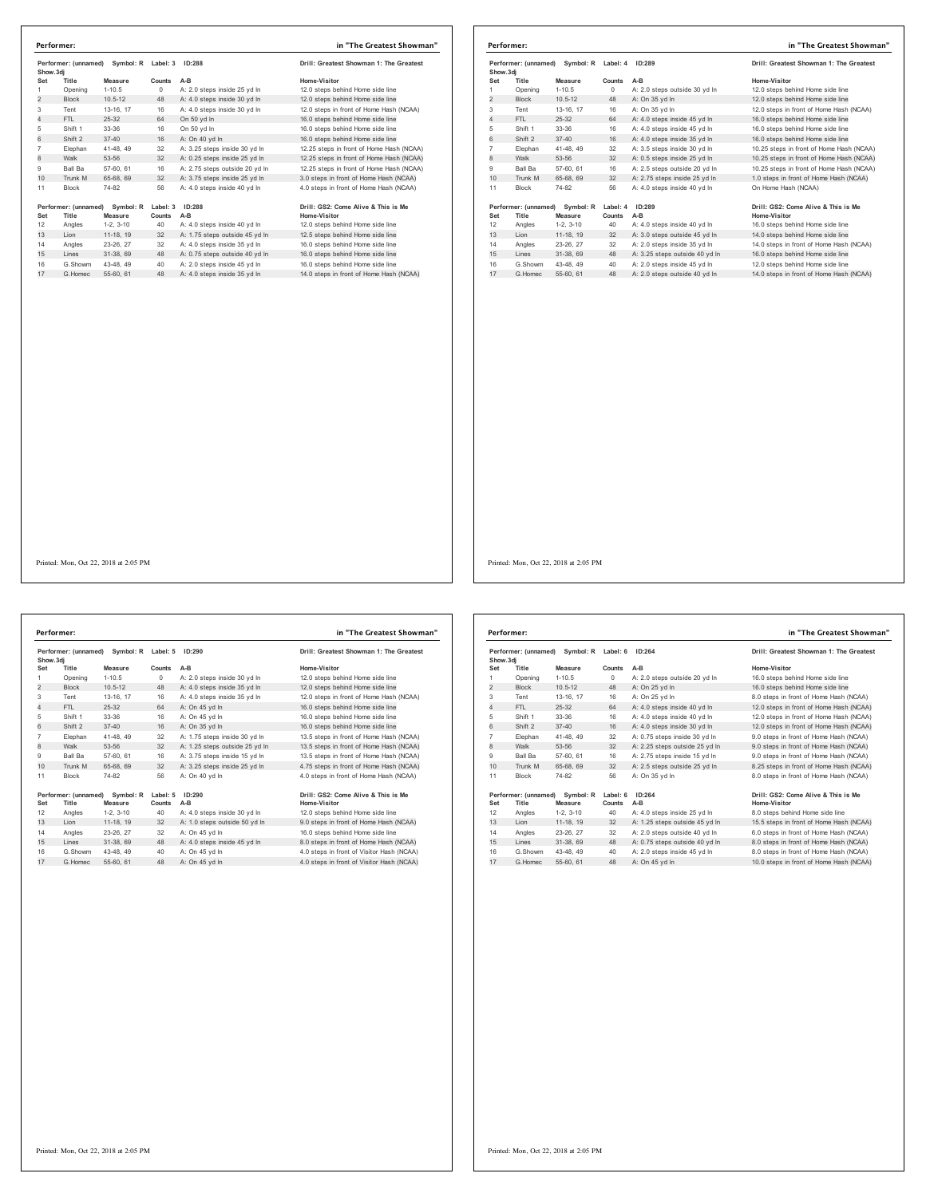## Performer: in "The Greatest Showman"

Performer: (unnamed) Symbol: R Label: 3 ID:288 — Drill: Greatest Showman 1: The Greatest Show.3dj

| Set | Title | Measure | Counts | A-B | Home-Visitor |
|---|---|---|---|---|---|
| 1 | Opening | 1-10.5 | 0 | A: 2.0 steps inside 25 yd ln | 12.0 steps behind Home side line |
| 2 | Block | 10.5-12 | 48 | A: 4.0 steps inside 30 yd ln | 12.0 steps behind Home side line |
| 3 | Tent | 13-16, 17 | 16 | A: 4.0 steps inside 30 yd ln | 12.0 steps in front of Home Hash (NCAA) |
| 4 | FTL | 25-32 | 64 | On 50 yd ln | 16.0 steps behind Home side line |
| 5 | Shift 1 | 33-36 | 16 | On 50 yd ln | 16.0 steps behind Home side line |
| 6 | Shift 2 | 37-40 | 16 | A: On 40 yd ln | 16.0 steps behind Home side line |
| 7 | Elephan | 41-48, 49 | 32 | A: 3.25 steps inside 30 yd ln | 12.25 steps in front of Home Hash (NCAA) |
| 8 | Walk | 53-56 | 32 | A: 0.25 steps inside 25 yd ln | 12.25 steps in front of Home Hash (NCAA) |
| 9 | Ball Ba | 57-60, 61 | 16 | A: 2.75 steps outside 20 yd ln | 12.25 steps in front of Home Hash (NCAA) |
| 10 | Trunk M | 65-68, 69 | 32 | A: 3.75 steps inside 25 yd ln | 3.0 steps in front of Home Hash (NCAA) |
| 11 | Block | 74-82 | 56 | A: 4.0 steps inside 40 yd ln | 4.0 steps in front of Home Hash (NCAA) |

Performer: (unnamed) Symbol: R Label: 3 ID:288 — Drill: GS2: Come Alive & This is Me

| Set | Title | Measure | Counts | A-B | Home-Visitor |
|---|---|---|---|---|---|
| 12 | Angles | 1-2, 3-10 | 40 | A: 4.0 steps inside 40 yd ln | 12.0 steps behind Home side line |
| 13 | Lion | 11-18, 19 | 32 | A: 1.75 steps outside 45 yd ln | 12.5 steps behind Home side line |
| 14 | Angles | 23-26, 27 | 32 | A: 4.0 steps inside 35 yd ln | 16.0 steps behind Home side line |
| 15 | Lines | 31-38, 69 | 48 | A: 0.75 steps outside 40 yd ln | 16.0 steps behind Home side line |
| 16 | G.Showm | 43-48, 49 | 40 | A: 2.0 steps inside 45 yd ln | 16.0 steps behind Home side line |
| 17 | G.Homec | 55-60, 61 | 48 | A: 4.0 steps inside 35 yd ln | 14.0 steps in front of Home Hash (NCAA) |

Printed: Mon, Oct 22, 2018 at 2:05 PM

## Performer: in "The Greatest Showman"

Performer: (unnamed) Symbol: R Label: 4 ID:289 — Drill: Greatest Showman 1: The Greatest Show.3dj

| Set | Title | Measure | Counts | A-B | Home-Visitor |
|---|---|---|---|---|---|
| 1 | Opening | 1-10.5 | 0 | A: 2.0 steps outside 30 yd ln | 12.0 steps behind Home side line |
| 2 | Block | 10.5-12 | 48 | A: On 35 yd ln | 12.0 steps behind Home side line |
| 3 | Tent | 13-16, 17 | 16 | A: On 35 yd ln | 12.0 steps in front of Home Hash (NCAA) |
| 4 | FTL | 25-32 | 64 | A: 4.0 steps inside 45 yd ln | 16.0 steps behind Home side line |
| 5 | Shift 1 | 33-36 | 16 | A: 4.0 steps inside 45 yd ln | 16.0 steps behind Home side line |
| 6 | Shift 2 | 37-40 | 16 | A: 4.0 steps inside 35 yd ln | 16.0 steps behind Home side line |
| 7 | Elephan | 41-48, 49 | 32 | A: 3.5 steps inside 30 yd ln | 10.25 steps in front of Home Hash (NCAA) |
| 8 | Walk | 53-56 | 32 | A: 0.5 steps inside 25 yd ln | 10.25 steps in front of Home Hash (NCAA) |
| 9 | Ball Ba | 57-60, 61 | 16 | A: 2.5 steps outside 20 yd ln | 10.25 steps in front of Home Hash (NCAA) |
| 10 | Trunk M | 65-68, 69 | 32 | A: 2.75 steps inside 25 yd ln | 1.0 steps in front of Home Hash (NCAA) |
| 11 | Block | 74-82 | 56 | A: 4.0 steps inside 40 yd ln | On Home Hash (NCAA) |

Performer: (unnamed) Symbol: R Label: 4 ID:289 — Drill: GS2: Come Alive & This is Me

| Set | Title | Measure | Counts | A-B | Home-Visitor |
|---|---|---|---|---|---|
| 12 | Angles | 1-2, 3-10 | 40 | A: 4.0 steps inside 40 yd ln | 16.0 steps behind Home side line |
| 13 | Lion | 11-18, 19 | 32 | A: 3.0 steps outside 45 yd ln | 14.0 steps behind Home side line |
| 14 | Angles | 23-26, 27 | 32 | A: 2.0 steps inside 35 yd ln | 14.0 steps in front of Home Hash (NCAA) |
| 15 | Lines | 31-38, 69 | 48 | A: 3.25 steps outside 40 yd ln | 16.0 steps behind Home side line |
| 16 | G.Showm | 43-48, 49 | 40 | A: 2.0 steps inside 45 yd ln | 12.0 steps behind Home side line |
| 17 | G.Homec | 55-60, 61 | 48 | A: 2.0 steps outside 40 yd ln | 14.0 steps in front of Home Hash (NCAA) |

Printed: Mon, Oct 22, 2018 at 2:05 PM

## Performer: in "The Greatest Showman"

Performer: (unnamed) Symbol: R Label: 5 ID:290 — Drill: Greatest Showman 1: The Greatest Show.3dj

| Set | Title | Measure | Counts | A-B | Home-Visitor |
|---|---|---|---|---|---|
| 1 | Opening | 1-10.5 | 0 | A: 2.0 steps inside 30 yd ln | 12.0 steps behind Home side line |
| 2 | Block | 10.5-12 | 48 | A: 4.0 steps inside 35 yd ln | 12.0 steps behind Home side line |
| 3 | Tent | 13-16, 17 | 16 | A: 4.0 steps inside 35 yd ln | 12.0 steps in front of Home Hash (NCAA) |
| 4 | FTL | 25-32 | 64 | A: On 45 yd ln | 16.0 steps behind Home side line |
| 5 | Shift 1 | 33-36 | 16 | A: On 45 yd ln | 16.0 steps behind Home side line |
| 6 | Shift 2 | 37-40 | 16 | A: On 35 yd ln | 16.0 steps behind Home side line |
| 7 | Elephan | 41-48, 49 | 32 | A: 1.75 steps inside 30 yd ln | 13.5 steps in front of Home Hash (NCAA) |
| 8 | Walk | 53-56 | 32 | A: 1.25 steps outside 25 yd ln | 13.5 steps in front of Home Hash (NCAA) |
| 9 | Ball Ba | 57-60, 61 | 16 | A: 3.75 steps inside 15 yd ln | 13.5 steps in front of Home Hash (NCAA) |
| 10 | Trunk M | 65-68, 69 | 32 | A: 3.25 steps inside 25 yd ln | 4.75 steps in front of Home Hash (NCAA) |
| 11 | Block | 74-82 | 56 | A: On 40 yd ln | 4.0 steps in front of Home Hash (NCAA) |

Performer: (unnamed) Symbol: R Label: 5 ID:290 — Drill: GS2: Come Alive & This is Me

| Set | Title | Measure | Counts | A-B | Home-Visitor |
|---|---|---|---|---|---|
| 12 | Angles | 1-2, 3-10 | 40 | A: 4.0 steps inside 30 yd ln | 12.0 steps behind Home side line |
| 13 | Lion | 11-18, 19 | 32 | A: 1.0 steps outside 50 yd ln | 9.0 steps in front of Home Hash (NCAA) |
| 14 | Angles | 23-26, 27 | 32 | A: On 45 yd ln | 16.0 steps behind Home side line |
| 15 | Lines | 31-38, 69 | 48 | A: 4.0 steps inside 45 yd ln | 8.0 steps in front of Home Hash (NCAA) |
| 16 | G.Showm | 43-48, 49 | 40 | A: On 45 yd ln | 4.0 steps in front of Visitor Hash (NCAA) |
| 17 | G.Homec | 55-60, 61 | 48 | A: On 45 yd ln | 4.0 steps in front of Visitor Hash (NCAA) |

Printed: Mon, Oct 22, 2018 at 2:05 PM

## Performer: in "The Greatest Showman"

Performer: (unnamed) Symbol: R Label: 6 ID:264 — Drill: Greatest Showman 1: The Greatest Show.3dj

| Set | Title | Measure | Counts | A-B | Home-Visitor |
|---|---|---|---|---|---|
| 1 | Opening | 1-10.5 | 0 | A: 2.0 steps outside 20 yd ln | 16.0 steps behind Home side line |
| 2 | Block | 10.5-12 | 48 | A: On 25 yd ln | 16.0 steps behind Home side line |
| 3 | Tent | 13-16, 17 | 16 | A: On 25 yd ln | 8.0 steps in front of Home Hash (NCAA) |
| 4 | FTL | 25-32 | 64 | A: 4.0 steps inside 40 yd ln | 12.0 steps in front of Home Hash (NCAA) |
| 5 | Shift 1 | 33-36 | 16 | A: 4.0 steps inside 40 yd ln | 12.0 steps in front of Home Hash (NCAA) |
| 6 | Shift 2 | 37-40 | 16 | A: 4.0 steps inside 30 yd ln | 12.0 steps in front of Home Hash (NCAA) |
| 7 | Elephan | 41-48, 49 | 32 | A: 0.75 steps inside 30 yd ln | 9.0 steps in front of Home Hash (NCAA) |
| 8 | Walk | 53-56 | 32 | A: 2.25 steps outside 25 yd ln | 9.0 steps in front of Home Hash (NCAA) |
| 9 | Ball Ba | 57-60, 61 | 16 | A: 2.75 steps inside 15 yd ln | 9.0 steps in front of Home Hash (NCAA) |
| 10 | Trunk M | 65-68, 69 | 32 | A: 2.5 steps outside 25 yd ln | 8.25 steps in front of Home Hash (NCAA) |
| 11 | Block | 74-82 | 56 | A: On 35 yd ln | 8.0 steps in front of Home Hash (NCAA) |

Performer: (unnamed) Symbol: R Label: 6 ID:264 — Drill: GS2: Come Alive & This is Me

| Set | Title | Measure | Counts | A-B | Home-Visitor |
|---|---|---|---|---|---|
| 12 | Angles | 1-2, 3-10 | 40 | A: 4.0 steps inside 25 yd ln | 8.0 steps behind Home side line |
| 13 | Lion | 11-18, 19 | 32 | A: 1.25 steps outside 45 yd ln | 15.5 steps in front of Home Hash (NCAA) |
| 14 | Angles | 23-26, 27 | 32 | A: 2.0 steps outside 40 yd ln | 6.0 steps in front of Home Hash (NCAA) |
| 15 | Lines | 31-38, 69 | 48 | A: 0.75 steps outside 40 yd ln | 8.0 steps in front of Home Hash (NCAA) |
| 16 | G.Showm | 43-48, 49 | 40 | A: 2.0 steps inside 45 yd ln | 8.0 steps in front of Home Hash (NCAA) |
| 17 | G.Homec | 55-60, 61 | 48 | A: On 45 yd ln | 10.0 steps in front of Home Hash (NCAA) |

Printed: Mon, Oct 22, 2018 at 2:05 PM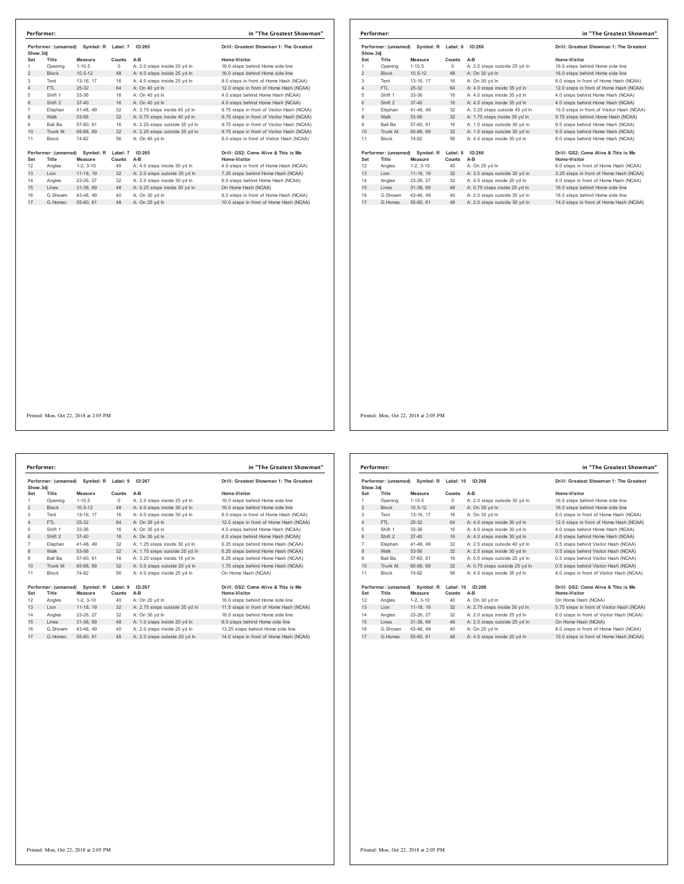**Performer:** in "The Greatest Showman"

Performer: (unnamed) Symbol: R Label: 7 ID:265 — Drill: Greatest Showman 1: The Greatest Show.3dj

| Set | Title | Measure | Counts | A-B | Home-Visitor |
|---|---|---|---|---|---|
| 1 | Opening | 1-10.5 | 0 | A: 2.0 steps inside 20 yd ln | 16.0 steps behind Home side line |
| 2 | Block | 10.5-12 | 48 | A: 4.0 steps inside 25 yd ln | 16.0 steps behind Home side line |
| 3 | Tent | 13-16, 17 | 16 | A: 4.0 steps inside 25 yd ln | 8.0 steps in front of Home Hash (NCAA) |
| 4 | FTL | 25-32 | 64 | A: On 40 yd ln | 12.0 steps in front of Home Hash (NCAA) |
| 5 | Shift 1 | 33-36 | 16 | A: On 40 yd ln | 4.0 steps behind Home Hash (NCAA) |
| 6 | Shift 2 | 37-40 | 16 | A: On 40 yd ln | 4.0 steps behind Home Hash (NCAA) |
| 7 | Elephan | 41-48, 49 | 32 | A: 3.75 steps inside 45 yd ln | 9.75 steps in front of Visitor Hash (NCAA) |
| 8 | Walk | 53-56 | 32 | A: 0.75 steps inside 40 yd ln | 9.75 steps in front of Visitor Hash (NCAA) |
| 9 | Ball Ba | 57-60, 61 | 16 | A: 2.25 steps outside 35 yd ln | 9.75 steps in front of Visitor Hash (NCAA) |
| 10 | Trunk M | 65-68, 69 | 32 | A: 2.25 steps outside 35 yd ln | 9.75 steps in front of Visitor Hash (NCAA) |
| 11 | Block | 74-82 | 56 | A: On 40 yd ln | 8.0 steps in front of Visitor Hash (NCAA) |

Performer: (unnamed) Symbol: R Label: 7 ID:265 — Drill: GS2: Come Alive & This is Me

| Set | Title | Measure | Counts | A-B | Home-Visitor |
|---|---|---|---|---|---|
| 12 | Angles | 1-2, 3-10 | 40 | A: 4.0 steps inside 30 yd ln | 4.0 steps in front of Home Hash (NCAA) |
| 13 | Lion | 11-18, 19 | 32 | A: 2.0 steps outside 35 yd ln | 7.25 steps behind Home Hash (NCAA) |
| 14 | Angles | 23-26, 27 | 32 | A: 2.0 steps inside 30 yd ln | 6.0 steps behind Home Hash (NCAA) |
| 15 | Lines | 31-38, 69 | 48 | A: 0.25 steps inside 30 yd ln | On Home Hash (NCAA) |
| 16 | G.Showm | 43-48, 49 | 40 | A: On 30 yd ln | 8.0 steps in front of Home Hash (NCAA) |
| 17 | G.Homec | 55-60, 61 | 48 | A: On 25 yd ln | 10.0 steps in front of Home Hash (NCAA) |

Printed: Mon, Oct 22, 2018 at 2:05 PM

**Performer:** in "The Greatest Showman"

Performer: (unnamed) Symbol: R Label: 8 ID:266 — Drill: Greatest Showman 1: The Greatest Show.3dj

| Set | Title | Measure | Counts | A-B | Home-Visitor |
|---|---|---|---|---|---|
| 1 | Opening | 1-10.5 | 0 | A: 2.0 steps outside 25 yd ln | 16.0 steps behind Home side line |
| 2 | Block | 10.5-12 | 48 | A: On 30 yd ln | 16.0 steps behind Home side line |
| 3 | Tent | 13-16, 17 | 16 | A: On 30 yd ln | 8.0 steps in front of Home Hash (NCAA) |
| 4 | FTL | 25-32 | 64 | A: 4.0 steps inside 35 yd ln | 12.0 steps in front of Home Hash (NCAA) |
| 5 | Shift 1 | 33-36 | 16 | A: 4.0 steps inside 35 yd ln | 4.0 steps behind Home Hash (NCAA) |
| 6 | Shift 2 | 37-40 | 16 | A: 4.0 steps inside 35 yd ln | 4.0 steps behind Home Hash (NCAA) |
| 7 | Elephan | 41-48, 49 | 32 | A: 3.25 steps outside 45 yd ln | 10.0 steps in front of Visitor Hash (NCAA) |
| 8 | Walk | 53-56 | 32 | A: 1.75 steps inside 35 yd ln | 9.75 steps behind Home Hash (NCAA) |
| 9 | Ball Ba | 57-60, 61 | 16 | A: 1.0 steps outside 30 yd ln | 9.5 steps behind Home Hash (NCAA) |
| 10 | Trunk M | 65-68, 69 | 32 | A: 1.0 steps outside 30 yd ln | 9.5 steps behind Home Hash (NCAA) |
| 11 | Block | 74-82 | 56 | A: 4.0 steps inside 30 yd ln | 8.0 steps behind Home Hash (NCAA) |

Performer: (unnamed) Symbol: R Label: 8 ID:266 — Drill: GS2: Come Alive & This is Me

| Set | Title | Measure | Counts | A-B | Home-Visitor |
|---|---|---|---|---|---|
| 12 | Angles | 1-2, 3-10 | 40 | A: On 25 yd ln | 8.0 steps in front of Home Hash (NCAA) |
| 13 | Lion | 11-18, 19 | 32 | A: 3.0 steps outside 30 yd ln | 3.25 steps in front of Home Hash (NCAA) |
| 14 | Angles | 23-26, 27 | 32 | A: 4.0 steps inside 20 yd ln | 4.0 steps in front of Home Hash (NCAA) |
| 15 | Lines | 31-38, 69 | 48 | A: 0.75 steps inside 25 yd ln | 16.0 steps behind Home side line |
| 16 | G.Showm | 43-48, 49 | 40 | A: 2.0 steps outside 35 yd ln | 16.0 steps behind Home side line |
| 17 | G.Homec | 55-60, 61 | 48 | A: 2.0 steps outside 30 yd ln | 14.0 steps in front of Home Hash (NCAA) |

Printed: Mon, Oct 22, 2018 at 2:05 PM

**Performer:** in "The Greatest Showman"

Performer: (unnamed) Symbol: R Label: 9 ID:267 — Drill: Greatest Showman 1: The Greatest Show.3dj

| Set | Title | Measure | Counts | A-B | Home-Visitor |
|---|---|---|---|---|---|
| 1 | Opening | 1-10.5 | 0 | A: 2.0 steps inside 25 yd ln | 16.0 steps behind Home side line |
| 2 | Block | 10.5-12 | 48 | A: 4.0 steps inside 30 yd ln | 16.0 steps behind Home side line |
| 3 | Tent | 13-16, 17 | 16 | A: 4.0 steps inside 30 yd ln | 8.0 steps in front of Home Hash (NCAA) |
| 4 | FTL | 25-32 | 64 | A: On 35 yd ln | 12.0 steps in front of Home Hash (NCAA) |
| 5 | Shift 1 | 33-36 | 16 | A: On 35 yd ln | 4.0 steps behind Home Hash (NCAA) |
| 6 | Shift 2 | 37-40 | 16 | A: On 35 yd ln | 4.0 steps behind Home Hash (NCAA) |
| 7 | Elephan | 41-48, 49 | 32 | A: 1.25 steps inside 30 yd ln | 6.25 steps behind Home Hash (NCAA) |
| 8 | Walk | 53-56 | 32 | A: 1.75 steps outside 25 yd ln | 6.25 steps behind Home Hash (NCAA) |
| 9 | Ball Ba | 57-60, 61 | 16 | A: 3.25 steps inside 15 yd ln | 6.25 steps behind Home Hash (NCAA) |
| 10 | Trunk M | 65-68, 69 | 32 | A: 3.0 steps outside 20 yd ln | 1.75 steps behind Home Hash (NCAA) |
| 11 | Block | 74-82 | 56 | A: 4.0 steps inside 25 yd ln | On Home Hash (NCAA) |

Performer: (unnamed) Symbol: R Label: 9 ID:267 — Drill: GS2: Come Alive & This is Me

| Set | Title | Measure | Counts | A-B | Home-Visitor |
|---|---|---|---|---|---|
| 12 | Angles | 1-2, 3-10 | 40 | A: On 20 yd ln | 16.0 steps behind Home side line |
| 13 | Lion | 11-18, 19 | 32 | A: 2.75 steps outside 35 yd ln | 11.5 steps in front of Home Hash (NCAA) |
| 14 | Angles | 23-26, 27 | 32 | A: On 30 yd ln | 16.0 steps behind Home side line |
| 15 | Lines | 31-38, 69 | 48 | A: 1.0 steps inside 20 yd ln | 8.0 steps behind Home side line |
| 16 | G.Showm | 43-48, 49 | 40 | A: 2.0 steps inside 25 yd ln | 13.25 steps behind Home side line |
| 17 | G.Homec | 55-60, 61 | 48 | A: 2.0 steps outside 20 yd ln | 14.0 steps in front of Home Hash (NCAA) |

Printed: Mon, Oct 22, 2018 at 2:05 PM

**Performer:** in "The Greatest Showman"

Performer: (unnamed) Symbol: R Label: 10 ID:268 — Drill: Greatest Showman 1: The Greatest Show.3dj

| Set | Title | Measure | Counts | A-B | Home-Visitor |
|---|---|---|---|---|---|
| 1 | Opening | 1-10.5 | 0 | A: 2.0 steps outside 30 yd ln | 16.0 steps behind Home side line |
| 2 | Block | 10.5-12 | 48 | A: On 35 yd ln | 16.0 steps behind Home side line |
| 3 | Tent | 13-16, 17 | 16 | A: On 35 yd ln | 8.0 steps in front of Home Hash (NCAA) |
| 4 | FTL | 25-32 | 64 | A: 4.0 steps inside 30 yd ln | 12.0 steps in front of Home Hash (NCAA) |
| 5 | Shift 1 | 33-36 | 16 | A: 4.0 steps inside 30 yd ln | 4.0 steps behind Home Hash (NCAA) |
| 6 | Shift 2 | 37-40 | 16 | A: 4.0 steps inside 30 yd ln | 4.0 steps behind Home Hash (NCAA) |
| 7 | Elephan | 41-48, 49 | 32 | A: 2.5 steps outside 40 yd ln | 0.5 steps behind Visitor Hash (NCAA) |
| 8 | Walk | 53-56 | 32 | A: 2.5 steps inside 30 yd ln | 0.5 steps behind Visitor Hash (NCAA) |
| 9 | Ball Ba | 57-60, 61 | 16 | A: 0.5 steps outside 25 yd ln | 0.5 steps behind Visitor Hash (NCAA) |
| 10 | Trunk M | 65-68, 69 | 32 | A: 0.75 steps outside 25 yd ln | 0.5 steps behind Visitor Hash (NCAA) |
| 11 | Block | 74-82 | 56 | A: 4.0 steps inside 35 yd ln | 4.0 steps in front of Visitor Hash (NCAA) |

Performer: (unnamed) Symbol: R Label: 10 ID:268 — Drill: GS2: Come Alive & This is Me

| Set | Title | Measure | Counts | A-B | Home-Visitor |
|---|---|---|---|---|---|
| 12 | Angles | 1-2, 3-10 | 40 | A: On 30 yd ln | On Home Hash (NCAA) |
| 13 | Lion | 11-18, 19 | 32 | A: 2.75 steps inside 30 yd ln | 5.75 steps in front of Visitor Hash (NCAA) |
| 14 | Angles | 23-26, 27 | 32 | A: 2.0 steps inside 25 yd ln | 6.0 steps in front of Visitor Hash (NCAA) |
| 15 | Lines | 31-38, 69 | 48 | A: 2.0 steps outside 25 yd ln | On Home Hash (NCAA) |
| 16 | G.Showm | 43-48, 49 | 40 | A: On 25 yd ln | 8.0 steps in front of Home Hash (NCAA) |
| 17 | G.Homec | 55-60, 61 | 48 | A: 4.0 steps inside 20 yd ln | 10.0 steps in front of Home Hash (NCAA) |

Printed: Mon, Oct 22, 2018 at 2:05 PM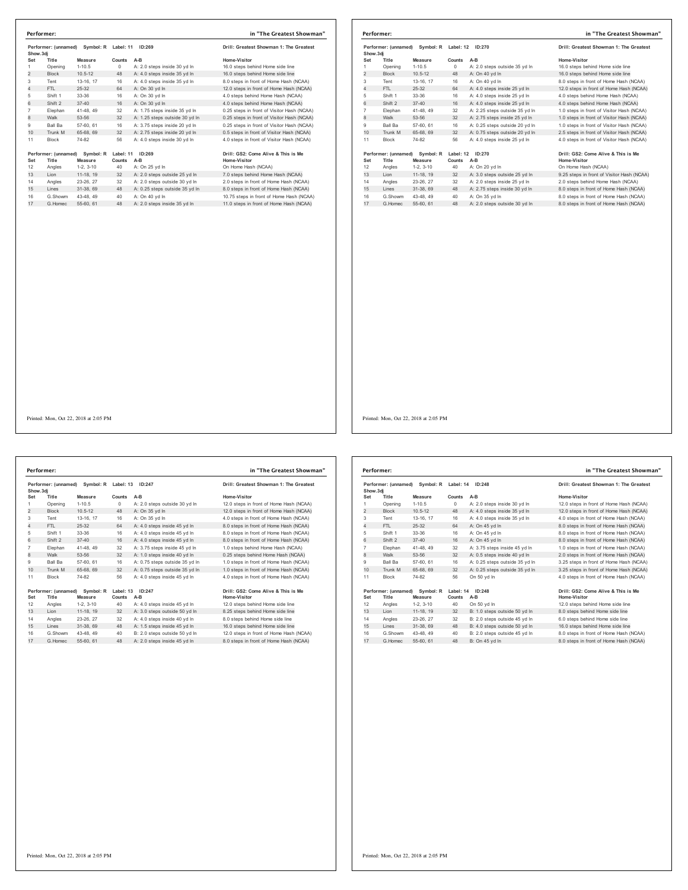**Performer:** in "The Greatest Showman"

Performer: (unnamed) Symbol: R Label: 11 ID:269 — Drill: Greatest Showman 1: The Greatest Show.3dj

| Set | Title | Measure | Counts | A-B | Home-Visitor |
|---|---|---|---|---|---|
| 1 | Opening | 1-10.5 | 0 | A: 2.0 steps inside 30 yd ln | 16.0 steps behind Home side line |
| 2 | Block | 10.5-12 | 48 | A: 4.0 steps inside 35 yd ln | 16.0 steps behind Home side line |
| 3 | Tent | 13-16, 17 | 16 | A: 4.0 steps inside 35 yd ln | 8.0 steps in front of Home Hash (NCAA) |
| 4 | FTL | 25-32 | 64 | A: On 30 yd ln | 12.0 steps in front of Home Hash (NCAA) |
| 5 | Shift 1 | 33-36 | 16 | A: On 30 yd ln | 4.0 steps behind Home Hash (NCAA) |
| 6 | Shift 2 | 37-40 | 16 | A: On 30 yd ln | 4.0 steps behind Home Hash (NCAA) |
| 7 | Elephan | 41-48, 49 | 32 | A: 1.75 steps inside 35 yd ln | 0.25 steps in front of Visitor Hash (NCAA) |
| 8 | Walk | 53-56 | 32 | A: 1.25 steps outside 30 yd ln | 0.25 steps in front of Visitor Hash (NCAA) |
| 9 | Ball Ba | 57-60, 61 | 16 | A: 3.75 steps inside 20 yd ln | 0.25 steps in front of Visitor Hash (NCAA) |
| 10 | Trunk M | 65-68, 69 | 32 | A: 2.75 steps inside 20 yd ln | 0.5 steps in front of Visitor Hash (NCAA) |
| 11 | Block | 74-82 | 56 | A: 4.0 steps inside 30 yd ln | 4.0 steps in front of Visitor Hash (NCAA) |

Performer: (unnamed) Symbol: R Label: 11 ID:269 — Drill: GS2: Come Alive & This is Me

| Set | Title | Measure | Counts | A-B | Home-Visitor |
|---|---|---|---|---|---|
| 12 | Angles | 1-2, 3-10 | 40 | A: On 25 yd ln | On Home Hash (NCAA) |
| 13 | Lion | 11-18, 19 | 32 | A: 2.0 steps outside 25 yd ln | 7.0 steps behind Home Hash (NCAA) |
| 14 | Angles | 23-26, 27 | 32 | A: 2.0 steps outside 30 yd ln | 2.0 steps in front of Home Hash (NCAA) |
| 15 | Lines | 31-38, 69 | 48 | A: 0.25 steps outside 35 yd ln | 8.0 steps in front of Home Hash (NCAA) |
| 16 | G.Showm | 43-48, 49 | 40 | A: On 40 yd ln | 10.75 steps in front of Home Hash (NCAA) |
| 17 | G.Homec | 55-60, 61 | 48 | A: 2.0 steps inside 35 yd ln | 11.0 steps in front of Home Hash (NCAA) |

Printed: Mon, Oct 22, 2018 at 2:05 PM

**Performer:** in "The Greatest Showman"

Performer: (unnamed) Symbol: R Label: 12 ID:270 — Drill: Greatest Showman 1: The Greatest Show.3dj

| Set | Title | Measure | Counts | A-B | Home-Visitor |
|---|---|---|---|---|---|
| 1 | Opening | 1-10.5 | 0 | A: 2.0 steps outside 35 yd ln | 16.0 steps behind Home side line |
| 2 | Block | 10.5-12 | 48 | A: On 40 yd ln | 16.0 steps behind Home side line |
| 3 | Tent | 13-16, 17 | 16 | A: On 40 yd ln | 8.0 steps in front of Home Hash (NCAA) |
| 4 | FTL | 25-32 | 64 | A: 4.0 steps inside 25 yd ln | 12.0 steps in front of Home Hash (NCAA) |
| 5 | Shift 1 | 33-36 | 16 | A: 4.0 steps inside 25 yd ln | 4.0 steps behind Home Hash (NCAA) |
| 6 | Shift 2 | 37-40 | 16 | A: 4.0 steps inside 25 yd ln | 4.0 steps behind Home Hash (NCAA) |
| 7 | Elephan | 41-48, 49 | 32 | A: 2.25 steps outside 35 yd ln | 1.0 steps in front of Visitor Hash (NCAA) |
| 8 | Walk | 53-56 | 32 | A: 2.75 steps inside 25 yd ln | 1.0 steps in front of Visitor Hash (NCAA) |
| 9 | Ball Ba | 57-60, 61 | 16 | A: 0.25 steps outside 20 yd ln | 1.0 steps in front of Visitor Hash (NCAA) |
| 10 | Trunk M | 65-68, 69 | 32 | A: 0.75 steps outside 20 yd ln | 2.5 steps in front of Visitor Hash (NCAA) |
| 11 | Block | 74-82 | 56 | A: 4.0 steps inside 25 yd ln | 4.0 steps in front of Visitor Hash (NCAA) |

Performer: (unnamed) Symbol: R Label: 12 ID:270 — Drill: GS2: Come Alive & This is Me

| Set | Title | Measure | Counts | A-B | Home-Visitor |
|---|---|---|---|---|---|
| 12 | Angles | 1-2, 3-10 | 40 | A: On 20 yd ln | On Home Hash (NCAA) |
| 13 | Lion | 11-18, 19 | 32 | A: 3.0 steps outside 25 yd ln | 9.25 steps in front of Visitor Hash (NCAA) |
| 14 | Angles | 23-26, 27 | 32 | A: 2.0 steps inside 25 yd ln | 2.0 steps behind Home Hash (NCAA) |
| 15 | Lines | 31-38, 69 | 48 | A: 2.75 steps inside 30 yd ln | 8.0 steps in front of Home Hash (NCAA) |
| 16 | G.Showm | 43-48, 49 | 40 | A: On 35 yd ln | 8.0 steps in front of Home Hash (NCAA) |
| 17 | G.Homec | 55-60, 61 | 48 | A: 2.0 steps outside 30 yd ln | 8.0 steps in front of Home Hash (NCAA) |

Printed: Mon, Oct 22, 2018 at 2:05 PM

**Performer:** in "The Greatest Showman"

Performer: (unnamed) Symbol: R Label: 13 ID:247 — Drill: Greatest Showman 1: The Greatest Show.3dj

| Set | Title | Measure | Counts | A-B | Home-Visitor |
|---|---|---|---|---|---|
| 1 | Opening | 1-10.5 | 0 | A: 2.0 steps outside 30 yd ln | 12.0 steps in front of Home Hash (NCAA) |
| 2 | Block | 10.5-12 | 48 | A: On 35 yd ln | 12.0 steps in front of Home Hash (NCAA) |
| 3 | Tent | 13-16, 17 | 16 | A: On 35 yd ln | 4.0 steps in front of Home Hash (NCAA) |
| 4 | FTL | 25-32 | 64 | A: 4.0 steps inside 45 yd ln | 8.0 steps in front of Home Hash (NCAA) |
| 5 | Shift 1 | 33-36 | 16 | A: 4.0 steps inside 45 yd ln | 8.0 steps in front of Home Hash (NCAA) |
| 6 | Shift 2 | 37-40 | 16 | A: 4.0 steps inside 45 yd ln | 8.0 steps in front of Home Hash (NCAA) |
| 7 | Elephan | 41-48, 49 | 32 | A: 3.75 steps inside 45 yd ln | 1.0 steps behind Home Hash (NCAA) |
| 8 | Walk | 53-56 | 32 | A: 1.0 steps inside 40 yd ln | 0.25 steps behind Home Hash (NCAA) |
| 9 | Ball Ba | 57-60, 61 | 16 | A: 0.75 steps outside 35 yd ln | 1.0 steps in front of Home Hash (NCAA) |
| 10 | Trunk M | 65-68, 69 | 32 | A: 0.75 steps outside 35 yd ln | 1.0 steps in front of Home Hash (NCAA) |
| 11 | Block | 74-82 | 56 | A: 4.0 steps inside 45 yd ln | 4.0 steps in front of Home Hash (NCAA) |

Performer: (unnamed) Symbol: R Label: 13 ID:247 — Drill: GS2: Come Alive & This is Me

| Set | Title | Measure | Counts | A-B | Home-Visitor |
|---|---|---|---|---|---|
| 12 | Angles | 1-2, 3-10 | 40 | A: 4.0 steps inside 45 yd ln | 12.0 steps behind Home side line |
| 13 | Lion | 11-18, 19 | 32 | A: 3.0 steps outside 50 yd ln | 8.25 steps behind Home side line |
| 14 | Angles | 23-26, 27 | 32 | A: 4.0 steps inside 40 yd ln | 8.0 steps behind Home side line |
| 15 | Lines | 31-38, 69 | 48 | A: 1.5 steps inside 45 yd ln | 16.0 steps behind Home side line |
| 16 | G.Showm | 43-48, 49 | 40 | B: 2.0 steps outside 50 yd ln | 12.0 steps in front of Home Hash (NCAA) |
| 17 | G.Homec | 55-60, 61 | 48 | A: 2.0 steps inside 45 yd ln | 8.0 steps in front of Home Hash (NCAA) |

Printed: Mon, Oct 22, 2018 at 2:05 PM

**Performer:** in "The Greatest Showman"

Performer: (unnamed) Symbol: R Label: 14 ID:248 — Drill: Greatest Showman 1: The Greatest Show.3dj

| Set | Title | Measure | Counts | A-B | Home-Visitor |
|---|---|---|---|---|---|
| 1 | Opening | 1-10.5 | 0 | A: 2.0 steps inside 30 yd ln | 12.0 steps in front of Home Hash (NCAA) |
| 2 | Block | 10.5-12 | 48 | A: 4.0 steps inside 35 yd ln | 12.0 steps in front of Home Hash (NCAA) |
| 3 | Tent | 13-16, 17 | 16 | A: 4.0 steps inside 35 yd ln | 4.0 steps in front of Home Hash (NCAA) |
| 4 | FTL | 25-32 | 64 | A: On 45 yd ln | 8.0 steps in front of Home Hash (NCAA) |
| 5 | Shift 1 | 33-36 | 16 | A: On 45 yd ln | 8.0 steps in front of Home Hash (NCAA) |
| 6 | Shift 2 | 37-40 | 16 | A: On 45 yd ln | 8.0 steps in front of Home Hash (NCAA) |
| 7 | Elephan | 41-48, 49 | 32 | A: 3.75 steps inside 45 yd ln | 1.0 steps in front of Home Hash (NCAA) |
| 8 | Walk | 53-56 | 32 | A: 0.5 steps inside 40 yd ln | 2.0 steps in front of Home Hash (NCAA) |
| 9 | Ball Ba | 57-60, 61 | 16 | A: 0.25 steps outside 35 yd ln | 3.25 steps in front of Home Hash (NCAA) |
| 10 | Trunk M | 65-68, 69 | 32 | A: 0.25 steps outside 35 yd ln | 3.25 steps in front of Home Hash (NCAA) |
| 11 | Block | 74-82 | 56 | On 50 yd ln | 4.0 steps in front of Home Hash (NCAA) |

Performer: (unnamed) Symbol: R Label: 14 ID:248 — Drill: GS2: Come Alive & This is Me

| Set | Title | Measure | Counts | A-B | Home-Visitor |
|---|---|---|---|---|---|
| 12 | Angles | 1-2, 3-10 | 40 | On 50 yd ln | 12.0 steps behind Home side line |
| 13 | Lion | 11-18, 19 | 32 | B: 1.0 steps outside 50 yd ln | 8.0 steps behind Home side line |
| 14 | Angles | 23-26, 27 | 32 | B: 2.0 steps outside 45 yd ln | 6.0 steps behind Home side line |
| 15 | Lines | 31-38, 69 | 48 | B: 4.0 steps outside 50 yd ln | 16.0 steps behind Home side line |
| 16 | G.Showm | 43-48, 49 | 40 | B: 2.0 steps outside 45 yd ln | 8.0 steps in front of Home Hash (NCAA) |
| 17 | G.Homec | 55-60, 61 | 48 | B: On 45 yd ln | 8.0 steps in front of Home Hash (NCAA) |

Printed: Mon, Oct 22, 2018 at 2:05 PM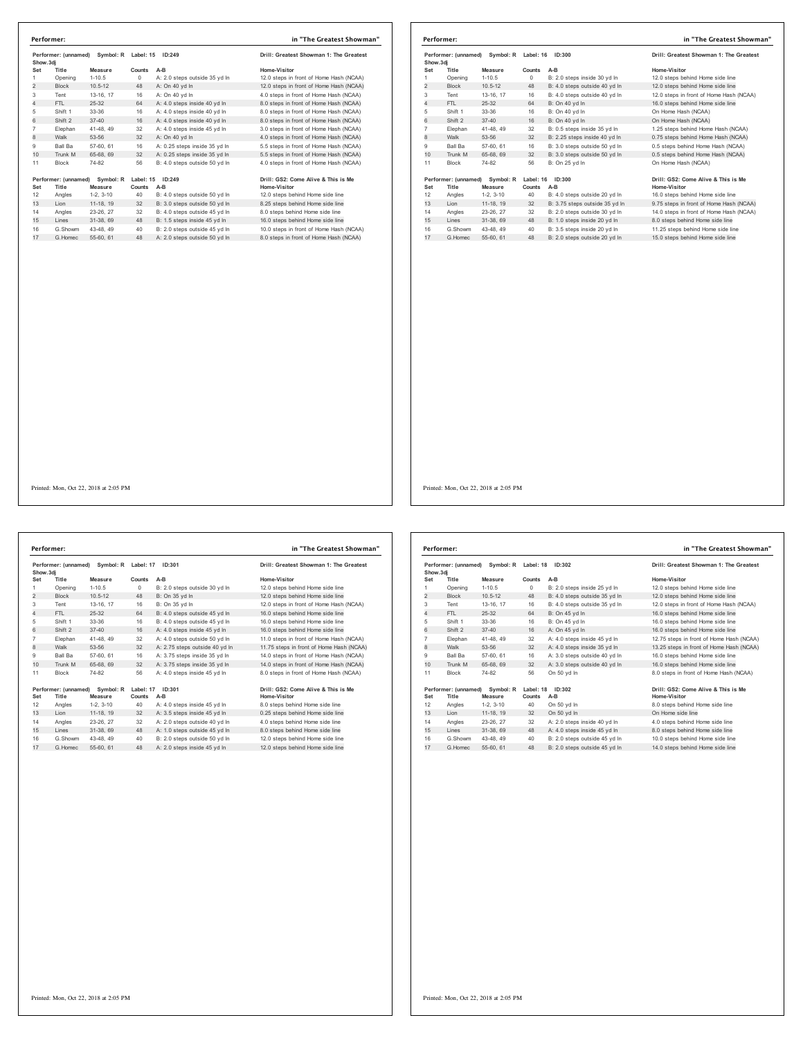**Performer:** in "The Greatest Showman"

Performer: (unnamed) Symbol: R Label: 15 ID:249 — Show.3dj — Drill: Greatest Showman 1: The Greatest

| Set | Title | Measure | Counts | A-B | Home-Visitor |
|---|---|---|---|---|---|
| 1 | Opening | 1-10.5 | 0 | A: 2.0 steps outside 35 yd ln | 12.0 steps in front of Home Hash (NCAA) |
| 2 | Block | 10.5-12 | 48 | A: On 40 yd ln | 12.0 steps in front of Home Hash (NCAA) |
| 3 | Tent | 13-16, 17 | 16 | A: On 40 yd ln | 4.0 steps in front of Home Hash (NCAA) |
| 4 | FTL | 25-32 | 64 | A: 4.0 steps inside 40 yd ln | 8.0 steps in front of Home Hash (NCAA) |
| 5 | Shift 1 | 33-36 | 16 | A: 4.0 steps inside 40 yd ln | 8.0 steps in front of Home Hash (NCAA) |
| 6 | Shift 2 | 37-40 | 16 | A: 4.0 steps inside 40 yd ln | 8.0 steps in front of Home Hash (NCAA) |
| 7 | Elephan | 41-48, 49 | 32 | A: 4.0 steps inside 45 yd ln | 3.0 steps in front of Home Hash (NCAA) |
| 8 | Walk | 53-56 | 32 | A: On 40 yd ln | 4.0 steps in front of Home Hash (NCAA) |
| 9 | Ball Ba | 57-60, 61 | 16 | A: 0.25 steps inside 35 yd ln | 5.5 steps in front of Home Hash (NCAA) |
| 10 | Trunk M | 65-68, 69 | 32 | A: 0.25 steps inside 35 yd ln | 5.5 steps in front of Home Hash (NCAA) |
| 11 | Block | 74-82 | 56 | B: 4.0 steps outside 50 yd ln | 4.0 steps in front of Home Hash (NCAA) |

Performer: (unnamed) Symbol: R Label: 15 ID:249 — Drill: GS2: Come Alive & This is Me

| Set | Title | Measure | Counts | A-B | Home-Visitor |
|---|---|---|---|---|---|
| 12 | Angles | 1-2, 3-10 | 40 | B: 4.0 steps outside 50 yd ln | 12.0 steps behind Home side line |
| 13 | Lion | 11-18, 19 | 32 | B: 3.0 steps outside 50 yd ln | 8.25 steps behind Home side line |
| 14 | Angles | 23-26, 27 | 32 | B: 4.0 steps outside 45 yd ln | 8.0 steps behind Home side line |
| 15 | Lines | 31-38, 69 | 48 | B: 1.5 steps inside 45 yd ln | 16.0 steps behind Home side line |
| 16 | G.Showm | 43-48, 49 | 40 | B: 2.0 steps outside 45 yd ln | 10.0 steps in front of Home Hash (NCAA) |
| 17 | G.Homec | 55-60, 61 | 48 | A: 2.0 steps outside 50 yd ln | 8.0 steps in front of Home Hash (NCAA) |

Printed: Mon, Oct 22, 2018 at 2:05 PM

**Performer:** in "The Greatest Showman"

Performer: (unnamed) Symbol: R Label: 16 ID:300 — Show.3dj — Drill: Greatest Showman 1: The Greatest

| Set | Title | Measure | Counts | A-B | Home-Visitor |
|---|---|---|---|---|---|
| 1 | Opening | 1-10.5 | 0 | B: 2.0 steps inside 30 yd ln | 12.0 steps behind Home side line |
| 2 | Block | 10.5-12 | 48 | B: 4.0 steps outside 40 yd ln | 12.0 steps behind Home side line |
| 3 | Tent | 13-16, 17 | 16 | B: 4.0 steps outside 40 yd ln | 12.0 steps in front of Home Hash (NCAA) |
| 4 | FTL | 25-32 | 64 | B: On 40 yd ln | 16.0 steps behind Home side line |
| 5 | Shift 1 | 33-36 | 16 | B: On 40 yd ln | On Home Hash (NCAA) |
| 6 | Shift 2 | 37-40 | 16 | B: On 40 yd ln | On Home Hash (NCAA) |
| 7 | Elephan | 41-48, 49 | 32 | B: 0.5 steps inside 35 yd ln | 1.25 steps behind Home Hash (NCAA) |
| 8 | Walk | 53-56 | 32 | B: 2.25 steps inside 40 yd ln | 0.75 steps behind Home Hash (NCAA) |
| 9 | Ball Ba | 57-60, 61 | 16 | B: 3.0 steps outside 50 yd ln | 0.5 steps behind Home Hash (NCAA) |
| 10 | Trunk M | 65-68, 69 | 32 | B: 3.0 steps outside 50 yd ln | 0.5 steps behind Home Hash (NCAA) |
| 11 | Block | 74-82 | 56 | B: On 25 yd ln | On Home Hash (NCAA) |

Performer: (unnamed) Symbol: R Label: 16 ID:300 — Drill: GS2: Come Alive & This is Me

| Set | Title | Measure | Counts | A-B | Home-Visitor |
|---|---|---|---|---|---|
| 12 | Angles | 1-2, 3-10 | 40 | B: 4.0 steps outside 20 yd ln | 16.0 steps behind Home side line |
| 13 | Lion | 11-18, 19 | 32 | B: 3.75 steps outside 35 yd ln | 9.75 steps in front of Home Hash (NCAA) |
| 14 | Angles | 23-26, 27 | 32 | B: 2.0 steps outside 30 yd ln | 14.0 steps in front of Home Hash (NCAA) |
| 15 | Lines | 31-38, 69 | 48 | B: 1.0 steps inside 20 yd ln | 8.0 steps behind Home side line |
| 16 | G.Showm | 43-48, 49 | 40 | B: 3.5 steps inside 20 yd ln | 11.25 steps behind Home side line |
| 17 | G.Homec | 55-60, 61 | 48 | B: 2.0 steps outside 20 yd ln | 15.0 steps behind Home side line |

Printed: Mon, Oct 22, 2018 at 2:05 PM

**Performer:** in "The Greatest Showman"

Performer: (unnamed) Symbol: R Label: 17 ID:301 — Show.3dj — Drill: Greatest Showman 1: The Greatest

| Set | Title | Measure | Counts | A-B | Home-Visitor |
|---|---|---|---|---|---|
| 1 | Opening | 1-10.5 | 0 | B: 2.0 steps outside 30 yd ln | 12.0 steps behind Home side line |
| 2 | Block | 10.5-12 | 48 | B: On 35 yd ln | 12.0 steps behind Home side line |
| 3 | Tent | 13-16, 17 | 16 | B: On 35 yd ln | 12.0 steps in front of Home Hash (NCAA) |
| 4 | FTL | 25-32 | 64 | B: 4.0 steps outside 45 yd ln | 16.0 steps behind Home side line |
| 5 | Shift 1 | 33-36 | 16 | B: 4.0 steps outside 45 yd ln | 16.0 steps behind Home side line |
| 6 | Shift 2 | 37-40 | 16 | A: 4.0 steps inside 45 yd ln | 16.0 steps behind Home side line |
| 7 | Elephan | 41-48, 49 | 32 | A: 4.0 steps outside 50 yd ln | 11.0 steps in front of Home Hash (NCAA) |
| 8 | Walk | 53-56 | 32 | A: 2.75 steps outside 40 yd ln | 11.75 steps in front of Home Hash (NCAA) |
| 9 | Ball Ba | 57-60, 61 | 16 | A: 3.75 steps inside 35 yd ln | 14.0 steps in front of Home Hash (NCAA) |
| 10 | Trunk M | 65-68, 69 | 32 | A: 3.75 steps inside 35 yd ln | 14.0 steps in front of Home Hash (NCAA) |
| 11 | Block | 74-82 | 56 | A: 4.0 steps inside 45 yd ln | 8.0 steps in front of Home Hash (NCAA) |

Performer: (unnamed) Symbol: R Label: 17 ID:301 — Drill: GS2: Come Alive & This is Me

| Set | Title | Measure | Counts | A-B | Home-Visitor |
|---|---|---|---|---|---|
| 12 | Angles | 1-2, 3-10 | 40 | A: 4.0 steps inside 45 yd ln | 8.0 steps behind Home side line |
| 13 | Lion | 11-18, 19 | 32 | A: 3.5 steps inside 45 yd ln | 0.25 steps behind Home side line |
| 14 | Angles | 23-26, 27 | 32 | A: 2.0 steps outside 40 yd ln | 4.0 steps behind Home side line |
| 15 | Lines | 31-38, 69 | 48 | A: 1.0 steps outside 45 yd ln | 8.0 steps behind Home side line |
| 16 | G.Showm | 43-48, 49 | 40 | B: 2.0 steps outside 50 yd ln | 12.0 steps behind Home side line |
| 17 | G.Homec | 55-60, 61 | 48 | A: 2.0 steps inside 45 yd ln | 12.0 steps behind Home side line |

Printed: Mon, Oct 22, 2018 at 2:05 PM

**Performer:** in "The Greatest Showman"

Performer: (unnamed) Symbol: R Label: 18 ID:302 — Show.3dj — Drill: Greatest Showman 1: The Greatest

| Set | Title | Measure | Counts | A-B | Home-Visitor |
|---|---|---|---|---|---|
| 1 | Opening | 1-10.5 | 0 | B: 2.0 steps inside 25 yd ln | 12.0 steps behind Home side line |
| 2 | Block | 10.5-12 | 48 | B: 4.0 steps outside 35 yd ln | 12.0 steps behind Home side line |
| 3 | Tent | 13-16, 17 | 16 | B: 4.0 steps outside 35 yd ln | 12.0 steps in front of Home Hash (NCAA) |
| 4 | FTL | 25-32 | 64 | B: On 45 yd ln | 16.0 steps behind Home side line |
| 5 | Shift 1 | 33-36 | 16 | B: On 45 yd ln | 16.0 steps behind Home side line |
| 6 | Shift 2 | 37-40 | 16 | A: On 45 yd ln | 16.0 steps behind Home side line |
| 7 | Elephan | 41-48, 49 | 32 | A: 4.0 steps inside 45 yd ln | 12.75 steps in front of Home Hash (NCAA) |
| 8 | Walk | 53-56 | 32 | A: 4.0 steps inside 35 yd ln | 13.25 steps in front of Home Hash (NCAA) |
| 9 | Ball Ba | 57-60, 61 | 16 | A: 3.0 steps outside 40 yd ln | 16.0 steps behind Home side line |
| 10 | Trunk M | 65-68, 69 | 32 | A: 3.0 steps outside 40 yd ln | 16.0 steps behind Home side line |
| 11 | Block | 74-82 | 56 | On 50 yd ln | 8.0 steps in front of Home Hash (NCAA) |

Performer: (unnamed) Symbol: R Label: 18 ID:302 — Drill: GS2: Come Alive & This is Me

| Set | Title | Measure | Counts | A-B | Home-Visitor |
|---|---|---|---|---|---|
| 12 | Angles | 1-2, 3-10 | 40 | On 50 yd ln | 8.0 steps behind Home side line |
| 13 | Lion | 11-18, 19 | 32 | On 50 yd ln | On Home side line |
| 14 | Angles | 23-26, 27 | 32 | A: 2.0 steps inside 40 yd ln | 4.0 steps behind Home side line |
| 15 | Lines | 31-38, 69 | 48 | A: 4.0 steps inside 45 yd ln | 8.0 steps behind Home side line |
| 16 | G.Showm | 43-48, 49 | 40 | B: 2.0 steps outside 45 yd ln | 10.0 steps behind Home side line |
| 17 | G.Homec | 55-60, 61 | 48 | B: 2.0 steps outside 45 yd ln | 14.0 steps behind Home side line |

Printed: Mon, Oct 22, 2018 at 2:05 PM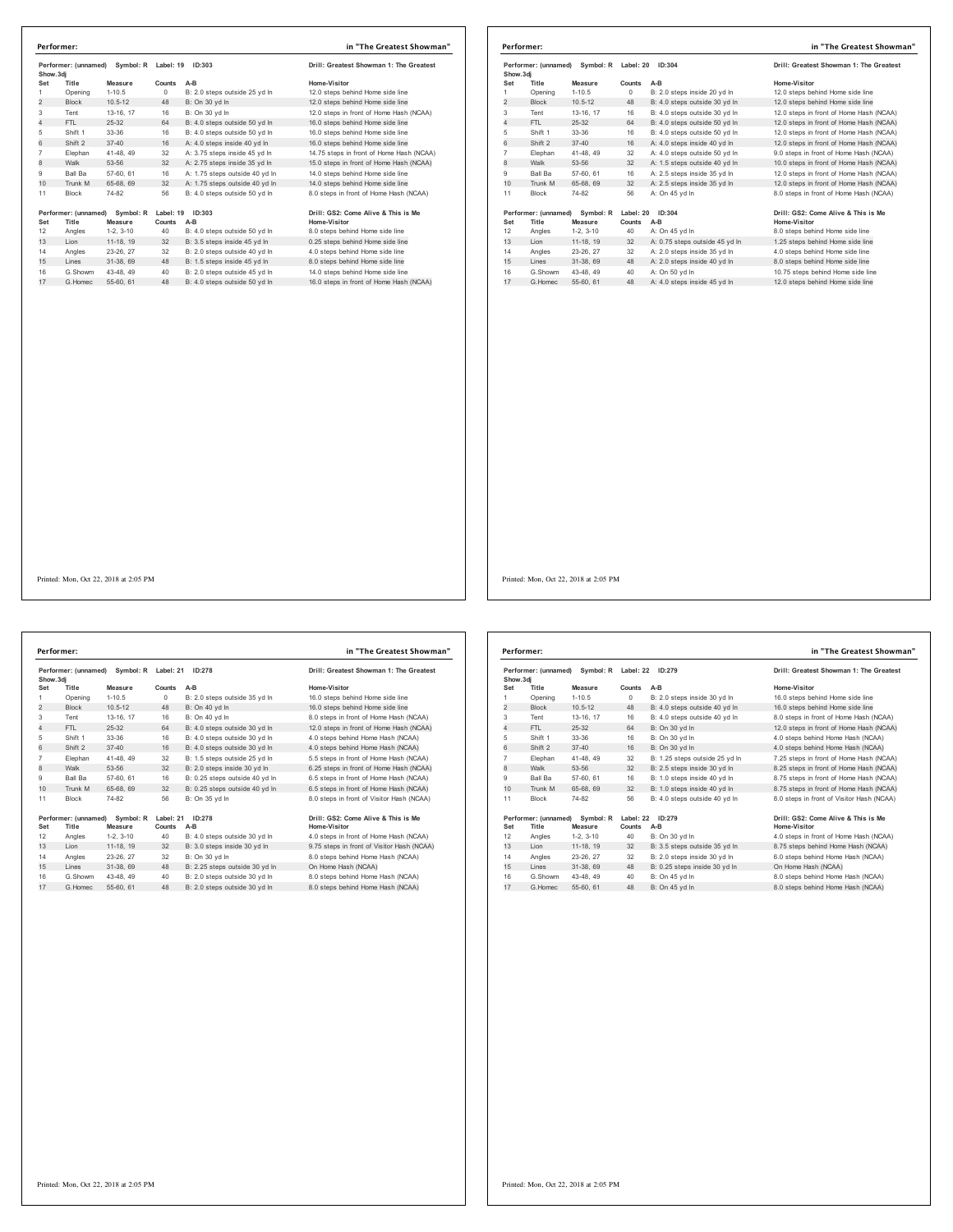## Performer: in "The Greatest Showman"

**Performer: (unnamed) Symbol: R Label: 19 ID:303** — Drill: Greatest Showman 1: The Greatest Show.3dj

| Set | Title | Measure | Counts | A-B | Home-Visitor |
|---|---|---|---|---|---|
| 1 | Opening | 1-10.5 | 0 | B: 2.0 steps outside 25 yd ln | 12.0 steps behind Home side line |
| 2 | Block | 10.5-12 | 48 | B: On 30 yd ln | 12.0 steps behind Home side line |
| 3 | Tent | 13-16, 17 | 16 | B: On 30 yd ln | 12.0 steps in front of Home Hash (NCAA) |
| 4 | FTL | 25-32 | 64 | B: 4.0 steps outside 50 yd ln | 16.0 steps behind Home side line |
| 5 | Shift 1 | 33-36 | 16 | B: 4.0 steps outside 50 yd ln | 16.0 steps behind Home side line |
| 6 | Shift 2 | 37-40 | 16 | A: 4.0 steps inside 40 yd ln | 16.0 steps behind Home side line |
| 7 | Elephan | 41-48, 49 | 32 | A: 3.75 steps inside 45 yd ln | 14.75 steps in front of Home Hash (NCAA) |
| 8 | Walk | 53-56 | 32 | A: 2.75 steps inside 35 yd ln | 15.0 steps in front of Home Hash (NCAA) |
| 9 | Ball Ba | 57-60, 61 | 16 | A: 1.75 steps outside 40 yd ln | 14.0 steps behind Home side line |
| 10 | Trunk M | 65-68, 69 | 32 | A: 1.75 steps outside 40 yd ln | 14.0 steps behind Home side line |
| 11 | Block | 74-82 | 56 | B: 4.0 steps outside 50 yd ln | 8.0 steps in front of Home Hash (NCAA) |

**Performer: (unnamed) Symbol: R Label: 19 ID:303** — Drill: GS2: Come Alive & This is Me

| Set | Title | Measure | Counts | A-B | Home-Visitor |
|---|---|---|---|---|---|
| 12 | Angles | 1-2, 3-10 | 40 | B: 4.0 steps outside 50 yd ln | 8.0 steps behind Home side line |
| 13 | Lion | 11-18, 19 | 32 | B: 3.5 steps inside 45 yd ln | 0.25 steps behind Home side line |
| 14 | Angles | 23-26, 27 | 32 | B: 2.0 steps outside 40 yd ln | 4.0 steps behind Home side line |
| 15 | Lines | 31-38, 69 | 48 | B: 1.5 steps inside 45 yd ln | 8.0 steps behind Home side line |
| 16 | G.Showm | 43-48, 49 | 40 | B: 2.0 steps outside 45 yd ln | 14.0 steps behind Home side line |
| 17 | G.Homec | 55-60, 61 | 48 | B: 4.0 steps outside 50 yd ln | 16.0 steps in front of Home Hash (NCAA) |

Printed: Mon, Oct 22, 2018 at 2:05 PM

## Performer: in "The Greatest Showman"

**Performer: (unnamed) Symbol: R Label: 20 ID:304** — Drill: Greatest Showman 1: The Greatest Show.3dj

| Set | Title | Measure | Counts | A-B | Home-Visitor |
|---|---|---|---|---|---|
| 1 | Opening | 1-10.5 | 0 | B: 2.0 steps inside 20 yd ln | 12.0 steps behind Home side line |
| 2 | Block | 10.5-12 | 48 | B: 4.0 steps outside 30 yd ln | 12.0 steps behind Home side line |
| 3 | Tent | 13-16, 17 | 16 | B: 4.0 steps outside 30 yd ln | 12.0 steps in front of Home Hash (NCAA) |
| 4 | FTL | 25-32 | 64 | B: 4.0 steps outside 50 yd ln | 12.0 steps in front of Home Hash (NCAA) |
| 5 | Shift 1 | 33-36 | 16 | B: 4.0 steps outside 50 yd ln | 12.0 steps in front of Home Hash (NCAA) |
| 6 | Shift 2 | 37-40 | 16 | A: 4.0 steps inside 40 yd ln | 12.0 steps in front of Home Hash (NCAA) |
| 7 | Elephan | 41-48, 49 | 32 | A: 4.0 steps outside 50 yd ln | 9.0 steps in front of Home Hash (NCAA) |
| 8 | Walk | 53-56 | 32 | A: 1.5 steps outside 40 yd ln | 10.0 steps in front of Home Hash (NCAA) |
| 9 | Ball Ba | 57-60, 61 | 16 | A: 2.5 steps inside 35 yd ln | 12.0 steps in front of Home Hash (NCAA) |
| 10 | Trunk M | 65-68, 69 | 32 | A: 2.5 steps inside 35 yd ln | 12.0 steps in front of Home Hash (NCAA) |
| 11 | Block | 74-82 | 56 | A: On 45 yd ln | 8.0 steps in front of Home Hash (NCAA) |

**Performer: (unnamed) Symbol: R Label: 20 ID:304** — Drill: GS2: Come Alive & This is Me

| Set | Title | Measure | Counts | A-B | Home-Visitor |
|---|---|---|---|---|---|
| 12 | Angles | 1-2, 3-10 | 40 | A: On 45 yd ln | 8.0 steps behind Home side line |
| 13 | Lion | 11-18, 19 | 32 | A: 0.75 steps outside 45 yd ln | 1.25 steps behind Home side line |
| 14 | Angles | 23-26, 27 | 32 | A: 2.0 steps inside 35 yd ln | 4.0 steps behind Home side line |
| 15 | Lines | 31-38, 69 | 48 | A: 2.0 steps inside 40 yd ln | 8.0 steps behind Home side line |
| 16 | G.Showm | 43-48, 49 | 40 | A: On 50 yd ln | 10.75 steps behind Home side line |
| 17 | G.Homec | 55-60, 61 | 48 | A: 4.0 steps inside 45 yd ln | 12.0 steps behind Home side line |

Printed: Mon, Oct 22, 2018 at 2:05 PM

## Performer: in "The Greatest Showman"

**Performer: (unnamed) Symbol: R Label: 21 ID:278** — Drill: Greatest Showman 1: The Greatest Show.3dj

| Set | Title | Measure | Counts | A-B | Home-Visitor |
|---|---|---|---|---|---|
| 1 | Opening | 1-10.5 | 0 | B: 2.0 steps outside 35 yd ln | 16.0 steps behind Home side line |
| 2 | Block | 10.5-12 | 48 | B: On 40 yd ln | 16.0 steps behind Home side line |
| 3 | Tent | 13-16, 17 | 16 | B: On 40 yd ln | 8.0 steps in front of Home Hash (NCAA) |
| 4 | FTL | 25-32 | 64 | B: 4.0 steps outside 30 yd ln | 12.0 steps in front of Home Hash (NCAA) |
| 5 | Shift 1 | 33-36 | 16 | B: 4.0 steps outside 30 yd ln | 4.0 steps behind Home Hash (NCAA) |
| 6 | Shift 2 | 37-40 | 16 | B: 4.0 steps outside 30 yd ln | 4.0 steps behind Home Hash (NCAA) |
| 7 | Elephan | 41-48, 49 | 32 | B: 1.5 steps outside 25 yd ln | 5.5 steps in front of Home Hash (NCAA) |
| 8 | Walk | 53-56 | 32 | B: 2.0 steps inside 30 yd ln | 6.25 steps in front of Home Hash (NCAA) |
| 9 | Ball Ba | 57-60, 61 | 16 | B: 0.25 steps outside 40 yd ln | 6.5 steps in front of Home Hash (NCAA) |
| 10 | Trunk M | 65-68, 69 | 32 | B: 0.25 steps outside 40 yd ln | 6.5 steps in front of Home Hash (NCAA) |
| 11 | Block | 74-82 | 56 | B: On 35 yd ln | 8.0 steps in front of Visitor Hash (NCAA) |

**Performer: (unnamed) Symbol: R Label: 21 ID:278** — Drill: GS2: Come Alive & This is Me

| Set | Title | Measure | Counts | A-B | Home-Visitor |
|---|---|---|---|---|---|
| 12 | Angles | 1-2, 3-10 | 40 | B: 4.0 steps outside 30 yd ln | 4.0 steps in front of Home Hash (NCAA) |
| 13 | Lion | 11-18, 19 | 32 | B: 3.0 steps inside 30 yd ln | 9.75 steps in front of Visitor Hash (NCAA) |
| 14 | Angles | 23-26, 27 | 32 | B: On 30 yd ln | 8.0 steps behind Home Hash (NCAA) |
| 15 | Lines | 31-38, 69 | 48 | B: 2.25 steps outside 30 yd ln | On Home Hash (NCAA) |
| 16 | G.Showm | 43-48, 49 | 40 | B: 2.0 steps outside 30 yd ln | 8.0 steps behind Home Hash (NCAA) |
| 17 | G.Homec | 55-60, 61 | 48 | B: 2.0 steps outside 30 yd ln | 8.0 steps behind Home Hash (NCAA) |

Printed: Mon, Oct 22, 2018 at 2:05 PM

## Performer: in "The Greatest Showman"

**Performer: (unnamed) Symbol: R Label: 22 ID:279** — Drill: Greatest Showman 1: The Greatest Show.3dj

| Set | Title | Measure | Counts | A-B | Home-Visitor |
|---|---|---|---|---|---|
| 1 | Opening | 1-10.5 | 0 | B: 2.0 steps inside 30 yd ln | 16.0 steps behind Home side line |
| 2 | Block | 10.5-12 | 48 | B: 4.0 steps outside 40 yd ln | 16.0 steps behind Home side line |
| 3 | Tent | 13-16, 17 | 16 | B: 4.0 steps outside 40 yd ln | 8.0 steps in front of Home Hash (NCAA) |
| 4 | FTL | 25-32 | 64 | B: On 30 yd ln | 12.0 steps in front of Home Hash (NCAA) |
| 5 | Shift 1 | 33-36 | 16 | B: On 30 yd ln | 4.0 steps behind Home Hash (NCAA) |
| 6 | Shift 2 | 37-40 | 16 | B: On 30 yd ln | 4.0 steps behind Home Hash (NCAA) |
| 7 | Elephan | 41-48, 49 | 32 | B: 1.25 steps outside 25 yd ln | 7.25 steps in front of Home Hash (NCAA) |
| 8 | Walk | 53-56 | 32 | B: 2.5 steps inside 30 yd ln | 8.25 steps in front of Home Hash (NCAA) |
| 9 | Ball Ba | 57-60, 61 | 16 | B: 1.0 steps inside 40 yd ln | 8.75 steps in front of Home Hash (NCAA) |
| 10 | Trunk M | 65-68, 69 | 32 | B: 1.0 steps inside 40 yd ln | 8.75 steps in front of Home Hash (NCAA) |
| 11 | Block | 74-82 | 56 | B: 4.0 steps outside 40 yd ln | 8.0 steps in front of Visitor Hash (NCAA) |

**Performer: (unnamed) Symbol: R Label: 22 ID:279** — Drill: GS2: Come Alive & This is Me

| Set | Title | Measure | Counts | A-B | Home-Visitor |
|---|---|---|---|---|---|
| 12 | Angles | 1-2, 3-10 | 40 | B: On 30 yd ln | 4.0 steps in front of Home Hash (NCAA) |
| 13 | Lion | 11-18, 19 | 32 | B: 3.5 steps outside 35 yd ln | 8.75 steps behind Home Hash (NCAA) |
| 14 | Angles | 23-26, 27 | 32 | B: 2.0 steps inside 30 yd ln | 6.0 steps behind Home Hash (NCAA) |
| 15 | Lines | 31-38, 69 | 48 | B: 0.25 steps inside 30 yd ln | On Home Hash (NCAA) |
| 16 | G.Showm | 43-48, 49 | 40 | B: On 45 yd ln | 8.0 steps behind Home Hash (NCAA) |
| 17 | G.Homec | 55-60, 61 | 48 | B: On 45 yd ln | 8.0 steps behind Home Hash (NCAA) |

Printed: Mon, Oct 22, 2018 at 2:05 PM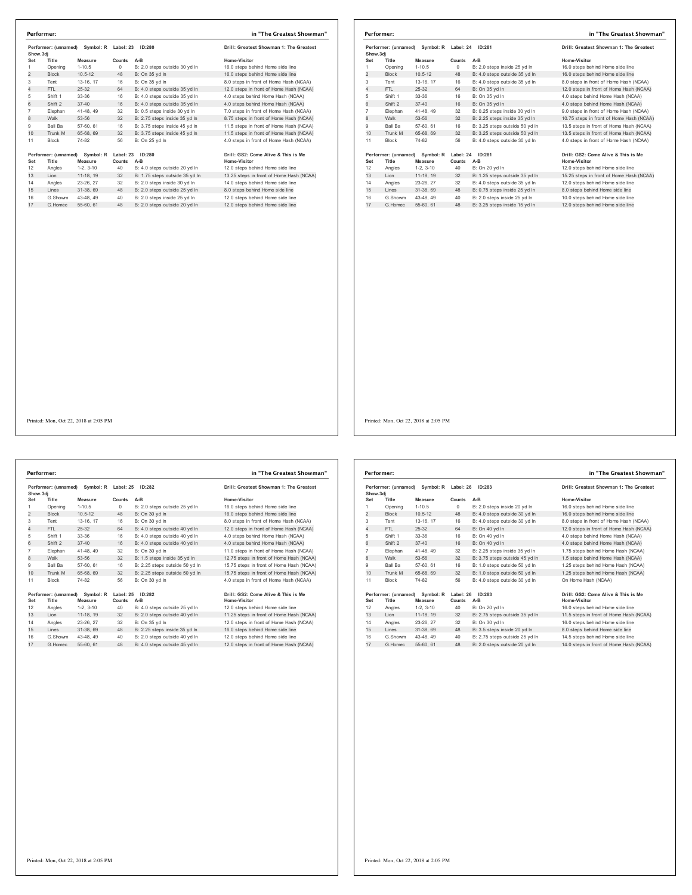**Performer:** in "The Greatest Showman"

Performer: (unnamed) Symbol: R Label: 23 ID:280 — Drill: Greatest Showman 1: The Greatest Show.3dj

| Set | Title | Measure | Counts | A-B | Home-Visitor |
|---|---|---|---|---|---|
| 1 | Opening | 1-10.5 | 0 | B: 2.0 steps outside 30 yd ln | 16.0 steps behind Home side line |
| 2 | Block | 10.5-12 | 48 | B: On 35 yd ln | 16.0 steps behind Home side line |
| 3 | Tent | 13-16, 17 | 16 | B: On 35 yd ln | 8.0 steps in front of Home Hash (NCAA) |
| 4 | FTL | 25-32 | 64 | B: 4.0 steps outside 35 yd ln | 12.0 steps in front of Home Hash (NCAA) |
| 5 | Shift 1 | 33-36 | 16 | B: 4.0 steps outside 35 yd ln | 4.0 steps behind Home Hash (NCAA) |
| 6 | Shift 2 | 37-40 | 16 | B: 4.0 steps outside 35 yd ln | 4.0 steps behind Home Hash (NCAA) |
| 7 | Elephan | 41-48, 49 | 32 | B: 0.5 steps inside 30 yd ln | 7.0 steps in front of Home Hash (NCAA) |
| 8 | Walk | 53-56 | 32 | B: 2.75 steps inside 35 yd ln | 8.75 steps in front of Home Hash (NCAA) |
| 9 | Ball Ba | 57-60, 61 | 16 | B: 3.75 steps inside 45 yd ln | 11.5 steps in front of Home Hash (NCAA) |
| 10 | Trunk M | 65-68, 69 | 32 | B: 3.75 steps inside 45 yd ln | 11.5 steps in front of Home Hash (NCAA) |
| 11 | Block | 74-82 | 56 | B: On 25 yd ln | 4.0 steps in front of Home Hash (NCAA) |

Performer: (unnamed) Symbol: R Label: 23 ID:280 — Drill: GS2: Come Alive & This is Me

| Set | Title | Measure | Counts | A-B | Home-Visitor |
|---|---|---|---|---|---|
| 12 | Angles | 1-2, 3-10 | 40 | B: 4.0 steps outside 20 yd ln | 12.0 steps behind Home side line |
| 13 | Lion | 11-18, 19 | 32 | B: 1.75 steps outside 35 yd ln | 13.25 steps in front of Home Hash (NCAA) |
| 14 | Angles | 23-26, 27 | 32 | B: 2.0 steps inside 30 yd ln | 14.0 steps behind Home side line |
| 15 | Lines | 31-38, 69 | 48 | B: 2.0 steps outside 25 yd ln | 8.0 steps behind Home side line |
| 16 | G.Showm | 43-48, 49 | 40 | B: 2.0 steps inside 25 yd ln | 12.0 steps behind Home side line |
| 17 | G.Homec | 55-60, 61 | 48 | B: 2.0 steps outside 20 yd ln | 12.0 steps behind Home side line |

Printed: Mon, Oct 22, 2018 at 2:05 PM

**Performer:** in "The Greatest Showman"

Performer: (unnamed) Symbol: R Label: 24 ID:281 — Drill: Greatest Showman 1: The Greatest Show.3dj

| Set | Title | Measure | Counts | A-B | Home-Visitor |
|---|---|---|---|---|---|
| 1 | Opening | 1-10.5 | 0 | B: 2.0 steps inside 25 yd ln | 16.0 steps behind Home side line |
| 2 | Block | 10.5-12 | 48 | B: 4.0 steps outside 35 yd ln | 16.0 steps behind Home side line |
| 3 | Tent | 13-16, 17 | 16 | B: 4.0 steps outside 35 yd ln | 8.0 steps in front of Home Hash (NCAA) |
| 4 | FTL | 25-32 | 64 | B: On 35 yd ln | 12.0 steps in front of Home Hash (NCAA) |
| 5 | Shift 1 | 33-36 | 16 | B: On 35 yd ln | 4.0 steps behind Home Hash (NCAA) |
| 6 | Shift 2 | 37-40 | 16 | B: On 35 yd ln | 4.0 steps behind Home Hash (NCAA) |
| 7 | Elephan | 41-48, 49 | 32 | B: 0.25 steps inside 30 yd ln | 9.0 steps in front of Home Hash (NCAA) |
| 8 | Walk | 53-56 | 32 | B: 2.25 steps inside 35 yd ln | 10.75 steps in front of Home Hash (NCAA) |
| 9 | Ball Ba | 57-60, 61 | 16 | B: 3.25 steps outside 50 yd ln | 13.5 steps in front of Home Hash (NCAA) |
| 10 | Trunk M | 65-68, 69 | 32 | B: 3.25 steps outside 50 yd ln | 13.5 steps in front of Home Hash (NCAA) |
| 11 | Block | 74-82 | 56 | B: 4.0 steps outside 30 yd ln | 4.0 steps in front of Home Hash (NCAA) |

Performer: (unnamed) Symbol: R Label: 24 ID:281 — Drill: GS2: Come Alive & This is Me

| Set | Title | Measure | Counts | A-B | Home-Visitor |
|---|---|---|---|---|---|
| 12 | Angles | 1-2, 3-10 | 40 | B: On 20 yd ln | 12.0 steps behind Home side line |
| 13 | Lion | 11-18, 19 | 32 | B: 1.25 steps outside 35 yd ln | 15.25 steps in front of Home Hash (NCAA) |
| 14 | Angles | 23-26, 27 | 32 | B: 4.0 steps outside 35 yd ln | 12.0 steps behind Home side line |
| 15 | Lines | 31-38, 69 | 48 | B: 0.75 steps inside 25 yd ln | 8.0 steps behind Home side line |
| 16 | G.Showm | 43-48, 49 | 40 | B: 2.0 steps inside 25 yd ln | 10.0 steps behind Home side line |
| 17 | G.Homec | 55-60, 61 | 48 | B: 3.25 steps inside 15 yd ln | 12.0 steps behind Home side line |

Printed: Mon, Oct 22, 2018 at 2:05 PM

**Performer:** in "The Greatest Showman"

Performer: (unnamed) Symbol: R Label: 25 ID:282 — Drill: Greatest Showman 1: The Greatest Show.3dj

| Set | Title | Measure | Counts | A-B | Home-Visitor |
|---|---|---|---|---|---|
| 1 | Opening | 1-10.5 | 0 | B: 2.0 steps outside 25 yd ln | 16.0 steps behind Home side line |
| 2 | Block | 10.5-12 | 48 | B: On 30 yd ln | 16.0 steps behind Home side line |
| 3 | Tent | 13-16, 17 | 16 | B: On 30 yd ln | 8.0 steps in front of Home Hash (NCAA) |
| 4 | FTL | 25-32 | 64 | B: 4.0 steps outside 40 yd ln | 12.0 steps in front of Home Hash (NCAA) |
| 5 | Shift 1 | 33-36 | 16 | B: 4.0 steps outside 40 yd ln | 4.0 steps behind Home Hash (NCAA) |
| 6 | Shift 2 | 37-40 | 16 | B: 4.0 steps outside 40 yd ln | 4.0 steps behind Home Hash (NCAA) |
| 7 | Elephan | 41-48, 49 | 32 | B: On 30 yd ln | 11.0 steps in front of Home Hash (NCAA) |
| 8 | Walk | 53-56 | 32 | B: 1.5 steps inside 35 yd ln | 12.75 steps in front of Home Hash (NCAA) |
| 9 | Ball Ba | 57-60, 61 | 16 | B: 2.25 steps outside 50 yd ln | 15.75 steps in front of Home Hash (NCAA) |
| 10 | Trunk M | 65-68, 69 | 32 | B: 2.25 steps outside 50 yd ln | 15.75 steps in front of Home Hash (NCAA) |
| 11 | Block | 74-82 | 56 | B: On 30 yd ln | 4.0 steps in front of Home Hash (NCAA) |

Performer: (unnamed) Symbol: R Label: 25 ID:282 — Drill: GS2: Come Alive & This is Me

| Set | Title | Measure | Counts | A-B | Home-Visitor |
|---|---|---|---|---|---|
| 12 | Angles | 1-2, 3-10 | 40 | B: 4.0 steps outside 25 yd ln | 12.0 steps behind Home side line |
| 13 | Lion | 11-18, 19 | 32 | B: 2.0 steps outside 40 yd ln | 11.25 steps in front of Home Hash (NCAA) |
| 14 | Angles | 23-26, 27 | 32 | B: On 35 yd ln | 12.0 steps in front of Home Hash (NCAA) |
| 15 | Lines | 31-38, 69 | 48 | B: 2.25 steps inside 35 yd ln | 16.0 steps behind Home side line |
| 16 | G.Showm | 43-48, 49 | 40 | B: 2.0 steps outside 40 yd ln | 12.0 steps behind Home side line |
| 17 | G.Homec | 55-60, 61 | 48 | B: 4.0 steps outside 45 yd ln | 12.0 steps in front of Home Hash (NCAA) |

Printed: Mon, Oct 22, 2018 at 2:05 PM

**Performer:** in "The Greatest Showman"

Performer: (unnamed) Symbol: R Label: 26 ID:283 — Drill: Greatest Showman 1: The Greatest Show.3dj

| Set | Title | Measure | Counts | A-B | Home-Visitor |
|---|---|---|---|---|---|
| 1 | Opening | 1-10.5 | 0 | B: 2.0 steps inside 20 yd ln | 16.0 steps behind Home side line |
| 2 | Block | 10.5-12 | 48 | B: 4.0 steps outside 30 yd ln | 16.0 steps behind Home side line |
| 3 | Tent | 13-16, 17 | 16 | B: 4.0 steps outside 30 yd ln | 8.0 steps in front of Home Hash (NCAA) |
| 4 | FTL | 25-32 | 64 | B: On 40 yd ln | 12.0 steps in front of Home Hash (NCAA) |
| 5 | Shift 1 | 33-36 | 16 | B: On 40 yd ln | 4.0 steps behind Home Hash (NCAA) |
| 6 | Shift 2 | 37-40 | 16 | B: On 40 yd ln | 4.0 steps behind Home Hash (NCAA) |
| 7 | Elephan | 41-48, 49 | 32 | B: 2.25 steps inside 35 yd ln | 1.75 steps behind Home Hash (NCAA) |
| 8 | Walk | 53-56 | 32 | B: 3.75 steps outside 45 yd ln | 1.5 steps behind Home Hash (NCAA) |
| 9 | Ball Ba | 57-60, 61 | 16 | B: 1.0 steps outside 50 yd ln | 1.25 steps behind Home Hash (NCAA) |
| 10 | Trunk M | 65-68, 69 | 32 | B: 1.0 steps outside 50 yd ln | 1.25 steps behind Home Hash (NCAA) |
| 11 | Block | 74-82 | 56 | B: 4.0 steps outside 30 yd ln | On Home Hash (NCAA) |

Performer: (unnamed) Symbol: R Label: 26 ID:283 — Drill: GS2: Come Alive & This is Me

| Set | Title | Measure | Counts | A-B | Home-Visitor |
|---|---|---|---|---|---|
| 12 | Angles | 1-2, 3-10 | 40 | B: On 20 yd ln | 16.0 steps behind Home side line |
| 13 | Lion | 11-18, 19 | 32 | B: 2.75 steps outside 35 yd ln | 11.5 steps in front of Home Hash (NCAA) |
| 14 | Angles | 23-26, 27 | 32 | B: On 30 yd ln | 16.0 steps behind Home side line |
| 15 | Lines | 31-38, 69 | 48 | B: 3.5 steps inside 20 yd ln | 8.0 steps behind Home side line |
| 16 | G.Showm | 43-48, 49 | 40 | B: 2.75 steps outside 25 yd ln | 14.5 steps behind Home side line |
| 17 | G.Homec | 55-60, 61 | 48 | B: 2.0 steps outside 20 yd ln | 14.0 steps in front of Home Hash (NCAA) |

Printed: Mon, Oct 22, 2018 at 2:05 PM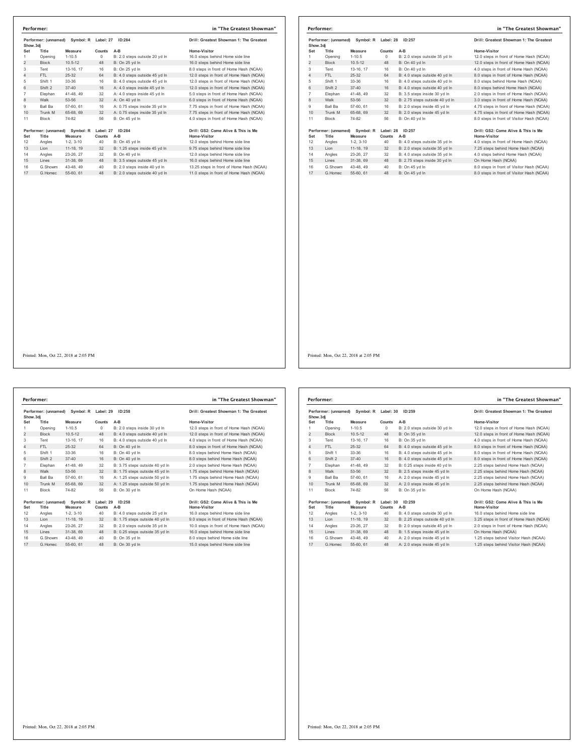**Performer:** in "The Greatest Showman"

Performer: (unnamed) Symbol: R Label: 27 ID:284 — Drill: Greatest Showman 1: The Greatest Show.3dj

| Set | Title | Measure | Counts | A-B | Home-Visitor |
|---|---|---|---|---|---|
| 1 | Opening | 1-10.5 | 0 | B: 2.0 steps outside 20 yd ln | 16.0 steps behind Home side line |
| 2 | Block | 10.5-12 | 48 | B: On 25 yd ln | 16.0 steps behind Home side line |
| 3 | Tent | 13-16, 17 | 16 | B: On 25 yd ln | 8.0 steps in front of Home Hash (NCAA) |
| 4 | FTL | 25-32 | 64 | B: 4.0 steps outside 45 yd ln | 12.0 steps in front of Home Hash (NCAA) |
| 5 | Shift 1 | 33-36 | 16 | B: 4.0 steps outside 45 yd ln | 12.0 steps in front of Home Hash (NCAA) |
| 6 | Shift 2 | 37-40 | 16 | A: 4.0 steps inside 45 yd ln | 12.0 steps in front of Home Hash (NCAA) |
| 7 | Elephan | 41-48, 49 | 32 | A: 4.0 steps inside 45 yd ln | 5.0 steps in front of Home Hash (NCAA) |
| 8 | Walk | 53-56 | 32 | A: On 40 yd ln | 6.0 steps in front of Home Hash (NCAA) |
| 9 | Ball Ba | 57-60, 61 | 16 | A: 0.75 steps inside 35 yd ln | 7.75 steps in front of Home Hash (NCAA) |
| 10 | Trunk M | 65-68, 69 | 32 | A: 0.75 steps inside 35 yd ln | 7.75 steps in front of Home Hash (NCAA) |
| 11 | Block | 74-82 | 56 | B: On 45 yd ln | 4.0 steps in front of Home Hash (NCAA) |

Performer: (unnamed) Symbol: R Label: 27 ID:284 — Drill: GS2: Come Alive & This is Me

| Set | Title | Measure | Counts | A-B | Home-Visitor |
|---|---|---|---|---|---|
| 12 | Angles | 1-2, 3-10 | 40 | B: On 45 yd ln | 12.0 steps behind Home side line |
| 13 | Lion | 11-18, 19 | 32 | B: 1.25 steps inside 45 yd ln | 9.75 steps behind Home side line |
| 14 | Angles | 23-26, 27 | 32 | B: On 40 yd ln | 12.0 steps behind Home side line |
| 15 | Lines | 31-38, 69 | 48 | B: 3.5 steps outside 45 yd ln | 16.0 steps behind Home side line |
| 16 | G.Showm | 43-48, 49 | 40 | B: 2.0 steps inside 40 yd ln | 13.25 steps in front of Home Hash (NCAA) |
| 17 | G.Homec | 55-60, 61 | 48 | B: 2.0 steps outside 40 yd ln | 11.0 steps in front of Home Hash (NCAA) |

Printed: Mon, Oct 22, 2018 at 2:05 PM

**Performer:** in "The Greatest Showman"

Performer: (unnamed) Symbol: R Label: 28 ID:257 — Drill: Greatest Showman 1: The Greatest Show.3dj

| Set | Title | Measure | Counts | A-B | Home-Visitor |
|---|---|---|---|---|---|
| 1 | Opening | 1-10.5 | 0 | B: 2.0 steps outside 35 yd ln | 12.0 steps in front of Home Hash (NCAA) |
| 2 | Block | 10.5-12 | 48 | B: On 40 yd ln | 12.0 steps in front of Home Hash (NCAA) |
| 3 | Tent | 13-16, 17 | 16 | B: On 40 yd ln | 4.0 steps in front of Home Hash (NCAA) |
| 4 | FTL | 25-32 | 64 | B: 4.0 steps outside 40 yd ln | 8.0 steps in front of Home Hash (NCAA) |
| 5 | Shift 1 | 33-36 | 16 | B: 4.0 steps outside 40 yd ln | 8.0 steps behind Home Hash (NCAA) |
| 6 | Shift 2 | 37-40 | 16 | B: 4.0 steps outside 40 yd ln | 8.0 steps behind Home Hash (NCAA) |
| 7 | Elephan | 41-48, 49 | 32 | B: 3.5 steps inside 30 yd ln | 2.0 steps in front of Home Hash (NCAA) |
| 8 | Walk | 53-56 | 32 | B: 2.75 steps outside 40 yd ln | 3.0 steps in front of Home Hash (NCAA) |
| 9 | Ball Ba | 57-60, 61 | 16 | B: 2.0 steps inside 45 yd ln | 4.75 steps in front of Home Hash (NCAA) |
| 10 | Trunk M | 65-68, 69 | 32 | B: 2.0 steps inside 45 yd ln | 4.75 steps in front of Home Hash (NCAA) |
| 11 | Block | 74-82 | 56 | B: On 40 yd ln | 8.0 steps in front of Visitor Hash (NCAA) |

Performer: (unnamed) Symbol: R Label: 28 ID:257 — Drill: GS2: Come Alive & This is Me

| Set | Title | Measure | Counts | A-B | Home-Visitor |
|---|---|---|---|---|---|
| 12 | Angles | 1-2, 3-10 | 40 | B: 4.0 steps outside 35 yd ln | 4.0 steps in front of Home Hash (NCAA) |
| 13 | Lion | 11-18, 19 | 32 | B: 2.0 steps outside 35 yd ln | 7.25 steps behind Home Hash (NCAA) |
| 14 | Angles | 23-26, 27 | 32 | B: 4.0 steps outside 35 yd ln | 4.0 steps behind Home Hash (NCAA) |
| 15 | Lines | 31-38, 69 | 48 | B: 2.75 steps inside 30 yd ln | On Home Hash (NCAA) |
| 16 | G.Showm | 43-48, 49 | 40 | B: On 45 yd ln | 8.0 steps in front of Visitor Hash (NCAA) |
| 17 | G.Homec | 55-60, 61 | 48 | B: On 45 yd ln | 8.0 steps in front of Visitor Hash (NCAA) |

Printed: Mon, Oct 22, 2018 at 2:05 PM

**Performer:** in "The Greatest Showman"

Performer: (unnamed) Symbol: R Label: 29 ID:258 — Drill: Greatest Showman 1: The Greatest Show.3dj

| Set | Title | Measure | Counts | A-B | Home-Visitor |
|---|---|---|---|---|---|
| 1 | Opening | 1-10.5 | 0 | B: 2.0 steps inside 30 yd ln | 12.0 steps in front of Home Hash (NCAA) |
| 2 | Block | 10.5-12 | 48 | B: 4.0 steps outside 40 yd ln | 12.0 steps in front of Home Hash (NCAA) |
| 3 | Tent | 13-16, 17 | 16 | B: 4.0 steps outside 40 yd ln | 4.0 steps in front of Home Hash (NCAA) |
| 4 | FTL | 25-32 | 64 | B: On 40 yd ln | 8.0 steps in front of Home Hash (NCAA) |
| 5 | Shift 1 | 33-36 | 16 | B: On 40 yd ln | 8.0 steps behind Home Hash (NCAA) |
| 6 | Shift 2 | 37-40 | 16 | B: On 40 yd ln | 8.0 steps behind Home Hash (NCAA) |
| 7 | Elephan | 41-48, 49 | 32 | B: 3.75 steps outside 40 yd ln | 2.0 steps behind Home Hash (NCAA) |
| 8 | Walk | 53-56 | 32 | B: 1.75 steps outside 45 yd ln | 1.75 steps behind Home Hash (NCAA) |
| 9 | Ball Ba | 57-60, 61 | 16 | A: 1.25 steps outside 50 yd ln | 1.75 steps behind Home Hash (NCAA) |
| 10 | Trunk M | 65-68, 69 | 32 | A: 1.25 steps outside 50 yd ln | 1.75 steps behind Home Hash (NCAA) |
| 11 | Block | 74-82 | 56 | B: On 30 yd ln | On Home Hash (NCAA) |

Performer: (unnamed) Symbol: R Label: 29 ID:258 — Drill: GS2: Come Alive & This is Me

| Set | Title | Measure | Counts | A-B | Home-Visitor |
|---|---|---|---|---|---|
| 12 | Angles | 1-2, 3-10 | 40 | B: 4.0 steps outside 25 yd ln | 16.0 steps behind Home side line |
| 13 | Lion | 11-18, 19 | 32 | B: 1.75 steps outside 40 yd ln | 9.0 steps in front of Home Hash (NCAA) |
| 14 | Angles | 23-26, 27 | 32 | B: 2.0 steps outside 35 yd ln | 10.0 steps in front of Home Hash (NCAA) |
| 15 | Lines | 31-38, 69 | 48 | B: 0.25 steps outside 35 yd ln | 16.0 steps behind Home side line |
| 16 | G.Showm | 43-48, 49 | 40 | B: On 35 yd ln | 8.0 steps behind Home side line |
| 17 | G.Homec | 55-60, 61 | 48 | B: On 30 yd ln | 15.0 steps behind Home side line |

Printed: Mon, Oct 22, 2018 at 2:05 PM

**Performer:** in "The Greatest Showman"

Performer: (unnamed) Symbol: R Label: 30 ID:259 — Drill: Greatest Showman 1: The Greatest Show.3dj

| Set | Title | Measure | Counts | A-B | Home-Visitor |
|---|---|---|---|---|---|
| 1 | Opening | 1-10.5 | 0 | B: 2.0 steps outside 30 yd ln | 12.0 steps in front of Home Hash (NCAA) |
| 2 | Block | 10.5-12 | 48 | B: On 35 yd ln | 12.0 steps in front of Home Hash (NCAA) |
| 3 | Tent | 13-16, 17 | 16 | B: On 35 yd ln | 4.0 steps in front of Home Hash (NCAA) |
| 4 | FTL | 25-32 | 64 | B: 4.0 steps outside 45 yd ln | 8.0 steps in front of Home Hash (NCAA) |
| 5 | Shift 1 | 33-36 | 16 | B: 4.0 steps outside 45 yd ln | 8.0 steps behind Home Hash (NCAA) |
| 6 | Shift 2 | 37-40 | 16 | B: 4.0 steps outside 45 yd ln | 8.0 steps behind Home Hash (NCAA) |
| 7 | Elephan | 41-48, 49 | 32 | B: 0.25 steps inside 40 yd ln | 2.25 steps behind Home Hash (NCAA) |
| 8 | Walk | 53-56 | 32 | B: 2.5 steps inside 45 yd ln | 2.25 steps behind Home Hash (NCAA) |
| 9 | Ball Ba | 57-60, 61 | 16 | A: 2.0 steps inside 45 yd ln | 2.25 steps behind Home Hash (NCAA) |
| 10 | Trunk M | 65-68, 69 | 32 | A: 2.0 steps inside 45 yd ln | 2.25 steps behind Home Hash (NCAA) |
| 11 | Block | 74-82 | 56 | B: On 35 yd ln | On Home Hash (NCAA) |

Performer: (unnamed) Symbol: R Label: 30 ID:259 — Drill: GS2: Come Alive & This is Me

| Set | Title | Measure | Counts | A-B | Home-Visitor |
|---|---|---|---|---|---|
| 12 | Angles | 1-2, 3-10 | 40 | B: 4.0 steps outside 30 yd ln | 16.0 steps behind Home side line |
| 13 | Lion | 11-18, 19 | 32 | B: 2.25 steps outside 40 yd ln | 3.25 steps in front of Home Hash (NCAA) |
| 14 | Angles | 23-26, 27 | 32 | B: 2.0 steps outside 45 yd ln | 2.0 steps in front of Home Hash (NCAA) |
| 15 | Lines | 31-38, 69 | 48 | B: 1.5 steps inside 45 yd ln | On Home Hash (NCAA) |
| 16 | G.Showm | 43-48, 49 | 40 | A: 2.0 steps inside 45 yd ln | 1.25 steps behind Visitor Hash (NCAA) |
| 17 | G.Homec | 55-60, 61 | 48 | A: 2.0 steps inside 45 yd ln | 1.25 steps behind Visitor Hash (NCAA) |

Printed: Mon, Oct 22, 2018 at 2:05 PM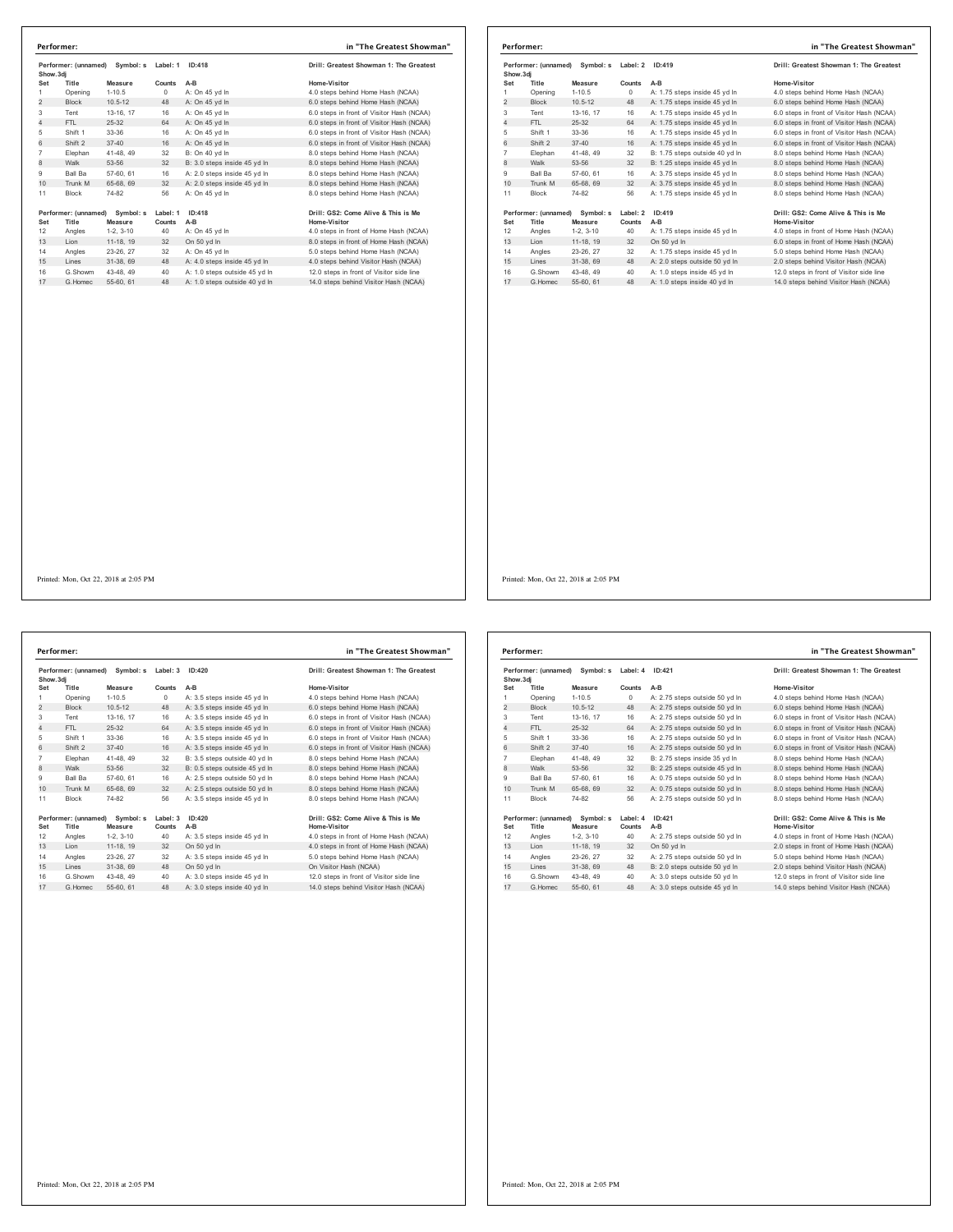**Performer:** in "The Greatest Showman"

Performer: (unnamed) Symbol: s Label: 1 ID:418 — Drill: Greatest Showman 1: The Greatest Show.3dj

| Set | Title | Measure | Counts | A-B | Home-Visitor |
|---|---|---|---|---|---|
| 1 | Opening | 1-10.5 | 0 | A: On 45 yd ln | 4.0 steps behind Home Hash (NCAA) |
| 2 | Block | 10.5-12 | 48 | A: On 45 yd ln | 6.0 steps behind Home Hash (NCAA) |
| 3 | Tent | 13-16, 17 | 16 | A: On 45 yd ln | 6.0 steps in front of Visitor Hash (NCAA) |
| 4 | FTL | 25-32 | 64 | A: On 45 yd ln | 6.0 steps in front of Visitor Hash (NCAA) |
| 5 | Shift 1 | 33-36 | 16 | A: On 45 yd ln | 6.0 steps in front of Visitor Hash (NCAA) |
| 6 | Shift 2 | 37-40 | 16 | A: On 45 yd ln | 6.0 steps in front of Visitor Hash (NCAA) |
| 7 | Elephan | 41-48, 49 | 32 | B: On 40 yd ln | 8.0 steps behind Home Hash (NCAA) |
| 8 | Walk | 53-56 | 32 | B: 3.0 steps inside 45 yd ln | 8.0 steps behind Home Hash (NCAA) |
| 9 | Ball Ba | 57-60, 61 | 16 | A: 2.0 steps inside 45 yd ln | 8.0 steps behind Home Hash (NCAA) |
| 10 | Trunk M | 65-68, 69 | 32 | A: 2.0 steps inside 45 yd ln | 8.0 steps behind Home Hash (NCAA) |
| 11 | Block | 74-82 | 56 | A: On 45 yd ln | 8.0 steps behind Home Hash (NCAA) |

Performer: (unnamed) Symbol: s Label: 1 ID:418 — Drill: GS2: Come Alive & This is Me

| Set | Title | Measure | Counts | A-B | Home-Visitor |
|---|---|---|---|---|---|
| 12 | Angles | 1-2, 3-10 | 40 | A: On 45 yd ln | 4.0 steps in front of Home Hash (NCAA) |
| 13 | Lion | 11-18, 19 | 32 | On 50 yd ln | 8.0 steps in front of Home Hash (NCAA) |
| 14 | Angles | 23-26, 27 | 32 | A: On 45 yd ln | 5.0 steps behind Home Hash (NCAA) |
| 15 | Lines | 31-38, 69 | 48 | A: 4.0 steps inside 45 yd ln | 4.0 steps behind Visitor Hash (NCAA) |
| 16 | G.Showm | 43-48, 49 | 40 | A: 1.0 steps outside 45 yd ln | 12.0 steps in front of Visitor side line |
| 17 | G.Homec | 55-60, 61 | 48 | A: 1.0 steps outside 40 yd ln | 14.0 steps behind Visitor Hash (NCAA) |

Printed: Mon, Oct 22, 2018 at 2:05 PM

**Performer:** in "The Greatest Showman"

Performer: (unnamed) Symbol: s Label: 2 ID:419 — Drill: Greatest Showman 1: The Greatest Show.3dj

| Set | Title | Measure | Counts | A-B | Home-Visitor |
|---|---|---|---|---|---|
| 1 | Opening | 1-10.5 | 0 | A: 1.75 steps inside 45 yd ln | 4.0 steps behind Home Hash (NCAA) |
| 2 | Block | 10.5-12 | 48 | A: 1.75 steps inside 45 yd ln | 6.0 steps behind Home Hash (NCAA) |
| 3 | Tent | 13-16, 17 | 16 | A: 1.75 steps inside 45 yd ln | 6.0 steps in front of Visitor Hash (NCAA) |
| 4 | FTL | 25-32 | 64 | A: 1.75 steps inside 45 yd ln | 6.0 steps in front of Visitor Hash (NCAA) |
| 5 | Shift 1 | 33-36 | 16 | A: 1.75 steps inside 45 yd ln | 6.0 steps in front of Visitor Hash (NCAA) |
| 6 | Shift 2 | 37-40 | 16 | A: 1.75 steps inside 45 yd ln | 6.0 steps in front of Visitor Hash (NCAA) |
| 7 | Elephan | 41-48, 49 | 32 | B: 1.75 steps outside 40 yd ln | 8.0 steps behind Home Hash (NCAA) |
| 8 | Walk | 53-56 | 32 | B: 1.25 steps inside 45 yd ln | 8.0 steps behind Home Hash (NCAA) |
| 9 | Ball Ba | 57-60, 61 | 16 | A: 3.75 steps inside 45 yd ln | 8.0 steps behind Home Hash (NCAA) |
| 10 | Trunk M | 65-68, 69 | 32 | A: 3.75 steps inside 45 yd ln | 8.0 steps behind Home Hash (NCAA) |
| 11 | Block | 74-82 | 56 | A: 1.75 steps inside 45 yd ln | 8.0 steps behind Home Hash (NCAA) |

Performer: (unnamed) Symbol: s Label: 2 ID:419 — Drill: GS2: Come Alive & This is Me

| Set | Title | Measure | Counts | A-B | Home-Visitor |
|---|---|---|---|---|---|
| 12 | Angles | 1-2, 3-10 | 40 | A: 1.75 steps inside 45 yd ln | 4.0 steps in front of Home Hash (NCAA) |
| 13 | Lion | 11-18, 19 | 32 | On 50 yd ln | 6.0 steps in front of Home Hash (NCAA) |
| 14 | Angles | 23-26, 27 | 32 | A: 1.75 steps inside 45 yd ln | 5.0 steps behind Home Hash (NCAA) |
| 15 | Lines | 31-38, 69 | 48 | A: 2.0 steps outside 50 yd ln | 2.0 steps behind Visitor Hash (NCAA) |
| 16 | G.Showm | 43-48, 49 | 40 | A: 1.0 steps inside 45 yd ln | 12.0 steps in front of Visitor side line |
| 17 | G.Homec | 55-60, 61 | 48 | A: 1.0 steps inside 40 yd ln | 14.0 steps behind Visitor Hash (NCAA) |

Printed: Mon, Oct 22, 2018 at 2:05 PM

**Performer:** in "The Greatest Showman"

Performer: (unnamed) Symbol: s Label: 3 ID:420 — Drill: Greatest Showman 1: The Greatest Show.3dj

| Set | Title | Measure | Counts | A-B | Home-Visitor |
|---|---|---|---|---|---|
| 1 | Opening | 1-10.5 | 0 | A: 3.5 steps inside 45 yd ln | 4.0 steps behind Home Hash (NCAA) |
| 2 | Block | 10.5-12 | 48 | A: 3.5 steps inside 45 yd ln | 6.0 steps behind Home Hash (NCAA) |
| 3 | Tent | 13-16, 17 | 16 | A: 3.5 steps inside 45 yd ln | 6.0 steps in front of Visitor Hash (NCAA) |
| 4 | FTL | 25-32 | 64 | A: 3.5 steps inside 45 yd ln | 6.0 steps in front of Visitor Hash (NCAA) |
| 5 | Shift 1 | 33-36 | 16 | A: 3.5 steps inside 45 yd ln | 6.0 steps in front of Visitor Hash (NCAA) |
| 6 | Shift 2 | 37-40 | 16 | A: 3.5 steps inside 45 yd ln | 6.0 steps in front of Visitor Hash (NCAA) |
| 7 | Elephan | 41-48, 49 | 32 | B: 3.5 steps outside 40 yd ln | 8.0 steps behind Home Hash (NCAA) |
| 8 | Walk | 53-56 | 32 | B: 0.5 steps outside 45 yd ln | 8.0 steps behind Home Hash (NCAA) |
| 9 | Ball Ba | 57-60, 61 | 16 | A: 2.5 steps outside 50 yd ln | 8.0 steps behind Home Hash (NCAA) |
| 10 | Trunk M | 65-68, 69 | 32 | A: 2.5 steps outside 50 yd ln | 8.0 steps behind Home Hash (NCAA) |
| 11 | Block | 74-82 | 56 | A: 3.5 steps inside 45 yd ln | 8.0 steps behind Home Hash (NCAA) |

Performer: (unnamed) Symbol: s Label: 3 ID:420 — Drill: GS2: Come Alive & This is Me

| Set | Title | Measure | Counts | A-B | Home-Visitor |
|---|---|---|---|---|---|
| 12 | Angles | 1-2, 3-10 | 40 | A: 3.5 steps inside 45 yd ln | 4.0 steps in front of Home Hash (NCAA) |
| 13 | Lion | 11-18, 19 | 32 | On 50 yd ln | 4.0 steps in front of Home Hash (NCAA) |
| 14 | Angles | 23-26, 27 | 32 | A: 3.5 steps inside 45 yd ln | 5.0 steps behind Home Hash (NCAA) |
| 15 | Lines | 31-38, 69 | 48 | On 50 yd ln | On Visitor Hash (NCAA) |
| 16 | G.Showm | 43-48, 49 | 40 | A: 3.0 steps inside 45 yd ln | 12.0 steps in front of Visitor side line |
| 17 | G.Homec | 55-60, 61 | 48 | A: 3.0 steps inside 40 yd ln | 14.0 steps behind Visitor Hash (NCAA) |

Printed: Mon, Oct 22, 2018 at 2:05 PM

**Performer:** in "The Greatest Showman"

Performer: (unnamed) Symbol: s Label: 4 ID:421 — Drill: Greatest Showman 1: The Greatest Show.3dj

| Set | Title | Measure | Counts | A-B | Home-Visitor |
|---|---|---|---|---|---|
| 1 | Opening | 1-10.5 | 0 | A: 2.75 steps outside 50 yd ln | 4.0 steps behind Home Hash (NCAA) |
| 2 | Block | 10.5-12 | 48 | A: 2.75 steps outside 50 yd ln | 6.0 steps behind Home Hash (NCAA) |
| 3 | Tent | 13-16, 17 | 16 | A: 2.75 steps outside 50 yd ln | 6.0 steps in front of Visitor Hash (NCAA) |
| 4 | FTL | 25-32 | 64 | A: 2.75 steps outside 50 yd ln | 6.0 steps in front of Visitor Hash (NCAA) |
| 5 | Shift 1 | 33-36 | 16 | A: 2.75 steps outside 50 yd ln | 6.0 steps in front of Visitor Hash (NCAA) |
| 6 | Shift 2 | 37-40 | 16 | A: 2.75 steps outside 50 yd ln | 6.0 steps in front of Visitor Hash (NCAA) |
| 7 | Elephan | 41-48, 49 | 32 | B: 2.75 steps inside 35 yd ln | 8.0 steps behind Home Hash (NCAA) |
| 8 | Walk | 53-56 | 32 | B: 2.25 steps outside 45 yd ln | 8.0 steps behind Home Hash (NCAA) |
| 9 | Ball Ba | 57-60, 61 | 16 | A: 0.75 steps outside 50 yd ln | 8.0 steps behind Home Hash (NCAA) |
| 10 | Trunk M | 65-68, 69 | 32 | A: 0.75 steps outside 50 yd ln | 8.0 steps behind Home Hash (NCAA) |
| 11 | Block | 74-82 | 56 | A: 2.75 steps outside 50 yd ln | 8.0 steps behind Home Hash (NCAA) |

Performer: (unnamed) Symbol: s Label: 4 ID:421 — Drill: GS2: Come Alive & This is Me

| Set | Title | Measure | Counts | A-B | Home-Visitor |
|---|---|---|---|---|---|
| 12 | Angles | 1-2, 3-10 | 40 | A: 2.75 steps outside 50 yd ln | 4.0 steps in front of Home Hash (NCAA) |
| 13 | Lion | 11-18, 19 | 32 | On 50 yd ln | 2.0 steps in front of Home Hash (NCAA) |
| 14 | Angles | 23-26, 27 | 32 | A: 2.75 steps outside 50 yd ln | 5.0 steps behind Home Hash (NCAA) |
| 15 | Lines | 31-38, 69 | 48 | B: 2.0 steps outside 50 yd ln | 2.0 steps behind Visitor Hash (NCAA) |
| 16 | G.Showm | 43-48, 49 | 40 | A: 3.0 steps outside 50 yd ln | 12.0 steps in front of Visitor side line |
| 17 | G.Homec | 55-60, 61 | 48 | A: 3.0 steps outside 45 yd ln | 14.0 steps behind Visitor Hash (NCAA) |

Printed: Mon, Oct 22, 2018 at 2:05 PM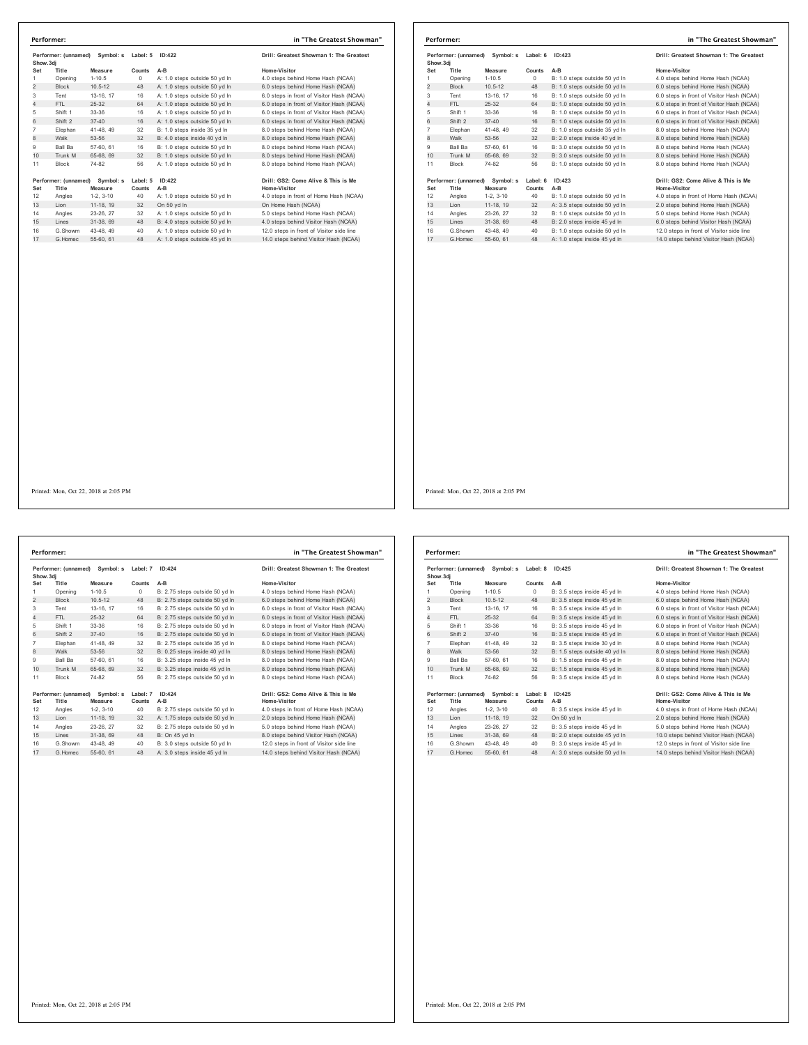## Performer: in "The Greatest Showman"

Performer: (unnamed) Symbol: s Label: 5 ID:422 — Drill: Greatest Showman 1: The Greatest Show.3dj

| Set | Title | Measure | Counts | A-B | Home-Visitor |
|---|---|---|---|---|---|
| 1 | Opening | 1-10.5 | 0 | A: 1.0 steps outside 50 yd ln | 4.0 steps behind Home Hash (NCAA) |
| 2 | Block | 10.5-12 | 48 | A: 1.0 steps outside 50 yd ln | 6.0 steps behind Home Hash (NCAA) |
| 3 | Tent | 13-16, 17 | 16 | A: 1.0 steps outside 50 yd ln | 6.0 steps in front of Visitor Hash (NCAA) |
| 4 | FTL | 25-32 | 64 | A: 1.0 steps outside 50 yd ln | 6.0 steps in front of Visitor Hash (NCAA) |
| 5 | Shift 1 | 33-36 | 16 | A: 1.0 steps outside 50 yd ln | 6.0 steps in front of Visitor Hash (NCAA) |
| 6 | Shift 2 | 37-40 | 16 | A: 1.0 steps outside 50 yd ln | 6.0 steps in front of Visitor Hash (NCAA) |
| 7 | Elephan | 41-48, 49 | 32 | B: 1.0 steps inside 35 yd ln | 8.0 steps behind Home Hash (NCAA) |
| 8 | Walk | 53-56 | 32 | B: 4.0 steps inside 40 yd ln | 8.0 steps behind Home Hash (NCAA) |
| 9 | Ball Ba | 57-60, 61 | 16 | B: 1.0 steps outside 50 yd ln | 8.0 steps behind Home Hash (NCAA) |
| 10 | Trunk M | 65-68, 69 | 32 | B: 1.0 steps outside 50 yd ln | 8.0 steps behind Home Hash (NCAA) |
| 11 | Block | 74-82 | 56 | A: 1.0 steps outside 50 yd ln | 8.0 steps behind Home Hash (NCAA) |

Performer: (unnamed) Symbol: s Label: 5 ID:422 — Drill: GS2: Come Alive & This is Me

| Set | Title | Measure | Counts | A-B | Home-Visitor |
|---|---|---|---|---|---|
| 12 | Angles | 1-2, 3-10 | 40 | A: 1.0 steps outside 50 yd ln | 4.0 steps in front of Home Hash (NCAA) |
| 13 | Lion | 11-18, 19 | 32 | On 50 yd ln | On Home Hash (NCAA) |
| 14 | Angles | 23-26, 27 | 32 | A: 1.0 steps outside 50 yd ln | 5.0 steps behind Home Hash (NCAA) |
| 15 | Lines | 31-38, 69 | 48 | B: 4.0 steps outside 50 yd ln | 4.0 steps behind Visitor Hash (NCAA) |
| 16 | G.Showm | 43-48, 49 | 40 | A: 1.0 steps outside 50 yd ln | 12.0 steps in front of Visitor side line |
| 17 | G.Homec | 55-60, 61 | 48 | A: 1.0 steps outside 45 yd ln | 14.0 steps behind Visitor Hash (NCAA) |

Printed: Mon, Oct 22, 2018 at 2:05 PM

## Performer: in "The Greatest Showman"

Performer: (unnamed) Symbol: s Label: 6 ID:423 — Drill: Greatest Showman 1: The Greatest Show.3dj

| Set | Title | Measure | Counts | A-B | Home-Visitor |
|---|---|---|---|---|---|
| 1 | Opening | 1-10.5 | 0 | B: 1.0 steps outside 50 yd ln | 4.0 steps behind Home Hash (NCAA) |
| 2 | Block | 10.5-12 | 48 | B: 1.0 steps outside 50 yd ln | 6.0 steps behind Home Hash (NCAA) |
| 3 | Tent | 13-16, 17 | 16 | B: 1.0 steps outside 50 yd ln | 6.0 steps in front of Visitor Hash (NCAA) |
| 4 | FTL | 25-32 | 64 | B: 1.0 steps outside 50 yd ln | 6.0 steps in front of Visitor Hash (NCAA) |
| 5 | Shift 1 | 33-36 | 16 | B: 1.0 steps outside 50 yd ln | 6.0 steps in front of Visitor Hash (NCAA) |
| 6 | Shift 2 | 37-40 | 16 | B: 1.0 steps outside 50 yd ln | 6.0 steps in front of Visitor Hash (NCAA) |
| 7 | Elephan | 41-48, 49 | 32 | B: 1.0 steps outside 35 yd ln | 8.0 steps behind Home Hash (NCAA) |
| 8 | Walk | 53-56 | 32 | B: 2.0 steps inside 40 yd ln | 8.0 steps behind Home Hash (NCAA) |
| 9 | Ball Ba | 57-60, 61 | 16 | B: 3.0 steps outside 50 yd ln | 8.0 steps behind Home Hash (NCAA) |
| 10 | Trunk M | 65-68, 69 | 32 | B: 3.0 steps outside 50 yd ln | 8.0 steps behind Home Hash (NCAA) |
| 11 | Block | 74-82 | 56 | B: 1.0 steps outside 50 yd ln | 8.0 steps behind Home Hash (NCAA) |

Performer: (unnamed) Symbol: s Label: 6 ID:423 — Drill: GS2: Come Alive & This is Me

| Set | Title | Measure | Counts | A-B | Home-Visitor |
|---|---|---|---|---|---|
| 12 | Angles | 1-2, 3-10 | 40 | B: 1.0 steps outside 50 yd ln | 4.0 steps in front of Home Hash (NCAA) |
| 13 | Lion | 11-18, 19 | 32 | A: 3.5 steps outside 50 yd ln | 2.0 steps behind Home Hash (NCAA) |
| 14 | Angles | 23-26, 27 | 32 | B: 1.0 steps outside 50 yd ln | 5.0 steps behind Home Hash (NCAA) |
| 15 | Lines | 31-38, 69 | 48 | B: 2.0 steps inside 45 yd ln | 6.0 steps behind Visitor Hash (NCAA) |
| 16 | G.Showm | 43-48, 49 | 40 | B: 1.0 steps outside 50 yd ln | 12.0 steps in front of Visitor side line |
| 17 | G.Homec | 55-60, 61 | 48 | A: 1.0 steps inside 45 yd ln | 14.0 steps behind Visitor Hash (NCAA) |

Printed: Mon, Oct 22, 2018 at 2:05 PM

## Performer: in "The Greatest Showman"

Performer: (unnamed) Symbol: s Label: 7 ID:424 — Drill: Greatest Showman 1: The Greatest Show.3dj

| Set | Title | Measure | Counts | A-B | Home-Visitor |
|---|---|---|---|---|---|
| 1 | Opening | 1-10.5 | 0 | B: 2.75 steps outside 50 yd ln | 4.0 steps behind Home Hash (NCAA) |
| 2 | Block | 10.5-12 | 48 | B: 2.75 steps outside 50 yd ln | 6.0 steps behind Home Hash (NCAA) |
| 3 | Tent | 13-16, 17 | 16 | B: 2.75 steps outside 50 yd ln | 6.0 steps in front of Visitor Hash (NCAA) |
| 4 | FTL | 25-32 | 64 | B: 2.75 steps outside 50 yd ln | 6.0 steps in front of Visitor Hash (NCAA) |
| 5 | Shift 1 | 33-36 | 16 | B: 2.75 steps outside 50 yd ln | 6.0 steps in front of Visitor Hash (NCAA) |
| 6 | Shift 2 | 37-40 | 16 | B: 2.75 steps outside 50 yd ln | 6.0 steps in front of Visitor Hash (NCAA) |
| 7 | Elephan | 41-48, 49 | 32 | B: 2.75 steps outside 35 yd ln | 8.0 steps behind Home Hash (NCAA) |
| 8 | Walk | 53-56 | 32 | B: 0.25 steps inside 40 yd ln | 8.0 steps behind Home Hash (NCAA) |
| 9 | Ball Ba | 57-60, 61 | 16 | B: 3.25 steps inside 45 yd ln | 8.0 steps behind Home Hash (NCAA) |
| 10 | Trunk M | 65-68, 69 | 32 | B: 3.25 steps inside 45 yd ln | 8.0 steps behind Home Hash (NCAA) |
| 11 | Block | 74-82 | 56 | B: 2.75 steps outside 50 yd ln | 8.0 steps behind Home Hash (NCAA) |

Performer: (unnamed) Symbol: s Label: 7 ID:424 — Drill: GS2: Come Alive & This is Me

| Set | Title | Measure | Counts | A-B | Home-Visitor |
|---|---|---|---|---|---|
| 12 | Angles | 1-2, 3-10 | 40 | B: 2.75 steps outside 50 yd ln | 4.0 steps in front of Home Hash (NCAA) |
| 13 | Lion | 11-18, 19 | 32 | A: 1.75 steps outside 50 yd ln | 2.0 steps behind Home Hash (NCAA) |
| 14 | Angles | 23-26, 27 | 32 | B: 2.75 steps outside 50 yd ln | 5.0 steps behind Home Hash (NCAA) |
| 15 | Lines | 31-38, 69 | 48 | B: On 45 yd ln | 8.0 steps behind Visitor Hash (NCAA) |
| 16 | G.Showm | 43-48, 49 | 40 | B: 3.0 steps outside 50 yd ln | 12.0 steps in front of Visitor side line |
| 17 | G.Homec | 55-60, 61 | 48 | A: 3.0 steps inside 45 yd ln | 14.0 steps behind Visitor Hash (NCAA) |

Printed: Mon, Oct 22, 2018 at 2:05 PM

## Performer: in "The Greatest Showman"

Performer: (unnamed) Symbol: s Label: 8 ID:425 — Drill: Greatest Showman 1: The Greatest Show.3dj

| Set | Title | Measure | Counts | A-B | Home-Visitor |
|---|---|---|---|---|---|
| 1 | Opening | 1-10.5 | 0 | B: 3.5 steps inside 45 yd ln | 4.0 steps behind Home Hash (NCAA) |
| 2 | Block | 10.5-12 | 48 | B: 3.5 steps inside 45 yd ln | 6.0 steps behind Home Hash (NCAA) |
| 3 | Tent | 13-16, 17 | 16 | B: 3.5 steps inside 45 yd ln | 6.0 steps in front of Visitor Hash (NCAA) |
| 4 | FTL | 25-32 | 64 | B: 3.5 steps inside 45 yd ln | 6.0 steps in front of Visitor Hash (NCAA) |
| 5 | Shift 1 | 33-36 | 16 | B: 3.5 steps inside 45 yd ln | 6.0 steps in front of Visitor Hash (NCAA) |
| 6 | Shift 2 | 37-40 | 16 | B: 3.5 steps inside 45 yd ln | 6.0 steps in front of Visitor Hash (NCAA) |
| 7 | Elephan | 41-48, 49 | 32 | B: 3.5 steps inside 30 yd ln | 8.0 steps behind Home Hash (NCAA) |
| 8 | Walk | 53-56 | 32 | B: 1.5 steps outside 40 yd ln | 8.0 steps behind Home Hash (NCAA) |
| 9 | Ball Ba | 57-60, 61 | 16 | B: 1.5 steps inside 45 yd ln | 8.0 steps behind Home Hash (NCAA) |
| 10 | Trunk M | 65-68, 69 | 32 | B: 1.5 steps inside 45 yd ln | 8.0 steps behind Home Hash (NCAA) |
| 11 | Block | 74-82 | 56 | B: 3.5 steps inside 45 yd ln | 8.0 steps behind Home Hash (NCAA) |

Performer: (unnamed) Symbol: s Label: 8 ID:425 — Drill: GS2: Come Alive & This is Me

| Set | Title | Measure | Counts | A-B | Home-Visitor |
|---|---|---|---|---|---|
| 12 | Angles | 1-2, 3-10 | 40 | B: 3.5 steps inside 45 yd ln | 4.0 steps in front of Home Hash (NCAA) |
| 13 | Lion | 11-18, 19 | 32 | On 50 yd ln | 2.0 steps behind Home Hash (NCAA) |
| 14 | Angles | 23-26, 27 | 32 | B: 3.5 steps inside 45 yd ln | 5.0 steps behind Home Hash (NCAA) |
| 15 | Lines | 31-38, 69 | 48 | B: 2.0 steps outside 45 yd ln | 10.0 steps behind Visitor Hash (NCAA) |
| 16 | G.Showm | 43-48, 49 | 40 | B: 3.0 steps inside 45 yd ln | 12.0 steps in front of Visitor side line |
| 17 | G.Homec | 55-60, 61 | 48 | A: 3.0 steps outside 50 yd ln | 14.0 steps behind Visitor Hash (NCAA) |

Printed: Mon, Oct 22, 2018 at 2:05 PM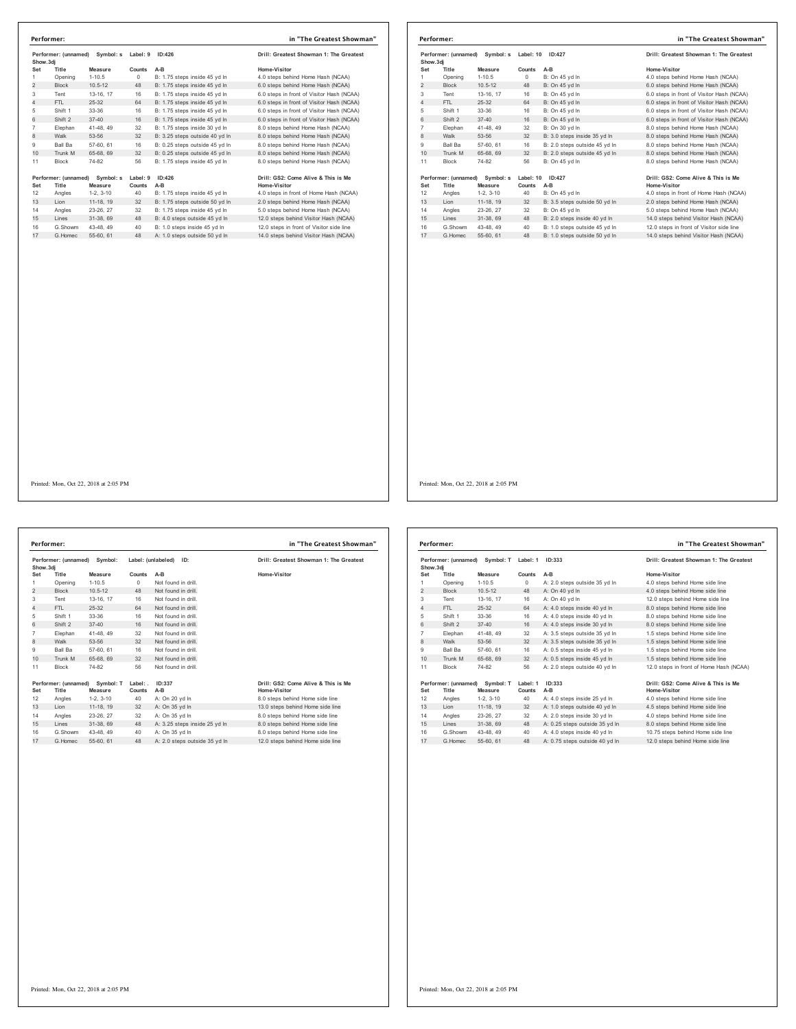**Performer:** in "The Greatest Showman"

Performer: (unnamed) Symbol: s Label: 9 ID:426 — Drill: Greatest Showman 1: The Greatest Show.3dj

| Set | Title | Measure | Counts | A-B | Home-Visitor |
|---|---|---|---|---|---|
| 1 | Opening | 1-10.5 | 0 | B: 1.75 steps inside 45 yd ln | 4.0 steps behind Home Hash (NCAA) |
| 2 | Block | 10.5-12 | 48 | B: 1.75 steps inside 45 yd ln | 6.0 steps behind Home Hash (NCAA) |
| 3 | Tent | 13-16, 17 | 16 | B: 1.75 steps inside 45 yd ln | 6.0 steps in front of Visitor Hash (NCAA) |
| 4 | FTL | 25-32 | 64 | B: 1.75 steps inside 45 yd ln | 6.0 steps in front of Visitor Hash (NCAA) |
| 5 | Shift 1 | 33-36 | 16 | B: 1.75 steps inside 45 yd ln | 6.0 steps in front of Visitor Hash (NCAA) |
| 6 | Shift 2 | 37-40 | 16 | B: 1.75 steps inside 45 yd ln | 6.0 steps in front of Visitor Hash (NCAA) |
| 7 | Elephan | 41-48, 49 | 32 | B: 1.75 steps inside 30 yd ln | 8.0 steps behind Home Hash (NCAA) |
| 8 | Walk | 53-56 | 32 | B: 3.25 steps outside 40 yd ln | 8.0 steps behind Home Hash (NCAA) |
| 9 | Ball Ba | 57-60, 61 | 16 | B: 0.25 steps outside 45 yd ln | 8.0 steps behind Home Hash (NCAA) |
| 10 | Trunk M | 65-68, 69 | 32 | B: 0.25 steps outside 45 yd ln | 8.0 steps behind Home Hash (NCAA) |
| 11 | Block | 74-82 | 56 | B: 1.75 steps inside 45 yd ln | 8.0 steps behind Home Hash (NCAA) |

Performer: (unnamed) Symbol: s Label: 9 ID:426 — Drill: GS2: Come Alive & This is Me

| Set | Title | Measure | Counts | A-B | Home-Visitor |
|---|---|---|---|---|---|
| 12 | Angles | 1-2, 3-10 | 40 | B: 1.75 steps inside 45 yd ln | 4.0 steps in front of Home Hash (NCAA) |
| 13 | Lion | 11-18, 19 | 32 | B: 1.75 steps outside 50 yd ln | 2.0 steps behind Home Hash (NCAA) |
| 14 | Angles | 23-26, 27 | 32 | B: 1.75 steps inside 45 yd ln | 5.0 steps behind Home Hash (NCAA) |
| 15 | Lines | 31-38, 69 | 48 | B: 4.0 steps outside 45 yd ln | 12.0 steps behind Visitor Hash (NCAA) |
| 16 | G.Showm | 43-48, 49 | 40 | B: 1.0 steps inside 45 yd ln | 12.0 steps in front of Visitor side line |
| 17 | G.Homec | 55-60, 61 | 48 | A: 1.0 steps outside 50 yd ln | 14.0 steps behind Visitor Hash (NCAA) |

Printed: Mon, Oct 22, 2018 at 2:05 PM

**Performer:** in "The Greatest Showman"

Performer: (unnamed) Symbol: s Label: 10 ID:427 — Drill: Greatest Showman 1: The Greatest Show.3dj

| Set | Title | Measure | Counts | A-B | Home-Visitor |
|---|---|---|---|---|---|
| 1 | Opening | 1-10.5 | 0 | B: On 45 yd ln | 4.0 steps behind Home Hash (NCAA) |
| 2 | Block | 10.5-12 | 48 | B: On 45 yd ln | 6.0 steps behind Home Hash (NCAA) |
| 3 | Tent | 13-16, 17 | 16 | B: On 45 yd ln | 6.0 steps in front of Visitor Hash (NCAA) |
| 4 | FTL | 25-32 | 64 | B: On 45 yd ln | 6.0 steps in front of Visitor Hash (NCAA) |
| 5 | Shift 1 | 33-36 | 16 | B: On 45 yd ln | 6.0 steps in front of Visitor Hash (NCAA) |
| 6 | Shift 2 | 37-40 | 16 | B: On 45 yd ln | 6.0 steps in front of Visitor Hash (NCAA) |
| 7 | Elephan | 41-48, 49 | 32 | B: On 30 yd ln | 8.0 steps behind Home Hash (NCAA) |
| 8 | Walk | 53-56 | 32 | B: 3.0 steps inside 35 yd ln | 8.0 steps behind Home Hash (NCAA) |
| 9 | Ball Ba | 57-60, 61 | 16 | B: 2.0 steps outside 45 yd ln | 8.0 steps behind Home Hash (NCAA) |
| 10 | Trunk M | 65-68, 69 | 32 | B: 2.0 steps outside 45 yd ln | 8.0 steps behind Home Hash (NCAA) |
| 11 | Block | 74-82 | 56 | B: On 45 yd ln | 8.0 steps behind Home Hash (NCAA) |

Performer: (unnamed) Symbol: s Label: 10 ID:427 — Drill: GS2: Come Alive & This is Me

| Set | Title | Measure | Counts | A-B | Home-Visitor |
|---|---|---|---|---|---|
| 12 | Angles | 1-2, 3-10 | 40 | B: On 45 yd ln | 4.0 steps in front of Home Hash (NCAA) |
| 13 | Lion | 11-18, 19 | 32 | B: 3.5 steps outside 50 yd ln | 2.0 steps behind Home Hash (NCAA) |
| 14 | Angles | 23-26, 27 | 32 | B: On 45 yd ln | 5.0 steps behind Home Hash (NCAA) |
| 15 | Lines | 31-38, 69 | 48 | B: 2.0 steps inside 40 yd ln | 14.0 steps behind Visitor Hash (NCAA) |
| 16 | G.Showm | 43-48, 49 | 40 | B: 1.0 steps outside 45 yd ln | 12.0 steps in front of Visitor side line |
| 17 | G.Homec | 55-60, 61 | 48 | B: 1.0 steps outside 50 yd ln | 14.0 steps behind Visitor Hash (NCAA) |

Printed: Mon, Oct 22, 2018 at 2:05 PM

**Performer:** in "The Greatest Showman"

Performer: (unnamed) Symbol: Label: (unlabeled) ID: — Drill: Greatest Showman 1: The Greatest Show.3dj

| Set | Title | Measure | Counts | A-B | Home-Visitor |
|---|---|---|---|---|---|
| 1 | Opening | 1-10.5 | 0 | Not found in drill. | |
| 2 | Block | 10.5-12 | 48 | Not found in drill. | |
| 3 | Tent | 13-16, 17 | 16 | Not found in drill. | |
| 4 | FTL | 25-32 | 64 | Not found in drill. | |
| 5 | Shift 1 | 33-36 | 16 | Not found in drill. | |
| 6 | Shift 2 | 37-40 | 16 | Not found in drill. | |
| 7 | Elephan | 41-48, 49 | 32 | Not found in drill. | |
| 8 | Walk | 53-56 | 32 | Not found in drill. | |
| 9 | Ball Ba | 57-60, 61 | 16 | Not found in drill. | |
| 10 | Trunk M | 65-68, 69 | 32 | Not found in drill. | |
| 11 | Block | 74-82 | 56 | Not found in drill. | |

Performer: (unnamed) Symbol: T Label: . ID:337 — Drill: GS2: Come Alive & This is Me

| Set | Title | Measure | Counts | A-B | Home-Visitor |
|---|---|---|---|---|---|
| 12 | Angles | 1-2, 3-10 | 40 | A: On 20 yd ln | 8.0 steps behind Home side line |
| 13 | Lion | 11-18, 19 | 32 | A: On 35 yd ln | 13.0 steps behind Home side line |
| 14 | Angles | 23-26, 27 | 32 | A: On 35 yd ln | 8.0 steps behind Home side line |
| 15 | Lines | 31-38, 69 | 48 | A: 3.25 steps inside 25 yd ln | 8.0 steps behind Home side line |
| 16 | G.Showm | 43-48, 49 | 40 | A: On 35 yd ln | 8.0 steps behind Home side line |
| 17 | G.Homec | 55-60, 61 | 48 | A: 2.0 steps outside 35 yd ln | 12.0 steps behind Home side line |

Printed: Mon, Oct 22, 2018 at 2:05 PM

**Performer:** in "The Greatest Showman"

Performer: (unnamed) Symbol: T Label: 1 ID:333 — Drill: Greatest Showman 1: The Greatest Show.3dj

| Set | Title | Measure | Counts | A-B | Home-Visitor |
|---|---|---|---|---|---|
| 1 | Opening | 1-10.5 | 0 | A: 2.0 steps outside 35 yd ln | 4.0 steps behind Home side line |
| 2 | Block | 10.5-12 | 48 | A: On 40 yd ln | 4.0 steps behind Home side line |
| 3 | Tent | 13-16, 17 | 16 | A: On 40 yd ln | 12.0 steps behind Home side line |
| 4 | FTL | 25-32 | 64 | A: 4.0 steps inside 40 yd ln | 8.0 steps behind Home side line |
| 5 | Shift 1 | 33-36 | 16 | A: 4.0 steps inside 40 yd ln | 8.0 steps behind Home side line |
| 6 | Shift 2 | 37-40 | 16 | A: 4.0 steps inside 30 yd ln | 8.0 steps behind Home side line |
| 7 | Elephan | 41-48, 49 | 32 | A: 3.5 steps outside 35 yd ln | 1.5 steps behind Home side line |
| 8 | Walk | 53-56 | 32 | A: 3.5 steps outside 35 yd ln | 1.5 steps behind Home side line |
| 9 | Ball Ba | 57-60, 61 | 16 | A: 0.5 steps inside 45 yd ln | 1.5 steps behind Home side line |
| 10 | Trunk M | 65-68, 69 | 32 | A: 0.5 steps inside 45 yd ln | 1.5 steps behind Home side line |
| 11 | Block | 74-82 | 56 | A: 2.0 steps outside 40 yd ln | 12.0 steps in front of Home Hash (NCAA) |

Performer: (unnamed) Symbol: T Label: 1 ID:333 — Drill: GS2: Come Alive & This is Me

| Set | Title | Measure | Counts | A-B | Home-Visitor |
|---|---|---|---|---|---|
| 12 | Angles | 1-2, 3-10 | 40 | A: 4.0 steps inside 25 yd ln | 4.0 steps behind Home side line |
| 13 | Lion | 11-18, 19 | 32 | A: 1.0 steps outside 40 yd ln | 4.5 steps behind Home side line |
| 14 | Angles | 23-26, 27 | 32 | A: 2.0 steps inside 30 yd ln | 4.0 steps behind Home side line |
| 15 | Lines | 31-38, 69 | 48 | A: 0.25 steps outside 35 yd ln | 8.0 steps behind Home side line |
| 16 | G.Showm | 43-48, 49 | 40 | A: 4.0 steps inside 40 yd ln | 10.75 steps behind Home side line |
| 17 | G.Homec | 55-60, 61 | 48 | A: 0.75 steps outside 40 yd ln | 12.0 steps behind Home side line |

Printed: Mon, Oct 22, 2018 at 2:05 PM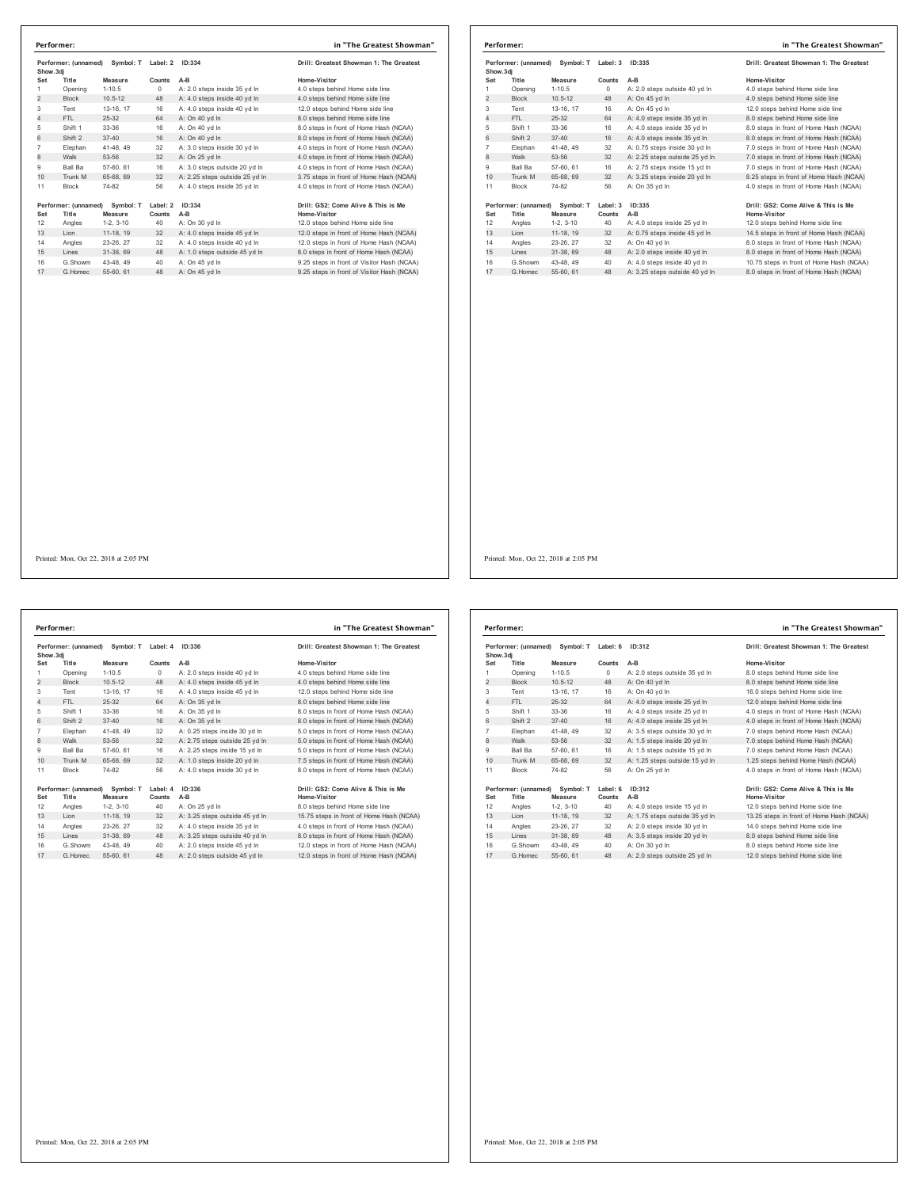**Performer:** in "The Greatest Showman"

Performer: (unnamed) Symbol: T Label: 2 ID:334 — Drill: Greatest Showman 1: The Greatest Show.3dj

| Set | Title | Measure | Counts | A-B | Home-Visitor |
|---|---|---|---|---|---|
| 1 | Opening | 1-10.5 | 0 | A: 2.0 steps inside 35 yd ln | 4.0 steps behind Home side line |
| 2 | Block | 10.5-12 | 48 | A: 4.0 steps inside 40 yd ln | 4.0 steps behind Home side line |
| 3 | Tent | 13-16, 17 | 16 | A: 4.0 steps inside 40 yd ln | 12.0 steps behind Home side line |
| 4 | FTL | 25-32 | 64 | A: On 40 yd ln | 8.0 steps behind Home side line |
| 5 | Shift 1 | 33-36 | 16 | A: On 40 yd ln | 8.0 steps in front of Home Hash (NCAA) |
| 6 | Shift 2 | 37-40 | 16 | A: On 40 yd ln | 8.0 steps in front of Home Hash (NCAA) |
| 7 | Elephan | 41-48, 49 | 32 | A: 3.0 steps inside 30 yd ln | 4.0 steps in front of Home Hash (NCAA) |
| 8 | Walk | 53-56 | 32 | A: On 25 yd ln | 4.0 steps in front of Home Hash (NCAA) |
| 9 | Ball Ba | 57-60, 61 | 16 | A: 3.0 steps outside 20 yd ln | 4.0 steps in front of Home Hash (NCAA) |
| 10 | Trunk M | 65-68, 69 | 32 | A: 2.25 steps outside 25 yd ln | 3.75 steps in front of Home Hash (NCAA) |
| 11 | Block | 74-82 | 56 | A: 4.0 steps inside 35 yd ln | 4.0 steps in front of Home Hash (NCAA) |

Performer: (unnamed) Symbol: T Label: 2 ID:334 — Drill: GS2: Come Alive & This is Me

| Set | Title | Measure | Counts | A-B | Home-Visitor |
|---|---|---|---|---|---|
| 12 | Angles | 1-2, 3-10 | 40 | A: On 30 yd ln | 12.0 steps behind Home side line |
| 13 | Lion | 11-18, 19 | 32 | A: 4.0 steps inside 45 yd ln | 12.0 steps in front of Home Hash (NCAA) |
| 14 | Angles | 23-26, 27 | 32 | A: 4.0 steps inside 40 yd ln | 12.0 steps in front of Home Hash (NCAA) |
| 15 | Lines | 31-38, 69 | 48 | A: 1.0 steps outside 45 yd ln | 8.0 steps in front of Home Hash (NCAA) |
| 16 | G.Showm | 43-48, 49 | 40 | A: On 45 yd ln | 9.25 steps in front of Visitor Hash (NCAA) |
| 17 | G.Homec | 55-60, 61 | 48 | A: On 45 yd ln | 9.25 steps in front of Visitor Hash (NCAA) |

Printed: Mon, Oct 22, 2018 at 2:05 PM

**Performer:** in "The Greatest Showman"

Performer: (unnamed) Symbol: T Label: 3 ID:335 — Drill: Greatest Showman 1: The Greatest Show.3dj

| Set | Title | Measure | Counts | A-B | Home-Visitor |
|---|---|---|---|---|---|
| 1 | Opening | 1-10.5 | 0 | A: 2.0 steps outside 40 yd ln | 4.0 steps behind Home side line |
| 2 | Block | 10.5-12 | 48 | A: On 45 yd ln | 4.0 steps behind Home side line |
| 3 | Tent | 13-16, 17 | 16 | A: On 45 yd ln | 12.0 steps behind Home side line |
| 4 | FTL | 25-32 | 64 | A: 4.0 steps inside 35 yd ln | 8.0 steps behind Home side line |
| 5 | Shift 1 | 33-36 | 16 | A: 4.0 steps inside 35 yd ln | 8.0 steps in front of Home Hash (NCAA) |
| 6 | Shift 2 | 37-40 | 16 | A: 4.0 steps inside 35 yd ln | 8.0 steps in front of Home Hash (NCAA) |
| 7 | Elephan | 41-48, 49 | 32 | A: 0.75 steps inside 30 yd ln | 7.0 steps in front of Home Hash (NCAA) |
| 8 | Walk | 53-56 | 32 | A: 2.25 steps outside 25 yd ln | 7.0 steps in front of Home Hash (NCAA) |
| 9 | Ball Ba | 57-60, 61 | 16 | A: 2.75 steps inside 15 yd ln | 7.0 steps in front of Home Hash (NCAA) |
| 10 | Trunk M | 65-68, 69 | 32 | A: 3.25 steps inside 20 yd ln | 8.25 steps in front of Home Hash (NCAA) |
| 11 | Block | 74-82 | 56 | A: On 35 yd ln | 4.0 steps in front of Home Hash (NCAA) |

Performer: (unnamed) Symbol: T Label: 3 ID:335 — Drill: GS2: Come Alive & This is Me

| Set | Title | Measure | Counts | A-B | Home-Visitor |
|---|---|---|---|---|---|
| 12 | Angles | 1-2, 3-10 | 40 | A: 4.0 steps inside 25 yd ln | 12.0 steps behind Home side line |
| 13 | Lion | 11-18, 19 | 32 | A: 0.75 steps inside 45 yd ln | 14.5 steps in front of Home Hash (NCAA) |
| 14 | Angles | 23-26, 27 | 32 | A: On 40 yd ln | 8.0 steps in front of Home Hash (NCAA) |
| 15 | Lines | 31-38, 69 | 48 | A: 2.0 steps inside 40 yd ln | 8.0 steps in front of Home Hash (NCAA) |
| 16 | G.Showm | 43-48, 49 | 40 | A: 4.0 steps inside 40 yd ln | 10.75 steps in front of Home Hash (NCAA) |
| 17 | G.Homec | 55-60, 61 | 48 | A: 3.25 steps outside 40 yd ln | 8.0 steps in front of Home Hash (NCAA) |

Printed: Mon, Oct 22, 2018 at 2:05 PM

**Performer:** in "The Greatest Showman"

Performer: (unnamed) Symbol: T Label: 4 ID:336 — Drill: Greatest Showman 1: The Greatest Show.3dj

| Set | Title | Measure | Counts | A-B | Home-Visitor |
|---|---|---|---|---|---|
| 1 | Opening | 1-10.5 | 0 | A: 2.0 steps inside 40 yd ln | 4.0 steps behind Home side line |
| 2 | Block | 10.5-12 | 48 | A: 4.0 steps inside 45 yd ln | 4.0 steps behind Home side line |
| 3 | Tent | 13-16, 17 | 16 | A: 4.0 steps inside 45 yd ln | 12.0 steps behind Home side line |
| 4 | FTL | 25-32 | 64 | A: On 35 yd ln | 8.0 steps behind Home side line |
| 5 | Shift 1 | 33-36 | 16 | A: On 35 yd ln | 8.0 steps in front of Home Hash (NCAA) |
| 6 | Shift 2 | 37-40 | 16 | A: On 35 yd ln | 8.0 steps in front of Home Hash (NCAA) |
| 7 | Elephan | 41-48, 49 | 32 | A: 0.25 steps inside 30 yd ln | 5.0 steps in front of Home Hash (NCAA) |
| 8 | Walk | 53-56 | 32 | A: 2.75 steps outside 25 yd ln | 5.0 steps in front of Home Hash (NCAA) |
| 9 | Ball Ba | 57-60, 61 | 16 | A: 2.25 steps inside 15 yd ln | 5.0 steps in front of Home Hash (NCAA) |
| 10 | Trunk M | 65-68, 69 | 32 | A: 1.0 steps inside 20 yd ln | 7.5 steps in front of Home Hash (NCAA) |
| 11 | Block | 74-82 | 56 | A: 4.0 steps inside 30 yd ln | 8.0 steps in front of Home Hash (NCAA) |

Performer: (unnamed) Symbol: T Label: 4 ID:336 — Drill: GS2: Come Alive & This is Me

| Set | Title | Measure | Counts | A-B | Home-Visitor |
|---|---|---|---|---|---|
| 12 | Angles | 1-2, 3-10 | 40 | A: On 25 yd ln | 8.0 steps behind Home side line |
| 13 | Lion | 11-18, 19 | 32 | A: 3.25 steps outside 45 yd ln | 15.75 steps in front of Home Hash (NCAA) |
| 14 | Angles | 23-26, 27 | 32 | A: 4.0 steps inside 35 yd ln | 4.0 steps in front of Home Hash (NCAA) |
| 15 | Lines | 31-38, 69 | 48 | A: 3.25 steps outside 40 yd ln | 8.0 steps in front of Home Hash (NCAA) |
| 16 | G.Showm | 43-48, 49 | 40 | A: 2.0 steps inside 45 yd ln | 12.0 steps in front of Home Hash (NCAA) |
| 17 | G.Homec | 55-60, 61 | 48 | A: 2.0 steps outside 45 yd ln | 12.0 steps in front of Home Hash (NCAA) |

Printed: Mon, Oct 22, 2018 at 2:05 PM

**Performer:** in "The Greatest Showman"

Performer: (unnamed) Symbol: T Label: 6 ID:312 — Drill: Greatest Showman 1: The Greatest Show.3dj

| Set | Title | Measure | Counts | A-B | Home-Visitor |
|---|---|---|---|---|---|
| 1 | Opening | 1-10.5 | 0 | A: 2.0 steps outside 35 yd ln | 8.0 steps behind Home side line |
| 2 | Block | 10.5-12 | 48 | A: On 40 yd ln | 8.0 steps behind Home side line |
| 3 | Tent | 13-16, 17 | 16 | A: On 40 yd ln | 16.0 steps behind Home side line |
| 4 | FTL | 25-32 | 64 | A: 4.0 steps inside 25 yd ln | 12.0 steps behind Home side line |
| 5 | Shift 1 | 33-36 | 16 | A: 4.0 steps inside 25 yd ln | 4.0 steps in front of Home Hash (NCAA) |
| 6 | Shift 2 | 37-40 | 16 | A: 4.0 steps inside 25 yd ln | 4.0 steps in front of Home Hash (NCAA) |
| 7 | Elephan | 41-48, 49 | 32 | A: 3.5 steps outside 30 yd ln | 7.0 steps behind Home Hash (NCAA) |
| 8 | Walk | 53-56 | 32 | A: 1.5 steps inside 20 yd ln | 7.0 steps behind Home Hash (NCAA) |
| 9 | Ball Ba | 57-60, 61 | 16 | A: 1.5 steps outside 15 yd ln | 7.0 steps behind Home Hash (NCAA) |
| 10 | Trunk M | 65-68, 69 | 32 | A: 1.25 steps outside 15 yd ln | 1.25 steps behind Home Hash (NCAA) |
| 11 | Block | 74-82 | 56 | A: On 25 yd ln | 4.0 steps in front of Home Hash (NCAA) |

Performer: (unnamed) Symbol: T Label: 6 ID:312 — Drill: GS2: Come Alive & This is Me

| Set | Title | Measure | Counts | A-B | Home-Visitor |
|---|---|---|---|---|---|
| 12 | Angles | 1-2, 3-10 | 40 | A: 4.0 steps inside 15 yd ln | 12.0 steps behind Home side line |
| 13 | Lion | 11-18, 19 | 32 | A: 1.75 steps outside 35 yd ln | 13.25 steps in front of Home Hash (NCAA) |
| 14 | Angles | 23-26, 27 | 32 | A: 2.0 steps inside 30 yd ln | 14.0 steps behind Home side line |
| 15 | Lines | 31-38, 69 | 48 | A: 3.5 steps inside 20 yd ln | 8.0 steps behind Home side line |
| 16 | G.Showm | 43-48, 49 | 40 | A: On 30 yd ln | 8.0 steps behind Home side line |
| 17 | G.Homec | 55-60, 61 | 48 | A: 2.0 steps outside 25 yd ln | 12.0 steps behind Home side line |

Printed: Mon, Oct 22, 2018 at 2:05 PM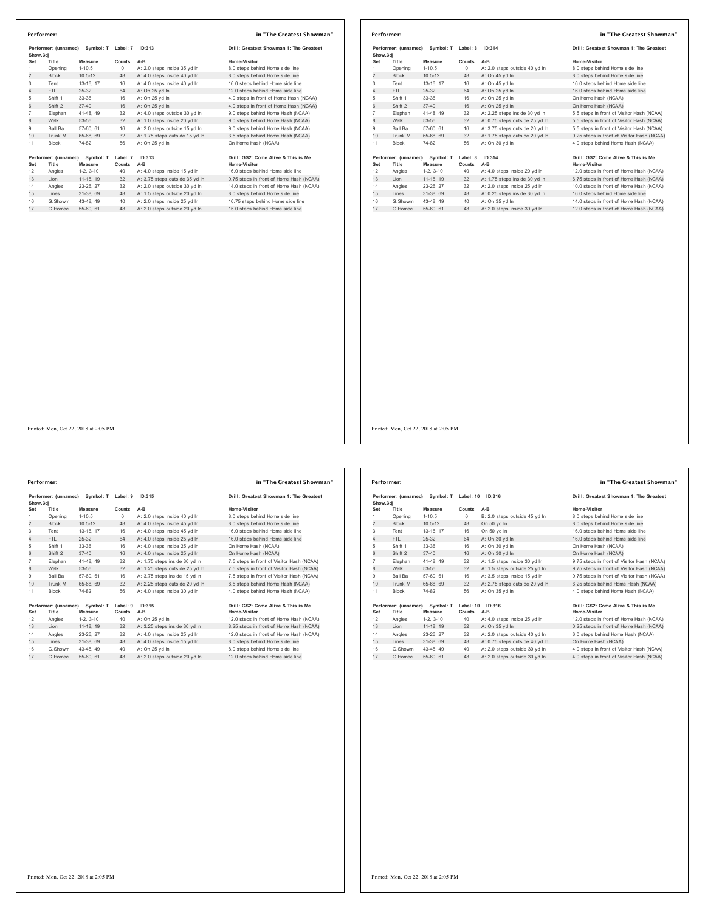## Performer: in "The Greatest Showman"

Performer: (unnamed) Symbol: T Label: 7 ID:313 Show.3dj — Drill: Greatest Showman 1: The Greatest

| Set | Title | Measure | Counts | A-B | Home-Visitor |
|---|---|---|---|---|---|
| 1 | Opening | 1-10.5 | 0 | A: 2.0 steps inside 35 yd ln | 8.0 steps behind Home side line |
| 2 | Block | 10.5-12 | 48 | A: 4.0 steps inside 40 yd ln | 8.0 steps behind Home side line |
| 3 | Tent | 13-16, 17 | 16 | A: 4.0 steps inside 40 yd ln | 16.0 steps behind Home side line |
| 4 | FTL | 25-32 | 64 | A: On 25 yd ln | 12.0 steps behind Home side line |
| 5 | Shift 1 | 33-36 | 16 | A: On 25 yd ln | 4.0 steps in front of Home Hash (NCAA) |
| 6 | Shift 2 | 37-40 | 16 | A: On 25 yd ln | 4.0 steps in front of Home Hash (NCAA) |
| 7 | Elephan | 41-48, 49 | 32 | A: 4.0 steps outside 30 yd ln | 9.0 steps behind Home Hash (NCAA) |
| 8 | Walk | 53-56 | 32 | A: 1.0 steps inside 20 yd ln | 9.0 steps behind Home Hash (NCAA) |
| 9 | Ball Ba | 57-60, 61 | 16 | A: 2.0 steps outside 15 yd ln | 9.0 steps behind Home Hash (NCAA) |
| 10 | Trunk M | 65-68, 69 | 32 | A: 1.75 steps outside 15 yd ln | 3.5 steps behind Home Hash (NCAA) |
| 11 | Block | 74-82 | 56 | A: On 25 yd ln | On Home Hash (NCAA) |

Performer: (unnamed) Symbol: T Label: 7 ID:313 — Drill: GS2: Come Alive & This is Me

| Set | Title | Measure | Counts | A-B | Home-Visitor |
|---|---|---|---|---|---|
| 12 | Angles | 1-2, 3-10 | 40 | A: 4.0 steps inside 15 yd ln | 16.0 steps behind Home side line |
| 13 | Lion | 11-18, 19 | 32 | A: 3.75 steps outside 35 yd ln | 9.75 steps in front of Home Hash (NCAA) |
| 14 | Angles | 23-26, 27 | 32 | A: 2.0 steps outside 30 yd ln | 14.0 steps in front of Home Hash (NCAA) |
| 15 | Lines | 31-38, 69 | 48 | A: 1.5 steps outside 20 yd ln | 8.0 steps behind Home side line |
| 16 | G.Showm | 43-48, 49 | 40 | A: 2.0 steps inside 25 yd ln | 10.75 steps behind Home side line |
| 17 | G.Homec | 55-60, 61 | 48 | A: 2.0 steps outside 20 yd ln | 15.0 steps behind Home side line |

Printed: Mon, Oct 22, 2018 at 2:05 PM

## Performer: in "The Greatest Showman"

Performer: (unnamed) Symbol: T Label: 8 ID:314 Show.3dj — Drill: Greatest Showman 1: The Greatest

| Set | Title | Measure | Counts | A-B | Home-Visitor |
|---|---|---|---|---|---|
| 1 | Opening | 1-10.5 | 0 | A: 2.0 steps outside 40 yd ln | 8.0 steps behind Home side line |
| 2 | Block | 10.5-12 | 48 | A: On 45 yd ln | 8.0 steps behind Home side line |
| 3 | Tent | 13-16, 17 | 16 | A: On 45 yd ln | 16.0 steps behind Home side line |
| 4 | FTL | 25-32 | 64 | A: On 25 yd ln | 16.0 steps behind Home side line |
| 5 | Shift 1 | 33-36 | 16 | A: On 25 yd ln | On Home Hash (NCAA) |
| 6 | Shift 2 | 37-40 | 16 | A: On 25 yd ln | On Home Hash (NCAA) |
| 7 | Elephan | 41-48, 49 | 32 | A: 2.25 steps inside 30 yd ln | 5.5 steps in front of Visitor Hash (NCAA) |
| 8 | Walk | 53-56 | 32 | A: 0.75 steps outside 25 yd ln | 5.5 steps in front of Visitor Hash (NCAA) |
| 9 | Ball Ba | 57-60, 61 | 16 | A: 3.75 steps outside 20 yd ln | 5.5 steps in front of Visitor Hash (NCAA) |
| 10 | Trunk M | 65-68, 69 | 32 | A: 1.75 steps outside 20 yd ln | 9.25 steps in front of Visitor Hash (NCAA) |
| 11 | Block | 74-82 | 56 | A: On 30 yd ln | 4.0 steps behind Home Hash (NCAA) |

Performer: (unnamed) Symbol: T Label: 8 ID:314 — Drill: GS2: Come Alive & This is Me

| Set | Title | Measure | Counts | A-B | Home-Visitor |
|---|---|---|---|---|---|
| 12 | Angles | 1-2, 3-10 | 40 | A: 4.0 steps inside 20 yd ln | 12.0 steps in front of Home Hash (NCAA) |
| 13 | Lion | 11-18, 19 | 32 | A: 1.75 steps inside 30 yd ln | 6.75 steps in front of Home Hash (NCAA) |
| 14 | Angles | 23-26, 27 | 32 | A: 2.0 steps inside 25 yd ln | 10.0 steps in front of Home Hash (NCAA) |
| 15 | Lines | 31-38, 69 | 48 | A: 0.25 steps inside 30 yd ln | 16.0 steps behind Home side line |
| 16 | G.Showm | 43-48, 49 | 40 | A: On 35 yd ln | 14.0 steps in front of Home Hash (NCAA) |
| 17 | G.Homec | 55-60, 61 | 48 | A: 2.0 steps inside 30 yd ln | 12.0 steps in front of Home Hash (NCAA) |

Printed: Mon, Oct 22, 2018 at 2:05 PM

## Performer: in "The Greatest Showman"

Performer: (unnamed) Symbol: T Label: 9 ID:315 Show.3dj — Drill: Greatest Showman 1: The Greatest

| Set | Title | Measure | Counts | A-B | Home-Visitor |
|---|---|---|---|---|---|
| 1 | Opening | 1-10.5 | 0 | A: 2.0 steps inside 40 yd ln | 8.0 steps behind Home side line |
| 2 | Block | 10.5-12 | 48 | A: 4.0 steps inside 45 yd ln | 8.0 steps behind Home side line |
| 3 | Tent | 13-16, 17 | 16 | A: 4.0 steps inside 45 yd ln | 16.0 steps behind Home side line |
| 4 | FTL | 25-32 | 64 | A: 4.0 steps inside 25 yd ln | 16.0 steps behind Home side line |
| 5 | Shift 1 | 33-36 | 16 | A: 4.0 steps inside 25 yd ln | On Home Hash (NCAA) |
| 6 | Shift 2 | 37-40 | 16 | A: 4.0 steps inside 25 yd ln | On Home Hash (NCAA) |
| 7 | Elephan | 41-48, 49 | 32 | A: 1.75 steps inside 30 yd ln | 7.5 steps in front of Visitor Hash (NCAA) |
| 8 | Walk | 53-56 | 32 | A: 1.25 steps outside 25 yd ln | 7.5 steps in front of Visitor Hash (NCAA) |
| 9 | Ball Ba | 57-60, 61 | 16 | A: 3.75 steps inside 15 yd ln | 7.5 steps in front of Visitor Hash (NCAA) |
| 10 | Trunk M | 65-68, 69 | 32 | A: 2.25 steps outside 20 yd ln | 8.5 steps behind Home Hash (NCAA) |
| 11 | Block | 74-82 | 56 | A: 4.0 steps inside 30 yd ln | 4.0 steps behind Home Hash (NCAA) |

Performer: (unnamed) Symbol: T Label: 9 ID:315 — Drill: GS2: Come Alive & This is Me

| Set | Title | Measure | Counts | A-B | Home-Visitor |
|---|---|---|---|---|---|
| 12 | Angles | 1-2, 3-10 | 40 | A: On 25 yd ln | 12.0 steps in front of Home Hash (NCAA) |
| 13 | Lion | 11-18, 19 | 32 | A: 3.25 steps inside 30 yd ln | 8.25 steps in front of Home Hash (NCAA) |
| 14 | Angles | 23-26, 27 | 32 | A: 4.0 steps inside 25 yd ln | 12.0 steps in front of Home Hash (NCAA) |
| 15 | Lines | 31-38, 69 | 48 | A: 4.0 steps inside 15 yd ln | 8.0 steps behind Home side line |
| 16 | G.Showm | 43-48, 49 | 40 | A: On 25 yd ln | 8.0 steps behind Home side line |
| 17 | G.Homec | 55-60, 61 | 48 | A: 2.0 steps outside 20 yd ln | 12.0 steps behind Home side line |

Printed: Mon, Oct 22, 2018 at 2:05 PM

## Performer: in "The Greatest Showman"

Performer: (unnamed) Symbol: T Label: 10 ID:316 Show.3dj — Drill: Greatest Showman 1: The Greatest

| Set | Title | Measure | Counts | A-B | Home-Visitor |
|---|---|---|---|---|---|
| 1 | Opening | 1-10.5 | 0 | B: 2.0 steps outside 45 yd ln | 8.0 steps behind Home side line |
| 2 | Block | 10.5-12 | 48 | On 50 yd ln | 8.0 steps behind Home side line |
| 3 | Tent | 13-16, 17 | 16 | On 50 yd ln | 16.0 steps behind Home side line |
| 4 | FTL | 25-32 | 64 | A: On 30 yd ln | 16.0 steps behind Home side line |
| 5 | Shift 1 | 33-36 | 16 | A: On 30 yd ln | On Home Hash (NCAA) |
| 6 | Shift 2 | 37-40 | 16 | A: On 30 yd ln | On Home Hash (NCAA) |
| 7 | Elephan | 41-48, 49 | 32 | A: 1.5 steps inside 30 yd ln | 9.75 steps in front of Visitor Hash (NCAA) |
| 8 | Walk | 53-56 | 32 | A: 1.5 steps outside 25 yd ln | 9.75 steps in front of Visitor Hash (NCAA) |
| 9 | Ball Ba | 57-60, 61 | 16 | A: 3.5 steps inside 15 yd ln | 9.75 steps in front of Visitor Hash (NCAA) |
| 10 | Trunk M | 65-68, 69 | 32 | A: 2.75 steps outside 20 yd ln | 6.25 steps behind Home Hash (NCAA) |
| 11 | Block | 74-82 | 56 | A: On 35 yd ln | 4.0 steps behind Home Hash (NCAA) |

Performer: (unnamed) Symbol: T Label: 10 ID:316 — Drill: GS2: Come Alive & This is Me

| Set | Title | Measure | Counts | A-B | Home-Visitor |
|---|---|---|---|---|---|
| 12 | Angles | 1-2, 3-10 | 40 | A: 4.0 steps inside 25 yd ln | 12.0 steps in front of Home Hash (NCAA) |
| 13 | Lion | 11-18, 19 | 32 | A: On 35 yd ln | 0.25 steps in front of Home Hash (NCAA) |
| 14 | Angles | 23-26, 27 | 32 | A: 2.0 steps outside 40 yd ln | 6.0 steps behind Home Hash (NCAA) |
| 15 | Lines | 31-38, 69 | 48 | A: 0.75 steps outside 40 yd ln | On Home Hash (NCAA) |
| 16 | G.Showm | 43-48, 49 | 40 | A: 2.0 steps outside 30 yd ln | 4.0 steps in front of Visitor Hash (NCAA) |
| 17 | G.Homec | 55-60, 61 | 48 | A: 2.0 steps outside 30 yd ln | 4.0 steps in front of Visitor Hash (NCAA) |

Printed: Mon, Oct 22, 2018 at 2:05 PM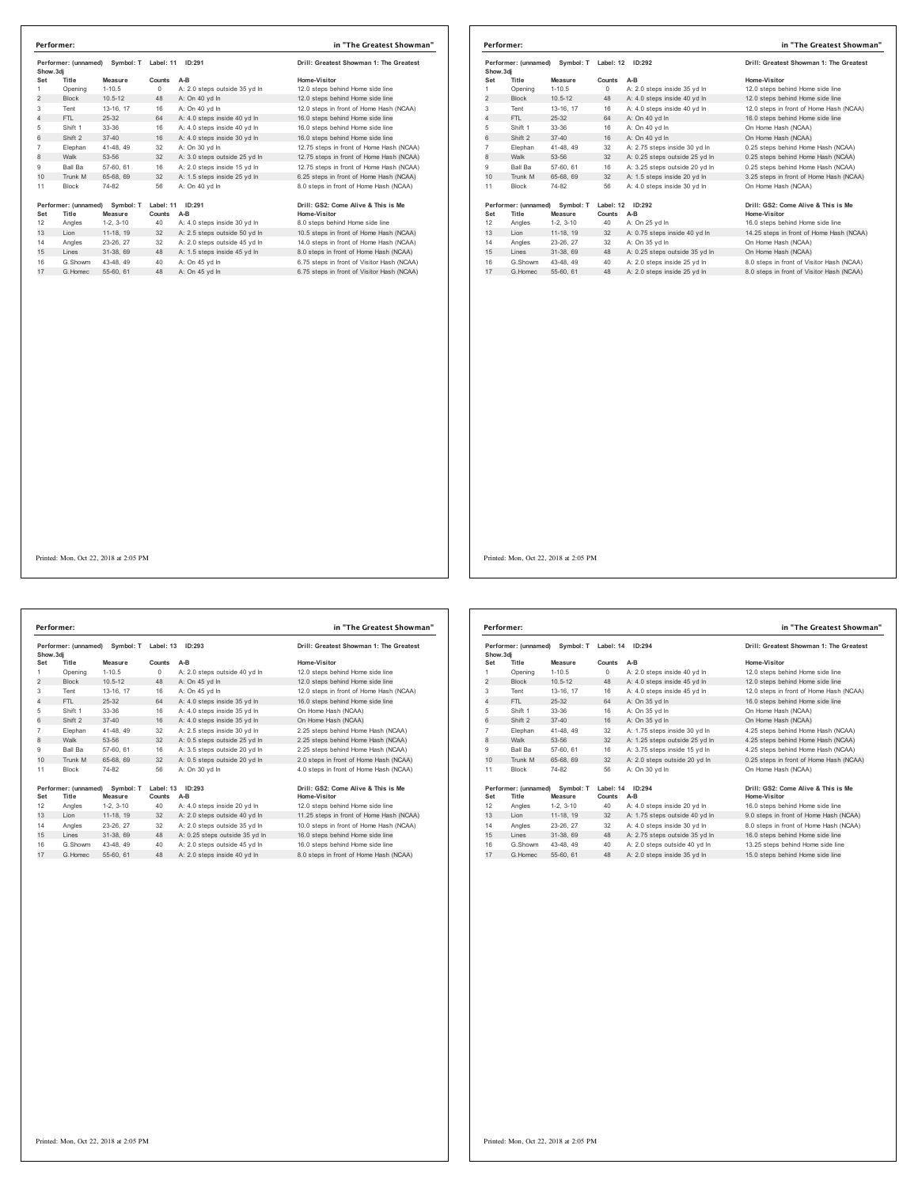## Performer: in "The Greatest Showman"

Performer: (unnamed) Symbol: T Label: 11 ID:291 — Drill: Greatest Showman 1: The Greatest Show.3dj

| Set | Title | Measure | Counts | A-B | Home-Visitor |
|---|---|---|---|---|---|
| 1 | Opening | 1-10.5 | 0 | A: 2.0 steps outside 35 yd ln | 12.0 steps behind Home side line |
| 2 | Block | 10.5-12 | 48 | A: On 40 yd ln | 12.0 steps behind Home side line |
| 3 | Tent | 13-16, 17 | 16 | A: On 40 yd ln | 12.0 steps in front of Home Hash (NCAA) |
| 4 | FTL | 25-32 | 64 | A: 4.0 steps inside 40 yd ln | 16.0 steps behind Home side line |
| 5 | Shift 1 | 33-36 | 16 | A: 4.0 steps inside 40 yd ln | 16.0 steps behind Home side line |
| 6 | Shift 2 | 37-40 | 16 | A: 4.0 steps inside 30 yd ln | 16.0 steps behind Home side line |
| 7 | Elephan | 41-48, 49 | 32 | A: On 30 yd ln | 12.75 steps in front of Home Hash (NCAA) |
| 8 | Walk | 53-56 | 32 | A: 3.0 steps outside 25 yd ln | 12.75 steps in front of Home Hash (NCAA) |
| 9 | Ball Ba | 57-60, 61 | 16 | A: 2.0 steps inside 15 yd ln | 12.75 steps in front of Home Hash (NCAA) |
| 10 | Trunk M | 65-68, 69 | 32 | A: 1.5 steps inside 25 yd ln | 6.25 steps in front of Home Hash (NCAA) |
| 11 | Block | 74-82 | 56 | A: On 40 yd ln | 8.0 steps in front of Home Hash (NCAA) |

Performer: (unnamed) Symbol: T Label: 11 ID:291 — Drill: GS2: Come Alive & This is Me

| Set | Title | Measure | Counts | A-B | Home-Visitor |
|---|---|---|---|---|---|
| 12 | Angles | 1-2, 3-10 | 40 | A: 4.0 steps inside 30 yd ln | 8.0 steps behind Home side line |
| 13 | Lion | 11-18, 19 | 32 | A: 2.5 steps outside 50 yd ln | 10.5 steps in front of Home Hash (NCAA) |
| 14 | Angles | 23-26, 27 | 32 | A: 2.0 steps outside 45 yd ln | 14.0 steps in front of Home Hash (NCAA) |
| 15 | Lines | 31-38, 69 | 48 | A: 1.5 steps inside 45 yd ln | 8.0 steps in front of Home Hash (NCAA) |
| 16 | G.Showm | 43-48, 49 | 40 | A: On 45 yd ln | 6.75 steps in front of Visitor Hash (NCAA) |
| 17 | G.Homec | 55-60, 61 | 48 | A: On 45 yd ln | 6.75 steps in front of Visitor Hash (NCAA) |

Printed: Mon, Oct 22, 2018 at 2:05 PM

## Performer: in "The Greatest Showman"

Performer: (unnamed) Symbol: T Label: 12 ID:292 — Drill: Greatest Showman 1: The Greatest Show.3dj

| Set | Title | Measure | Counts | A-B | Home-Visitor |
|---|---|---|---|---|---|
| 1 | Opening | 1-10.5 | 0 | A: 2.0 steps inside 35 yd ln | 12.0 steps behind Home side line |
| 2 | Block | 10.5-12 | 48 | A: 4.0 steps inside 40 yd ln | 12.0 steps behind Home side line |
| 3 | Tent | 13-16, 17 | 16 | A: 4.0 steps inside 40 yd ln | 12.0 steps in front of Home Hash (NCAA) |
| 4 | FTL | 25-32 | 64 | A: On 40 yd ln | 16.0 steps behind Home side line |
| 5 | Shift 1 | 33-36 | 16 | A: On 40 yd ln | On Home Hash (NCAA) |
| 6 | Shift 2 | 37-40 | 16 | A: On 40 yd ln | On Home Hash (NCAA) |
| 7 | Elephan | 41-48, 49 | 32 | A: 2.75 steps inside 30 yd ln | 0.25 steps behind Home Hash (NCAA) |
| 8 | Walk | 53-56 | 32 | A: 0.25 steps outside 25 yd ln | 0.25 steps behind Home Hash (NCAA) |
| 9 | Ball Ba | 57-60, 61 | 16 | A: 3.25 steps outside 20 yd ln | 0.25 steps behind Home Hash (NCAA) |
| 10 | Trunk M | 65-68, 69 | 32 | A: 1.5 steps inside 20 yd ln | 3.25 steps in front of Home Hash (NCAA) |
| 11 | Block | 74-82 | 56 | A: 4.0 steps inside 30 yd ln | On Home Hash (NCAA) |

Performer: (unnamed) Symbol: T Label: 12 ID:292 — Drill: GS2: Come Alive & This is Me

| Set | Title | Measure | Counts | A-B | Home-Visitor |
|---|---|---|---|---|---|
| 12 | Angles | 1-2, 3-10 | 40 | A: On 25 yd ln | 16.0 steps behind Home side line |
| 13 | Lion | 11-18, 19 | 32 | A: 0.75 steps inside 40 yd ln | 14.25 steps in front of Home Hash (NCAA) |
| 14 | Angles | 23-26, 27 | 32 | A: On 35 yd ln | On Home Hash (NCAA) |
| 15 | Lines | 31-38, 69 | 48 | A: 0.25 steps outside 35 yd ln | On Home Hash (NCAA) |
| 16 | G.Showm | 43-48, 49 | 40 | A: 2.0 steps inside 25 yd ln | 8.0 steps in front of Visitor Hash (NCAA) |
| 17 | G.Homec | 55-60, 61 | 48 | A: 2.0 steps inside 25 yd ln | 8.0 steps in front of Visitor Hash (NCAA) |

Printed: Mon, Oct 22, 2018 at 2:05 PM

## Performer: in "The Greatest Showman"

Performer: (unnamed) Symbol: T Label: 13 ID:293 — Drill: Greatest Showman 1: The Greatest Show.3dj

| Set | Title | Measure | Counts | A-B | Home-Visitor |
|---|---|---|---|---|---|
| 1 | Opening | 1-10.5 | 0 | A: 2.0 steps outside 40 yd ln | 12.0 steps behind Home side line |
| 2 | Block | 10.5-12 | 48 | A: On 45 yd ln | 12.0 steps behind Home side line |
| 3 | Tent | 13-16, 17 | 16 | A: On 45 yd ln | 12.0 steps in front of Home Hash (NCAA) |
| 4 | FTL | 25-32 | 64 | A: 4.0 steps inside 35 yd ln | 16.0 steps behind Home side line |
| 5 | Shift 1 | 33-36 | 16 | A: 4.0 steps inside 35 yd ln | On Home Hash (NCAA) |
| 6 | Shift 2 | 37-40 | 16 | A: 4.0 steps inside 35 yd ln | On Home Hash (NCAA) |
| 7 | Elephan | 41-48, 49 | 32 | A: 2.5 steps inside 30 yd ln | 2.25 steps behind Home Hash (NCAA) |
| 8 | Walk | 53-56 | 32 | A: 0.5 steps outside 25 yd ln | 2.25 steps behind Home Hash (NCAA) |
| 9 | Ball Ba | 57-60, 61 | 16 | A: 3.5 steps outside 20 yd ln | 2.25 steps behind Home Hash (NCAA) |
| 10 | Trunk M | 65-68, 69 | 32 | A: 0.5 steps outside 20 yd ln | 2.0 steps in front of Home Hash (NCAA) |
| 11 | Block | 74-82 | 56 | A: On 30 yd ln | 4.0 steps in front of Home Hash (NCAA) |

Performer: (unnamed) Symbol: T Label: 13 ID:293 — Drill: GS2: Come Alive & This is Me

| Set | Title | Measure | Counts | A-B | Home-Visitor |
|---|---|---|---|---|---|
| 12 | Angles | 1-2, 3-10 | 40 | A: 4.0 steps inside 20 yd ln | 12.0 steps behind Home side line |
| 13 | Lion | 11-18, 19 | 32 | A: 2.0 steps outside 40 yd ln | 11.25 steps in front of Home Hash (NCAA) |
| 14 | Angles | 23-26, 27 | 32 | A: 2.0 steps outside 35 yd ln | 10.0 steps in front of Home Hash (NCAA) |
| 15 | Lines | 31-38, 69 | 48 | A: 0.25 steps outside 35 yd ln | 16.0 steps behind Home side line |
| 16 | G.Showm | 43-48, 49 | 40 | A: 2.0 steps outside 45 yd ln | 16.0 steps behind Home side line |
| 17 | G.Homec | 55-60, 61 | 48 | A: 2.0 steps inside 40 yd ln | 8.0 steps in front of Home Hash (NCAA) |

Printed: Mon, Oct 22, 2018 at 2:05 PM

## Performer: in "The Greatest Showman"

Performer: (unnamed) Symbol: T Label: 14 ID:294 — Drill: Greatest Showman 1: The Greatest Show.3dj

| Set | Title | Measure | Counts | A-B | Home-Visitor |
|---|---|---|---|---|---|
| 1 | Opening | 1-10.5 | 0 | A: 2.0 steps inside 40 yd ln | 12.0 steps behind Home side line |
| 2 | Block | 10.5-12 | 48 | A: 4.0 steps inside 45 yd ln | 12.0 steps behind Home side line |
| 3 | Tent | 13-16, 17 | 16 | A: 4.0 steps inside 45 yd ln | 12.0 steps in front of Home Hash (NCAA) |
| 4 | FTL | 25-32 | 64 | A: On 35 yd ln | 16.0 steps behind Home side line |
| 5 | Shift 1 | 33-36 | 16 | A: On 35 yd ln | On Home Hash (NCAA) |
| 6 | Shift 2 | 37-40 | 16 | A: On 35 yd ln | On Home Hash (NCAA) |
| 7 | Elephan | 41-48, 49 | 32 | A: 1.75 steps inside 30 yd ln | 4.25 steps behind Home Hash (NCAA) |
| 8 | Walk | 53-56 | 32 | A: 1.25 steps outside 25 yd ln | 4.25 steps behind Home Hash (NCAA) |
| 9 | Ball Ba | 57-60, 61 | 16 | A: 3.75 steps inside 15 yd ln | 4.25 steps behind Home Hash (NCAA) |
| 10 | Trunk M | 65-68, 69 | 32 | A: 2.0 steps outside 20 yd ln | 0.25 steps in front of Home Hash (NCAA) |
| 11 | Block | 74-82 | 56 | A: On 30 yd ln | On Home Hash (NCAA) |

Performer: (unnamed) Symbol: T Label: 14 ID:294 — Drill: GS2: Come Alive & This is Me

| Set | Title | Measure | Counts | A-B | Home-Visitor |
|---|---|---|---|---|---|
| 12 | Angles | 1-2, 3-10 | 40 | A: 4.0 steps inside 20 yd ln | 16.0 steps behind Home side line |
| 13 | Lion | 11-18, 19 | 32 | A: 1.75 steps outside 40 yd ln | 9.0 steps in front of Home Hash (NCAA) |
| 14 | Angles | 23-26, 27 | 32 | A: 4.0 steps inside 30 yd ln | 8.0 steps in front of Home Hash (NCAA) |
| 15 | Lines | 31-38, 69 | 48 | A: 2.75 steps outside 35 yd ln | 16.0 steps behind Home side line |
| 16 | G.Showm | 43-48, 49 | 40 | A: 2.0 steps outside 40 yd ln | 13.25 steps behind Home side line |
| 17 | G.Homec | 55-60, 61 | 48 | A: 2.0 steps inside 35 yd ln | 15.0 steps behind Home side line |

Printed: Mon, Oct 22, 2018 at 2:05 PM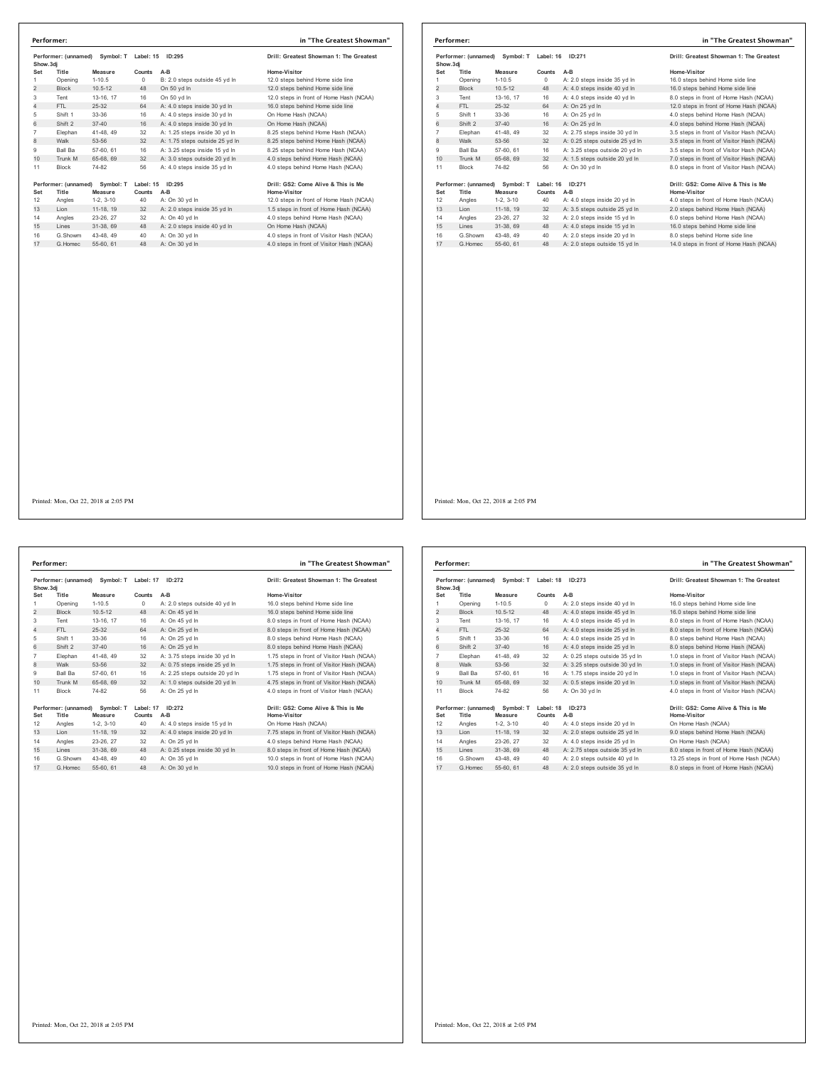**Performer:** in "The Greatest Showman"

Performer: (unnamed) Symbol: T Label: 15 ID:295 — Drill: Greatest Showman 1: The Greatest Show.3dj

| Set | Title | Measure | Counts | A-B | Home-Visitor |
|---|---|---|---|---|---|
| 1 | Opening | 1-10.5 | 0 | B: 2.0 steps outside 45 yd ln | 12.0 steps behind Home side line |
| 2 | Block | 10.5-12 | 48 | On 50 yd ln | 12.0 steps behind Home side line |
| 3 | Tent | 13-16, 17 | 16 | On 50 yd ln | 12.0 steps in front of Home Hash (NCAA) |
| 4 | FTL | 25-32 | 64 | A: 4.0 steps inside 30 yd ln | 16.0 steps behind Home side line |
| 5 | Shift 1 | 33-36 | 16 | A: 4.0 steps inside 30 yd ln | On Home Hash (NCAA) |
| 6 | Shift 2 | 37-40 | 16 | A: 4.0 steps inside 30 yd ln | On Home Hash (NCAA) |
| 7 | Elephan | 41-48, 49 | 32 | A: 1.25 steps inside 30 yd ln | 8.25 steps behind Home Hash (NCAA) |
| 8 | Walk | 53-56 | 32 | A: 1.75 steps outside 25 yd ln | 8.25 steps behind Home Hash (NCAA) |
| 9 | Ball Ba | 57-60, 61 | 16 | A: 3.25 steps inside 15 yd ln | 8.25 steps behind Home Hash (NCAA) |
| 10 | Trunk M | 65-68, 69 | 32 | A: 3.0 steps outside 20 yd ln | 4.0 steps behind Home Hash (NCAA) |
| 11 | Block | 74-82 | 56 | A: 4.0 steps inside 35 yd ln | 4.0 steps behind Home Hash (NCAA) |

Performer: (unnamed) Symbol: T Label: 15 ID:295 — Drill: GS2: Come Alive & This is Me

| Set | Title | Measure | Counts | A-B | Home-Visitor |
|---|---|---|---|---|---|
| 12 | Angles | 1-2, 3-10 | 40 | A: On 30 yd ln | 12.0 steps in front of Home Hash (NCAA) |
| 13 | Lion | 11-18, 19 | 32 | A: 2.0 steps inside 35 yd ln | 1.5 steps in front of Home Hash (NCAA) |
| 14 | Angles | 23-26, 27 | 32 | A: On 40 yd ln | 4.0 steps behind Home Hash (NCAA) |
| 15 | Lines | 31-38, 69 | 48 | A: 2.0 steps inside 40 yd ln | On Home Hash (NCAA) |
| 16 | G.Showm | 43-48, 49 | 40 | A: On 30 yd ln | 4.0 steps in front of Visitor Hash (NCAA) |
| 17 | G.Homec | 55-60, 61 | 48 | A: On 30 yd ln | 4.0 steps in front of Visitor Hash (NCAA) |

Printed: Mon, Oct 22, 2018 at 2:05 PM

**Performer:** in "The Greatest Showman"

Performer: (unnamed) Symbol: T Label: 16 ID:271 — Drill: Greatest Showman 1: The Greatest Show.3dj

| Set | Title | Measure | Counts | A-B | Home-Visitor |
|---|---|---|---|---|---|
| 1 | Opening | 1-10.5 | 0 | A: 2.0 steps inside 35 yd ln | 16.0 steps behind Home side line |
| 2 | Block | 10.5-12 | 48 | A: 4.0 steps inside 40 yd ln | 16.0 steps behind Home side line |
| 3 | Tent | 13-16, 17 | 16 | A: 4.0 steps inside 40 yd ln | 8.0 steps in front of Home Hash (NCAA) |
| 4 | FTL | 25-32 | 64 | A: On 25 yd ln | 12.0 steps in front of Home Hash (NCAA) |
| 5 | Shift 1 | 33-36 | 16 | A: On 25 yd ln | 4.0 steps behind Home Hash (NCAA) |
| 6 | Shift 2 | 37-40 | 16 | A: On 25 yd ln | 4.0 steps behind Home Hash (NCAA) |
| 7 | Elephan | 41-48, 49 | 32 | A: 2.75 steps inside 30 yd ln | 3.5 steps in front of Visitor Hash (NCAA) |
| 8 | Walk | 53-56 | 32 | A: 0.25 steps outside 25 yd ln | 3.5 steps in front of Visitor Hash (NCAA) |
| 9 | Ball Ba | 57-60, 61 | 16 | A: 3.25 steps outside 20 yd ln | 3.5 steps in front of Visitor Hash (NCAA) |
| 10 | Trunk M | 65-68, 69 | 32 | A: 1.5 steps outside 20 yd ln | 7.0 steps in front of Visitor Hash (NCAA) |
| 11 | Block | 74-82 | 56 | A: On 30 yd ln | 8.0 steps in front of Visitor Hash (NCAA) |

Performer: (unnamed) Symbol: T Label: 16 ID:271 — Drill: GS2: Come Alive & This is Me

| Set | Title | Measure | Counts | A-B | Home-Visitor |
|---|---|---|---|---|---|
| 12 | Angles | 1-2, 3-10 | 40 | A: 4.0 steps inside 20 yd ln | 4.0 steps in front of Home Hash (NCAA) |
| 13 | Lion | 11-18, 19 | 32 | A: 3.5 steps outside 25 yd ln | 2.0 steps behind Home Hash (NCAA) |
| 14 | Angles | 23-26, 27 | 32 | A: 2.0 steps inside 15 yd ln | 6.0 steps behind Home Hash (NCAA) |
| 15 | Lines | 31-38, 69 | 48 | A: 4.0 steps inside 15 yd ln | 16.0 steps behind Home side line |
| 16 | G.Showm | 43-48, 49 | 40 | A: 2.0 steps inside 20 yd ln | 8.0 steps behind Home side line |
| 17 | G.Homec | 55-60, 61 | 48 | A: 2.0 steps outside 15 yd ln | 14.0 steps in front of Home Hash (NCAA) |

Printed: Mon, Oct 22, 2018 at 2:05 PM

**Performer:** in "The Greatest Showman"

Performer: (unnamed) Symbol: T Label: 17 ID:272 — Drill: Greatest Showman 1: The Greatest Show.3dj

| Set | Title | Measure | Counts | A-B | Home-Visitor |
|---|---|---|---|---|---|
| 1 | Opening | 1-10.5 | 0 | A: 2.0 steps outside 40 yd ln | 16.0 steps behind Home side line |
| 2 | Block | 10.5-12 | 48 | A: On 45 yd ln | 16.0 steps behind Home side line |
| 3 | Tent | 13-16, 17 | 16 | A: On 45 yd ln | 8.0 steps in front of Home Hash (NCAA) |
| 4 | FTL | 25-32 | 64 | A: On 25 yd ln | 8.0 steps in front of Home Hash (NCAA) |
| 5 | Shift 1 | 33-36 | 16 | A: On 25 yd ln | 8.0 steps behind Home Hash (NCAA) |
| 6 | Shift 2 | 37-40 | 16 | A: On 25 yd ln | 8.0 steps behind Home Hash (NCAA) |
| 7 | Elephan | 41-48, 49 | 32 | A: 3.75 steps inside 30 yd ln | 1.75 steps in front of Visitor Hash (NCAA) |
| 8 | Walk | 53-56 | 32 | A: 0.75 steps inside 25 yd ln | 1.75 steps in front of Visitor Hash (NCAA) |
| 9 | Ball Ba | 57-60, 61 | 16 | A: 2.25 steps outside 20 yd ln | 1.75 steps in front of Visitor Hash (NCAA) |
| 10 | Trunk M | 65-68, 69 | 32 | A: 1.0 steps outside 20 yd ln | 4.75 steps in front of Visitor Hash (NCAA) |
| 11 | Block | 74-82 | 56 | A: On 25 yd ln | 4.0 steps in front of Visitor Hash (NCAA) |

Performer: (unnamed) Symbol: T Label: 17 ID:272 — Drill: GS2: Come Alive & This is Me

| Set | Title | Measure | Counts | A-B | Home-Visitor |
|---|---|---|---|---|---|
| 12 | Angles | 1-2, 3-10 | 40 | A: 4.0 steps inside 15 yd ln | On Home Hash (NCAA) |
| 13 | Lion | 11-18, 19 | 32 | A: 4.0 steps inside 20 yd ln | 7.75 steps in front of Visitor Hash (NCAA) |
| 14 | Angles | 23-26, 27 | 32 | A: On 25 yd ln | 4.0 steps behind Home Hash (NCAA) |
| 15 | Lines | 31-38, 69 | 48 | A: 0.25 steps inside 30 yd ln | 8.0 steps in front of Home Hash (NCAA) |
| 16 | G.Showm | 43-48, 49 | 40 | A: On 35 yd ln | 10.0 steps in front of Home Hash (NCAA) |
| 17 | G.Homec | 55-60, 61 | 48 | A: On 30 yd ln | 10.0 steps in front of Home Hash (NCAA) |

Printed: Mon, Oct 22, 2018 at 2:05 PM

**Performer:** in "The Greatest Showman"

Performer: (unnamed) Symbol: T Label: 18 ID:273 — Drill: Greatest Showman 1: The Greatest Show.3dj

| Set | Title | Measure | Counts | A-B | Home-Visitor |
|---|---|---|---|---|---|
| 1 | Opening | 1-10.5 | 0 | A: 2.0 steps inside 40 yd ln | 16.0 steps behind Home side line |
| 2 | Block | 10.5-12 | 48 | A: 4.0 steps inside 45 yd ln | 16.0 steps behind Home side line |
| 3 | Tent | 13-16, 17 | 16 | A: 4.0 steps inside 45 yd ln | 8.0 steps in front of Home Hash (NCAA) |
| 4 | FTL | 25-32 | 64 | A: 4.0 steps inside 25 yd ln | 8.0 steps in front of Home Hash (NCAA) |
| 5 | Shift 1 | 33-36 | 16 | A: 4.0 steps inside 25 yd ln | 8.0 steps behind Home Hash (NCAA) |
| 6 | Shift 2 | 37-40 | 16 | A: 4.0 steps inside 25 yd ln | 8.0 steps behind Home Hash (NCAA) |
| 7 | Elephan | 41-48, 49 | 32 | A: 0.25 steps outside 35 yd ln | 1.0 steps in front of Visitor Hash (NCAA) |
| 8 | Walk | 53-56 | 32 | A: 3.25 steps outside 30 yd ln | 1.0 steps in front of Visitor Hash (NCAA) |
| 9 | Ball Ba | 57-60, 61 | 16 | A: 1.75 steps inside 20 yd ln | 1.0 steps in front of Visitor Hash (NCAA) |
| 10 | Trunk M | 65-68, 69 | 32 | A: 0.5 steps inside 20 yd ln | 1.0 steps in front of Visitor Hash (NCAA) |
| 11 | Block | 74-82 | 56 | A: On 30 yd ln | 4.0 steps in front of Visitor Hash (NCAA) |

Performer: (unnamed) Symbol: T Label: 18 ID:273 — Drill: GS2: Come Alive & This is Me

| Set | Title | Measure | Counts | A-B | Home-Visitor |
|---|---|---|---|---|---|
| 12 | Angles | 1-2, 3-10 | 40 | A: 4.0 steps inside 20 yd ln | On Home Hash (NCAA) |
| 13 | Lion | 11-18, 19 | 32 | A: 2.0 steps outside 25 yd ln | 9.0 steps behind Home Hash (NCAA) |
| 14 | Angles | 23-26, 27 | 32 | A: 4.0 steps inside 25 yd ln | On Home Hash (NCAA) |
| 15 | Lines | 31-38, 69 | 48 | A: 2.75 steps outside 35 yd ln | 8.0 steps in front of Home Hash (NCAA) |
| 16 | G.Showm | 43-48, 49 | 40 | A: 2.0 steps outside 40 yd ln | 13.25 steps in front of Home Hash (NCAA) |
| 17 | G.Homec | 55-60, 61 | 48 | A: 2.0 steps outside 35 yd ln | 8.0 steps in front of Home Hash (NCAA) |

Printed: Mon, Oct 22, 2018 at 2:05 PM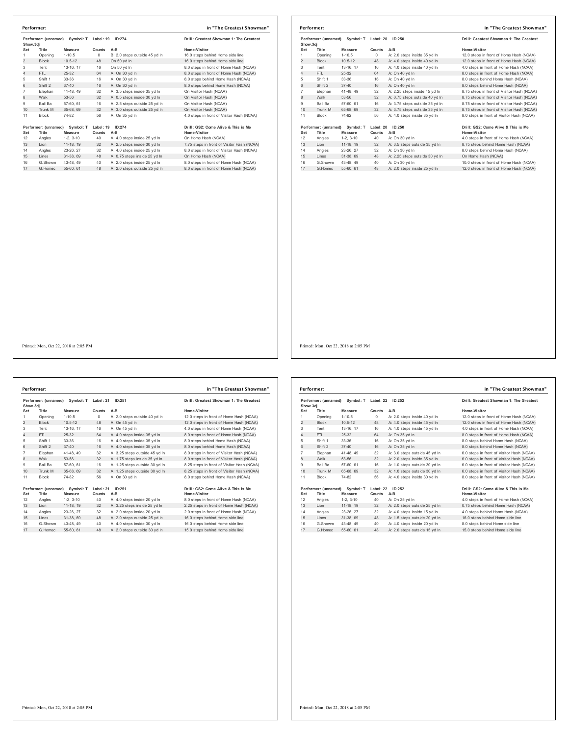## Performer: in "The Greatest Showman"

Performer: (unnamed) Symbol: T Label: 19 ID:274 — Show.3dj — Drill: Greatest Showman 1: The Greatest

| Set | Title | Measure | Counts | A-B | Home-Visitor |
|---|---|---|---|---|---|
| 1 | Opening | 1-10.5 | 0 | B: 2.0 steps outside 45 yd ln | 16.0 steps behind Home side line |
| 2 | Block | 10.5-12 | 48 | On 50 yd ln | 16.0 steps behind Home side line |
| 3 | Tent | 13-16, 17 | 16 | On 50 yd ln | 8.0 steps in front of Home Hash (NCAA) |
| 4 | FTL | 25-32 | 64 | A: On 30 yd ln | 8.0 steps in front of Home Hash (NCAA) |
| 5 | Shift 1 | 33-36 | 16 | A: On 30 yd ln | 8.0 steps behind Home Hash (NCAA) |
| 6 | Shift 2 | 37-40 | 16 | A: On 30 yd ln | 8.0 steps behind Home Hash (NCAA) |
| 7 | Elephan | 41-48, 49 | 32 | A: 3.5 steps inside 35 yd ln | On Visitor Hash (NCAA) |
| 8 | Walk | 53-56 | 32 | A: 0.5 steps inside 30 yd ln | On Visitor Hash (NCAA) |
| 9 | Ball Ba | 57-60, 61 | 16 | A: 2.5 steps outside 25 yd ln | On Visitor Hash (NCAA) |
| 10 | Trunk M | 65-68, 69 | 32 | A: 3.0 steps outside 25 yd ln | On Visitor Hash (NCAA) |
| 11 | Block | 74-82 | 56 | A: On 35 yd ln | 4.0 steps in front of Visitor Hash (NCAA) |

Performer: (unnamed) Symbol: T Label: 19 ID:274 — Drill: GS2: Come Alive & This is Me

| Set | Title | Measure | Counts | A-B | Home-Visitor |
|---|---|---|---|---|---|
| 12 | Angles | 1-2, 3-10 | 40 | A: 4.0 steps inside 25 yd ln | On Home Hash (NCAA) |
| 13 | Lion | 11-18, 19 | 32 | A: 2.5 steps inside 30 yd ln | 7.75 steps in front of Visitor Hash (NCAA) |
| 14 | Angles | 23-26, 27 | 32 | A: 4.0 steps inside 25 yd ln | 8.0 steps in front of Visitor Hash (NCAA) |
| 15 | Lines | 31-38, 69 | 48 | A: 0.75 steps inside 25 yd ln | On Home Hash (NCAA) |
| 16 | G.Showm | 43-48, 49 | 40 | A: 2.0 steps inside 25 yd ln | 8.0 steps in front of Home Hash (NCAA) |
| 17 | G.Homec | 55-60, 61 | 48 | A: 2.0 steps outside 25 yd ln | 8.0 steps in front of Home Hash (NCAA) |

Printed: Mon, Oct 22, 2018 at 2:05 PM

## Performer: in "The Greatest Showman"

Performer: (unnamed) Symbol: T Label: 20 ID:250 — Show.3dj — Drill: Greatest Showman 1: The Greatest

| Set | Title | Measure | Counts | A-B | Home-Visitor |
|---|---|---|---|---|---|
| 1 | Opening | 1-10.5 | 0 | A: 2.0 steps inside 35 yd ln | 12.0 steps in front of Home Hash (NCAA) |
| 2 | Block | 10.5-12 | 48 | A: 4.0 steps inside 40 yd ln | 12.0 steps in front of Home Hash (NCAA) |
| 3 | Tent | 13-16, 17 | 16 | A: 4.0 steps inside 40 yd ln | 4.0 steps in front of Home Hash (NCAA) |
| 4 | FTL | 25-32 | 64 | A: On 40 yd ln | 8.0 steps in front of Home Hash (NCAA) |
| 5 | Shift 1 | 33-36 | 16 | A: On 40 yd ln | 8.0 steps behind Home Hash (NCAA) |
| 6 | Shift 2 | 37-40 | 16 | A: On 40 yd ln | 8.0 steps behind Home Hash (NCAA) |
| 7 | Elephan | 41-48, 49 | 32 | A: 2.25 steps inside 45 yd ln | 8.75 steps in front of Visitor Hash (NCAA) |
| 8 | Walk | 53-56 | 32 | A: 0.75 steps outside 40 yd ln | 8.75 steps in front of Visitor Hash (NCAA) |
| 9 | Ball Ba | 57-60, 61 | 16 | A: 3.75 steps outside 35 yd ln | 8.75 steps in front of Visitor Hash (NCAA) |
| 10 | Trunk M | 65-68, 69 | 32 | A: 3.75 steps outside 35 yd ln | 8.75 steps in front of Visitor Hash (NCAA) |
| 11 | Block | 74-82 | 56 | A: 4.0 steps inside 35 yd ln | 8.0 steps in front of Visitor Hash (NCAA) |

Performer: (unnamed) Symbol: T Label: 20 ID:250 — Drill: GS2: Come Alive & This is Me

| Set | Title | Measure | Counts | A-B | Home-Visitor |
|---|---|---|---|---|---|
| 12 | Angles | 1-2, 3-10 | 40 | A: On 30 yd ln | 4.0 steps in front of Home Hash (NCAA) |
| 13 | Lion | 11-18, 19 | 32 | A: 3.5 steps outside 35 yd ln | 8.75 steps behind Home Hash (NCAA) |
| 14 | Angles | 23-26, 27 | 32 | A: On 30 yd ln | 8.0 steps behind Home Hash (NCAA) |
| 15 | Lines | 31-38, 69 | 48 | A: 2.25 steps outside 30 yd ln | On Home Hash (NCAA) |
| 16 | G.Showm | 43-48, 49 | 40 | A: On 30 yd ln | 10.0 steps in front of Home Hash (NCAA) |
| 17 | G.Homec | 55-60, 61 | 48 | A: 2.0 steps inside 25 yd ln | 12.0 steps in front of Home Hash (NCAA) |

Printed: Mon, Oct 22, 2018 at 2:05 PM

## Performer: in "The Greatest Showman"

Performer: (unnamed) Symbol: T Label: 21 ID:251 — Show.3dj — Drill: Greatest Showman 1: The Greatest

| Set | Title | Measure | Counts | A-B | Home-Visitor |
|---|---|---|---|---|---|
| 1 | Opening | 1-10.5 | 0 | A: 2.0 steps outside 40 yd ln | 12.0 steps in front of Home Hash (NCAA) |
| 2 | Block | 10.5-12 | 48 | A: On 45 yd ln | 12.0 steps in front of Home Hash (NCAA) |
| 3 | Tent | 13-16, 17 | 16 | A: On 45 yd ln | 4.0 steps in front of Home Hash (NCAA) |
| 4 | FTL | 25-32 | 64 | A: 4.0 steps inside 35 yd ln | 8.0 steps in front of Home Hash (NCAA) |
| 5 | Shift 1 | 33-36 | 16 | A: 4.0 steps inside 35 yd ln | 8.0 steps behind Home Hash (NCAA) |
| 6 | Shift 2 | 37-40 | 16 | A: 4.0 steps inside 35 yd ln | 8.0 steps behind Home Hash (NCAA) |
| 7 | Elephan | 41-48, 49 | 32 | A: 3.25 steps outside 45 yd ln | 8.0 steps in front of Visitor Hash (NCAA) |
| 8 | Walk | 53-56 | 32 | A: 1.75 steps inside 35 yd ln | 8.0 steps in front of Visitor Hash (NCAA) |
| 9 | Ball Ba | 57-60, 61 | 16 | A: 1.25 steps outside 30 yd ln | 8.25 steps in front of Visitor Hash (NCAA) |
| 10 | Trunk M | 65-68, 69 | 32 | A: 1.25 steps outside 30 yd ln | 8.25 steps in front of Visitor Hash (NCAA) |
| 11 | Block | 74-82 | 56 | A: On 30 yd ln | 8.0 steps behind Home Hash (NCAA) |

Performer: (unnamed) Symbol: T Label: 21 ID:251 — Drill: GS2: Come Alive & This is Me

| Set | Title | Measure | Counts | A-B | Home-Visitor |
|---|---|---|---|---|---|
| 12 | Angles | 1-2, 3-10 | 40 | A: 4.0 steps inside 20 yd ln | 8.0 steps in front of Home Hash (NCAA) |
| 13 | Lion | 11-18, 19 | 32 | A: 3.25 steps inside 25 yd ln | 2.25 steps in front of Home Hash (NCAA) |
| 14 | Angles | 23-26, 27 | 32 | A: 2.0 steps inside 20 yd ln | 2.0 steps in front of Home Hash (NCAA) |
| 15 | Lines | 31-38, 69 | 48 | A: 2.0 steps outside 25 yd ln | 16.0 steps behind Home side line |
| 16 | G.Showm | 43-48, 49 | 40 | A: 4.0 steps inside 30 yd ln | 16.0 steps behind Home side line |
| 17 | G.Homec | 55-60, 61 | 48 | A: 2.0 steps outside 30 yd ln | 15.0 steps behind Home side line |

Printed: Mon, Oct 22, 2018 at 2:05 PM

## Performer: in "The Greatest Showman"

Performer: (unnamed) Symbol: T Label: 22 ID:252 — Show.3dj — Drill: Greatest Showman 1: The Greatest

| Set | Title | Measure | Counts | A-B | Home-Visitor |
|---|---|---|---|---|---|
| 1 | Opening | 1-10.5 | 0 | A: 2.0 steps inside 40 yd ln | 12.0 steps in front of Home Hash (NCAA) |
| 2 | Block | 10.5-12 | 48 | A: 4.0 steps inside 45 yd ln | 12.0 steps in front of Home Hash (NCAA) |
| 3 | Tent | 13-16, 17 | 16 | A: 4.0 steps inside 45 yd ln | 4.0 steps in front of Home Hash (NCAA) |
| 4 | FTL | 25-32 | 64 | A: On 35 yd ln | 8.0 steps in front of Home Hash (NCAA) |
| 5 | Shift 1 | 33-36 | 16 | A: On 35 yd ln | 8.0 steps behind Home Hash (NCAA) |
| 6 | Shift 2 | 37-40 | 16 | A: On 35 yd ln | 8.0 steps behind Home Hash (NCAA) |
| 7 | Elephan | 41-48, 49 | 32 | A: 3.0 steps outside 45 yd ln | 6.0 steps in front of Visitor Hash (NCAA) |
| 8 | Walk | 53-56 | 32 | A: 2.0 steps inside 35 yd ln | 6.0 steps in front of Visitor Hash (NCAA) |
| 9 | Ball Ba | 57-60, 61 | 16 | A: 1.0 steps outside 30 yd ln | 6.0 steps in front of Visitor Hash (NCAA) |
| 10 | Trunk M | 65-68, 69 | 32 | A: 1.0 steps outside 30 yd ln | 6.0 steps in front of Visitor Hash (NCAA) |
| 11 | Block | 74-82 | 56 | A: 4.0 steps inside 30 yd ln | 8.0 steps in front of Visitor Hash (NCAA) |

Performer: (unnamed) Symbol: T Label: 22 ID:252 — Drill: GS2: Come Alive & This is Me

| Set | Title | Measure | Counts | A-B | Home-Visitor |
|---|---|---|---|---|---|
| 12 | Angles | 1-2, 3-10 | 40 | A: On 25 yd ln | 4.0 steps in front of Home Hash (NCAA) |
| 13 | Lion | 11-18, 19 | 32 | A: 2.0 steps outside 25 yd ln | 0.75 steps behind Home Hash (NCAA) |
| 14 | Angles | 23-26, 27 | 32 | A: 4.0 steps inside 15 yd ln | 4.0 steps behind Home Hash (NCAA) |
| 15 | Lines | 31-38, 69 | 48 | A: 1.5 steps outside 20 yd ln | 16.0 steps behind Home side line |
| 16 | G.Showm | 43-48, 49 | 40 | A: 4.0 steps inside 20 yd ln | 8.0 steps behind Home side line |
| 17 | G.Homec | 55-60, 61 | 48 | A: 2.0 steps outside 15 yd ln | 15.0 steps behind Home side line |

Printed: Mon, Oct 22, 2018 at 2:05 PM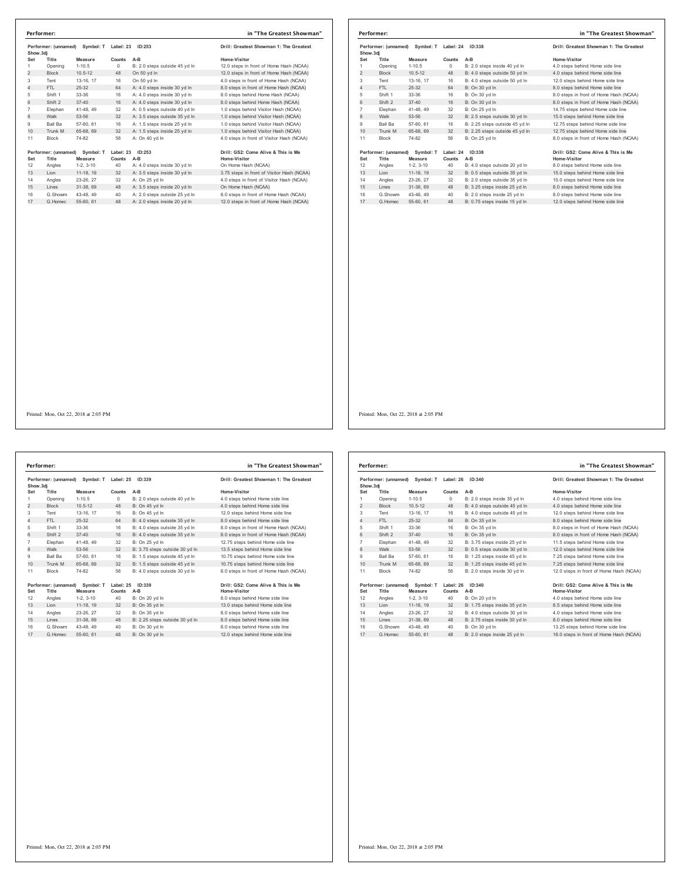## Performer: in "The Greatest Showman"

**Performer: (unnamed) Symbol: T Label: 23 ID:253 — Show.3dj**

Drill: Greatest Showman 1: The Greatest

| Set | Title | Measure | Counts | A-B | Home-Visitor |
|---|---|---|---|---|---|
| 1 | Opening | 1-10.5 | 0 | B: 2.0 steps outside 45 yd ln | 12.0 steps in front of Home Hash (NCAA) |
| 2 | Block | 10.5-12 | 48 | On 50 yd ln | 12.0 steps in front of Home Hash (NCAA) |
| 3 | Tent | 13-16, 17 | 16 | On 50 yd ln | 4.0 steps in front of Home Hash (NCAA) |
| 4 | FTL | 25-32 | 64 | A: 4.0 steps inside 30 yd ln | 8.0 steps in front of Home Hash (NCAA) |
| 5 | Shift 1 | 33-36 | 16 | A: 4.0 steps inside 30 yd ln | 8.0 steps behind Home Hash (NCAA) |
| 6 | Shift 2 | 37-40 | 16 | A: 4.0 steps inside 30 yd ln | 8.0 steps behind Home Hash (NCAA) |
| 7 | Elephan | 41-48, 49 | 32 | A: 0.5 steps outside 40 yd ln | 1.0 steps behind Visitor Hash (NCAA) |
| 8 | Walk | 53-56 | 32 | A: 3.5 steps outside 35 yd ln | 1.0 steps behind Visitor Hash (NCAA) |
| 9 | Ball Ba | 57-60, 61 | 16 | A: 1.5 steps inside 25 yd ln | 1.0 steps behind Visitor Hash (NCAA) |
| 10 | Trunk M | 65-68, 69 | 32 | A: 1.5 steps inside 25 yd ln | 1.0 steps behind Visitor Hash (NCAA) |
| 11 | Block | 74-82 | 56 | A: On 40 yd ln | 4.0 steps in front of Visitor Hash (NCAA) |

**Performer: (unnamed) Symbol: T Label: 23 ID:253**

Drill: GS2: Come Alive & This is Me

| Set | Title | Measure | Counts | A-B | Home-Visitor |
|---|---|---|---|---|---|
| 12 | Angles | 1-2, 3-10 | 40 | A: 4.0 steps inside 30 yd ln | On Home Hash (NCAA) |
| 13 | Lion | 11-18, 19 | 32 | A: 3.5 steps inside 30 yd ln | 3.75 steps in front of Visitor Hash (NCAA) |
| 14 | Angles | 23-26, 27 | 32 | A: On 25 yd ln | 4.0 steps in front of Visitor Hash (NCAA) |
| 15 | Lines | 31-38, 69 | 48 | A: 3.5 steps inside 20 yd ln | On Home Hash (NCAA) |
| 16 | G.Showm | 43-48, 49 | 40 | A: 2.0 steps outside 25 yd ln | 8.0 steps in front of Home Hash (NCAA) |
| 17 | G.Homec | 55-60, 61 | 48 | A: 2.0 steps inside 20 yd ln | 12.0 steps in front of Home Hash (NCAA) |

Printed: Mon, Oct 22, 2018 at 2:05 PM

## Performer: in "The Greatest Showman"

**Performer: (unnamed) Symbol: T Label: 24 ID:338 — Show.3dj**

Drill: Greatest Showman 1: The Greatest

| Set | Title | Measure | Counts | A-B | Home-Visitor |
|---|---|---|---|---|---|
| 1 | Opening | 1-10.5 | 0 | B: 2.0 steps inside 40 yd ln | 4.0 steps behind Home side line |
| 2 | Block | 10.5-12 | 48 | B: 4.0 steps outside 50 yd ln | 4.0 steps behind Home side line |
| 3 | Tent | 13-16, 17 | 16 | B: 4.0 steps outside 50 yd ln | 12.0 steps behind Home side line |
| 4 | FTL | 25-32 | 64 | B: On 30 yd ln | 8.0 steps behind Home side line |
| 5 | Shift 1 | 33-36 | 16 | B: On 30 yd ln | 8.0 steps in front of Home Hash (NCAA) |
| 6 | Shift 2 | 37-40 | 16 | B: On 30 yd ln | 8.0 steps in front of Home Hash (NCAA) |
| 7 | Elephan | 41-48, 49 | 32 | B: On 25 yd ln | 14.75 steps behind Home side line |
| 8 | Walk | 53-56 | 32 | B: 2.5 steps outside 30 yd ln | 15.0 steps behind Home side line |
| 9 | Ball Ba | 57-60, 61 | 16 | B: 2.25 steps outside 45 yd ln | 12.75 steps behind Home side line |
| 10 | Trunk M | 65-68, 69 | 32 | B: 2.25 steps outside 45 yd ln | 12.75 steps behind Home side line |
| 11 | Block | 74-82 | 56 | B: On 25 yd ln | 8.0 steps in front of Home Hash (NCAA) |

**Performer: (unnamed) Symbol: T Label: 24 ID:338**

Drill: GS2: Come Alive & This is Me

| Set | Title | Measure | Counts | A-B | Home-Visitor |
|---|---|---|---|---|---|
| 12 | Angles | 1-2, 3-10 | 40 | B: 4.0 steps outside 20 yd ln | 8.0 steps behind Home side line |
| 13 | Lion | 11-18, 19 | 32 | B: 0.5 steps outside 35 yd ln | 15.0 steps behind Home side line |
| 14 | Angles | 23-26, 27 | 32 | B: 2.0 steps outside 35 yd ln | 10.0 steps behind Home side line |
| 15 | Lines | 31-38, 69 | 48 | B: 3.25 steps inside 25 yd ln | 8.0 steps behind Home side line |
| 16 | G.Showm | 43-48, 49 | 40 | B: 2.0 steps inside 25 yd ln | 8.0 steps behind Home side line |
| 17 | G.Homec | 55-60, 61 | 48 | B: 0.75 steps inside 15 yd ln | 12.0 steps behind Home side line |

Printed: Mon, Oct 22, 2018 at 2:05 PM

## Performer: in "The Greatest Showman"

**Performer: (unnamed) Symbol: T Label: 25 ID:339 — Show.3dj**

Drill: Greatest Showman 1: The Greatest

| Set | Title | Measure | Counts | A-B | Home-Visitor |
|---|---|---|---|---|---|
| 1 | Opening | 1-10.5 | 0 | B: 2.0 steps outside 40 yd ln | 4.0 steps behind Home side line |
| 2 | Block | 10.5-12 | 48 | B: On 45 yd ln | 4.0 steps behind Home side line |
| 3 | Tent | 13-16, 17 | 16 | B: On 45 yd ln | 12.0 steps behind Home side line |
| 4 | FTL | 25-32 | 64 | B: 4.0 steps outside 35 yd ln | 8.0 steps behind Home side line |
| 5 | Shift 1 | 33-36 | 16 | B: 4.0 steps outside 35 yd ln | 8.0 steps in front of Home Hash (NCAA) |
| 6 | Shift 2 | 37-40 | 16 | B: 4.0 steps outside 35 yd ln | 8.0 steps in front of Home Hash (NCAA) |
| 7 | Elephan | 41-48, 49 | 32 | B: On 25 yd ln | 12.75 steps behind Home side line |
| 8 | Walk | 53-56 | 32 | B: 3.75 steps outside 30 yd ln | 13.5 steps behind Home side line |
| 9 | Ball Ba | 57-60, 61 | 16 | B: 1.5 steps outside 45 yd ln | 10.75 steps behind Home side line |
| 10 | Trunk M | 65-68, 69 | 32 | B: 1.5 steps outside 45 yd ln | 10.75 steps behind Home side line |
| 11 | Block | 74-82 | 56 | B: 4.0 steps outside 30 yd ln | 8.0 steps in front of Home Hash (NCAA) |

**Performer: (unnamed) Symbol: T Label: 25 ID:339**

Drill: GS2: Come Alive & This is Me

| Set | Title | Measure | Counts | A-B | Home-Visitor |
|---|---|---|---|---|---|
| 12 | Angles | 1-2, 3-10 | 40 | B: On 20 yd ln | 8.0 steps behind Home side line |
| 13 | Lion | 11-18, 19 | 32 | B: On 35 yd ln | 13.0 steps behind Home side line |
| 14 | Angles | 23-26, 27 | 32 | B: On 35 yd ln | 8.0 steps behind Home side line |
| 15 | Lines | 31-38, 69 | 48 | B: 2.25 steps outside 30 yd ln | 8.0 steps behind Home side line |
| 16 | G.Showm | 43-48, 49 | 40 | B: On 30 yd ln | 8.0 steps behind Home side line |
| 17 | G.Homec | 55-60, 61 | 48 | B: On 30 yd ln | 12.0 steps behind Home side line |

Printed: Mon, Oct 22, 2018 at 2:05 PM

## Performer: in "The Greatest Showman"

**Performer: (unnamed) Symbol: T Label: 26 ID:340 — Show.3dj**

Drill: Greatest Showman 1: The Greatest

| Set | Title | Measure | Counts | A-B | Home-Visitor |
|---|---|---|---|---|---|
| 1 | Opening | 1-10.5 | 0 | B: 2.0 steps inside 35 yd ln | 4.0 steps behind Home side line |
| 2 | Block | 10.5-12 | 48 | B: 4.0 steps outside 45 yd ln | 4.0 steps behind Home side line |
| 3 | Tent | 13-16, 17 | 16 | B: 4.0 steps outside 45 yd ln | 12.0 steps behind Home side line |
| 4 | FTL | 25-32 | 64 | B: On 35 yd ln | 8.0 steps behind Home side line |
| 5 | Shift 1 | 33-36 | 16 | B: On 35 yd ln | 8.0 steps in front of Home Hash (NCAA) |
| 6 | Shift 2 | 37-40 | 16 | B: On 35 yd ln | 8.0 steps in front of Home Hash (NCAA) |
| 7 | Elephan | 41-48, 49 | 32 | B: 3.75 steps inside 25 yd ln | 11.5 steps behind Home side line |
| 8 | Walk | 53-56 | 32 | B: 0.5 steps outside 30 yd ln | 12.0 steps behind Home side line |
| 9 | Ball Ba | 57-60, 61 | 16 | B: 1.25 steps inside 45 yd ln | 7.25 steps behind Home side line |
| 10 | Trunk M | 65-68, 69 | 32 | B: 1.25 steps inside 45 yd ln | 7.25 steps behind Home side line |
| 11 | Block | 74-82 | 56 | B: 2.0 steps inside 30 yd ln | 12.0 steps in front of Home Hash (NCAA) |

**Performer: (unnamed) Symbol: T Label: 26 ID:340**

Drill: GS2: Come Alive & This is Me

| Set | Title | Measure | Counts | A-B | Home-Visitor |
|---|---|---|---|---|---|
| 12 | Angles | 1-2, 3-10 | 40 | B: On 20 yd ln | 4.0 steps behind Home side line |
| 13 | Lion | 11-18, 19 | 32 | B: 1.75 steps inside 35 yd ln | 8.5 steps behind Home side line |
| 14 | Angles | 23-26, 27 | 32 | B: 4.0 steps outside 30 yd ln | 4.0 steps behind Home side line |
| 15 | Lines | 31-38, 69 | 48 | B: 2.75 steps inside 30 yd ln | 8.0 steps behind Home side line |
| 16 | G.Showm | 43-48, 49 | 40 | B: On 30 yd ln | 13.25 steps behind Home side line |
| 17 | G.Homec | 55-60, 61 | 48 | B: 2.0 steps inside 25 yd ln | 16.0 steps in front of Home Hash (NCAA) |

Printed: Mon, Oct 22, 2018 at 2:05 PM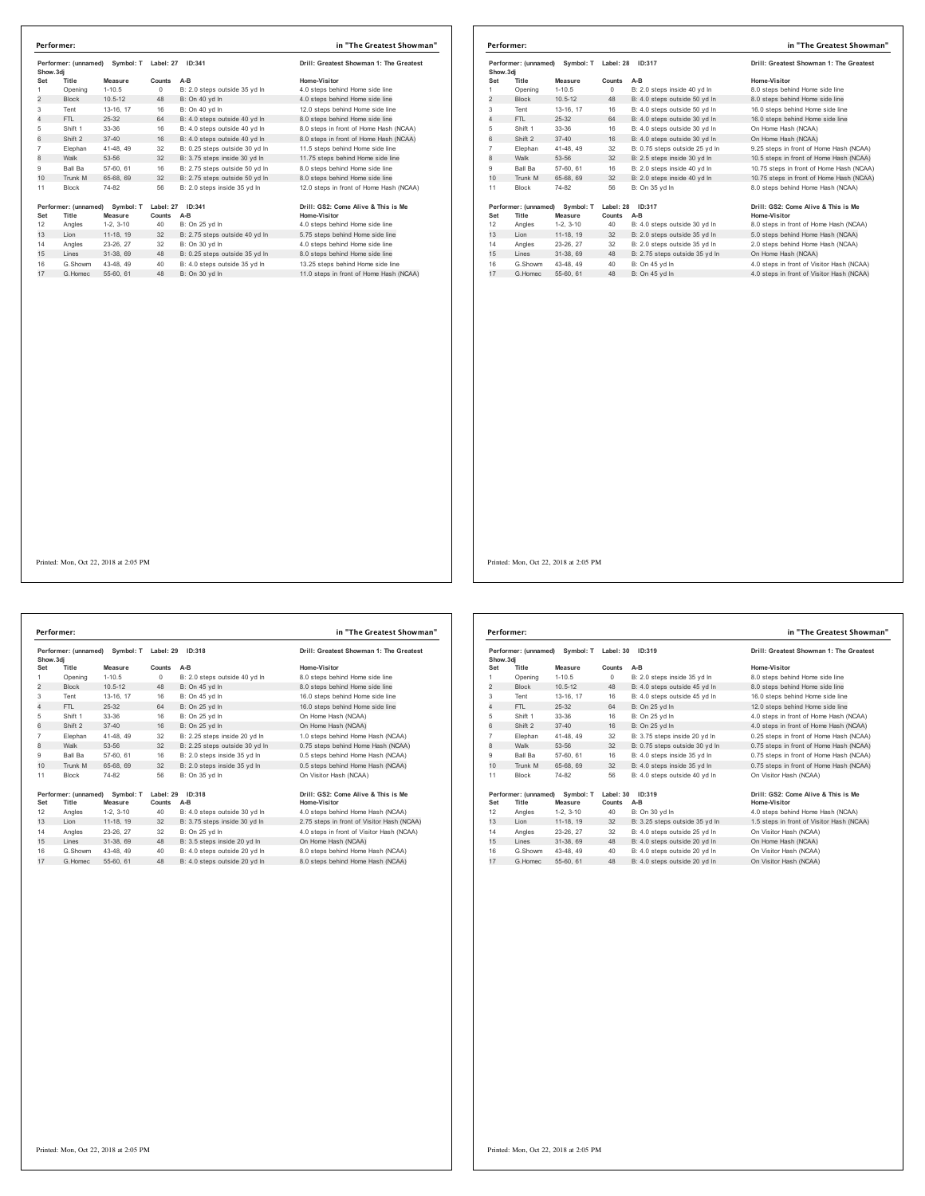## Performer: in "The Greatest Showman"

Performer: (unnamed) Symbol: T Label: 27 ID:341 Show.3dj — Drill: Greatest Showman 1: The Greatest

| Set | Title | Measure | Counts | A-B | Home-Visitor |
|---|---|---|---|---|---|
| 1 | Opening | 1-10.5 | 0 | B: 2.0 steps outside 35 yd ln | 4.0 steps behind Home side line |
| 2 | Block | 10.5-12 | 48 | B: On 40 yd ln | 4.0 steps behind Home side line |
| 3 | Tent | 13-16, 17 | 16 | B: On 40 yd ln | 12.0 steps behind Home side line |
| 4 | FTL | 25-32 | 64 | B: 4.0 steps outside 40 yd ln | 8.0 steps behind Home side line |
| 5 | Shift 1 | 33-36 | 16 | B: 4.0 steps outside 40 yd ln | 8.0 steps in front of Home Hash (NCAA) |
| 6 | Shift 2 | 37-40 | 16 | B: 4.0 steps outside 40 yd ln | 8.0 steps in front of Home Hash (NCAA) |
| 7 | Elephan | 41-48, 49 | 32 | B: 0.25 steps outside 30 yd ln | 11.5 steps behind Home side line |
| 8 | Walk | 53-56 | 32 | B: 3.75 steps inside 30 yd ln | 11.75 steps behind Home side line |
| 9 | Ball Ba | 57-60, 61 | 16 | B: 2.75 steps outside 50 yd ln | 8.0 steps behind Home side line |
| 10 | Trunk M | 65-68, 69 | 32 | B: 2.75 steps outside 50 yd ln | 8.0 steps behind Home side line |
| 11 | Block | 74-82 | 56 | B: 2.0 steps inside 35 yd ln | 12.0 steps in front of Home Hash (NCAA) |

Performer: (unnamed) Symbol: T Label: 27 ID:341 — Drill: GS2: Come Alive & This is Me

| Set | Title | Measure | Counts | A-B | Home-Visitor |
|---|---|---|---|---|---|
| 12 | Angles | 1-2, 3-10 | 40 | B: On 25 yd ln | 4.0 steps behind Home side line |
| 13 | Lion | 11-18, 19 | 32 | B: 2.75 steps outside 40 yd ln | 5.75 steps behind Home side line |
| 14 | Angles | 23-26, 27 | 32 | B: On 30 yd ln | 4.0 steps behind Home side line |
| 15 | Lines | 31-38, 69 | 48 | B: 0.25 steps outside 35 yd ln | 8.0 steps behind Home side line |
| 16 | G.Showm | 43-48, 49 | 40 | B: 4.0 steps outside 35 yd ln | 13.25 steps behind Home side line |
| 17 | G.Homec | 55-60, 61 | 48 | B: On 30 yd ln | 11.0 steps in front of Home Hash (NCAA) |

Printed: Mon, Oct 22, 2018 at 2:05 PM

## Performer: in "The Greatest Showman"

Performer: (unnamed) Symbol: T Label: 28 ID:317 Show.3dj — Drill: Greatest Showman 1: The Greatest

| Set | Title | Measure | Counts | A-B | Home-Visitor |
|---|---|---|---|---|---|
| 1 | Opening | 1-10.5 | 0 | B: 2.0 steps inside 40 yd ln | 8.0 steps behind Home side line |
| 2 | Block | 10.5-12 | 48 | B: 4.0 steps outside 50 yd ln | 8.0 steps behind Home side line |
| 3 | Tent | 13-16, 17 | 16 | B: 4.0 steps outside 50 yd ln | 16.0 steps behind Home side line |
| 4 | FTL | 25-32 | 64 | B: 4.0 steps outside 30 yd ln | 16.0 steps behind Home side line |
| 5 | Shift 1 | 33-36 | 16 | B: 4.0 steps outside 30 yd ln | On Home Hash (NCAA) |
| 6 | Shift 2 | 37-40 | 16 | B: 4.0 steps outside 30 yd ln | On Home Hash (NCAA) |
| 7 | Elephan | 41-48, 49 | 32 | B: 0.75 steps outside 25 yd ln | 9.25 steps in front of Home Hash (NCAA) |
| 8 | Walk | 53-56 | 32 | B: 2.5 steps inside 30 yd ln | 10.5 steps in front of Home Hash (NCAA) |
| 9 | Ball Ba | 57-60, 61 | 16 | B: 2.0 steps inside 40 yd ln | 10.75 steps in front of Home Hash (NCAA) |
| 10 | Trunk M | 65-68, 69 | 32 | B: 2.0 steps inside 40 yd ln | 10.75 steps in front of Home Hash (NCAA) |
| 11 | Block | 74-82 | 56 | B: On 35 yd ln | 8.0 steps behind Home Hash (NCAA) |

Performer: (unnamed) Symbol: T Label: 28 ID:317 — Drill: GS2: Come Alive & This is Me

| Set | Title | Measure | Counts | A-B | Home-Visitor |
|---|---|---|---|---|---|
| 12 | Angles | 1-2, 3-10 | 40 | B: 4.0 steps outside 30 yd ln | 8.0 steps in front of Home Hash (NCAA) |
| 13 | Lion | 11-18, 19 | 32 | B: 2.0 steps outside 35 yd ln | 5.0 steps behind Home Hash (NCAA) |
| 14 | Angles | 23-26, 27 | 32 | B: 2.0 steps outside 35 yd ln | 2.0 steps behind Home Hash (NCAA) |
| 15 | Lines | 31-38, 69 | 48 | B: 2.75 steps outside 35 yd ln | On Home Hash (NCAA) |
| 16 | G.Showm | 43-48, 49 | 40 | B: On 45 yd ln | 4.0 steps in front of Visitor Hash (NCAA) |
| 17 | G.Homec | 55-60, 61 | 48 | B: On 45 yd ln | 4.0 steps in front of Visitor Hash (NCAA) |

Printed: Mon, Oct 22, 2018 at 2:05 PM

## Performer: in "The Greatest Showman"

Performer: (unnamed) Symbol: T Label: 29 ID:318 Show.3dj — Drill: Greatest Showman 1: The Greatest

| Set | Title | Measure | Counts | A-B | Home-Visitor |
|---|---|---|---|---|---|
| 1 | Opening | 1-10.5 | 0 | B: 2.0 steps outside 40 yd ln | 8.0 steps behind Home side line |
| 2 | Block | 10.5-12 | 48 | B: On 45 yd ln | 8.0 steps behind Home side line |
| 3 | Tent | 13-16, 17 | 16 | B: On 45 yd ln | 16.0 steps behind Home side line |
| 4 | FTL | 25-32 | 64 | B: On 25 yd ln | 16.0 steps behind Home side line |
| 5 | Shift 1 | 33-36 | 16 | B: On 25 yd ln | On Home Hash (NCAA) |
| 6 | Shift 2 | 37-40 | 16 | B: On 25 yd ln | On Home Hash (NCAA) |
| 7 | Elephan | 41-48, 49 | 32 | B: 2.25 steps inside 20 yd ln | 1.0 steps behind Home Hash (NCAA) |
| 8 | Walk | 53-56 | 32 | B: 2.25 steps outside 30 yd ln | 0.75 steps behind Home Hash (NCAA) |
| 9 | Ball Ba | 57-60, 61 | 16 | B: 2.0 steps inside 35 yd ln | 0.5 steps behind Home Hash (NCAA) |
| 10 | Trunk M | 65-68, 69 | 32 | B: 2.0 steps inside 35 yd ln | 0.5 steps behind Home Hash (NCAA) |
| 11 | Block | 74-82 | 56 | B: On 35 yd ln | On Visitor Hash (NCAA) |

Performer: (unnamed) Symbol: T Label: 29 ID:318 — Drill: GS2: Come Alive & This is Me

| Set | Title | Measure | Counts | A-B | Home-Visitor |
|---|---|---|---|---|---|
| 12 | Angles | 1-2, 3-10 | 40 | B: 4.0 steps outside 30 yd ln | 4.0 steps behind Home Hash (NCAA) |
| 13 | Lion | 11-18, 19 | 32 | B: 3.75 steps inside 30 yd ln | 2.75 steps in front of Visitor Hash (NCAA) |
| 14 | Angles | 23-26, 27 | 32 | B: On 25 yd ln | 4.0 steps in front of Visitor Hash (NCAA) |
| 15 | Lines | 31-38, 69 | 48 | B: 3.5 steps inside 20 yd ln | On Home Hash (NCAA) |
| 16 | G.Showm | 43-48, 49 | 40 | B: 4.0 steps outside 20 yd ln | 8.0 steps behind Home Hash (NCAA) |
| 17 | G.Homec | 55-60, 61 | 48 | B: 4.0 steps outside 20 yd ln | 8.0 steps behind Home Hash (NCAA) |

Printed: Mon, Oct 22, 2018 at 2:05 PM

## Performer: in "The Greatest Showman"

Performer: (unnamed) Symbol: T Label: 30 ID:319 Show.3dj — Drill: Greatest Showman 1: The Greatest

| Set | Title | Measure | Counts | A-B | Home-Visitor |
|---|---|---|---|---|---|
| 1 | Opening | 1-10.5 | 0 | B: 2.0 steps inside 35 yd ln | 8.0 steps behind Home side line |
| 2 | Block | 10.5-12 | 48 | B: 4.0 steps outside 45 yd ln | 8.0 steps behind Home side line |
| 3 | Tent | 13-16, 17 | 16 | B: 4.0 steps outside 45 yd ln | 16.0 steps behind Home side line |
| 4 | FTL | 25-32 | 64 | B: On 25 yd ln | 12.0 steps behind Home side line |
| 5 | Shift 1 | 33-36 | 16 | B: On 25 yd ln | 4.0 steps in front of Home Hash (NCAA) |
| 6 | Shift 2 | 37-40 | 16 | B: On 25 yd ln | 4.0 steps in front of Home Hash (NCAA) |
| 7 | Elephan | 41-48, 49 | 32 | B: 3.75 steps inside 20 yd ln | 0.25 steps in front of Home Hash (NCAA) |
| 8 | Walk | 53-56 | 32 | B: 0.75 steps outside 30 yd ln | 0.75 steps in front of Home Hash (NCAA) |
| 9 | Ball Ba | 57-60, 61 | 16 | B: 4.0 steps inside 35 yd ln | 0.75 steps in front of Home Hash (NCAA) |
| 10 | Trunk M | 65-68, 69 | 32 | B: 4.0 steps inside 35 yd ln | 0.75 steps in front of Home Hash (NCAA) |
| 11 | Block | 74-82 | 56 | B: 4.0 steps outside 40 yd ln | On Visitor Hash (NCAA) |

Performer: (unnamed) Symbol: T Label: 30 ID:319 — Drill: GS2: Come Alive & This is Me

| Set | Title | Measure | Counts | A-B | Home-Visitor |
|---|---|---|---|---|---|
| 12 | Angles | 1-2, 3-10 | 40 | B: On 30 yd ln | 4.0 steps behind Home Hash (NCAA) |
| 13 | Lion | 11-18, 19 | 32 | B: 3.25 steps outside 35 yd ln | 1.5 steps in front of Visitor Hash (NCAA) |
| 14 | Angles | 23-26, 27 | 32 | B: 4.0 steps outside 25 yd ln | On Visitor Hash (NCAA) |
| 15 | Lines | 31-38, 69 | 48 | B: 4.0 steps outside 20 yd ln | On Home Hash (NCAA) |
| 16 | G.Showm | 43-48, 49 | 40 | B: 4.0 steps outside 20 yd ln | On Visitor Hash (NCAA) |
| 17 | G.Homec | 55-60, 61 | 48 | B: 4.0 steps outside 20 yd ln | On Visitor Hash (NCAA) |

Printed: Mon, Oct 22, 2018 at 2:05 PM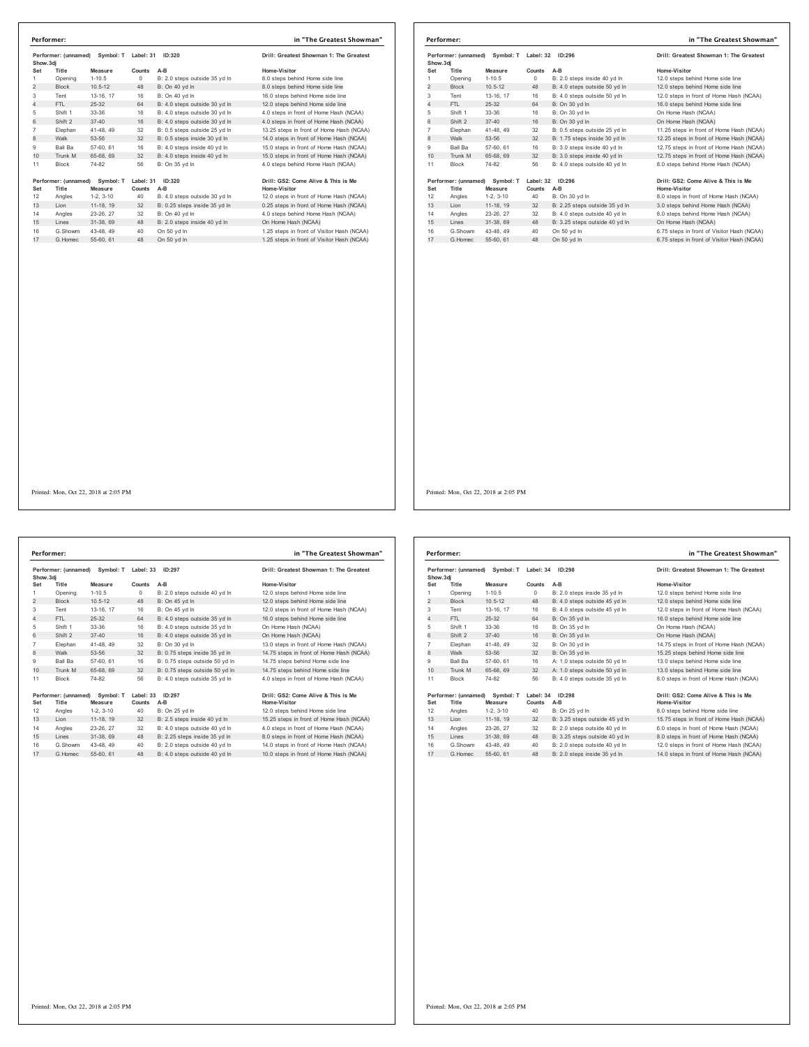## Performer: in "The Greatest Showman"

Performer: (unnamed) Symbol: T Label: 31 ID:320 — Drill: Greatest Showman 1: The Greatest Show.3dj

| Set | Title | Measure | Counts | A-B | Home-Visitor |
|---|---|---|---|---|---|
| 1 | Opening | 1-10.5 | 0 | B: 2.0 steps outside 35 yd ln | 8.0 steps behind Home side line |
| 2 | Block | 10.5-12 | 48 | B: On 40 yd ln | 8.0 steps behind Home side line |
| 3 | Tent | 13-16, 17 | 16 | B: On 40 yd ln | 16.0 steps behind Home side line |
| 4 | FTL | 25-32 | 64 | B: 4.0 steps outside 30 yd ln | 12.0 steps behind Home side line |
| 5 | Shift 1 | 33-36 | 16 | B: 4.0 steps outside 30 yd ln | 4.0 steps in front of Home Hash (NCAA) |
| 6 | Shift 2 | 37-40 | 16 | B: 4.0 steps outside 30 yd ln | 4.0 steps in front of Home Hash (NCAA) |
| 7 | Elephan | 41-48, 49 | 32 | B: 0.5 steps outside 25 yd ln | 13.25 steps in front of Home Hash (NCAA) |
| 8 | Walk | 53-56 | 32 | B: 0.5 steps inside 30 yd ln | 14.0 steps in front of Home Hash (NCAA) |
| 9 | Ball Ba | 57-60, 61 | 16 | B: 4.0 steps inside 40 yd ln | 15.0 steps in front of Home Hash (NCAA) |
| 10 | Trunk M | 65-68, 69 | 32 | B: 4.0 steps inside 40 yd ln | 15.0 steps in front of Home Hash (NCAA) |
| 11 | Block | 74-82 | 56 | B: On 35 yd ln | 4.0 steps behind Home Hash (NCAA) |

Performer: (unnamed) Symbol: T Label: 31 ID:320 — Drill: GS2: Come Alive & This is Me

| Set | Title | Measure | Counts | A-B | Home-Visitor |
|---|---|---|---|---|---|
| 12 | Angles | 1-2, 3-10 | 40 | B: 4.0 steps outside 30 yd ln | 12.0 steps in front of Home Hash (NCAA) |
| 13 | Lion | 11-18, 19 | 32 | B: 0.25 steps inside 35 yd ln | 0.25 steps in front of Home Hash (NCAA) |
| 14 | Angles | 23-26, 27 | 32 | B: On 40 yd ln | 4.0 steps behind Home Hash (NCAA) |
| 15 | Lines | 31-38, 69 | 48 | B: 2.0 steps inside 40 yd ln | On Home Hash (NCAA) |
| 16 | G.Showm | 43-48, 49 | 40 | On 50 yd ln | 1.25 steps in front of Visitor Hash (NCAA) |
| 17 | G.Homec | 55-60, 61 | 48 | On 50 yd ln | 1.25 steps in front of Visitor Hash (NCAA) |

Printed: Mon, Oct 22, 2018 at 2:05 PM

## Performer: in "The Greatest Showman"

Performer: (unnamed) Symbol: T Label: 32 ID:296 — Drill: Greatest Showman 1: The Greatest Show.3dj

| Set | Title | Measure | Counts | A-B | Home-Visitor |
|---|---|---|---|---|---|
| 1 | Opening | 1-10.5 | 0 | B: 2.0 steps inside 40 yd ln | 12.0 steps behind Home side line |
| 2 | Block | 10.5-12 | 48 | B: 4.0 steps outside 50 yd ln | 12.0 steps behind Home side line |
| 3 | Tent | 13-16, 17 | 16 | B: 4.0 steps outside 50 yd ln | 12.0 steps in front of Home Hash (NCAA) |
| 4 | FTL | 25-32 | 64 | B: On 30 yd ln | 16.0 steps behind Home side line |
| 5 | Shift 1 | 33-36 | 16 | B: On 30 yd ln | On Home Hash (NCAA) |
| 6 | Shift 2 | 37-40 | 16 | B: On 30 yd ln | On Home Hash (NCAA) |
| 7 | Elephan | 41-48, 49 | 32 | B: 0.5 steps outside 25 yd ln | 11.25 steps in front of Home Hash (NCAA) |
| 8 | Walk | 53-56 | 32 | B: 1.75 steps inside 30 yd ln | 12.25 steps in front of Home Hash (NCAA) |
| 9 | Ball Ba | 57-60, 61 | 16 | B: 3.0 steps inside 40 yd ln | 12.75 steps in front of Home Hash (NCAA) |
| 10 | Trunk M | 65-68, 69 | 32 | B: 3.0 steps inside 40 yd ln | 12.75 steps in front of Home Hash (NCAA) |
| 11 | Block | 74-82 | 56 | B: 4.0 steps outside 40 yd ln | 8.0 steps behind Home Hash (NCAA) |

Performer: (unnamed) Symbol: T Label: 32 ID:296 — Drill: GS2: Come Alive & This is Me

| Set | Title | Measure | Counts | A-B | Home-Visitor |
|---|---|---|---|---|---|
| 12 | Angles | 1-2, 3-10 | 40 | B: On 30 yd ln | 8.0 steps in front of Home Hash (NCAA) |
| 13 | Lion | 11-18, 19 | 32 | B: 2.25 steps outside 35 yd ln | 3.0 steps behind Home Hash (NCAA) |
| 14 | Angles | 23-26, 27 | 32 | B: 4.0 steps outside 40 yd ln | 8.0 steps behind Home Hash (NCAA) |
| 15 | Lines | 31-38, 69 | 48 | B: 3.25 steps outside 40 yd ln | On Home Hash (NCAA) |
| 16 | G.Showm | 43-48, 49 | 40 | On 50 yd ln | 6.75 steps in front of Visitor Hash (NCAA) |
| 17 | G.Homec | 55-60, 61 | 48 | On 50 yd ln | 6.75 steps in front of Visitor Hash (NCAA) |

Printed: Mon, Oct 22, 2018 at 2:05 PM

## Performer: in "The Greatest Showman"

Performer: (unnamed) Symbol: T Label: 33 ID:297 — Drill: Greatest Showman 1: The Greatest Show.3dj

| Set | Title | Measure | Counts | A-B | Home-Visitor |
|---|---|---|---|---|---|
| 1 | Opening | 1-10.5 | 0 | B: 2.0 steps outside 40 yd ln | 12.0 steps behind Home side line |
| 2 | Block | 10.5-12 | 48 | B: On 45 yd ln | 12.0 steps behind Home side line |
| 3 | Tent | 13-16, 17 | 16 | B: On 45 yd ln | 12.0 steps in front of Home Hash (NCAA) |
| 4 | FTL | 25-32 | 64 | B: 4.0 steps outside 35 yd ln | 16.0 steps behind Home side line |
| 5 | Shift 1 | 33-36 | 16 | B: 4.0 steps outside 35 yd ln | On Home Hash (NCAA) |
| 6 | Shift 2 | 37-40 | 16 | B: 4.0 steps outside 35 yd ln | On Home Hash (NCAA) |
| 7 | Elephan | 41-48, 49 | 32 | B: On 30 yd ln | 13.0 steps in front of Home Hash (NCAA) |
| 8 | Walk | 53-56 | 32 | B: 0.75 steps inside 35 yd ln | 14.75 steps in front of Home Hash (NCAA) |
| 9 | Ball Ba | 57-60, 61 | 16 | B: 0.75 steps outside 50 yd ln | 14.75 steps behind Home side line |
| 10 | Trunk M | 65-68, 69 | 32 | B: 0.75 steps outside 50 yd ln | 14.75 steps behind Home side line |
| 11 | Block | 74-82 | 56 | B: 4.0 steps outside 35 yd ln | 4.0 steps in front of Home Hash (NCAA) |

Performer: (unnamed) Symbol: T Label: 33 ID:297 — Drill: GS2: Come Alive & This is Me

| Set | Title | Measure | Counts | A-B | Home-Visitor |
|---|---|---|---|---|---|
| 12 | Angles | 1-2, 3-10 | 40 | B: On 25 yd ln | 12.0 steps behind Home side line |
| 13 | Lion | 11-18, 19 | 32 | B: 2.5 steps inside 40 yd ln | 15.25 steps in front of Home Hash (NCAA) |
| 14 | Angles | 23-26, 27 | 32 | B: 4.0 steps outside 40 yd ln | 4.0 steps in front of Home Hash (NCAA) |
| 15 | Lines | 31-38, 69 | 48 | B: 2.25 steps inside 35 yd ln | 8.0 steps in front of Home Hash (NCAA) |
| 16 | G.Showm | 43-48, 49 | 40 | B: 2.0 steps outside 40 yd ln | 14.0 steps in front of Home Hash (NCAA) |
| 17 | G.Homec | 55-60, 61 | 48 | B: 4.0 steps outside 40 yd ln | 10.0 steps in front of Home Hash (NCAA) |

Printed: Mon, Oct 22, 2018 at 2:05 PM

## Performer: in "The Greatest Showman"

Performer: (unnamed) Symbol: T Label: 34 ID:298 — Drill: Greatest Showman 1: The Greatest Show.3dj

| Set | Title | Measure | Counts | A-B | Home-Visitor |
|---|---|---|---|---|---|
| 1 | Opening | 1-10.5 | 0 | B: 2.0 steps inside 35 yd ln | 12.0 steps behind Home side line |
| 2 | Block | 10.5-12 | 48 | B: 4.0 steps outside 45 yd ln | 12.0 steps behind Home side line |
| 3 | Tent | 13-16, 17 | 16 | B: 4.0 steps outside 45 yd ln | 12.0 steps in front of Home Hash (NCAA) |
| 4 | FTL | 25-32 | 64 | B: On 35 yd ln | 16.0 steps behind Home side line |
| 5 | Shift 1 | 33-36 | 16 | B: On 35 yd ln | On Home Hash (NCAA) |
| 6 | Shift 2 | 37-40 | 16 | B: On 35 yd ln | On Home Hash (NCAA) |
| 7 | Elephan | 41-48, 49 | 32 | B: On 30 yd ln | 14.75 steps in front of Home Hash (NCAA) |
| 8 | Walk | 53-56 | 32 | B: On 35 yd ln | 15.25 steps behind Home side line |
| 9 | Ball Ba | 57-60, 61 | 16 | A: 1.0 steps outside 50 yd ln | 13.0 steps behind Home side line |
| 10 | Trunk M | 65-68, 69 | 32 | A: 1.0 steps outside 50 yd ln | 13.0 steps behind Home side line |
| 11 | Block | 74-82 | 56 | B: 4.0 steps outside 35 yd ln | 8.0 steps in front of Home Hash (NCAA) |

Performer: (unnamed) Symbol: T Label: 34 ID:298 — Drill: GS2: Come Alive & This is Me

| Set | Title | Measure | Counts | A-B | Home-Visitor |
|---|---|---|---|---|---|
| 12 | Angles | 1-2, 3-10 | 40 | B: On 25 yd ln | 8.0 steps behind Home side line |
| 13 | Lion | 11-18, 19 | 32 | B: 3.25 steps outside 45 yd ln | 15.75 steps in front of Home Hash (NCAA) |
| 14 | Angles | 23-26, 27 | 32 | B: 2.0 steps outside 40 yd ln | 6.0 steps in front of Home Hash (NCAA) |
| 15 | Lines | 31-38, 69 | 48 | B: 3.25 steps outside 40 yd ln | 8.0 steps in front of Home Hash (NCAA) |
| 16 | G.Showm | 43-48, 49 | 40 | B: 2.0 steps outside 40 yd ln | 12.0 steps in front of Home Hash (NCAA) |
| 17 | G.Homec | 55-60, 61 | 48 | B: 2.0 steps inside 35 yd ln | 14.0 steps in front of Home Hash (NCAA) |

Printed: Mon, Oct 22, 2018 at 2:05 PM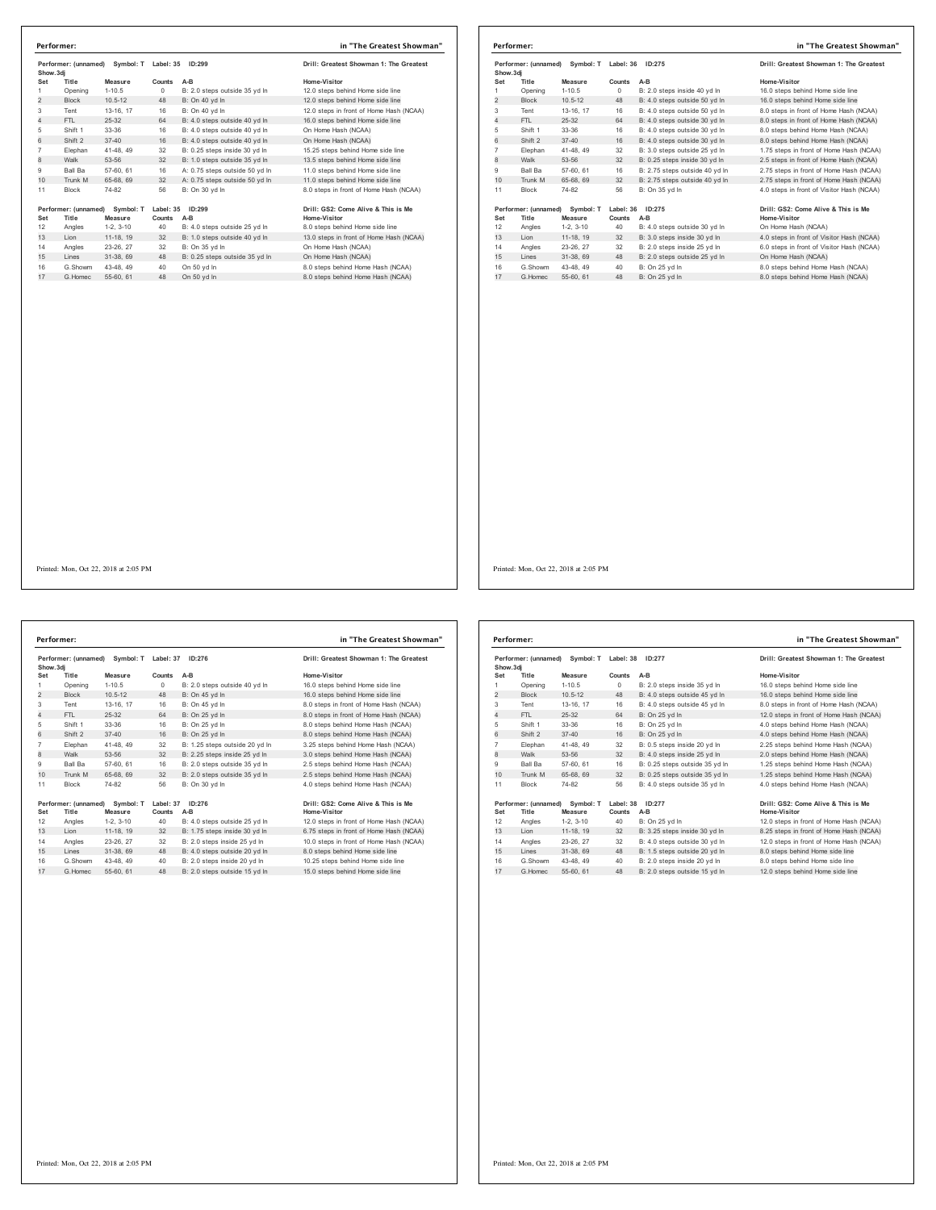**Performer:** in "The Greatest Showman"

Performer: (unnamed) Symbol: T Label: 35 ID:299 — Drill: Greatest Showman 1: The Greatest Show.3dj

| Set | Title | Measure | Counts | A-B | Home-Visitor |
|---|---|---|---|---|---|
| 1 | Opening | 1-10.5 | 0 | B: 2.0 steps outside 35 yd ln | 12.0 steps behind Home side line |
| 2 | Block | 10.5-12 | 48 | B: On 40 yd ln | 12.0 steps behind Home side line |
| 3 | Tent | 13-16, 17 | 16 | B: On 40 yd ln | 12.0 steps in front of Home Hash (NCAA) |
| 4 | FTL | 25-32 | 64 | B: 4.0 steps outside 40 yd ln | 16.0 steps behind Home side line |
| 5 | Shift 1 | 33-36 | 16 | B: 4.0 steps outside 40 yd ln | On Home Hash (NCAA) |
| 6 | Shift 2 | 37-40 | 16 | B: 4.0 steps outside 40 yd ln | On Home Hash (NCAA) |
| 7 | Elephan | 41-48, 49 | 32 | B: 0.25 steps inside 30 yd ln | 15.25 steps behind Home side line |
| 8 | Walk | 53-56 | 32 | B: 1.0 steps outside 35 yd ln | 13.5 steps behind Home side line |
| 9 | Ball Ba | 57-60, 61 | 16 | A: 0.75 steps outside 50 yd ln | 11.0 steps behind Home side line |
| 10 | Trunk M | 65-68, 69 | 32 | A: 0.75 steps outside 50 yd ln | 11.0 steps behind Home side line |
| 11 | Block | 74-82 | 56 | B: On 30 yd ln | 8.0 steps in front of Home Hash (NCAA) |

Performer: (unnamed) Symbol: T Label: 35 ID:299 — Drill: GS2: Come Alive & This is Me

| Set | Title | Measure | Counts | A-B | Home-Visitor |
|---|---|---|---|---|---|
| 12 | Angles | 1-2, 3-10 | 40 | B: 4.0 steps outside 25 yd ln | 8.0 steps behind Home side line |
| 13 | Lion | 11-18, 19 | 32 | B: 1.0 steps outside 40 yd ln | 13.0 steps in front of Home Hash (NCAA) |
| 14 | Angles | 23-26, 27 | 32 | B: On 35 yd ln | On Home Hash (NCAA) |
| 15 | Lines | 31-38, 69 | 48 | B: 0.25 steps outside 35 yd ln | On Home Hash (NCAA) |
| 16 | G.Showm | 43-48, 49 | 40 | On 50 yd ln | 8.0 steps behind Home Hash (NCAA) |
| 17 | G.Homec | 55-60, 61 | 48 | On 50 yd ln | 8.0 steps behind Home Hash (NCAA) |

Printed: Mon, Oct 22, 2018 at 2:05 PM

**Performer:** in "The Greatest Showman"

Performer: (unnamed) Symbol: T Label: 36 ID:275 — Drill: Greatest Showman 1: The Greatest Show.3dj

| Set | Title | Measure | Counts | A-B | Home-Visitor |
|---|---|---|---|---|---|
| 1 | Opening | 1-10.5 | 0 | B: 2.0 steps inside 40 yd ln | 16.0 steps behind Home side line |
| 2 | Block | 10.5-12 | 48 | B: 4.0 steps outside 50 yd ln | 16.0 steps behind Home side line |
| 3 | Tent | 13-16, 17 | 16 | B: 4.0 steps outside 50 yd ln | 8.0 steps in front of Home Hash (NCAA) |
| 4 | FTL | 25-32 | 64 | B: 4.0 steps outside 30 yd ln | 8.0 steps in front of Home Hash (NCAA) |
| 5 | Shift 1 | 33-36 | 16 | B: 4.0 steps outside 30 yd ln | 8.0 steps behind Home Hash (NCAA) |
| 6 | Shift 2 | 37-40 | 16 | B: 4.0 steps outside 30 yd ln | 8.0 steps behind Home Hash (NCAA) |
| 7 | Elephan | 41-48, 49 | 32 | B: 3.0 steps outside 25 yd ln | 1.75 steps in front of Home Hash (NCAA) |
| 8 | Walk | 53-56 | 32 | B: 0.25 steps inside 30 yd ln | 2.5 steps in front of Home Hash (NCAA) |
| 9 | Ball Ba | 57-60, 61 | 16 | B: 2.75 steps outside 40 yd ln | 2.75 steps in front of Home Hash (NCAA) |
| 10 | Trunk M | 65-68, 69 | 32 | B: 2.75 steps outside 40 yd ln | 2.75 steps in front of Home Hash (NCAA) |
| 11 | Block | 74-82 | 56 | B: On 35 yd ln | 4.0 steps in front of Visitor Hash (NCAA) |

Performer: (unnamed) Symbol: T Label: 36 ID:275 — Drill: GS2: Come Alive & This is Me

| Set | Title | Measure | Counts | A-B | Home-Visitor |
|---|---|---|---|---|---|
| 12 | Angles | 1-2, 3-10 | 40 | B: 4.0 steps outside 30 yd ln | On Home Hash (NCAA) |
| 13 | Lion | 11-18, 19 | 32 | B: 3.0 steps inside 30 yd ln | 4.0 steps in front of Visitor Hash (NCAA) |
| 14 | Angles | 23-26, 27 | 32 | B: 2.0 steps inside 25 yd ln | 6.0 steps in front of Visitor Hash (NCAA) |
| 15 | Lines | 31-38, 69 | 48 | B: 2.0 steps outside 25 yd ln | On Home Hash (NCAA) |
| 16 | G.Showm | 43-48, 49 | 40 | B: On 25 yd ln | 8.0 steps behind Home Hash (NCAA) |
| 17 | G.Homec | 55-60, 61 | 48 | B: On 25 yd ln | 8.0 steps behind Home Hash (NCAA) |

Printed: Mon, Oct 22, 2018 at 2:05 PM

**Performer:** in "The Greatest Showman"

Performer: (unnamed) Symbol: T Label: 37 ID:276 — Drill: Greatest Showman 1: The Greatest Show.3dj

| Set | Title | Measure | Counts | A-B | Home-Visitor |
|---|---|---|---|---|---|
| 1 | Opening | 1-10.5 | 0 | B: 2.0 steps outside 40 yd ln | 16.0 steps behind Home side line |
| 2 | Block | 10.5-12 | 48 | B: On 45 yd ln | 16.0 steps behind Home side line |
| 3 | Tent | 13-16, 17 | 16 | B: On 45 yd ln | 8.0 steps in front of Home Hash (NCAA) |
| 4 | FTL | 25-32 | 64 | B: On 25 yd ln | 8.0 steps in front of Home Hash (NCAA) |
| 5 | Shift 1 | 33-36 | 16 | B: On 25 yd ln | 8.0 steps behind Home Hash (NCAA) |
| 6 | Shift 2 | 37-40 | 16 | B: On 25 yd ln | 8.0 steps behind Home Hash (NCAA) |
| 7 | Elephan | 41-48, 49 | 32 | B: 1.25 steps outside 20 yd ln | 3.25 steps behind Home Hash (NCAA) |
| 8 | Walk | 53-56 | 32 | B: 2.25 steps inside 25 yd ln | 3.0 steps behind Home Hash (NCAA) |
| 9 | Ball Ba | 57-60, 61 | 16 | B: 2.0 steps outside 35 yd ln | 2.5 steps behind Home Hash (NCAA) |
| 10 | Trunk M | 65-68, 69 | 32 | B: 2.0 steps outside 35 yd ln | 2.5 steps behind Home Hash (NCAA) |
| 11 | Block | 74-82 | 56 | B: On 30 yd ln | 4.0 steps behind Home Hash (NCAA) |

Performer: (unnamed) Symbol: T Label: 37 ID:276 — Drill: GS2: Come Alive & This is Me

| Set | Title | Measure | Counts | A-B | Home-Visitor |
|---|---|---|---|---|---|
| 12 | Angles | 1-2, 3-10 | 40 | B: 4.0 steps outside 25 yd ln | 12.0 steps in front of Home Hash (NCAA) |
| 13 | Lion | 11-18, 19 | 32 | B: 1.75 steps inside 30 yd ln | 6.75 steps in front of Home Hash (NCAA) |
| 14 | Angles | 23-26, 27 | 32 | B: 2.0 steps inside 25 yd ln | 10.0 steps in front of Home Hash (NCAA) |
| 15 | Lines | 31-38, 69 | 48 | B: 4.0 steps outside 20 yd ln | 8.0 steps behind Home side line |
| 16 | G.Showm | 43-48, 49 | 40 | B: 2.0 steps inside 20 yd ln | 10.25 steps behind Home side line |
| 17 | G.Homec | 55-60, 61 | 48 | B: 2.0 steps outside 15 yd ln | 15.0 steps behind Home side line |

Printed: Mon, Oct 22, 2018 at 2:05 PM

**Performer:** in "The Greatest Showman"

Performer: (unnamed) Symbol: T Label: 38 ID:277 — Drill: Greatest Showman 1: The Greatest Show.3dj

| Set | Title | Measure | Counts | A-B | Home-Visitor |
|---|---|---|---|---|---|
| 1 | Opening | 1-10.5 | 0 | B: 2.0 steps inside 35 yd ln | 16.0 steps behind Home side line |
| 2 | Block | 10.5-12 | 48 | B: 4.0 steps outside 45 yd ln | 16.0 steps behind Home side line |
| 3 | Tent | 13-16, 17 | 16 | B: 4.0 steps outside 45 yd ln | 8.0 steps in front of Home Hash (NCAA) |
| 4 | FTL | 25-32 | 64 | B: On 25 yd ln | 12.0 steps in front of Home Hash (NCAA) |
| 5 | Shift 1 | 33-36 | 16 | B: On 25 yd ln | 4.0 steps behind Home Hash (NCAA) |
| 6 | Shift 2 | 37-40 | 16 | B: On 25 yd ln | 4.0 steps behind Home Hash (NCAA) |
| 7 | Elephan | 41-48, 49 | 32 | B: 0.5 steps inside 20 yd ln | 2.25 steps behind Home Hash (NCAA) |
| 8 | Walk | 53-56 | 32 | B: 4.0 steps inside 25 yd ln | 2.0 steps behind Home Hash (NCAA) |
| 9 | Ball Ba | 57-60, 61 | 16 | B: 0.25 steps outside 35 yd ln | 1.25 steps behind Home Hash (NCAA) |
| 10 | Trunk M | 65-68, 69 | 32 | B: 0.25 steps outside 35 yd ln | 1.25 steps behind Home Hash (NCAA) |
| 11 | Block | 74-82 | 56 | B: 4.0 steps outside 35 yd ln | 4.0 steps behind Home Hash (NCAA) |

Performer: (unnamed) Symbol: T Label: 38 ID:277 — Drill: GS2: Come Alive & This is Me

| Set | Title | Measure | Counts | A-B | Home-Visitor |
|---|---|---|---|---|---|
| 12 | Angles | 1-2, 3-10 | 40 | B: On 25 yd ln | 12.0 steps in front of Home Hash (NCAA) |
| 13 | Lion | 11-18, 19 | 32 | B: 3.25 steps inside 30 yd ln | 8.25 steps in front of Home Hash (NCAA) |
| 14 | Angles | 23-26, 27 | 32 | B: 4.0 steps outside 30 yd ln | 12.0 steps in front of Home Hash (NCAA) |
| 15 | Lines | 31-38, 69 | 48 | B: 1.5 steps outside 20 yd ln | 8.0 steps behind Home side line |
| 16 | G.Showm | 43-48, 49 | 40 | B: 2.0 steps inside 20 yd ln | 8.0 steps behind Home side line |
| 17 | G.Homec | 55-60, 61 | 48 | B: 2.0 steps outside 15 yd ln | 12.0 steps behind Home side line |

Printed: Mon, Oct 22, 2018 at 2:05 PM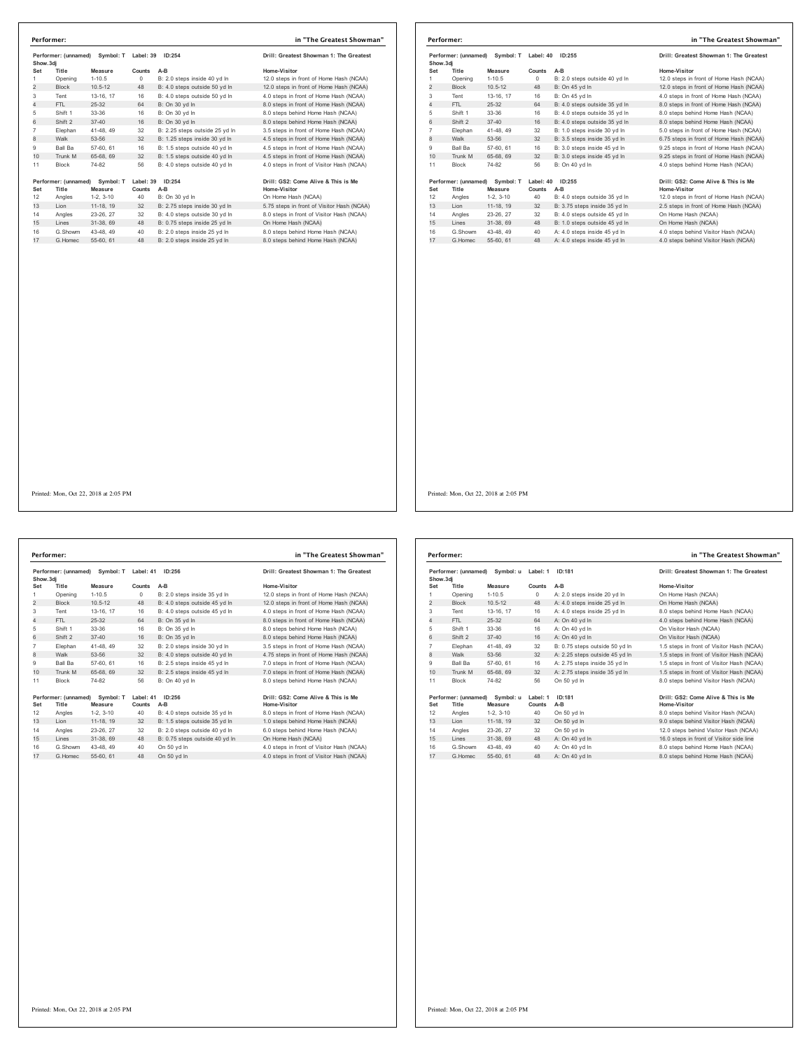## Performer: in "The Greatest Showman"

Performer: (unnamed) Symbol: T Label: 39 ID:254 — Drill: Greatest Showman 1: The Greatest Show.3dj

| Set | Title | Measure | Counts | A-B | Home-Visitor |
|---|---|---|---|---|---|
| 1 | Opening | 1-10.5 | 0 | B: 2.0 steps inside 40 yd ln | 12.0 steps in front of Home Hash (NCAA) |
| 2 | Block | 10.5-12 | 48 | B: 4.0 steps outside 50 yd ln | 12.0 steps in front of Home Hash (NCAA) |
| 3 | Tent | 13-16, 17 | 16 | B: 4.0 steps outside 50 yd ln | 4.0 steps in front of Home Hash (NCAA) |
| 4 | FTL | 25-32 | 64 | B: On 30 yd ln | 8.0 steps in front of Home Hash (NCAA) |
| 5 | Shift 1 | 33-36 | 16 | B: On 30 yd ln | 8.0 steps behind Home Hash (NCAA) |
| 6 | Shift 2 | 37-40 | 16 | B: On 30 yd ln | 8.0 steps behind Home Hash (NCAA) |
| 7 | Elephan | 41-48, 49 | 32 | B: 2.25 steps outside 25 yd ln | 3.5 steps in front of Home Hash (NCAA) |
| 8 | Walk | 53-56 | 32 | B: 1.25 steps inside 30 yd ln | 4.5 steps in front of Home Hash (NCAA) |
| 9 | Ball Ba | 57-60, 61 | 16 | B: 1.5 steps outside 40 yd ln | 4.5 steps in front of Home Hash (NCAA) |
| 10 | Trunk M | 65-68, 69 | 32 | B: 1.5 steps outside 40 yd ln | 4.5 steps in front of Home Hash (NCAA) |
| 11 | Block | 74-82 | 56 | B: 4.0 steps outside 40 yd ln | 4.0 steps in front of Visitor Hash (NCAA) |

Performer: (unnamed) Symbol: T Label: 39 ID:254 — Drill: GS2: Come Alive & This is Me

| Set | Title | Measure | Counts | A-B | Home-Visitor |
|---|---|---|---|---|---|
| 12 | Angles | 1-2, 3-10 | 40 | B: On 30 yd ln | On Home Hash (NCAA) |
| 13 | Lion | 11-18, 19 | 32 | B: 2.75 steps inside 30 yd ln | 5.75 steps in front of Visitor Hash (NCAA) |
| 14 | Angles | 23-26, 27 | 32 | B: 4.0 steps outside 30 yd ln | 8.0 steps in front of Visitor Hash (NCAA) |
| 15 | Lines | 31-38, 69 | 48 | B: 0.75 steps inside 25 yd ln | On Home Hash (NCAA) |
| 16 | G.Showm | 43-48, 49 | 40 | B: 2.0 steps inside 25 yd ln | 8.0 steps behind Home Hash (NCAA) |
| 17 | G.Homec | 55-60, 61 | 48 | B: 2.0 steps inside 25 yd ln | 8.0 steps behind Home Hash (NCAA) |

Printed: Mon, Oct 22, 2018 at 2:05 PM

## Performer: in "The Greatest Showman"

Performer: (unnamed) Symbol: T Label: 40 ID:255 — Drill: Greatest Showman 1: The Greatest Show.3dj

| Set | Title | Measure | Counts | A-B | Home-Visitor |
|---|---|---|---|---|---|
| 1 | Opening | 1-10.5 | 0 | B: 2.0 steps outside 40 yd ln | 12.0 steps in front of Home Hash (NCAA) |
| 2 | Block | 10.5-12 | 48 | B: On 45 yd ln | 12.0 steps in front of Home Hash (NCAA) |
| 3 | Tent | 13-16, 17 | 16 | B: On 45 yd ln | 4.0 steps in front of Home Hash (NCAA) |
| 4 | FTL | 25-32 | 64 | B: 4.0 steps outside 35 yd ln | 8.0 steps in front of Home Hash (NCAA) |
| 5 | Shift 1 | 33-36 | 16 | B: 4.0 steps outside 35 yd ln | 8.0 steps behind Home Hash (NCAA) |
| 6 | Shift 2 | 37-40 | 16 | B: 4.0 steps outside 35 yd ln | 8.0 steps behind Home Hash (NCAA) |
| 7 | Elephan | 41-48, 49 | 32 | B: 1.0 steps inside 30 yd ln | 5.0 steps in front of Home Hash (NCAA) |
| 8 | Walk | 53-56 | 32 | B: 3.5 steps inside 35 yd ln | 6.75 steps in front of Home Hash (NCAA) |
| 9 | Ball Ba | 57-60, 61 | 16 | B: 3.0 steps inside 45 yd ln | 9.25 steps in front of Home Hash (NCAA) |
| 10 | Trunk M | 65-68, 69 | 32 | B: 3.0 steps inside 45 yd ln | 9.25 steps in front of Home Hash (NCAA) |
| 11 | Block | 74-82 | 56 | B: On 40 yd ln | 4.0 steps behind Home Hash (NCAA) |

Performer: (unnamed) Symbol: T Label: 40 ID:255 — Drill: GS2: Come Alive & This is Me

| Set | Title | Measure | Counts | A-B | Home-Visitor |
|---|---|---|---|---|---|
| 12 | Angles | 1-2, 3-10 | 40 | B: 4.0 steps outside 35 yd ln | 12.0 steps in front of Home Hash (NCAA) |
| 13 | Lion | 11-18, 19 | 32 | B: 3.75 steps inside 35 yd ln | 2.5 steps in front of Home Hash (NCAA) |
| 14 | Angles | 23-26, 27 | 32 | B: 4.0 steps outside 45 yd ln | On Home Hash (NCAA) |
| 15 | Lines | 31-38, 69 | 48 | B: 1.0 steps outside 45 yd ln | On Home Hash (NCAA) |
| 16 | G.Showm | 43-48, 49 | 40 | A: 4.0 steps inside 45 yd ln | 4.0 steps behind Visitor Hash (NCAA) |
| 17 | G.Homec | 55-60, 61 | 48 | A: 4.0 steps inside 45 yd ln | 4.0 steps behind Visitor Hash (NCAA) |

Printed: Mon, Oct 22, 2018 at 2:05 PM

## Performer: in "The Greatest Showman"

Performer: (unnamed) Symbol: T Label: 41 ID:256 — Drill: Greatest Showman 1: The Greatest Show.3dj

| Set | Title | Measure | Counts | A-B | Home-Visitor |
|---|---|---|---|---|---|
| 1 | Opening | 1-10.5 | 0 | B: 2.0 steps inside 35 yd ln | 12.0 steps in front of Home Hash (NCAA) |
| 2 | Block | 10.5-12 | 48 | B: 4.0 steps outside 45 yd ln | 12.0 steps in front of Home Hash (NCAA) |
| 3 | Tent | 13-16, 17 | 16 | B: 4.0 steps outside 45 yd ln | 4.0 steps in front of Home Hash (NCAA) |
| 4 | FTL | 25-32 | 64 | B: On 35 yd ln | 8.0 steps in front of Home Hash (NCAA) |
| 5 | Shift 1 | 33-36 | 16 | B: On 35 yd ln | 8.0 steps behind Home Hash (NCAA) |
| 6 | Shift 2 | 37-40 | 16 | B: On 35 yd ln | 8.0 steps behind Home Hash (NCAA) |
| 7 | Elephan | 41-48, 49 | 32 | B: 2.0 steps inside 30 yd ln | 3.5 steps in front of Home Hash (NCAA) |
| 8 | Walk | 53-56 | 32 | B: 4.0 steps outside 40 yd ln | 4.75 steps in front of Home Hash (NCAA) |
| 9 | Ball Ba | 57-60, 61 | 16 | B: 2.5 steps inside 45 yd ln | 7.0 steps in front of Home Hash (NCAA) |
| 10 | Trunk M | 65-68, 69 | 32 | B: 2.5 steps inside 45 yd ln | 7.0 steps in front of Home Hash (NCAA) |
| 11 | Block | 74-82 | 56 | B: On 40 yd ln | 8.0 steps behind Home Hash (NCAA) |

Performer: (unnamed) Symbol: T Label: 41 ID:256 — Drill: GS2: Come Alive & This is Me

| Set | Title | Measure | Counts | A-B | Home-Visitor |
|---|---|---|---|---|---|
| 12 | Angles | 1-2, 3-10 | 40 | B: 4.0 steps outside 35 yd ln | 8.0 steps in front of Home Hash (NCAA) |
| 13 | Lion | 11-18, 19 | 32 | B: 1.5 steps outside 35 yd ln | 1.0 steps behind Home Hash (NCAA) |
| 14 | Angles | 23-26, 27 | 32 | B: 2.0 steps outside 40 yd ln | 6.0 steps behind Home Hash (NCAA) |
| 15 | Lines | 31-38, 69 | 48 | B: 0.75 steps outside 40 yd ln | On Home Hash (NCAA) |
| 16 | G.Showm | 43-48, 49 | 40 | On 50 yd ln | 4.0 steps in front of Visitor Hash (NCAA) |
| 17 | G.Homec | 55-60, 61 | 48 | On 50 yd ln | 4.0 steps in front of Visitor Hash (NCAA) |

Printed: Mon, Oct 22, 2018 at 2:05 PM

## Performer: in "The Greatest Showman"

Performer: (unnamed) Symbol: u Label: 1 ID:181 — Drill: Greatest Showman 1: The Greatest Show.3dj

| Set | Title | Measure | Counts | A-B | Home-Visitor |
|---|---|---|---|---|---|
| 1 | Opening | 1-10.5 | 0 | A: 2.0 steps inside 20 yd ln | On Home Hash (NCAA) |
| 2 | Block | 10.5-12 | 48 | A: 4.0 steps inside 25 yd ln | On Home Hash (NCAA) |
| 3 | Tent | 13-16, 17 | 16 | A: 4.0 steps inside 25 yd ln | 8.0 steps behind Home Hash (NCAA) |
| 4 | FTL | 25-32 | 64 | A: On 40 yd ln | 4.0 steps behind Home Hash (NCAA) |
| 5 | Shift 1 | 33-36 | 16 | A: On 40 yd ln | On Visitor Hash (NCAA) |
| 6 | Shift 2 | 37-40 | 16 | A: On 40 yd ln | On Visitor Hash (NCAA) |
| 7 | Elephan | 41-48, 49 | 32 | B: 0.75 steps outside 50 yd ln | 1.5 steps in front of Visitor Hash (NCAA) |
| 8 | Walk | 53-56 | 32 | A: 2.25 steps outside 45 yd ln | 1.5 steps in front of Visitor Hash (NCAA) |
| 9 | Ball Ba | 57-60, 61 | 16 | A: 2.75 steps inside 35 yd ln | 1.5 steps in front of Visitor Hash (NCAA) |
| 10 | Trunk M | 65-68, 69 | 32 | A: 2.75 steps inside 35 yd ln | 1.5 steps in front of Visitor Hash (NCAA) |
| 11 | Block | 74-82 | 56 | On 50 yd ln | 8.0 steps behind Visitor Hash (NCAA) |

Performer: (unnamed) Symbol: u Label: 1 ID:181 — Drill: GS2: Come Alive & This is Me

| Set | Title | Measure | Counts | A-B | Home-Visitor |
|---|---|---|---|---|---|
| 12 | Angles | 1-2, 3-10 | 40 | On 50 yd ln | 8.0 steps behind Visitor Hash (NCAA) |
| 13 | Lion | 11-18, 19 | 32 | On 50 yd ln | 9.0 steps behind Visitor Hash (NCAA) |
| 14 | Angles | 23-26, 27 | 32 | On 50 yd ln | 12.0 steps behind Visitor Hash (NCAA) |
| 15 | Lines | 31-38, 69 | 48 | A: On 40 yd ln | 16.0 steps in front of Visitor side line |
| 16 | G.Showm | 43-48, 49 | 40 | A: On 40 yd ln | 8.0 steps behind Home Hash (NCAA) |
| 17 | G.Homec | 55-60, 61 | 48 | A: On 40 yd ln | 8.0 steps behind Home Hash (NCAA) |

Printed: Mon, Oct 22, 2018 at 2:05 PM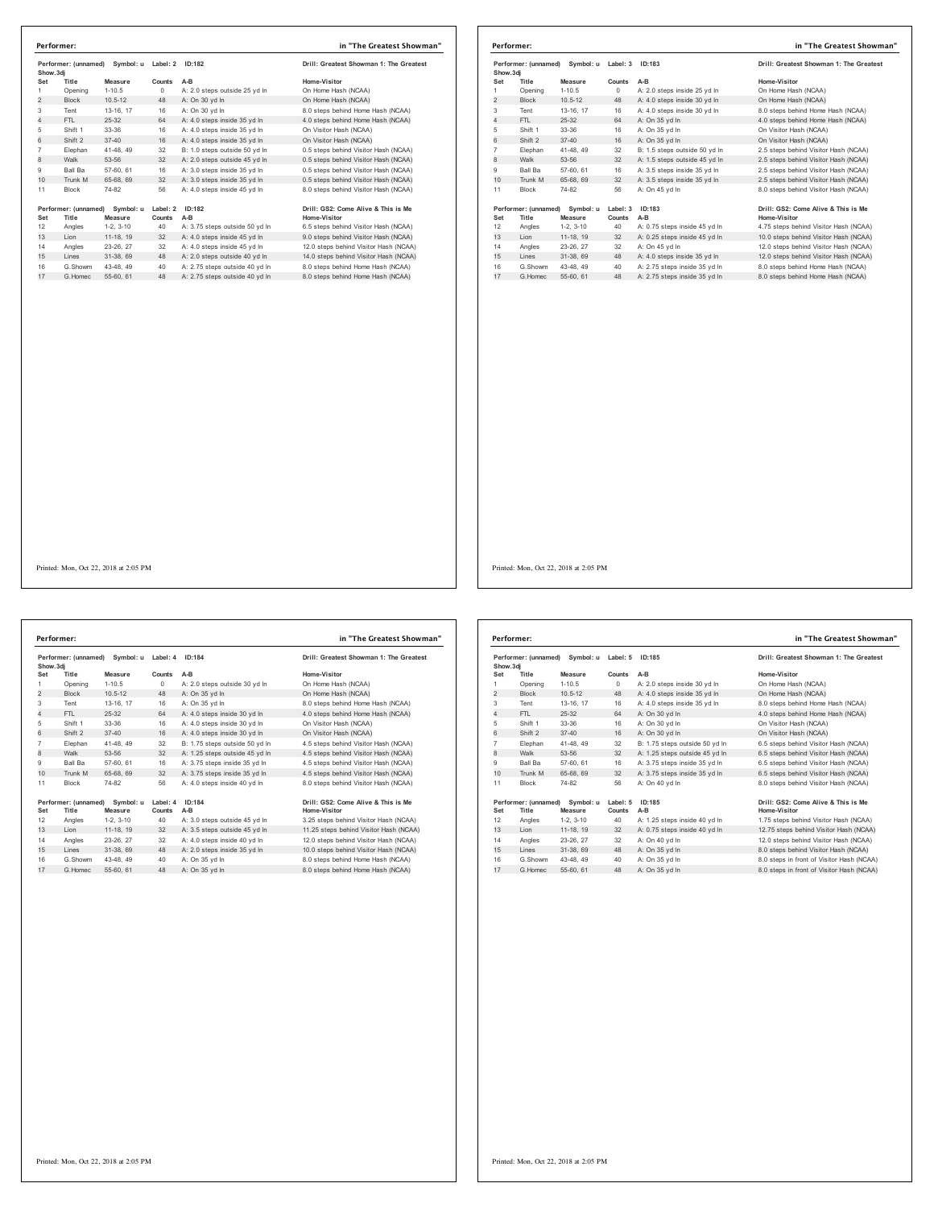## Performer: in "The Greatest Showman"

Performer: (unnamed) Symbol: u Label: 2 ID:182 — Drill: Greatest Showman 1: The Greatest Show.3dj

| Set | Title | Measure | Counts | A-B | Home-Visitor |
|---|---|---|---|---|---|
| 1 | Opening | 1-10.5 | 0 | A: 2.0 steps outside 25 yd ln | On Home Hash (NCAA) |
| 2 | Block | 10.5-12 | 48 | A: On 30 yd ln | On Home Hash (NCAA) |
| 3 | Tent | 13-16, 17 | 16 | A: On 30 yd ln | 8.0 steps behind Home Hash (NCAA) |
| 4 | FTL | 25-32 | 64 | A: 4.0 steps inside 35 yd ln | 4.0 steps behind Home Hash (NCAA) |
| 5 | Shift 1 | 33-36 | 16 | A: 4.0 steps inside 35 yd ln | On Visitor Hash (NCAA) |
| 6 | Shift 2 | 37-40 | 16 | A: 4.0 steps inside 35 yd ln | On Visitor Hash (NCAA) |
| 7 | Elephan | 41-48, 49 | 32 | B: 1.0 steps outside 50 yd ln | 0.5 steps behind Visitor Hash (NCAA) |
| 8 | Walk | 53-56 | 32 | A: 2.0 steps outside 45 yd ln | 0.5 steps behind Visitor Hash (NCAA) |
| 9 | Ball Ba | 57-60, 61 | 16 | A: 3.0 steps inside 35 yd ln | 0.5 steps behind Visitor Hash (NCAA) |
| 10 | Trunk M | 65-68, 69 | 32 | A: 3.0 steps inside 35 yd ln | 0.5 steps behind Visitor Hash (NCAA) |
| 11 | Block | 74-82 | 56 | A: 4.0 steps inside 45 yd ln | 8.0 steps behind Visitor Hash (NCAA) |

Performer: (unnamed) Symbol: u Label: 2 ID:182 — Drill: GS2: Come Alive & This is Me

| Set | Title | Measure | Counts | A-B | Home-Visitor |
|---|---|---|---|---|---|
| 12 | Angles | 1-2, 3-10 | 40 | A: 3.75 steps outside 50 yd ln | 6.5 steps behind Visitor Hash (NCAA) |
| 13 | Lion | 11-18, 19 | 32 | A: 4.0 steps inside 45 yd ln | 9.0 steps behind Visitor Hash (NCAA) |
| 14 | Angles | 23-26, 27 | 32 | A: 4.0 steps inside 45 yd ln | 12.0 steps behind Visitor Hash (NCAA) |
| 15 | Lines | 31-38, 69 | 48 | A: 2.0 steps outside 40 yd ln | 14.0 steps behind Visitor Hash (NCAA) |
| 16 | G.Showm | 43-48, 49 | 40 | A: 2.75 steps outside 40 yd ln | 8.0 steps behind Home Hash (NCAA) |
| 17 | G.Homec | 55-60, 61 | 48 | A: 2.75 steps outside 40 yd ln | 8.0 steps behind Home Hash (NCAA) |

Printed: Mon, Oct 22, 2018 at 2:05 PM

## Performer: in "The Greatest Showman"

Performer: (unnamed) Symbol: u Label: 3 ID:183 — Drill: Greatest Showman 1: The Greatest Show.3dj

| Set | Title | Measure | Counts | A-B | Home-Visitor |
|---|---|---|---|---|---|
| 1 | Opening | 1-10.5 | 0 | A: 2.0 steps inside 25 yd ln | On Home Hash (NCAA) |
| 2 | Block | 10.5-12 | 48 | A: 4.0 steps inside 30 yd ln | On Home Hash (NCAA) |
| 3 | Tent | 13-16, 17 | 16 | A: 4.0 steps inside 30 yd ln | 8.0 steps behind Home Hash (NCAA) |
| 4 | FTL | 25-32 | 64 | A: On 35 yd ln | 4.0 steps behind Home Hash (NCAA) |
| 5 | Shift 1 | 33-36 | 16 | A: On 35 yd ln | On Visitor Hash (NCAA) |
| 6 | Shift 2 | 37-40 | 16 | A: On 35 yd ln | On Visitor Hash (NCAA) |
| 7 | Elephan | 41-48, 49 | 32 | B: 1.5 steps outside 50 yd ln | 2.5 steps behind Visitor Hash (NCAA) |
| 8 | Walk | 53-56 | 32 | A: 1.5 steps outside 45 yd ln | 2.5 steps behind Visitor Hash (NCAA) |
| 9 | Ball Ba | 57-60, 61 | 16 | A: 3.5 steps inside 35 yd ln | 2.5 steps behind Visitor Hash (NCAA) |
| 10 | Trunk M | 65-68, 69 | 32 | A: 3.5 steps inside 35 yd ln | 2.5 steps behind Visitor Hash (NCAA) |
| 11 | Block | 74-82 | 56 | A: On 45 yd ln | 8.0 steps behind Visitor Hash (NCAA) |

Performer: (unnamed) Symbol: u Label: 3 ID:183 — Drill: GS2: Come Alive & This is Me

| Set | Title | Measure | Counts | A-B | Home-Visitor |
|---|---|---|---|---|---|
| 12 | Angles | 1-2, 3-10 | 40 | A: 0.75 steps inside 45 yd ln | 4.75 steps behind Visitor Hash (NCAA) |
| 13 | Lion | 11-18, 19 | 32 | A: 0.25 steps inside 45 yd ln | 10.0 steps behind Visitor Hash (NCAA) |
| 14 | Angles | 23-26, 27 | 32 | A: On 45 yd ln | 12.0 steps behind Visitor Hash (NCAA) |
| 15 | Lines | 31-38, 69 | 48 | A: 4.0 steps inside 35 yd ln | 12.0 steps behind Visitor Hash (NCAA) |
| 16 | G.Showm | 43-48, 49 | 40 | A: 2.75 steps inside 35 yd ln | 8.0 steps behind Home Hash (NCAA) |
| 17 | G.Homec | 55-60, 61 | 48 | A: 2.75 steps inside 35 yd ln | 8.0 steps behind Home Hash (NCAA) |

Printed: Mon, Oct 22, 2018 at 2:05 PM

## Performer: in "The Greatest Showman"

Performer: (unnamed) Symbol: u Label: 4 ID:184 — Drill: Greatest Showman 1: The Greatest Show.3dj

| Set | Title | Measure | Counts | A-B | Home-Visitor |
|---|---|---|---|---|---|
| 1 | Opening | 1-10.5 | 0 | A: 2.0 steps outside 30 yd ln | On Home Hash (NCAA) |
| 2 | Block | 10.5-12 | 48 | A: On 35 yd ln | On Home Hash (NCAA) |
| 3 | Tent | 13-16, 17 | 16 | A: On 35 yd ln | 8.0 steps behind Home Hash (NCAA) |
| 4 | FTL | 25-32 | 64 | A: 4.0 steps inside 30 yd ln | 4.0 steps behind Home Hash (NCAA) |
| 5 | Shift 1 | 33-36 | 16 | A: 4.0 steps inside 30 yd ln | On Visitor Hash (NCAA) |
| 6 | Shift 2 | 37-40 | 16 | A: 4.0 steps inside 30 yd ln | On Visitor Hash (NCAA) |
| 7 | Elephan | 41-48, 49 | 32 | B: 1.75 steps outside 50 yd ln | 4.5 steps behind Visitor Hash (NCAA) |
| 8 | Walk | 53-56 | 32 | A: 1.25 steps outside 45 yd ln | 4.5 steps behind Visitor Hash (NCAA) |
| 9 | Ball Ba | 57-60, 61 | 16 | A: 3.75 steps inside 35 yd ln | 4.5 steps behind Visitor Hash (NCAA) |
| 10 | Trunk M | 65-68, 69 | 32 | A: 3.75 steps inside 35 yd ln | 4.5 steps behind Visitor Hash (NCAA) |
| 11 | Block | 74-82 | 56 | A: 4.0 steps inside 40 yd ln | 8.0 steps behind Visitor Hash (NCAA) |

Performer: (unnamed) Symbol: u Label: 4 ID:184 — Drill: GS2: Come Alive & This is Me

| Set | Title | Measure | Counts | A-B | Home-Visitor |
|---|---|---|---|---|---|
| 12 | Angles | 1-2, 3-10 | 40 | A: 3.0 steps outside 45 yd ln | 3.25 steps behind Visitor Hash (NCAA) |
| 13 | Lion | 11-18, 19 | 32 | A: 3.5 steps outside 45 yd ln | 11.25 steps behind Visitor Hash (NCAA) |
| 14 | Angles | 23-26, 27 | 32 | A: 4.0 steps inside 40 yd ln | 12.0 steps behind Visitor Hash (NCAA) |
| 15 | Lines | 31-38, 69 | 48 | A: 2.0 steps inside 35 yd ln | 10.0 steps behind Visitor Hash (NCAA) |
| 16 | G.Showm | 43-48, 49 | 40 | A: On 35 yd ln | 8.0 steps behind Home Hash (NCAA) |
| 17 | G.Homec | 55-60, 61 | 48 | A: On 35 yd ln | 8.0 steps behind Home Hash (NCAA) |

Printed: Mon, Oct 22, 2018 at 2:05 PM

## Performer: in "The Greatest Showman"

Performer: (unnamed) Symbol: u Label: 5 ID:185 — Drill: Greatest Showman 1: The Greatest Show.3dj

| Set | Title | Measure | Counts | A-B | Home-Visitor |
|---|---|---|---|---|---|
| 1 | Opening | 1-10.5 | 0 | A: 2.0 steps inside 30 yd ln | On Home Hash (NCAA) |
| 2 | Block | 10.5-12 | 48 | A: 4.0 steps inside 35 yd ln | On Home Hash (NCAA) |
| 3 | Tent | 13-16, 17 | 16 | A: 4.0 steps inside 35 yd ln | 8.0 steps behind Home Hash (NCAA) |
| 4 | FTL | 25-32 | 64 | A: On 30 yd ln | 4.0 steps behind Home Hash (NCAA) |
| 5 | Shift 1 | 33-36 | 16 | A: On 30 yd ln | On Visitor Hash (NCAA) |
| 6 | Shift 2 | 37-40 | 16 | A: On 30 yd ln | On Visitor Hash (NCAA) |
| 7 | Elephan | 41-48, 49 | 32 | B: 1.75 steps outside 50 yd ln | 6.5 steps behind Visitor Hash (NCAA) |
| 8 | Walk | 53-56 | 32 | A: 1.25 steps outside 45 yd ln | 6.5 steps behind Visitor Hash (NCAA) |
| 9 | Ball Ba | 57-60, 61 | 16 | A: 3.75 steps inside 35 yd ln | 6.5 steps behind Visitor Hash (NCAA) |
| 10 | Trunk M | 65-68, 69 | 32 | A: 3.75 steps inside 35 yd ln | 6.5 steps behind Visitor Hash (NCAA) |
| 11 | Block | 74-82 | 56 | A: On 40 yd ln | 8.0 steps behind Visitor Hash (NCAA) |

Performer: (unnamed) Symbol: u Label: 5 ID:185 — Drill: GS2: Come Alive & This is Me

| Set | Title | Measure | Counts | A-B | Home-Visitor |
|---|---|---|---|---|---|
| 12 | Angles | 1-2, 3-10 | 40 | A: 1.25 steps inside 40 yd ln | 1.75 steps behind Visitor Hash (NCAA) |
| 13 | Lion | 11-18, 19 | 32 | A: 0.75 steps inside 40 yd ln | 12.75 steps behind Visitor Hash (NCAA) |
| 14 | Angles | 23-26, 27 | 32 | A: On 40 yd ln | 12.0 steps behind Visitor Hash (NCAA) |
| 15 | Lines | 31-38, 69 | 48 | A: On 35 yd ln | 8.0 steps behind Visitor Hash (NCAA) |
| 16 | G.Showm | 43-48, 49 | 40 | A: On 35 yd ln | 8.0 steps in front of Visitor Hash (NCAA) |
| 17 | G.Homec | 55-60, 61 | 48 | A: On 35 yd ln | 8.0 steps in front of Visitor Hash (NCAA) |

Printed: Mon, Oct 22, 2018 at 2:05 PM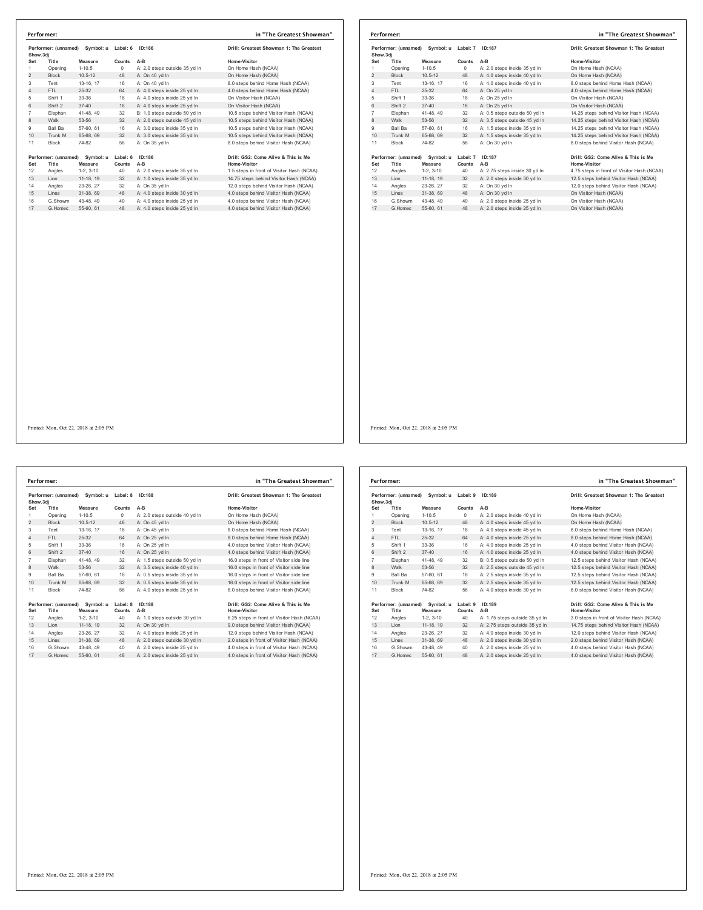**Performer:** in "The Greatest Showman"

Performer: (unnamed) Symbol: u Label: 6 ID:186 — Drill: Greatest Showman 1: The Greatest Show.3dj

| Set | Title | Measure | Counts | A-B | Home-Visitor |
|---|---|---|---|---|---|
| 1 | Opening | 1-10.5 | 0 | A: 2.0 steps outside 35 yd ln | On Home Hash (NCAA) |
| 2 | Block | 10.5-12 | 48 | A: On 40 yd ln | On Home Hash (NCAA) |
| 3 | Tent | 13-16, 17 | 16 | A: On 40 yd ln | 8.0 steps behind Home Hash (NCAA) |
| 4 | FTL | 25-32 | 64 | A: 4.0 steps inside 25 yd ln | 4.0 steps behind Home Hash (NCAA) |
| 5 | Shift 1 | 33-36 | 16 | A: 4.0 steps inside 25 yd ln | On Visitor Hash (NCAA) |
| 6 | Shift 2 | 37-40 | 16 | A: 4.0 steps inside 25 yd ln | On Visitor Hash (NCAA) |
| 7 | Elephan | 41-48, 49 | 32 | B: 1.0 steps outside 50 yd ln | 10.5 steps behind Visitor Hash (NCAA) |
| 8 | Walk | 53-56 | 32 | A: 2.0 steps outside 45 yd ln | 10.5 steps behind Visitor Hash (NCAA) |
| 9 | Ball Ba | 57-60, 61 | 16 | A: 3.0 steps inside 35 yd ln | 10.5 steps behind Visitor Hash (NCAA) |
| 10 | Trunk M | 65-68, 69 | 32 | A: 3.0 steps inside 35 yd ln | 10.5 steps behind Visitor Hash (NCAA) |
| 11 | Block | 74-82 | 56 | A: On 35 yd ln | 8.0 steps behind Visitor Hash (NCAA) |

Performer: (unnamed) Symbol: u Label: 6 ID:186 — Drill: GS2: Come Alive & This is Me

| Set | Title | Measure | Counts | A-B | Home-Visitor |
|---|---|---|---|---|---|
| 12 | Angles | 1-2, 3-10 | 40 | A: 2.0 steps inside 35 yd ln | 1.5 steps in front of Visitor Hash (NCAA) |
| 13 | Lion | 11-18, 19 | 32 | A: 1.0 steps inside 35 yd ln | 14.75 steps behind Visitor Hash (NCAA) |
| 14 | Angles | 23-26, 27 | 32 | A: On 35 yd ln | 12.0 steps behind Visitor Hash (NCAA) |
| 15 | Lines | 31-38, 69 | 48 | A: 4.0 steps inside 30 yd ln | 4.0 steps behind Visitor Hash (NCAA) |
| 16 | G.Showm | 43-48, 49 | 40 | A: 4.0 steps inside 25 yd ln | 4.0 steps behind Visitor Hash (NCAA) |
| 17 | G.Homec | 55-60, 61 | 48 | A: 4.0 steps inside 25 yd ln | 4.0 steps behind Visitor Hash (NCAA) |

Printed: Mon, Oct 22, 2018 at 2:05 PM

**Performer:** in "The Greatest Showman"

Performer: (unnamed) Symbol: u Label: 7 ID:187 — Drill: Greatest Showman 1: The Greatest Show.3dj

| Set | Title | Measure | Counts | A-B | Home-Visitor |
|---|---|---|---|---|---|
| 1 | Opening | 1-10.5 | 0 | A: 2.0 steps inside 35 yd ln | On Home Hash (NCAA) |
| 2 | Block | 10.5-12 | 48 | A: 4.0 steps inside 40 yd ln | On Home Hash (NCAA) |
| 3 | Tent | 13-16, 17 | 16 | A: 4.0 steps inside 40 yd ln | 8.0 steps behind Home Hash (NCAA) |
| 4 | FTL | 25-32 | 64 | A: On 25 yd ln | 4.0 steps behind Home Hash (NCAA) |
| 5 | Shift 1 | 33-36 | 16 | A: On 25 yd ln | On Visitor Hash (NCAA) |
| 6 | Shift 2 | 37-40 | 16 | A: On 25 yd ln | On Visitor Hash (NCAA) |
| 7 | Elephan | 41-48, 49 | 32 | A: 0.5 steps outside 50 yd ln | 14.25 steps behind Visitor Hash (NCAA) |
| 8 | Walk | 53-56 | 32 | A: 3.5 steps outside 45 yd ln | 14.25 steps behind Visitor Hash (NCAA) |
| 9 | Ball Ba | 57-60, 61 | 16 | A: 1.5 steps inside 35 yd ln | 14.25 steps behind Visitor Hash (NCAA) |
| 10 | Trunk M | 65-68, 69 | 32 | A: 1.5 steps inside 35 yd ln | 14.25 steps behind Visitor Hash (NCAA) |
| 11 | Block | 74-82 | 56 | A: On 30 yd ln | 8.0 steps behind Visitor Hash (NCAA) |

Performer: (unnamed) Symbol: u Label: 7 ID:187 — Drill: GS2: Come Alive & This is Me

| Set | Title | Measure | Counts | A-B | Home-Visitor |
|---|---|---|---|---|---|
| 12 | Angles | 1-2, 3-10 | 40 | A: 2.75 steps inside 30 yd ln | 4.75 steps in front of Visitor Hash (NCAA) |
| 13 | Lion | 11-18, 19 | 32 | A: 2.0 steps inside 30 yd ln | 12.5 steps behind Visitor Hash (NCAA) |
| 14 | Angles | 23-26, 27 | 32 | A: On 30 yd ln | 12.0 steps behind Visitor Hash (NCAA) |
| 15 | Lines | 31-38, 69 | 48 | A: On 30 yd ln | On Visitor Hash (NCAA) |
| 16 | G.Showm | 43-48, 49 | 40 | A: 2.0 steps inside 25 yd ln | On Visitor Hash (NCAA) |
| 17 | G.Homec | 55-60, 61 | 48 | A: 2.0 steps inside 25 yd ln | On Visitor Hash (NCAA) |

Printed: Mon, Oct 22, 2018 at 2:05 PM

**Performer:** in "The Greatest Showman"

Performer: (unnamed) Symbol: u Label: 8 ID:188 — Drill: Greatest Showman 1: The Greatest Show.3dj

| Set | Title | Measure | Counts | A-B | Home-Visitor |
|---|---|---|---|---|---|
| 1 | Opening | 1-10.5 | 0 | A: 2.0 steps outside 40 yd ln | On Home Hash (NCAA) |
| 2 | Block | 10.5-12 | 48 | A: On 45 yd ln | On Home Hash (NCAA) |
| 3 | Tent | 13-16, 17 | 16 | A: On 45 yd ln | 8.0 steps behind Home Hash (NCAA) |
| 4 | FTL | 25-32 | 64 | A: On 25 yd ln | 8.0 steps behind Home Hash (NCAA) |
| 5 | Shift 1 | 33-36 | 16 | A: On 25 yd ln | 4.0 steps behind Visitor Hash (NCAA) |
| 6 | Shift 2 | 37-40 | 16 | A: On 25 yd ln | 4.0 steps behind Visitor Hash (NCAA) |
| 7 | Elephan | 41-48, 49 | 32 | A: 1.5 steps outside 50 yd ln | 16.0 steps in front of Visitor side line |
| 8 | Walk | 53-56 | 32 | A: 3.5 steps inside 40 yd ln | 16.0 steps in front of Visitor side line |
| 9 | Ball Ba | 57-60, 61 | 16 | A: 0.5 steps inside 35 yd ln | 16.0 steps in front of Visitor side line |
| 10 | Trunk M | 65-68, 69 | 32 | A: 0.5 steps inside 35 yd ln | 16.0 steps in front of Visitor side line |
| 11 | Block | 74-82 | 56 | A: 4.0 steps inside 25 yd ln | 8.0 steps behind Visitor Hash (NCAA) |

Performer: (unnamed) Symbol: u Label: 8 ID:188 — Drill: GS2: Come Alive & This is Me

| Set | Title | Measure | Counts | A-B | Home-Visitor |
|---|---|---|---|---|---|
| 12 | Angles | 1-2, 3-10 | 40 | A: 1.0 steps outside 30 yd ln | 6.25 steps in front of Visitor Hash (NCAA) |
| 13 | Lion | 11-18, 19 | 32 | A: On 30 yd ln | 9.0 steps behind Visitor Hash (NCAA) |
| 14 | Angles | 23-26, 27 | 32 | A: 4.0 steps inside 25 yd ln | 12.0 steps behind Visitor Hash (NCAA) |
| 15 | Lines | 31-38, 69 | 48 | A: 2.0 steps outside 30 yd ln | 2.0 steps in front of Visitor Hash (NCAA) |
| 16 | G.Showm | 43-48, 49 | 40 | A: 2.0 steps inside 25 yd ln | 4.0 steps in front of Visitor Hash (NCAA) |
| 17 | G.Homec | 55-60, 61 | 48 | A: 2.0 steps inside 25 yd ln | 4.0 steps in front of Visitor Hash (NCAA) |

Printed: Mon, Oct 22, 2018 at 2:05 PM

**Performer:** in "The Greatest Showman"

Performer: (unnamed) Symbol: u Label: 9 ID:189 — Drill: Greatest Showman 1: The Greatest Show.3dj

| Set | Title | Measure | Counts | A-B | Home-Visitor |
|---|---|---|---|---|---|
| 1 | Opening | 1-10.5 | 0 | A: 2.0 steps inside 40 yd ln | On Home Hash (NCAA) |
| 2 | Block | 10.5-12 | 48 | A: 4.0 steps inside 45 yd ln | On Home Hash (NCAA) |
| 3 | Tent | 13-16, 17 | 16 | A: 4.0 steps inside 45 yd ln | 8.0 steps behind Home Hash (NCAA) |
| 4 | FTL | 25-32 | 64 | A: 4.0 steps inside 25 yd ln | 8.0 steps behind Home Hash (NCAA) |
| 5 | Shift 1 | 33-36 | 16 | A: 4.0 steps inside 25 yd ln | 4.0 steps behind Visitor Hash (NCAA) |
| 6 | Shift 2 | 37-40 | 16 | A: 4.0 steps inside 25 yd ln | 4.0 steps behind Visitor Hash (NCAA) |
| 7 | Elephan | 41-48, 49 | 32 | B: 0.5 steps outside 50 yd ln | 12.5 steps behind Visitor Hash (NCAA) |
| 8 | Walk | 53-56 | 32 | A: 2.5 steps outside 45 yd ln | 12.5 steps behind Visitor Hash (NCAA) |
| 9 | Ball Ba | 57-60, 61 | 16 | A: 2.5 steps inside 35 yd ln | 12.5 steps behind Visitor Hash (NCAA) |
| 10 | Trunk M | 65-68, 69 | 32 | A: 2.5 steps inside 35 yd ln | 12.5 steps behind Visitor Hash (NCAA) |
| 11 | Block | 74-82 | 56 | A: 4.0 steps inside 30 yd ln | 8.0 steps behind Visitor Hash (NCAA) |

Performer: (unnamed) Symbol: u Label: 9 ID:189 — Drill: GS2: Come Alive & This is Me

| Set | Title | Measure | Counts | A-B | Home-Visitor |
|---|---|---|---|---|---|
| 12 | Angles | 1-2, 3-10 | 40 | A: 1.75 steps outside 35 yd ln | 3.0 steps in front of Visitor Hash (NCAA) |
| 13 | Lion | 11-18, 19 | 32 | A: 2.75 steps outside 35 yd ln | 14.75 steps behind Visitor Hash (NCAA) |
| 14 | Angles | 23-26, 27 | 32 | A: 4.0 steps inside 30 yd ln | 12.0 steps behind Visitor Hash (NCAA) |
| 15 | Lines | 31-38, 69 | 48 | A: 2.0 steps inside 30 yd ln | 2.0 steps behind Visitor Hash (NCAA) |
| 16 | G.Showm | 43-48, 49 | 40 | A: 2.0 steps inside 25 yd ln | 4.0 steps behind Visitor Hash (NCAA) |
| 17 | G.Homec | 55-60, 61 | 48 | A: 2.0 steps inside 25 yd ln | 4.0 steps behind Visitor Hash (NCAA) |

Printed: Mon, Oct 22, 2018 at 2:05 PM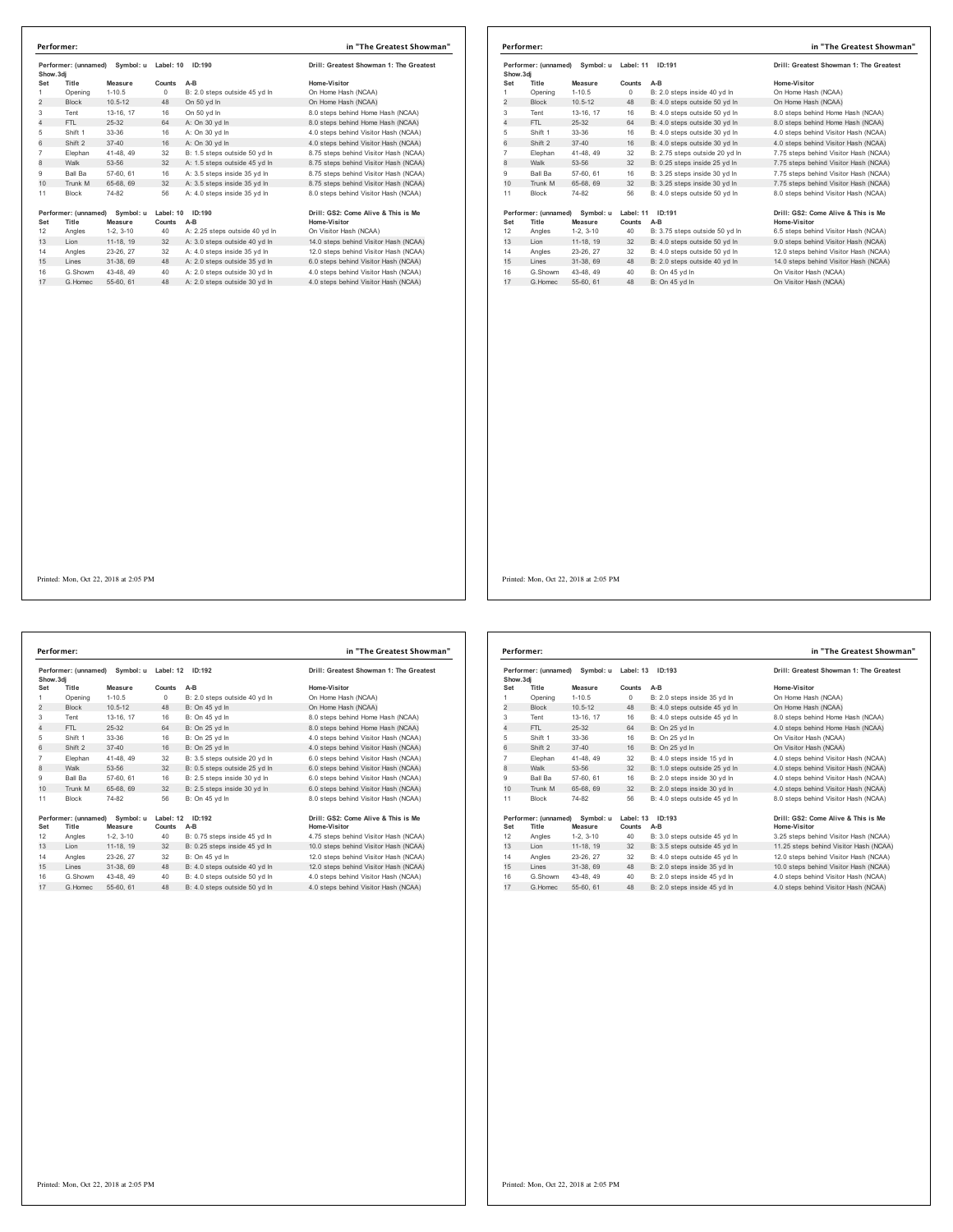## Performer: in "The Greatest Showman"

Performer: (unnamed) Symbol: u Label: 10 ID:190 — Drill: Greatest Showman 1: The Greatest Show.3dj

| Set | Title | Measure | Counts | A-B | Home-Visitor |
|---|---|---|---|---|---|
| 1 | Opening | 1-10.5 | 0 | B: 2.0 steps outside 45 yd ln | On Home Hash (NCAA) |
| 2 | Block | 10.5-12 | 48 | On 50 yd ln | On Home Hash (NCAA) |
| 3 | Tent | 13-16, 17 | 16 | On 50 yd ln | 8.0 steps behind Home Hash (NCAA) |
| 4 | FTL | 25-32 | 64 | A: On 30 yd ln | 8.0 steps behind Home Hash (NCAA) |
| 5 | Shift 1 | 33-36 | 16 | A: On 30 yd ln | 4.0 steps behind Visitor Hash (NCAA) |
| 6 | Shift 2 | 37-40 | 16 | A: On 30 yd ln | 4.0 steps behind Visitor Hash (NCAA) |
| 7 | Elephan | 41-48, 49 | 32 | B: 1.5 steps outside 50 yd ln | 8.75 steps behind Visitor Hash (NCAA) |
| 8 | Walk | 53-56 | 32 | A: 1.5 steps outside 45 yd ln | 8.75 steps behind Visitor Hash (NCAA) |
| 9 | Ball Ba | 57-60, 61 | 16 | A: 3.5 steps inside 35 yd ln | 8.75 steps behind Visitor Hash (NCAA) |
| 10 | Trunk M | 65-68, 69 | 32 | A: 3.5 steps inside 35 yd ln | 8.75 steps behind Visitor Hash (NCAA) |
| 11 | Block | 74-82 | 56 | A: 4.0 steps inside 35 yd ln | 8.0 steps behind Visitor Hash (NCAA) |

Performer: (unnamed) Symbol: u Label: 10 ID:190 — Drill: GS2: Come Alive & This is Me

| Set | Title | Measure | Counts | A-B | Home-Visitor |
|---|---|---|---|---|---|
| 12 | Angles | 1-2, 3-10 | 40 | A: 2.25 steps outside 40 yd ln | On Visitor Hash (NCAA) |
| 13 | Lion | 11-18, 19 | 32 | A: 3.0 steps outside 40 yd ln | 14.0 steps behind Visitor Hash (NCAA) |
| 14 | Angles | 23-26, 27 | 32 | A: 4.0 steps inside 35 yd ln | 12.0 steps behind Visitor Hash (NCAA) |
| 15 | Lines | 31-38, 69 | 48 | A: 2.0 steps outside 35 yd ln | 6.0 steps behind Visitor Hash (NCAA) |
| 16 | G.Showm | 43-48, 49 | 40 | A: 2.0 steps outside 30 yd ln | 4.0 steps behind Visitor Hash (NCAA) |
| 17 | G.Homec | 55-60, 61 | 48 | A: 2.0 steps outside 30 yd ln | 4.0 steps behind Visitor Hash (NCAA) |

Printed: Mon, Oct 22, 2018 at 2:05 PM

## Performer: in "The Greatest Showman"

Performer: (unnamed) Symbol: u Label: 11 ID:191 — Drill: Greatest Showman 1: The Greatest Show.3dj

| Set | Title | Measure | Counts | A-B | Home-Visitor |
|---|---|---|---|---|---|
| 1 | Opening | 1-10.5 | 0 | B: 2.0 steps inside 40 yd ln | On Home Hash (NCAA) |
| 2 | Block | 10.5-12 | 48 | B: 4.0 steps outside 50 yd ln | On Home Hash (NCAA) |
| 3 | Tent | 13-16, 17 | 16 | B: 4.0 steps outside 50 yd ln | 8.0 steps behind Home Hash (NCAA) |
| 4 | FTL | 25-32 | 64 | B: 4.0 steps outside 30 yd ln | 8.0 steps behind Home Hash (NCAA) |
| 5 | Shift 1 | 33-36 | 16 | B: 4.0 steps outside 30 yd ln | 4.0 steps behind Visitor Hash (NCAA) |
| 6 | Shift 2 | 37-40 | 16 | B: 4.0 steps outside 30 yd ln | 4.0 steps behind Visitor Hash (NCAA) |
| 7 | Elephan | 41-48, 49 | 32 | B: 2.75 steps outside 20 yd ln | 7.75 steps behind Visitor Hash (NCAA) |
| 8 | Walk | 53-56 | 32 | B: 0.25 steps inside 25 yd ln | 7.75 steps behind Visitor Hash (NCAA) |
| 9 | Ball Ba | 57-60, 61 | 16 | B: 3.25 steps inside 30 yd ln | 7.75 steps behind Visitor Hash (NCAA) |
| 10 | Trunk M | 65-68, 69 | 32 | B: 3.25 steps inside 30 yd ln | 7.75 steps behind Visitor Hash (NCAA) |
| 11 | Block | 74-82 | 56 | B: 4.0 steps outside 50 yd ln | 8.0 steps behind Visitor Hash (NCAA) |

Performer: (unnamed) Symbol: u Label: 11 ID:191 — Drill: GS2: Come Alive & This is Me

| Set | Title | Measure | Counts | A-B | Home-Visitor |
|---|---|---|---|---|---|
| 12 | Angles | 1-2, 3-10 | 40 | B: 3.75 steps outside 50 yd ln | 6.5 steps behind Visitor Hash (NCAA) |
| 13 | Lion | 11-18, 19 | 32 | B: 4.0 steps outside 50 yd ln | 9.0 steps behind Visitor Hash (NCAA) |
| 14 | Angles | 23-26, 27 | 32 | B: 4.0 steps outside 50 yd ln | 12.0 steps behind Visitor Hash (NCAA) |
| 15 | Lines | 31-38, 69 | 48 | B: 2.0 steps outside 40 yd ln | 14.0 steps behind Visitor Hash (NCAA) |
| 16 | G.Showm | 43-48, 49 | 40 | B: On 45 yd ln | On Visitor Hash (NCAA) |
| 17 | G.Homec | 55-60, 61 | 48 | B: On 45 yd ln | On Visitor Hash (NCAA) |

Printed: Mon, Oct 22, 2018 at 2:05 PM

## Performer: in "The Greatest Showman"

Performer: (unnamed) Symbol: u Label: 12 ID:192 — Drill: Greatest Showman 1: The Greatest Show.3dj

| Set | Title | Measure | Counts | A-B | Home-Visitor |
|---|---|---|---|---|---|
| 1 | Opening | 1-10.5 | 0 | B: 2.0 steps outside 40 yd ln | On Home Hash (NCAA) |
| 2 | Block | 10.5-12 | 48 | B: On 45 yd ln | On Home Hash (NCAA) |
| 3 | Tent | 13-16, 17 | 16 | B: On 45 yd ln | 8.0 steps behind Home Hash (NCAA) |
| 4 | FTL | 25-32 | 64 | B: On 25 yd ln | 8.0 steps behind Home Hash (NCAA) |
| 5 | Shift 1 | 33-36 | 16 | B: On 25 yd ln | 4.0 steps behind Visitor Hash (NCAA) |
| 6 | Shift 2 | 37-40 | 16 | B: On 25 yd ln | 4.0 steps behind Visitor Hash (NCAA) |
| 7 | Elephan | 41-48, 49 | 32 | B: 3.5 steps outside 20 yd ln | 6.0 steps behind Visitor Hash (NCAA) |
| 8 | Walk | 53-56 | 32 | B: 0.5 steps outside 25 yd ln | 6.0 steps behind Visitor Hash (NCAA) |
| 9 | Ball Ba | 57-60, 61 | 16 | B: 2.5 steps inside 30 yd ln | 6.0 steps behind Visitor Hash (NCAA) |
| 10 | Trunk M | 65-68, 69 | 32 | B: 2.5 steps inside 30 yd ln | 6.0 steps behind Visitor Hash (NCAA) |
| 11 | Block | 74-82 | 56 | B: On 45 yd ln | 8.0 steps behind Visitor Hash (NCAA) |

Performer: (unnamed) Symbol: u Label: 12 ID:192 — Drill: GS2: Come Alive & This is Me

| Set | Title | Measure | Counts | A-B | Home-Visitor |
|---|---|---|---|---|---|
| 12 | Angles | 1-2, 3-10 | 40 | B: 0.75 steps inside 45 yd ln | 4.75 steps behind Visitor Hash (NCAA) |
| 13 | Lion | 11-18, 19 | 32 | B: 0.25 steps inside 45 yd ln | 10.0 steps behind Visitor Hash (NCAA) |
| 14 | Angles | 23-26, 27 | 32 | B: On 45 yd ln | 12.0 steps behind Visitor Hash (NCAA) |
| 15 | Lines | 31-38, 69 | 48 | B: 4.0 steps outside 40 yd ln | 12.0 steps behind Visitor Hash (NCAA) |
| 16 | G.Showm | 43-48, 49 | 40 | B: 4.0 steps outside 50 yd ln | 4.0 steps behind Visitor Hash (NCAA) |
| 17 | G.Homec | 55-60, 61 | 48 | B: 4.0 steps outside 50 yd ln | 4.0 steps behind Visitor Hash (NCAA) |

Printed: Mon, Oct 22, 2018 at 2:05 PM

## Performer: in "The Greatest Showman"

Performer: (unnamed) Symbol: u Label: 13 ID:193 — Drill: Greatest Showman 1: The Greatest Show.3dj

| Set | Title | Measure | Counts | A-B | Home-Visitor |
|---|---|---|---|---|---|
| 1 | Opening | 1-10.5 | 0 | B: 2.0 steps inside 35 yd ln | On Home Hash (NCAA) |
| 2 | Block | 10.5-12 | 48 | B: 4.0 steps outside 45 yd ln | On Home Hash (NCAA) |
| 3 | Tent | 13-16, 17 | 16 | B: 4.0 steps outside 45 yd ln | 8.0 steps behind Home Hash (NCAA) |
| 4 | FTL | 25-32 | 64 | B: On 25 yd ln | 4.0 steps behind Home Hash (NCAA) |
| 5 | Shift 1 | 33-36 | 16 | B: On 25 yd ln | On Visitor Hash (NCAA) |
| 6 | Shift 2 | 37-40 | 16 | B: On 25 yd ln | On Visitor Hash (NCAA) |
| 7 | Elephan | 41-48, 49 | 32 | B: 4.0 steps inside 15 yd ln | 4.0 steps behind Visitor Hash (NCAA) |
| 8 | Walk | 53-56 | 32 | B: 1.0 steps outside 25 yd ln | 4.0 steps behind Visitor Hash (NCAA) |
| 9 | Ball Ba | 57-60, 61 | 16 | B: 2.0 steps inside 30 yd ln | 4.0 steps behind Visitor Hash (NCAA) |
| 10 | Trunk M | 65-68, 69 | 32 | B: 2.0 steps inside 30 yd ln | 4.0 steps behind Visitor Hash (NCAA) |
| 11 | Block | 74-82 | 56 | B: 4.0 steps outside 45 yd ln | 8.0 steps behind Visitor Hash (NCAA) |

Performer: (unnamed) Symbol: u Label: 13 ID:193 — Drill: GS2: Come Alive & This is Me

| Set | Title | Measure | Counts | A-B | Home-Visitor |
|---|---|---|---|---|---|
| 12 | Angles | 1-2, 3-10 | 40 | B: 3.0 steps outside 45 yd ln | 3.25 steps behind Visitor Hash (NCAA) |
| 13 | Lion | 11-18, 19 | 32 | B: 3.5 steps outside 45 yd ln | 11.25 steps behind Visitor Hash (NCAA) |
| 14 | Angles | 23-26, 27 | 32 | B: 4.0 steps outside 45 yd ln | 12.0 steps behind Visitor Hash (NCAA) |
| 15 | Lines | 31-38, 69 | 48 | B: 2.0 steps inside 35 yd ln | 10.0 steps behind Visitor Hash (NCAA) |
| 16 | G.Showm | 43-48, 49 | 40 | B: 2.0 steps inside 45 yd ln | 4.0 steps behind Visitor Hash (NCAA) |
| 17 | G.Homec | 55-60, 61 | 48 | B: 2.0 steps inside 45 yd ln | 4.0 steps behind Visitor Hash (NCAA) |

Printed: Mon, Oct 22, 2018 at 2:05 PM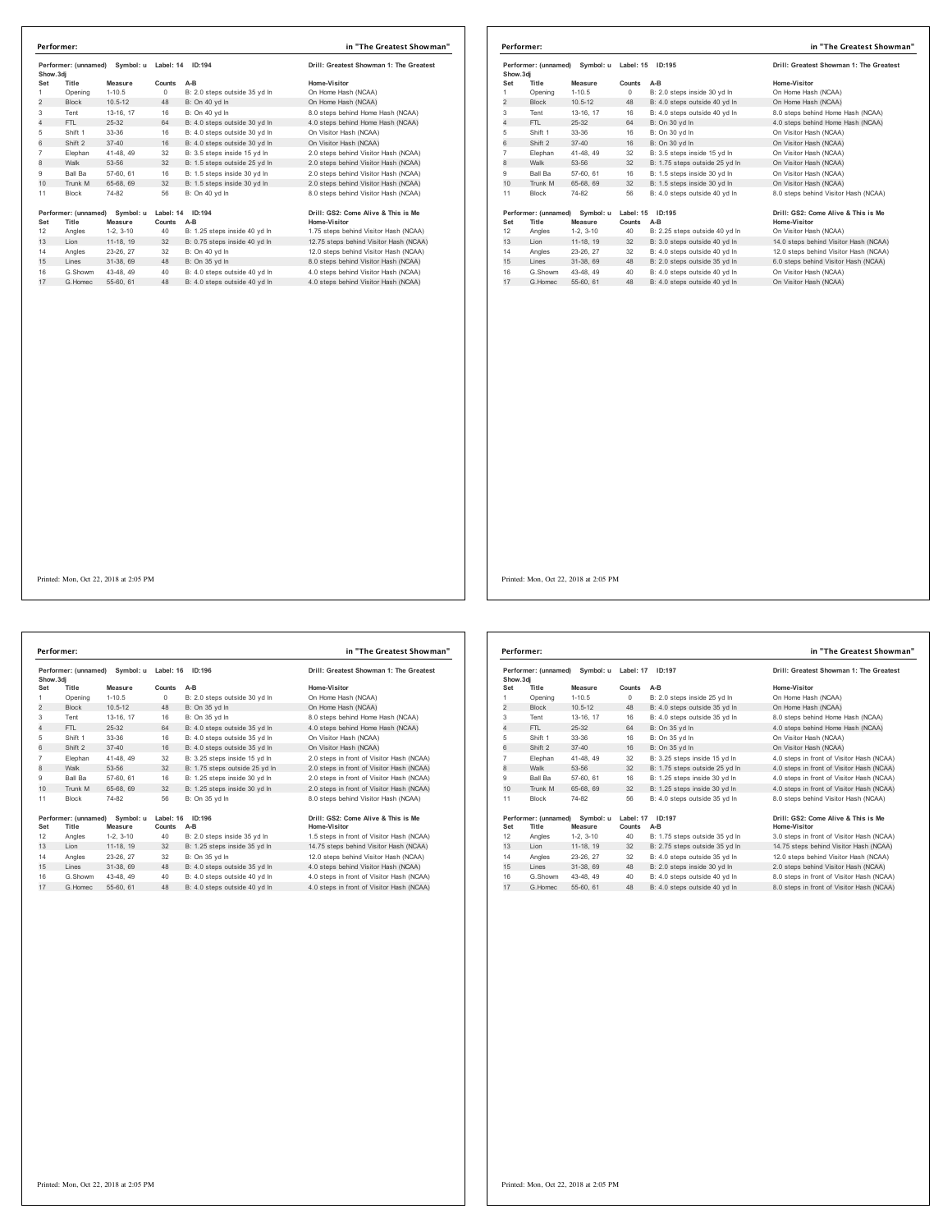## Performer: in "The Greatest Showman"

Performer: (unnamed) Symbol: u Label: 14 ID:194 — Drill: Greatest Showman 1: The Greatest Show.3dj

| Set | Title | Measure | Counts | A-B | Home-Visitor |
|---|---|---|---|---|---|
| 1 | Opening | 1-10.5 | 0 | B: 2.0 steps outside 35 yd ln | On Home Hash (NCAA) |
| 2 | Block | 10.5-12 | 48 | B: On 40 yd ln | On Home Hash (NCAA) |
| 3 | Tent | 13-16, 17 | 16 | B: On 40 yd ln | 8.0 steps behind Home Hash (NCAA) |
| 4 | FTL | 25-32 | 64 | B: 4.0 steps outside 30 yd ln | 4.0 steps behind Home Hash (NCAA) |
| 5 | Shift 1 | 33-36 | 16 | B: 4.0 steps outside 30 yd ln | On Visitor Hash (NCAA) |
| 6 | Shift 2 | 37-40 | 16 | B: 4.0 steps outside 30 yd ln | On Visitor Hash (NCAA) |
| 7 | Elephan | 41-48, 49 | 32 | B: 3.5 steps inside 15 yd ln | 2.0 steps behind Visitor Hash (NCAA) |
| 8 | Walk | 53-56 | 32 | B: 1.5 steps outside 25 yd ln | 2.0 steps behind Visitor Hash (NCAA) |
| 9 | Ball Ba | 57-60, 61 | 16 | B: 1.5 steps inside 30 yd ln | 2.0 steps behind Visitor Hash (NCAA) |
| 10 | Trunk M | 65-68, 69 | 32 | B: 1.5 steps inside 30 yd ln | 2.0 steps behind Visitor Hash (NCAA) |
| 11 | Block | 74-82 | 56 | B: On 40 yd ln | 8.0 steps behind Visitor Hash (NCAA) |

Performer: (unnamed) Symbol: u Label: 14 ID:194 — Drill: GS2: Come Alive & This is Me

| Set | Title | Measure | Counts | A-B | Home-Visitor |
|---|---|---|---|---|---|
| 12 | Angles | 1-2, 3-10 | 40 | B: 1.25 steps inside 40 yd ln | 1.75 steps behind Visitor Hash (NCAA) |
| 13 | Lion | 11-18, 19 | 32 | B: 0.75 steps inside 40 yd ln | 12.75 steps behind Visitor Hash (NCAA) |
| 14 | Angles | 23-26, 27 | 32 | B: On 40 yd ln | 12.0 steps behind Visitor Hash (NCAA) |
| 15 | Lines | 31-38, 69 | 48 | B: On 35 yd ln | 8.0 steps behind Visitor Hash (NCAA) |
| 16 | G.Showm | 43-48, 49 | 40 | B: 4.0 steps outside 40 yd ln | 4.0 steps behind Visitor Hash (NCAA) |
| 17 | G.Homec | 55-60, 61 | 48 | B: 4.0 steps outside 40 yd ln | 4.0 steps behind Visitor Hash (NCAA) |

Printed: Mon, Oct 22, 2018 at 2:05 PM

## Performer: in "The Greatest Showman"

Performer: (unnamed) Symbol: u Label: 15 ID:195 — Drill: Greatest Showman 1: The Greatest Show.3dj

| Set | Title | Measure | Counts | A-B | Home-Visitor |
|---|---|---|---|---|---|
| 1 | Opening | 1-10.5 | 0 | B: 2.0 steps inside 30 yd ln | On Home Hash (NCAA) |
| 2 | Block | 10.5-12 | 48 | B: 4.0 steps outside 40 yd ln | On Home Hash (NCAA) |
| 3 | Tent | 13-16, 17 | 16 | B: 4.0 steps outside 40 yd ln | 8.0 steps behind Home Hash (NCAA) |
| 4 | FTL | 25-32 | 64 | B: On 30 yd ln | 4.0 steps behind Home Hash (NCAA) |
| 5 | Shift 1 | 33-36 | 16 | B: On 30 yd ln | On Visitor Hash (NCAA) |
| 6 | Shift 2 | 37-40 | 16 | B: On 30 yd ln | On Visitor Hash (NCAA) |
| 7 | Elephan | 41-48, 49 | 32 | B: 3.5 steps inside 15 yd ln | On Visitor Hash (NCAA) |
| 8 | Walk | 53-56 | 32 | B: 1.75 steps outside 25 yd ln | On Visitor Hash (NCAA) |
| 9 | Ball Ba | 57-60, 61 | 16 | B: 1.5 steps inside 30 yd ln | On Visitor Hash (NCAA) |
| 10 | Trunk M | 65-68, 69 | 32 | B: 1.5 steps inside 30 yd ln | On Visitor Hash (NCAA) |
| 11 | Block | 74-82 | 56 | B: 4.0 steps outside 40 yd ln | 8.0 steps behind Visitor Hash (NCAA) |

Performer: (unnamed) Symbol: u Label: 15 ID:195 — Drill: GS2: Come Alive & This is Me

| Set | Title | Measure | Counts | A-B | Home-Visitor |
|---|---|---|---|---|---|
| 12 | Angles | 1-2, 3-10 | 40 | B: 2.25 steps outside 40 yd ln | On Visitor Hash (NCAA) |
| 13 | Lion | 11-18, 19 | 32 | B: 3.0 steps outside 40 yd ln | 14.0 steps behind Visitor Hash (NCAA) |
| 14 | Angles | 23-26, 27 | 32 | B: 4.0 steps outside 40 yd ln | 12.0 steps behind Visitor Hash (NCAA) |
| 15 | Lines | 31-38, 69 | 48 | B: 2.0 steps outside 35 yd ln | 6.0 steps behind Visitor Hash (NCAA) |
| 16 | G.Showm | 43-48, 49 | 40 | B: 4.0 steps outside 40 yd ln | On Visitor Hash (NCAA) |
| 17 | G.Homec | 55-60, 61 | 48 | B: 4.0 steps outside 40 yd ln | On Visitor Hash (NCAA) |

Printed: Mon, Oct 22, 2018 at 2:05 PM

## Performer: in "The Greatest Showman"

Performer: (unnamed) Symbol: u Label: 16 ID:196 — Drill: Greatest Showman 1: The Greatest Show.3dj

| Set | Title | Measure | Counts | A-B | Home-Visitor |
|---|---|---|---|---|---|
| 1 | Opening | 1-10.5 | 0 | B: 2.0 steps outside 30 yd ln | On Home Hash (NCAA) |
| 2 | Block | 10.5-12 | 48 | B: On 35 yd ln | On Home Hash (NCAA) |
| 3 | Tent | 13-16, 17 | 16 | B: On 35 yd ln | 8.0 steps behind Home Hash (NCAA) |
| 4 | FTL | 25-32 | 64 | B: 4.0 steps outside 35 yd ln | 4.0 steps behind Home Hash (NCAA) |
| 5 | Shift 1 | 33-36 | 16 | B: 4.0 steps outside 35 yd ln | On Visitor Hash (NCAA) |
| 6 | Shift 2 | 37-40 | 16 | B: 4.0 steps outside 35 yd ln | On Visitor Hash (NCAA) |
| 7 | Elephan | 41-48, 49 | 32 | B: 3.25 steps inside 15 yd ln | 2.0 steps in front of Visitor Hash (NCAA) |
| 8 | Walk | 53-56 | 32 | B: 1.75 steps outside 25 yd ln | 2.0 steps in front of Visitor Hash (NCAA) |
| 9 | Ball Ba | 57-60, 61 | 16 | B: 1.25 steps inside 30 yd ln | 2.0 steps in front of Visitor Hash (NCAA) |
| 10 | Trunk M | 65-68, 69 | 32 | B: 1.25 steps inside 30 yd ln | 2.0 steps in front of Visitor Hash (NCAA) |
| 11 | Block | 74-82 | 56 | B: On 35 yd ln | 8.0 steps behind Visitor Hash (NCAA) |

Performer: (unnamed) Symbol: u Label: 16 ID:196 — Drill: GS2: Come Alive & This is Me

| Set | Title | Measure | Counts | A-B | Home-Visitor |
|---|---|---|---|---|---|
| 12 | Angles | 1-2, 3-10 | 40 | B: 2.0 steps inside 35 yd ln | 1.5 steps in front of Visitor Hash (NCAA) |
| 13 | Lion | 11-18, 19 | 32 | B: 1.25 steps inside 35 yd ln | 14.75 steps behind Visitor Hash (NCAA) |
| 14 | Angles | 23-26, 27 | 32 | B: On 35 yd ln | 12.0 steps behind Visitor Hash (NCAA) |
| 15 | Lines | 31-38, 69 | 48 | B: 4.0 steps outside 35 yd ln | 4.0 steps behind Visitor Hash (NCAA) |
| 16 | G.Showm | 43-48, 49 | 40 | B: 4.0 steps outside 40 yd ln | 4.0 steps in front of Visitor Hash (NCAA) |
| 17 | G.Homec | 55-60, 61 | 48 | B: 4.0 steps outside 40 yd ln | 4.0 steps in front of Visitor Hash (NCAA) |

Printed: Mon, Oct 22, 2018 at 2:05 PM

## Performer: in "The Greatest Showman"

Performer: (unnamed) Symbol: u Label: 17 ID:197 — Drill: Greatest Showman 1: The Greatest Show.3dj

| Set | Title | Measure | Counts | A-B | Home-Visitor |
|---|---|---|---|---|---|
| 1 | Opening | 1-10.5 | 0 | B: 2.0 steps inside 25 yd ln | On Home Hash (NCAA) |
| 2 | Block | 10.5-12 | 48 | B: 4.0 steps outside 35 yd ln | On Home Hash (NCAA) |
| 3 | Tent | 13-16, 17 | 16 | B: 4.0 steps outside 35 yd ln | 8.0 steps behind Home Hash (NCAA) |
| 4 | FTL | 25-32 | 64 | B: On 35 yd ln | 4.0 steps behind Home Hash (NCAA) |
| 5 | Shift 1 | 33-36 | 16 | B: On 35 yd ln | On Visitor Hash (NCAA) |
| 6 | Shift 2 | 37-40 | 16 | B: On 35 yd ln | On Visitor Hash (NCAA) |
| 7 | Elephan | 41-48, 49 | 32 | B: 3.25 steps inside 15 yd ln | 4.0 steps in front of Visitor Hash (NCAA) |
| 8 | Walk | 53-56 | 32 | B: 1.75 steps outside 25 yd ln | 4.0 steps in front of Visitor Hash (NCAA) |
| 9 | Ball Ba | 57-60, 61 | 16 | B: 1.25 steps inside 30 yd ln | 4.0 steps in front of Visitor Hash (NCAA) |
| 10 | Trunk M | 65-68, 69 | 32 | B: 1.25 steps inside 30 yd ln | 4.0 steps in front of Visitor Hash (NCAA) |
| 11 | Block | 74-82 | 56 | B: 4.0 steps outside 35 yd ln | 8.0 steps behind Visitor Hash (NCAA) |

Performer: (unnamed) Symbol: u Label: 17 ID:197 — Drill: GS2: Come Alive & This is Me

| Set | Title | Measure | Counts | A-B | Home-Visitor |
|---|---|---|---|---|---|
| 12 | Angles | 1-2, 3-10 | 40 | B: 1.75 steps outside 35 yd ln | 3.0 steps in front of Visitor Hash (NCAA) |
| 13 | Lion | 11-18, 19 | 32 | B: 2.75 steps outside 35 yd ln | 14.75 steps behind Visitor Hash (NCAA) |
| 14 | Angles | 23-26, 27 | 32 | B: 4.0 steps outside 35 yd ln | 12.0 steps behind Visitor Hash (NCAA) |
| 15 | Lines | 31-38, 69 | 48 | B: 2.0 steps inside 30 yd ln | 2.0 steps behind Visitor Hash (NCAA) |
| 16 | G.Showm | 43-48, 49 | 40 | B: 4.0 steps outside 40 yd ln | 8.0 steps in front of Visitor Hash (NCAA) |
| 17 | G.Homec | 55-60, 61 | 48 | B: 4.0 steps outside 40 yd ln | 8.0 steps in front of Visitor Hash (NCAA) |

Printed: Mon, Oct 22, 2018 at 2:05 PM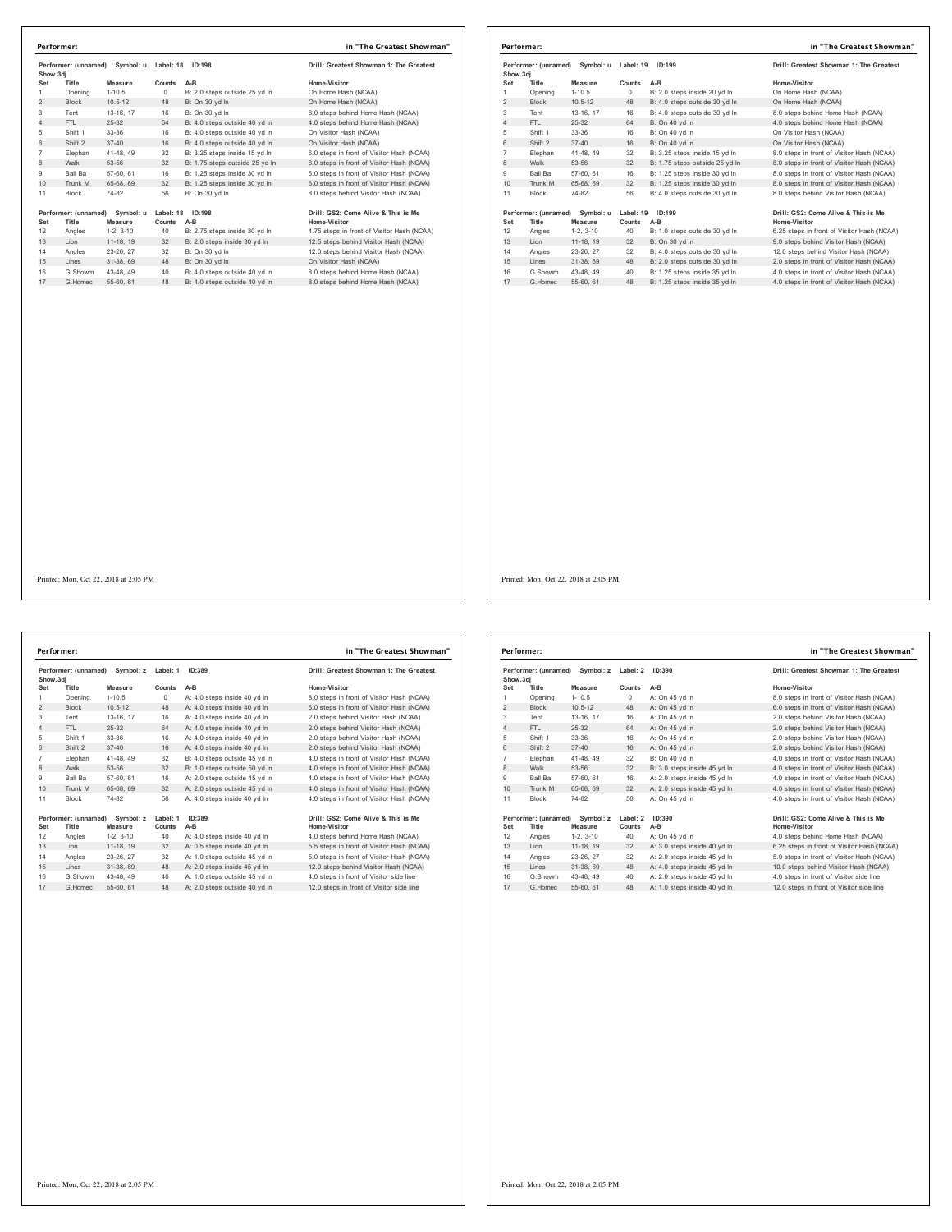**Performer:** in "The Greatest Showman"

Performer: (unnamed) Symbol: u Label: 18 ID:198 — Drill: Greatest Showman 1: The Greatest Show.3dj

| Set | Title | Measure | Counts | A-B | Home-Visitor |
|---|---|---|---|---|---|
| 1 | Opening | 1-10.5 | 0 | B: 2.0 steps outside 25 yd ln | On Home Hash (NCAA) |
| 2 | Block | 10.5-12 | 48 | B: On 30 yd ln | On Home Hash (NCAA) |
| 3 | Tent | 13-16, 17 | 16 | B: On 30 yd ln | 8.0 steps behind Home Hash (NCAA) |
| 4 | FTL | 25-32 | 64 | B: 4.0 steps outside 40 yd ln | 4.0 steps behind Home Hash (NCAA) |
| 5 | Shift 1 | 33-36 | 16 | B: 4.0 steps outside 40 yd ln | On Visitor Hash (NCAA) |
| 6 | Shift 2 | 37-40 | 16 | B: 4.0 steps outside 40 yd ln | On Visitor Hash (NCAA) |
| 7 | Elephan | 41-48, 49 | 32 | B: 3.25 steps inside 15 yd ln | 6.0 steps in front of Visitor Hash (NCAA) |
| 8 | Walk | 53-56 | 32 | B: 1.75 steps outside 25 yd ln | 6.0 steps in front of Visitor Hash (NCAA) |
| 9 | Ball Ba | 57-60, 61 | 16 | B: 1.25 steps inside 30 yd ln | 6.0 steps in front of Visitor Hash (NCAA) |
| 10 | Trunk M | 65-68, 69 | 32 | B: 1.25 steps inside 30 yd ln | 6.0 steps in front of Visitor Hash (NCAA) |
| 11 | Block | 74-82 | 56 | B: On 30 yd ln | 8.0 steps behind Visitor Hash (NCAA) |

Performer: (unnamed) Symbol: u Label: 18 ID:198 — Drill: GS2: Come Alive & This is Me

| Set | Title | Measure | Counts | A-B | Home-Visitor |
|---|---|---|---|---|---|
| 12 | Angles | 1-2, 3-10 | 40 | B: 2.75 steps inside 30 yd ln | 4.75 steps in front of Visitor Hash (NCAA) |
| 13 | Lion | 11-18, 19 | 32 | B: 2.0 steps inside 30 yd ln | 12.5 steps behind Visitor Hash (NCAA) |
| 14 | Angles | 23-26, 27 | 32 | B: On 30 yd ln | 12.0 steps behind Visitor Hash (NCAA) |
| 15 | Lines | 31-38, 69 | 48 | B: On 30 yd ln | On Visitor Hash (NCAA) |
| 16 | G.Showm | 43-48, 49 | 40 | B: 4.0 steps outside 40 yd ln | 8.0 steps behind Home Hash (NCAA) |
| 17 | G.Homec | 55-60, 61 | 48 | B: 4.0 steps outside 40 yd ln | 8.0 steps behind Home Hash (NCAA) |

Printed: Mon, Oct 22, 2018 at 2:05 PM

**Performer:** in "The Greatest Showman"

Performer: (unnamed) Symbol: u Label: 19 ID:199 — Drill: Greatest Showman 1: The Greatest Show.3dj

| Set | Title | Measure | Counts | A-B | Home-Visitor |
|---|---|---|---|---|---|
| 1 | Opening | 1-10.5 | 0 | B: 2.0 steps inside 20 yd ln | On Home Hash (NCAA) |
| 2 | Block | 10.5-12 | 48 | B: 4.0 steps outside 30 yd ln | On Home Hash (NCAA) |
| 3 | Tent | 13-16, 17 | 16 | B: 4.0 steps outside 30 yd ln | 8.0 steps behind Home Hash (NCAA) |
| 4 | FTL | 25-32 | 64 | B: On 40 yd ln | 4.0 steps behind Home Hash (NCAA) |
| 5 | Shift 1 | 33-36 | 16 | B: On 40 yd ln | On Visitor Hash (NCAA) |
| 6 | Shift 2 | 37-40 | 16 | B: On 40 yd ln | On Visitor Hash (NCAA) |
| 7 | Elephan | 41-48, 49 | 32 | B: 3.25 steps inside 15 yd ln | 8.0 steps in front of Visitor Hash (NCAA) |
| 8 | Walk | 53-56 | 32 | B: 1.75 steps outside 25 yd ln | 8.0 steps in front of Visitor Hash (NCAA) |
| 9 | Ball Ba | 57-60, 61 | 16 | B: 1.25 steps inside 30 yd ln | 8.0 steps in front of Visitor Hash (NCAA) |
| 10 | Trunk M | 65-68, 69 | 32 | B: 1.25 steps inside 30 yd ln | 8.0 steps in front of Visitor Hash (NCAA) |
| 11 | Block | 74-82 | 56 | B: 4.0 steps outside 30 yd ln | 8.0 steps behind Visitor Hash (NCAA) |

Performer: (unnamed) Symbol: u Label: 19 ID:199 — Drill: GS2: Come Alive & This is Me

| Set | Title | Measure | Counts | A-B | Home-Visitor |
|---|---|---|---|---|---|
| 12 | Angles | 1-2, 3-10 | 40 | B: 1.0 steps outside 30 yd ln | 6.25 steps in front of Visitor Hash (NCAA) |
| 13 | Lion | 11-18, 19 | 32 | B: On 30 yd ln | 9.0 steps behind Visitor Hash (NCAA) |
| 14 | Angles | 23-26, 27 | 32 | B: 4.0 steps outside 30 yd ln | 12.0 steps behind Visitor Hash (NCAA) |
| 15 | Lines | 31-38, 69 | 48 | B: 2.0 steps outside 30 yd ln | 2.0 steps in front of Visitor Hash (NCAA) |
| 16 | G.Showm | 43-48, 49 | 40 | B: 1.25 steps inside 35 yd ln | 4.0 steps in front of Visitor Hash (NCAA) |
| 17 | G.Homec | 55-60, 61 | 48 | B: 1.25 steps inside 35 yd ln | 4.0 steps in front of Visitor Hash (NCAA) |

Printed: Mon, Oct 22, 2018 at 2:05 PM

**Performer:** in "The Greatest Showman"

Performer: (unnamed) Symbol: z Label: 1 ID:389 — Drill: Greatest Showman 1: The Greatest Show.3dj

| Set | Title | Measure | Counts | A-B | Home-Visitor |
|---|---|---|---|---|---|
| 1 | Opening | 1-10.5 | 0 | A: 4.0 steps inside 40 yd ln | 8.0 steps in front of Visitor Hash (NCAA) |
| 2 | Block | 10.5-12 | 48 | A: 4.0 steps inside 40 yd ln | 6.0 steps in front of Visitor Hash (NCAA) |
| 3 | Tent | 13-16, 17 | 16 | A: 4.0 steps inside 40 yd ln | 2.0 steps behind Visitor Hash (NCAA) |
| 4 | FTL | 25-32 | 64 | A: 4.0 steps inside 40 yd ln | 2.0 steps behind Visitor Hash (NCAA) |
| 5 | Shift 1 | 33-36 | 16 | A: 4.0 steps inside 40 yd ln | 2.0 steps behind Visitor Hash (NCAA) |
| 6 | Shift 2 | 37-40 | 16 | A: 4.0 steps inside 40 yd ln | 2.0 steps behind Visitor Hash (NCAA) |
| 7 | Elephan | 41-48, 49 | 32 | B: 4.0 steps outside 45 yd ln | 4.0 steps in front of Visitor Hash (NCAA) |
| 8 | Walk | 53-56 | 32 | B: 1.0 steps outside 50 yd ln | 4.0 steps in front of Visitor Hash (NCAA) |
| 9 | Ball Ba | 57-60, 61 | 16 | A: 2.0 steps outside 45 yd ln | 4.0 steps in front of Visitor Hash (NCAA) |
| 10 | Trunk M | 65-68, 69 | 32 | A: 2.0 steps outside 45 yd ln | 4.0 steps in front of Visitor Hash (NCAA) |
| 11 | Block | 74-82 | 56 | A: 4.0 steps inside 40 yd ln | 4.0 steps in front of Visitor Hash (NCAA) |

Performer: (unnamed) Symbol: z Label: 1 ID:389 — Drill: GS2: Come Alive & This is Me

| Set | Title | Measure | Counts | A-B | Home-Visitor |
|---|---|---|---|---|---|
| 12 | Angles | 1-2, 3-10 | 40 | A: 4.0 steps inside 40 yd ln | 4.0 steps behind Home Hash (NCAA) |
| 13 | Lion | 11-18, 19 | 32 | A: 0.5 steps inside 40 yd ln | 5.5 steps in front of Visitor Hash (NCAA) |
| 14 | Angles | 23-26, 27 | 32 | A: 1.0 steps outside 45 yd ln | 5.0 steps in front of Visitor Hash (NCAA) |
| 15 | Lines | 31-38, 69 | 48 | A: 2.0 steps inside 45 yd ln | 12.0 steps behind Visitor Hash (NCAA) |
| 16 | G.Showm | 43-48, 49 | 40 | A: 1.0 steps outside 45 yd ln | 4.0 steps in front of Visitor side line |
| 17 | G.Homec | 55-60, 61 | 48 | A: 2.0 steps outside 40 yd ln | 12.0 steps in front of Visitor side line |

Printed: Mon, Oct 22, 2018 at 2:05 PM

**Performer:** in "The Greatest Showman"

Performer: (unnamed) Symbol: z Label: 2 ID:390 — Drill: Greatest Showman 1: The Greatest Show.3dj

| Set | Title | Measure | Counts | A-B | Home-Visitor |
|---|---|---|---|---|---|
| 1 | Opening | 1-10.5 | 0 | A: On 45 yd ln | 8.0 steps in front of Visitor Hash (NCAA) |
| 2 | Block | 10.5-12 | 48 | A: On 45 yd ln | 6.0 steps in front of Visitor Hash (NCAA) |
| 3 | Tent | 13-16, 17 | 16 | A: On 45 yd ln | 2.0 steps behind Visitor Hash (NCAA) |
| 4 | FTL | 25-32 | 64 | A: On 45 yd ln | 2.0 steps behind Visitor Hash (NCAA) |
| 5 | Shift 1 | 33-36 | 16 | A: On 45 yd ln | 2.0 steps behind Visitor Hash (NCAA) |
| 6 | Shift 2 | 37-40 | 16 | A: On 45 yd ln | 2.0 steps behind Visitor Hash (NCAA) |
| 7 | Elephan | 41-48, 49 | 32 | B: On 40 yd ln | 4.0 steps in front of Visitor Hash (NCAA) |
| 8 | Walk | 53-56 | 32 | B: 3.0 steps inside 45 yd ln | 4.0 steps in front of Visitor Hash (NCAA) |
| 9 | Ball Ba | 57-60, 61 | 16 | A: 2.0 steps inside 45 yd ln | 4.0 steps in front of Visitor Hash (NCAA) |
| 10 | Trunk M | 65-68, 69 | 32 | A: 2.0 steps inside 45 yd ln | 4.0 steps in front of Visitor Hash (NCAA) |
| 11 | Block | 74-82 | 56 | A: On 45 yd ln | 4.0 steps in front of Visitor Hash (NCAA) |

Performer: (unnamed) Symbol: z Label: 2 ID:390 — Drill: GS2: Come Alive & This is Me

| Set | Title | Measure | Counts | A-B | Home-Visitor |
|---|---|---|---|---|---|
| 12 | Angles | 1-2, 3-10 | 40 | A: On 45 yd ln | 4.0 steps behind Home Hash (NCAA) |
| 13 | Lion | 11-18, 19 | 32 | A: 3.0 steps inside 40 yd ln | 6.25 steps in front of Visitor Hash (NCAA) |
| 14 | Angles | 23-26, 27 | 32 | A: 2.0 steps inside 45 yd ln | 5.0 steps in front of Visitor Hash (NCAA) |
| 15 | Lines | 31-38, 69 | 48 | A: 4.0 steps inside 45 yd ln | 10.0 steps behind Visitor Hash (NCAA) |
| 16 | G.Showm | 43-48, 49 | 40 | A: 2.0 steps inside 45 yd ln | 4.0 steps in front of Visitor side line |
| 17 | G.Homec | 55-60, 61 | 48 | A: 1.0 steps inside 40 yd ln | 12.0 steps in front of Visitor side line |

Printed: Mon, Oct 22, 2018 at 2:05 PM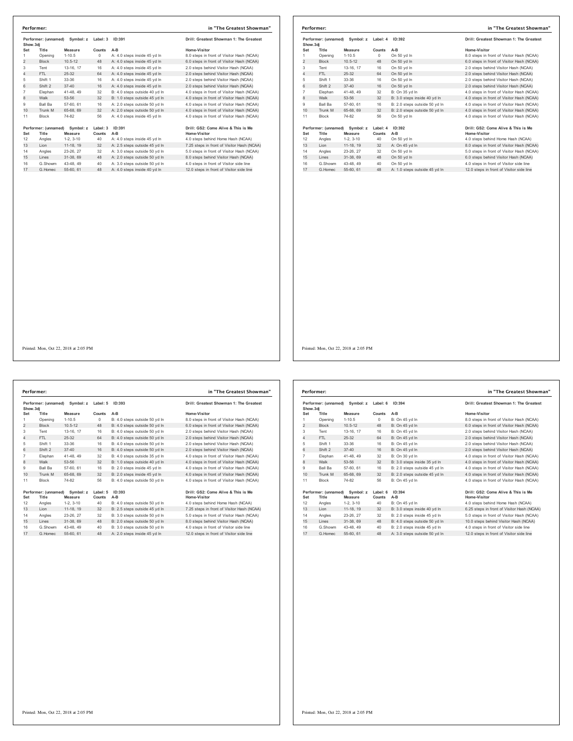## Performer: in "The Greatest Showman"

Performer: (unnamed) Symbol: z Label: 3 ID:391 — Drill: Greatest Showman 1: The Greatest Show.3dj

| Set | Title | Measure | Counts | A-B | Home-Visitor |
|---|---|---|---|---|---|
| 1 | Opening | 1-10.5 | 0 | A: 4.0 steps inside 45 yd ln | 8.0 steps in front of Visitor Hash (NCAA) |
| 2 | Block | 10.5-12 | 48 | A: 4.0 steps inside 45 yd ln | 6.0 steps in front of Visitor Hash (NCAA) |
| 3 | Tent | 13-16, 17 | 16 | A: 4.0 steps inside 45 yd ln | 2.0 steps behind Visitor Hash (NCAA) |
| 4 | FTL | 25-32 | 64 | A: 4.0 steps inside 45 yd ln | 2.0 steps behind Visitor Hash (NCAA) |
| 5 | Shift 1 | 33-36 | 16 | A: 4.0 steps inside 45 yd ln | 2.0 steps behind Visitor Hash (NCAA) |
| 6 | Shift 2 | 37-40 | 16 | A: 4.0 steps inside 45 yd ln | 2.0 steps behind Visitor Hash (NCAA) |
| 7 | Elephan | 41-48, 49 | 32 | B: 4.0 steps outside 40 yd ln | 4.0 steps in front of Visitor Hash (NCAA) |
| 8 | Walk | 53-56 | 32 | B: 1.0 steps outside 45 yd ln | 4.0 steps in front of Visitor Hash (NCAA) |
| 9 | Ball Ba | 57-60, 61 | 16 | A: 2.0 steps outside 50 yd ln | 4.0 steps in front of Visitor Hash (NCAA) |
| 10 | Trunk M | 65-68, 69 | 32 | A: 2.0 steps outside 50 yd ln | 4.0 steps in front of Visitor Hash (NCAA) |
| 11 | Block | 74-82 | 56 | A: 4.0 steps inside 45 yd ln | 4.0 steps in front of Visitor Hash (NCAA) |

Performer: (unnamed) Symbol: z Label: 3 ID:391 — Drill: GS2: Come Alive & This is Me

| Set | Title | Measure | Counts | A-B | Home-Visitor |
|---|---|---|---|---|---|
| 12 | Angles | 1-2, 3-10 | 40 | A: 4.0 steps inside 45 yd ln | 4.0 steps behind Home Hash (NCAA) |
| 13 | Lion | 11-18, 19 | 32 | A: 2.5 steps outside 45 yd ln | 7.25 steps in front of Visitor Hash (NCAA) |
| 14 | Angles | 23-26, 27 | 32 | A: 3.0 steps outside 50 yd ln | 5.0 steps in front of Visitor Hash (NCAA) |
| 15 | Lines | 31-38, 69 | 48 | A: 2.0 steps outside 50 yd ln | 8.0 steps behind Visitor Hash (NCAA) |
| 16 | G.Showm | 43-48, 49 | 40 | A: 3.0 steps outside 50 yd ln | 4.0 steps in front of Visitor side line |
| 17 | G.Homec | 55-60, 61 | 48 | A: 4.0 steps inside 40 yd ln | 12.0 steps in front of Visitor side line |

Printed: Mon, Oct 22, 2018 at 2:05 PM

## Performer: in "The Greatest Showman"

Performer: (unnamed) Symbol: z Label: 4 ID:392 — Drill: Greatest Showman 1: The Greatest Show.3dj

| Set | Title | Measure | Counts | A-B | Home-Visitor |
|---|---|---|---|---|---|
| 1 | Opening | 1-10.5 | 0 | On 50 yd ln | 8.0 steps in front of Visitor Hash (NCAA) |
| 2 | Block | 10.5-12 | 48 | On 50 yd ln | 6.0 steps in front of Visitor Hash (NCAA) |
| 3 | Tent | 13-16, 17 | 16 | On 50 yd ln | 2.0 steps behind Visitor Hash (NCAA) |
| 4 | FTL | 25-32 | 64 | On 50 yd ln | 2.0 steps behind Visitor Hash (NCAA) |
| 5 | Shift 1 | 33-36 | 16 | On 50 yd ln | 2.0 steps behind Visitor Hash (NCAA) |
| 6 | Shift 2 | 37-40 | 16 | On 50 yd ln | 2.0 steps behind Visitor Hash (NCAA) |
| 7 | Elephan | 41-48, 49 | 32 | B: On 35 yd ln | 4.0 steps in front of Visitor Hash (NCAA) |
| 8 | Walk | 53-56 | 32 | B: 3.0 steps inside 40 yd ln | 4.0 steps in front of Visitor Hash (NCAA) |
| 9 | Ball Ba | 57-60, 61 | 16 | B: 2.0 steps outside 50 yd ln | 4.0 steps in front of Visitor Hash (NCAA) |
| 10 | Trunk M | 65-68, 69 | 32 | B: 2.0 steps outside 50 yd ln | 4.0 steps in front of Visitor Hash (NCAA) |
| 11 | Block | 74-82 | 56 | On 50 yd ln | 4.0 steps in front of Visitor Hash (NCAA) |

Performer: (unnamed) Symbol: z Label: 4 ID:392 — Drill: GS2: Come Alive & This is Me

| Set | Title | Measure | Counts | A-B | Home-Visitor |
|---|---|---|---|---|---|
| 12 | Angles | 1-2, 3-10 | 40 | On 50 yd ln | 4.0 steps behind Home Hash (NCAA) |
| 13 | Lion | 11-18, 19 | 32 | A: On 45 yd ln | 8.0 steps in front of Visitor Hash (NCAA) |
| 14 | Angles | 23-26, 27 | 32 | On 50 yd ln | 5.0 steps in front of Visitor Hash (NCAA) |
| 15 | Lines | 31-38, 69 | 48 | On 50 yd ln | 6.0 steps behind Visitor Hash (NCAA) |
| 16 | G.Showm | 43-48, 49 | 40 | On 50 yd ln | 4.0 steps in front of Visitor side line |
| 17 | G.Homec | 55-60, 61 | 48 | A: 1.0 steps outside 45 yd ln | 12.0 steps in front of Visitor side line |

Printed: Mon, Oct 22, 2018 at 2:05 PM

## Performer: in "The Greatest Showman"

Performer: (unnamed) Symbol: z Label: 5 ID:393 — Drill: Greatest Showman 1: The Greatest Show.3dj

| Set | Title | Measure | Counts | A-B | Home-Visitor |
|---|---|---|---|---|---|
| 1 | Opening | 1-10.5 | 0 | B: 4.0 steps outside 50 yd ln | 8.0 steps in front of Visitor Hash (NCAA) |
| 2 | Block | 10.5-12 | 48 | B: 4.0 steps outside 50 yd ln | 6.0 steps in front of Visitor Hash (NCAA) |
| 3 | Tent | 13-16, 17 | 16 | B: 4.0 steps outside 50 yd ln | 2.0 steps behind Visitor Hash (NCAA) |
| 4 | FTL | 25-32 | 64 | B: 4.0 steps outside 50 yd ln | 2.0 steps behind Visitor Hash (NCAA) |
| 5 | Shift 1 | 33-36 | 16 | B: 4.0 steps outside 50 yd ln | 2.0 steps behind Visitor Hash (NCAA) |
| 6 | Shift 2 | 37-40 | 16 | B: 4.0 steps outside 50 yd ln | 2.0 steps behind Visitor Hash (NCAA) |
| 7 | Elephan | 41-48, 49 | 32 | B: 4.0 steps outside 35 yd ln | 4.0 steps in front of Visitor Hash (NCAA) |
| 8 | Walk | 53-56 | 32 | B: 1.0 steps outside 40 yd ln | 4.0 steps in front of Visitor Hash (NCAA) |
| 9 | Ball Ba | 57-60, 61 | 16 | B: 2.0 steps inside 45 yd ln | 4.0 steps in front of Visitor Hash (NCAA) |
| 10 | Trunk M | 65-68, 69 | 32 | B: 2.0 steps inside 45 yd ln | 4.0 steps in front of Visitor Hash (NCAA) |
| 11 | Block | 74-82 | 56 | B: 4.0 steps outside 50 yd ln | 4.0 steps in front of Visitor Hash (NCAA) |

Performer: (unnamed) Symbol: z Label: 5 ID:393 — Drill: GS2: Come Alive & This is Me

| Set | Title | Measure | Counts | A-B | Home-Visitor |
|---|---|---|---|---|---|
| 12 | Angles | 1-2, 3-10 | 40 | B: 4.0 steps outside 50 yd ln | 4.0 steps behind Home Hash (NCAA) |
| 13 | Lion | 11-18, 19 | 32 | B: 2.5 steps outside 45 yd ln | 7.25 steps in front of Visitor Hash (NCAA) |
| 14 | Angles | 23-26, 27 | 32 | B: 3.0 steps outside 50 yd ln | 5.0 steps in front of Visitor Hash (NCAA) |
| 15 | Lines | 31-38, 69 | 48 | B: 2.0 steps outside 50 yd ln | 8.0 steps behind Visitor Hash (NCAA) |
| 16 | G.Showm | 43-48, 49 | 40 | B: 3.0 steps outside 50 yd ln | 4.0 steps in front of Visitor side line |
| 17 | G.Homec | 55-60, 61 | 48 | A: 2.0 steps inside 45 yd ln | 12.0 steps in front of Visitor side line |

Printed: Mon, Oct 22, 2018 at 2:05 PM

## Performer: in "The Greatest Showman"

Performer: (unnamed) Symbol: z Label: 6 ID:394 — Drill: Greatest Showman 1: The Greatest Show.3dj

| Set | Title | Measure | Counts | A-B | Home-Visitor |
|---|---|---|---|---|---|
| 1 | Opening | 1-10.5 | 0 | B: On 45 yd ln | 8.0 steps in front of Visitor Hash (NCAA) |
| 2 | Block | 10.5-12 | 48 | B: On 45 yd ln | 6.0 steps in front of Visitor Hash (NCAA) |
| 3 | Tent | 13-16, 17 | 16 | B: On 45 yd ln | 2.0 steps behind Visitor Hash (NCAA) |
| 4 | FTL | 25-32 | 64 | B: On 45 yd ln | 2.0 steps behind Visitor Hash (NCAA) |
| 5 | Shift 1 | 33-36 | 16 | B: On 45 yd ln | 2.0 steps behind Visitor Hash (NCAA) |
| 6 | Shift 2 | 37-40 | 16 | B: On 45 yd ln | 2.0 steps behind Visitor Hash (NCAA) |
| 7 | Elephan | 41-48, 49 | 32 | B: On 30 yd ln | 4.0 steps in front of Visitor Hash (NCAA) |
| 8 | Walk | 53-56 | 32 | B: 3.0 steps inside 35 yd ln | 4.0 steps in front of Visitor Hash (NCAA) |
| 9 | Ball Ba | 57-60, 61 | 16 | B: 2.0 steps outside 45 yd ln | 4.0 steps in front of Visitor Hash (NCAA) |
| 10 | Trunk M | 65-68, 69 | 32 | B: 2.0 steps outside 45 yd ln | 4.0 steps in front of Visitor Hash (NCAA) |
| 11 | Block | 74-82 | 56 | B: On 45 yd ln | 4.0 steps in front of Visitor Hash (NCAA) |

Performer: (unnamed) Symbol: z Label: 6 ID:394 — Drill: GS2: Come Alive & This is Me

| Set | Title | Measure | Counts | A-B | Home-Visitor |
|---|---|---|---|---|---|
| 12 | Angles | 1-2, 3-10 | 40 | B: On 45 yd ln | 4.0 steps behind Home Hash (NCAA) |
| 13 | Lion | 11-18, 19 | 32 | B: 3.0 steps inside 40 yd ln | 6.25 steps in front of Visitor Hash (NCAA) |
| 14 | Angles | 23-26, 27 | 32 | B: 2.0 steps inside 45 yd ln | 5.0 steps in front of Visitor Hash (NCAA) |
| 15 | Lines | 31-38, 69 | 48 | B: 4.0 steps outside 50 yd ln | 10.0 steps behind Visitor Hash (NCAA) |
| 16 | G.Showm | 43-48, 49 | 40 | B: 2.0 steps inside 45 yd ln | 4.0 steps in front of Visitor side line |
| 17 | G.Homec | 55-60, 61 | 48 | A: 3.0 steps outside 50 yd ln | 12.0 steps in front of Visitor side line |

Printed: Mon, Oct 22, 2018 at 2:05 PM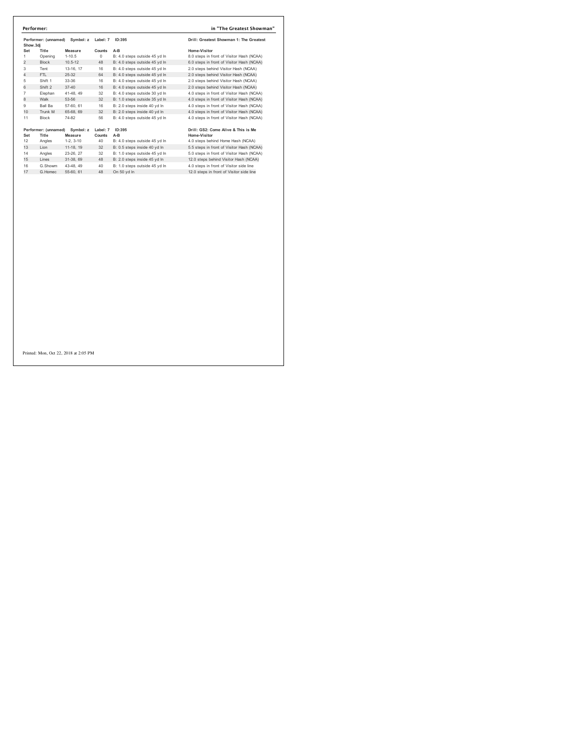**Performer:** in "The Greatest Showman"

Performer: (unnamed) Symbol: z Label: 7 ID:395 Drill: Greatest Showman 1: The Greatest Show.3dj

| Set | Title | Measure | Counts | A-B | Home-Visitor |
|---|---|---|---|---|---|
| 1 | Opening | 1-10.5 | 0 | B: 4.0 steps outside 45 yd ln | 8.0 steps in front of Visitor Hash (NCAA) |
| 2 | Block | 10.5-12 | 48 | B: 4.0 steps outside 45 yd ln | 6.0 steps in front of Visitor Hash (NCAA) |
| 3 | Tent | 13-16, 17 | 16 | B: 4.0 steps outside 45 yd ln | 2.0 steps behind Visitor Hash (NCAA) |
| 4 | FTL | 25-32 | 64 | B: 4.0 steps outside 45 yd ln | 2.0 steps behind Visitor Hash (NCAA) |
| 5 | Shift 1 | 33-36 | 16 | B: 4.0 steps outside 45 yd ln | 2.0 steps behind Visitor Hash (NCAA) |
| 6 | Shift 2 | 37-40 | 16 | B: 4.0 steps outside 45 yd ln | 2.0 steps behind Visitor Hash (NCAA) |
| 7 | Elephan | 41-48, 49 | 32 | B: 4.0 steps outside 30 yd ln | 4.0 steps in front of Visitor Hash (NCAA) |
| 8 | Walk | 53-56 | 32 | B: 1.0 steps outside 35 yd ln | 4.0 steps in front of Visitor Hash (NCAA) |
| 9 | Ball Ba | 57-60, 61 | 16 | B: 2.0 steps inside 40 yd ln | 4.0 steps in front of Visitor Hash (NCAA) |
| 10 | Trunk M | 65-68, 69 | 32 | B: 2.0 steps inside 40 yd ln | 4.0 steps in front of Visitor Hash (NCAA) |
| 11 | Block | 74-82 | 56 | B: 4.0 steps outside 45 yd ln | 4.0 steps in front of Visitor Hash (NCAA) |

Performer: (unnamed) Symbol: z Label: 7 ID:395 Drill: GS2: Come Alive & This is Me

| Set | Title | Measure | Counts | A-B | Home-Visitor |
|---|---|---|---|---|---|
| 12 | Angles | 1-2, 3-10 | 40 | B: 4.0 steps outside 45 yd ln | 4.0 steps behind Home Hash (NCAA) |
| 13 | Lion | 11-18, 19 | 32 | B: 0.5 steps inside 40 yd ln | 5.5 steps in front of Visitor Hash (NCAA) |
| 14 | Angles | 23-26, 27 | 32 | B: 1.0 steps outside 45 yd ln | 5.0 steps in front of Visitor Hash (NCAA) |
| 15 | Lines | 31-38, 69 | 48 | B: 2.0 steps inside 45 yd ln | 12.0 steps behind Visitor Hash (NCAA) |
| 16 | G.Showm | 43-48, 49 | 40 | B: 1.0 steps outside 45 yd ln | 4.0 steps in front of Visitor side line |
| 17 | G.Homec | 55-60, 61 | 48 | On 50 yd ln | 12.0 steps in front of Visitor side line |

Printed: Mon, Oct 22, 2018 at 2:05 PM